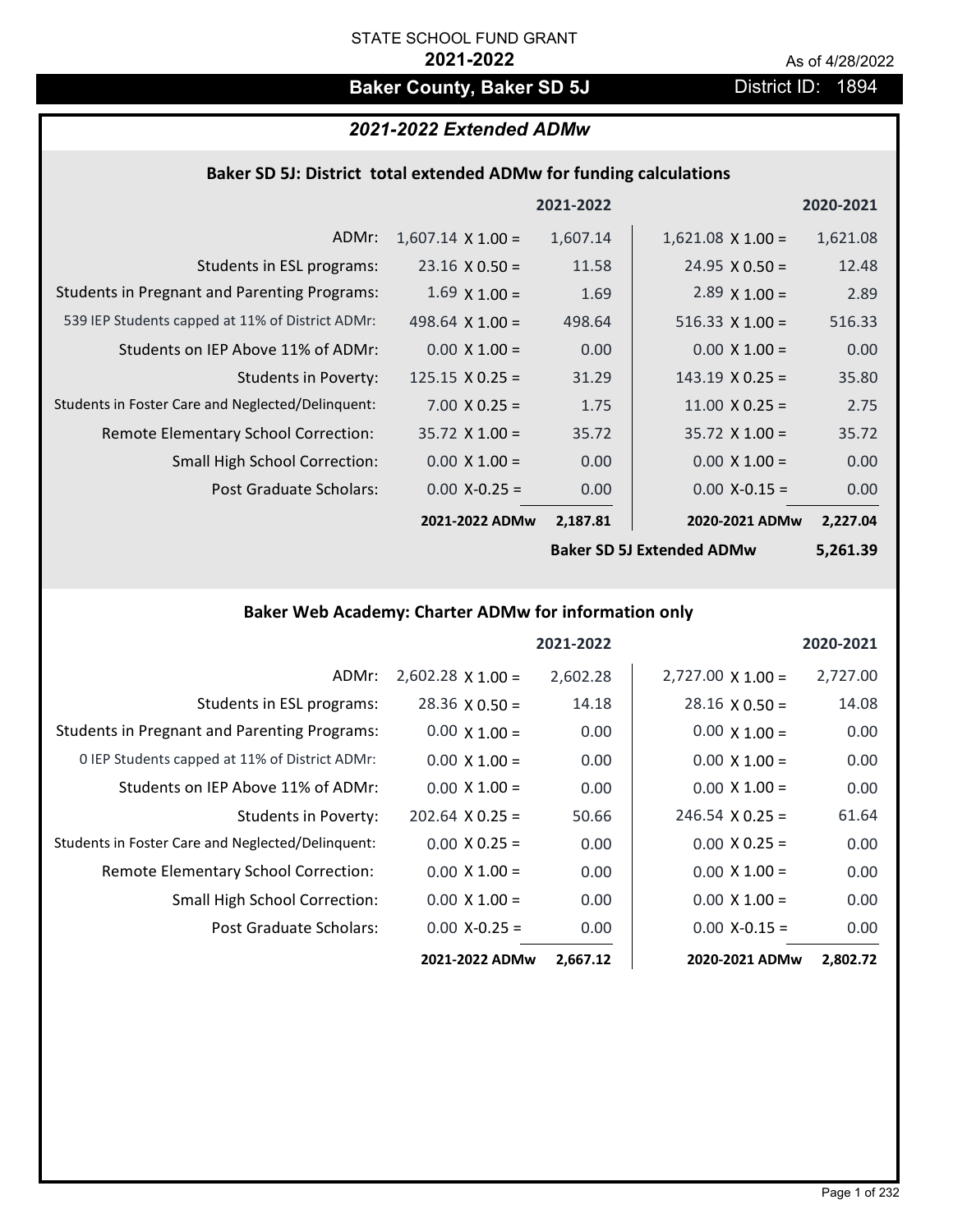STATE SCHOOL FUND GRANT

**2021-2022**

As of 4/28/2022

# Baker County, Baker SD 5J

District ID: 1894

## *2021-2022 Extended ADMw*

### Baker SD 5J: District total extended ADMw for funding calculations

| | 2021-2022 | | 2020-2021 | |
|---|---|---|---|---|
| ADMr: | 1,607.14 X 1.00 = | 1,607.14 | 1,621.08 X 1.00 = | 1,621.08 |
| Students in ESL programs: | 23.16 X 0.50 = | 11.58 | 24.95 X 0.50 = | 12.48 |
| Students in Pregnant and Parenting Programs: | 1.69 X 1.00 = | 1.69 | 2.89 X 1.00 = | 2.89 |
| 539 IEP Students capped at 11% of District ADMr: | 498.64 X 1.00 = | 498.64 | 516.33 X 1.00 = | 516.33 |
| Students on IEP Above 11% of ADMr: | 0.00 X 1.00 = | 0.00 | 0.00 X 1.00 = | 0.00 |
| Students in Poverty: | 125.15 X 0.25 = | 31.29 | 143.19 X 0.25 = | 35.80 |
| Students in Foster Care and Neglected/Delinquent: | 7.00 X 0.25 = | 1.75 | 11.00 X 0.25 = | 2.75 |
| Remote Elementary School Correction: | 35.72 X 1.00 = | 35.72 | 35.72 X 1.00 = | 35.72 |
| Small High School Correction: | 0.00 X 1.00 = | 0.00 | 0.00 X 1.00 = | 0.00 |
| Post Graduate Scholars: | 0.00 X-0.25 = | 0.00 | 0.00 X-0.15 = | 0.00 |
| | **2021-2022 ADMw** | **2,187.81** | **2020-2021 ADMw** | **2,227.04** |
| | | | **Baker SD 5J Extended ADMw** | **5,261.39** |

### Baker Web Academy: Charter ADMw for information only

| | 2021-2022 | | 2020-2021 | |
|---|---|---|---|---|
| ADMr: | 2,602.28 X 1.00 = | 2,602.28 | 2,727.00 X 1.00 = | 2,727.00 |
| Students in ESL programs: | 28.36 X 0.50 = | 14.18 | 28.16 X 0.50 = | 14.08 |
| Students in Pregnant and Parenting Programs: | 0.00 X 1.00 = | 0.00 | 0.00 X 1.00 = | 0.00 |
| 0 IEP Students capped at 11% of District ADMr: | 0.00 X 1.00 = | 0.00 | 0.00 X 1.00 = | 0.00 |
| Students on IEP Above 11% of ADMr: | 0.00 X 1.00 = | 0.00 | 0.00 X 1.00 = | 0.00 |
| Students in Poverty: | 202.64 X 0.25 = | 50.66 | 246.54 X 0.25 = | 61.64 |
| Students in Foster Care and Neglected/Delinquent: | 0.00 X 0.25 = | 0.00 | 0.00 X 0.25 = | 0.00 |
| Remote Elementary School Correction: | 0.00 X 1.00 = | 0.00 | 0.00 X 1.00 = | 0.00 |
| Small High School Correction: | 0.00 X 1.00 = | 0.00 | 0.00 X 1.00 = | 0.00 |
| Post Graduate Scholars: | 0.00 X-0.25 = | 0.00 | 0.00 X-0.15 = | 0.00 |
| | **2021-2022 ADMw** | **2,667.12** | **2020-2021 ADMw** | **2,802.72** |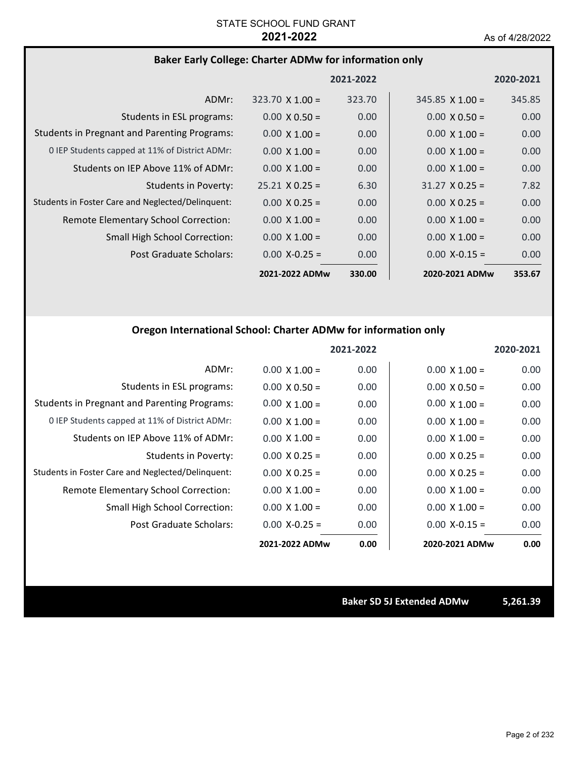STATE SCHOOL FUND GRANT

**2021-2022**

As of 4/28/2022

## Baker Early College: Charter ADMw for information only

| | 2021-2022 | | 2020-2021 | |
|---|---|---|---|---|
| ADMr: | 323.70 X 1.00 = | 323.70 | 345.85 X 1.00 = | 345.85 |
| Students in ESL programs: | 0.00 X 0.50 = | 0.00 | 0.00 X 0.50 = | 0.00 |
| Students in Pregnant and Parenting Programs: | 0.00 X 1.00 = | 0.00 | 0.00 X 1.00 = | 0.00 |
| 0 IEP Students capped at 11% of District ADMr: | 0.00 X 1.00 = | 0.00 | 0.00 X 1.00 = | 0.00 |
| Students on IEP Above 11% of ADMr: | 0.00 X 1.00 = | 0.00 | 0.00 X 1.00 = | 0.00 |
| Students in Poverty: | 25.21 X 0.25 = | 6.30 | 31.27 X 0.25 = | 7.82 |
| Students in Foster Care and Neglected/Delinquent: | 0.00 X 0.25 = | 0.00 | 0.00 X 0.25 = | 0.00 |
| Remote Elementary School Correction: | 0.00 X 1.00 = | 0.00 | 0.00 X 1.00 = | 0.00 |
| Small High School Correction: | 0.00 X 1.00 = | 0.00 | 0.00 X 1.00 = | 0.00 |
| Post Graduate Scholars: | 0.00 X-0.25 = | 0.00 | 0.00 X-0.15 = | 0.00 |
| | **2021-2022 ADMw** | **330.00** | **2020-2021 ADMw** | **353.67** |

## Oregon International School: Charter ADMw for information only

| | 2021-2022 | | 2020-2021 | |
|---|---|---|---|---|
| ADMr: | 0.00 X 1.00 = | 0.00 | 0.00 X 1.00 = | 0.00 |
| Students in ESL programs: | 0.00 X 0.50 = | 0.00 | 0.00 X 0.50 = | 0.00 |
| Students in Pregnant and Parenting Programs: | 0.00 X 1.00 = | 0.00 | 0.00 X 1.00 = | 0.00 |
| 0 IEP Students capped at 11% of District ADMr: | 0.00 X 1.00 = | 0.00 | 0.00 X 1.00 = | 0.00 |
| Students on IEP Above 11% of ADMr: | 0.00 X 1.00 = | 0.00 | 0.00 X 1.00 = | 0.00 |
| Students in Poverty: | 0.00 X 0.25 = | 0.00 | 0.00 X 0.25 = | 0.00 |
| Students in Foster Care and Neglected/Delinquent: | 0.00 X 0.25 = | 0.00 | 0.00 X 0.25 = | 0.00 |
| Remote Elementary School Correction: | 0.00 X 1.00 = | 0.00 | 0.00 X 1.00 = | 0.00 |
| Small High School Correction: | 0.00 X 1.00 = | 0.00 | 0.00 X 1.00 = | 0.00 |
| Post Graduate Scholars: | 0.00 X-0.25 = | 0.00 | 0.00 X-0.15 = | 0.00 |
| | **2021-2022 ADMw** | **0.00** | **2020-2021 ADMw** | **0.00** |

**Baker SD 5J Extended ADMw 5,261.39**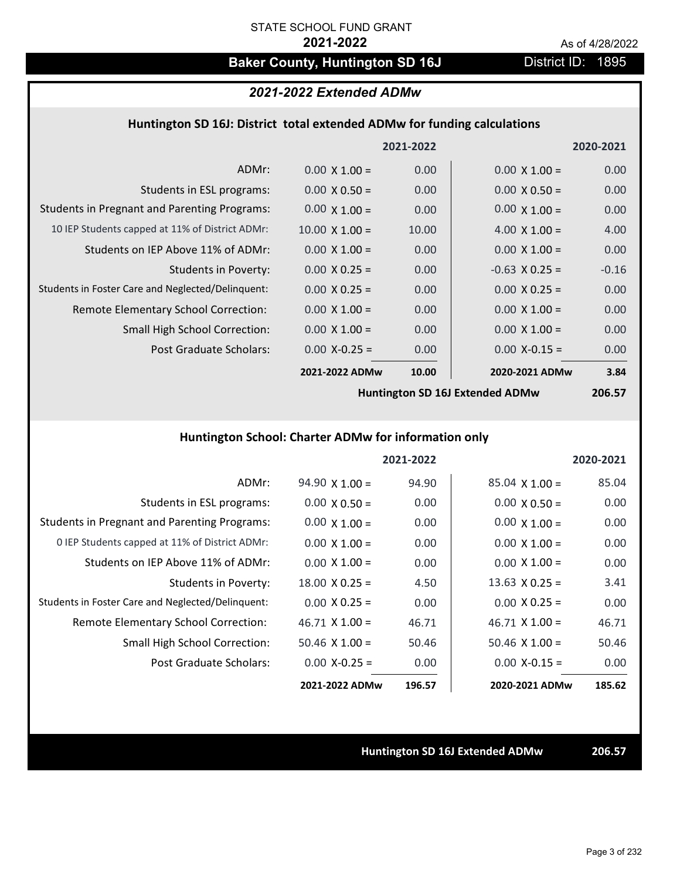STATE SCHOOL FUND GRANT

**2021-2022**

As of 4/28/2022

# Baker County, Huntington SD 16J

District ID: 1895

## *2021-2022 Extended ADMw*

### Huntington SD 16J: District total extended ADMw for funding calculations

| | 2021-2022 | | 2020-2021 | |
|---|---|---|---|---|
| ADMr: | 0.00 X 1.00 = | 0.00 | 0.00 X 1.00 = | 0.00 |
| Students in ESL programs: | 0.00 X 0.50 = | 0.00 | 0.00 X 0.50 = | 0.00 |
| Students in Pregnant and Parenting Programs: | 0.00 X 1.00 = | 0.00 | 0.00 X 1.00 = | 0.00 |
| 10 IEP Students capped at 11% of District ADMr: | 10.00 X 1.00 = | 10.00 | 4.00 X 1.00 = | 4.00 |
| Students on IEP Above 11% of ADMr: | 0.00 X 1.00 = | 0.00 | 0.00 X 1.00 = | 0.00 |
| Students in Poverty: | 0.00 X 0.25 = | 0.00 | -0.63 X 0.25 = | -0.16 |
| Students in Foster Care and Neglected/Delinquent: | 0.00 X 0.25 = | 0.00 | 0.00 X 0.25 = | 0.00 |
| Remote Elementary School Correction: | 0.00 X 1.00 = | 0.00 | 0.00 X 1.00 = | 0.00 |
| Small High School Correction: | 0.00 X 1.00 = | 0.00 | 0.00 X 1.00 = | 0.00 |
| Post Graduate Scholars: | 0.00 X-0.25 = | 0.00 | 0.00 X-0.15 = | 0.00 |
| | **2021-2022 ADMw** | **10.00** | **2020-2021 ADMw** | **3.84** |
| | | | **Huntington SD 16J Extended ADMw** | **206.57** |

### Huntington School: Charter ADMw for information only

| | 2021-2022 | | 2020-2021 | |
|---|---|---|---|---|
| ADMr: | 94.90 X 1.00 = | 94.90 | 85.04 X 1.00 = | 85.04 |
| Students in ESL programs: | 0.00 X 0.50 = | 0.00 | 0.00 X 0.50 = | 0.00 |
| Students in Pregnant and Parenting Programs: | 0.00 X 1.00 = | 0.00 | 0.00 X 1.00 = | 0.00 |
| 0 IEP Students capped at 11% of District ADMr: | 0.00 X 1.00 = | 0.00 | 0.00 X 1.00 = | 0.00 |
| Students on IEP Above 11% of ADMr: | 0.00 X 1.00 = | 0.00 | 0.00 X 1.00 = | 0.00 |
| Students in Poverty: | 18.00 X 0.25 = | 4.50 | 13.63 X 0.25 = | 3.41 |
| Students in Foster Care and Neglected/Delinquent: | 0.00 X 0.25 = | 0.00 | 0.00 X 0.25 = | 0.00 |
| Remote Elementary School Correction: | 46.71 X 1.00 = | 46.71 | 46.71 X 1.00 = | 46.71 |
| Small High School Correction: | 50.46 X 1.00 = | 50.46 | 50.46 X 1.00 = | 50.46 |
| Post Graduate Scholars: | 0.00 X-0.25 = | 0.00 | 0.00 X-0.15 = | 0.00 |
| | **2021-2022 ADMw** | **196.57** | **2020-2021 ADMw** | **185.62** |

**Huntington SD 16J Extended ADMw** **206.57**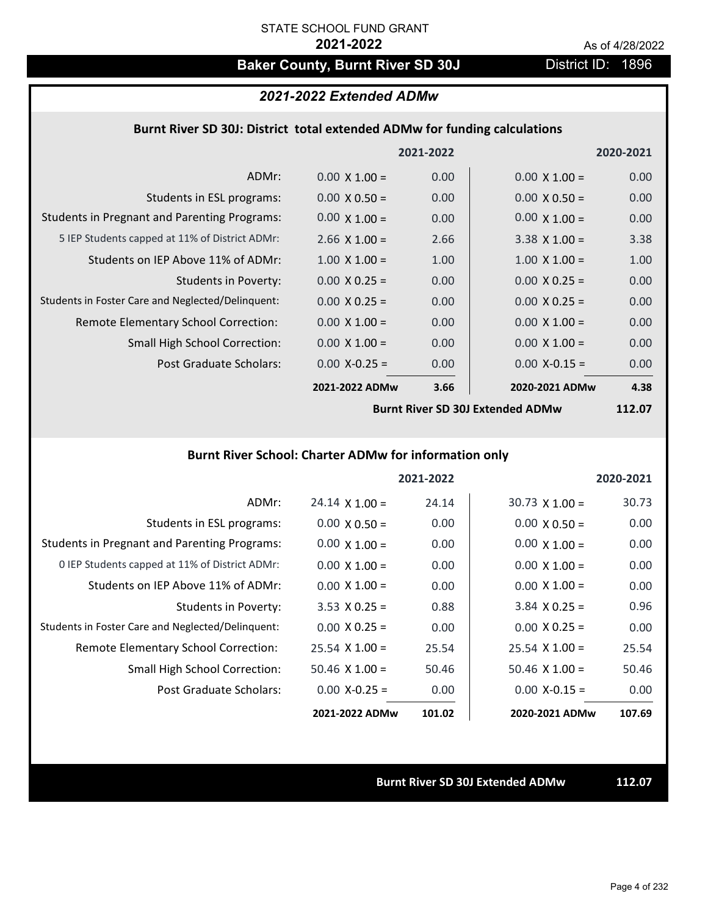STATE SCHOOL FUND GRANT

**2021-2022**

As of 4/28/2022

## Baker County, Burnt River SD 30J

District ID: 1896

### *2021-2022 Extended ADMw*

#### Burnt River SD 30J: District total extended ADMw for funding calculations

| | | 2021-2022 | | 2020-2021 |
|---|---|---|---|---|
| ADMr: | 0.00 X 1.00 = | 0.00 | 0.00 X 1.00 = | 0.00 |
| Students in ESL programs: | 0.00 X 0.50 = | 0.00 | 0.00 X 0.50 = | 0.00 |
| Students in Pregnant and Parenting Programs: | 0.00 X 1.00 = | 0.00 | 0.00 X 1.00 = | 0.00 |
| 5 IEP Students capped at 11% of District ADMr: | 2.66 X 1.00 = | 2.66 | 3.38 X 1.00 = | 3.38 |
| Students on IEP Above 11% of ADMr: | 1.00 X 1.00 = | 1.00 | 1.00 X 1.00 = | 1.00 |
| Students in Poverty: | 0.00 X 0.25 = | 0.00 | 0.00 X 0.25 = | 0.00 |
| Students in Foster Care and Neglected/Delinquent: | 0.00 X 0.25 = | 0.00 | 0.00 X 0.25 = | 0.00 |
| Remote Elementary School Correction: | 0.00 X 1.00 = | 0.00 | 0.00 X 1.00 = | 0.00 |
| Small High School Correction: | 0.00 X 1.00 = | 0.00 | 0.00 X 1.00 = | 0.00 |
| Post Graduate Scholars: | 0.00 X-0.25 = | 0.00 | 0.00 X-0.15 = | 0.00 |
| | **2021-2022 ADMw** | **3.66** | **2020-2021 ADMw** | **4.38** |

**Burnt River SD 30J Extended ADMw** **112.07**

#### Burnt River School: Charter ADMw for information only

| | | 2021-2022 | | 2020-2021 |
|---|---|---|---|---|
| ADMr: | 24.14 X 1.00 = | 24.14 | 30.73 X 1.00 = | 30.73 |
| Students in ESL programs: | 0.00 X 0.50 = | 0.00 | 0.00 X 0.50 = | 0.00 |
| Students in Pregnant and Parenting Programs: | 0.00 X 1.00 = | 0.00 | 0.00 X 1.00 = | 0.00 |
| 0 IEP Students capped at 11% of District ADMr: | 0.00 X 1.00 = | 0.00 | 0.00 X 1.00 = | 0.00 |
| Students on IEP Above 11% of ADMr: | 0.00 X 1.00 = | 0.00 | 0.00 X 1.00 = | 0.00 |
| Students in Poverty: | 3.53 X 0.25 = | 0.88 | 3.84 X 0.25 = | 0.96 |
| Students in Foster Care and Neglected/Delinquent: | 0.00 X 0.25 = | 0.00 | 0.00 X 0.25 = | 0.00 |
| Remote Elementary School Correction: | 25.54 X 1.00 = | 25.54 | 25.54 X 1.00 = | 25.54 |
| Small High School Correction: | 50.46 X 1.00 = | 50.46 | 50.46 X 1.00 = | 50.46 |
| Post Graduate Scholars: | 0.00 X-0.25 = | 0.00 | 0.00 X-0.15 = | 0.00 |
| | **2021-2022 ADMw** | **101.02** | **2020-2021 ADMw** | **107.69** |

**Burnt River SD 30J Extended ADMw** **112.07**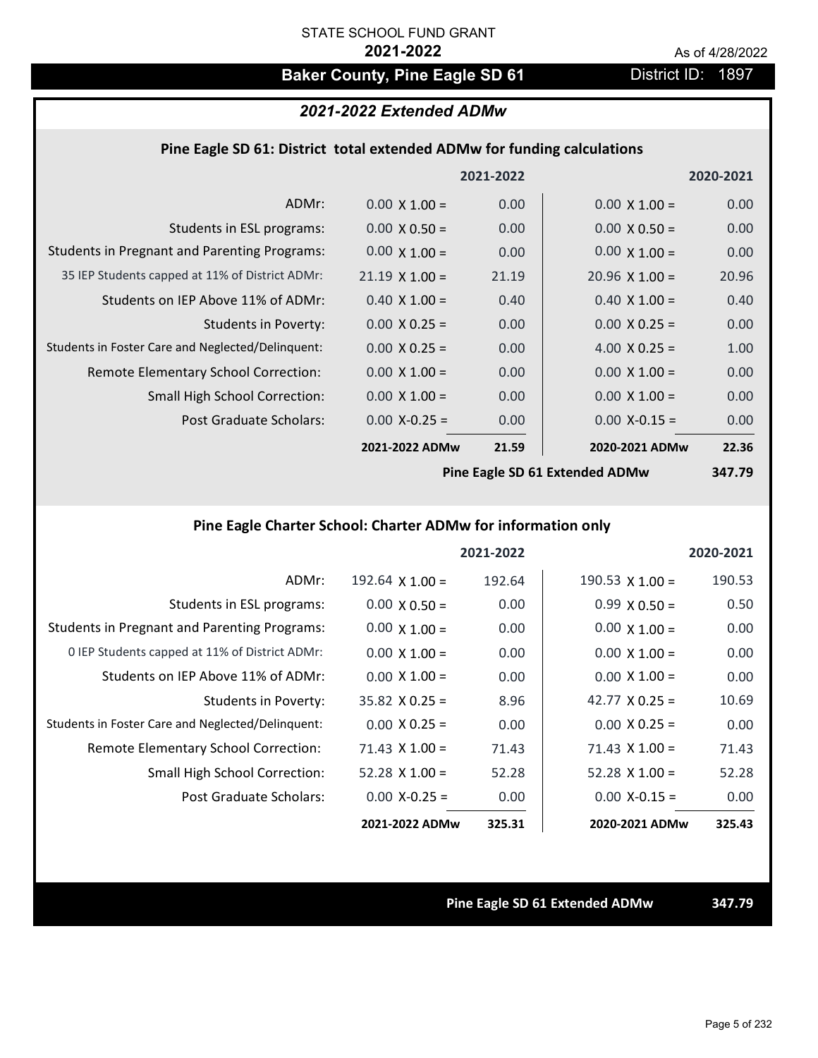STATE SCHOOL FUND GRANT

**2021-2022**

As of 4/28/2022

## Baker County, Pine Eagle SD 61

District ID: 1897

### *2021-2022 Extended ADMw*

#### Pine Eagle SD 61: District total extended ADMw for funding calculations

| | | 2021-2022 | | 2020-2021 |
|---|---|---|---|---|
| ADMr: | 0.00 X 1.00 = | 0.00 | 0.00 X 1.00 = | 0.00 |
| Students in ESL programs: | 0.00 X 0.50 = | 0.00 | 0.00 X 0.50 = | 0.00 |
| Students in Pregnant and Parenting Programs: | 0.00 X 1.00 = | 0.00 | 0.00 X 1.00 = | 0.00 |
| 35 IEP Students capped at 11% of District ADMr: | 21.19 X 1.00 = | 21.19 | 20.96 X 1.00 = | 20.96 |
| Students on IEP Above 11% of ADMr: | 0.40 X 1.00 = | 0.40 | 0.40 X 1.00 = | 0.40 |
| Students in Poverty: | 0.00 X 0.25 = | 0.00 | 0.00 X 0.25 = | 0.00 |
| Students in Foster Care and Neglected/Delinquent: | 0.00 X 0.25 = | 0.00 | 4.00 X 0.25 = | 1.00 |
| Remote Elementary School Correction: | 0.00 X 1.00 = | 0.00 | 0.00 X 1.00 = | 0.00 |
| Small High School Correction: | 0.00 X 1.00 = | 0.00 | 0.00 X 1.00 = | 0.00 |
| Post Graduate Scholars: | 0.00 X-0.25 = | 0.00 | 0.00 X-0.15 = | 0.00 |
| | **2021-2022 ADMw** | **21.59** | **2020-2021 ADMw** | **22.36** |
| | | | **Pine Eagle SD 61 Extended ADMw** | **347.79** |

#### Pine Eagle Charter School: Charter ADMw for information only

| | | 2021-2022 | | 2020-2021 |
|---|---|---|---|---|
| ADMr: | 192.64 X 1.00 = | 192.64 | 190.53 X 1.00 = | 190.53 |
| Students in ESL programs: | 0.00 X 0.50 = | 0.00 | 0.99 X 0.50 = | 0.50 |
| Students in Pregnant and Parenting Programs: | 0.00 X 1.00 = | 0.00 | 0.00 X 1.00 = | 0.00 |
| 0 IEP Students capped at 11% of District ADMr: | 0.00 X 1.00 = | 0.00 | 0.00 X 1.00 = | 0.00 |
| Students on IEP Above 11% of ADMr: | 0.00 X 1.00 = | 0.00 | 0.00 X 1.00 = | 0.00 |
| Students in Poverty: | 35.82 X 0.25 = | 8.96 | 42.77 X 0.25 = | 10.69 |
| Students in Foster Care and Neglected/Delinquent: | 0.00 X 0.25 = | 0.00 | 0.00 X 0.25 = | 0.00 |
| Remote Elementary School Correction: | 71.43 X 1.00 = | 71.43 | 71.43 X 1.00 = | 71.43 |
| Small High School Correction: | 52.28 X 1.00 = | 52.28 | 52.28 X 1.00 = | 52.28 |
| Post Graduate Scholars: | 0.00 X-0.25 = | 0.00 | 0.00 X-0.15 = | 0.00 |
| | **2021-2022 ADMw** | **325.31** | **2020-2021 ADMw** | **325.43** |

**Pine Eagle SD 61 Extended ADMw** **347.79**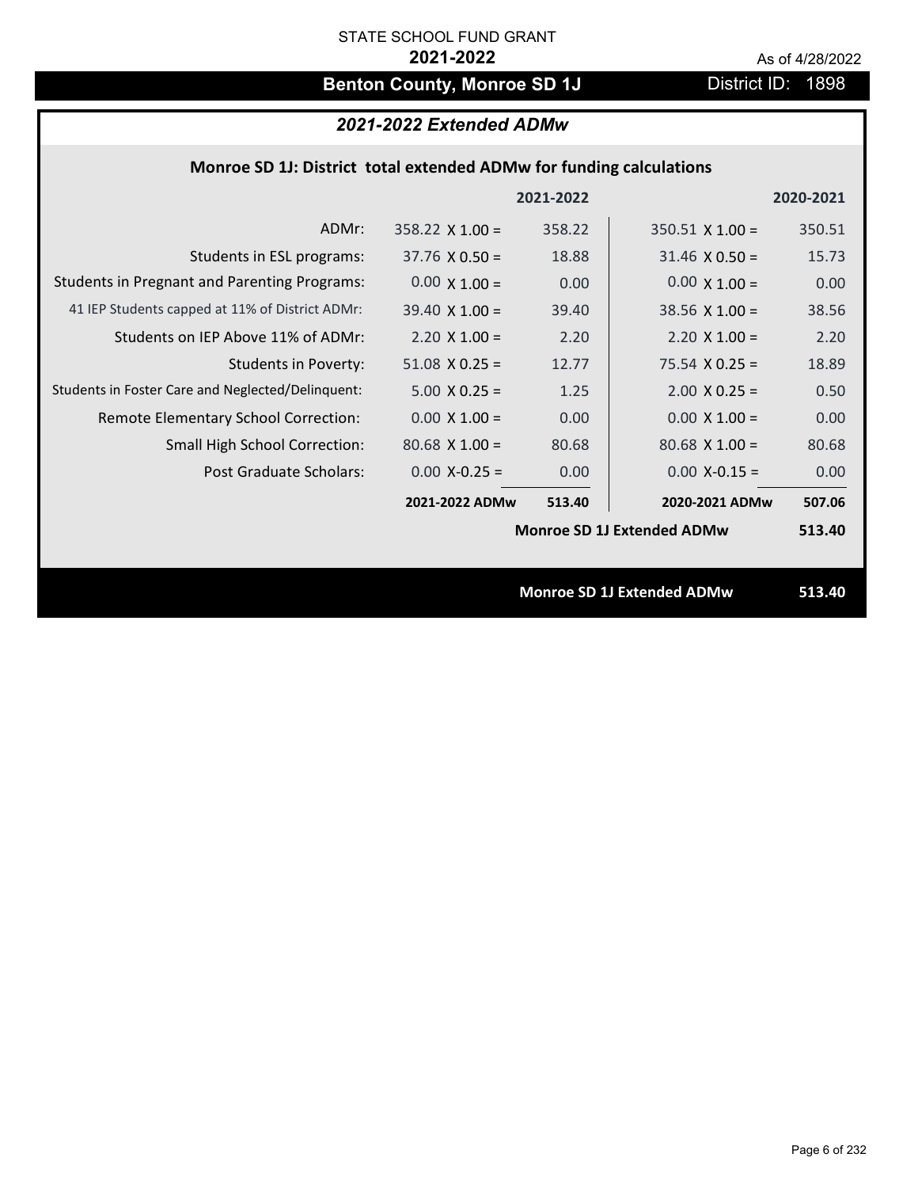STATE SCHOOL FUND GRANT

**2021-2022**

As of 4/28/2022

## Benton County, Monroe SD 1J

District ID: 1898

### *2021-2022 Extended ADMw*

**Monroe SD 1J: District total extended ADMw for funding calculations**

| | | 2021-2022 | | 2020-2021 |
|---|---|---|---|---|
| ADMr: | 358.22 X 1.00 = | 358.22 | 350.51 X 1.00 = | 350.51 |
| Students in ESL programs: | 37.76 X 0.50 = | 18.88 | 31.46 X 0.50 = | 15.73 |
| Students in Pregnant and Parenting Programs: | 0.00 X 1.00 = | 0.00 | 0.00 X 1.00 = | 0.00 |
| 41 IEP Students capped at 11% of District ADMr: | 39.40 X 1.00 = | 39.40 | 38.56 X 1.00 = | 38.56 |
| Students on IEP Above 11% of ADMr: | 2.20 X 1.00 = | 2.20 | 2.20 X 1.00 = | 2.20 |
| Students in Poverty: | 51.08 X 0.25 = | 12.77 | 75.54 X 0.25 = | 18.89 |
| Students in Foster Care and Neglected/Delinquent: | 5.00 X 0.25 = | 1.25 | 2.00 X 0.25 = | 0.50 |
| Remote Elementary School Correction: | 0.00 X 1.00 = | 0.00 | 0.00 X 1.00 = | 0.00 |
| Small High School Correction: | 80.68 X 1.00 = | 80.68 | 80.68 X 1.00 = | 80.68 |
| Post Graduate Scholars: | 0.00 X-0.25 = | 0.00 | 0.00 X-0.15 = | 0.00 |
| | **2021-2022 ADMw** | **513.40** | **2020-2021 ADMw** | **507.06** |
| | | | **Monroe SD 1J Extended ADMw** | **513.40** |

**Monroe SD 1J Extended ADMw** **513.40**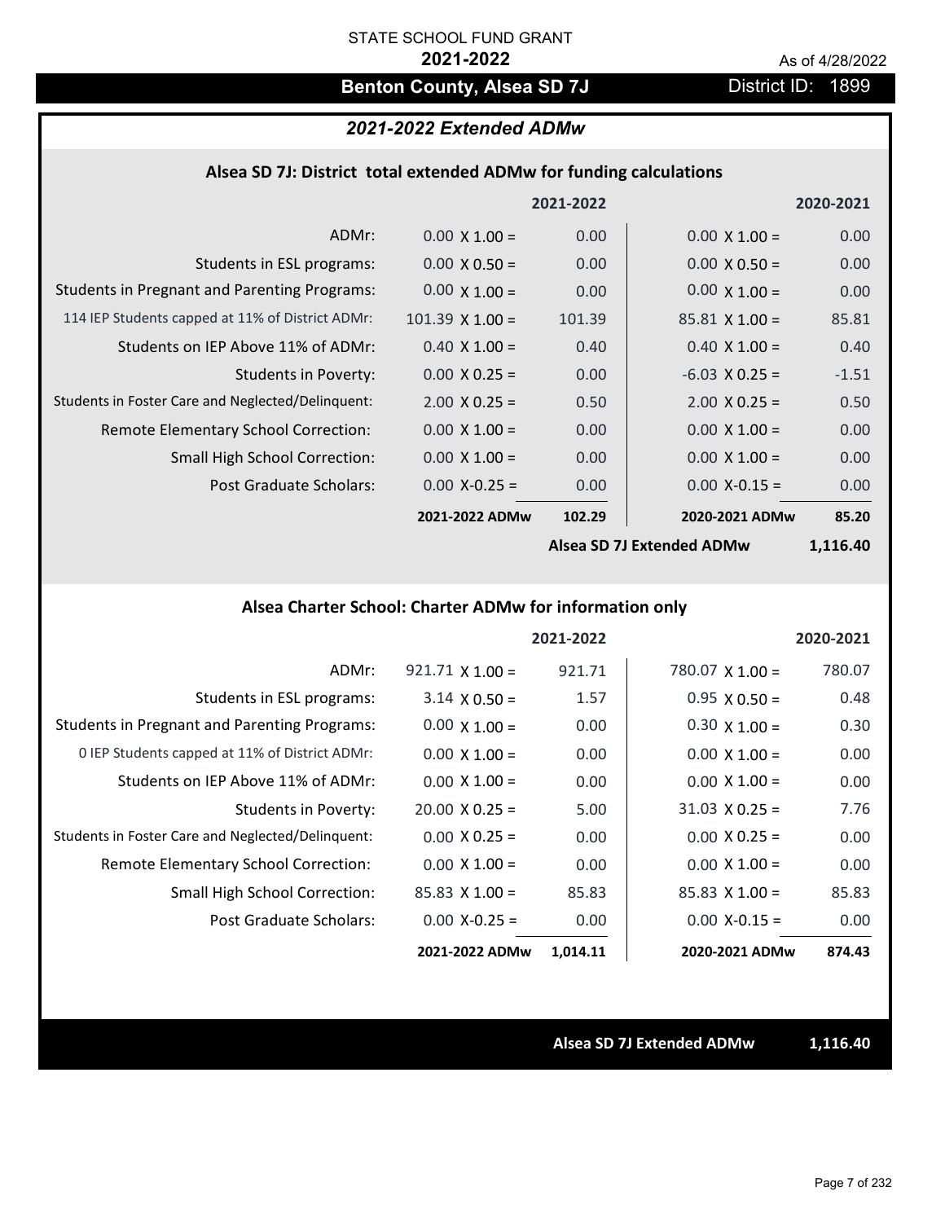STATE SCHOOL FUND GRANT

**2021-2022**

As of 4/28/2022

## Benton County, Alsea SD 7J

District ID: 1899

### *2021-2022 Extended ADMw*

#### Alsea SD 7J: District total extended ADMw for funding calculations

| | 2021-2022 | | 2020-2021 | |
|---|---|---|---|---|
| ADMr: | 0.00 X 1.00 = | 0.00 | 0.00 X 1.00 = | 0.00 |
| Students in ESL programs: | 0.00 X 0.50 = | 0.00 | 0.00 X 0.50 = | 0.00 |
| Students in Pregnant and Parenting Programs: | 0.00 X 1.00 = | 0.00 | 0.00 X 1.00 = | 0.00 |
| 114 IEP Students capped at 11% of District ADMr: | 101.39 X 1.00 = | 101.39 | 85.81 X 1.00 = | 85.81 |
| Students on IEP Above 11% of ADMr: | 0.40 X 1.00 = | 0.40 | 0.40 X 1.00 = | 0.40 |
| Students in Poverty: | 0.00 X 0.25 = | 0.00 | -6.03 X 0.25 = | -1.51 |
| Students in Foster Care and Neglected/Delinquent: | 2.00 X 0.25 = | 0.50 | 2.00 X 0.25 = | 0.50 |
| Remote Elementary School Correction: | 0.00 X 1.00 = | 0.00 | 0.00 X 1.00 = | 0.00 |
| Small High School Correction: | 0.00 X 1.00 = | 0.00 | 0.00 X 1.00 = | 0.00 |
| Post Graduate Scholars: | 0.00 X-0.25 = | 0.00 | 0.00 X-0.15 = | 0.00 |
| | **2021-2022 ADMw** | **102.29** | **2020-2021 ADMw** | **85.20** |
| | | | **Alsea SD 7J Extended ADMw** | **1,116.40** |

#### Alsea Charter School: Charter ADMw for information only

| | 2021-2022 | | 2020-2021 | |
|---|---|---|---|---|
| ADMr: | 921.71 X 1.00 = | 921.71 | 780.07 X 1.00 = | 780.07 |
| Students in ESL programs: | 3.14 X 0.50 = | 1.57 | 0.95 X 0.50 = | 0.48 |
| Students in Pregnant and Parenting Programs: | 0.00 X 1.00 = | 0.00 | 0.30 X 1.00 = | 0.30 |
| 0 IEP Students capped at 11% of District ADMr: | 0.00 X 1.00 = | 0.00 | 0.00 X 1.00 = | 0.00 |
| Students on IEP Above 11% of ADMr: | 0.00 X 1.00 = | 0.00 | 0.00 X 1.00 = | 0.00 |
| Students in Poverty: | 20.00 X 0.25 = | 5.00 | 31.03 X 0.25 = | 7.76 |
| Students in Foster Care and Neglected/Delinquent: | 0.00 X 0.25 = | 0.00 | 0.00 X 0.25 = | 0.00 |
| Remote Elementary School Correction: | 0.00 X 1.00 = | 0.00 | 0.00 X 1.00 = | 0.00 |
| Small High School Correction: | 85.83 X 1.00 = | 85.83 | 85.83 X 1.00 = | 85.83 |
| Post Graduate Scholars: | 0.00 X-0.25 = | 0.00 | 0.00 X-0.15 = | 0.00 |
| | **2021-2022 ADMw** | **1,014.11** | **2020-2021 ADMw** | **874.43** |

**Alsea SD 7J Extended ADMw** **1,116.40**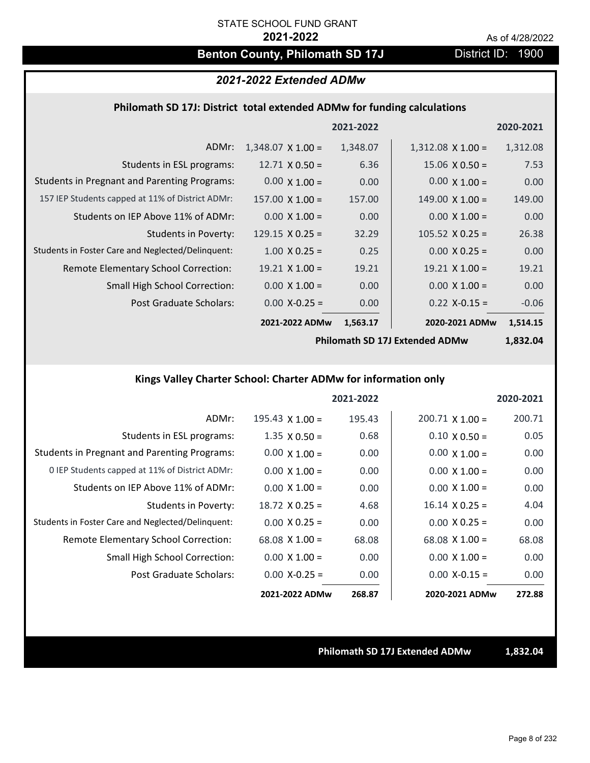STATE SCHOOL FUND GRANT

**2021-2022**

As of 4/28/2022

# Benton County, Philomath SD 17J

District ID: 1900

## *2021-2022 Extended ADMw*

### Philomath SD 17J: District total extended ADMw for funding calculations

| | | 2021-2022 | | 2020-2021 |
|---|---|---|---|---|
| ADMr: | 1,348.07 X 1.00 = | 1,348.07 | 1,312.08 X 1.00 = | 1,312.08 |
| Students in ESL programs: | 12.71 X 0.50 = | 6.36 | 15.06 X 0.50 = | 7.53 |
| Students in Pregnant and Parenting Programs: | 0.00 X 1.00 = | 0.00 | 0.00 X 1.00 = | 0.00 |
| 157 IEP Students capped at 11% of District ADMr: | 157.00 X 1.00 = | 157.00 | 149.00 X 1.00 = | 149.00 |
| Students on IEP Above 11% of ADMr: | 0.00 X 1.00 = | 0.00 | 0.00 X 1.00 = | 0.00 |
| Students in Poverty: | 129.15 X 0.25 = | 32.29 | 105.52 X 0.25 = | 26.38 |
| Students in Foster Care and Neglected/Delinquent: | 1.00 X 0.25 = | 0.25 | 0.00 X 0.25 = | 0.00 |
| Remote Elementary School Correction: | 19.21 X 1.00 = | 19.21 | 19.21 X 1.00 = | 19.21 |
| Small High School Correction: | 0.00 X 1.00 = | 0.00 | 0.00 X 1.00 = | 0.00 |
| Post Graduate Scholars: | 0.00 X-0.25 = | 0.00 | 0.22 X-0.15 = | -0.06 |
| | **2021-2022 ADMw** | **1,563.17** | **2020-2021 ADMw** | **1,514.15** |
| | | | **Philomath SD 17J Extended ADMw** | **1,832.04** |

### Kings Valley Charter School: Charter ADMw for information only

| | | 2021-2022 | | 2020-2021 |
|---|---|---|---|---|
| ADMr: | 195.43 X 1.00 = | 195.43 | 200.71 X 1.00 = | 200.71 |
| Students in ESL programs: | 1.35 X 0.50 = | 0.68 | 0.10 X 0.50 = | 0.05 |
| Students in Pregnant and Parenting Programs: | 0.00 X 1.00 = | 0.00 | 0.00 X 1.00 = | 0.00 |
| 0 IEP Students capped at 11% of District ADMr: | 0.00 X 1.00 = | 0.00 | 0.00 X 1.00 = | 0.00 |
| Students on IEP Above 11% of ADMr: | 0.00 X 1.00 = | 0.00 | 0.00 X 1.00 = | 0.00 |
| Students in Poverty: | 18.72 X 0.25 = | 4.68 | 16.14 X 0.25 = | 4.04 |
| Students in Foster Care and Neglected/Delinquent: | 0.00 X 0.25 = | 0.00 | 0.00 X 0.25 = | 0.00 |
| Remote Elementary School Correction: | 68.08 X 1.00 = | 68.08 | 68.08 X 1.00 = | 68.08 |
| Small High School Correction: | 0.00 X 1.00 = | 0.00 | 0.00 X 1.00 = | 0.00 |
| Post Graduate Scholars: | 0.00 X-0.25 = | 0.00 | 0.00 X-0.15 = | 0.00 |
| | **2021-2022 ADMw** | **268.87** | **2020-2021 ADMw** | **272.88** |

**Philomath SD 17J Extended ADMw** **1,832.04**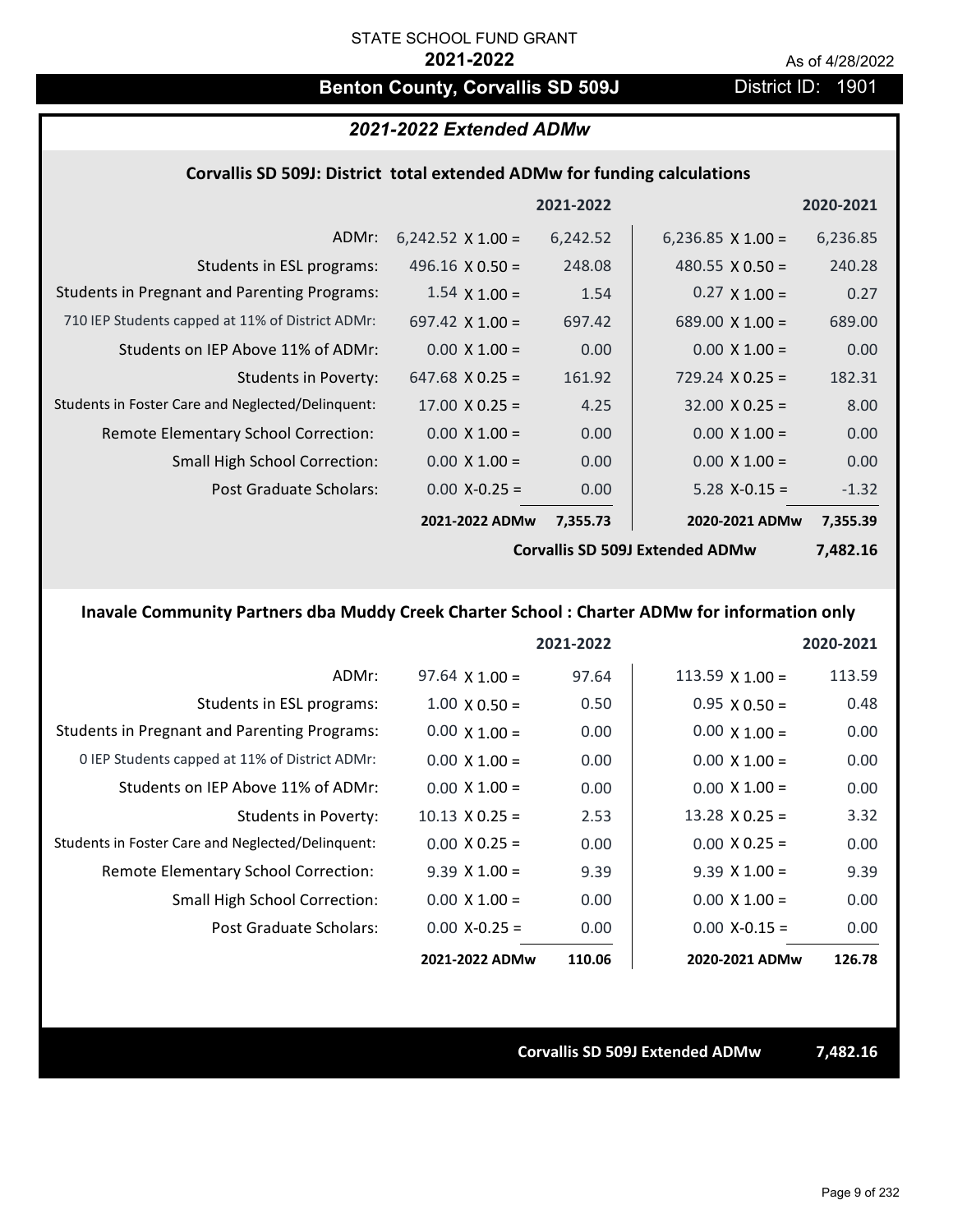STATE SCHOOL FUND GRANT

**2021-2022**

As of 4/28/2022

## Benton County, Corvallis SD 509J

District ID: 1901

### *2021-2022 Extended ADMw*

#### Corvallis SD 509J: District total extended ADMw for funding calculations

| | | 2021-2022 | | 2020-2021 |
|---|---|---|---|---|
| ADMr: | 6,242.52 X 1.00 = | 6,242.52 | 6,236.85 X 1.00 = | 6,236.85 |
| Students in ESL programs: | 496.16 X 0.50 = | 248.08 | 480.55 X 0.50 = | 240.28 |
| Students in Pregnant and Parenting Programs: | 1.54 X 1.00 = | 1.54 | 0.27 X 1.00 = | 0.27 |
| 710 IEP Students capped at 11% of District ADMr: | 697.42 X 1.00 = | 697.42 | 689.00 X 1.00 = | 689.00 |
| Students on IEP Above 11% of ADMr: | 0.00 X 1.00 = | 0.00 | 0.00 X 1.00 = | 0.00 |
| Students in Poverty: | 647.68 X 0.25 = | 161.92 | 729.24 X 0.25 = | 182.31 |
| Students in Foster Care and Neglected/Delinquent: | 17.00 X 0.25 = | 4.25 | 32.00 X 0.25 = | 8.00 |
| Remote Elementary School Correction: | 0.00 X 1.00 = | 0.00 | 0.00 X 1.00 = | 0.00 |
| Small High School Correction: | 0.00 X 1.00 = | 0.00 | 0.00 X 1.00 = | 0.00 |
| Post Graduate Scholars: | 0.00 X-0.25 = | 0.00 | 5.28 X-0.15 = | -1.32 |
| | **2021-2022 ADMw** | **7,355.73** | **2020-2021 ADMw** | **7,355.39** |
| | | | **Corvallis SD 509J Extended ADMw** | **7,482.16** |

#### Inavale Community Partners dba Muddy Creek Charter School : Charter ADMw for information only

| | | 2021-2022 | | 2020-2021 |
|---|---|---|---|---|
| ADMr: | 97.64 X 1.00 = | 97.64 | 113.59 X 1.00 = | 113.59 |
| Students in ESL programs: | 1.00 X 0.50 = | 0.50 | 0.95 X 0.50 = | 0.48 |
| Students in Pregnant and Parenting Programs: | 0.00 X 1.00 = | 0.00 | 0.00 X 1.00 = | 0.00 |
| 0 IEP Students capped at 11% of District ADMr: | 0.00 X 1.00 = | 0.00 | 0.00 X 1.00 = | 0.00 |
| Students on IEP Above 11% of ADMr: | 0.00 X 1.00 = | 0.00 | 0.00 X 1.00 = | 0.00 |
| Students in Poverty: | 10.13 X 0.25 = | 2.53 | 13.28 X 0.25 = | 3.32 |
| Students in Foster Care and Neglected/Delinquent: | 0.00 X 0.25 = | 0.00 | 0.00 X 0.25 = | 0.00 |
| Remote Elementary School Correction: | 9.39 X 1.00 = | 9.39 | 9.39 X 1.00 = | 9.39 |
| Small High School Correction: | 0.00 X 1.00 = | 0.00 | 0.00 X 1.00 = | 0.00 |
| Post Graduate Scholars: | 0.00 X-0.25 = | 0.00 | 0.00 X-0.15 = | 0.00 |
| | **2021-2022 ADMw** | **110.06** | **2020-2021 ADMw** | **126.78** |

**Corvallis SD 509J Extended ADMw 7,482.16**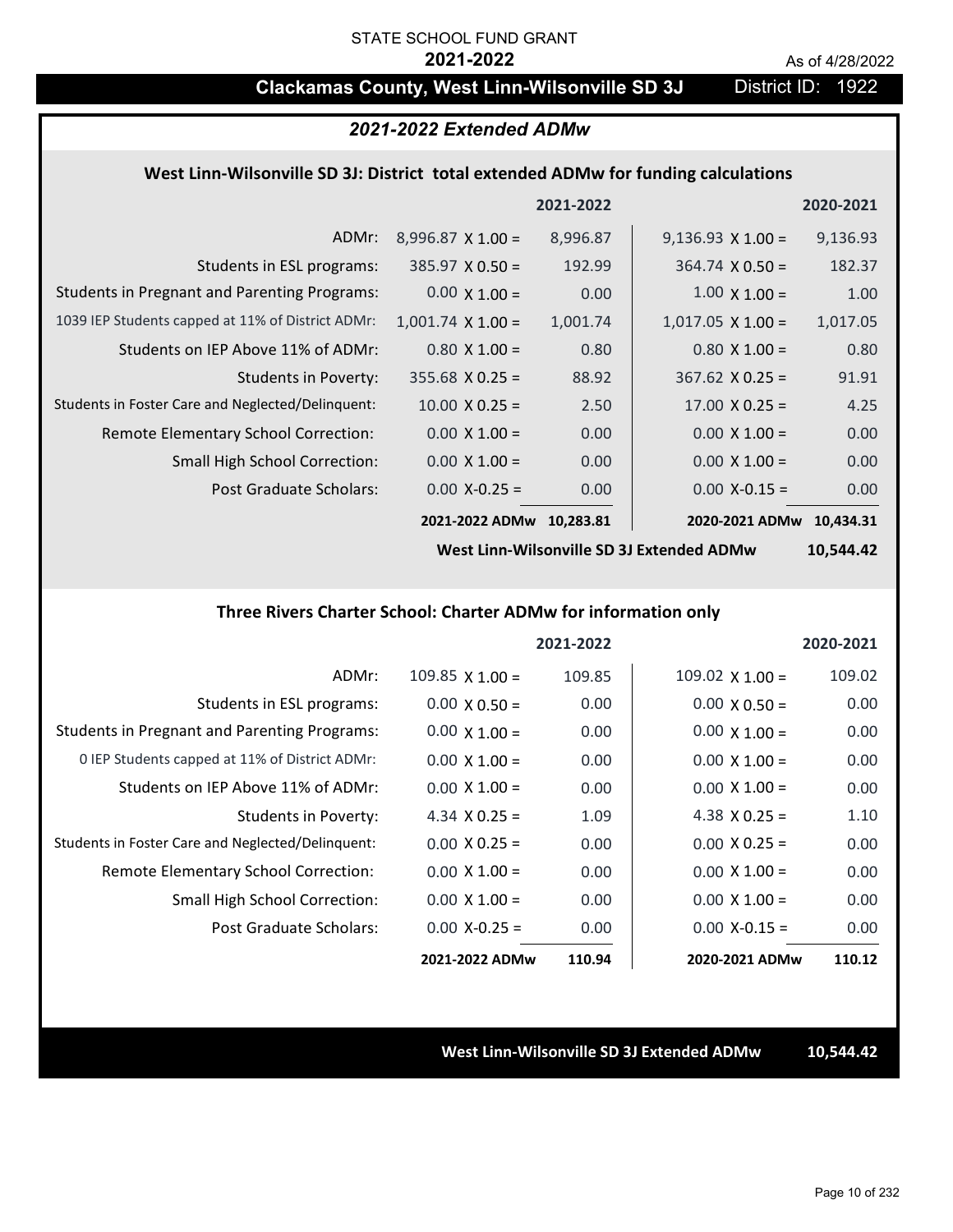STATE SCHOOL FUND GRANT

**2021-2022**

As of 4/28/2022

## Clackamas County, West Linn-Wilsonville SD 3J — District ID: 1922

### *2021-2022 Extended ADMw*

#### West Linn-Wilsonville SD 3J: District total extended ADMw for funding calculations

| | | 2021-2022 | | 2020-2021 |
|---|---|---|---|---|
| ADMr: | 8,996.87 X 1.00 = | 8,996.87 | 9,136.93 X 1.00 = | 9,136.93 |
| Students in ESL programs: | 385.97 X 0.50 = | 192.99 | 364.74 X 0.50 = | 182.37 |
| Students in Pregnant and Parenting Programs: | 0.00 X 1.00 = | 0.00 | 1.00 X 1.00 = | 1.00 |
| 1039 IEP Students capped at 11% of District ADMr: | 1,001.74 X 1.00 = | 1,001.74 | 1,017.05 X 1.00 = | 1,017.05 |
| Students on IEP Above 11% of ADMr: | 0.80 X 1.00 = | 0.80 | 0.80 X 1.00 = | 0.80 |
| Students in Poverty: | 355.68 X 0.25 = | 88.92 | 367.62 X 0.25 = | 91.91 |
| Students in Foster Care and Neglected/Delinquent: | 10.00 X 0.25 = | 2.50 | 17.00 X 0.25 = | 4.25 |
| Remote Elementary School Correction: | 0.00 X 1.00 = | 0.00 | 0.00 X 1.00 = | 0.00 |
| Small High School Correction: | 0.00 X 1.00 = | 0.00 | 0.00 X 1.00 = | 0.00 |
| Post Graduate Scholars: | 0.00 X-0.25 = | 0.00 | 0.00 X-0.15 = | 0.00 |
| | **2021-2022 ADMw** | **10,283.81** | **2020-2021 ADMw** | **10,434.31** |

**West Linn-Wilsonville SD 3J Extended ADMw 10,544.42**

#### Three Rivers Charter School: Charter ADMw for information only

| | | 2021-2022 | | 2020-2021 |
|---|---|---|---|---|
| ADMr: | 109.85 X 1.00 = | 109.85 | 109.02 X 1.00 = | 109.02 |
| Students in ESL programs: | 0.00 X 0.50 = | 0.00 | 0.00 X 0.50 = | 0.00 |
| Students in Pregnant and Parenting Programs: | 0.00 X 1.00 = | 0.00 | 0.00 X 1.00 = | 0.00 |
| 0 IEP Students capped at 11% of District ADMr: | 0.00 X 1.00 = | 0.00 | 0.00 X 1.00 = | 0.00 |
| Students on IEP Above 11% of ADMr: | 0.00 X 1.00 = | 0.00 | 0.00 X 1.00 = | 0.00 |
| Students in Poverty: | 4.34 X 0.25 = | 1.09 | 4.38 X 0.25 = | 1.10 |
| Students in Foster Care and Neglected/Delinquent: | 0.00 X 0.25 = | 0.00 | 0.00 X 0.25 = | 0.00 |
| Remote Elementary School Correction: | 0.00 X 1.00 = | 0.00 | 0.00 X 1.00 = | 0.00 |
| Small High School Correction: | 0.00 X 1.00 = | 0.00 | 0.00 X 1.00 = | 0.00 |
| Post Graduate Scholars: | 0.00 X-0.25 = | 0.00 | 0.00 X-0.15 = | 0.00 |
| | **2021-2022 ADMw** | **110.94** | **2020-2021 ADMw** | **110.12** |

**West Linn-Wilsonville SD 3J Extended ADMw 10,544.42**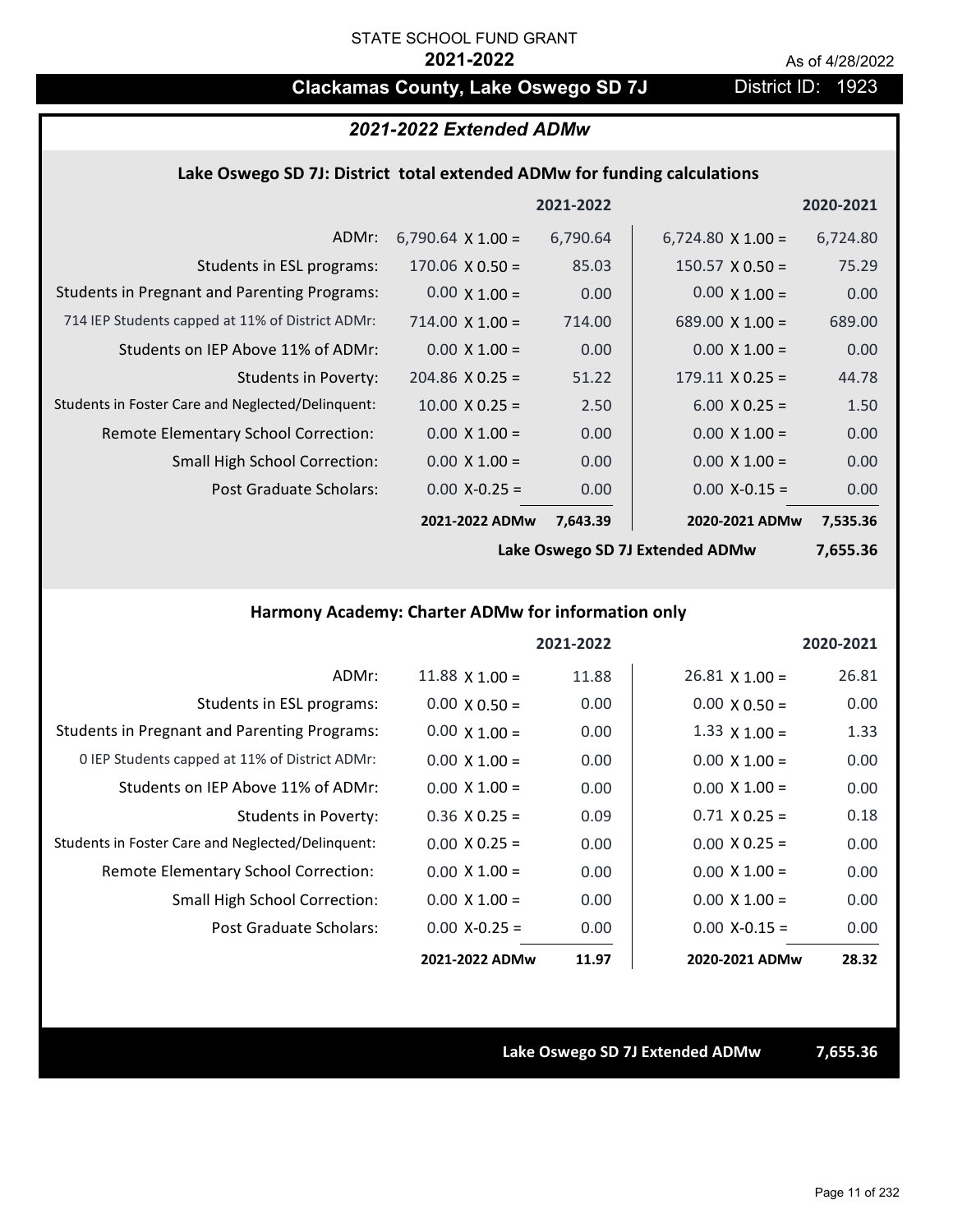STATE SCHOOL FUND GRANT

**2021-2022**

As of 4/28/2022

## Clackamas County, Lake Oswego SD 7J — District ID: 1923

### *2021-2022 Extended ADMw*

#### Lake Oswego SD 7J: District total extended ADMw for funding calculations

| | 2021-2022 | | 2020-2021 | |
|---|---|---|---|---|
| ADMr: | 6,790.64 X 1.00 = | 6,790.64 | 6,724.80 X 1.00 = | 6,724.80 |
| Students in ESL programs: | 170.06 X 0.50 = | 85.03 | 150.57 X 0.50 = | 75.29 |
| Students in Pregnant and Parenting Programs: | 0.00 X 1.00 = | 0.00 | 0.00 X 1.00 = | 0.00 |
| 714 IEP Students capped at 11% of District ADMr: | 714.00 X 1.00 = | 714.00 | 689.00 X 1.00 = | 689.00 |
| Students on IEP Above 11% of ADMr: | 0.00 X 1.00 = | 0.00 | 0.00 X 1.00 = | 0.00 |
| Students in Poverty: | 204.86 X 0.25 = | 51.22 | 179.11 X 0.25 = | 44.78 |
| Students in Foster Care and Neglected/Delinquent: | 10.00 X 0.25 = | 2.50 | 6.00 X 0.25 = | 1.50 |
| Remote Elementary School Correction: | 0.00 X 1.00 = | 0.00 | 0.00 X 1.00 = | 0.00 |
| Small High School Correction: | 0.00 X 1.00 = | 0.00 | 0.00 X 1.00 = | 0.00 |
| Post Graduate Scholars: | 0.00 X-0.25 = | 0.00 | 0.00 X-0.15 = | 0.00 |
| | **2021-2022 ADMw** | **7,643.39** | **2020-2021 ADMw** | **7,535.36** |

**Lake Oswego SD 7J Extended ADMw 7,655.36**

#### Harmony Academy: Charter ADMw for information only

| | 2021-2022 | | 2020-2021 | |
|---|---|---|---|---|
| ADMr: | 11.88 X 1.00 = | 11.88 | 26.81 X 1.00 = | 26.81 |
| Students in ESL programs: | 0.00 X 0.50 = | 0.00 | 0.00 X 0.50 = | 0.00 |
| Students in Pregnant and Parenting Programs: | 0.00 X 1.00 = | 0.00 | 1.33 X 1.00 = | 1.33 |
| 0 IEP Students capped at 11% of District ADMr: | 0.00 X 1.00 = | 0.00 | 0.00 X 1.00 = | 0.00 |
| Students on IEP Above 11% of ADMr: | 0.00 X 1.00 = | 0.00 | 0.00 X 1.00 = | 0.00 |
| Students in Poverty: | 0.36 X 0.25 = | 0.09 | 0.71 X 0.25 = | 0.18 |
| Students in Foster Care and Neglected/Delinquent: | 0.00 X 0.25 = | 0.00 | 0.00 X 0.25 = | 0.00 |
| Remote Elementary School Correction: | 0.00 X 1.00 = | 0.00 | 0.00 X 1.00 = | 0.00 |
| Small High School Correction: | 0.00 X 1.00 = | 0.00 | 0.00 X 1.00 = | 0.00 |
| Post Graduate Scholars: | 0.00 X-0.25 = | 0.00 | 0.00 X-0.15 = | 0.00 |
| | **2021-2022 ADMw** | **11.97** | **2020-2021 ADMw** | **28.32** |

**Lake Oswego SD 7J Extended ADMw 7,655.36**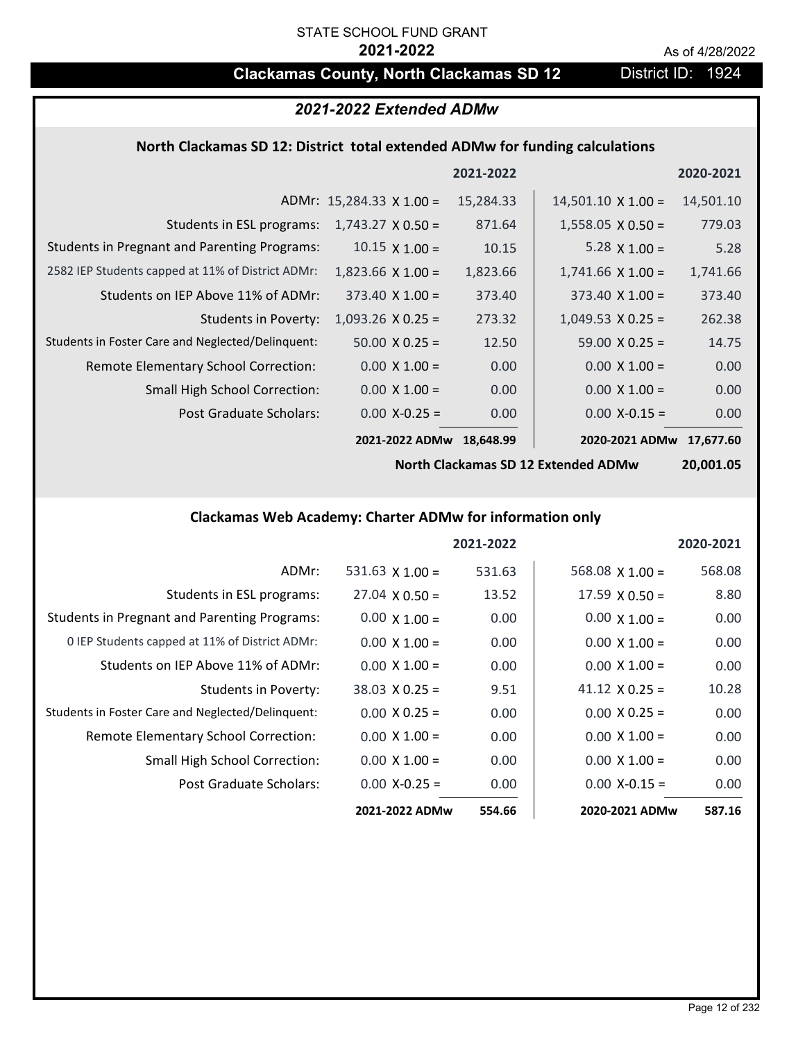STATE SCHOOL FUND GRANT

**2021-2022**

As of 4/28/2022

# Clackamas County, North Clackamas SD 12

District ID: 1924

## 2021-2022 Extended ADMw

### North Clackamas SD 12: District total extended ADMw for funding calculations

| | | 2021-2022 | | 2020-2021 |
|---|---|---|---|---|
| ADMr: | 15,284.33 X 1.00 = | 15,284.33 | 14,501.10 X 1.00 = | 14,501.10 |
| Students in ESL programs: | 1,743.27 X 0.50 = | 871.64 | 1,558.05 X 0.50 = | 779.03 |
| Students in Pregnant and Parenting Programs: | 10.15 X 1.00 = | 10.15 | 5.28 X 1.00 = | 5.28 |
| 2582 IEP Students capped at 11% of District ADMr: | 1,823.66 X 1.00 = | 1,823.66 | 1,741.66 X 1.00 = | 1,741.66 |
| Students on IEP Above 11% of ADMr: | 373.40 X 1.00 = | 373.40 | 373.40 X 1.00 = | 373.40 |
| Students in Poverty: | 1,093.26 X 0.25 = | 273.32 | 1,049.53 X 0.25 = | 262.38 |
| Students in Foster Care and Neglected/Delinquent: | 50.00 X 0.25 = | 12.50 | 59.00 X 0.25 = | 14.75 |
| Remote Elementary School Correction: | 0.00 X 1.00 = | 0.00 | 0.00 X 1.00 = | 0.00 |
| Small High School Correction: | 0.00 X 1.00 = | 0.00 | 0.00 X 1.00 = | 0.00 |
| Post Graduate Scholars: | 0.00 X-0.25 = | 0.00 | 0.00 X-0.15 = | 0.00 |
| | **2021-2022 ADMw** | **18,648.99** | **2020-2021 ADMw** | **17,677.60** |
| | | | **North Clackamas SD 12 Extended ADMw** | **20,001.05** |

### Clackamas Web Academy: Charter ADMw for information only

| | | 2021-2022 | | 2020-2021 |
|---|---|---|---|---|
| ADMr: | 531.63 X 1.00 = | 531.63 | 568.08 X 1.00 = | 568.08 |
| Students in ESL programs: | 27.04 X 0.50 = | 13.52 | 17.59 X 0.50 = | 8.80 |
| Students in Pregnant and Parenting Programs: | 0.00 X 1.00 = | 0.00 | 0.00 X 1.00 = | 0.00 |
| 0 IEP Students capped at 11% of District ADMr: | 0.00 X 1.00 = | 0.00 | 0.00 X 1.00 = | 0.00 |
| Students on IEP Above 11% of ADMr: | 0.00 X 1.00 = | 0.00 | 0.00 X 1.00 = | 0.00 |
| Students in Poverty: | 38.03 X 0.25 = | 9.51 | 41.12 X 0.25 = | 10.28 |
| Students in Foster Care and Neglected/Delinquent: | 0.00 X 0.25 = | 0.00 | 0.00 X 0.25 = | 0.00 |
| Remote Elementary School Correction: | 0.00 X 1.00 = | 0.00 | 0.00 X 1.00 = | 0.00 |
| Small High School Correction: | 0.00 X 1.00 = | 0.00 | 0.00 X 1.00 = | 0.00 |
| Post Graduate Scholars: | 0.00 X-0.25 = | 0.00 | 0.00 X-0.15 = | 0.00 |
| | **2021-2022 ADMw** | **554.66** | **2020-2021 ADMw** | **587.16** |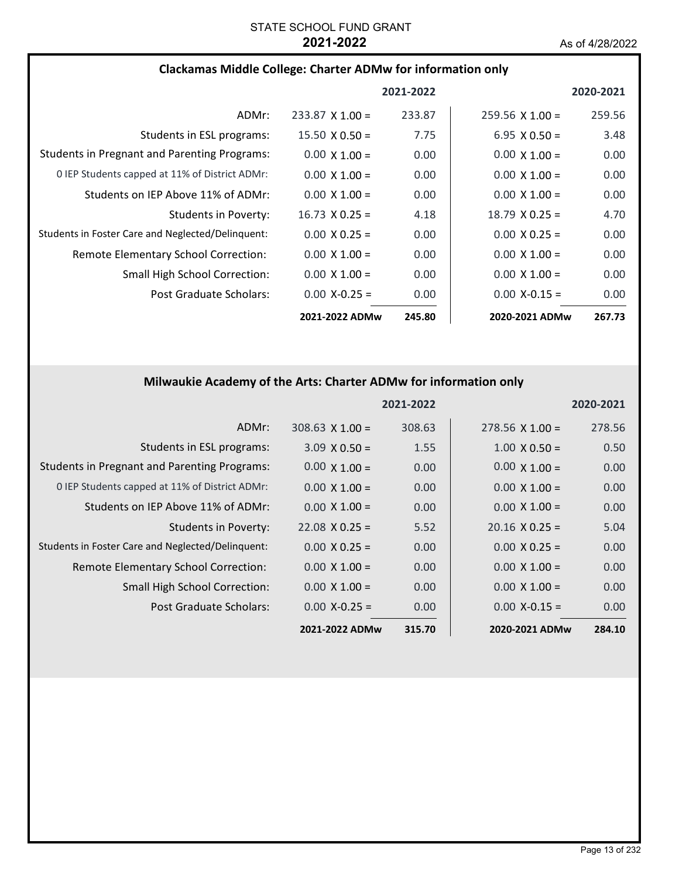STATE SCHOOL FUND GRANT
**2021-2022**

As of 4/28/2022

## Clackamas Middle College: Charter ADMw for information only

| | | 2021-2022 | | 2020-2021 |
|---|---|---|---|---|
| ADMr: | 233.87 X 1.00 = | 233.87 | 259.56 X 1.00 = | 259.56 |
| Students in ESL programs: | 15.50 X 0.50 = | 7.75 | 6.95 X 0.50 = | 3.48 |
| Students in Pregnant and Parenting Programs: | 0.00 X 1.00 = | 0.00 | 0.00 X 1.00 = | 0.00 |
| 0 IEP Students capped at 11% of District ADMr: | 0.00 X 1.00 = | 0.00 | 0.00 X 1.00 = | 0.00 |
| Students on IEP Above 11% of ADMr: | 0.00 X 1.00 = | 0.00 | 0.00 X 1.00 = | 0.00 |
| Students in Poverty: | 16.73 X 0.25 = | 4.18 | 18.79 X 0.25 = | 4.70 |
| Students in Foster Care and Neglected/Delinquent: | 0.00 X 0.25 = | 0.00 | 0.00 X 0.25 = | 0.00 |
| Remote Elementary School Correction: | 0.00 X 1.00 = | 0.00 | 0.00 X 1.00 = | 0.00 |
| Small High School Correction: | 0.00 X 1.00 = | 0.00 | 0.00 X 1.00 = | 0.00 |
| Post Graduate Scholars: | 0.00 X-0.25 = | 0.00 | 0.00 X-0.15 = | 0.00 |
| | **2021-2022 ADMw** | **245.80** | **2020-2021 ADMw** | **267.73** |

## Milwaukie Academy of the Arts: Charter ADMw for information only

| | | 2021-2022 | | 2020-2021 |
|---|---|---|---|---|
| ADMr: | 308.63 X 1.00 = | 308.63 | 278.56 X 1.00 = | 278.56 |
| Students in ESL programs: | 3.09 X 0.50 = | 1.55 | 1.00 X 0.50 = | 0.50 |
| Students in Pregnant and Parenting Programs: | 0.00 X 1.00 = | 0.00 | 0.00 X 1.00 = | 0.00 |
| 0 IEP Students capped at 11% of District ADMr: | 0.00 X 1.00 = | 0.00 | 0.00 X 1.00 = | 0.00 |
| Students on IEP Above 11% of ADMr: | 0.00 X 1.00 = | 0.00 | 0.00 X 1.00 = | 0.00 |
| Students in Poverty: | 22.08 X 0.25 = | 5.52 | 20.16 X 0.25 = | 5.04 |
| Students in Foster Care and Neglected/Delinquent: | 0.00 X 0.25 = | 0.00 | 0.00 X 0.25 = | 0.00 |
| Remote Elementary School Correction: | 0.00 X 1.00 = | 0.00 | 0.00 X 1.00 = | 0.00 |
| Small High School Correction: | 0.00 X 1.00 = | 0.00 | 0.00 X 1.00 = | 0.00 |
| Post Graduate Scholars: | 0.00 X-0.25 = | 0.00 | 0.00 X-0.15 = | 0.00 |
| | **2021-2022 ADMw** | **315.70** | **2020-2021 ADMw** | **284.10** |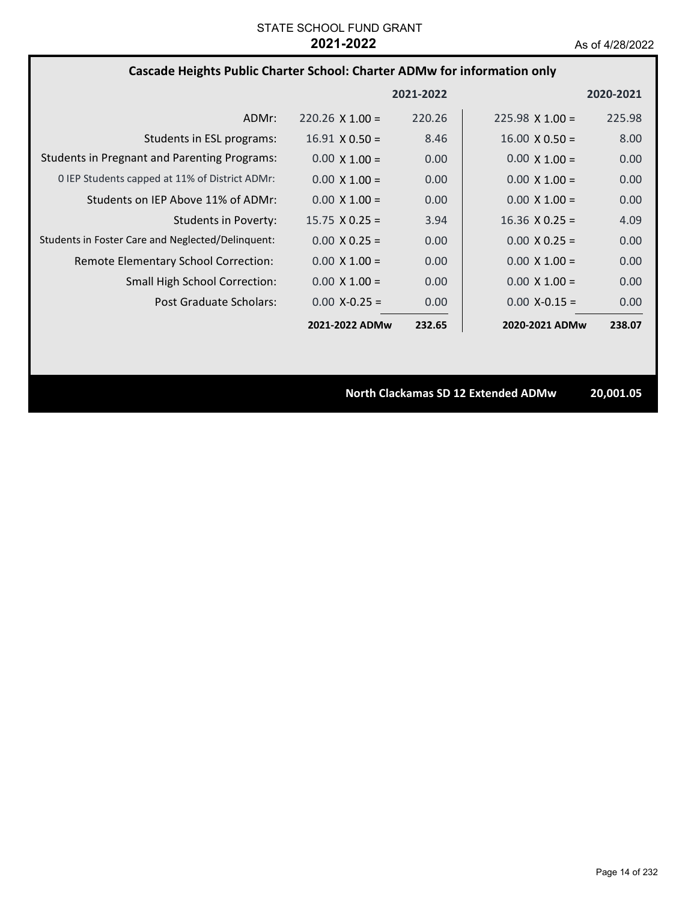STATE SCHOOL FUND GRANT

**2021-2022**

As of 4/28/2022

### Cascade Heights Public Charter School: Charter ADMw for information only

| | | 2021-2022 | | 2020-2021 |
|---|---|---|---|---|
| ADMr: | 220.26 X 1.00 = | 220.26 | 225.98 X 1.00 = | 225.98 |
| Students in ESL programs: | 16.91 X 0.50 = | 8.46 | 16.00 X 0.50 = | 8.00 |
| Students in Pregnant and Parenting Programs: | 0.00 X 1.00 = | 0.00 | 0.00 X 1.00 = | 0.00 |
| 0 IEP Students capped at 11% of District ADMr: | 0.00 X 1.00 = | 0.00 | 0.00 X 1.00 = | 0.00 |
| Students on IEP Above 11% of ADMr: | 0.00 X 1.00 = | 0.00 | 0.00 X 1.00 = | 0.00 |
| Students in Poverty: | 15.75 X 0.25 = | 3.94 | 16.36 X 0.25 = | 4.09 |
| Students in Foster Care and Neglected/Delinquent: | 0.00 X 0.25 = | 0.00 | 0.00 X 0.25 = | 0.00 |
| Remote Elementary School Correction: | 0.00 X 1.00 = | 0.00 | 0.00 X 1.00 = | 0.00 |
| Small High School Correction: | 0.00 X 1.00 = | 0.00 | 0.00 X 1.00 = | 0.00 |
| Post Graduate Scholars: | 0.00 X-0.25 = | 0.00 | 0.00 X-0.15 = | 0.00 |
| | **2021-2022 ADMw** | **232.65** | **2020-2021 ADMw** | **238.07** |

**North Clackamas SD 12 Extended ADMw** **20,001.05**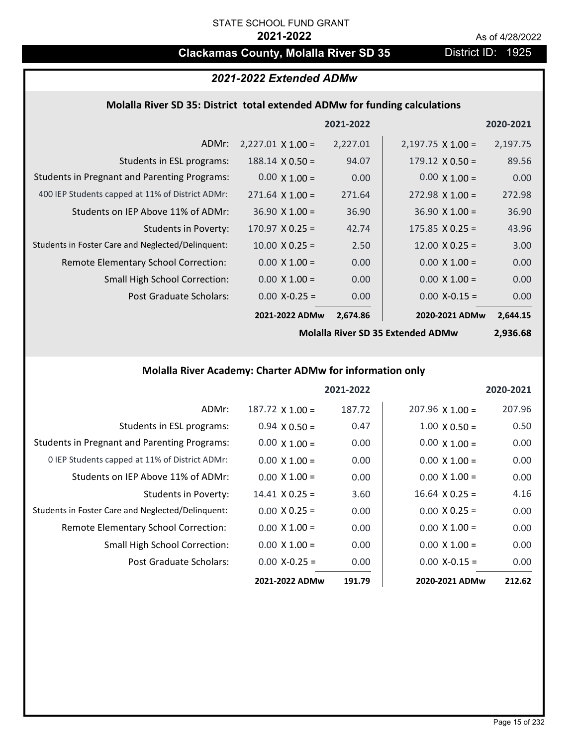STATE SCHOOL FUND GRANT

**2021-2022**

As of 4/28/2022

# Clackamas County, Molalla River SD 35

District ID: 1925

## *2021-2022 Extended ADMw*

### Molalla River SD 35: District total extended ADMw for funding calculations

| | | 2021-2022 | | 2020-2021 |
|---|---|---|---|---|
| ADMr: | 2,227.01 X 1.00 = | 2,227.01 | 2,197.75 X 1.00 = | 2,197.75 |
| Students in ESL programs: | 188.14 X 0.50 = | 94.07 | 179.12 X 0.50 = | 89.56 |
| Students in Pregnant and Parenting Programs: | 0.00 X 1.00 = | 0.00 | 0.00 X 1.00 = | 0.00 |
| 400 IEP Students capped at 11% of District ADMr: | 271.64 X 1.00 = | 271.64 | 272.98 X 1.00 = | 272.98 |
| Students on IEP Above 11% of ADMr: | 36.90 X 1.00 = | 36.90 | 36.90 X 1.00 = | 36.90 |
| Students in Poverty: | 170.97 X 0.25 = | 42.74 | 175.85 X 0.25 = | 43.96 |
| Students in Foster Care and Neglected/Delinquent: | 10.00 X 0.25 = | 2.50 | 12.00 X 0.25 = | 3.00 |
| Remote Elementary School Correction: | 0.00 X 1.00 = | 0.00 | 0.00 X 1.00 = | 0.00 |
| Small High School Correction: | 0.00 X 1.00 = | 0.00 | 0.00 X 1.00 = | 0.00 |
| Post Graduate Scholars: | 0.00 X-0.25 = | 0.00 | 0.00 X-0.15 = | 0.00 |
| | **2021-2022 ADMw** | **2,674.86** | **2020-2021 ADMw** | **2,644.15** |
| | | | **Molalla River SD 35 Extended ADMw** | **2,936.68** |

### Molalla River Academy: Charter ADMw for information only

| | | 2021-2022 | | 2020-2021 |
|---|---|---|---|---|
| ADMr: | 187.72 X 1.00 = | 187.72 | 207.96 X 1.00 = | 207.96 |
| Students in ESL programs: | 0.94 X 0.50 = | 0.47 | 1.00 X 0.50 = | 0.50 |
| Students in Pregnant and Parenting Programs: | 0.00 X 1.00 = | 0.00 | 0.00 X 1.00 = | 0.00 |
| 0 IEP Students capped at 11% of District ADMr: | 0.00 X 1.00 = | 0.00 | 0.00 X 1.00 = | 0.00 |
| Students on IEP Above 11% of ADMr: | 0.00 X 1.00 = | 0.00 | 0.00 X 1.00 = | 0.00 |
| Students in Poverty: | 14.41 X 0.25 = | 3.60 | 16.64 X 0.25 = | 4.16 |
| Students in Foster Care and Neglected/Delinquent: | 0.00 X 0.25 = | 0.00 | 0.00 X 0.25 = | 0.00 |
| Remote Elementary School Correction: | 0.00 X 1.00 = | 0.00 | 0.00 X 1.00 = | 0.00 |
| Small High School Correction: | 0.00 X 1.00 = | 0.00 | 0.00 X 1.00 = | 0.00 |
| Post Graduate Scholars: | 0.00 X-0.25 = | 0.00 | 0.00 X-0.15 = | 0.00 |
| | **2021-2022 ADMw** | **191.79** | **2020-2021 ADMw** | **212.62** |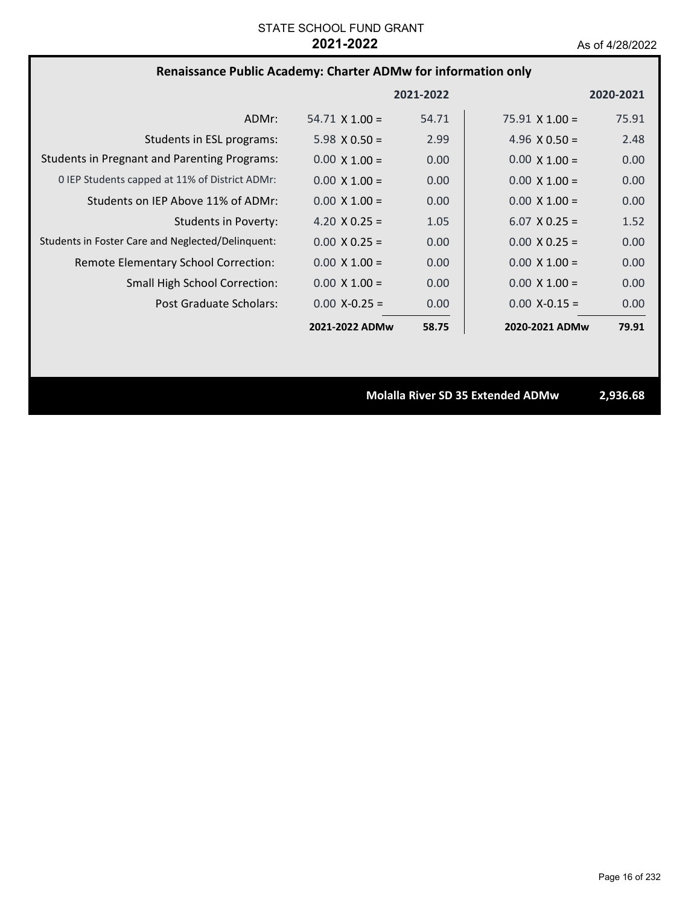STATE SCHOOL FUND GRANT

**2021-2022**

As of 4/28/2022

## Renaissance Public Academy: Charter ADMw for information only

| | | 2021-2022 | | 2020-2021 |
|---|---|---|---|---|
| ADMr: | 54.71 X 1.00 = | 54.71 | 75.91 X 1.00 = | 75.91 |
| Students in ESL programs: | 5.98 X 0.50 = | 2.99 | 4.96 X 0.50 = | 2.48 |
| Students in Pregnant and Parenting Programs: | 0.00 X 1.00 = | 0.00 | 0.00 X 1.00 = | 0.00 |
| 0 IEP Students capped at 11% of District ADMr: | 0.00 X 1.00 = | 0.00 | 0.00 X 1.00 = | 0.00 |
| Students on IEP Above 11% of ADMr: | 0.00 X 1.00 = | 0.00 | 0.00 X 1.00 = | 0.00 |
| Students in Poverty: | 4.20 X 0.25 = | 1.05 | 6.07 X 0.25 = | 1.52 |
| Students in Foster Care and Neglected/Delinquent: | 0.00 X 0.25 = | 0.00 | 0.00 X 0.25 = | 0.00 |
| Remote Elementary School Correction: | 0.00 X 1.00 = | 0.00 | 0.00 X 1.00 = | 0.00 |
| Small High School Correction: | 0.00 X 1.00 = | 0.00 | 0.00 X 1.00 = | 0.00 |
| Post Graduate Scholars: | 0.00 X-0.25 = | 0.00 | 0.00 X-0.15 = | 0.00 |
| | **2021-2022 ADMw** | **58.75** | **2020-2021 ADMw** | **79.91** |

**Molalla River SD 35 Extended ADMw** **2,936.68**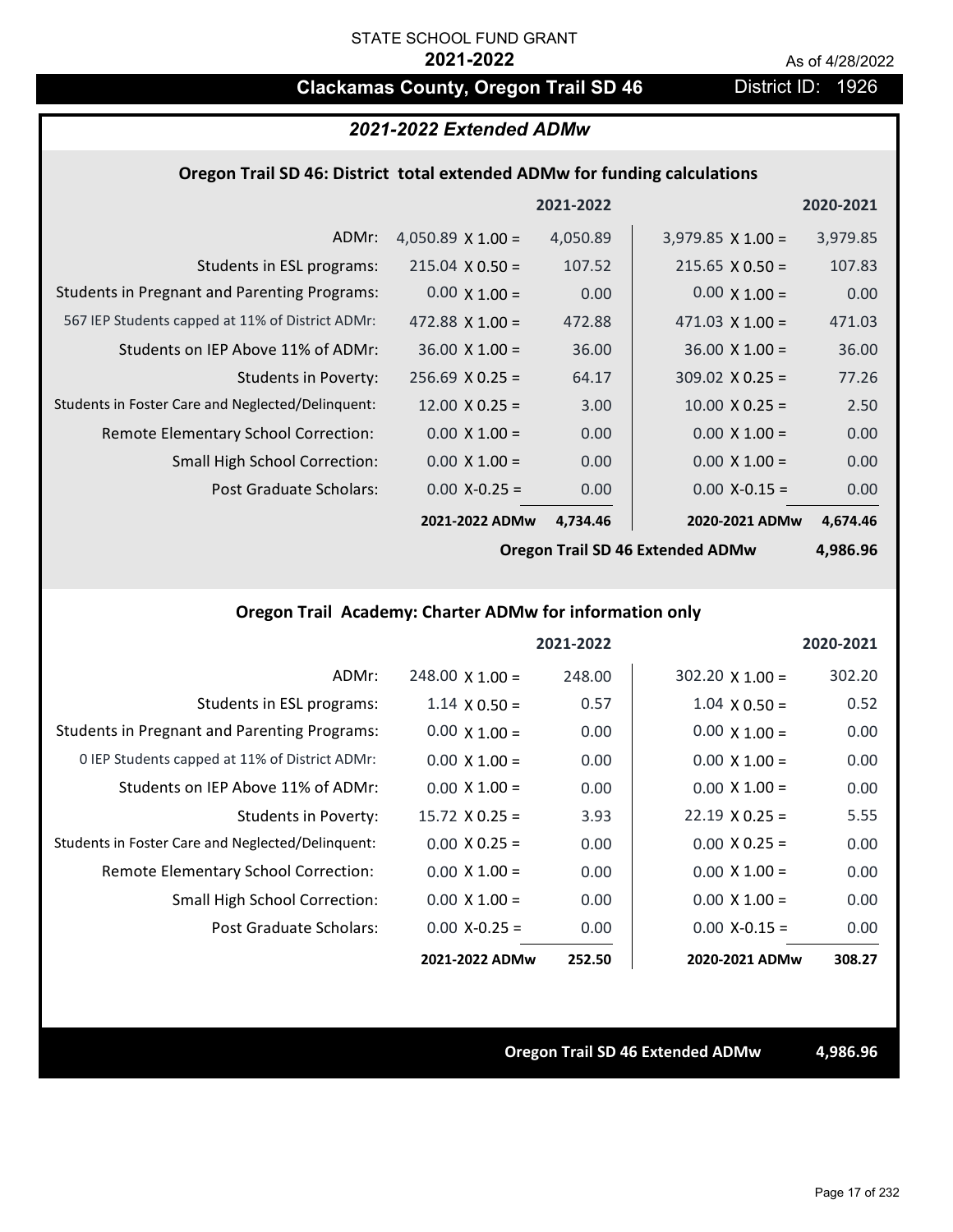STATE SCHOOL FUND GRANT

**2021-2022**

As of 4/28/2022

## Clackamas County, Oregon Trail SD 46

District ID: 1926

### *2021-2022 Extended ADMw*

#### Oregon Trail SD 46: District total extended ADMw for funding calculations

| | | 2021-2022 | | 2020-2021 |
|---|---|---|---|---|
| ADMr: | 4,050.89 X 1.00 = | 4,050.89 | 3,979.85 X 1.00 = | 3,979.85 |
| Students in ESL programs: | 215.04 X 0.50 = | 107.52 | 215.65 X 0.50 = | 107.83 |
| Students in Pregnant and Parenting Programs: | 0.00 X 1.00 = | 0.00 | 0.00 X 1.00 = | 0.00 |
| 567 IEP Students capped at 11% of District ADMr: | 472.88 X 1.00 = | 472.88 | 471.03 X 1.00 = | 471.03 |
| Students on IEP Above 11% of ADMr: | 36.00 X 1.00 = | 36.00 | 36.00 X 1.00 = | 36.00 |
| Students in Poverty: | 256.69 X 0.25 = | 64.17 | 309.02 X 0.25 = | 77.26 |
| Students in Foster Care and Neglected/Delinquent: | 12.00 X 0.25 = | 3.00 | 10.00 X 0.25 = | 2.50 |
| Remote Elementary School Correction: | 0.00 X 1.00 = | 0.00 | 0.00 X 1.00 = | 0.00 |
| Small High School Correction: | 0.00 X 1.00 = | 0.00 | 0.00 X 1.00 = | 0.00 |
| Post Graduate Scholars: | 0.00 X-0.25 = | 0.00 | 0.00 X-0.15 = | 0.00 |
| | **2021-2022 ADMw** | **4,734.46** | **2020-2021 ADMw** | **4,674.46** |
| | | | **Oregon Trail SD 46 Extended ADMw** | **4,986.96** |

#### Oregon Trail Academy: Charter ADMw for information only

| | | 2021-2022 | | 2020-2021 |
|---|---|---|---|---|
| ADMr: | 248.00 X 1.00 = | 248.00 | 302.20 X 1.00 = | 302.20 |
| Students in ESL programs: | 1.14 X 0.50 = | 0.57 | 1.04 X 0.50 = | 0.52 |
| Students in Pregnant and Parenting Programs: | 0.00 X 1.00 = | 0.00 | 0.00 X 1.00 = | 0.00 |
| 0 IEP Students capped at 11% of District ADMr: | 0.00 X 1.00 = | 0.00 | 0.00 X 1.00 = | 0.00 |
| Students on IEP Above 11% of ADMr: | 0.00 X 1.00 = | 0.00 | 0.00 X 1.00 = | 0.00 |
| Students in Poverty: | 15.72 X 0.25 = | 3.93 | 22.19 X 0.25 = | 5.55 |
| Students in Foster Care and Neglected/Delinquent: | 0.00 X 0.25 = | 0.00 | 0.00 X 0.25 = | 0.00 |
| Remote Elementary School Correction: | 0.00 X 1.00 = | 0.00 | 0.00 X 1.00 = | 0.00 |
| Small High School Correction: | 0.00 X 1.00 = | 0.00 | 0.00 X 1.00 = | 0.00 |
| Post Graduate Scholars: | 0.00 X-0.25 = | 0.00 | 0.00 X-0.15 = | 0.00 |
| | **2021-2022 ADMw** | **252.50** | **2020-2021 ADMw** | **308.27** |

**Oregon Trail SD 46 Extended ADMw** **4,986.96**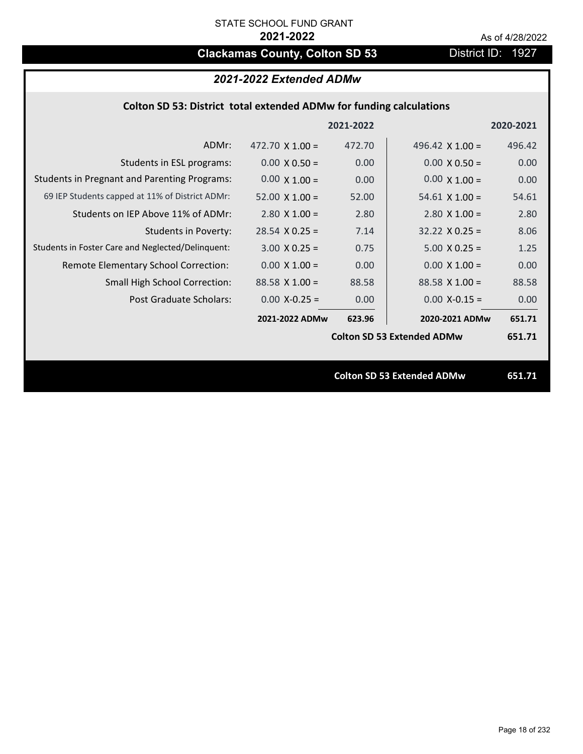STATE SCHOOL FUND GRANT

**2021-2022**

As of 4/28/2022

# Clackamas County, Colton SD 53

District ID: 1927

## *2021-2022 Extended ADMw*

### Colton SD 53: District total extended ADMw for funding calculations

| | 2021-2022 | | 2020-2021 | |
|---|---|---|---|---|
| ADMr: | 472.70 X 1.00 = | 472.70 | 496.42 X 1.00 = | 496.42 |
| Students in ESL programs: | 0.00 X 0.50 = | 0.00 | 0.00 X 0.50 = | 0.00 |
| Students in Pregnant and Parenting Programs: | 0.00 X 1.00 = | 0.00 | 0.00 X 1.00 = | 0.00 |
| 69 IEP Students capped at 11% of District ADMr: | 52.00 X 1.00 = | 52.00 | 54.61 X 1.00 = | 54.61 |
| Students on IEP Above 11% of ADMr: | 2.80 X 1.00 = | 2.80 | 2.80 X 1.00 = | 2.80 |
| Students in Poverty: | 28.54 X 0.25 = | 7.14 | 32.22 X 0.25 = | 8.06 |
| Students in Foster Care and Neglected/Delinquent: | 3.00 X 0.25 = | 0.75 | 5.00 X 0.25 = | 1.25 |
| Remote Elementary School Correction: | 0.00 X 1.00 = | 0.00 | 0.00 X 1.00 = | 0.00 |
| Small High School Correction: | 88.58 X 1.00 = | 88.58 | 88.58 X 1.00 = | 88.58 |
| Post Graduate Scholars: | 0.00 X-0.25 = | 0.00 | 0.00 X-0.15 = | 0.00 |
| | **2021-2022 ADMw** | **623.96** | **2020-2021 ADMw** | **651.71** |
| | | | **Colton SD 53 Extended ADMw** | **651.71** |

**Colton SD 53 Extended ADMw 651.71**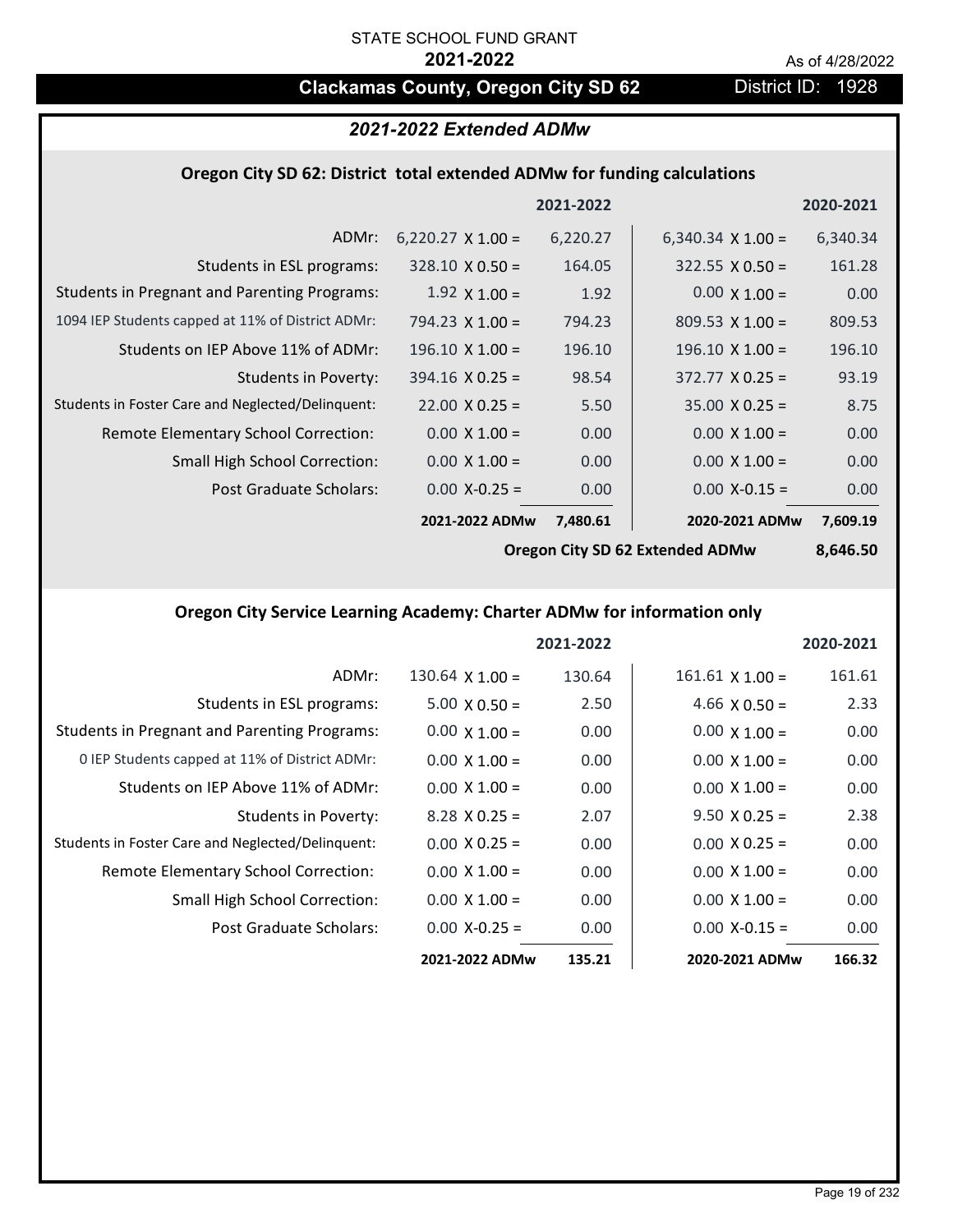STATE SCHOOL FUND GRANT

**2021-2022**

As of 4/28/2022

# Clackamas County, Oregon City SD 62

District ID: 1928

## *2021-2022 Extended ADMw*

### Oregon City SD 62: District total extended ADMw for funding calculations

| | | 2021-2022 | | 2020-2021 |
|---|---|---|---|---|
| ADMr: | 6,220.27 X 1.00 = | 6,220.27 | 6,340.34 X 1.00 = | 6,340.34 |
| Students in ESL programs: | 328.10 X 0.50 = | 164.05 | 322.55 X 0.50 = | 161.28 |
| Students in Pregnant and Parenting Programs: | 1.92 X 1.00 = | 1.92 | 0.00 X 1.00 = | 0.00 |
| 1094 IEP Students capped at 11% of District ADMr: | 794.23 X 1.00 = | 794.23 | 809.53 X 1.00 = | 809.53 |
| Students on IEP Above 11% of ADMr: | 196.10 X 1.00 = | 196.10 | 196.10 X 1.00 = | 196.10 |
| Students in Poverty: | 394.16 X 0.25 = | 98.54 | 372.77 X 0.25 = | 93.19 |
| Students in Foster Care and Neglected/Delinquent: | 22.00 X 0.25 = | 5.50 | 35.00 X 0.25 = | 8.75 |
| Remote Elementary School Correction: | 0.00 X 1.00 = | 0.00 | 0.00 X 1.00 = | 0.00 |
| Small High School Correction: | 0.00 X 1.00 = | 0.00 | 0.00 X 1.00 = | 0.00 |
| Post Graduate Scholars: | 0.00 X-0.25 = | 0.00 | 0.00 X-0.15 = | 0.00 |
| | **2021-2022 ADMw** | **7,480.61** | **2020-2021 ADMw** | **7,609.19** |
| | | | **Oregon City SD 62 Extended ADMw** | **8,646.50** |

### Oregon City Service Learning Academy: Charter ADMw for information only

| | | 2021-2022 | | 2020-2021 |
|---|---|---|---|---|
| ADMr: | 130.64 X 1.00 = | 130.64 | 161.61 X 1.00 = | 161.61 |
| Students in ESL programs: | 5.00 X 0.50 = | 2.50 | 4.66 X 0.50 = | 2.33 |
| Students in Pregnant and Parenting Programs: | 0.00 X 1.00 = | 0.00 | 0.00 X 1.00 = | 0.00 |
| 0 IEP Students capped at 11% of District ADMr: | 0.00 X 1.00 = | 0.00 | 0.00 X 1.00 = | 0.00 |
| Students on IEP Above 11% of ADMr: | 0.00 X 1.00 = | 0.00 | 0.00 X 1.00 = | 0.00 |
| Students in Poverty: | 8.28 X 0.25 = | 2.07 | 9.50 X 0.25 = | 2.38 |
| Students in Foster Care and Neglected/Delinquent: | 0.00 X 0.25 = | 0.00 | 0.00 X 0.25 = | 0.00 |
| Remote Elementary School Correction: | 0.00 X 1.00 = | 0.00 | 0.00 X 1.00 = | 0.00 |
| Small High School Correction: | 0.00 X 1.00 = | 0.00 | 0.00 X 1.00 = | 0.00 |
| Post Graduate Scholars: | 0.00 X-0.25 = | 0.00 | 0.00 X-0.15 = | 0.00 |
| | **2021-2022 ADMw** | **135.21** | **2020-2021 ADMw** | **166.32** |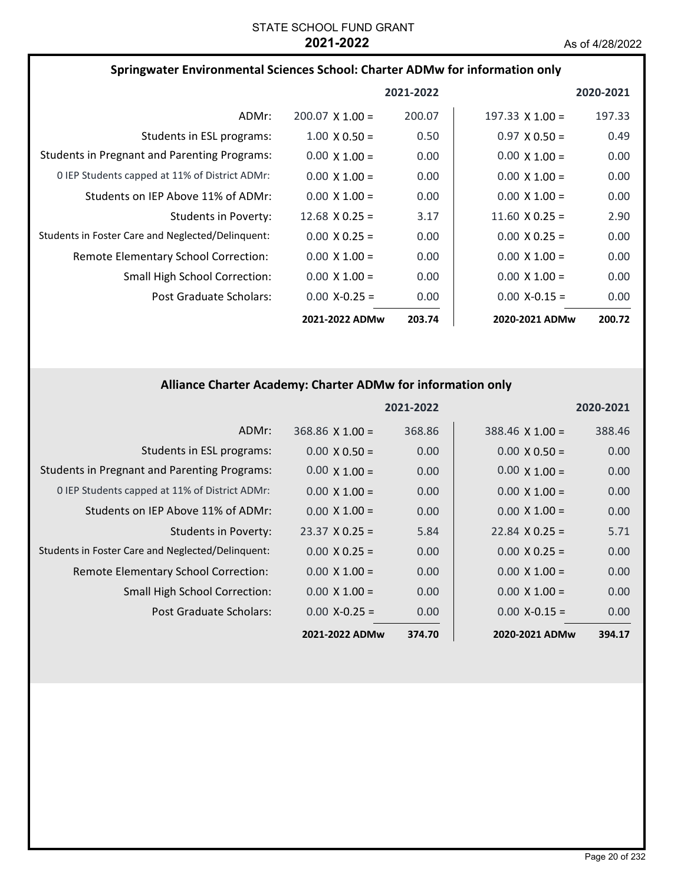STATE SCHOOL FUND GRANT
**2021-2022**
As of 4/28/2022

## Springwater Environmental Sciences School: Charter ADMw for information only

| | | 2021-2022 | | 2020-2021 |
|---|---|---|---|---|
| ADMr: | 200.07 X 1.00 = | 200.07 | 197.33 X 1.00 = | 197.33 |
| Students in ESL programs: | 1.00 X 0.50 = | 0.50 | 0.97 X 0.50 = | 0.49 |
| Students in Pregnant and Parenting Programs: | 0.00 X 1.00 = | 0.00 | 0.00 X 1.00 = | 0.00 |
| 0 IEP Students capped at 11% of District ADMr: | 0.00 X 1.00 = | 0.00 | 0.00 X 1.00 = | 0.00 |
| Students on IEP Above 11% of ADMr: | 0.00 X 1.00 = | 0.00 | 0.00 X 1.00 = | 0.00 |
| Students in Poverty: | 12.68 X 0.25 = | 3.17 | 11.60 X 0.25 = | 2.90 |
| Students in Foster Care and Neglected/Delinquent: | 0.00 X 0.25 = | 0.00 | 0.00 X 0.25 = | 0.00 |
| Remote Elementary School Correction: | 0.00 X 1.00 = | 0.00 | 0.00 X 1.00 = | 0.00 |
| Small High School Correction: | 0.00 X 1.00 = | 0.00 | 0.00 X 1.00 = | 0.00 |
| Post Graduate Scholars: | 0.00 X-0.25 = | 0.00 | 0.00 X-0.15 = | 0.00 |
| | **2021-2022 ADMw** | **203.74** | **2020-2021 ADMw** | **200.72** |

## Alliance Charter Academy: Charter ADMw for information only

| | | 2021-2022 | | 2020-2021 |
|---|---|---|---|---|
| ADMr: | 368.86 X 1.00 = | 368.86 | 388.46 X 1.00 = | 388.46 |
| Students in ESL programs: | 0.00 X 0.50 = | 0.00 | 0.00 X 0.50 = | 0.00 |
| Students in Pregnant and Parenting Programs: | 0.00 X 1.00 = | 0.00 | 0.00 X 1.00 = | 0.00 |
| 0 IEP Students capped at 11% of District ADMr: | 0.00 X 1.00 = | 0.00 | 0.00 X 1.00 = | 0.00 |
| Students on IEP Above 11% of ADMr: | 0.00 X 1.00 = | 0.00 | 0.00 X 1.00 = | 0.00 |
| Students in Poverty: | 23.37 X 0.25 = | 5.84 | 22.84 X 0.25 = | 5.71 |
| Students in Foster Care and Neglected/Delinquent: | 0.00 X 0.25 = | 0.00 | 0.00 X 0.25 = | 0.00 |
| Remote Elementary School Correction: | 0.00 X 1.00 = | 0.00 | 0.00 X 1.00 = | 0.00 |
| Small High School Correction: | 0.00 X 1.00 = | 0.00 | 0.00 X 1.00 = | 0.00 |
| Post Graduate Scholars: | 0.00 X-0.25 = | 0.00 | 0.00 X-0.15 = | 0.00 |
| | **2021-2022 ADMw** | **374.70** | **2020-2021 ADMw** | **394.17** |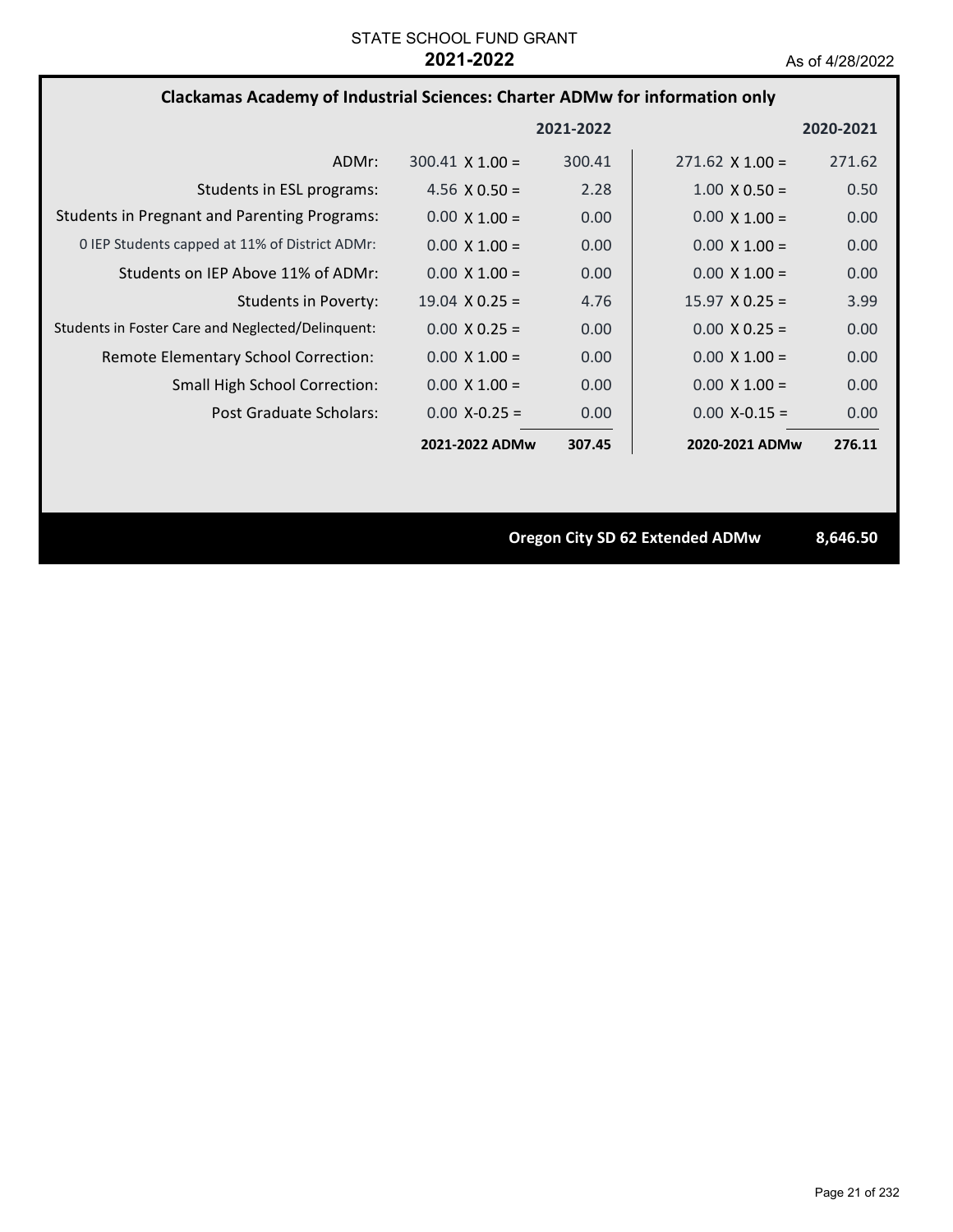STATE SCHOOL FUND GRANT

**2021-2022**

As of 4/28/2022

## Clackamas Academy of Industrial Sciences: Charter ADMw for information only

| | | 2021-2022 | | 2020-2021 |
|---|---|---|---|---|
| ADMr: | 300.41 X 1.00 = | 300.41 | 271.62 X 1.00 = | 271.62 |
| Students in ESL programs: | 4.56 X 0.50 = | 2.28 | 1.00 X 0.50 = | 0.50 |
| Students in Pregnant and Parenting Programs: | 0.00 X 1.00 = | 0.00 | 0.00 X 1.00 = | 0.00 |
| 0 IEP Students capped at 11% of District ADMr: | 0.00 X 1.00 = | 0.00 | 0.00 X 1.00 = | 0.00 |
| Students on IEP Above 11% of ADMr: | 0.00 X 1.00 = | 0.00 | 0.00 X 1.00 = | 0.00 |
| Students in Poverty: | 19.04 X 0.25 = | 4.76 | 15.97 X 0.25 = | 3.99 |
| Students in Foster Care and Neglected/Delinquent: | 0.00 X 0.25 = | 0.00 | 0.00 X 0.25 = | 0.00 |
| Remote Elementary School Correction: | 0.00 X 1.00 = | 0.00 | 0.00 X 1.00 = | 0.00 |
| Small High School Correction: | 0.00 X 1.00 = | 0.00 | 0.00 X 1.00 = | 0.00 |
| Post Graduate Scholars: | 0.00 X-0.25 = | 0.00 | 0.00 X-0.15 = | 0.00 |
| | **2021-2022 ADMw** | **307.45** | **2020-2021 ADMw** | **276.11** |

**Oregon City SD 62 Extended ADMw** **8,646.50**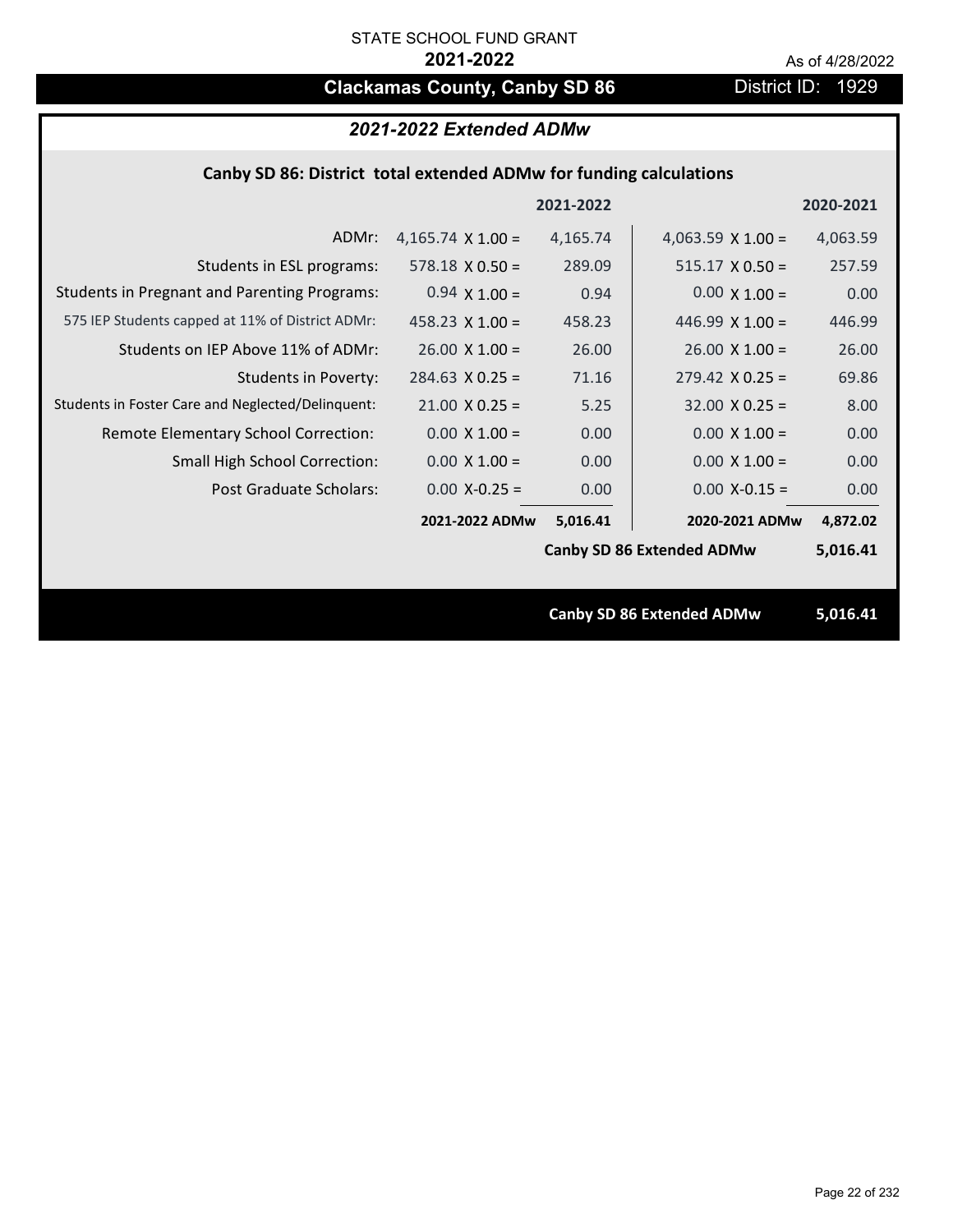STATE SCHOOL FUND GRANT

**2021-2022**

As of 4/28/2022

# Clackamas County, Canby SD 86

District ID: 1929

## *2021-2022 Extended ADMw*

### Canby SD 86: District total extended ADMw for funding calculations

| | | 2021-2022 | | 2020-2021 |
|---|---|---|---|---|
| ADMr: | 4,165.74 X 1.00 = | 4,165.74 | 4,063.59 X 1.00 = | 4,063.59 |
| Students in ESL programs: | 578.18 X 0.50 = | 289.09 | 515.17 X 0.50 = | 257.59 |
| Students in Pregnant and Parenting Programs: | 0.94 X 1.00 = | 0.94 | 0.00 X 1.00 = | 0.00 |
| 575 IEP Students capped at 11% of District ADMr: | 458.23 X 1.00 = | 458.23 | 446.99 X 1.00 = | 446.99 |
| Students on IEP Above 11% of ADMr: | 26.00 X 1.00 = | 26.00 | 26.00 X 1.00 = | 26.00 |
| Students in Poverty: | 284.63 X 0.25 = | 71.16 | 279.42 X 0.25 = | 69.86 |
| Students in Foster Care and Neglected/Delinquent: | 21.00 X 0.25 = | 5.25 | 32.00 X 0.25 = | 8.00 |
| Remote Elementary School Correction: | 0.00 X 1.00 = | 0.00 | 0.00 X 1.00 = | 0.00 |
| Small High School Correction: | 0.00 X 1.00 = | 0.00 | 0.00 X 1.00 = | 0.00 |
| Post Graduate Scholars: | 0.00 X-0.25 = | 0.00 | 0.00 X-0.15 = | 0.00 |
| | **2021-2022 ADMw** | **5,016.41** | **2020-2021 ADMw** | **4,872.02** |
| | | | **Canby SD 86 Extended ADMw** | **5,016.41** |

**Canby SD 86 Extended ADMw** **5,016.41**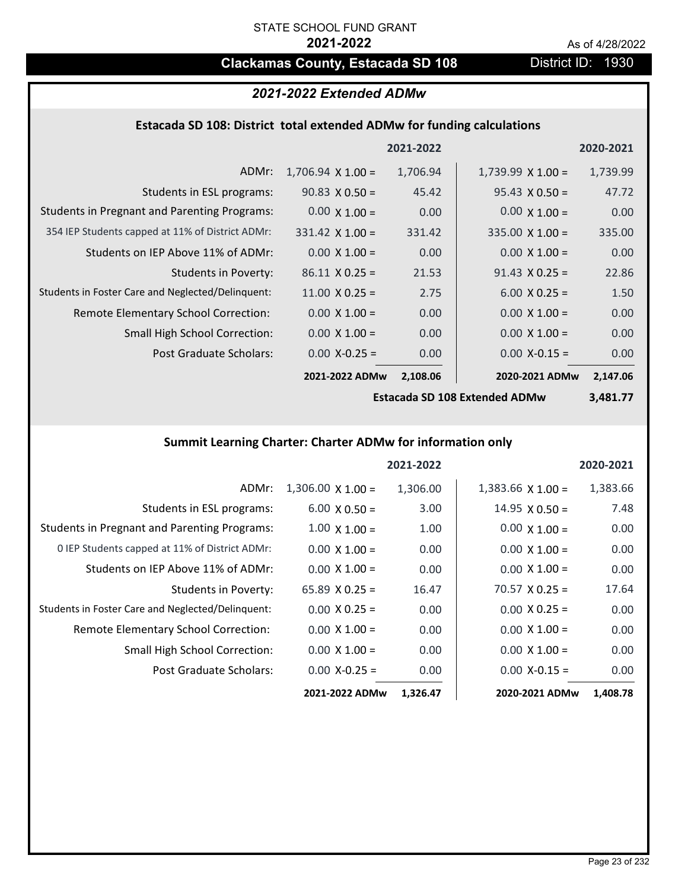STATE SCHOOL FUND GRANT

**2021-2022**

As of 4/28/2022

## Clackamas County, Estacada SD 108

District ID: 1930

### *2021-2022 Extended ADMw*

#### Estacada SD 108: District total extended ADMw for funding calculations

| | | 2021-2022 | | 2020-2021 |
|---|---|---|---|---|
| ADMr: | 1,706.94 X 1.00 = | 1,706.94 | 1,739.99 X 1.00 = | 1,739.99 |
| Students in ESL programs: | 90.83 X 0.50 = | 45.42 | 95.43 X 0.50 = | 47.72 |
| Students in Pregnant and Parenting Programs: | 0.00 X 1.00 = | 0.00 | 0.00 X 1.00 = | 0.00 |
| 354 IEP Students capped at 11% of District ADMr: | 331.42 X 1.00 = | 331.42 | 335.00 X 1.00 = | 335.00 |
| Students on IEP Above 11% of ADMr: | 0.00 X 1.00 = | 0.00 | 0.00 X 1.00 = | 0.00 |
| Students in Poverty: | 86.11 X 0.25 = | 21.53 | 91.43 X 0.25 = | 22.86 |
| Students in Foster Care and Neglected/Delinquent: | 11.00 X 0.25 = | 2.75 | 6.00 X 0.25 = | 1.50 |
| Remote Elementary School Correction: | 0.00 X 1.00 = | 0.00 | 0.00 X 1.00 = | 0.00 |
| Small High School Correction: | 0.00 X 1.00 = | 0.00 | 0.00 X 1.00 = | 0.00 |
| Post Graduate Scholars: | 0.00 X-0.25 = | 0.00 | 0.00 X-0.15 = | 0.00 |
| | **2021-2022 ADMw** | **2,108.06** | **2020-2021 ADMw** | **2,147.06** |
| | | | **Estacada SD 108 Extended ADMw** | **3,481.77** |

#### Summit Learning Charter: Charter ADMw for information only

| | | 2021-2022 | | 2020-2021 |
|---|---|---|---|---|
| ADMr: | 1,306.00 X 1.00 = | 1,306.00 | 1,383.66 X 1.00 = | 1,383.66 |
| Students in ESL programs: | 6.00 X 0.50 = | 3.00 | 14.95 X 0.50 = | 7.48 |
| Students in Pregnant and Parenting Programs: | 1.00 X 1.00 = | 1.00 | 0.00 X 1.00 = | 0.00 |
| 0 IEP Students capped at 11% of District ADMr: | 0.00 X 1.00 = | 0.00 | 0.00 X 1.00 = | 0.00 |
| Students on IEP Above 11% of ADMr: | 0.00 X 1.00 = | 0.00 | 0.00 X 1.00 = | 0.00 |
| Students in Poverty: | 65.89 X 0.25 = | 16.47 | 70.57 X 0.25 = | 17.64 |
| Students in Foster Care and Neglected/Delinquent: | 0.00 X 0.25 = | 0.00 | 0.00 X 0.25 = | 0.00 |
| Remote Elementary School Correction: | 0.00 X 1.00 = | 0.00 | 0.00 X 1.00 = | 0.00 |
| Small High School Correction: | 0.00 X 1.00 = | 0.00 | 0.00 X 1.00 = | 0.00 |
| Post Graduate Scholars: | 0.00 X-0.25 = | 0.00 | 0.00 X-0.15 = | 0.00 |
| | **2021-2022 ADMw** | **1,326.47** | **2020-2021 ADMw** | **1,408.78** |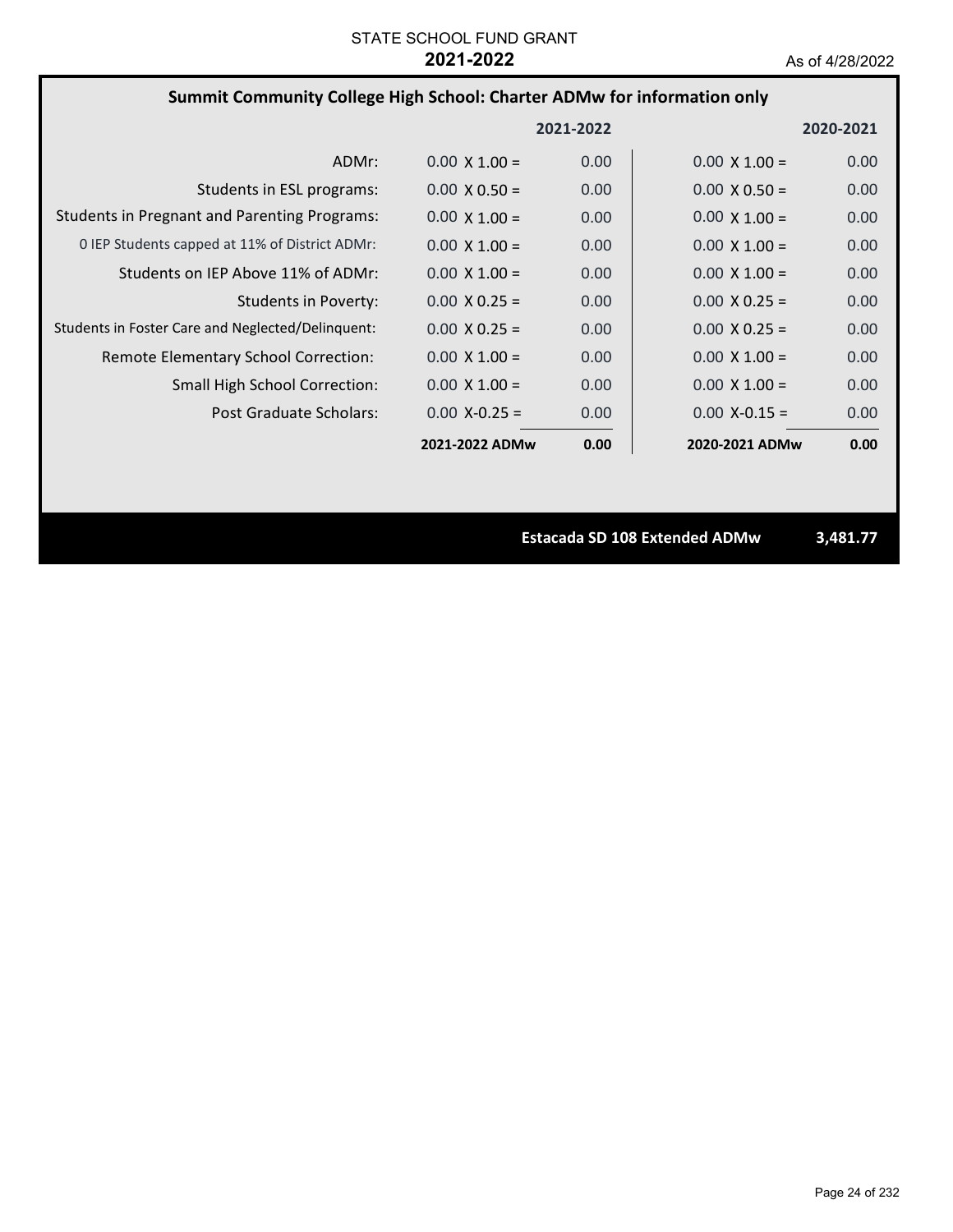STATE SCHOOL FUND GRANT
**2021-2022**
As of 4/28/2022

## Summit Community College High School: Charter ADMw for information only

| | 2021-2022 | | 2020-2021 | |
|---|---|---|---|---|
| ADMr: | 0.00 X 1.00 = | 0.00 | 0.00 X 1.00 = | 0.00 |
| Students in ESL programs: | 0.00 X 0.50 = | 0.00 | 0.00 X 0.50 = | 0.00 |
| Students in Pregnant and Parenting Programs: | 0.00 X 1.00 = | 0.00 | 0.00 X 1.00 = | 0.00 |
| 0 IEP Students capped at 11% of District ADMr: | 0.00 X 1.00 = | 0.00 | 0.00 X 1.00 = | 0.00 |
| Students on IEP Above 11% of ADMr: | 0.00 X 1.00 = | 0.00 | 0.00 X 1.00 = | 0.00 |
| Students in Poverty: | 0.00 X 0.25 = | 0.00 | 0.00 X 0.25 = | 0.00 |
| Students in Foster Care and Neglected/Delinquent: | 0.00 X 0.25 = | 0.00 | 0.00 X 0.25 = | 0.00 |
| Remote Elementary School Correction: | 0.00 X 1.00 = | 0.00 | 0.00 X 1.00 = | 0.00 |
| Small High School Correction: | 0.00 X 1.00 = | 0.00 | 0.00 X 1.00 = | 0.00 |
| Post Graduate Scholars: | 0.00 X-0.25 = | 0.00 | 0.00 X-0.15 = | 0.00 |
| | **2021-2022 ADMw** | **0.00** | **2020-2021 ADMw** | **0.00** |

**Estacada SD 108 Extended ADMw** **3,481.77**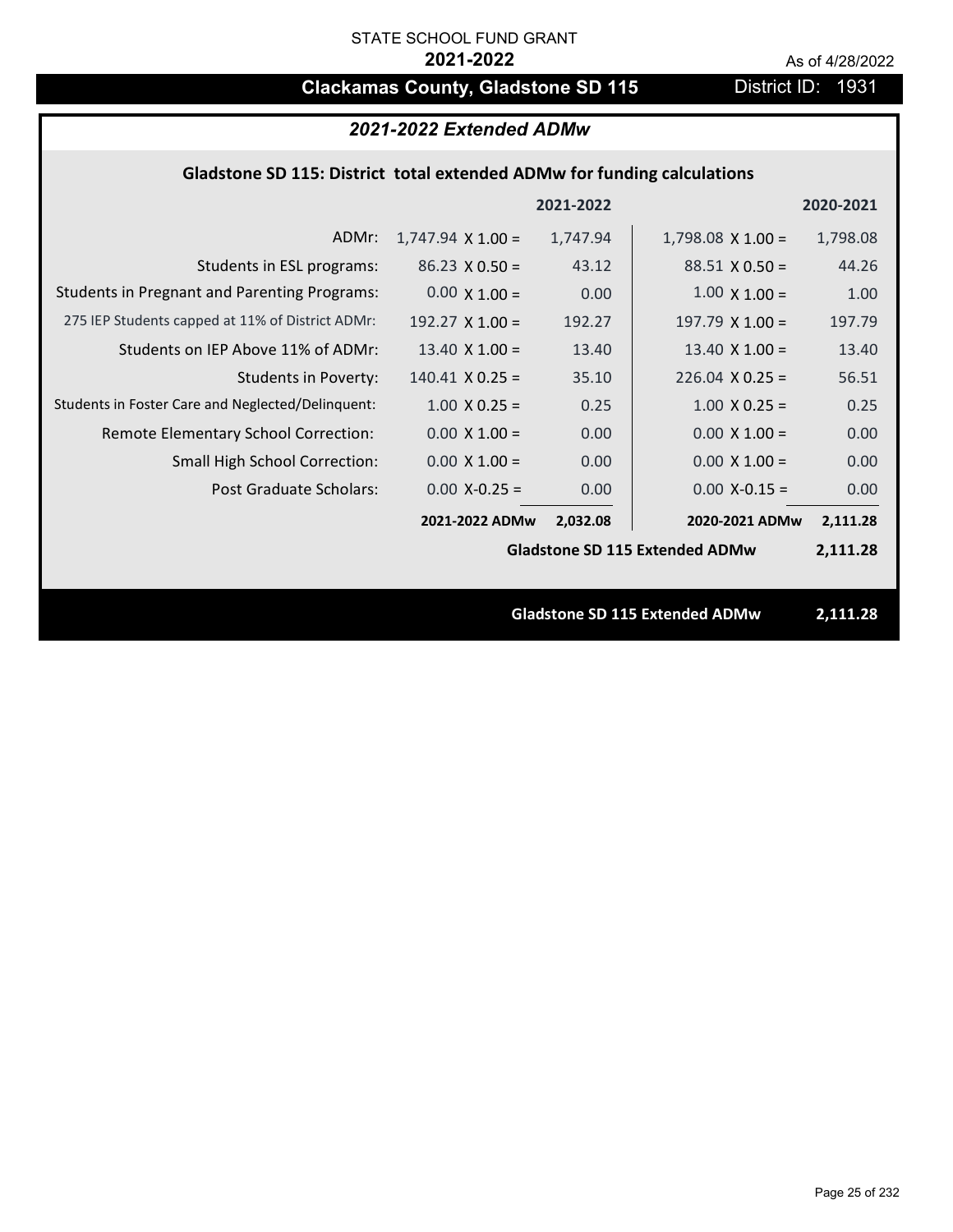STATE SCHOOL FUND GRANT

**2021-2022**

As of 4/28/2022

# Clackamas County, Gladstone SD 115

District ID: 1931

## *2021-2022 Extended ADMw*

### Gladstone SD 115: District total extended ADMw for funding calculations

| | | 2021-2022 | | 2020-2021 |
|---|---|---|---|---|
| ADMr: | 1,747.94 X 1.00 = | 1,747.94 | 1,798.08 X 1.00 = | 1,798.08 |
| Students in ESL programs: | 86.23 X 0.50 = | 43.12 | 88.51 X 0.50 = | 44.26 |
| Students in Pregnant and Parenting Programs: | 0.00 X 1.00 = | 0.00 | 1.00 X 1.00 = | 1.00 |
| 275 IEP Students capped at 11% of District ADMr: | 192.27 X 1.00 = | 192.27 | 197.79 X 1.00 = | 197.79 |
| Students on IEP Above 11% of ADMr: | 13.40 X 1.00 = | 13.40 | 13.40 X 1.00 = | 13.40 |
| Students in Poverty: | 140.41 X 0.25 = | 35.10 | 226.04 X 0.25 = | 56.51 |
| Students in Foster Care and Neglected/Delinquent: | 1.00 X 0.25 = | 0.25 | 1.00 X 0.25 = | 0.25 |
| Remote Elementary School Correction: | 0.00 X 1.00 = | 0.00 | 0.00 X 1.00 = | 0.00 |
| Small High School Correction: | 0.00 X 1.00 = | 0.00 | 0.00 X 1.00 = | 0.00 |
| Post Graduate Scholars: | 0.00 X-0.25 = | 0.00 | 0.00 X-0.15 = | 0.00 |
| | **2021-2022 ADMw** | **2,032.08** | **2020-2021 ADMw** | **2,111.28** |
| | | | **Gladstone SD 115 Extended ADMw** | **2,111.28** |

**Gladstone SD 115 Extended ADMw 2,111.28**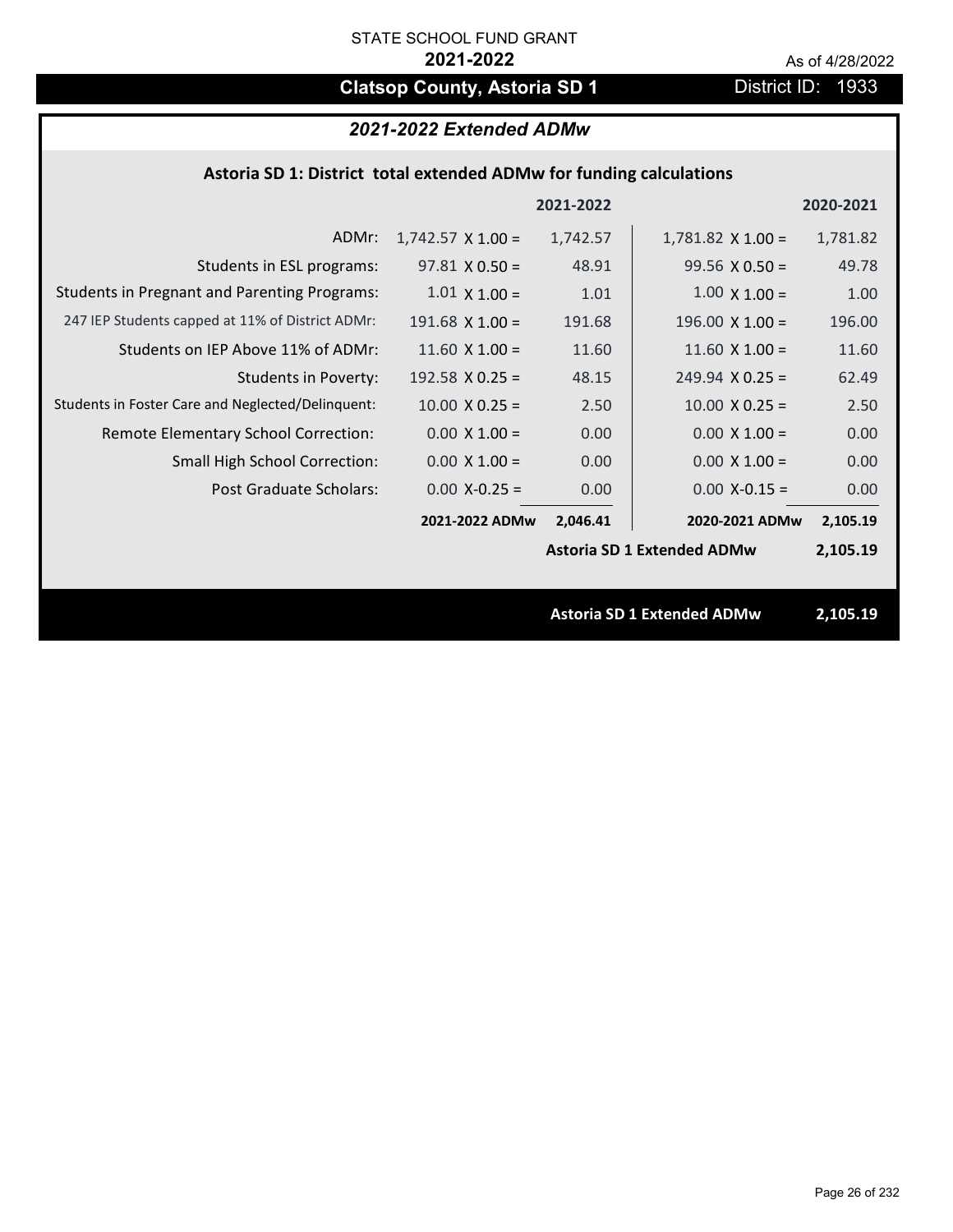STATE SCHOOL FUND GRANT

**2021-2022**

As of 4/28/2022

# Clatsop County, Astoria SD 1

District ID: 1933

## *2021-2022 Extended ADMw*

### Astoria SD 1: District total extended ADMw for funding calculations

| | 2021-2022 | | 2020-2021 | |
|---|---|---|---|---|
| ADMr: | 1,742.57 X 1.00 = | 1,742.57 | 1,781.82 X 1.00 = | 1,781.82 |
| Students in ESL programs: | 97.81 X 0.50 = | 48.91 | 99.56 X 0.50 = | 49.78 |
| Students in Pregnant and Parenting Programs: | 1.01 X 1.00 = | 1.01 | 1.00 X 1.00 = | 1.00 |
| 247 IEP Students capped at 11% of District ADMr: | 191.68 X 1.00 = | 191.68 | 196.00 X 1.00 = | 196.00 |
| Students on IEP Above 11% of ADMr: | 11.60 X 1.00 = | 11.60 | 11.60 X 1.00 = | 11.60 |
| Students in Poverty: | 192.58 X 0.25 = | 48.15 | 249.94 X 0.25 = | 62.49 |
| Students in Foster Care and Neglected/Delinquent: | 10.00 X 0.25 = | 2.50 | 10.00 X 0.25 = | 2.50 |
| Remote Elementary School Correction: | 0.00 X 1.00 = | 0.00 | 0.00 X 1.00 = | 0.00 |
| Small High School Correction: | 0.00 X 1.00 = | 0.00 | 0.00 X 1.00 = | 0.00 |
| Post Graduate Scholars: | 0.00 X-0.25 = | 0.00 | 0.00 X-0.15 = | 0.00 |
| | **2021-2022 ADMw** | **2,046.41** | **2020-2021 ADMw** | **2,105.19** |
| | | | **Astoria SD 1 Extended ADMw** | **2,105.19** |

**Astoria SD 1 Extended ADMw 2,105.19**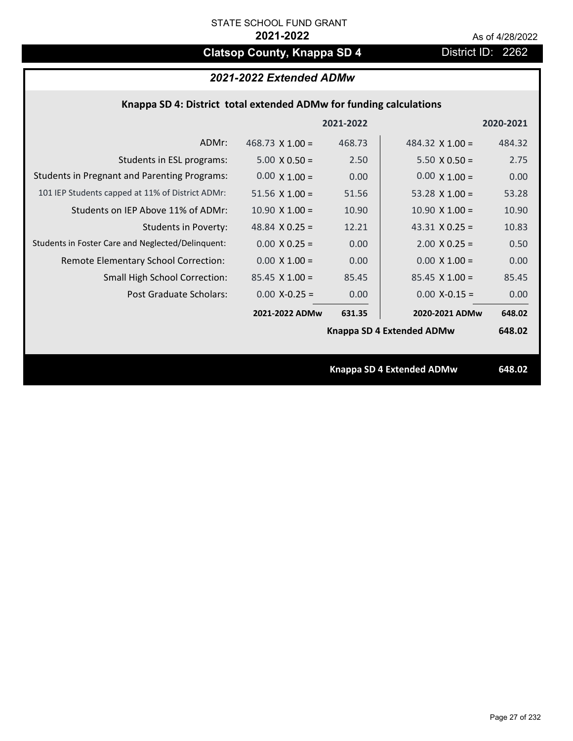STATE SCHOOL FUND GRANT

**2021-2022**

As of 4/28/2022

# Clatsop County, Knappa SD 4

District ID: 2262

## *2021-2022 Extended ADMw*

### Knappa SD 4: District total extended ADMw for funding calculations

| | | 2021-2022 | | 2020-2021 |
|---|---|---|---|---|
| ADMr: | 468.73 X 1.00 = | 468.73 | 484.32 X 1.00 = | 484.32 |
| Students in ESL programs: | 5.00 X 0.50 = | 2.50 | 5.50 X 0.50 = | 2.75 |
| Students in Pregnant and Parenting Programs: | 0.00 X 1.00 = | 0.00 | 0.00 X 1.00 = | 0.00 |
| 101 IEP Students capped at 11% of District ADMr: | 51.56 X 1.00 = | 51.56 | 53.28 X 1.00 = | 53.28 |
| Students on IEP Above 11% of ADMr: | 10.90 X 1.00 = | 10.90 | 10.90 X 1.00 = | 10.90 |
| Students in Poverty: | 48.84 X 0.25 = | 12.21 | 43.31 X 0.25 = | 10.83 |
| Students in Foster Care and Neglected/Delinquent: | 0.00 X 0.25 = | 0.00 | 2.00 X 0.25 = | 0.50 |
| Remote Elementary School Correction: | 0.00 X 1.00 = | 0.00 | 0.00 X 1.00 = | 0.00 |
| Small High School Correction: | 85.45 X 1.00 = | 85.45 | 85.45 X 1.00 = | 85.45 |
| Post Graduate Scholars: | 0.00 X-0.25 = | 0.00 | 0.00 X-0.15 = | 0.00 |
| | **2021-2022 ADMw** | **631.35** | **2020-2021 ADMw** | **648.02** |
| | | | **Knappa SD 4 Extended ADMw** | **648.02** |

**Knappa SD 4 Extended ADMw** **648.02**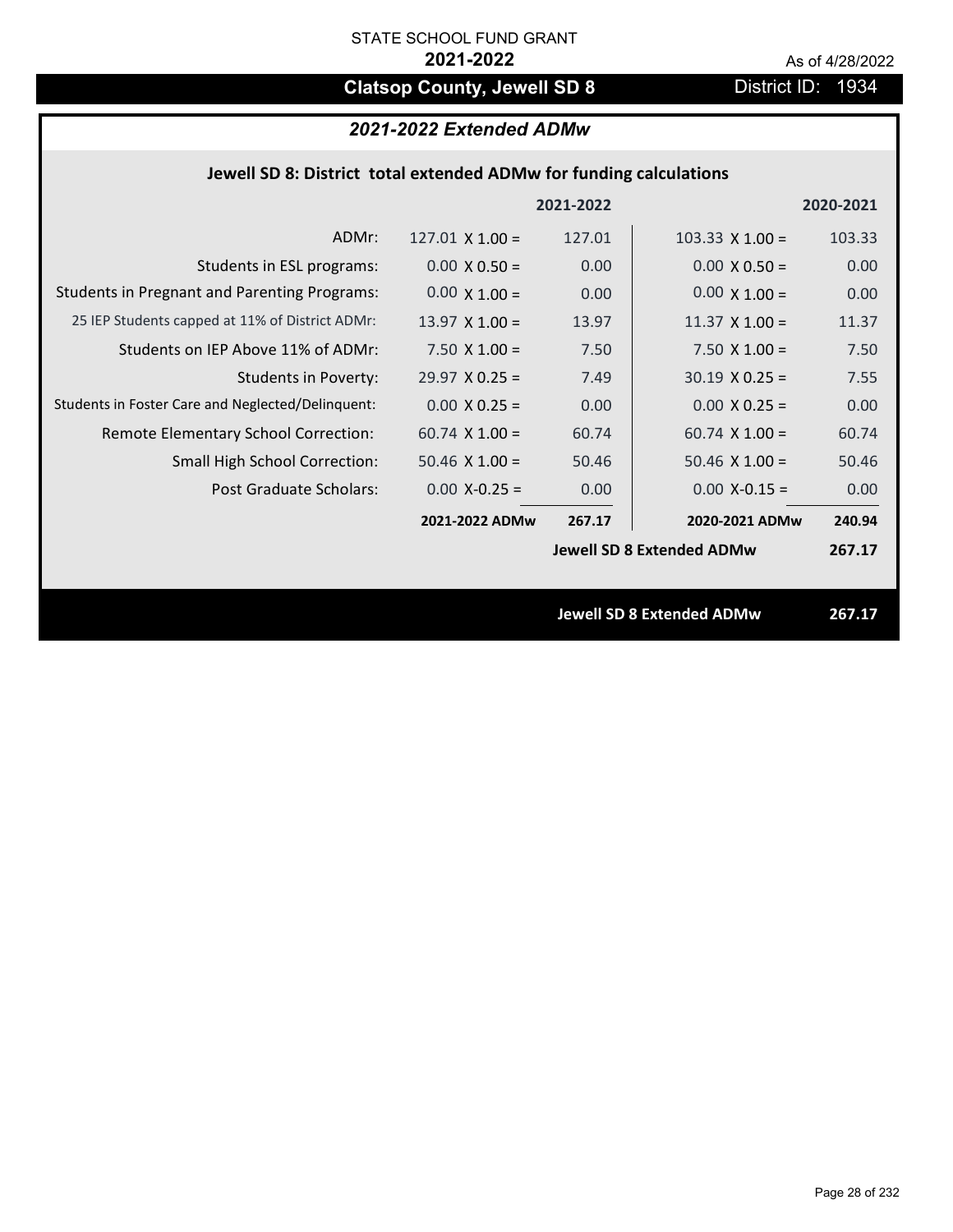STATE SCHOOL FUND GRANT

**2021-2022**

As of 4/28/2022

# Clatsop County, Jewell SD 8

District ID: 1934

## *2021-2022 Extended ADMw*

### Jewell SD 8: District total extended ADMw for funding calculations

| | | 2021-2022 | | 2020-2021 |
|---|---|---|---|---|
| ADMr: | 127.01 X 1.00 = | 127.01 | 103.33 X 1.00 = | 103.33 |
| Students in ESL programs: | 0.00 X 0.50 = | 0.00 | 0.00 X 0.50 = | 0.00 |
| Students in Pregnant and Parenting Programs: | 0.00 X 1.00 = | 0.00 | 0.00 X 1.00 = | 0.00 |
| 25 IEP Students capped at 11% of District ADMr: | 13.97 X 1.00 = | 13.97 | 11.37 X 1.00 = | 11.37 |
| Students on IEP Above 11% of ADMr: | 7.50 X 1.00 = | 7.50 | 7.50 X 1.00 = | 7.50 |
| Students in Poverty: | 29.97 X 0.25 = | 7.49 | 30.19 X 0.25 = | 7.55 |
| Students in Foster Care and Neglected/Delinquent: | 0.00 X 0.25 = | 0.00 | 0.00 X 0.25 = | 0.00 |
| Remote Elementary School Correction: | 60.74 X 1.00 = | 60.74 | 60.74 X 1.00 = | 60.74 |
| Small High School Correction: | 50.46 X 1.00 = | 50.46 | 50.46 X 1.00 = | 50.46 |
| Post Graduate Scholars: | 0.00 X-0.25 = | 0.00 | 0.00 X-0.15 = | 0.00 |
| | **2021-2022 ADMw** | **267.17** | **2020-2021 ADMw** | **240.94** |
| | | | **Jewell SD 8 Extended ADMw** | **267.17** |

**Jewell SD 8 Extended ADMw 267.17**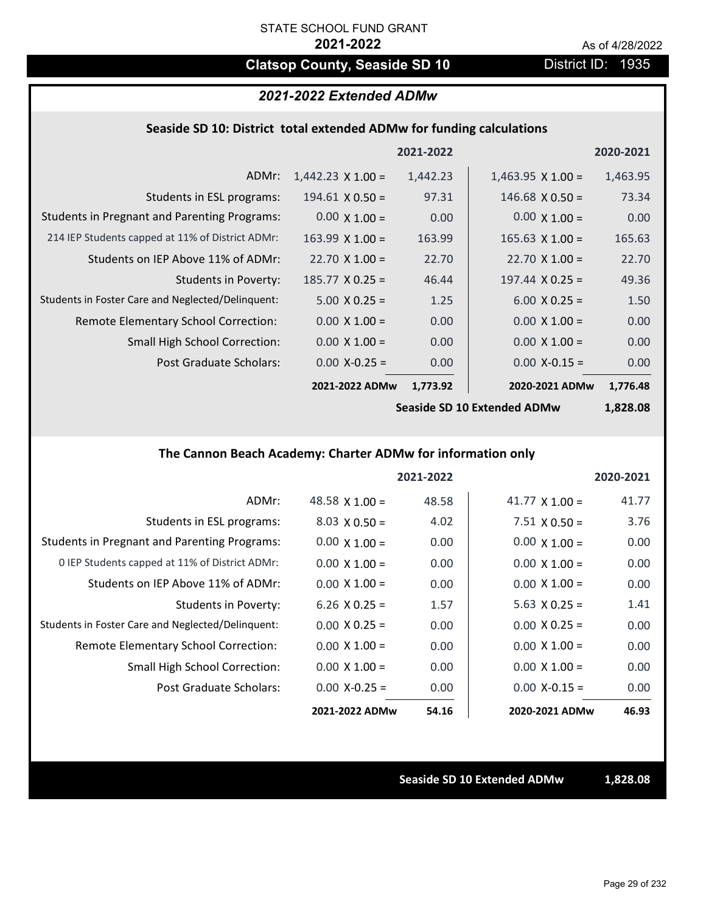STATE SCHOOL FUND GRANT

**2021-2022**

As of 4/28/2022

# Clatsop County, Seaside SD 10

District ID: 1935

## *2021-2022 Extended ADMw*

### Seaside SD 10: District total extended ADMw for funding calculations

| | | 2021-2022 | | 2020-2021 |
|---|---|---|---|---|
| ADMr: | 1,442.23 X 1.00 = | 1,442.23 | 1,463.95 X 1.00 = | 1,463.95 |
| Students in ESL programs: | 194.61 X 0.50 = | 97.31 | 146.68 X 0.50 = | 73.34 |
| Students in Pregnant and Parenting Programs: | 0.00 X 1.00 = | 0.00 | 0.00 X 1.00 = | 0.00 |
| 214 IEP Students capped at 11% of District ADMr: | 163.99 X 1.00 = | 163.99 | 165.63 X 1.00 = | 165.63 |
| Students on IEP Above 11% of ADMr: | 22.70 X 1.00 = | 22.70 | 22.70 X 1.00 = | 22.70 |
| Students in Poverty: | 185.77 X 0.25 = | 46.44 | 197.44 X 0.25 = | 49.36 |
| Students in Foster Care and Neglected/Delinquent: | 5.00 X 0.25 = | 1.25 | 6.00 X 0.25 = | 1.50 |
| Remote Elementary School Correction: | 0.00 X 1.00 = | 0.00 | 0.00 X 1.00 = | 0.00 |
| Small High School Correction: | 0.00 X 1.00 = | 0.00 | 0.00 X 1.00 = | 0.00 |
| Post Graduate Scholars: | 0.00 X-0.25 = | 0.00 | 0.00 X-0.15 = | 0.00 |
| | **2021-2022 ADMw** | **1,773.92** | **2020-2021 ADMw** | **1,776.48** |
| | | | **Seaside SD 10 Extended ADMw** | **1,828.08** |

### The Cannon Beach Academy: Charter ADMw for information only

| | | 2021-2022 | | 2020-2021 |
|---|---|---|---|---|
| ADMr: | 48.58 X 1.00 = | 48.58 | 41.77 X 1.00 = | 41.77 |
| Students in ESL programs: | 8.03 X 0.50 = | 4.02 | 7.51 X 0.50 = | 3.76 |
| Students in Pregnant and Parenting Programs: | 0.00 X 1.00 = | 0.00 | 0.00 X 1.00 = | 0.00 |
| 0 IEP Students capped at 11% of District ADMr: | 0.00 X 1.00 = | 0.00 | 0.00 X 1.00 = | 0.00 |
| Students on IEP Above 11% of ADMr: | 0.00 X 1.00 = | 0.00 | 0.00 X 1.00 = | 0.00 |
| Students in Poverty: | 6.26 X 0.25 = | 1.57 | 5.63 X 0.25 = | 1.41 |
| Students in Foster Care and Neglected/Delinquent: | 0.00 X 0.25 = | 0.00 | 0.00 X 0.25 = | 0.00 |
| Remote Elementary School Correction: | 0.00 X 1.00 = | 0.00 | 0.00 X 1.00 = | 0.00 |
| Small High School Correction: | 0.00 X 1.00 = | 0.00 | 0.00 X 1.00 = | 0.00 |
| Post Graduate Scholars: | 0.00 X-0.25 = | 0.00 | 0.00 X-0.15 = | 0.00 |
| | **2021-2022 ADMw** | **54.16** | **2020-2021 ADMw** | **46.93** |

**Seaside SD 10 Extended ADMw** **1,828.08**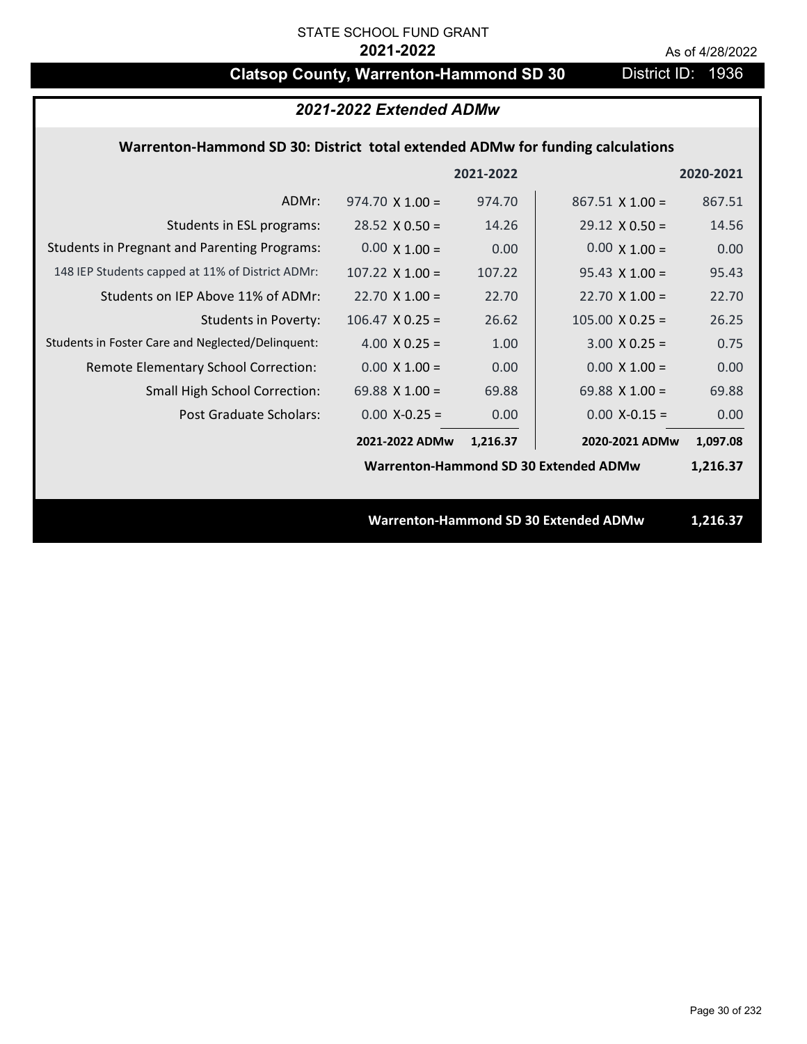STATE SCHOOL FUND GRANT

**2021-2022**

As of 4/28/2022

## Clatsop County, Warrenton-Hammond SD 30 — District ID: 1936

### *2021-2022 Extended ADMw*

**Warrenton-Hammond SD 30: District total extended ADMw for funding calculations**

| | | 2021-2022 | | 2020-2021 |
|---|---|---|---|---|
| ADMr: | 974.70 X 1.00 = | 974.70 | 867.51 X 1.00 = | 867.51 |
| Students in ESL programs: | 28.52 X 0.50 = | 14.26 | 29.12 X 0.50 = | 14.56 |
| Students in Pregnant and Parenting Programs: | 0.00 X 1.00 = | 0.00 | 0.00 X 1.00 = | 0.00 |
| 148 IEP Students capped at 11% of District ADMr: | 107.22 X 1.00 = | 107.22 | 95.43 X 1.00 = | 95.43 |
| Students on IEP Above 11% of ADMr: | 22.70 X 1.00 = | 22.70 | 22.70 X 1.00 = | 22.70 |
| Students in Poverty: | 106.47 X 0.25 = | 26.62 | 105.00 X 0.25 = | 26.25 |
| Students in Foster Care and Neglected/Delinquent: | 4.00 X 0.25 = | 1.00 | 3.00 X 0.25 = | 0.75 |
| Remote Elementary School Correction: | 0.00 X 1.00 = | 0.00 | 0.00 X 1.00 = | 0.00 |
| Small High School Correction: | 69.88 X 1.00 = | 69.88 | 69.88 X 1.00 = | 69.88 |
| Post Graduate Scholars: | 0.00 X-0.25 = | 0.00 | 0.00 X-0.15 = | 0.00 |
| | **2021-2022 ADMw** | **1,216.37** | **2020-2021 ADMw** | **1,097.08** |
| | | | **Warrenton-Hammond SD 30 Extended ADMw** | **1,216.37** |

**Warrenton-Hammond SD 30 Extended ADMw — 1,216.37**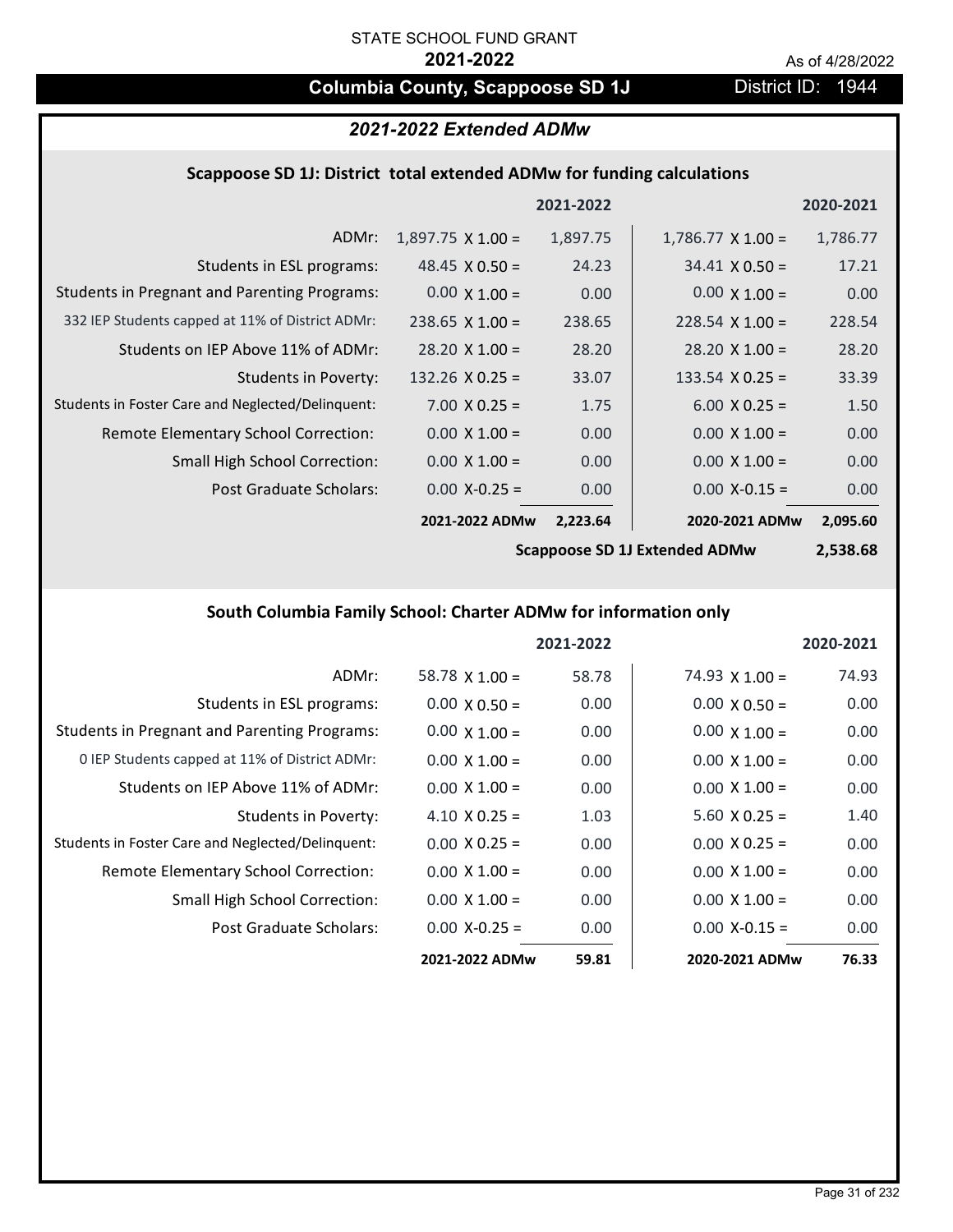STATE SCHOOL FUND GRANT

**2021-2022**

As of 4/28/2022

# Columbia County, Scappoose SD 1J

District ID: 1944

## *2021-2022 Extended ADMw*

### Scappoose SD 1J: District total extended ADMw for funding calculations

| | | 2021-2022 | | 2020-2021 |
|---|---|---|---|---|
| ADMr: | 1,897.75 X 1.00 = | 1,897.75 | 1,786.77 X 1.00 = | 1,786.77 |
| Students in ESL programs: | 48.45 X 0.50 = | 24.23 | 34.41 X 0.50 = | 17.21 |
| Students in Pregnant and Parenting Programs: | 0.00 X 1.00 = | 0.00 | 0.00 X 1.00 = | 0.00 |
| 332 IEP Students capped at 11% of District ADMr: | 238.65 X 1.00 = | 238.65 | 228.54 X 1.00 = | 228.54 |
| Students on IEP Above 11% of ADMr: | 28.20 X 1.00 = | 28.20 | 28.20 X 1.00 = | 28.20 |
| Students in Poverty: | 132.26 X 0.25 = | 33.07 | 133.54 X 0.25 = | 33.39 |
| Students in Foster Care and Neglected/Delinquent: | 7.00 X 0.25 = | 1.75 | 6.00 X 0.25 = | 1.50 |
| Remote Elementary School Correction: | 0.00 X 1.00 = | 0.00 | 0.00 X 1.00 = | 0.00 |
| Small High School Correction: | 0.00 X 1.00 = | 0.00 | 0.00 X 1.00 = | 0.00 |
| Post Graduate Scholars: | 0.00 X-0.25 = | 0.00 | 0.00 X-0.15 = | 0.00 |
| | **2021-2022 ADMw** | **2,223.64** | **2020-2021 ADMw** | **2,095.60** |
| | | | **Scappoose SD 1J Extended ADMw** | **2,538.68** |

### South Columbia Family School: Charter ADMw for information only

| | | 2021-2022 | | 2020-2021 |
|---|---|---|---|---|
| ADMr: | 58.78 X 1.00 = | 58.78 | 74.93 X 1.00 = | 74.93 |
| Students in ESL programs: | 0.00 X 0.50 = | 0.00 | 0.00 X 0.50 = | 0.00 |
| Students in Pregnant and Parenting Programs: | 0.00 X 1.00 = | 0.00 | 0.00 X 1.00 = | 0.00 |
| 0 IEP Students capped at 11% of District ADMr: | 0.00 X 1.00 = | 0.00 | 0.00 X 1.00 = | 0.00 |
| Students on IEP Above 11% of ADMr: | 0.00 X 1.00 = | 0.00 | 0.00 X 1.00 = | 0.00 |
| Students in Poverty: | 4.10 X 0.25 = | 1.03 | 5.60 X 0.25 = | 1.40 |
| Students in Foster Care and Neglected/Delinquent: | 0.00 X 0.25 = | 0.00 | 0.00 X 0.25 = | 0.00 |
| Remote Elementary School Correction: | 0.00 X 1.00 = | 0.00 | 0.00 X 1.00 = | 0.00 |
| Small High School Correction: | 0.00 X 1.00 = | 0.00 | 0.00 X 1.00 = | 0.00 |
| Post Graduate Scholars: | 0.00 X-0.25 = | 0.00 | 0.00 X-0.15 = | 0.00 |
| | **2021-2022 ADMw** | **59.81** | **2020-2021 ADMw** | **76.33** |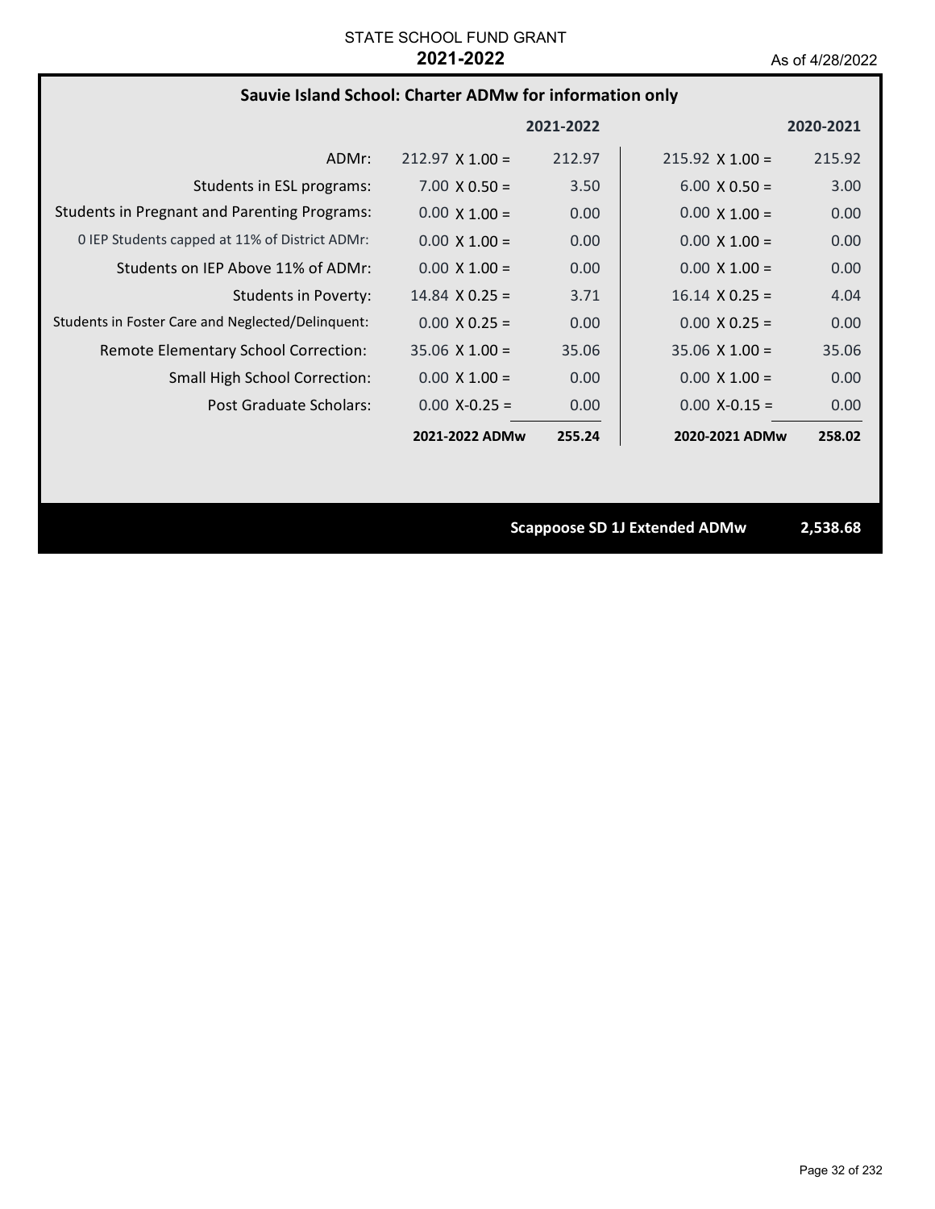STATE SCHOOL FUND GRANT
**2021-2022**
As of 4/28/2022

## Sauvie Island School: Charter ADMw for information only

| | | 2021-2022 | | 2020-2021 |
|---|---|---|---|---|
| ADMr: | 212.97 X 1.00 = | 212.97 | 215.92 X 1.00 = | 215.92 |
| Students in ESL programs: | 7.00 X 0.50 = | 3.50 | 6.00 X 0.50 = | 3.00 |
| Students in Pregnant and Parenting Programs: | 0.00 X 1.00 = | 0.00 | 0.00 X 1.00 = | 0.00 |
| 0 IEP Students capped at 11% of District ADMr: | 0.00 X 1.00 = | 0.00 | 0.00 X 1.00 = | 0.00 |
| Students on IEP Above 11% of ADMr: | 0.00 X 1.00 = | 0.00 | 0.00 X 1.00 = | 0.00 |
| Students in Poverty: | 14.84 X 0.25 = | 3.71 | 16.14 X 0.25 = | 4.04 |
| Students in Foster Care and Neglected/Delinquent: | 0.00 X 0.25 = | 0.00 | 0.00 X 0.25 = | 0.00 |
| Remote Elementary School Correction: | 35.06 X 1.00 = | 35.06 | 35.06 X 1.00 = | 35.06 |
| Small High School Correction: | 0.00 X 1.00 = | 0.00 | 0.00 X 1.00 = | 0.00 |
| Post Graduate Scholars: | 0.00 X-0.25 = | 0.00 | 0.00 X-0.15 = | 0.00 |
| | **2021-2022 ADMw** | **255.24** | **2020-2021 ADMw** | **258.02** |

**Scappoose SD 1J Extended ADMw** **2,538.68**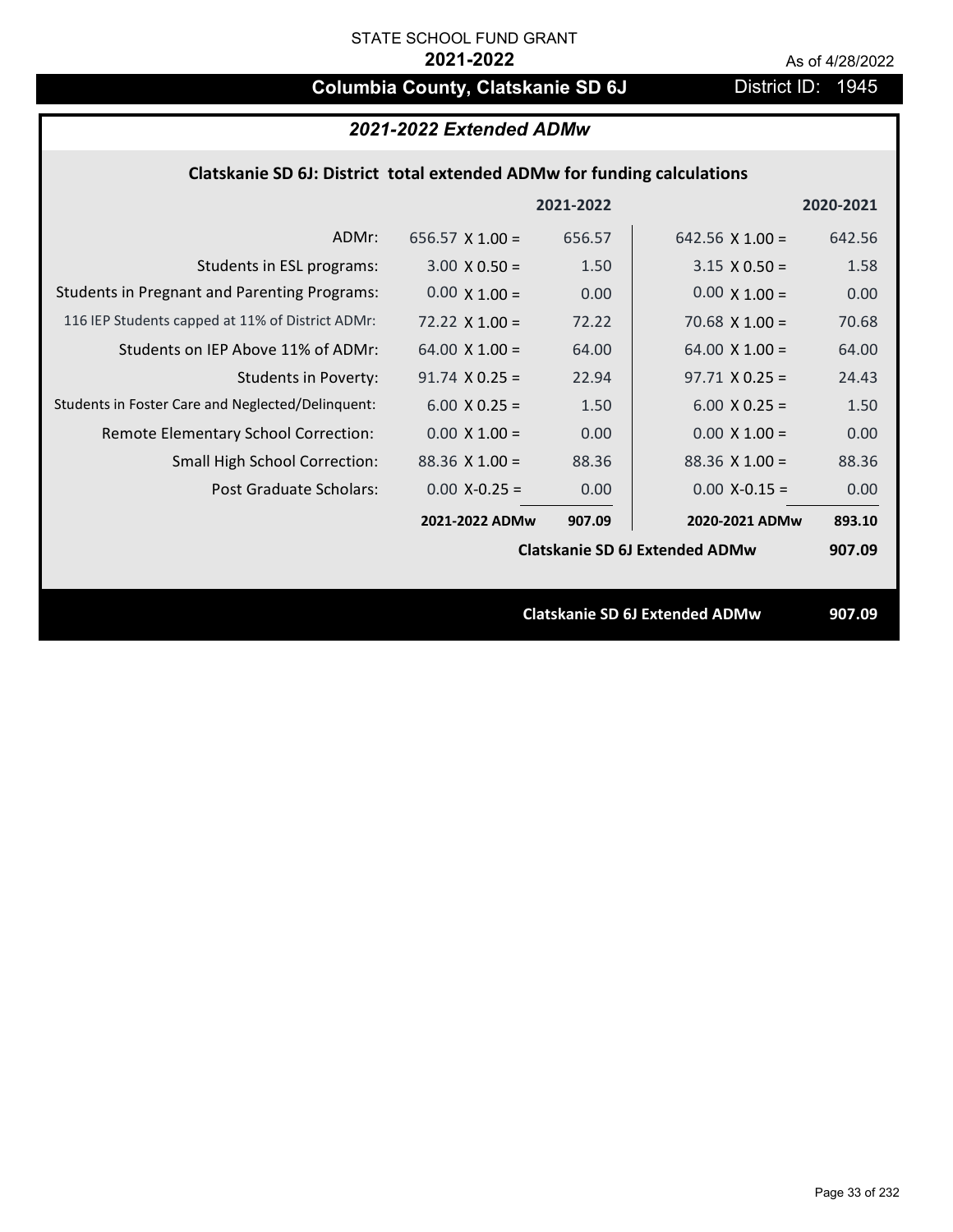STATE SCHOOL FUND GRANT

**2021-2022**

As of 4/28/2022

# Columbia County, Clatskanie SD 6J

District ID: 1945

## *2021-2022 Extended ADMw*

### Clatskanie SD 6J: District total extended ADMw for funding calculations

| | 2021-2022 | | 2020-2021 | |
|---|---|---|---|---|
| ADMr: | 656.57 X 1.00 = | 656.57 | 642.56 X 1.00 = | 642.56 |
| Students in ESL programs: | 3.00 X 0.50 = | 1.50 | 3.15 X 0.50 = | 1.58 |
| Students in Pregnant and Parenting Programs: | 0.00 X 1.00 = | 0.00 | 0.00 X 1.00 = | 0.00 |
| 116 IEP Students capped at 11% of District ADMr: | 72.22 X 1.00 = | 72.22 | 70.68 X 1.00 = | 70.68 |
| Students on IEP Above 11% of ADMr: | 64.00 X 1.00 = | 64.00 | 64.00 X 1.00 = | 64.00 |
| Students in Poverty: | 91.74 X 0.25 = | 22.94 | 97.71 X 0.25 = | 24.43 |
| Students in Foster Care and Neglected/Delinquent: | 6.00 X 0.25 = | 1.50 | 6.00 X 0.25 = | 1.50 |
| Remote Elementary School Correction: | 0.00 X 1.00 = | 0.00 | 0.00 X 1.00 = | 0.00 |
| Small High School Correction: | 88.36 X 1.00 = | 88.36 | 88.36 X 1.00 = | 88.36 |
| Post Graduate Scholars: | 0.00 X-0.25 = | 0.00 | 0.00 X-0.15 = | 0.00 |
| | **2021-2022 ADMw** | **907.09** | **2020-2021 ADMw** | **893.10** |
| | | | **Clatskanie SD 6J Extended ADMw** | **907.09** |

**Clatskanie SD 6J Extended ADMw** **907.09**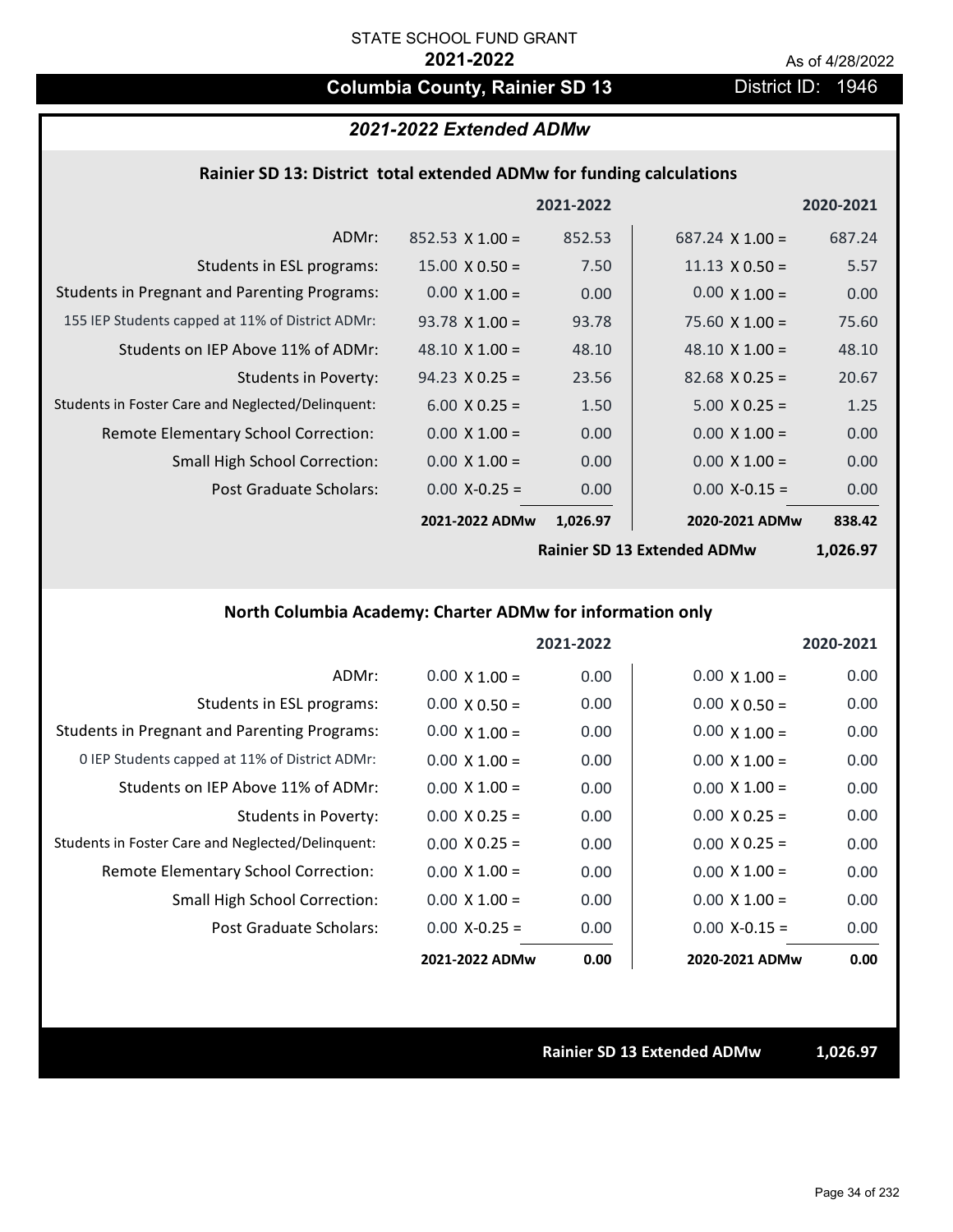STATE SCHOOL FUND GRANT

**2021-2022**

As of 4/28/2022

# Columbia County, Rainier SD 13

District ID: 1946

## *2021-2022 Extended ADMw*

### Rainier SD 13: District total extended ADMw for funding calculations

| | | 2021-2022 | | 2020-2021 |
|---|---|---|---|---|
| ADMr: | 852.53 X 1.00 = | 852.53 | 687.24 X 1.00 = | 687.24 |
| Students in ESL programs: | 15.00 X 0.50 = | 7.50 | 11.13 X 0.50 = | 5.57 |
| Students in Pregnant and Parenting Programs: | 0.00 X 1.00 = | 0.00 | 0.00 X 1.00 = | 0.00 |
| 155 IEP Students capped at 11% of District ADMr: | 93.78 X 1.00 = | 93.78 | 75.60 X 1.00 = | 75.60 |
| Students on IEP Above 11% of ADMr: | 48.10 X 1.00 = | 48.10 | 48.10 X 1.00 = | 48.10 |
| Students in Poverty: | 94.23 X 0.25 = | 23.56 | 82.68 X 0.25 = | 20.67 |
| Students in Foster Care and Neglected/Delinquent: | 6.00 X 0.25 = | 1.50 | 5.00 X 0.25 = | 1.25 |
| Remote Elementary School Correction: | 0.00 X 1.00 = | 0.00 | 0.00 X 1.00 = | 0.00 |
| Small High School Correction: | 0.00 X 1.00 = | 0.00 | 0.00 X 1.00 = | 0.00 |
| Post Graduate Scholars: | 0.00 X-0.25 = | 0.00 | 0.00 X-0.15 = | 0.00 |
| | **2021-2022 ADMw** | **1,026.97** | **2020-2021 ADMw** | **838.42** |

**Rainier SD 13 Extended ADMw 1,026.97**

### North Columbia Academy: Charter ADMw for information only

| | | 2021-2022 | | 2020-2021 |
|---|---|---|---|---|
| ADMr: | 0.00 X 1.00 = | 0.00 | 0.00 X 1.00 = | 0.00 |
| Students in ESL programs: | 0.00 X 0.50 = | 0.00 | 0.00 X 0.50 = | 0.00 |
| Students in Pregnant and Parenting Programs: | 0.00 X 1.00 = | 0.00 | 0.00 X 1.00 = | 0.00 |
| 0 IEP Students capped at 11% of District ADMr: | 0.00 X 1.00 = | 0.00 | 0.00 X 1.00 = | 0.00 |
| Students on IEP Above 11% of ADMr: | 0.00 X 1.00 = | 0.00 | 0.00 X 1.00 = | 0.00 |
| Students in Poverty: | 0.00 X 0.25 = | 0.00 | 0.00 X 0.25 = | 0.00 |
| Students in Foster Care and Neglected/Delinquent: | 0.00 X 0.25 = | 0.00 | 0.00 X 0.25 = | 0.00 |
| Remote Elementary School Correction: | 0.00 X 1.00 = | 0.00 | 0.00 X 1.00 = | 0.00 |
| Small High School Correction: | 0.00 X 1.00 = | 0.00 | 0.00 X 1.00 = | 0.00 |
| Post Graduate Scholars: | 0.00 X-0.25 = | 0.00 | 0.00 X-0.15 = | 0.00 |
| | **2021-2022 ADMw** | **0.00** | **2020-2021 ADMw** | **0.00** |

**Rainier SD 13 Extended ADMw 1,026.97**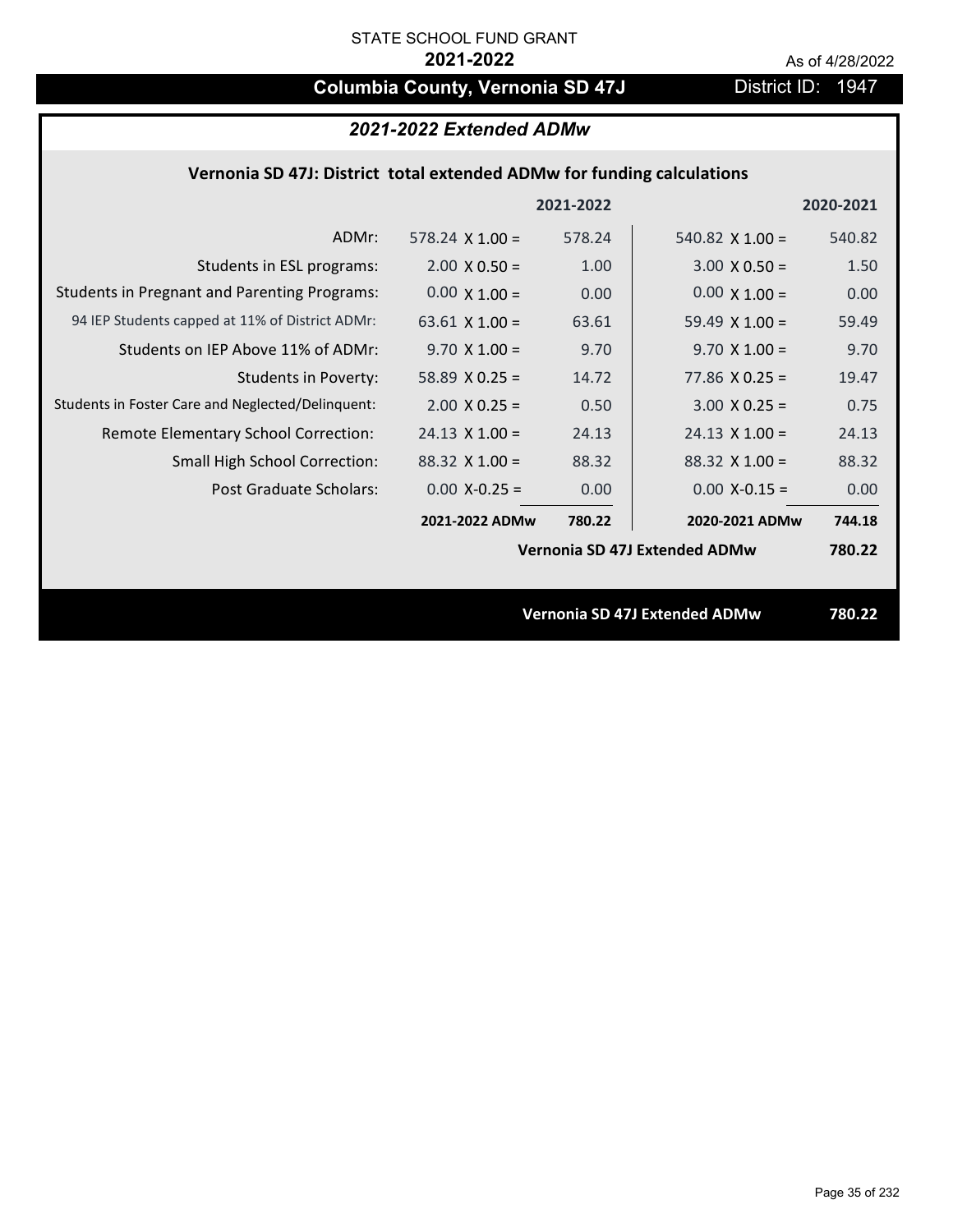STATE SCHOOL FUND GRANT

**2021-2022**

As of 4/28/2022

# Columbia County, Vernonia SD 47J

District ID: 1947

## *2021-2022 Extended ADMw*

### Vernonia SD 47J: District total extended ADMw for funding calculations

| | | 2021-2022 | | 2020-2021 |
|---|---|---|---|---|
| ADMr: | 578.24 X 1.00 = | 578.24 | 540.82 X 1.00 = | 540.82 |
| Students in ESL programs: | 2.00 X 0.50 = | 1.00 | 3.00 X 0.50 = | 1.50 |
| Students in Pregnant and Parenting Programs: | 0.00 X 1.00 = | 0.00 | 0.00 X 1.00 = | 0.00 |
| 94 IEP Students capped at 11% of District ADMr: | 63.61 X 1.00 = | 63.61 | 59.49 X 1.00 = | 59.49 |
| Students on IEP Above 11% of ADMr: | 9.70 X 1.00 = | 9.70 | 9.70 X 1.00 = | 9.70 |
| Students in Poverty: | 58.89 X 0.25 = | 14.72 | 77.86 X 0.25 = | 19.47 |
| Students in Foster Care and Neglected/Delinquent: | 2.00 X 0.25 = | 0.50 | 3.00 X 0.25 = | 0.75 |
| Remote Elementary School Correction: | 24.13 X 1.00 = | 24.13 | 24.13 X 1.00 = | 24.13 |
| Small High School Correction: | 88.32 X 1.00 = | 88.32 | 88.32 X 1.00 = | 88.32 |
| Post Graduate Scholars: | 0.00 X-0.25 = | 0.00 | 0.00 X-0.15 = | 0.00 |
| | **2021-2022 ADMw** | **780.22** | **2020-2021 ADMw** | **744.18** |
| | | | **Vernonia SD 47J Extended ADMw** | **780.22** |

**Vernonia SD 47J Extended ADMw** **780.22**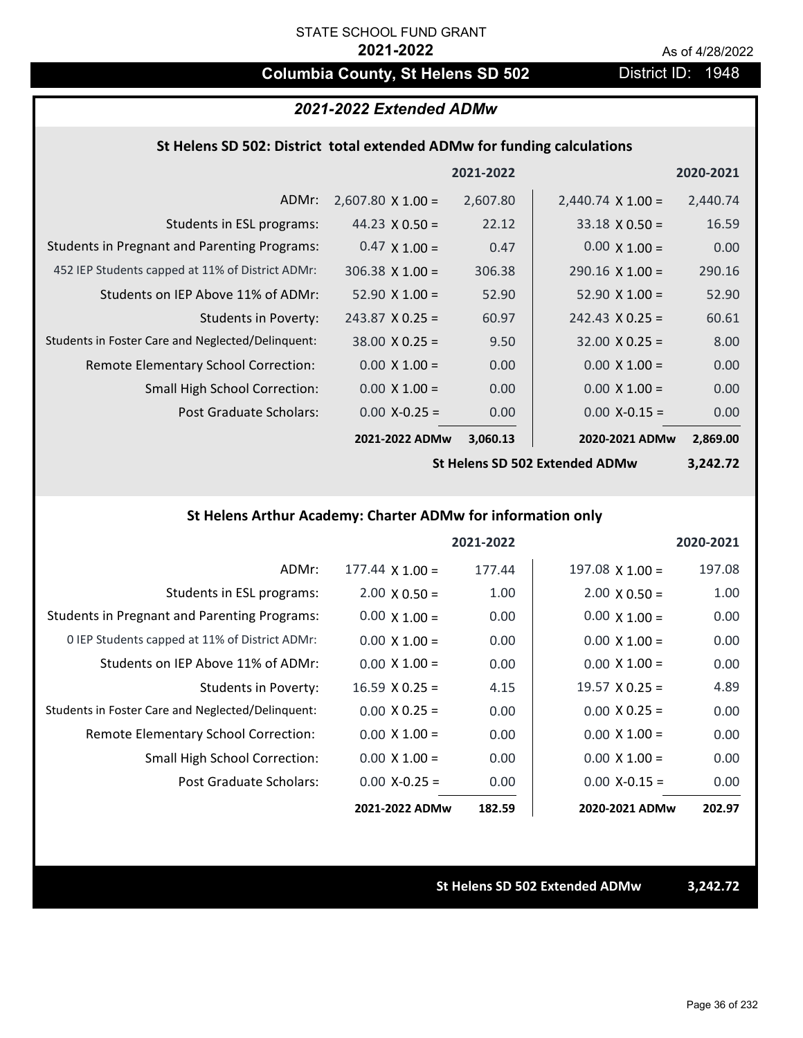STATE SCHOOL FUND GRANT

**2021-2022**

As of 4/28/2022

## Columbia County, St Helens SD 502

District ID: 1948

### *2021-2022 Extended ADMw*

#### St Helens SD 502: District total extended ADMw for funding calculations

| | | 2021-2022 | | 2020-2021 |
|---|---|---|---|---|
| ADMr: | 2,607.80 X 1.00 = | 2,607.80 | 2,440.74 X 1.00 = | 2,440.74 |
| Students in ESL programs: | 44.23 X 0.50 = | 22.12 | 33.18 X 0.50 = | 16.59 |
| Students in Pregnant and Parenting Programs: | 0.47 X 1.00 = | 0.47 | 0.00 X 1.00 = | 0.00 |
| 452 IEP Students capped at 11% of District ADMr: | 306.38 X 1.00 = | 306.38 | 290.16 X 1.00 = | 290.16 |
| Students on IEP Above 11% of ADMr: | 52.90 X 1.00 = | 52.90 | 52.90 X 1.00 = | 52.90 |
| Students in Poverty: | 243.87 X 0.25 = | 60.97 | 242.43 X 0.25 = | 60.61 |
| Students in Foster Care and Neglected/Delinquent: | 38.00 X 0.25 = | 9.50 | 32.00 X 0.25 = | 8.00 |
| Remote Elementary School Correction: | 0.00 X 1.00 = | 0.00 | 0.00 X 1.00 = | 0.00 |
| Small High School Correction: | 0.00 X 1.00 = | 0.00 | 0.00 X 1.00 = | 0.00 |
| Post Graduate Scholars: | 0.00 X-0.25 = | 0.00 | 0.00 X-0.15 = | 0.00 |
| | **2021-2022 ADMw** | **3,060.13** | **2020-2021 ADMw** | **2,869.00** |
| | | | **St Helens SD 502 Extended ADMw** | **3,242.72** |

#### St Helens Arthur Academy: Charter ADMw for information only

| | | 2021-2022 | | 2020-2021 |
|---|---|---|---|---|
| ADMr: | 177.44 X 1.00 = | 177.44 | 197.08 X 1.00 = | 197.08 |
| Students in ESL programs: | 2.00 X 0.50 = | 1.00 | 2.00 X 0.50 = | 1.00 |
| Students in Pregnant and Parenting Programs: | 0.00 X 1.00 = | 0.00 | 0.00 X 1.00 = | 0.00 |
| 0 IEP Students capped at 11% of District ADMr: | 0.00 X 1.00 = | 0.00 | 0.00 X 1.00 = | 0.00 |
| Students on IEP Above 11% of ADMr: | 0.00 X 1.00 = | 0.00 | 0.00 X 1.00 = | 0.00 |
| Students in Poverty: | 16.59 X 0.25 = | 4.15 | 19.57 X 0.25 = | 4.89 |
| Students in Foster Care and Neglected/Delinquent: | 0.00 X 0.25 = | 0.00 | 0.00 X 0.25 = | 0.00 |
| Remote Elementary School Correction: | 0.00 X 1.00 = | 0.00 | 0.00 X 1.00 = | 0.00 |
| Small High School Correction: | 0.00 X 1.00 = | 0.00 | 0.00 X 1.00 = | 0.00 |
| Post Graduate Scholars: | 0.00 X-0.25 = | 0.00 | 0.00 X-0.15 = | 0.00 |
| | **2021-2022 ADMw** | **182.59** | **2020-2021 ADMw** | **202.97** |

**St Helens SD 502 Extended ADMw** **3,242.72**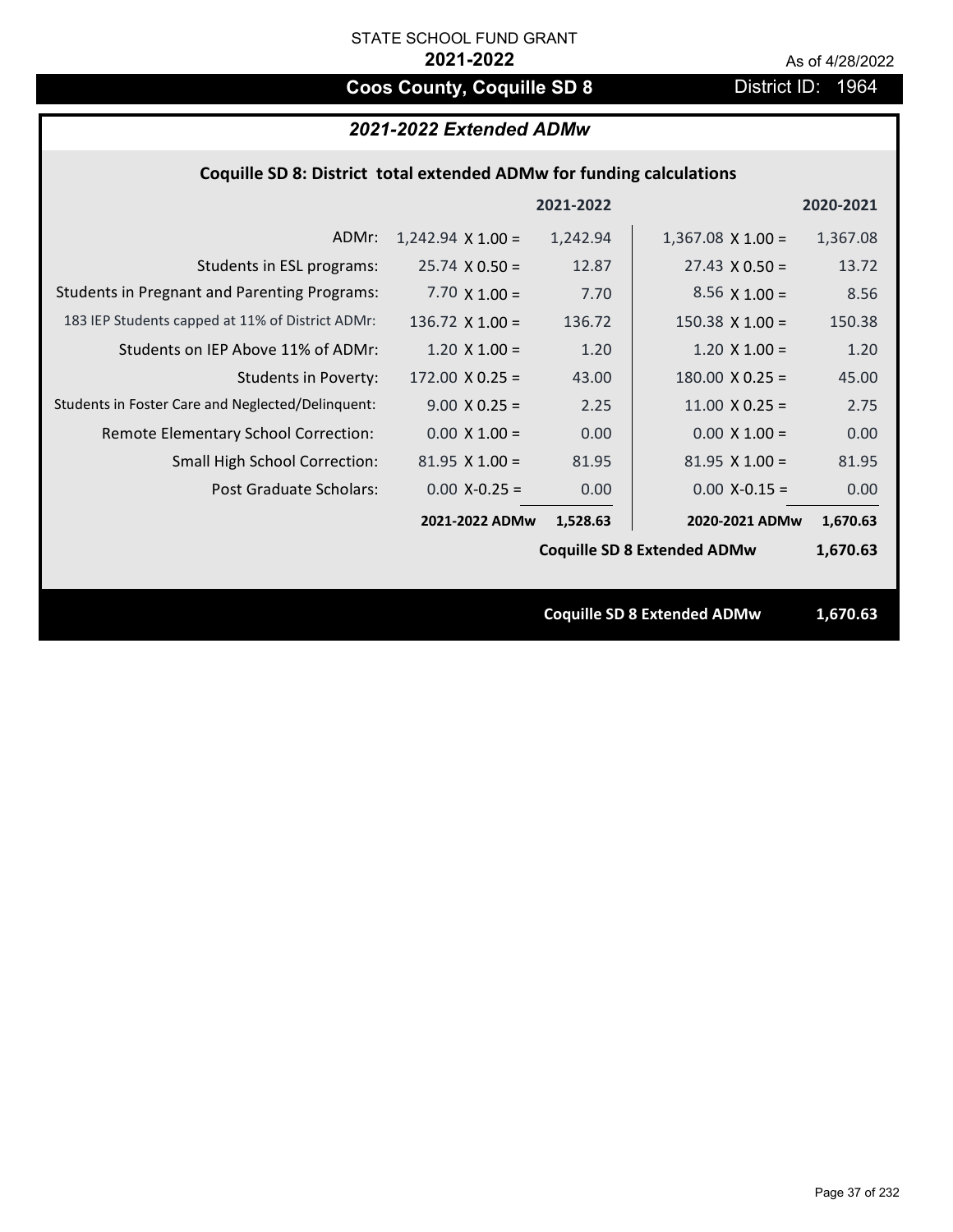STATE SCHOOL FUND GRANT

**2021-2022**

As of 4/28/2022

# Coos County, Coquille SD 8

District ID: 1964

## *2021-2022 Extended ADMw*

### Coquille SD 8: District total extended ADMw for funding calculations

| | | 2021-2022 | | 2020-2021 |
|---|---|---|---|---|
| ADMr: | 1,242.94 X 1.00 = | 1,242.94 | 1,367.08 X 1.00 = | 1,367.08 |
| Students in ESL programs: | 25.74 X 0.50 = | 12.87 | 27.43 X 0.50 = | 13.72 |
| Students in Pregnant and Parenting Programs: | 7.70 X 1.00 = | 7.70 | 8.56 X 1.00 = | 8.56 |
| 183 IEP Students capped at 11% of District ADMr: | 136.72 X 1.00 = | 136.72 | 150.38 X 1.00 = | 150.38 |
| Students on IEP Above 11% of ADMr: | 1.20 X 1.00 = | 1.20 | 1.20 X 1.00 = | 1.20 |
| Students in Poverty: | 172.00 X 0.25 = | 43.00 | 180.00 X 0.25 = | 45.00 |
| Students in Foster Care and Neglected/Delinquent: | 9.00 X 0.25 = | 2.25 | 11.00 X 0.25 = | 2.75 |
| Remote Elementary School Correction: | 0.00 X 1.00 = | 0.00 | 0.00 X 1.00 = | 0.00 |
| Small High School Correction: | 81.95 X 1.00 = | 81.95 | 81.95 X 1.00 = | 81.95 |
| Post Graduate Scholars: | 0.00 X-0.25 = | 0.00 | 0.00 X-0.15 = | 0.00 |
| | **2021-2022 ADMw** | **1,528.63** | **2020-2021 ADMw** | **1,670.63** |
| | | | **Coquille SD 8 Extended ADMw** | **1,670.63** |

**Coquille SD 8 Extended ADMw** **1,670.63**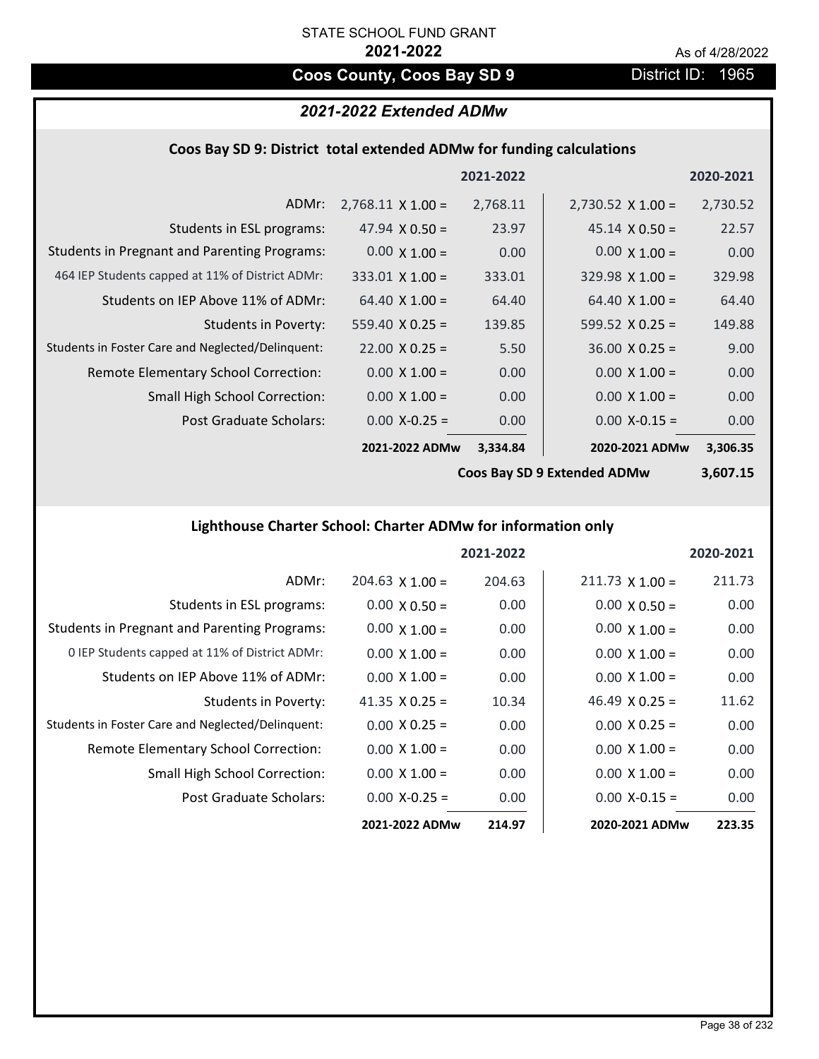STATE SCHOOL FUND GRANT

**2021-2022**

As of 4/28/2022

## Coos County, Coos Bay SD 9

District ID: 1965

### *2021-2022 Extended ADMw*

#### Coos Bay SD 9: District total extended ADMw for funding calculations

| | | 2021-2022 | | 2020-2021 |
|---|---|---|---|---|
| ADMr: | 2,768.11 X 1.00 = | 2,768.11 | 2,730.52 X 1.00 = | 2,730.52 |
| Students in ESL programs: | 47.94 X 0.50 = | 23.97 | 45.14 X 0.50 = | 22.57 |
| Students in Pregnant and Parenting Programs: | 0.00 X 1.00 = | 0.00 | 0.00 X 1.00 = | 0.00 |
| 464 IEP Students capped at 11% of District ADMr: | 333.01 X 1.00 = | 333.01 | 329.98 X 1.00 = | 329.98 |
| Students on IEP Above 11% of ADMr: | 64.40 X 1.00 = | 64.40 | 64.40 X 1.00 = | 64.40 |
| Students in Poverty: | 559.40 X 0.25 = | 139.85 | 599.52 X 0.25 = | 149.88 |
| Students in Foster Care and Neglected/Delinquent: | 22.00 X 0.25 = | 5.50 | 36.00 X 0.25 = | 9.00 |
| Remote Elementary School Correction: | 0.00 X 1.00 = | 0.00 | 0.00 X 1.00 = | 0.00 |
| Small High School Correction: | 0.00 X 1.00 = | 0.00 | 0.00 X 1.00 = | 0.00 |
| Post Graduate Scholars: | 0.00 X-0.25 = | 0.00 | 0.00 X-0.15 = | 0.00 |
| | **2021-2022 ADMw** | **3,334.84** | **2020-2021 ADMw** | **3,306.35** |
| | | | **Coos Bay SD 9 Extended ADMw** | **3,607.15** |

#### Lighthouse Charter School: Charter ADMw for information only

| | | 2021-2022 | | 2020-2021 |
|---|---|---|---|---|
| ADMr: | 204.63 X 1.00 = | 204.63 | 211.73 X 1.00 = | 211.73 |
| Students in ESL programs: | 0.00 X 0.50 = | 0.00 | 0.00 X 0.50 = | 0.00 |
| Students in Pregnant and Parenting Programs: | 0.00 X 1.00 = | 0.00 | 0.00 X 1.00 = | 0.00 |
| 0 IEP Students capped at 11% of District ADMr: | 0.00 X 1.00 = | 0.00 | 0.00 X 1.00 = | 0.00 |
| Students on IEP Above 11% of ADMr: | 0.00 X 1.00 = | 0.00 | 0.00 X 1.00 = | 0.00 |
| Students in Poverty: | 41.35 X 0.25 = | 10.34 | 46.49 X 0.25 = | 11.62 |
| Students in Foster Care and Neglected/Delinquent: | 0.00 X 0.25 = | 0.00 | 0.00 X 0.25 = | 0.00 |
| Remote Elementary School Correction: | 0.00 X 1.00 = | 0.00 | 0.00 X 1.00 = | 0.00 |
| Small High School Correction: | 0.00 X 1.00 = | 0.00 | 0.00 X 1.00 = | 0.00 |
| Post Graduate Scholars: | 0.00 X-0.25 = | 0.00 | 0.00 X-0.15 = | 0.00 |
| | **2021-2022 ADMw** | **214.97** | **2020-2021 ADMw** | **223.35** |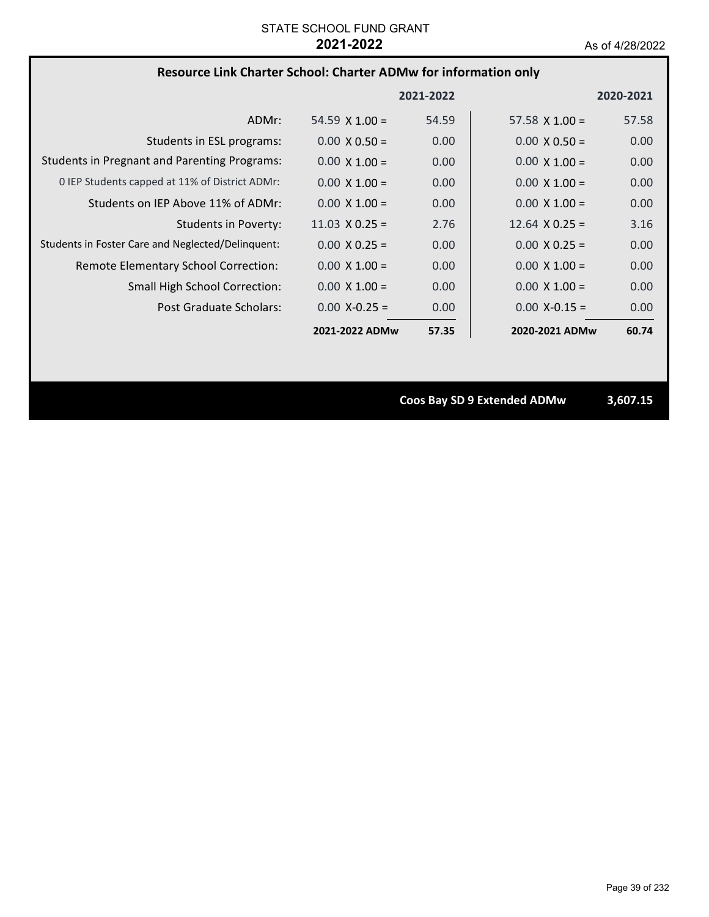STATE SCHOOL FUND GRANT

**2021-2022**

As of 4/28/2022

## Resource Link Charter School: Charter ADMw for information only

| | | 2021-2022 | | 2020-2021 |
|---|---|---|---|---|
| ADMr: | 54.59 X 1.00 = | 54.59 | 57.58 X 1.00 = | 57.58 |
| Students in ESL programs: | 0.00 X 0.50 = | 0.00 | 0.00 X 0.50 = | 0.00 |
| Students in Pregnant and Parenting Programs: | 0.00 X 1.00 = | 0.00 | 0.00 X 1.00 = | 0.00 |
| 0 IEP Students capped at 11% of District ADMr: | 0.00 X 1.00 = | 0.00 | 0.00 X 1.00 = | 0.00 |
| Students on IEP Above 11% of ADMr: | 0.00 X 1.00 = | 0.00 | 0.00 X 1.00 = | 0.00 |
| Students in Poverty: | 11.03 X 0.25 = | 2.76 | 12.64 X 0.25 = | 3.16 |
| Students in Foster Care and Neglected/Delinquent: | 0.00 X 0.25 = | 0.00 | 0.00 X 0.25 = | 0.00 |
| Remote Elementary School Correction: | 0.00 X 1.00 = | 0.00 | 0.00 X 1.00 = | 0.00 |
| Small High School Correction: | 0.00 X 1.00 = | 0.00 | 0.00 X 1.00 = | 0.00 |
| Post Graduate Scholars: | 0.00 X-0.25 = | 0.00 | 0.00 X-0.15 = | 0.00 |
| | **2021-2022 ADMw** | **57.35** | **2020-2021 ADMw** | **60.74** |

**Coos Bay SD 9 Extended ADMw** **3,607.15**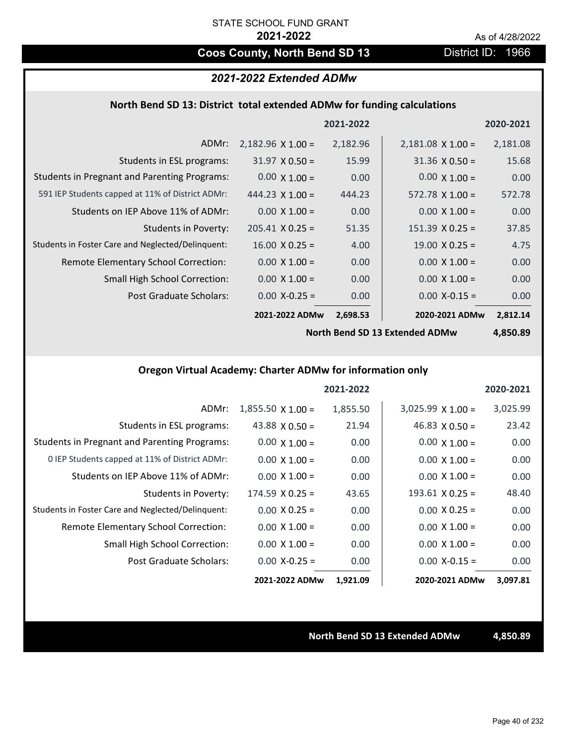STATE SCHOOL FUND GRANT

**2021-2022**

As of 4/28/2022

## Coos County, North Bend SD 13

District ID: 1966

### *2021-2022 Extended ADMw*

#### North Bend SD 13: District total extended ADMw for funding calculations

| | | 2021-2022 | | 2020-2021 |
|---|---|---|---|---|
| ADMr: | 2,182.96 X 1.00 = | 2,182.96 | 2,181.08 X 1.00 = | 2,181.08 |
| Students in ESL programs: | 31.97 X 0.50 = | 15.99 | 31.36 X 0.50 = | 15.68 |
| Students in Pregnant and Parenting Programs: | 0.00 X 1.00 = | 0.00 | 0.00 X 1.00 = | 0.00 |
| 591 IEP Students capped at 11% of District ADMr: | 444.23 X 1.00 = | 444.23 | 572.78 X 1.00 = | 572.78 |
| Students on IEP Above 11% of ADMr: | 0.00 X 1.00 = | 0.00 | 0.00 X 1.00 = | 0.00 |
| Students in Poverty: | 205.41 X 0.25 = | 51.35 | 151.39 X 0.25 = | 37.85 |
| Students in Foster Care and Neglected/Delinquent: | 16.00 X 0.25 = | 4.00 | 19.00 X 0.25 = | 4.75 |
| Remote Elementary School Correction: | 0.00 X 1.00 = | 0.00 | 0.00 X 1.00 = | 0.00 |
| Small High School Correction: | 0.00 X 1.00 = | 0.00 | 0.00 X 1.00 = | 0.00 |
| Post Graduate Scholars: | 0.00 X-0.25 = | 0.00 | 0.00 X-0.15 = | 0.00 |
| | **2021-2022 ADMw** | **2,698.53** | **2020-2021 ADMw** | **2,812.14** |
| | | | **North Bend SD 13 Extended ADMw** | **4,850.89** |

#### Oregon Virtual Academy: Charter ADMw for information only

| | | 2021-2022 | | 2020-2021 |
|---|---|---|---|---|
| ADMr: | 1,855.50 X 1.00 = | 1,855.50 | 3,025.99 X 1.00 = | 3,025.99 |
| Students in ESL programs: | 43.88 X 0.50 = | 21.94 | 46.83 X 0.50 = | 23.42 |
| Students in Pregnant and Parenting Programs: | 0.00 X 1.00 = | 0.00 | 0.00 X 1.00 = | 0.00 |
| 0 IEP Students capped at 11% of District ADMr: | 0.00 X 1.00 = | 0.00 | 0.00 X 1.00 = | 0.00 |
| Students on IEP Above 11% of ADMr: | 0.00 X 1.00 = | 0.00 | 0.00 X 1.00 = | 0.00 |
| Students in Poverty: | 174.59 X 0.25 = | 43.65 | 193.61 X 0.25 = | 48.40 |
| Students in Foster Care and Neglected/Delinquent: | 0.00 X 0.25 = | 0.00 | 0.00 X 0.25 = | 0.00 |
| Remote Elementary School Correction: | 0.00 X 1.00 = | 0.00 | 0.00 X 1.00 = | 0.00 |
| Small High School Correction: | 0.00 X 1.00 = | 0.00 | 0.00 X 1.00 = | 0.00 |
| Post Graduate Scholars: | 0.00 X-0.25 = | 0.00 | 0.00 X-0.15 = | 0.00 |
| | **2021-2022 ADMw** | **1,921.09** | **2020-2021 ADMw** | **3,097.81** |

**North Bend SD 13 Extended ADMw** **4,850.89**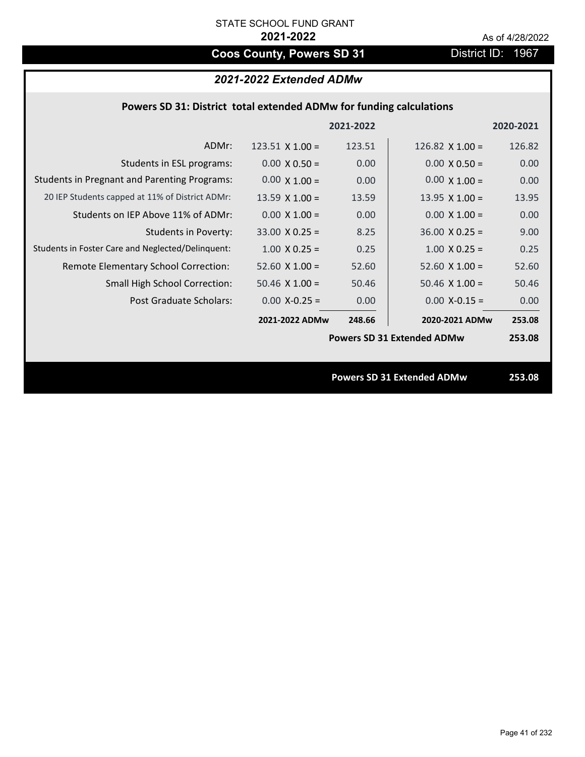STATE SCHOOL FUND GRANT

**2021-2022**

As of 4/28/2022

# Coos County, Powers SD 31

District ID: 1967

## *2021-2022 Extended ADMw*

### Powers SD 31: District total extended ADMw for funding calculations

| | | 2021-2022 | | 2020-2021 |
|---|---|---|---|---|
| ADMr: | 123.51 X 1.00 = | 123.51 | 126.82 X 1.00 = | 126.82 |
| Students in ESL programs: | 0.00 X 0.50 = | 0.00 | 0.00 X 0.50 = | 0.00 |
| Students in Pregnant and Parenting Programs: | 0.00 X 1.00 = | 0.00 | 0.00 X 1.00 = | 0.00 |
| 20 IEP Students capped at 11% of District ADMr: | 13.59 X 1.00 = | 13.59 | 13.95 X 1.00 = | 13.95 |
| Students on IEP Above 11% of ADMr: | 0.00 X 1.00 = | 0.00 | 0.00 X 1.00 = | 0.00 |
| Students in Poverty: | 33.00 X 0.25 = | 8.25 | 36.00 X 0.25 = | 9.00 |
| Students in Foster Care and Neglected/Delinquent: | 1.00 X 0.25 = | 0.25 | 1.00 X 0.25 = | 0.25 |
| Remote Elementary School Correction: | 52.60 X 1.00 = | 52.60 | 52.60 X 1.00 = | 52.60 |
| Small High School Correction: | 50.46 X 1.00 = | 50.46 | 50.46 X 1.00 = | 50.46 |
| Post Graduate Scholars: | 0.00 X-0.25 = | 0.00 | 0.00 X-0.15 = | 0.00 |
| | **2021-2022 ADMw** | **248.66** | **2020-2021 ADMw** | **253.08** |
| | | | **Powers SD 31 Extended ADMw** | **253.08** |

**Powers SD 31 Extended ADMw** **253.08**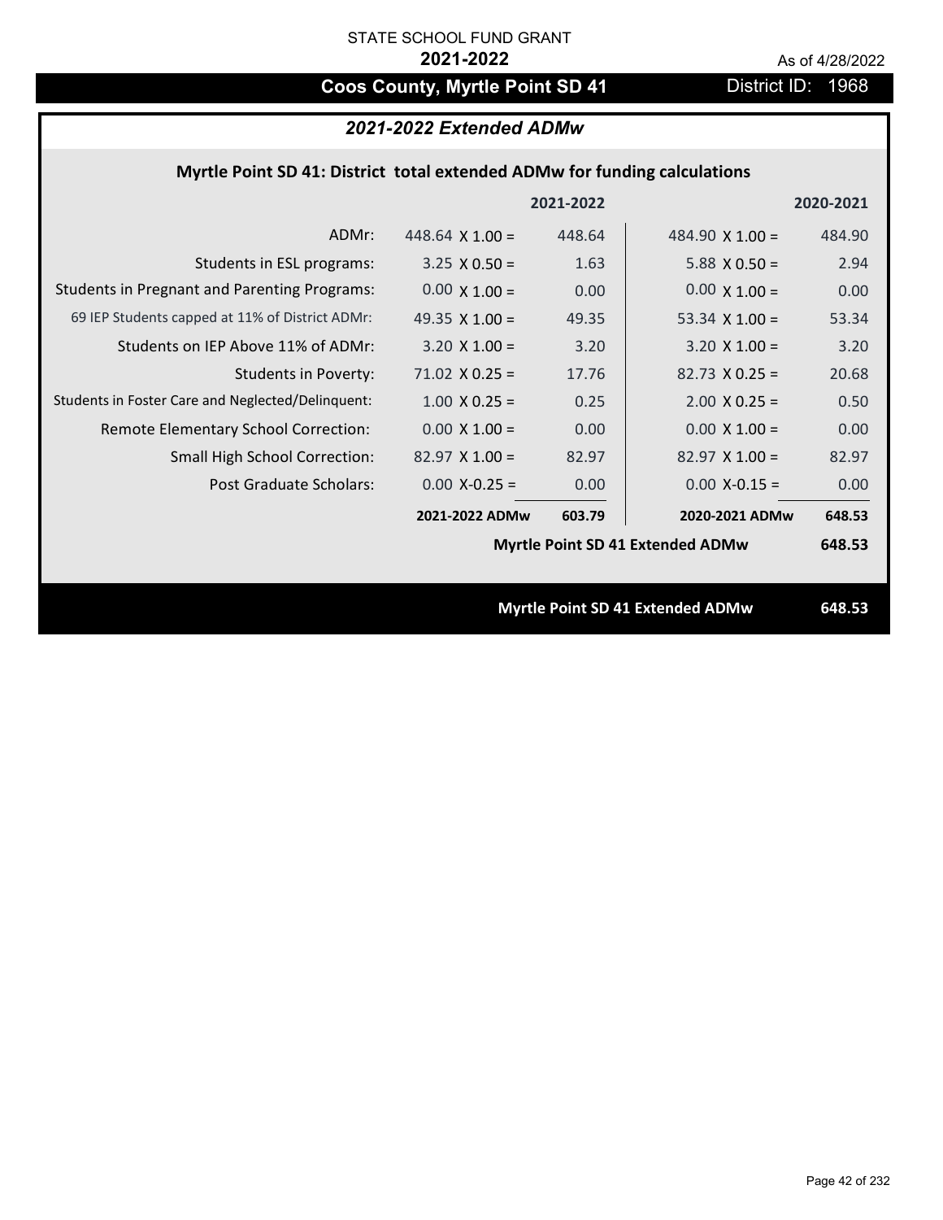STATE SCHOOL FUND GRANT

**2021-2022**

As of 4/28/2022

## Coos County, Myrtle Point SD 41 — District ID: 1968

### *2021-2022 Extended ADMw*

**Myrtle Point SD 41: District total extended ADMw for funding calculations**

| | | 2021-2022 | | 2020-2021 |
|---|---|---|---|---|
| ADMr: | 448.64 X 1.00 = | 448.64 | 484.90 X 1.00 = | 484.90 |
| Students in ESL programs: | 3.25 X 0.50 = | 1.63 | 5.88 X 0.50 = | 2.94 |
| Students in Pregnant and Parenting Programs: | 0.00 X 1.00 = | 0.00 | 0.00 X 1.00 = | 0.00 |
| 69 IEP Students capped at 11% of District ADMr: | 49.35 X 1.00 = | 49.35 | 53.34 X 1.00 = | 53.34 |
| Students on IEP Above 11% of ADMr: | 3.20 X 1.00 = | 3.20 | 3.20 X 1.00 = | 3.20 |
| Students in Poverty: | 71.02 X 0.25 = | 17.76 | 82.73 X 0.25 = | 20.68 |
| Students in Foster Care and Neglected/Delinquent: | 1.00 X 0.25 = | 0.25 | 2.00 X 0.25 = | 0.50 |
| Remote Elementary School Correction: | 0.00 X 1.00 = | 0.00 | 0.00 X 1.00 = | 0.00 |
| Small High School Correction: | 82.97 X 1.00 = | 82.97 | 82.97 X 1.00 = | 82.97 |
| Post Graduate Scholars: | 0.00 X-0.25 = | 0.00 | 0.00 X-0.15 = | 0.00 |
| | **2021-2022 ADMw** | **603.79** | **2020-2021 ADMw** | **648.53** |
| | | | **Myrtle Point SD 41 Extended ADMw** | **648.53** |

**Myrtle Point SD 41 Extended ADMw 648.53**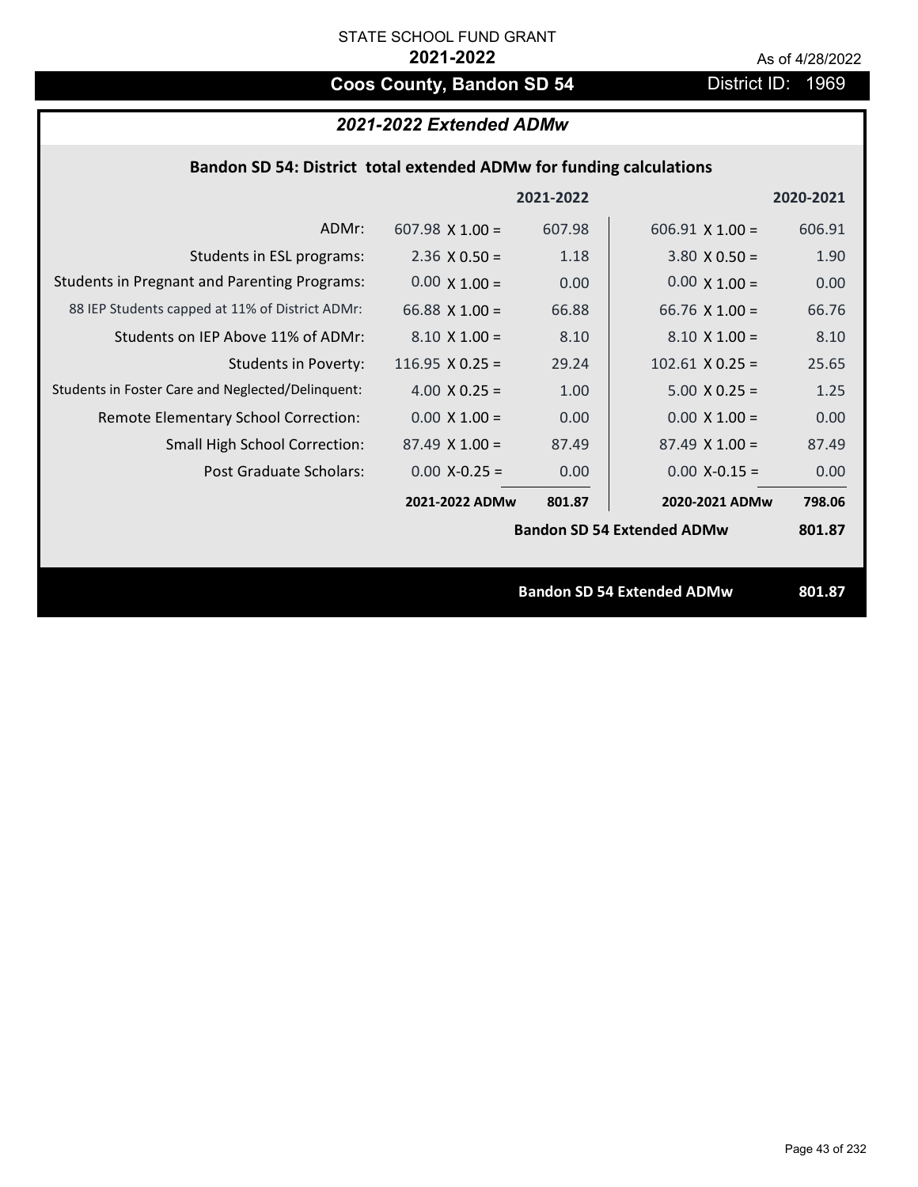STATE SCHOOL FUND GRANT

**2021-2022**

As of 4/28/2022

# Coos County, Bandon SD 54

District ID: 1969

## *2021-2022 Extended ADMw*

### Bandon SD 54: District total extended ADMw for funding calculations

| | | 2021-2022 | | 2020-2021 |
|---|---|---|---|---|
| ADMr: | 607.98 X 1.00 = | 607.98 | 606.91 X 1.00 = | 606.91 |
| Students in ESL programs: | 2.36 X 0.50 = | 1.18 | 3.80 X 0.50 = | 1.90 |
| Students in Pregnant and Parenting Programs: | 0.00 X 1.00 = | 0.00 | 0.00 X 1.00 = | 0.00 |
| 88 IEP Students capped at 11% of District ADMr: | 66.88 X 1.00 = | 66.88 | 66.76 X 1.00 = | 66.76 |
| Students on IEP Above 11% of ADMr: | 8.10 X 1.00 = | 8.10 | 8.10 X 1.00 = | 8.10 |
| Students in Poverty: | 116.95 X 0.25 = | 29.24 | 102.61 X 0.25 = | 25.65 |
| Students in Foster Care and Neglected/Delinquent: | 4.00 X 0.25 = | 1.00 | 5.00 X 0.25 = | 1.25 |
| Remote Elementary School Correction: | 0.00 X 1.00 = | 0.00 | 0.00 X 1.00 = | 0.00 |
| Small High School Correction: | 87.49 X 1.00 = | 87.49 | 87.49 X 1.00 = | 87.49 |
| Post Graduate Scholars: | 0.00 X-0.25 = | 0.00 | 0.00 X-0.15 = | 0.00 |
| | **2021-2022 ADMw** | **801.87** | **2020-2021 ADMw** | **798.06** |
| | | | **Bandon SD 54 Extended ADMw** | **801.87** |

**Bandon SD 54 Extended ADMw** **801.87**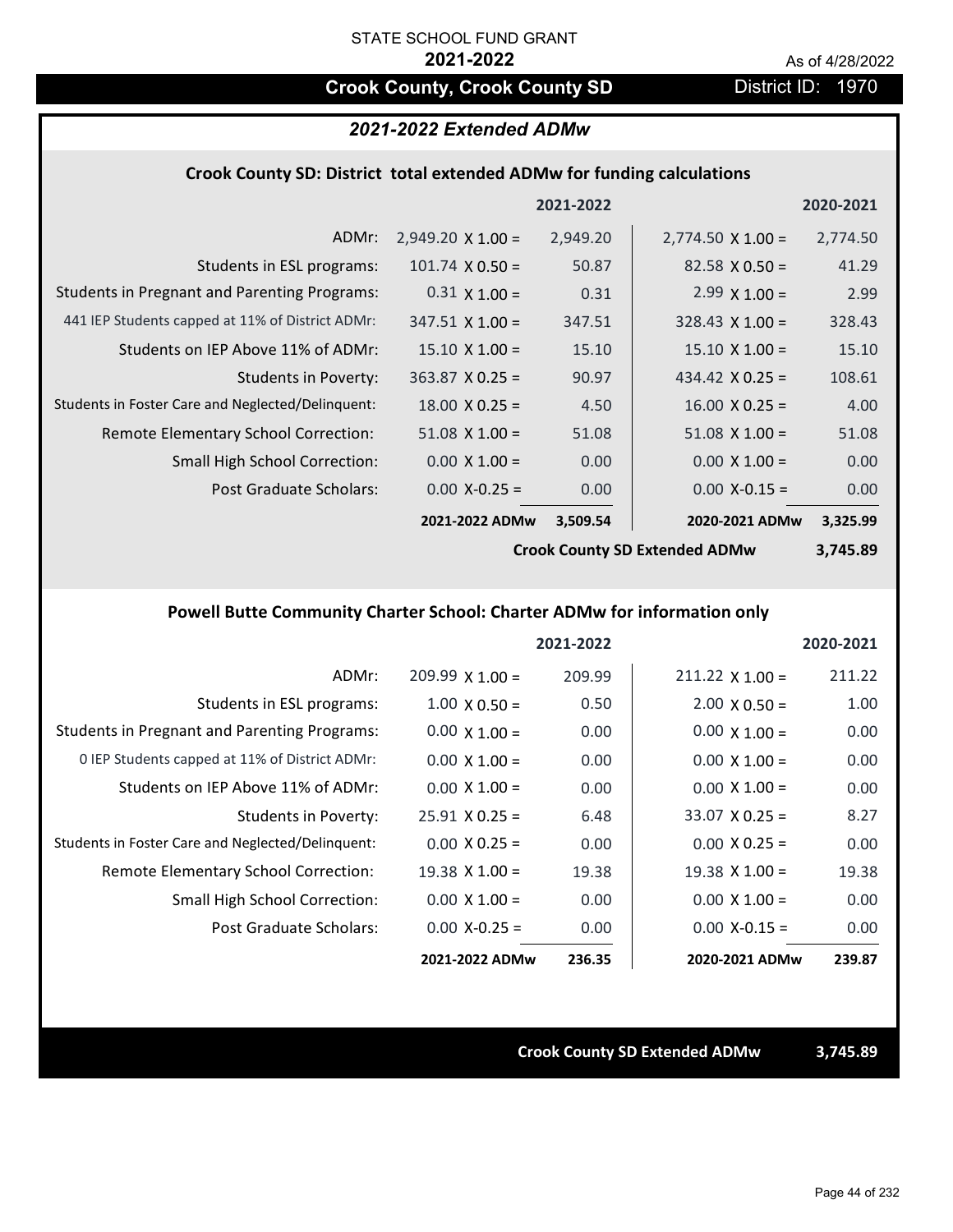STATE SCHOOL FUND GRANT

**2021-2022**

As of 4/28/2022

## Crook County, Crook County SD

District ID: 1970

### *2021-2022 Extended ADMw*

#### Crook County SD: District total extended ADMw for funding calculations

| | | 2021-2022 | | 2020-2021 |
|---|---|---|---|---|
| ADMr: | 2,949.20 X 1.00 = | 2,949.20 | 2,774.50 X 1.00 = | 2,774.50 |
| Students in ESL programs: | 101.74 X 0.50 = | 50.87 | 82.58 X 0.50 = | 41.29 |
| Students in Pregnant and Parenting Programs: | 0.31 X 1.00 = | 0.31 | 2.99 X 1.00 = | 2.99 |
| 441 IEP Students capped at 11% of District ADMr: | 347.51 X 1.00 = | 347.51 | 328.43 X 1.00 = | 328.43 |
| Students on IEP Above 11% of ADMr: | 15.10 X 1.00 = | 15.10 | 15.10 X 1.00 = | 15.10 |
| Students in Poverty: | 363.87 X 0.25 = | 90.97 | 434.42 X 0.25 = | 108.61 |
| Students in Foster Care and Neglected/Delinquent: | 18.00 X 0.25 = | 4.50 | 16.00 X 0.25 = | 4.00 |
| Remote Elementary School Correction: | 51.08 X 1.00 = | 51.08 | 51.08 X 1.00 = | 51.08 |
| Small High School Correction: | 0.00 X 1.00 = | 0.00 | 0.00 X 1.00 = | 0.00 |
| Post Graduate Scholars: | 0.00 X-0.25 = | 0.00 | 0.00 X-0.15 = | 0.00 |
| | **2021-2022 ADMw** | **3,509.54** | **2020-2021 ADMw** | **3,325.99** |
| | | **Crook County SD Extended ADMw** | | **3,745.89** |

#### Powell Butte Community Charter School: Charter ADMw for information only

| | | 2021-2022 | | 2020-2021 |
|---|---|---|---|---|
| ADMr: | 209.99 X 1.00 = | 209.99 | 211.22 X 1.00 = | 211.22 |
| Students in ESL programs: | 1.00 X 0.50 = | 0.50 | 2.00 X 0.50 = | 1.00 |
| Students in Pregnant and Parenting Programs: | 0.00 X 1.00 = | 0.00 | 0.00 X 1.00 = | 0.00 |
| 0 IEP Students capped at 11% of District ADMr: | 0.00 X 1.00 = | 0.00 | 0.00 X 1.00 = | 0.00 |
| Students on IEP Above 11% of ADMr: | 0.00 X 1.00 = | 0.00 | 0.00 X 1.00 = | 0.00 |
| Students in Poverty: | 25.91 X 0.25 = | 6.48 | 33.07 X 0.25 = | 8.27 |
| Students in Foster Care and Neglected/Delinquent: | 0.00 X 0.25 = | 0.00 | 0.00 X 0.25 = | 0.00 |
| Remote Elementary School Correction: | 19.38 X 1.00 = | 19.38 | 19.38 X 1.00 = | 19.38 |
| Small High School Correction: | 0.00 X 1.00 = | 0.00 | 0.00 X 1.00 = | 0.00 |
| Post Graduate Scholars: | 0.00 X-0.25 = | 0.00 | 0.00 X-0.15 = | 0.00 |
| | **2021-2022 ADMw** | **236.35** | **2020-2021 ADMw** | **239.87** |

**Crook County SD Extended ADMw** **3,745.89**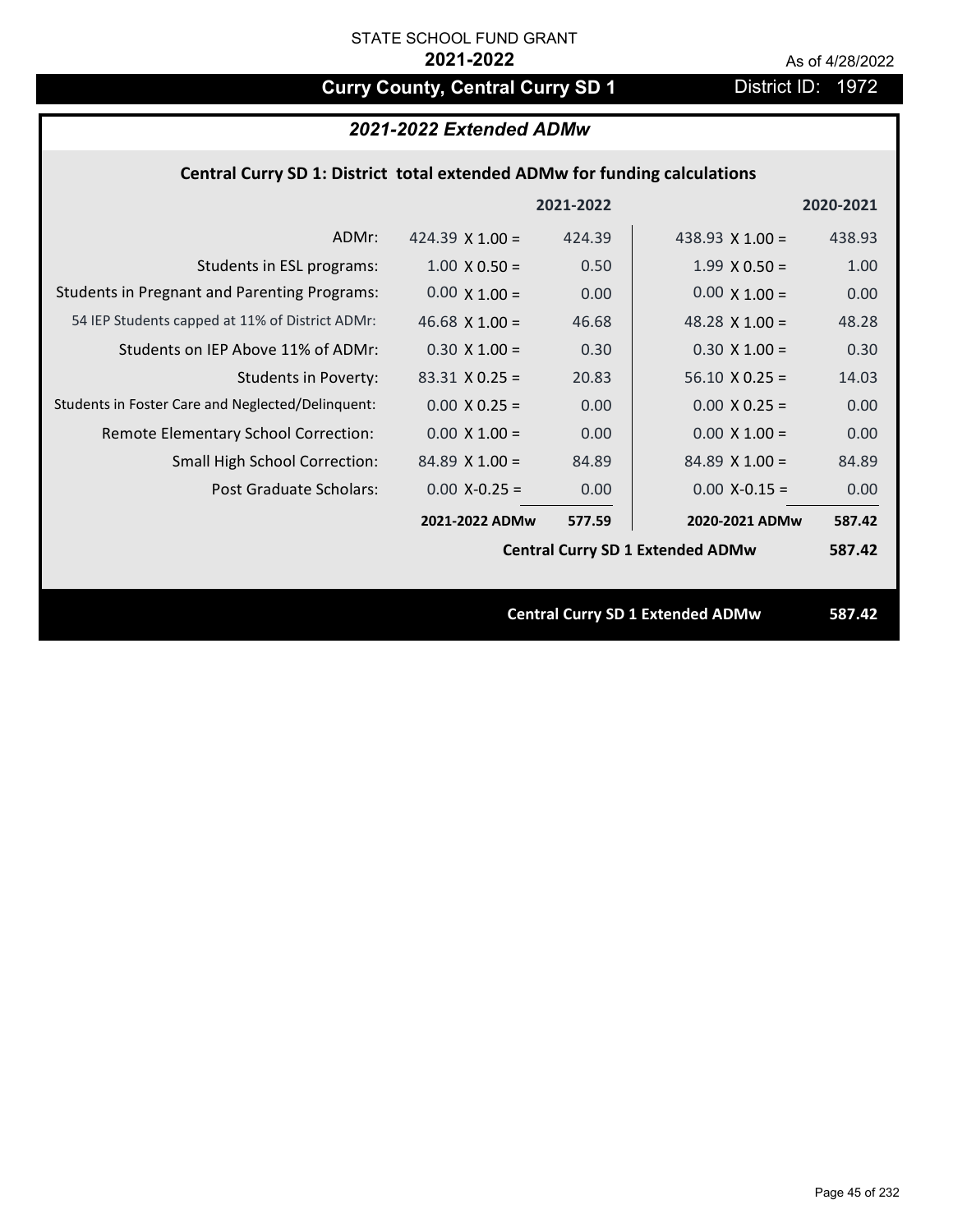STATE SCHOOL FUND GRANT

**2021-2022**

As of 4/28/2022

# Curry County, Central Curry SD 1

District ID: 1972

## *2021-2022 Extended ADMw*

### Central Curry SD 1: District total extended ADMw for funding calculations

| | | 2021-2022 | | 2020-2021 |
|---|---|---|---|---|
| ADMr: | 424.39 X 1.00 = | 424.39 | 438.93 X 1.00 = | 438.93 |
| Students in ESL programs: | 1.00 X 0.50 = | 0.50 | 1.99 X 0.50 = | 1.00 |
| Students in Pregnant and Parenting Programs: | 0.00 X 1.00 = | 0.00 | 0.00 X 1.00 = | 0.00 |
| 54 IEP Students capped at 11% of District ADMr: | 46.68 X 1.00 = | 46.68 | 48.28 X 1.00 = | 48.28 |
| Students on IEP Above 11% of ADMr: | 0.30 X 1.00 = | 0.30 | 0.30 X 1.00 = | 0.30 |
| Students in Poverty: | 83.31 X 0.25 = | 20.83 | 56.10 X 0.25 = | 14.03 |
| Students in Foster Care and Neglected/Delinquent: | 0.00 X 0.25 = | 0.00 | 0.00 X 0.25 = | 0.00 |
| Remote Elementary School Correction: | 0.00 X 1.00 = | 0.00 | 0.00 X 1.00 = | 0.00 |
| Small High School Correction: | 84.89 X 1.00 = | 84.89 | 84.89 X 1.00 = | 84.89 |
| Post Graduate Scholars: | 0.00 X-0.25 = | 0.00 | 0.00 X-0.15 = | 0.00 |
| | **2021-2022 ADMw** | **577.59** | **2020-2021 ADMw** | **587.42** |
| | | | **Central Curry SD 1 Extended ADMw** | **587.42** |

**Central Curry SD 1 Extended ADMw 587.42**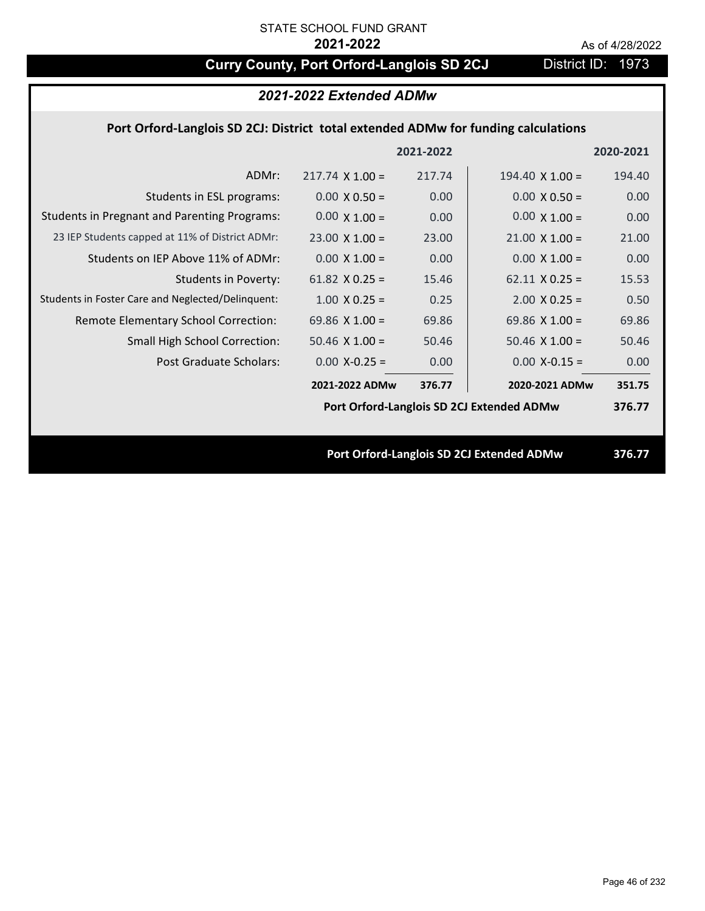STATE SCHOOL FUND GRANT

**2021-2022**

As of 4/28/2022

# Curry County, Port Orford-Langlois SD 2CJ

District ID: 1973

## *2021-2022 Extended ADMw*

### Port Orford-Langlois SD 2CJ: District total extended ADMw for funding calculations

| | | 2021-2022 | | 2020-2021 |
|---|---|---|---|---|
| ADMr: | 217.74 X 1.00 = | 217.74 | 194.40 X 1.00 = | 194.40 |
| Students in ESL programs: | 0.00 X 0.50 = | 0.00 | 0.00 X 0.50 = | 0.00 |
| Students in Pregnant and Parenting Programs: | 0.00 X 1.00 = | 0.00 | 0.00 X 1.00 = | 0.00 |
| 23 IEP Students capped at 11% of District ADMr: | 23.00 X 1.00 = | 23.00 | 21.00 X 1.00 = | 21.00 |
| Students on IEP Above 11% of ADMr: | 0.00 X 1.00 = | 0.00 | 0.00 X 1.00 = | 0.00 |
| Students in Poverty: | 61.82 X 0.25 = | 15.46 | 62.11 X 0.25 = | 15.53 |
| Students in Foster Care and Neglected/Delinquent: | 1.00 X 0.25 = | 0.25 | 2.00 X 0.25 = | 0.50 |
| Remote Elementary School Correction: | 69.86 X 1.00 = | 69.86 | 69.86 X 1.00 = | 69.86 |
| Small High School Correction: | 50.46 X 1.00 = | 50.46 | 50.46 X 1.00 = | 50.46 |
| Post Graduate Scholars: | 0.00 X-0.25 = | 0.00 | 0.00 X-0.15 = | 0.00 |
| | **2021-2022 ADMw** | **376.77** | **2020-2021 ADMw** | **351.75** |
| | | | **Port Orford-Langlois SD 2CJ Extended ADMw** | **376.77** |

**Port Orford-Langlois SD 2CJ Extended ADMw 376.77**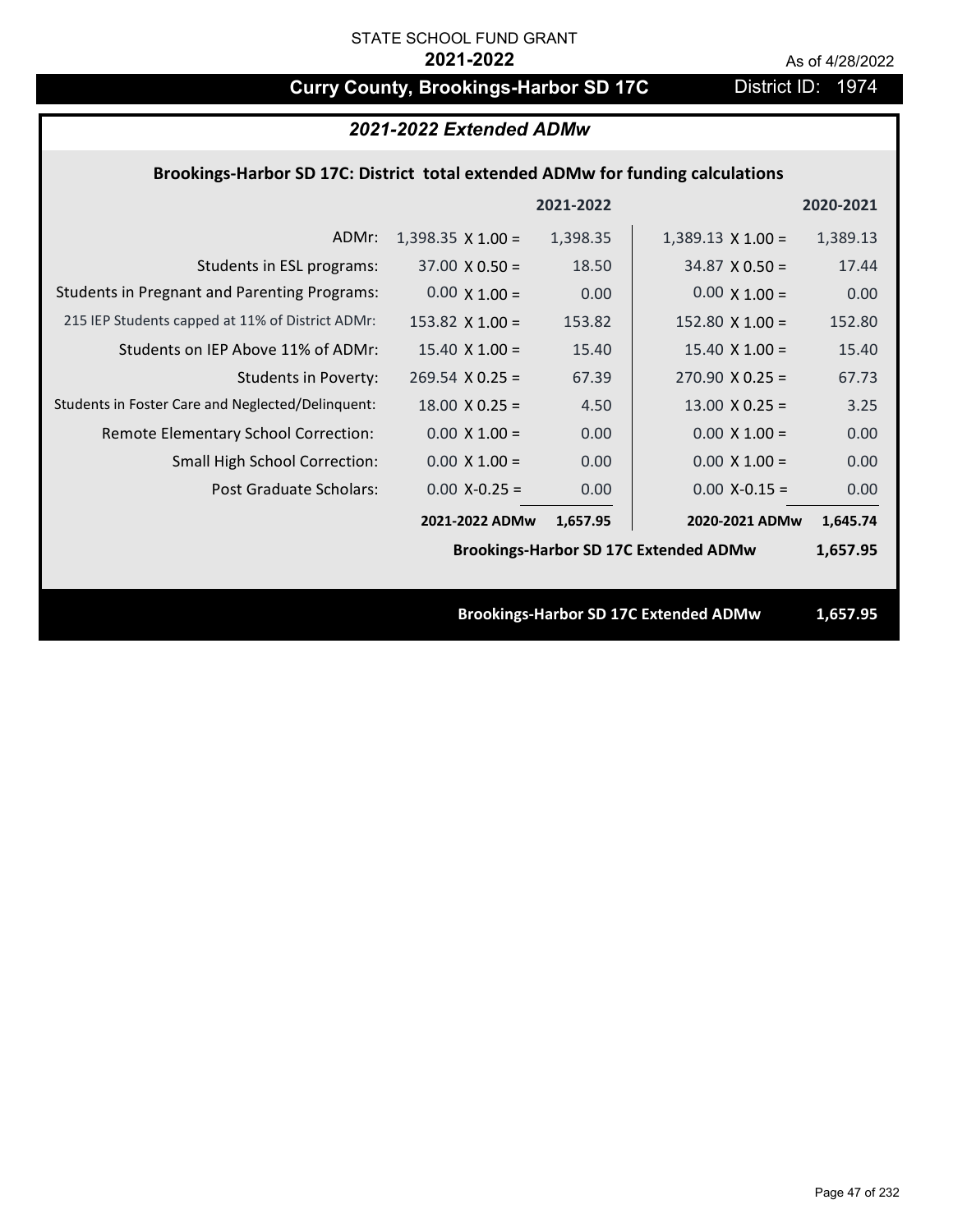STATE SCHOOL FUND GRANT

**2021-2022**

As of 4/28/2022

## Curry County, Brookings-Harbor SD 17C

District ID: 1974

### *2021-2022 Extended ADMw*

**Brookings-Harbor SD 17C: District total extended ADMw for funding calculations**

| | | 2021-2022 | | 2020-2021 |
|---|---|---|---|---|
| ADMr: | 1,398.35 X 1.00 = | 1,398.35 | 1,389.13 X 1.00 = | 1,389.13 |
| Students in ESL programs: | 37.00 X 0.50 = | 18.50 | 34.87 X 0.50 = | 17.44 |
| Students in Pregnant and Parenting Programs: | 0.00 X 1.00 = | 0.00 | 0.00 X 1.00 = | 0.00 |
| 215 IEP Students capped at 11% of District ADMr: | 153.82 X 1.00 = | 153.82 | 152.80 X 1.00 = | 152.80 |
| Students on IEP Above 11% of ADMr: | 15.40 X 1.00 = | 15.40 | 15.40 X 1.00 = | 15.40 |
| Students in Poverty: | 269.54 X 0.25 = | 67.39 | 270.90 X 0.25 = | 67.73 |
| Students in Foster Care and Neglected/Delinquent: | 18.00 X 0.25 = | 4.50 | 13.00 X 0.25 = | 3.25 |
| Remote Elementary School Correction: | 0.00 X 1.00 = | 0.00 | 0.00 X 1.00 = | 0.00 |
| Small High School Correction: | 0.00 X 1.00 = | 0.00 | 0.00 X 1.00 = | 0.00 |
| Post Graduate Scholars: | 0.00 X-0.25 = | 0.00 | 0.00 X-0.15 = | 0.00 |
| | **2021-2022 ADMw** | **1,657.95** | **2020-2021 ADMw** | **1,645.74** |
| | | | **Brookings-Harbor SD 17C Extended ADMw** | **1,657.95** |

**Brookings-Harbor SD 17C Extended ADMw 1,657.95**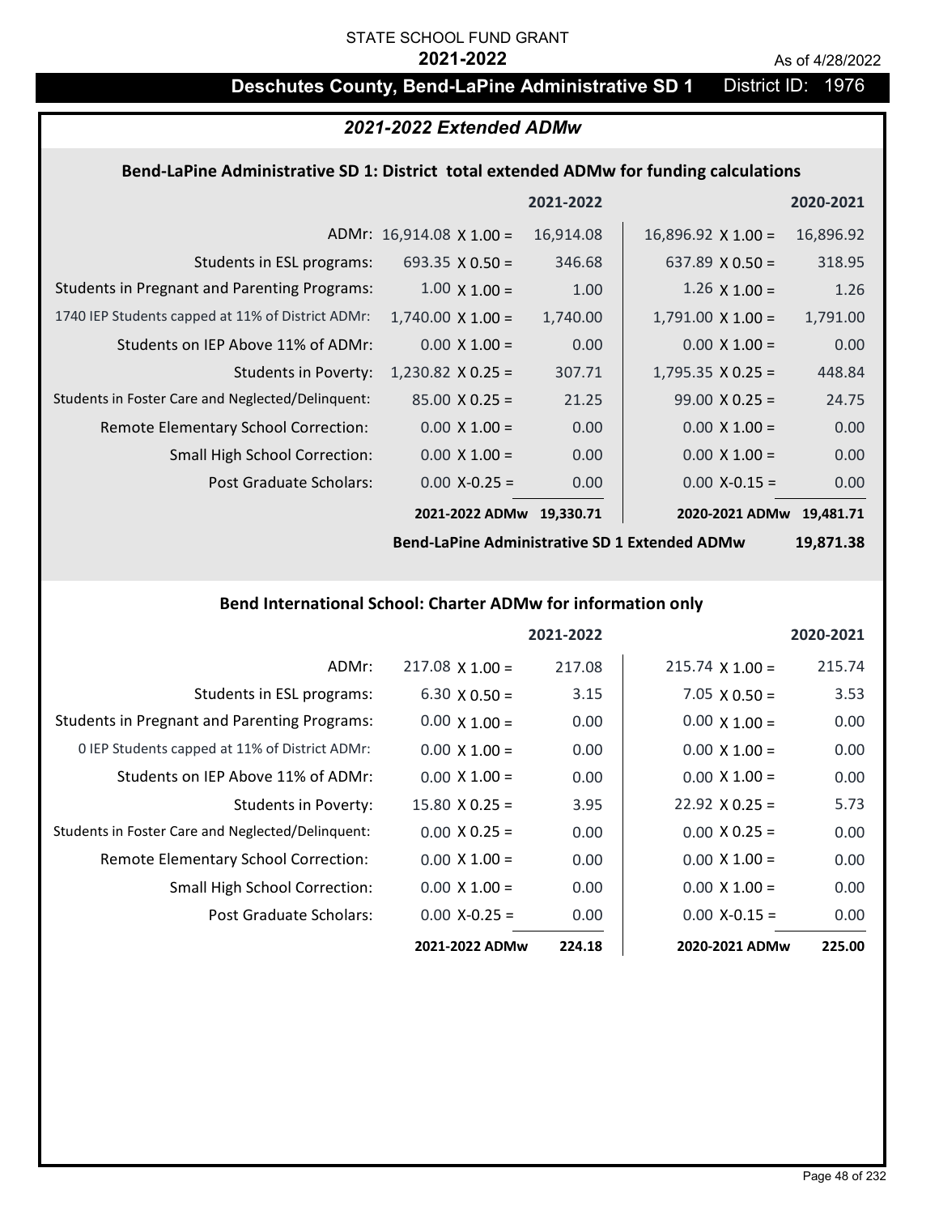STATE SCHOOL FUND GRANT

**2021-2022**

As of 4/28/2022

# Deschutes County, Bend-LaPine Administrative SD 1 — District ID: 1976

## *2021-2022 Extended ADMw*

### Bend-LaPine Administrative SD 1: District total extended ADMw for funding calculations

| | | 2021-2022 | | 2020-2021 |
|---|---|---|---|---|
| ADMr: | 16,914.08 X 1.00 = | 16,914.08 | 16,896.92 X 1.00 = | 16,896.92 |
| Students in ESL programs: | 693.35 X 0.50 = | 346.68 | 637.89 X 0.50 = | 318.95 |
| Students in Pregnant and Parenting Programs: | 1.00 X 1.00 = | 1.00 | 1.26 X 1.00 = | 1.26 |
| 1740 IEP Students capped at 11% of District ADMr: | 1,740.00 X 1.00 = | 1,740.00 | 1,791.00 X 1.00 = | 1,791.00 |
| Students on IEP Above 11% of ADMr: | 0.00 X 1.00 = | 0.00 | 0.00 X 1.00 = | 0.00 |
| Students in Poverty: | 1,230.82 X 0.25 = | 307.71 | 1,795.35 X 0.25 = | 448.84 |
| Students in Foster Care and Neglected/Delinquent: | 85.00 X 0.25 = | 21.25 | 99.00 X 0.25 = | 24.75 |
| Remote Elementary School Correction: | 0.00 X 1.00 = | 0.00 | 0.00 X 1.00 = | 0.00 |
| Small High School Correction: | 0.00 X 1.00 = | 0.00 | 0.00 X 1.00 = | 0.00 |
| Post Graduate Scholars: | 0.00 X-0.25 = | 0.00 | 0.00 X-0.15 = | 0.00 |
| | **2021-2022 ADMw** | **19,330.71** | **2020-2021 ADMw** | **19,481.71** |
| | | | **Bend-LaPine Administrative SD 1 Extended ADMw** | **19,871.38** |

### Bend International School: Charter ADMw for information only

| | | 2021-2022 | | 2020-2021 |
|---|---|---|---|---|
| ADMr: | 217.08 X 1.00 = | 217.08 | 215.74 X 1.00 = | 215.74 |
| Students in ESL programs: | 6.30 X 0.50 = | 3.15 | 7.05 X 0.50 = | 3.53 |
| Students in Pregnant and Parenting Programs: | 0.00 X 1.00 = | 0.00 | 0.00 X 1.00 = | 0.00 |
| 0 IEP Students capped at 11% of District ADMr: | 0.00 X 1.00 = | 0.00 | 0.00 X 1.00 = | 0.00 |
| Students on IEP Above 11% of ADMr: | 0.00 X 1.00 = | 0.00 | 0.00 X 1.00 = | 0.00 |
| Students in Poverty: | 15.80 X 0.25 = | 3.95 | 22.92 X 0.25 = | 5.73 |
| Students in Foster Care and Neglected/Delinquent: | 0.00 X 0.25 = | 0.00 | 0.00 X 0.25 = | 0.00 |
| Remote Elementary School Correction: | 0.00 X 1.00 = | 0.00 | 0.00 X 1.00 = | 0.00 |
| Small High School Correction: | 0.00 X 1.00 = | 0.00 | 0.00 X 1.00 = | 0.00 |
| Post Graduate Scholars: | 0.00 X-0.25 = | 0.00 | 0.00 X-0.15 = | 0.00 |
| | **2021-2022 ADMw** | **224.18** | **2020-2021 ADMw** | **225.00** |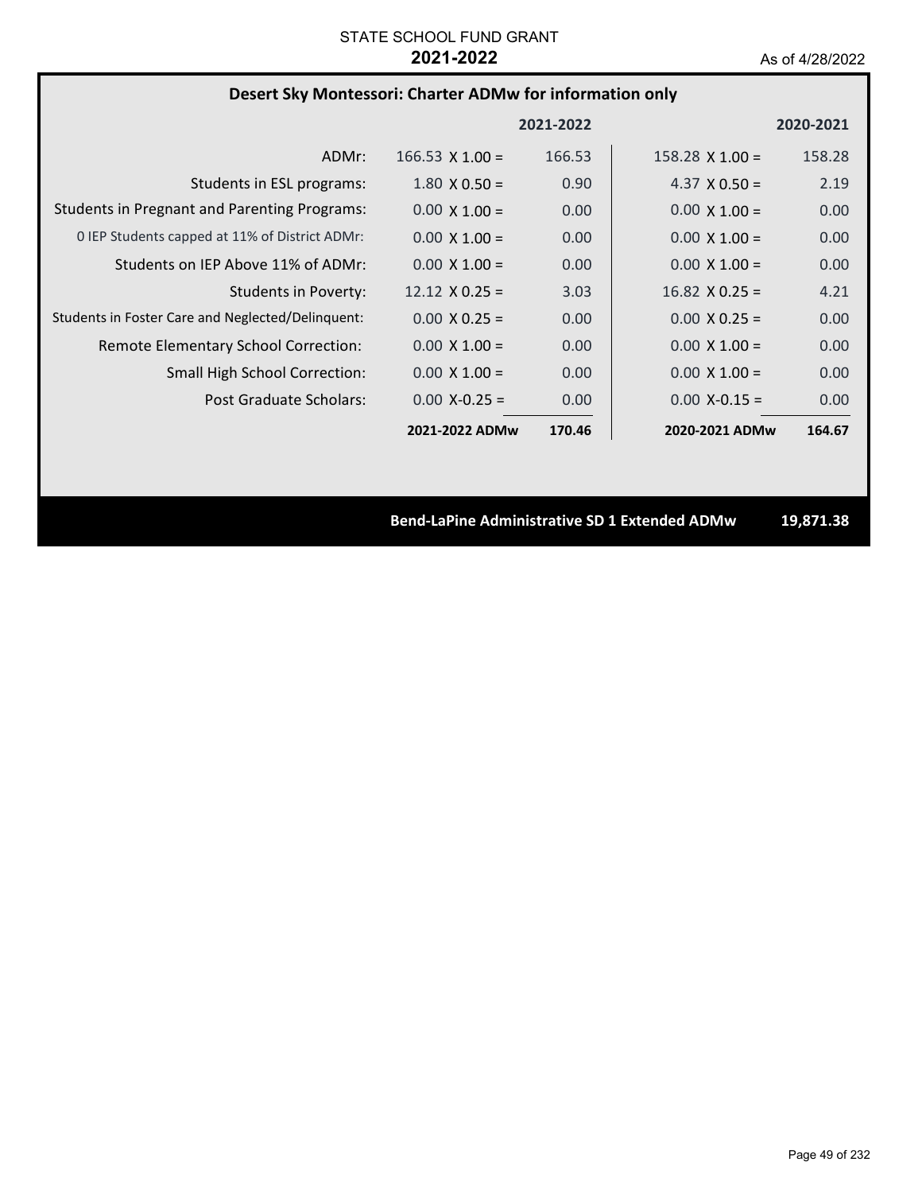STATE SCHOOL FUND GRANT

**2021-2022**

As of 4/28/2022

## Desert Sky Montessori: Charter ADMw for information only

| | | 2021-2022 | | 2020-2021 |
|---|---|---|---|---|
| ADMr: | 166.53 X 1.00 = | 166.53 | 158.28 X 1.00 = | 158.28 |
| Students in ESL programs: | 1.80 X 0.50 = | 0.90 | 4.37 X 0.50 = | 2.19 |
| Students in Pregnant and Parenting Programs: | 0.00 X 1.00 = | 0.00 | 0.00 X 1.00 = | 0.00 |
| 0 IEP Students capped at 11% of District ADMr: | 0.00 X 1.00 = | 0.00 | 0.00 X 1.00 = | 0.00 |
| Students on IEP Above 11% of ADMr: | 0.00 X 1.00 = | 0.00 | 0.00 X 1.00 = | 0.00 |
| Students in Poverty: | 12.12 X 0.25 = | 3.03 | 16.82 X 0.25 = | 4.21 |
| Students in Foster Care and Neglected/Delinquent: | 0.00 X 0.25 = | 0.00 | 0.00 X 0.25 = | 0.00 |
| Remote Elementary School Correction: | 0.00 X 1.00 = | 0.00 | 0.00 X 1.00 = | 0.00 |
| Small High School Correction: | 0.00 X 1.00 = | 0.00 | 0.00 X 1.00 = | 0.00 |
| Post Graduate Scholars: | 0.00 X-0.25 = | 0.00 | 0.00 X-0.15 = | 0.00 |
| | **2021-2022 ADMw** | **170.46** | **2020-2021 ADMw** | **164.67** |

**Bend-LaPine Administrative SD 1 Extended ADMw 19,871.38**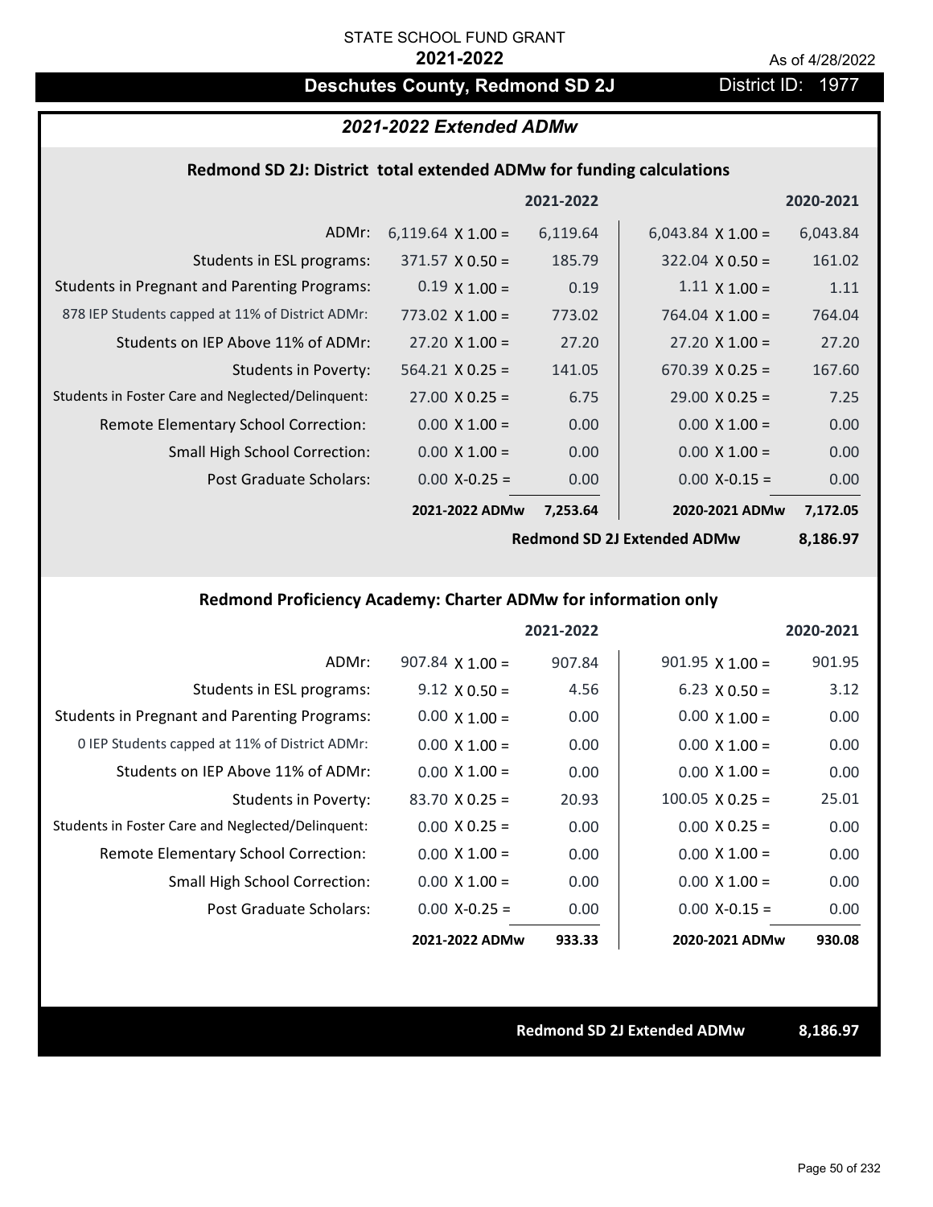STATE SCHOOL FUND GRANT

**2021-2022**

As of 4/28/2022

## Deschutes County, Redmond SD 2J

District ID: 1977

### *2021-2022 Extended ADMw*

#### Redmond SD 2J: District total extended ADMw for funding calculations

| | | 2021-2022 | | 2020-2021 |
|---|---|---|---|---|
| ADMr: | 6,119.64 X 1.00 = | 6,119.64 | 6,043.84 X 1.00 = | 6,043.84 |
| Students in ESL programs: | 371.57 X 0.50 = | 185.79 | 322.04 X 0.50 = | 161.02 |
| Students in Pregnant and Parenting Programs: | 0.19 X 1.00 = | 0.19 | 1.11 X 1.00 = | 1.11 |
| 878 IEP Students capped at 11% of District ADMr: | 773.02 X 1.00 = | 773.02 | 764.04 X 1.00 = | 764.04 |
| Students on IEP Above 11% of ADMr: | 27.20 X 1.00 = | 27.20 | 27.20 X 1.00 = | 27.20 |
| Students in Poverty: | 564.21 X 0.25 = | 141.05 | 670.39 X 0.25 = | 167.60 |
| Students in Foster Care and Neglected/Delinquent: | 27.00 X 0.25 = | 6.75 | 29.00 X 0.25 = | 7.25 |
| Remote Elementary School Correction: | 0.00 X 1.00 = | 0.00 | 0.00 X 1.00 = | 0.00 |
| Small High School Correction: | 0.00 X 1.00 = | 0.00 | 0.00 X 1.00 = | 0.00 |
| Post Graduate Scholars: | 0.00 X-0.25 = | 0.00 | 0.00 X-0.15 = | 0.00 |
| | **2021-2022 ADMw** | **7,253.64** | **2020-2021 ADMw** | **7,172.05** |
| | | | **Redmond SD 2J Extended ADMw** | **8,186.97** |

#### Redmond Proficiency Academy: Charter ADMw for information only

| | | 2021-2022 | | 2020-2021 |
|---|---|---|---|---|
| ADMr: | 907.84 X 1.00 = | 907.84 | 901.95 X 1.00 = | 901.95 |
| Students in ESL programs: | 9.12 X 0.50 = | 4.56 | 6.23 X 0.50 = | 3.12 |
| Students in Pregnant and Parenting Programs: | 0.00 X 1.00 = | 0.00 | 0.00 X 1.00 = | 0.00 |
| 0 IEP Students capped at 11% of District ADMr: | 0.00 X 1.00 = | 0.00 | 0.00 X 1.00 = | 0.00 |
| Students on IEP Above 11% of ADMr: | 0.00 X 1.00 = | 0.00 | 0.00 X 1.00 = | 0.00 |
| Students in Poverty: | 83.70 X 0.25 = | 20.93 | 100.05 X 0.25 = | 25.01 |
| Students in Foster Care and Neglected/Delinquent: | 0.00 X 0.25 = | 0.00 | 0.00 X 0.25 = | 0.00 |
| Remote Elementary School Correction: | 0.00 X 1.00 = | 0.00 | 0.00 X 1.00 = | 0.00 |
| Small High School Correction: | 0.00 X 1.00 = | 0.00 | 0.00 X 1.00 = | 0.00 |
| Post Graduate Scholars: | 0.00 X-0.25 = | 0.00 | 0.00 X-0.15 = | 0.00 |
| | **2021-2022 ADMw** | **933.33** | **2020-2021 ADMw** | **930.08** |

**Redmond SD 2J Extended ADMw** **8,186.97**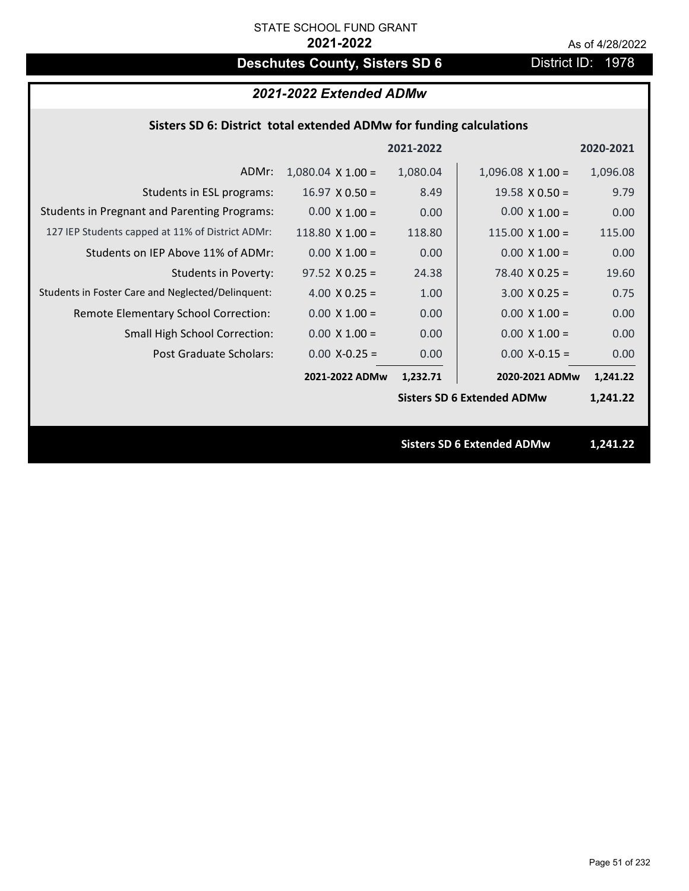STATE SCHOOL FUND GRANT

**2021-2022**

As of 4/28/2022

## Deschutes County, Sisters SD 6

District ID: 1978

### *2021-2022 Extended ADMw*

**Sisters SD 6: District total extended ADMw for funding calculations**

| | | 2021-2022 | | 2020-2021 |
|---|---|---|---|---|
| ADMr: | 1,080.04 X 1.00 = | 1,080.04 | 1,096.08 X 1.00 = | 1,096.08 |
| Students in ESL programs: | 16.97 X 0.50 = | 8.49 | 19.58 X 0.50 = | 9.79 |
| Students in Pregnant and Parenting Programs: | 0.00 X 1.00 = | 0.00 | 0.00 X 1.00 = | 0.00 |
| 127 IEP Students capped at 11% of District ADMr: | 118.80 X 1.00 = | 118.80 | 115.00 X 1.00 = | 115.00 |
| Students on IEP Above 11% of ADMr: | 0.00 X 1.00 = | 0.00 | 0.00 X 1.00 = | 0.00 |
| Students in Poverty: | 97.52 X 0.25 = | 24.38 | 78.40 X 0.25 = | 19.60 |
| Students in Foster Care and Neglected/Delinquent: | 4.00 X 0.25 = | 1.00 | 3.00 X 0.25 = | 0.75 |
| Remote Elementary School Correction: | 0.00 X 1.00 = | 0.00 | 0.00 X 1.00 = | 0.00 |
| Small High School Correction: | 0.00 X 1.00 = | 0.00 | 0.00 X 1.00 = | 0.00 |
| Post Graduate Scholars: | 0.00 X-0.25 = | 0.00 | 0.00 X-0.15 = | 0.00 |
| | **2021-2022 ADMw** | **1,232.71** | **2020-2021 ADMw** | **1,241.22** |
| | | | **Sisters SD 6 Extended ADMw** | **1,241.22** |

**Sisters SD 6 Extended ADMw** **1,241.22**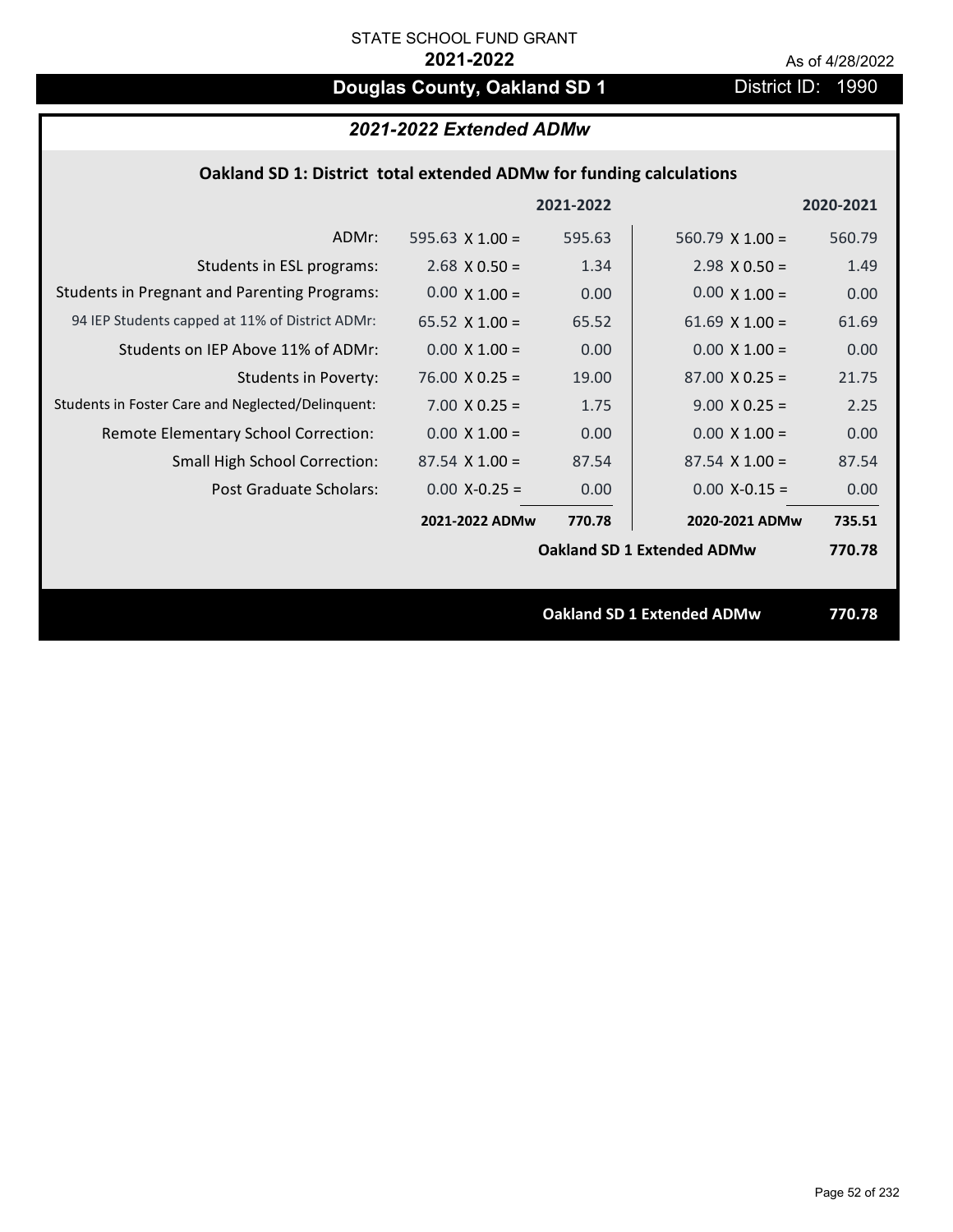STATE SCHOOL FUND GRANT

**2021-2022**

As of 4/28/2022

# Douglas County, Oakland SD 1

District ID: 1990

## *2021-2022 Extended ADMw*

### Oakland SD 1: District total extended ADMw for funding calculations

| | | 2021-2022 | | 2020-2021 |
|---|---|---|---|---|
| ADMr: | 595.63 X 1.00 = | 595.63 | 560.79 X 1.00 = | 560.79 |
| Students in ESL programs: | 2.68 X 0.50 = | 1.34 | 2.98 X 0.50 = | 1.49 |
| Students in Pregnant and Parenting Programs: | 0.00 X 1.00 = | 0.00 | 0.00 X 1.00 = | 0.00 |
| 94 IEP Students capped at 11% of District ADMr: | 65.52 X 1.00 = | 65.52 | 61.69 X 1.00 = | 61.69 |
| Students on IEP Above 11% of ADMr: | 0.00 X 1.00 = | 0.00 | 0.00 X 1.00 = | 0.00 |
| Students in Poverty: | 76.00 X 0.25 = | 19.00 | 87.00 X 0.25 = | 21.75 |
| Students in Foster Care and Neglected/Delinquent: | 7.00 X 0.25 = | 1.75 | 9.00 X 0.25 = | 2.25 |
| Remote Elementary School Correction: | 0.00 X 1.00 = | 0.00 | 0.00 X 1.00 = | 0.00 |
| Small High School Correction: | 87.54 X 1.00 = | 87.54 | 87.54 X 1.00 = | 87.54 |
| Post Graduate Scholars: | 0.00 X-0.25 = | 0.00 | 0.00 X-0.15 = | 0.00 |
| | **2021-2022 ADMw** | **770.78** | **2020-2021 ADMw** | **735.51** |
| | | | **Oakland SD 1 Extended ADMw** | **770.78** |

**Oakland SD 1 Extended ADMw** **770.78**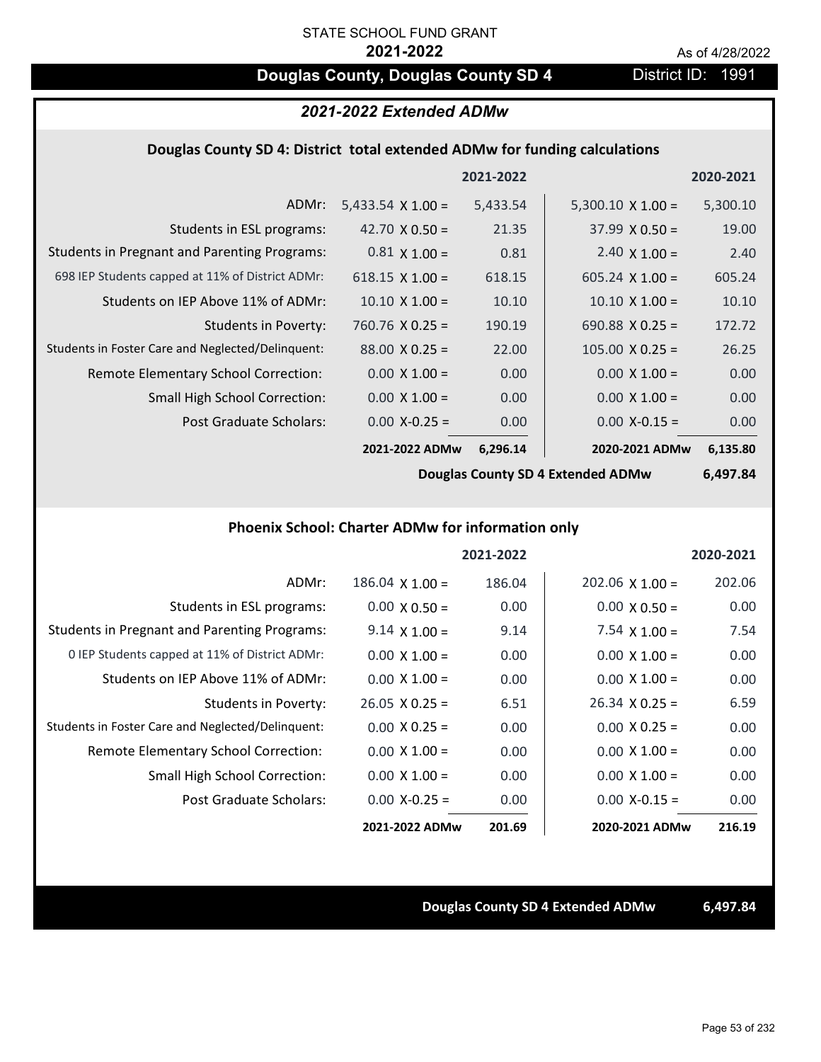STATE SCHOOL FUND GRANT

**2021-2022**

As of 4/28/2022

# Douglas County, Douglas County SD 4

District ID: 1991

## *2021-2022 Extended ADMw*

### Douglas County SD 4: District total extended ADMw for funding calculations

| | | 2021-2022 | | 2020-2021 |
|---|---|---|---|---|
| ADMr: | 5,433.54 X 1.00 = | 5,433.54 | 5,300.10 X 1.00 = | 5,300.10 |
| Students in ESL programs: | 42.70 X 0.50 = | 21.35 | 37.99 X 0.50 = | 19.00 |
| Students in Pregnant and Parenting Programs: | 0.81 X 1.00 = | 0.81 | 2.40 X 1.00 = | 2.40 |
| 698 IEP Students capped at 11% of District ADMr: | 618.15 X 1.00 = | 618.15 | 605.24 X 1.00 = | 605.24 |
| Students on IEP Above 11% of ADMr: | 10.10 X 1.00 = | 10.10 | 10.10 X 1.00 = | 10.10 |
| Students in Poverty: | 760.76 X 0.25 = | 190.19 | 690.88 X 0.25 = | 172.72 |
| Students in Foster Care and Neglected/Delinquent: | 88.00 X 0.25 = | 22.00 | 105.00 X 0.25 = | 26.25 |
| Remote Elementary School Correction: | 0.00 X 1.00 = | 0.00 | 0.00 X 1.00 = | 0.00 |
| Small High School Correction: | 0.00 X 1.00 = | 0.00 | 0.00 X 1.00 = | 0.00 |
| Post Graduate Scholars: | 0.00 X-0.25 = | 0.00 | 0.00 X-0.15 = | 0.00 |
| | **2021-2022 ADMw** | **6,296.14** | **2020-2021 ADMw** | **6,135.80** |

**Douglas County SD 4 Extended ADMw 6,497.84**

### Phoenix School: Charter ADMw for information only

| | | 2021-2022 | | 2020-2021 |
|---|---|---|---|---|
| ADMr: | 186.04 X 1.00 = | 186.04 | 202.06 X 1.00 = | 202.06 |
| Students in ESL programs: | 0.00 X 0.50 = | 0.00 | 0.00 X 0.50 = | 0.00 |
| Students in Pregnant and Parenting Programs: | 9.14 X 1.00 = | 9.14 | 7.54 X 1.00 = | 7.54 |
| 0 IEP Students capped at 11% of District ADMr: | 0.00 X 1.00 = | 0.00 | 0.00 X 1.00 = | 0.00 |
| Students on IEP Above 11% of ADMr: | 0.00 X 1.00 = | 0.00 | 0.00 X 1.00 = | 0.00 |
| Students in Poverty: | 26.05 X 0.25 = | 6.51 | 26.34 X 0.25 = | 6.59 |
| Students in Foster Care and Neglected/Delinquent: | 0.00 X 0.25 = | 0.00 | 0.00 X 0.25 = | 0.00 |
| Remote Elementary School Correction: | 0.00 X 1.00 = | 0.00 | 0.00 X 1.00 = | 0.00 |
| Small High School Correction: | 0.00 X 1.00 = | 0.00 | 0.00 X 1.00 = | 0.00 |
| Post Graduate Scholars: | 0.00 X-0.25 = | 0.00 | 0.00 X-0.15 = | 0.00 |
| | **2021-2022 ADMw** | **201.69** | **2020-2021 ADMw** | **216.19** |

**Douglas County SD 4 Extended ADMw 6,497.84**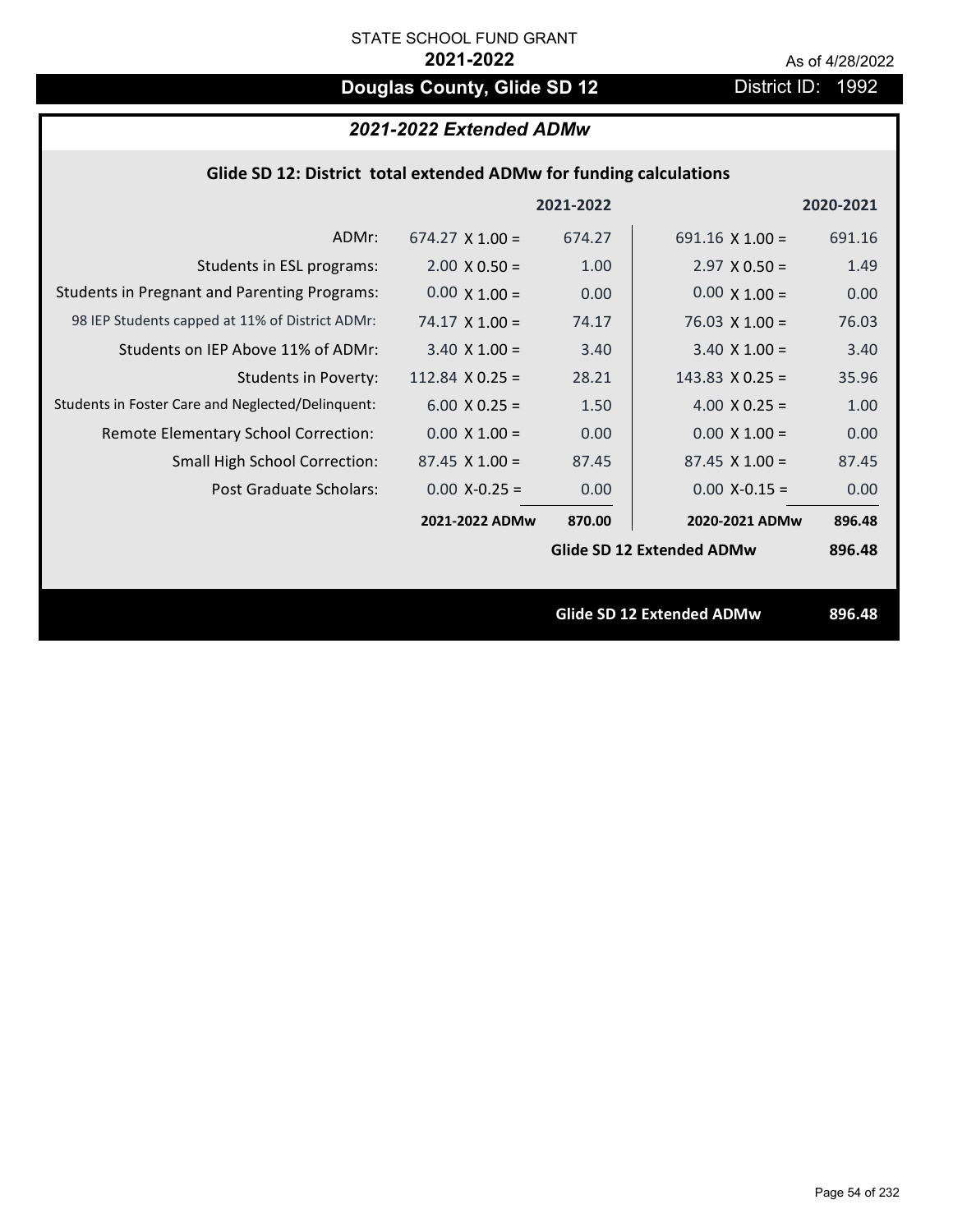STATE SCHOOL FUND GRANT

**2021-2022**

As of 4/28/2022

# Douglas County, Glide SD 12

District ID: 1992

## *2021-2022 Extended ADMw*

### Glide SD 12: District total extended ADMw for funding calculations

| | | 2021-2022 | | 2020-2021 |
|---|---|---|---|---|
| ADMr: | 674.27 X 1.00 = | 674.27 | 691.16 X 1.00 = | 691.16 |
| Students in ESL programs: | 2.00 X 0.50 = | 1.00 | 2.97 X 0.50 = | 1.49 |
| Students in Pregnant and Parenting Programs: | 0.00 X 1.00 = | 0.00 | 0.00 X 1.00 = | 0.00 |
| 98 IEP Students capped at 11% of District ADMr: | 74.17 X 1.00 = | 74.17 | 76.03 X 1.00 = | 76.03 |
| Students on IEP Above 11% of ADMr: | 3.40 X 1.00 = | 3.40 | 3.40 X 1.00 = | 3.40 |
| Students in Poverty: | 112.84 X 0.25 = | 28.21 | 143.83 X 0.25 = | 35.96 |
| Students in Foster Care and Neglected/Delinquent: | 6.00 X 0.25 = | 1.50 | 4.00 X 0.25 = | 1.00 |
| Remote Elementary School Correction: | 0.00 X 1.00 = | 0.00 | 0.00 X 1.00 = | 0.00 |
| Small High School Correction: | 87.45 X 1.00 = | 87.45 | 87.45 X 1.00 = | 87.45 |
| Post Graduate Scholars: | 0.00 X-0.25 = | 0.00 | 0.00 X-0.15 = | 0.00 |
| | **2021-2022 ADMw** | **870.00** | **2020-2021 ADMw** | **896.48** |
| | | | **Glide SD 12 Extended ADMw** | **896.48** |

**Glide SD 12 Extended ADMw** **896.48**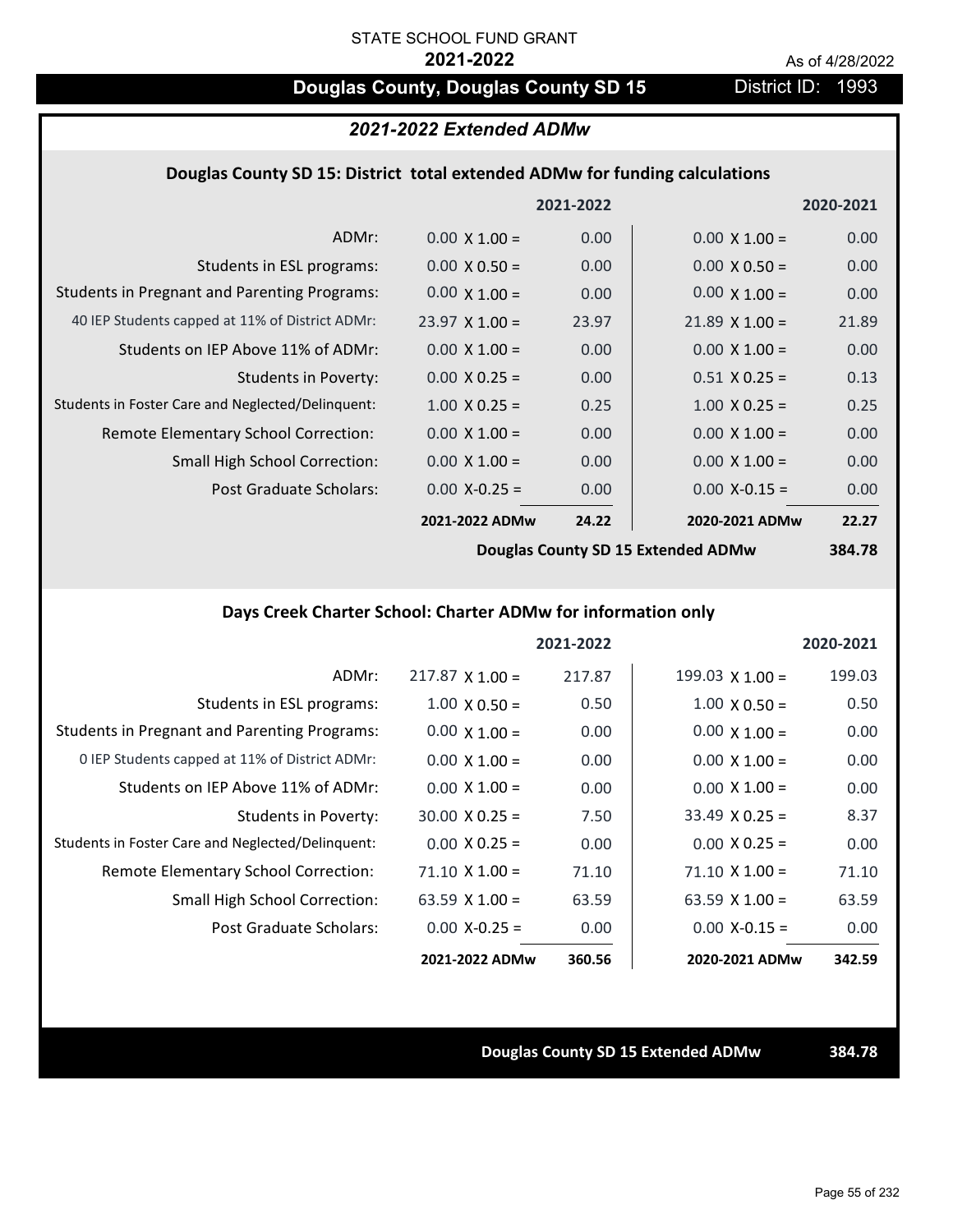STATE SCHOOL FUND GRANT

**2021-2022**

As of 4/28/2022

# Douglas County, Douglas County SD 15

District ID: 1993

## *2021-2022 Extended ADMw*

### Douglas County SD 15: District total extended ADMw for funding calculations

| | 2021-2022 | | 2020-2021 | |
|---|---|---|---|---|
| ADMr: | 0.00 X 1.00 = | 0.00 | 0.00 X 1.00 = | 0.00 |
| Students in ESL programs: | 0.00 X 0.50 = | 0.00 | 0.00 X 0.50 = | 0.00 |
| Students in Pregnant and Parenting Programs: | 0.00 X 1.00 = | 0.00 | 0.00 X 1.00 = | 0.00 |
| 40 IEP Students capped at 11% of District ADMr: | 23.97 X 1.00 = | 23.97 | 21.89 X 1.00 = | 21.89 |
| Students on IEP Above 11% of ADMr: | 0.00 X 1.00 = | 0.00 | 0.00 X 1.00 = | 0.00 |
| Students in Poverty: | 0.00 X 0.25 = | 0.00 | 0.51 X 0.25 = | 0.13 |
| Students in Foster Care and Neglected/Delinquent: | 1.00 X 0.25 = | 0.25 | 1.00 X 0.25 = | 0.25 |
| Remote Elementary School Correction: | 0.00 X 1.00 = | 0.00 | 0.00 X 1.00 = | 0.00 |
| Small High School Correction: | 0.00 X 1.00 = | 0.00 | 0.00 X 1.00 = | 0.00 |
| Post Graduate Scholars: | 0.00 X-0.25 = | 0.00 | 0.00 X-0.15 = | 0.00 |
| | **2021-2022 ADMw** | **24.22** | **2020-2021 ADMw** | **22.27** |

**Douglas County SD 15 Extended ADMw** **384.78**

### Days Creek Charter School: Charter ADMw for information only

| | 2021-2022 | | 2020-2021 | |
|---|---|---|---|---|
| ADMr: | 217.87 X 1.00 = | 217.87 | 199.03 X 1.00 = | 199.03 |
| Students in ESL programs: | 1.00 X 0.50 = | 0.50 | 1.00 X 0.50 = | 0.50 |
| Students in Pregnant and Parenting Programs: | 0.00 X 1.00 = | 0.00 | 0.00 X 1.00 = | 0.00 |
| 0 IEP Students capped at 11% of District ADMr: | 0.00 X 1.00 = | 0.00 | 0.00 X 1.00 = | 0.00 |
| Students on IEP Above 11% of ADMr: | 0.00 X 1.00 = | 0.00 | 0.00 X 1.00 = | 0.00 |
| Students in Poverty: | 30.00 X 0.25 = | 7.50 | 33.49 X 0.25 = | 8.37 |
| Students in Foster Care and Neglected/Delinquent: | 0.00 X 0.25 = | 0.00 | 0.00 X 0.25 = | 0.00 |
| Remote Elementary School Correction: | 71.10 X 1.00 = | 71.10 | 71.10 X 1.00 = | 71.10 |
| Small High School Correction: | 63.59 X 1.00 = | 63.59 | 63.59 X 1.00 = | 63.59 |
| Post Graduate Scholars: | 0.00 X-0.25 = | 0.00 | 0.00 X-0.15 = | 0.00 |
| | **2021-2022 ADMw** | **360.56** | **2020-2021 ADMw** | **342.59** |

**Douglas County SD 15 Extended ADMw** **384.78**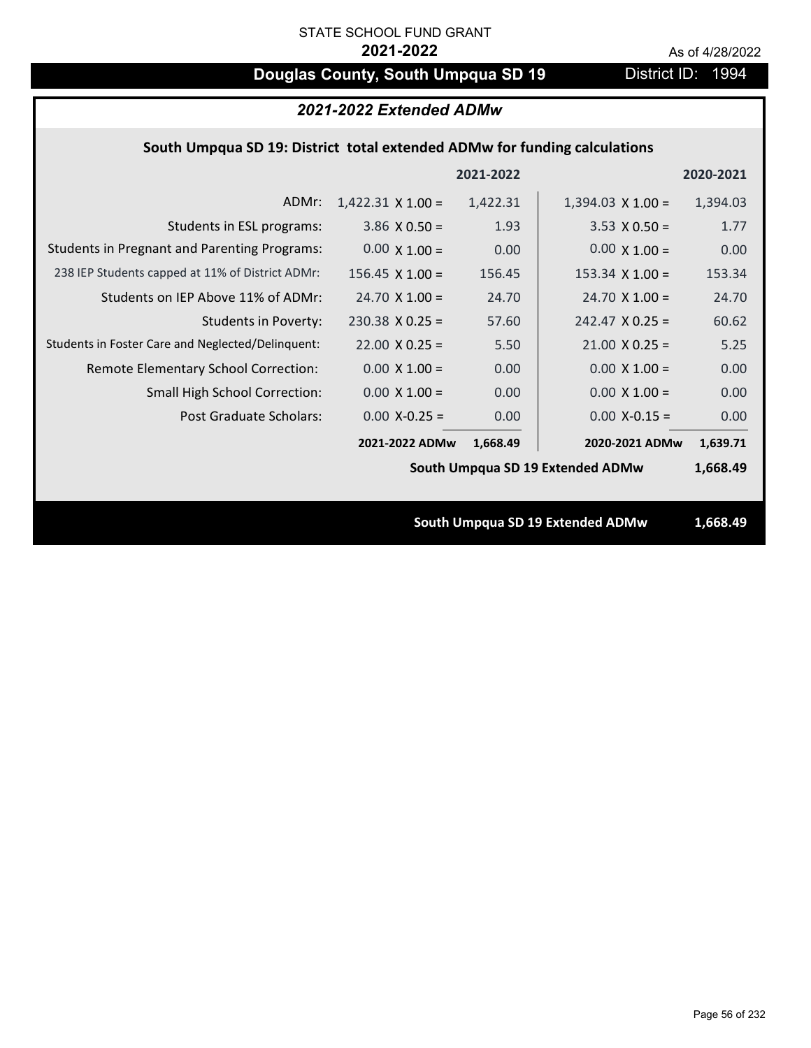STATE SCHOOL FUND GRANT

**2021-2022**

As of 4/28/2022

# Douglas County, South Umpqua SD 19

District ID: 1994

## *2021-2022 Extended ADMw*

### South Umpqua SD 19: District total extended ADMw for funding calculations

| | | 2021-2022 | | 2020-2021 |
|---|---|---|---|---|
| ADMr: | 1,422.31 X 1.00 = | 1,422.31 | 1,394.03 X 1.00 = | 1,394.03 |
| Students in ESL programs: | 3.86 X 0.50 = | 1.93 | 3.53 X 0.50 = | 1.77 |
| Students in Pregnant and Parenting Programs: | 0.00 X 1.00 = | 0.00 | 0.00 X 1.00 = | 0.00 |
| 238 IEP Students capped at 11% of District ADMr: | 156.45 X 1.00 = | 156.45 | 153.34 X 1.00 = | 153.34 |
| Students on IEP Above 11% of ADMr: | 24.70 X 1.00 = | 24.70 | 24.70 X 1.00 = | 24.70 |
| Students in Poverty: | 230.38 X 0.25 = | 57.60 | 242.47 X 0.25 = | 60.62 |
| Students in Foster Care and Neglected/Delinquent: | 22.00 X 0.25 = | 5.50 | 21.00 X 0.25 = | 5.25 |
| Remote Elementary School Correction: | 0.00 X 1.00 = | 0.00 | 0.00 X 1.00 = | 0.00 |
| Small High School Correction: | 0.00 X 1.00 = | 0.00 | 0.00 X 1.00 = | 0.00 |
| Post Graduate Scholars: | 0.00 X-0.25 = | 0.00 | 0.00 X-0.15 = | 0.00 |
| | **2021-2022 ADMw** | **1,668.49** | **2020-2021 ADMw** | **1,639.71** |
| | | | **South Umpqua SD 19 Extended ADMw** | **1,668.49** |

**South Umpqua SD 19 Extended ADMw** **1,668.49**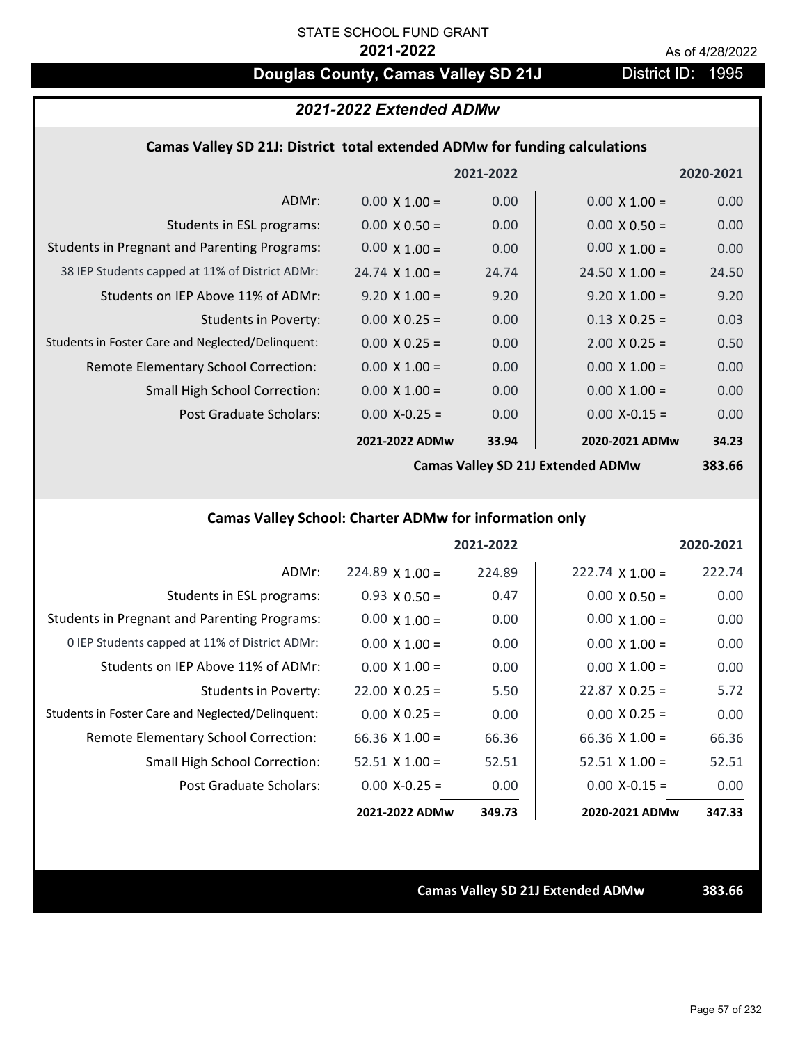STATE SCHOOL FUND GRANT

**2021-2022**

As of 4/28/2022

# Douglas County, Camas Valley SD 21J

District ID: 1995

## *2021-2022 Extended ADMw*

### Camas Valley SD 21J: District total extended ADMw for funding calculations

| | | 2021-2022 | | 2020-2021 |
|---|---|---|---|---|
| ADMr: | 0.00 X 1.00 = | 0.00 | 0.00 X 1.00 = | 0.00 |
| Students in ESL programs: | 0.00 X 0.50 = | 0.00 | 0.00 X 0.50 = | 0.00 |
| Students in Pregnant and Parenting Programs: | 0.00 X 1.00 = | 0.00 | 0.00 X 1.00 = | 0.00 |
| 38 IEP Students capped at 11% of District ADMr: | 24.74 X 1.00 = | 24.74 | 24.50 X 1.00 = | 24.50 |
| Students on IEP Above 11% of ADMr: | 9.20 X 1.00 = | 9.20 | 9.20 X 1.00 = | 9.20 |
| Students in Poverty: | 0.00 X 0.25 = | 0.00 | 0.13 X 0.25 = | 0.03 |
| Students in Foster Care and Neglected/Delinquent: | 0.00 X 0.25 = | 0.00 | 2.00 X 0.25 = | 0.50 |
| Remote Elementary School Correction: | 0.00 X 1.00 = | 0.00 | 0.00 X 1.00 = | 0.00 |
| Small High School Correction: | 0.00 X 1.00 = | 0.00 | 0.00 X 1.00 = | 0.00 |
| Post Graduate Scholars: | 0.00 X-0.25 = | 0.00 | 0.00 X-0.15 = | 0.00 |
| | **2021-2022 ADMw** | **33.94** | **2020-2021 ADMw** | **34.23** |
| | | **Camas Valley SD 21J Extended ADMw** | | **383.66** |

### Camas Valley School: Charter ADMw for information only

| | | 2021-2022 | | 2020-2021 |
|---|---|---|---|---|
| ADMr: | 224.89 X 1.00 = | 224.89 | 222.74 X 1.00 = | 222.74 |
| Students in ESL programs: | 0.93 X 0.50 = | 0.47 | 0.00 X 0.50 = | 0.00 |
| Students in Pregnant and Parenting Programs: | 0.00 X 1.00 = | 0.00 | 0.00 X 1.00 = | 0.00 |
| 0 IEP Students capped at 11% of District ADMr: | 0.00 X 1.00 = | 0.00 | 0.00 X 1.00 = | 0.00 |
| Students on IEP Above 11% of ADMr: | 0.00 X 1.00 = | 0.00 | 0.00 X 1.00 = | 0.00 |
| Students in Poverty: | 22.00 X 0.25 = | 5.50 | 22.87 X 0.25 = | 5.72 |
| Students in Foster Care and Neglected/Delinquent: | 0.00 X 0.25 = | 0.00 | 0.00 X 0.25 = | 0.00 |
| Remote Elementary School Correction: | 66.36 X 1.00 = | 66.36 | 66.36 X 1.00 = | 66.36 |
| Small High School Correction: | 52.51 X 1.00 = | 52.51 | 52.51 X 1.00 = | 52.51 |
| Post Graduate Scholars: | 0.00 X-0.25 = | 0.00 | 0.00 X-0.15 = | 0.00 |
| | **2021-2022 ADMw** | **349.73** | **2020-2021 ADMw** | **347.33** |

**Camas Valley SD 21J Extended ADMw** **383.66**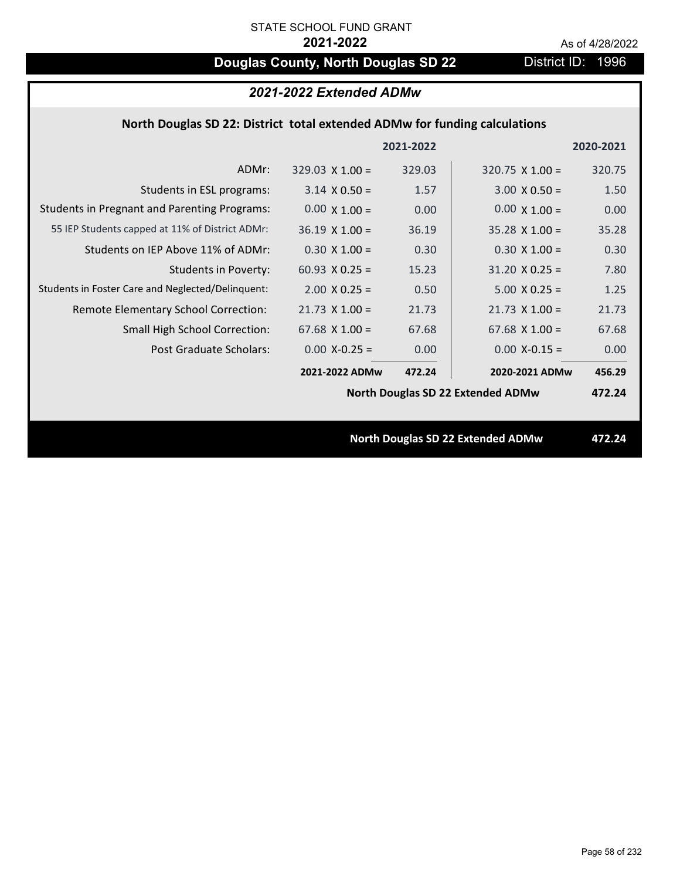STATE SCHOOL FUND GRANT

**2021-2022**

As of 4/28/2022

# Douglas County, North Douglas SD 22

District ID: 1996

## *2021-2022 Extended ADMw*

### North Douglas SD 22: District total extended ADMw for funding calculations

| | | 2021-2022 | | 2020-2021 |
|---|---|---|---|---|
| ADMr: | 329.03 X 1.00 = | 329.03 | 320.75 X 1.00 = | 320.75 |
| Students in ESL programs: | 3.14 X 0.50 = | 1.57 | 3.00 X 0.50 = | 1.50 |
| Students in Pregnant and Parenting Programs: | 0.00 X 1.00 = | 0.00 | 0.00 X 1.00 = | 0.00 |
| 55 IEP Students capped at 11% of District ADMr: | 36.19 X 1.00 = | 36.19 | 35.28 X 1.00 = | 35.28 |
| Students on IEP Above 11% of ADMr: | 0.30 X 1.00 = | 0.30 | 0.30 X 1.00 = | 0.30 |
| Students in Poverty: | 60.93 X 0.25 = | 15.23 | 31.20 X 0.25 = | 7.80 |
| Students in Foster Care and Neglected/Delinquent: | 2.00 X 0.25 = | 0.50 | 5.00 X 0.25 = | 1.25 |
| Remote Elementary School Correction: | 21.73 X 1.00 = | 21.73 | 21.73 X 1.00 = | 21.73 |
| Small High School Correction: | 67.68 X 1.00 = | 67.68 | 67.68 X 1.00 = | 67.68 |
| Post Graduate Scholars: | 0.00 X-0.25 = | 0.00 | 0.00 X-0.15 = | 0.00 |
| | **2021-2022 ADMw** | **472.24** | **2020-2021 ADMw** | **456.29** |

**North Douglas SD 22 Extended ADMw 472.24**

**North Douglas SD 22 Extended ADMw 472.24**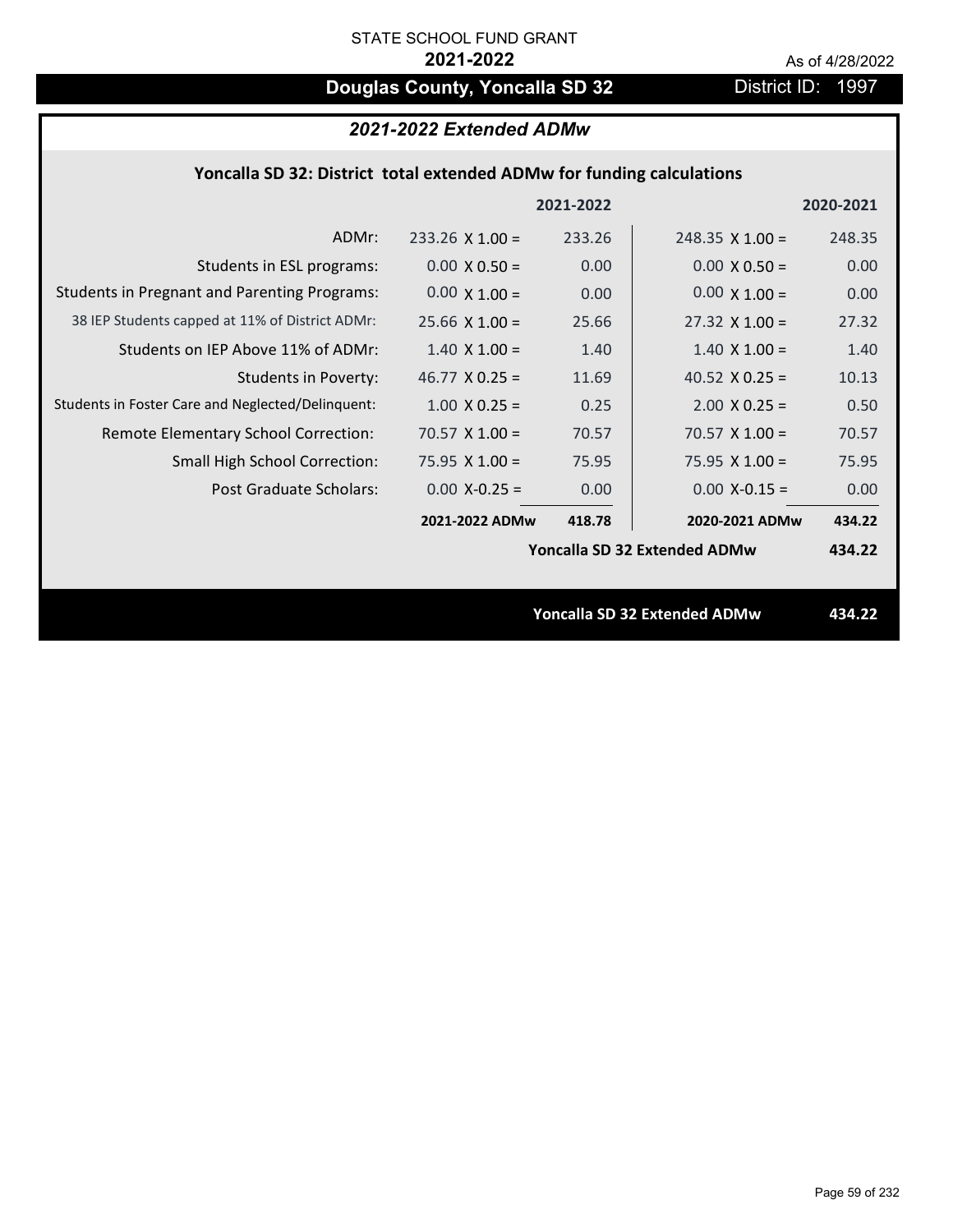STATE SCHOOL FUND GRANT

**2021-2022**

As of 4/28/2022

# Douglas County, Yoncalla SD 32

District ID: 1997

## *2021-2022 Extended ADMw*

### Yoncalla SD 32: District total extended ADMw for funding calculations

| | | 2021-2022 | | 2020-2021 |
|---|---|---|---|---|
| ADMr: | 233.26 X 1.00 = | 233.26 | 248.35 X 1.00 = | 248.35 |
| Students in ESL programs: | 0.00 X 0.50 = | 0.00 | 0.00 X 0.50 = | 0.00 |
| Students in Pregnant and Parenting Programs: | 0.00 X 1.00 = | 0.00 | 0.00 X 1.00 = | 0.00 |
| 38 IEP Students capped at 11% of District ADMr: | 25.66 X 1.00 = | 25.66 | 27.32 X 1.00 = | 27.32 |
| Students on IEP Above 11% of ADMr: | 1.40 X 1.00 = | 1.40 | 1.40 X 1.00 = | 1.40 |
| Students in Poverty: | 46.77 X 0.25 = | 11.69 | 40.52 X 0.25 = | 10.13 |
| Students in Foster Care and Neglected/Delinquent: | 1.00 X 0.25 = | 0.25 | 2.00 X 0.25 = | 0.50 |
| Remote Elementary School Correction: | 70.57 X 1.00 = | 70.57 | 70.57 X 1.00 = | 70.57 |
| Small High School Correction: | 75.95 X 1.00 = | 75.95 | 75.95 X 1.00 = | 75.95 |
| Post Graduate Scholars: | 0.00 X-0.25 = | 0.00 | 0.00 X-0.15 = | 0.00 |
| | **2021-2022 ADMw** | **418.78** | **2020-2021 ADMw** | **434.22** |
| | | | **Yoncalla SD 32 Extended ADMw** | **434.22** |

**Yoncalla SD 32 Extended ADMw** **434.22**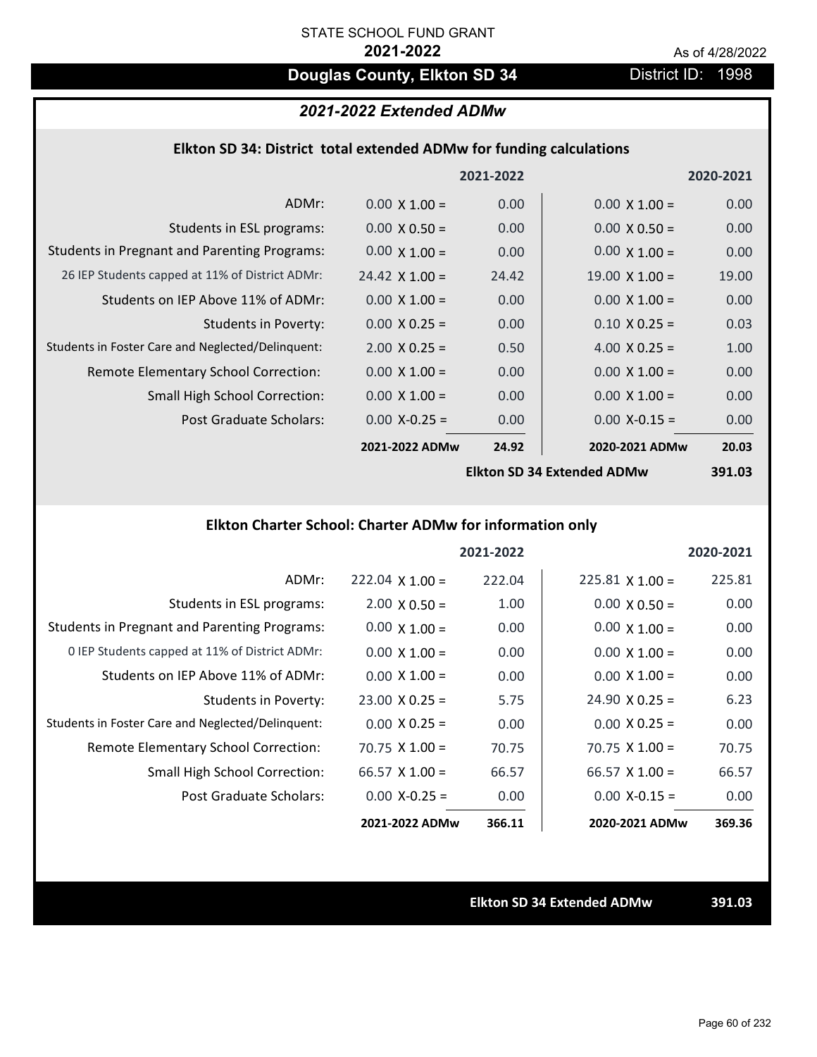STATE SCHOOL FUND GRANT

**2021-2022**

As of 4/28/2022

# Douglas County, Elkton SD 34

District ID: 1998

## *2021-2022 Extended ADMw*

### Elkton SD 34: District total extended ADMw for funding calculations

| | 2021-2022 | | 2020-2021 | |
|---|---|---|---|---|
| ADMr: | 0.00 X 1.00 = | 0.00 | 0.00 X 1.00 = | 0.00 |
| Students in ESL programs: | 0.00 X 0.50 = | 0.00 | 0.00 X 0.50 = | 0.00 |
| Students in Pregnant and Parenting Programs: | 0.00 X 1.00 = | 0.00 | 0.00 X 1.00 = | 0.00 |
| 26 IEP Students capped at 11% of District ADMr: | 24.42 X 1.00 = | 24.42 | 19.00 X 1.00 = | 19.00 |
| Students on IEP Above 11% of ADMr: | 0.00 X 1.00 = | 0.00 | 0.00 X 1.00 = | 0.00 |
| Students in Poverty: | 0.00 X 0.25 = | 0.00 | 0.10 X 0.25 = | 0.03 |
| Students in Foster Care and Neglected/Delinquent: | 2.00 X 0.25 = | 0.50 | 4.00 X 0.25 = | 1.00 |
| Remote Elementary School Correction: | 0.00 X 1.00 = | 0.00 | 0.00 X 1.00 = | 0.00 |
| Small High School Correction: | 0.00 X 1.00 = | 0.00 | 0.00 X 1.00 = | 0.00 |
| Post Graduate Scholars: | 0.00 X-0.25 = | 0.00 | 0.00 X-0.15 = | 0.00 |
| | **2021-2022 ADMw** | **24.92** | **2020-2021 ADMw** | **20.03** |
| | | | **Elkton SD 34 Extended ADMw** | **391.03** |

### Elkton Charter School: Charter ADMw for information only

| | 2021-2022 | | 2020-2021 | |
|---|---|---|---|---|
| ADMr: | 222.04 X 1.00 = | 222.04 | 225.81 X 1.00 = | 225.81 |
| Students in ESL programs: | 2.00 X 0.50 = | 1.00 | 0.00 X 0.50 = | 0.00 |
| Students in Pregnant and Parenting Programs: | 0.00 X 1.00 = | 0.00 | 0.00 X 1.00 = | 0.00 |
| 0 IEP Students capped at 11% of District ADMr: | 0.00 X 1.00 = | 0.00 | 0.00 X 1.00 = | 0.00 |
| Students on IEP Above 11% of ADMr: | 0.00 X 1.00 = | 0.00 | 0.00 X 1.00 = | 0.00 |
| Students in Poverty: | 23.00 X 0.25 = | 5.75 | 24.90 X 0.25 = | 6.23 |
| Students in Foster Care and Neglected/Delinquent: | 0.00 X 0.25 = | 0.00 | 0.00 X 0.25 = | 0.00 |
| Remote Elementary School Correction: | 70.75 X 1.00 = | 70.75 | 70.75 X 1.00 = | 70.75 |
| Small High School Correction: | 66.57 X 1.00 = | 66.57 | 66.57 X 1.00 = | 66.57 |
| Post Graduate Scholars: | 0.00 X-0.25 = | 0.00 | 0.00 X-0.15 = | 0.00 |
| | **2021-2022 ADMw** | **366.11** | **2020-2021 ADMw** | **369.36** |

**Elkton SD 34 Extended ADMw** **391.03**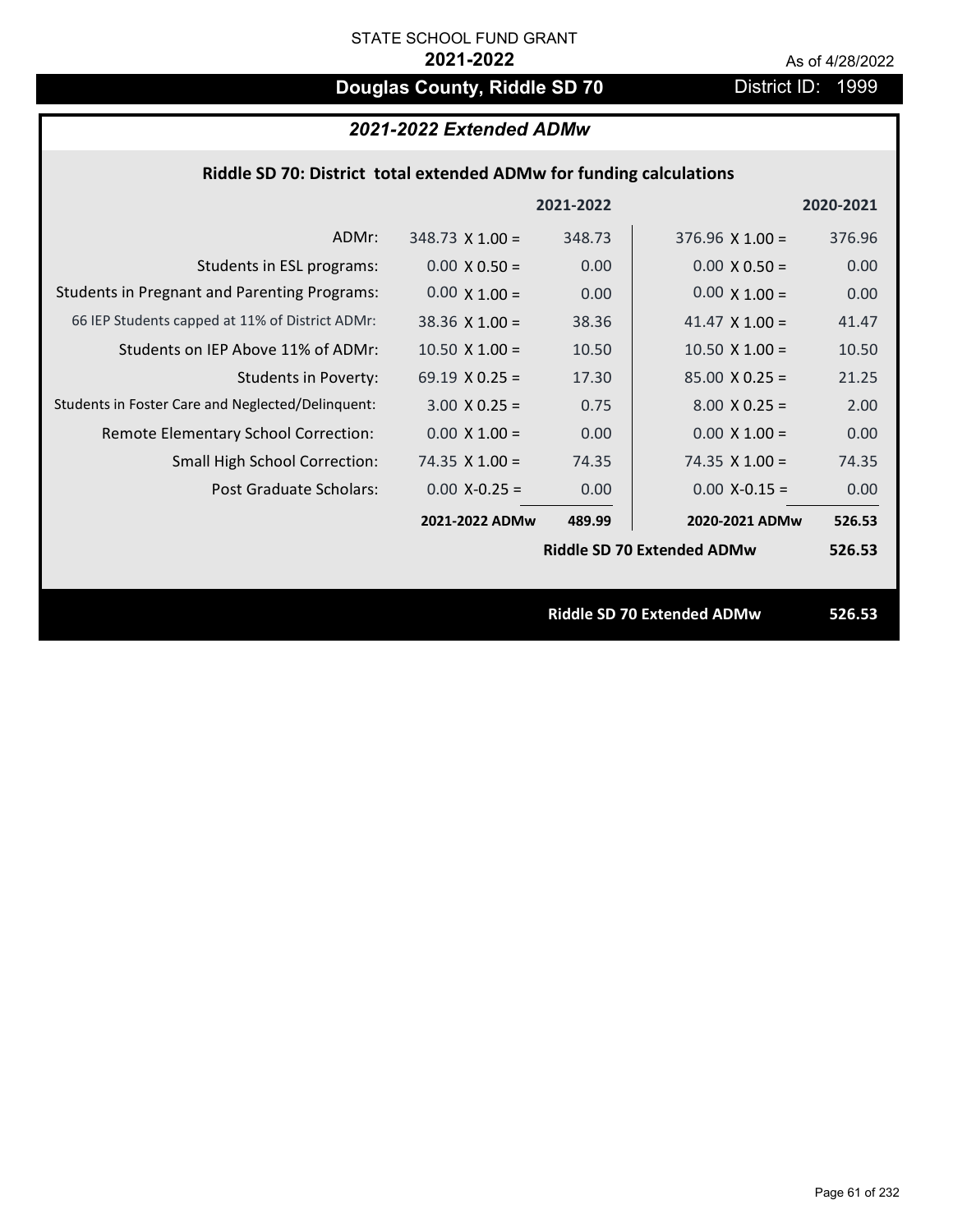STATE SCHOOL FUND GRANT

**2021-2022**

As of 4/28/2022

# Douglas County, Riddle SD 70

District ID: 1999

## *2021-2022 Extended ADMw*

### Riddle SD 70: District total extended ADMw for funding calculations

| | 2021-2022 | | 2020-2021 | |
|---|---|---|---|---|
| ADMr: | 348.73 X 1.00 = | 348.73 | 376.96 X 1.00 = | 376.96 |
| Students in ESL programs: | 0.00 X 0.50 = | 0.00 | 0.00 X 0.50 = | 0.00 |
| Students in Pregnant and Parenting Programs: | 0.00 X 1.00 = | 0.00 | 0.00 X 1.00 = | 0.00 |
| 66 IEP Students capped at 11% of District ADMr: | 38.36 X 1.00 = | 38.36 | 41.47 X 1.00 = | 41.47 |
| Students on IEP Above 11% of ADMr: | 10.50 X 1.00 = | 10.50 | 10.50 X 1.00 = | 10.50 |
| Students in Poverty: | 69.19 X 0.25 = | 17.30 | 85.00 X 0.25 = | 21.25 |
| Students in Foster Care and Neglected/Delinquent: | 3.00 X 0.25 = | 0.75 | 8.00 X 0.25 = | 2.00 |
| Remote Elementary School Correction: | 0.00 X 1.00 = | 0.00 | 0.00 X 1.00 = | 0.00 |
| Small High School Correction: | 74.35 X 1.00 = | 74.35 | 74.35 X 1.00 = | 74.35 |
| Post Graduate Scholars: | 0.00 X-0.25 = | 0.00 | 0.00 X-0.15 = | 0.00 |
| | **2021-2022 ADMw** | **489.99** | **2020-2021 ADMw** | **526.53** |
| | | | **Riddle SD 70 Extended ADMw** | **526.53** |

**Riddle SD 70 Extended ADMw** **526.53**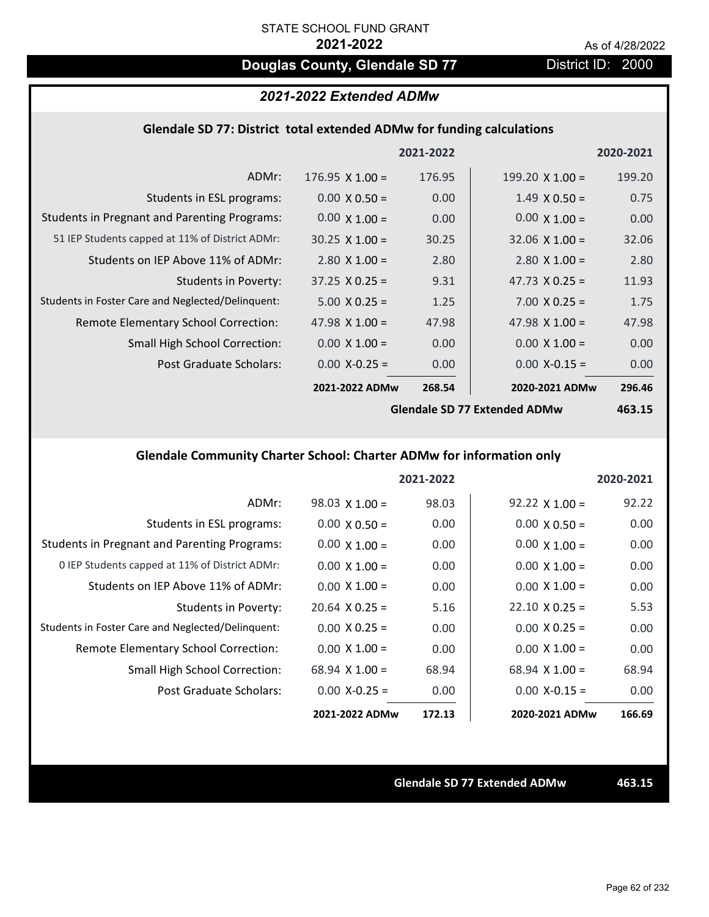STATE SCHOOL FUND GRANT

**2021-2022**

As of 4/28/2022

# Douglas County, Glendale SD 77

District ID: 2000

## *2021-2022 Extended ADMw*

### Glendale SD 77: District total extended ADMw for funding calculations

| | | 2021-2022 | | 2020-2021 |
|---|---|---|---|---|
| ADMr: | 176.95 X 1.00 = | 176.95 | 199.20 X 1.00 = | 199.20 |
| Students in ESL programs: | 0.00 X 0.50 = | 0.00 | 1.49 X 0.50 = | 0.75 |
| Students in Pregnant and Parenting Programs: | 0.00 X 1.00 = | 0.00 | 0.00 X 1.00 = | 0.00 |
| 51 IEP Students capped at 11% of District ADMr: | 30.25 X 1.00 = | 30.25 | 32.06 X 1.00 = | 32.06 |
| Students on IEP Above 11% of ADMr: | 2.80 X 1.00 = | 2.80 | 2.80 X 1.00 = | 2.80 |
| Students in Poverty: | 37.25 X 0.25 = | 9.31 | 47.73 X 0.25 = | 11.93 |
| Students in Foster Care and Neglected/Delinquent: | 5.00 X 0.25 = | 1.25 | 7.00 X 0.25 = | 1.75 |
| Remote Elementary School Correction: | 47.98 X 1.00 = | 47.98 | 47.98 X 1.00 = | 47.98 |
| Small High School Correction: | 0.00 X 1.00 = | 0.00 | 0.00 X 1.00 = | 0.00 |
| Post Graduate Scholars: | 0.00 X-0.25 = | 0.00 | 0.00 X-0.15 = | 0.00 |
| | **2021-2022 ADMw** | **268.54** | **2020-2021 ADMw** | **296.46** |
| | | | **Glendale SD 77 Extended ADMw** | **463.15** |

### Glendale Community Charter School: Charter ADMw for information only

| | | 2021-2022 | | 2020-2021 |
|---|---|---|---|---|
| ADMr: | 98.03 X 1.00 = | 98.03 | 92.22 X 1.00 = | 92.22 |
| Students in ESL programs: | 0.00 X 0.50 = | 0.00 | 0.00 X 0.50 = | 0.00 |
| Students in Pregnant and Parenting Programs: | 0.00 X 1.00 = | 0.00 | 0.00 X 1.00 = | 0.00 |
| 0 IEP Students capped at 11% of District ADMr: | 0.00 X 1.00 = | 0.00 | 0.00 X 1.00 = | 0.00 |
| Students on IEP Above 11% of ADMr: | 0.00 X 1.00 = | 0.00 | 0.00 X 1.00 = | 0.00 |
| Students in Poverty: | 20.64 X 0.25 = | 5.16 | 22.10 X 0.25 = | 5.53 |
| Students in Foster Care and Neglected/Delinquent: | 0.00 X 0.25 = | 0.00 | 0.00 X 0.25 = | 0.00 |
| Remote Elementary School Correction: | 0.00 X 1.00 = | 0.00 | 0.00 X 1.00 = | 0.00 |
| Small High School Correction: | 68.94 X 1.00 = | 68.94 | 68.94 X 1.00 = | 68.94 |
| Post Graduate Scholars: | 0.00 X-0.25 = | 0.00 | 0.00 X-0.15 = | 0.00 |
| | **2021-2022 ADMw** | **172.13** | **2020-2021 ADMw** | **166.69** |

**Glendale SD 77 Extended ADMw** **463.15**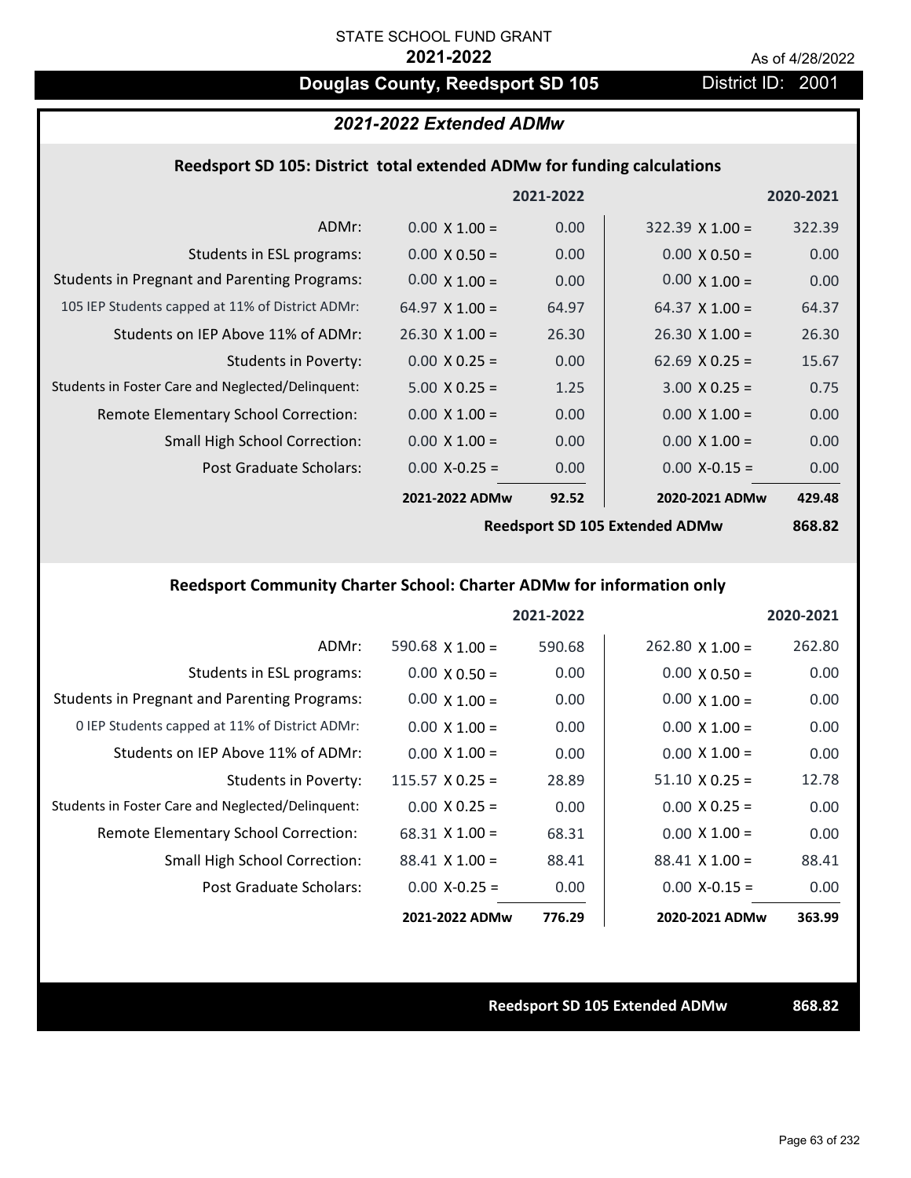STATE SCHOOL FUND GRANT

**2021-2022**

As of 4/28/2022

# Douglas County, Reedsport SD 105

District ID: 2001

## *2021-2022 Extended ADMw*

### Reedsport SD 105: District total extended ADMw for funding calculations

| | | 2021-2022 | | 2020-2021 |
|---|---|---|---|---|
| ADMr: | 0.00 X 1.00 = | 0.00 | 322.39 X 1.00 = | 322.39 |
| Students in ESL programs: | 0.00 X 0.50 = | 0.00 | 0.00 X 0.50 = | 0.00 |
| Students in Pregnant and Parenting Programs: | 0.00 X 1.00 = | 0.00 | 0.00 X 1.00 = | 0.00 |
| 105 IEP Students capped at 11% of District ADMr: | 64.97 X 1.00 = | 64.97 | 64.37 X 1.00 = | 64.37 |
| Students on IEP Above 11% of ADMr: | 26.30 X 1.00 = | 26.30 | 26.30 X 1.00 = | 26.30 |
| Students in Poverty: | 0.00 X 0.25 = | 0.00 | 62.69 X 0.25 = | 15.67 |
| Students in Foster Care and Neglected/Delinquent: | 5.00 X 0.25 = | 1.25 | 3.00 X 0.25 = | 0.75 |
| Remote Elementary School Correction: | 0.00 X 1.00 = | 0.00 | 0.00 X 1.00 = | 0.00 |
| Small High School Correction: | 0.00 X 1.00 = | 0.00 | 0.00 X 1.00 = | 0.00 |
| Post Graduate Scholars: | 0.00 X-0.25 = | 0.00 | 0.00 X-0.15 = | 0.00 |
| | **2021-2022 ADMw** | **92.52** | **2020-2021 ADMw** | **429.48** |
| | | | **Reedsport SD 105 Extended ADMw** | **868.82** |

### Reedsport Community Charter School: Charter ADMw for information only

| | | 2021-2022 | | 2020-2021 |
|---|---|---|---|---|
| ADMr: | 590.68 X 1.00 = | 590.68 | 262.80 X 1.00 = | 262.80 |
| Students in ESL programs: | 0.00 X 0.50 = | 0.00 | 0.00 X 0.50 = | 0.00 |
| Students in Pregnant and Parenting Programs: | 0.00 X 1.00 = | 0.00 | 0.00 X 1.00 = | 0.00 |
| 0 IEP Students capped at 11% of District ADMr: | 0.00 X 1.00 = | 0.00 | 0.00 X 1.00 = | 0.00 |
| Students on IEP Above 11% of ADMr: | 0.00 X 1.00 = | 0.00 | 0.00 X 1.00 = | 0.00 |
| Students in Poverty: | 115.57 X 0.25 = | 28.89 | 51.10 X 0.25 = | 12.78 |
| Students in Foster Care and Neglected/Delinquent: | 0.00 X 0.25 = | 0.00 | 0.00 X 0.25 = | 0.00 |
| Remote Elementary School Correction: | 68.31 X 1.00 = | 68.31 | 0.00 X 1.00 = | 0.00 |
| Small High School Correction: | 88.41 X 1.00 = | 88.41 | 88.41 X 1.00 = | 88.41 |
| Post Graduate Scholars: | 0.00 X-0.25 = | 0.00 | 0.00 X-0.15 = | 0.00 |
| | **2021-2022 ADMw** | **776.29** | **2020-2021 ADMw** | **363.99** |

**Reedsport SD 105 Extended ADMw** **868.82**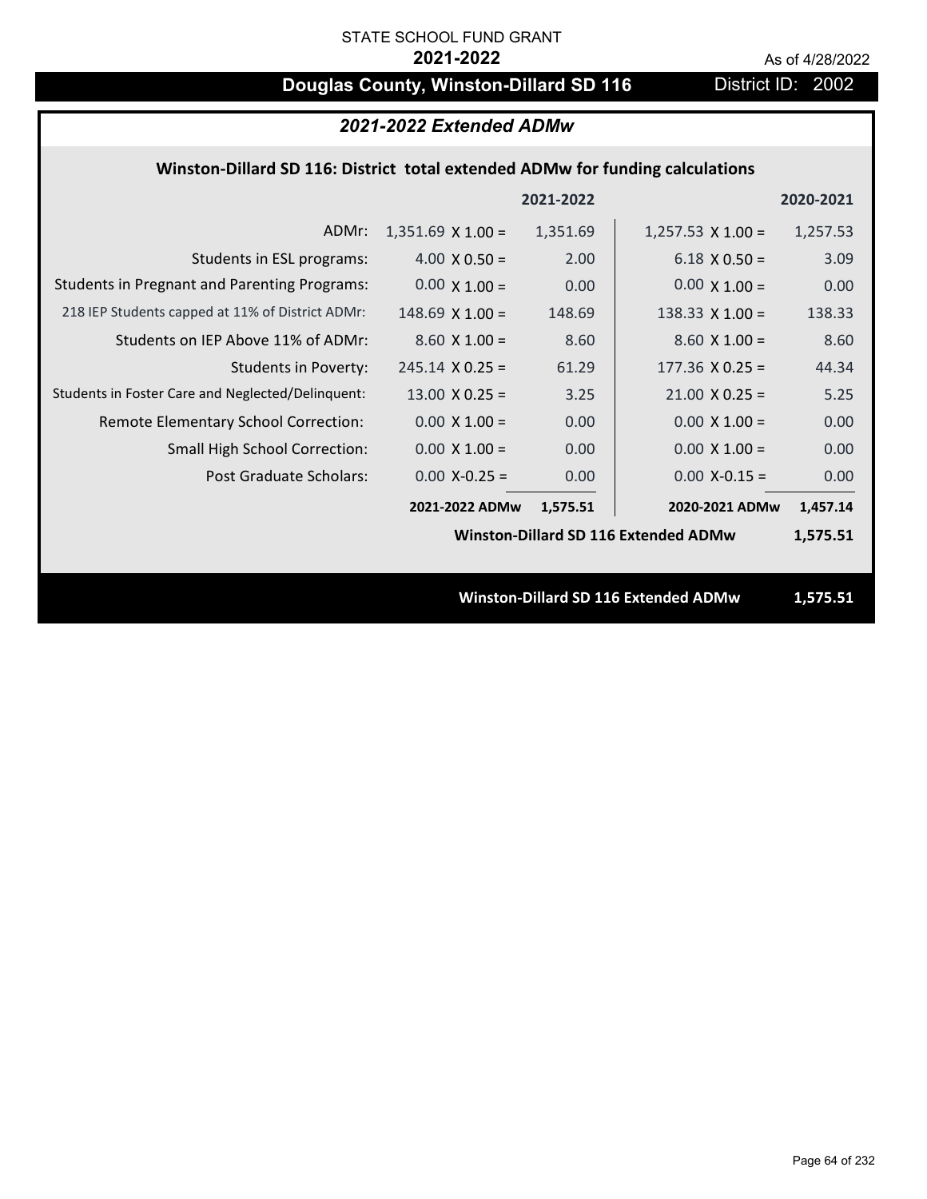STATE SCHOOL FUND GRANT

**2021-2022**

As of 4/28/2022

# Douglas County, Winston-Dillard SD 116

District ID: 2002

## *2021-2022 Extended ADMw*

### Winston-Dillard SD 116: District total extended ADMw for funding calculations

| | | 2021-2022 | | 2020-2021 |
|---|---|---|---|---|
| ADMr: | 1,351.69 X 1.00 = | 1,351.69 | 1,257.53 X 1.00 = | 1,257.53 |
| Students in ESL programs: | 4.00 X 0.50 = | 2.00 | 6.18 X 0.50 = | 3.09 |
| Students in Pregnant and Parenting Programs: | 0.00 X 1.00 = | 0.00 | 0.00 X 1.00 = | 0.00 |
| 218 IEP Students capped at 11% of District ADMr: | 148.69 X 1.00 = | 148.69 | 138.33 X 1.00 = | 138.33 |
| Students on IEP Above 11% of ADMr: | 8.60 X 1.00 = | 8.60 | 8.60 X 1.00 = | 8.60 |
| Students in Poverty: | 245.14 X 0.25 = | 61.29 | 177.36 X 0.25 = | 44.34 |
| Students in Foster Care and Neglected/Delinquent: | 13.00 X 0.25 = | 3.25 | 21.00 X 0.25 = | 5.25 |
| Remote Elementary School Correction: | 0.00 X 1.00 = | 0.00 | 0.00 X 1.00 = | 0.00 |
| Small High School Correction: | 0.00 X 1.00 = | 0.00 | 0.00 X 1.00 = | 0.00 |
| Post Graduate Scholars: | 0.00 X-0.25 = | 0.00 | 0.00 X-0.15 = | 0.00 |
| | **2021-2022 ADMw** | **1,575.51** | **2020-2021 ADMw** | **1,457.14** |
| | | | **Winston-Dillard SD 116 Extended ADMw** | **1,575.51** |

**Winston-Dillard SD 116 Extended ADMw** **1,575.51**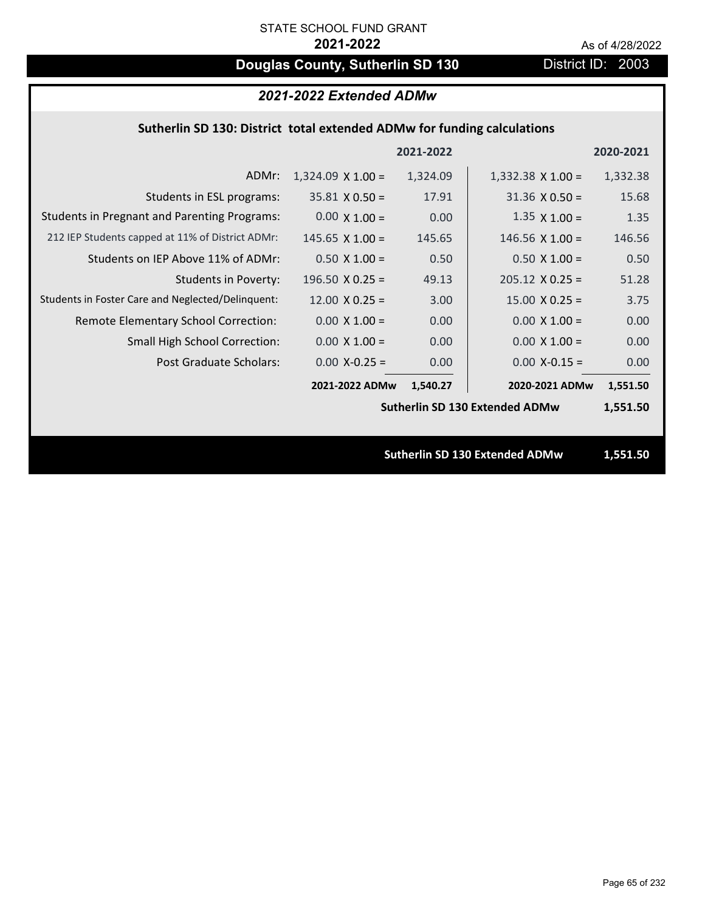STATE SCHOOL FUND GRANT

**2021-2022**

As of 4/28/2022

# Douglas County, Sutherlin SD 130

District ID: 2003

## *2021-2022 Extended ADMw*

### Sutherlin SD 130: District total extended ADMw for funding calculations

| | | 2021-2022 | | 2020-2021 |
|---|---|---|---|---|
| ADMr: | 1,324.09 X 1.00 = | 1,324.09 | 1,332.38 X 1.00 = | 1,332.38 |
| Students in ESL programs: | 35.81 X 0.50 = | 17.91 | 31.36 X 0.50 = | 15.68 |
| Students in Pregnant and Parenting Programs: | 0.00 X 1.00 = | 0.00 | 1.35 X 1.00 = | 1.35 |
| 212 IEP Students capped at 11% of District ADMr: | 145.65 X 1.00 = | 145.65 | 146.56 X 1.00 = | 146.56 |
| Students on IEP Above 11% of ADMr: | 0.50 X 1.00 = | 0.50 | 0.50 X 1.00 = | 0.50 |
| Students in Poverty: | 196.50 X 0.25 = | 49.13 | 205.12 X 0.25 = | 51.28 |
| Students in Foster Care and Neglected/Delinquent: | 12.00 X 0.25 = | 3.00 | 15.00 X 0.25 = | 3.75 |
| Remote Elementary School Correction: | 0.00 X 1.00 = | 0.00 | 0.00 X 1.00 = | 0.00 |
| Small High School Correction: | 0.00 X 1.00 = | 0.00 | 0.00 X 1.00 = | 0.00 |
| Post Graduate Scholars: | 0.00 X-0.25 = | 0.00 | 0.00 X-0.15 = | 0.00 |
| | **2021-2022 ADMw** | **1,540.27** | **2020-2021 ADMw** | **1,551.50** |
| | | | **Sutherlin SD 130 Extended ADMw** | **1,551.50** |

**Sutherlin SD 130 Extended ADMw** **1,551.50**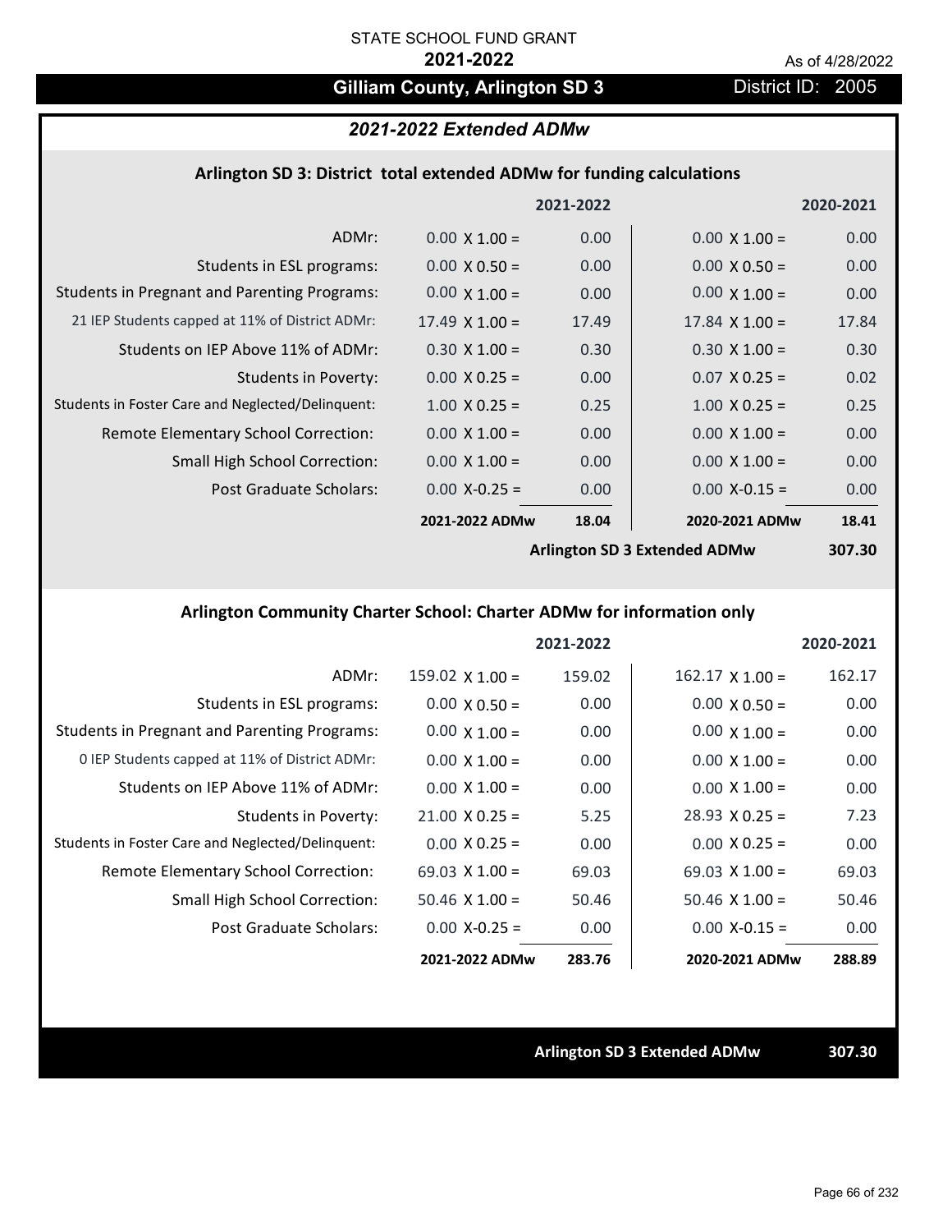STATE SCHOOL FUND GRANT

**2021-2022**

As of 4/28/2022

## Gilliam County, Arlington SD 3

District ID: 2005

### *2021-2022 Extended ADMw*

#### Arlington SD 3: District total extended ADMw for funding calculations

| | 2021-2022 | | 2020-2021 | |
|---|---|---|---|---|
| ADMr: | 0.00 X 1.00 = | 0.00 | 0.00 X 1.00 = | 0.00 |
| Students in ESL programs: | 0.00 X 0.50 = | 0.00 | 0.00 X 0.50 = | 0.00 |
| Students in Pregnant and Parenting Programs: | 0.00 X 1.00 = | 0.00 | 0.00 X 1.00 = | 0.00 |
| 21 IEP Students capped at 11% of District ADMr: | 17.49 X 1.00 = | 17.49 | 17.84 X 1.00 = | 17.84 |
| Students on IEP Above 11% of ADMr: | 0.30 X 1.00 = | 0.30 | 0.30 X 1.00 = | 0.30 |
| Students in Poverty: | 0.00 X 0.25 = | 0.00 | 0.07 X 0.25 = | 0.02 |
| Students in Foster Care and Neglected/Delinquent: | 1.00 X 0.25 = | 0.25 | 1.00 X 0.25 = | 0.25 |
| Remote Elementary School Correction: | 0.00 X 1.00 = | 0.00 | 0.00 X 1.00 = | 0.00 |
| Small High School Correction: | 0.00 X 1.00 = | 0.00 | 0.00 X 1.00 = | 0.00 |
| Post Graduate Scholars: | 0.00 X-0.25 = | 0.00 | 0.00 X-0.15 = | 0.00 |
| | **2021-2022 ADMw** | **18.04** | **2020-2021 ADMw** | **18.41** |
| | | | **Arlington SD 3 Extended ADMw** | **307.30** |

#### Arlington Community Charter School: Charter ADMw for information only

| | 2021-2022 | | 2020-2021 | |
|---|---|---|---|---|
| ADMr: | 159.02 X 1.00 = | 159.02 | 162.17 X 1.00 = | 162.17 |
| Students in ESL programs: | 0.00 X 0.50 = | 0.00 | 0.00 X 0.50 = | 0.00 |
| Students in Pregnant and Parenting Programs: | 0.00 X 1.00 = | 0.00 | 0.00 X 1.00 = | 0.00 |
| 0 IEP Students capped at 11% of District ADMr: | 0.00 X 1.00 = | 0.00 | 0.00 X 1.00 = | 0.00 |
| Students on IEP Above 11% of ADMr: | 0.00 X 1.00 = | 0.00 | 0.00 X 1.00 = | 0.00 |
| Students in Poverty: | 21.00 X 0.25 = | 5.25 | 28.93 X 0.25 = | 7.23 |
| Students in Foster Care and Neglected/Delinquent: | 0.00 X 0.25 = | 0.00 | 0.00 X 0.25 = | 0.00 |
| Remote Elementary School Correction: | 69.03 X 1.00 = | 69.03 | 69.03 X 1.00 = | 69.03 |
| Small High School Correction: | 50.46 X 1.00 = | 50.46 | 50.46 X 1.00 = | 50.46 |
| Post Graduate Scholars: | 0.00 X-0.25 = | 0.00 | 0.00 X-0.15 = | 0.00 |
| | **2021-2022 ADMw** | **283.76** | **2020-2021 ADMw** | **288.89** |

**Arlington SD 3 Extended ADMw** **307.30**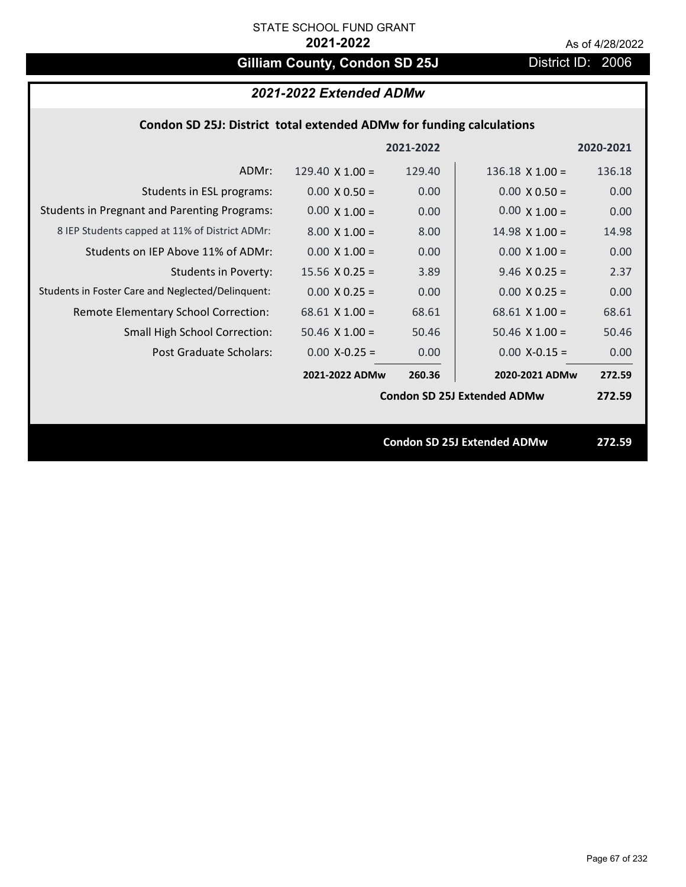STATE SCHOOL FUND GRANT

**2021-2022**

As of 4/28/2022

# Gilliam County, Condon SD 25J

District ID: 2006

## *2021-2022 Extended ADMw*

### Condon SD 25J: District total extended ADMw for funding calculations

| | | 2021-2022 | | 2020-2021 |
|---|---|---|---|---|
| ADMr: | 129.40 X 1.00 = | 129.40 | 136.18 X 1.00 = | 136.18 |
| Students in ESL programs: | 0.00 X 0.50 = | 0.00 | 0.00 X 0.50 = | 0.00 |
| Students in Pregnant and Parenting Programs: | 0.00 X 1.00 = | 0.00 | 0.00 X 1.00 = | 0.00 |
| 8 IEP Students capped at 11% of District ADMr: | 8.00 X 1.00 = | 8.00 | 14.98 X 1.00 = | 14.98 |
| Students on IEP Above 11% of ADMr: | 0.00 X 1.00 = | 0.00 | 0.00 X 1.00 = | 0.00 |
| Students in Poverty: | 15.56 X 0.25 = | 3.89 | 9.46 X 0.25 = | 2.37 |
| Students in Foster Care and Neglected/Delinquent: | 0.00 X 0.25 = | 0.00 | 0.00 X 0.25 = | 0.00 |
| Remote Elementary School Correction: | 68.61 X 1.00 = | 68.61 | 68.61 X 1.00 = | 68.61 |
| Small High School Correction: | 50.46 X 1.00 = | 50.46 | 50.46 X 1.00 = | 50.46 |
| Post Graduate Scholars: | 0.00 X-0.25 = | 0.00 | 0.00 X-0.15 = | 0.00 |
| | **2021-2022 ADMw** | **260.36** | **2020-2021 ADMw** | **272.59** |
| | | | **Condon SD 25J Extended ADMw** | **272.59** |

**Condon SD 25J Extended ADMw 272.59**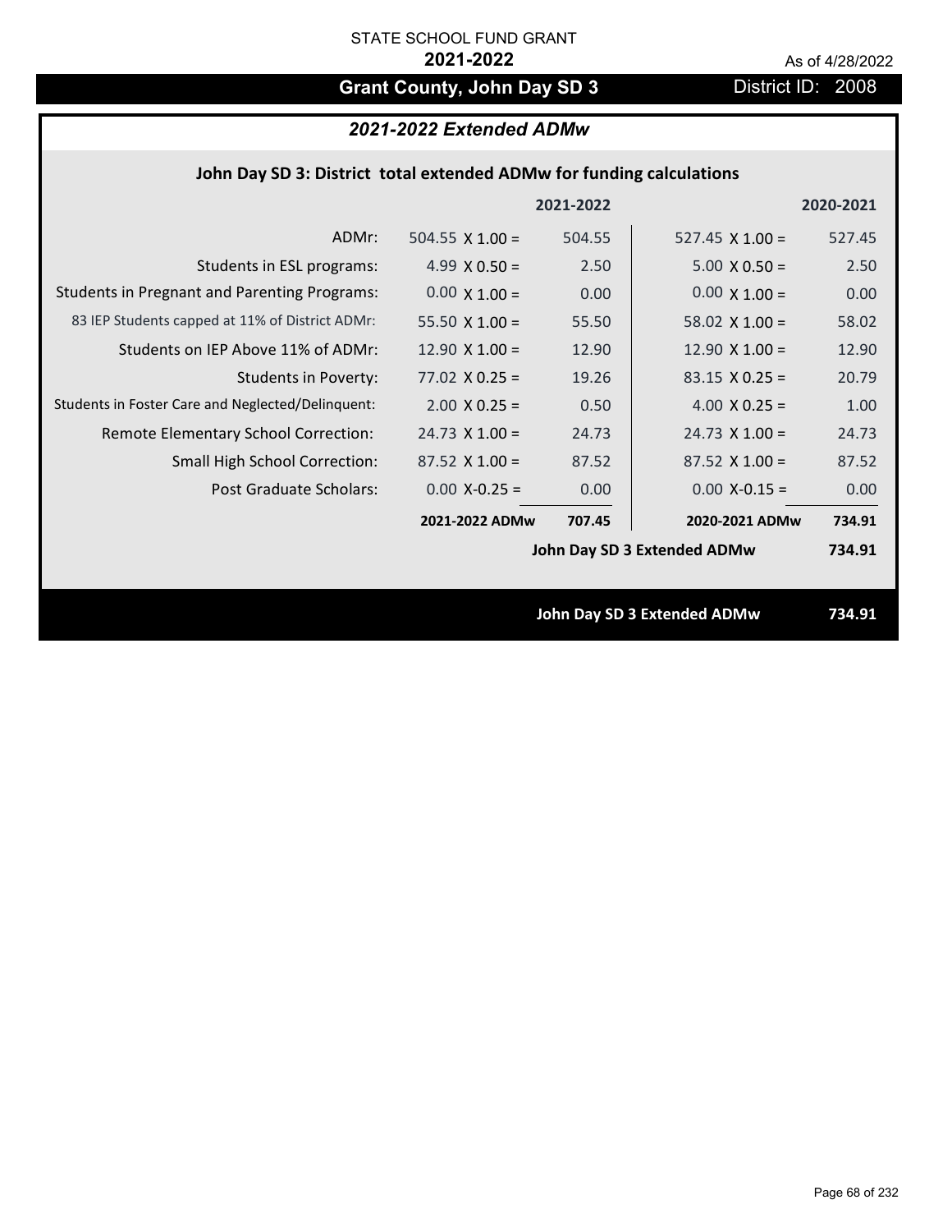STATE SCHOOL FUND GRANT

**2021-2022**

As of 4/28/2022

## Grant County, John Day SD 3

District ID: 2008

### *2021-2022 Extended ADMw*

**John Day SD 3: District total extended ADMw for funding calculations**

| | | 2021-2022 | | 2020-2021 |
|---|---|---|---|---|
| ADMr: | 504.55 X 1.00 = | 504.55 | 527.45 X 1.00 = | 527.45 |
| Students in ESL programs: | 4.99 X 0.50 = | 2.50 | 5.00 X 0.50 = | 2.50 |
| Students in Pregnant and Parenting Programs: | 0.00 X 1.00 = | 0.00 | 0.00 X 1.00 = | 0.00 |
| 83 IEP Students capped at 11% of District ADMr: | 55.50 X 1.00 = | 55.50 | 58.02 X 1.00 = | 58.02 |
| Students on IEP Above 11% of ADMr: | 12.90 X 1.00 = | 12.90 | 12.90 X 1.00 = | 12.90 |
| Students in Poverty: | 77.02 X 0.25 = | 19.26 | 83.15 X 0.25 = | 20.79 |
| Students in Foster Care and Neglected/Delinquent: | 2.00 X 0.25 = | 0.50 | 4.00 X 0.25 = | 1.00 |
| Remote Elementary School Correction: | 24.73 X 1.00 = | 24.73 | 24.73 X 1.00 = | 24.73 |
| Small High School Correction: | 87.52 X 1.00 = | 87.52 | 87.52 X 1.00 = | 87.52 |
| Post Graduate Scholars: | 0.00 X-0.25 = | 0.00 | 0.00 X-0.15 = | 0.00 |
| | **2021-2022 ADMw** | **707.45** | **2020-2021 ADMw** | **734.91** |
| | | | **John Day SD 3 Extended ADMw** | **734.91** |

**John Day SD 3 Extended ADMw** **734.91**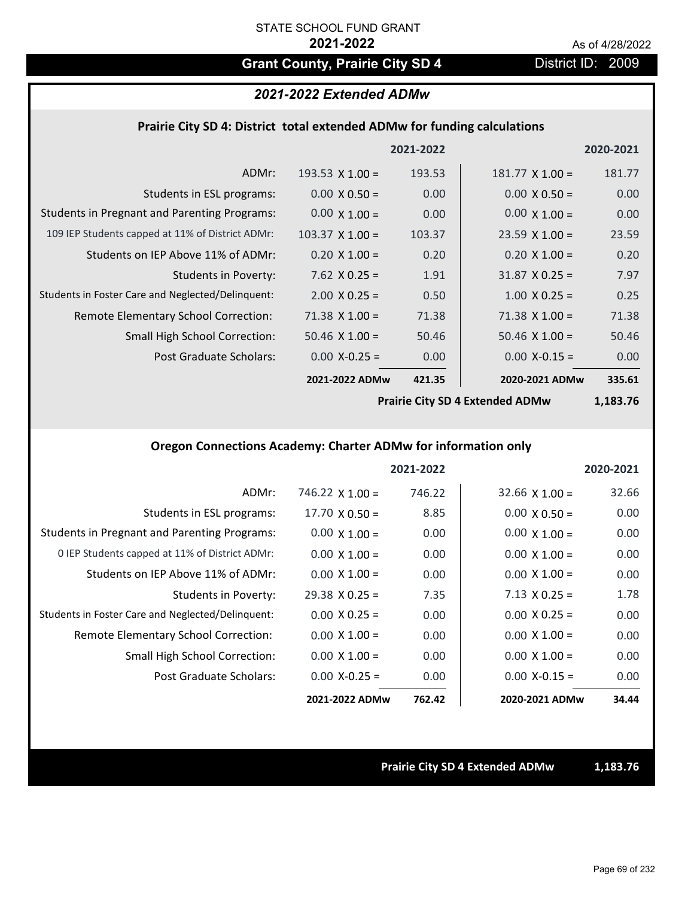STATE SCHOOL FUND GRANT

**2021-2022**

As of 4/28/2022

## Grant County, Prairie City SD 4

District ID: 2009

### *2021-2022 Extended ADMw*

#### Prairie City SD 4: District total extended ADMw for funding calculations

| | | 2021-2022 | | 2020-2021 |
|---|---|---|---|---|
| ADMr: | 193.53 X 1.00 = | 193.53 | 181.77 X 1.00 = | 181.77 |
| Students in ESL programs: | 0.00 X 0.50 = | 0.00 | 0.00 X 0.50 = | 0.00 |
| Students in Pregnant and Parenting Programs: | 0.00 X 1.00 = | 0.00 | 0.00 X 1.00 = | 0.00 |
| 109 IEP Students capped at 11% of District ADMr: | 103.37 X 1.00 = | 103.37 | 23.59 X 1.00 = | 23.59 |
| Students on IEP Above 11% of ADMr: | 0.20 X 1.00 = | 0.20 | 0.20 X 1.00 = | 0.20 |
| Students in Poverty: | 7.62 X 0.25 = | 1.91 | 31.87 X 0.25 = | 7.97 |
| Students in Foster Care and Neglected/Delinquent: | 2.00 X 0.25 = | 0.50 | 1.00 X 0.25 = | 0.25 |
| Remote Elementary School Correction: | 71.38 X 1.00 = | 71.38 | 71.38 X 1.00 = | 71.38 |
| Small High School Correction: | 50.46 X 1.00 = | 50.46 | 50.46 X 1.00 = | 50.46 |
| Post Graduate Scholars: | 0.00 X-0.25 = | 0.00 | 0.00 X-0.15 = | 0.00 |
| | **2021-2022 ADMw** | **421.35** | **2020-2021 ADMw** | **335.61** |
| | | | **Prairie City SD 4 Extended ADMw** | **1,183.76** |

#### Oregon Connections Academy: Charter ADMw for information only

| | | 2021-2022 | | 2020-2021 |
|---|---|---|---|---|
| ADMr: | 746.22 X 1.00 = | 746.22 | 32.66 X 1.00 = | 32.66 |
| Students in ESL programs: | 17.70 X 0.50 = | 8.85 | 0.00 X 0.50 = | 0.00 |
| Students in Pregnant and Parenting Programs: | 0.00 X 1.00 = | 0.00 | 0.00 X 1.00 = | 0.00 |
| 0 IEP Students capped at 11% of District ADMr: | 0.00 X 1.00 = | 0.00 | 0.00 X 1.00 = | 0.00 |
| Students on IEP Above 11% of ADMr: | 0.00 X 1.00 = | 0.00 | 0.00 X 1.00 = | 0.00 |
| Students in Poverty: | 29.38 X 0.25 = | 7.35 | 7.13 X 0.25 = | 1.78 |
| Students in Foster Care and Neglected/Delinquent: | 0.00 X 0.25 = | 0.00 | 0.00 X 0.25 = | 0.00 |
| Remote Elementary School Correction: | 0.00 X 1.00 = | 0.00 | 0.00 X 1.00 = | 0.00 |
| Small High School Correction: | 0.00 X 1.00 = | 0.00 | 0.00 X 1.00 = | 0.00 |
| Post Graduate Scholars: | 0.00 X-0.25 = | 0.00 | 0.00 X-0.15 = | 0.00 |
| | **2021-2022 ADMw** | **762.42** | **2020-2021 ADMw** | **34.44** |

**Prairie City SD 4 Extended ADMw** **1,183.76**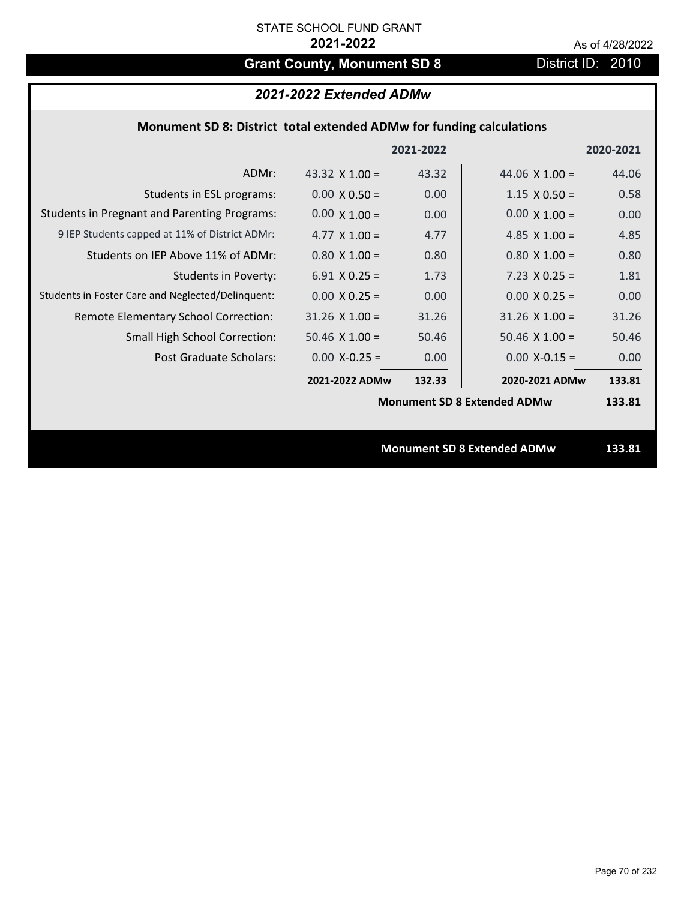STATE SCHOOL FUND GRANT

**2021-2022**

As of 4/28/2022

# Grant County, Monument SD 8

District ID: 2010

## *2021-2022 Extended ADMw*

### Monument SD 8: District total extended ADMw for funding calculations

| | | 2021-2022 | | 2020-2021 |
|---|---|---|---|---|
| ADMr: | 43.32 X 1.00 = | 43.32 | 44.06 X 1.00 = | 44.06 |
| Students in ESL programs: | 0.00 X 0.50 = | 0.00 | 1.15 X 0.50 = | 0.58 |
| Students in Pregnant and Parenting Programs: | 0.00 X 1.00 = | 0.00 | 0.00 X 1.00 = | 0.00 |
| 9 IEP Students capped at 11% of District ADMr: | 4.77 X 1.00 = | 4.77 | 4.85 X 1.00 = | 4.85 |
| Students on IEP Above 11% of ADMr: | 0.80 X 1.00 = | 0.80 | 0.80 X 1.00 = | 0.80 |
| Students in Poverty: | 6.91 X 0.25 = | 1.73 | 7.23 X 0.25 = | 1.81 |
| Students in Foster Care and Neglected/Delinquent: | 0.00 X 0.25 = | 0.00 | 0.00 X 0.25 = | 0.00 |
| Remote Elementary School Correction: | 31.26 X 1.00 = | 31.26 | 31.26 X 1.00 = | 31.26 |
| Small High School Correction: | 50.46 X 1.00 = | 50.46 | 50.46 X 1.00 = | 50.46 |
| Post Graduate Scholars: | 0.00 X-0.25 = | 0.00 | 0.00 X-0.15 = | 0.00 |
| | **2021-2022 ADMw** | **132.33** | **2020-2021 ADMw** | **133.81** |
| | | | **Monument SD 8 Extended ADMw** | **133.81** |

**Monument SD 8 Extended ADMw** **133.81**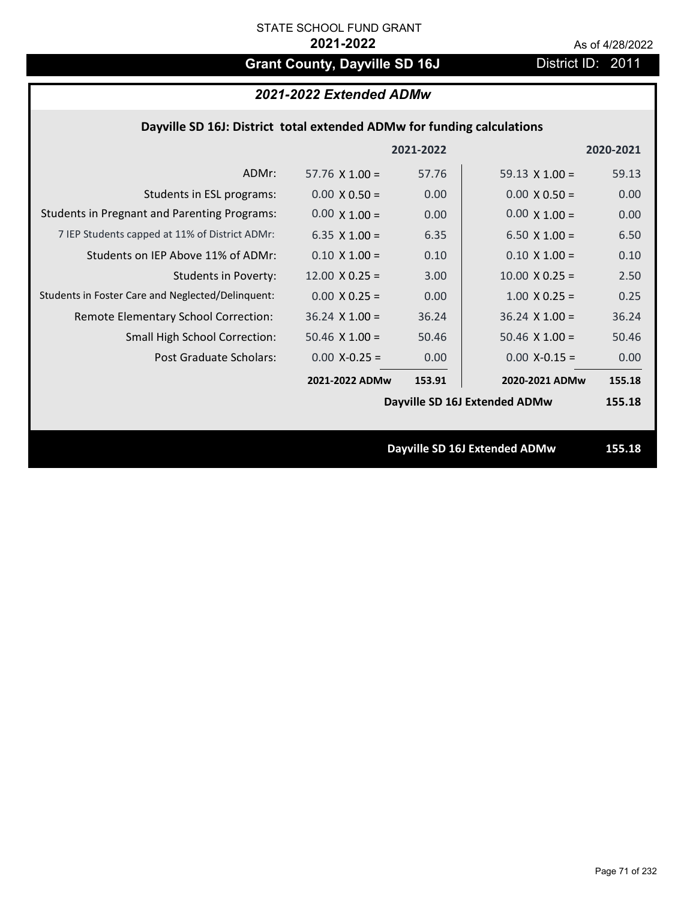STATE SCHOOL FUND GRANT

**2021-2022**

As of 4/28/2022

# Grant County, Dayville SD 16J

District ID: 2011

## *2021-2022 Extended ADMw*

### Dayville SD 16J: District total extended ADMw for funding calculations

| | | 2021-2022 | | 2020-2021 |
|---|---|---|---|---|
| ADMr: | 57.76 X 1.00 = | 57.76 | 59.13 X 1.00 = | 59.13 |
| Students in ESL programs: | 0.00 X 0.50 = | 0.00 | 0.00 X 0.50 = | 0.00 |
| Students in Pregnant and Parenting Programs: | 0.00 X 1.00 = | 0.00 | 0.00 X 1.00 = | 0.00 |
| 7 IEP Students capped at 11% of District ADMr: | 6.35 X 1.00 = | 6.35 | 6.50 X 1.00 = | 6.50 |
| Students on IEP Above 11% of ADMr: | 0.10 X 1.00 = | 0.10 | 0.10 X 1.00 = | 0.10 |
| Students in Poverty: | 12.00 X 0.25 = | 3.00 | 10.00 X 0.25 = | 2.50 |
| Students in Foster Care and Neglected/Delinquent: | 0.00 X 0.25 = | 0.00 | 1.00 X 0.25 = | 0.25 |
| Remote Elementary School Correction: | 36.24 X 1.00 = | 36.24 | 36.24 X 1.00 = | 36.24 |
| Small High School Correction: | 50.46 X 1.00 = | 50.46 | 50.46 X 1.00 = | 50.46 |
| Post Graduate Scholars: | 0.00 X-0.25 = | 0.00 | 0.00 X-0.15 = | 0.00 |
| | **2021-2022 ADMw** | **153.91** | **2020-2021 ADMw** | **155.18** |
| | | | **Dayville SD 16J Extended ADMw** | **155.18** |

**Dayville SD 16J Extended ADMw** **155.18**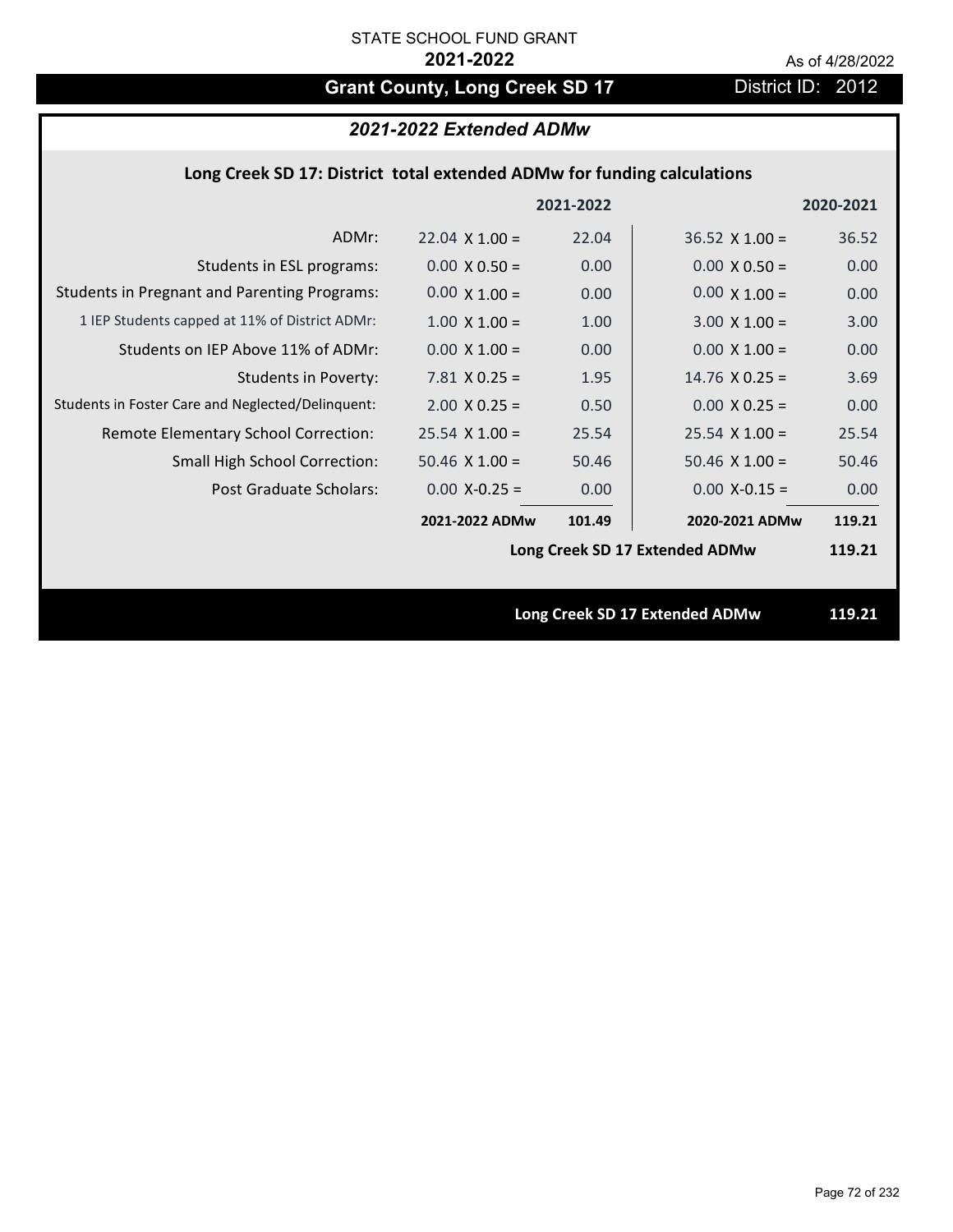STATE SCHOOL FUND GRANT

**2021-2022**

As of 4/28/2022

## Grant County, Long Creek SD 17

District ID: 2012

### *2021-2022 Extended ADMw*

**Long Creek SD 17: District total extended ADMw for funding calculations**

| | | 2021-2022 | | 2020-2021 |
|---|---|---|---|---|
| ADMr: | 22.04 X 1.00 = | 22.04 | 36.52 X 1.00 = | 36.52 |
| Students in ESL programs: | 0.00 X 0.50 = | 0.00 | 0.00 X 0.50 = | 0.00 |
| Students in Pregnant and Parenting Programs: | 0.00 X 1.00 = | 0.00 | 0.00 X 1.00 = | 0.00 |
| 1 IEP Students capped at 11% of District ADMr: | 1.00 X 1.00 = | 1.00 | 3.00 X 1.00 = | 3.00 |
| Students on IEP Above 11% of ADMr: | 0.00 X 1.00 = | 0.00 | 0.00 X 1.00 = | 0.00 |
| Students in Poverty: | 7.81 X 0.25 = | 1.95 | 14.76 X 0.25 = | 3.69 |
| Students in Foster Care and Neglected/Delinquent: | 2.00 X 0.25 = | 0.50 | 0.00 X 0.25 = | 0.00 |
| Remote Elementary School Correction: | 25.54 X 1.00 = | 25.54 | 25.54 X 1.00 = | 25.54 |
| Small High School Correction: | 50.46 X 1.00 = | 50.46 | 50.46 X 1.00 = | 50.46 |
| Post Graduate Scholars: | 0.00 X-0.25 = | 0.00 | 0.00 X-0.15 = | 0.00 |
| | **2021-2022 ADMw** | **101.49** | **2020-2021 ADMw** | **119.21** |
| | | | **Long Creek SD 17 Extended ADMw** | **119.21** |

**Long Creek SD 17 Extended ADMw** **119.21**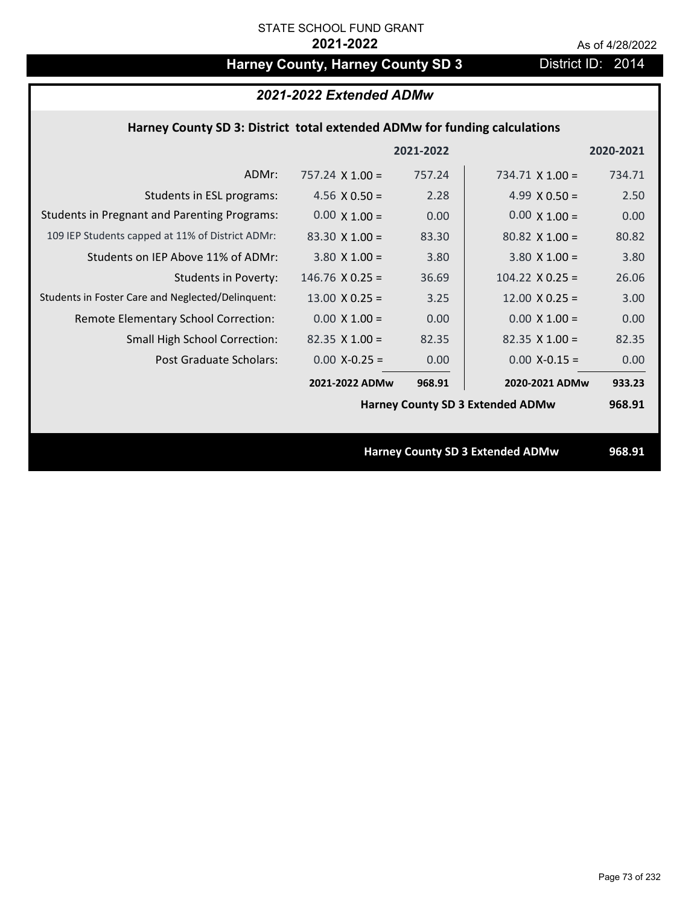STATE SCHOOL FUND GRANT

**2021-2022**

As of 4/28/2022

# Harney County, Harney County SD 3

District ID: 2014

## *2021-2022 Extended ADMw*

### Harney County SD 3: District total extended ADMw for funding calculations

| | | 2021-2022 | | 2020-2021 |
|---|---|---|---|---|
| ADMr: | 757.24 X 1.00 = | 757.24 | 734.71 X 1.00 = | 734.71 |
| Students in ESL programs: | 4.56 X 0.50 = | 2.28 | 4.99 X 0.50 = | 2.50 |
| Students in Pregnant and Parenting Programs: | 0.00 X 1.00 = | 0.00 | 0.00 X 1.00 = | 0.00 |
| 109 IEP Students capped at 11% of District ADMr: | 83.30 X 1.00 = | 83.30 | 80.82 X 1.00 = | 80.82 |
| Students on IEP Above 11% of ADMr: | 3.80 X 1.00 = | 3.80 | 3.80 X 1.00 = | 3.80 |
| Students in Poverty: | 146.76 X 0.25 = | 36.69 | 104.22 X 0.25 = | 26.06 |
| Students in Foster Care and Neglected/Delinquent: | 13.00 X 0.25 = | 3.25 | 12.00 X 0.25 = | 3.00 |
| Remote Elementary School Correction: | 0.00 X 1.00 = | 0.00 | 0.00 X 1.00 = | 0.00 |
| Small High School Correction: | 82.35 X 1.00 = | 82.35 | 82.35 X 1.00 = | 82.35 |
| Post Graduate Scholars: | 0.00 X-0.25 = | 0.00 | 0.00 X-0.15 = | 0.00 |
| | **2021-2022 ADMw** | **968.91** | **2020-2021 ADMw** | **933.23** |
| | | | **Harney County SD 3 Extended ADMw** | **968.91** |

**Harney County SD 3 Extended ADMw** **968.91**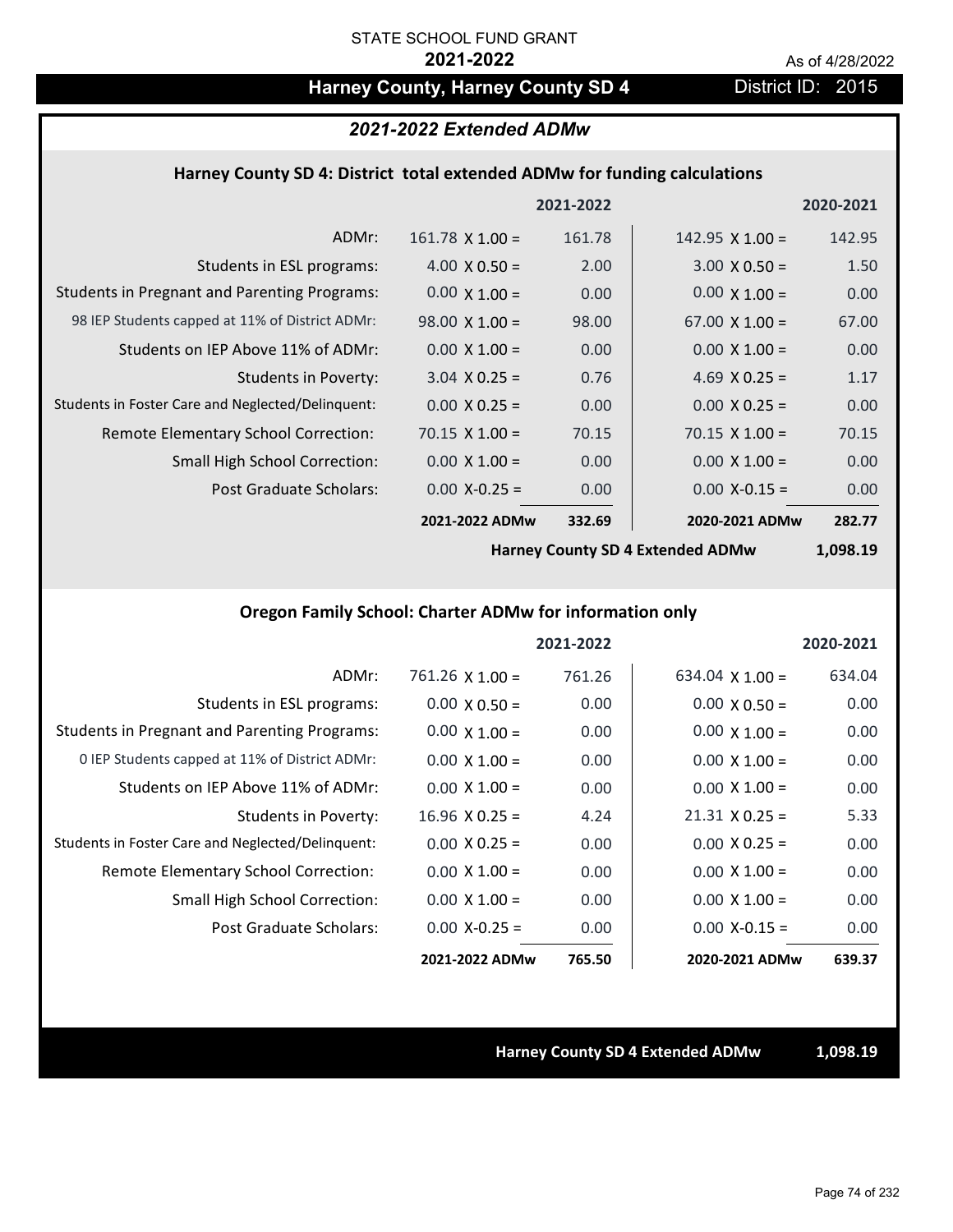STATE SCHOOL FUND GRANT

**2021-2022**

As of 4/28/2022

# Harney County, Harney County SD 4

District ID: 2015

## *2021-2022 Extended ADMw*

### Harney County SD 4: District total extended ADMw for funding calculations

| | | 2021-2022 | | 2020-2021 |
|---|---|---|---|---|
| ADMr: | 161.78 X 1.00 = | 161.78 | 142.95 X 1.00 = | 142.95 |
| Students in ESL programs: | 4.00 X 0.50 = | 2.00 | 3.00 X 0.50 = | 1.50 |
| Students in Pregnant and Parenting Programs: | 0.00 X 1.00 = | 0.00 | 0.00 X 1.00 = | 0.00 |
| 98 IEP Students capped at 11% of District ADMr: | 98.00 X 1.00 = | 98.00 | 67.00 X 1.00 = | 67.00 |
| Students on IEP Above 11% of ADMr: | 0.00 X 1.00 = | 0.00 | 0.00 X 1.00 = | 0.00 |
| Students in Poverty: | 3.04 X 0.25 = | 0.76 | 4.69 X 0.25 = | 1.17 |
| Students in Foster Care and Neglected/Delinquent: | 0.00 X 0.25 = | 0.00 | 0.00 X 0.25 = | 0.00 |
| Remote Elementary School Correction: | 70.15 X 1.00 = | 70.15 | 70.15 X 1.00 = | 70.15 |
| Small High School Correction: | 0.00 X 1.00 = | 0.00 | 0.00 X 1.00 = | 0.00 |
| Post Graduate Scholars: | 0.00 X-0.25 = | 0.00 | 0.00 X-0.15 = | 0.00 |
| | **2021-2022 ADMw** | **332.69** | **2020-2021 ADMw** | **282.77** |
| | | | **Harney County SD 4 Extended ADMw** | **1,098.19** |

### Oregon Family School: Charter ADMw for information only

| | | 2021-2022 | | 2020-2021 |
|---|---|---|---|---|
| ADMr: | 761.26 X 1.00 = | 761.26 | 634.04 X 1.00 = | 634.04 |
| Students in ESL programs: | 0.00 X 0.50 = | 0.00 | 0.00 X 0.50 = | 0.00 |
| Students in Pregnant and Parenting Programs: | 0.00 X 1.00 = | 0.00 | 0.00 X 1.00 = | 0.00 |
| 0 IEP Students capped at 11% of District ADMr: | 0.00 X 1.00 = | 0.00 | 0.00 X 1.00 = | 0.00 |
| Students on IEP Above 11% of ADMr: | 0.00 X 1.00 = | 0.00 | 0.00 X 1.00 = | 0.00 |
| Students in Poverty: | 16.96 X 0.25 = | 4.24 | 21.31 X 0.25 = | 5.33 |
| Students in Foster Care and Neglected/Delinquent: | 0.00 X 0.25 = | 0.00 | 0.00 X 0.25 = | 0.00 |
| Remote Elementary School Correction: | 0.00 X 1.00 = | 0.00 | 0.00 X 1.00 = | 0.00 |
| Small High School Correction: | 0.00 X 1.00 = | 0.00 | 0.00 X 1.00 = | 0.00 |
| Post Graduate Scholars: | 0.00 X-0.25 = | 0.00 | 0.00 X-0.15 = | 0.00 |
| | **2021-2022 ADMw** | **765.50** | **2020-2021 ADMw** | **639.37** |

**Harney County SD 4 Extended ADMw** **1,098.19**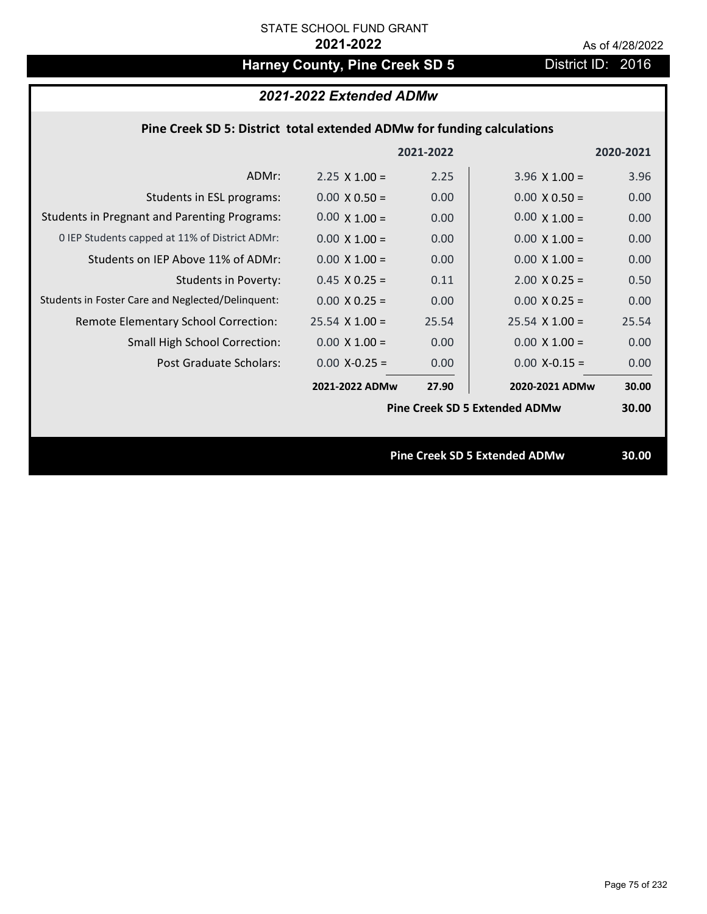STATE SCHOOL FUND GRANT

**2021-2022**

As of 4/28/2022

# Harney County, Pine Creek SD 5

District ID: 2016

## *2021-2022 Extended ADMw*

### Pine Creek SD 5: District total extended ADMw for funding calculations

| | | 2021-2022 | | 2020-2021 |
|---|---|---|---|---|
| ADMr: | 2.25 X 1.00 = | 2.25 | 3.96 X 1.00 = | 3.96 |
| Students in ESL programs: | 0.00 X 0.50 = | 0.00 | 0.00 X 0.50 = | 0.00 |
| Students in Pregnant and Parenting Programs: | 0.00 X 1.00 = | 0.00 | 0.00 X 1.00 = | 0.00 |
| 0 IEP Students capped at 11% of District ADMr: | 0.00 X 1.00 = | 0.00 | 0.00 X 1.00 = | 0.00 |
| Students on IEP Above 11% of ADMr: | 0.00 X 1.00 = | 0.00 | 0.00 X 1.00 = | 0.00 |
| Students in Poverty: | 0.45 X 0.25 = | 0.11 | 2.00 X 0.25 = | 0.50 |
| Students in Foster Care and Neglected/Delinquent: | 0.00 X 0.25 = | 0.00 | 0.00 X 0.25 = | 0.00 |
| Remote Elementary School Correction: | 25.54 X 1.00 = | 25.54 | 25.54 X 1.00 = | 25.54 |
| Small High School Correction: | 0.00 X 1.00 = | 0.00 | 0.00 X 1.00 = | 0.00 |
| Post Graduate Scholars: | 0.00 X-0.25 = | 0.00 | 0.00 X-0.15 = | 0.00 |
| | **2021-2022 ADMw** | **27.90** | **2020-2021 ADMw** | **30.00** |
| | | | **Pine Creek SD 5 Extended ADMw** | **30.00** |

**Pine Creek SD 5 Extended ADMw 30.00**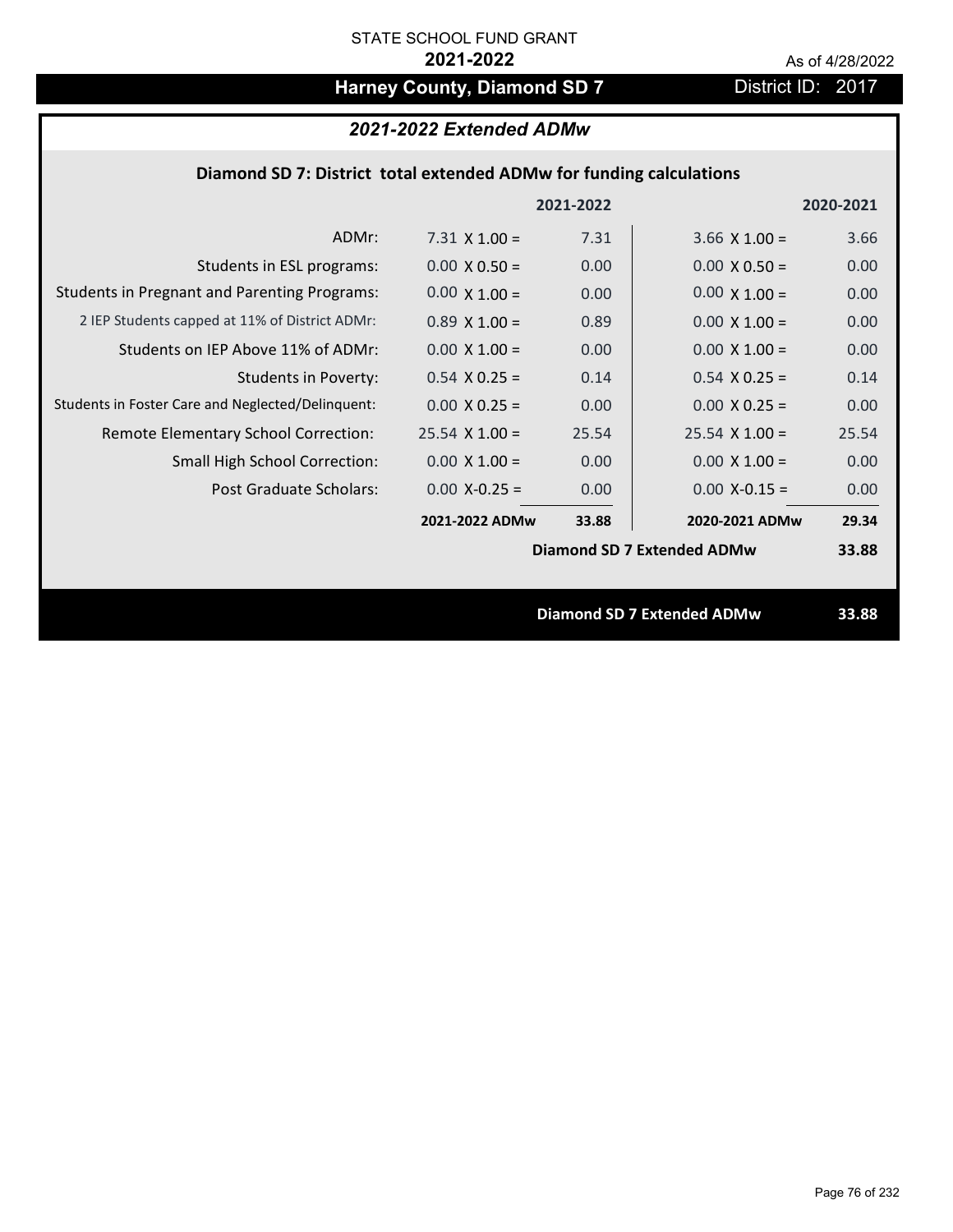STATE SCHOOL FUND GRANT

**2021-2022**

As of 4/28/2022

# Harney County, Diamond SD 7

District ID: 2017

## *2021-2022 Extended ADMw*

### Diamond SD 7: District total extended ADMw for funding calculations

| | | 2021-2022 | | 2020-2021 |
|---|---|---|---|---|
| ADMr: | 7.31 X 1.00 = | 7.31 | 3.66 X 1.00 = | 3.66 |
| Students in ESL programs: | 0.00 X 0.50 = | 0.00 | 0.00 X 0.50 = | 0.00 |
| Students in Pregnant and Parenting Programs: | 0.00 X 1.00 = | 0.00 | 0.00 X 1.00 = | 0.00 |
| 2 IEP Students capped at 11% of District ADMr: | 0.89 X 1.00 = | 0.89 | 0.00 X 1.00 = | 0.00 |
| Students on IEP Above 11% of ADMr: | 0.00 X 1.00 = | 0.00 | 0.00 X 1.00 = | 0.00 |
| Students in Poverty: | 0.54 X 0.25 = | 0.14 | 0.54 X 0.25 = | 0.14 |
| Students in Foster Care and Neglected/Delinquent: | 0.00 X 0.25 = | 0.00 | 0.00 X 0.25 = | 0.00 |
| Remote Elementary School Correction: | 25.54 X 1.00 = | 25.54 | 25.54 X 1.00 = | 25.54 |
| Small High School Correction: | 0.00 X 1.00 = | 0.00 | 0.00 X 1.00 = | 0.00 |
| Post Graduate Scholars: | 0.00 X-0.25 = | 0.00 | 0.00 X-0.15 = | 0.00 |
| | **2021-2022 ADMw** | **33.88** | **2020-2021 ADMw** | **29.34** |
| | | | **Diamond SD 7 Extended ADMw** | **33.88** |

**Diamond SD 7 Extended ADMw** **33.88**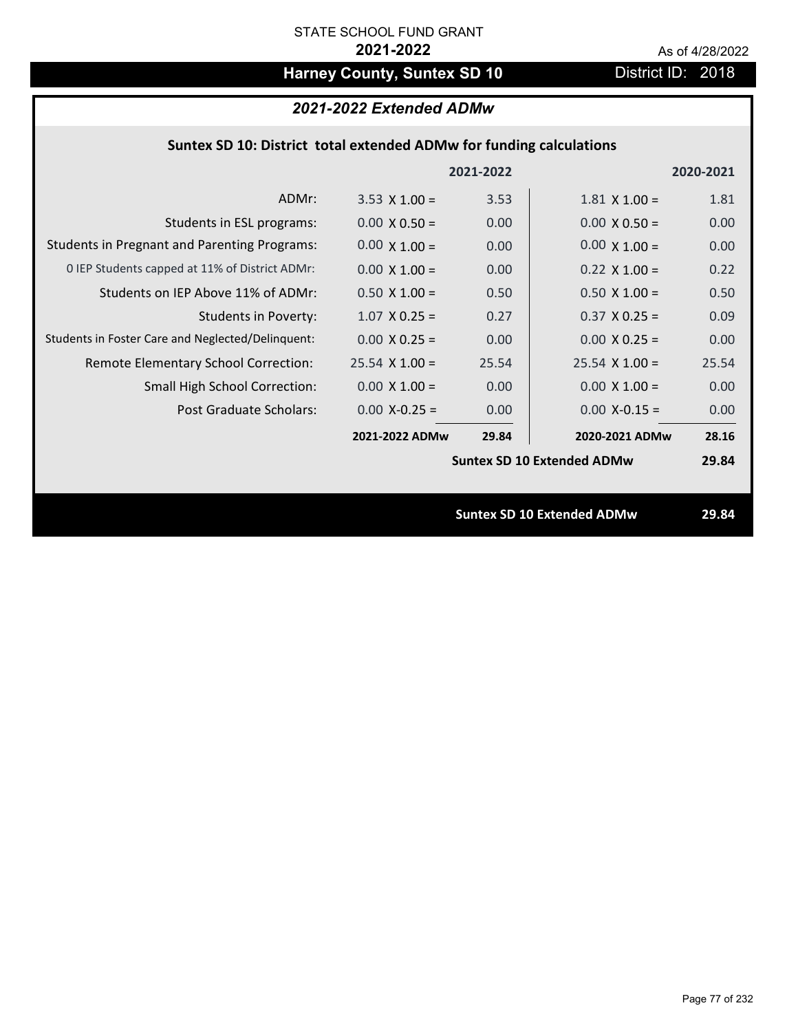STATE SCHOOL FUND GRANT

**2021-2022**

As of 4/28/2022

# Harney County, Suntex SD 10

District ID: 2018

## *2021-2022 Extended ADMw*

### Suntex SD 10: District total extended ADMw for funding calculations

| | 2021-2022 | | 2020-2021 | |
|---|---|---|---|---|
| ADMr: | 3.53 X 1.00 = | 3.53 | 1.81 X 1.00 = | 1.81 |
| Students in ESL programs: | 0.00 X 0.50 = | 0.00 | 0.00 X 0.50 = | 0.00 |
| Students in Pregnant and Parenting Programs: | 0.00 X 1.00 = | 0.00 | 0.00 X 1.00 = | 0.00 |
| 0 IEP Students capped at 11% of District ADMr: | 0.00 X 1.00 = | 0.00 | 0.22 X 1.00 = | 0.22 |
| Students on IEP Above 11% of ADMr: | 0.50 X 1.00 = | 0.50 | 0.50 X 1.00 = | 0.50 |
| Students in Poverty: | 1.07 X 0.25 = | 0.27 | 0.37 X 0.25 = | 0.09 |
| Students in Foster Care and Neglected/Delinquent: | 0.00 X 0.25 = | 0.00 | 0.00 X 0.25 = | 0.00 |
| Remote Elementary School Correction: | 25.54 X 1.00 = | 25.54 | 25.54 X 1.00 = | 25.54 |
| Small High School Correction: | 0.00 X 1.00 = | 0.00 | 0.00 X 1.00 = | 0.00 |
| Post Graduate Scholars: | 0.00 X-0.25 = | 0.00 | 0.00 X-0.15 = | 0.00 |
| | **2021-2022 ADMw** | **29.84** | **2020-2021 ADMw** | **28.16** |
| | | | **Suntex SD 10 Extended ADMw** | **29.84** |

**Suntex SD 10 Extended ADMw** **29.84**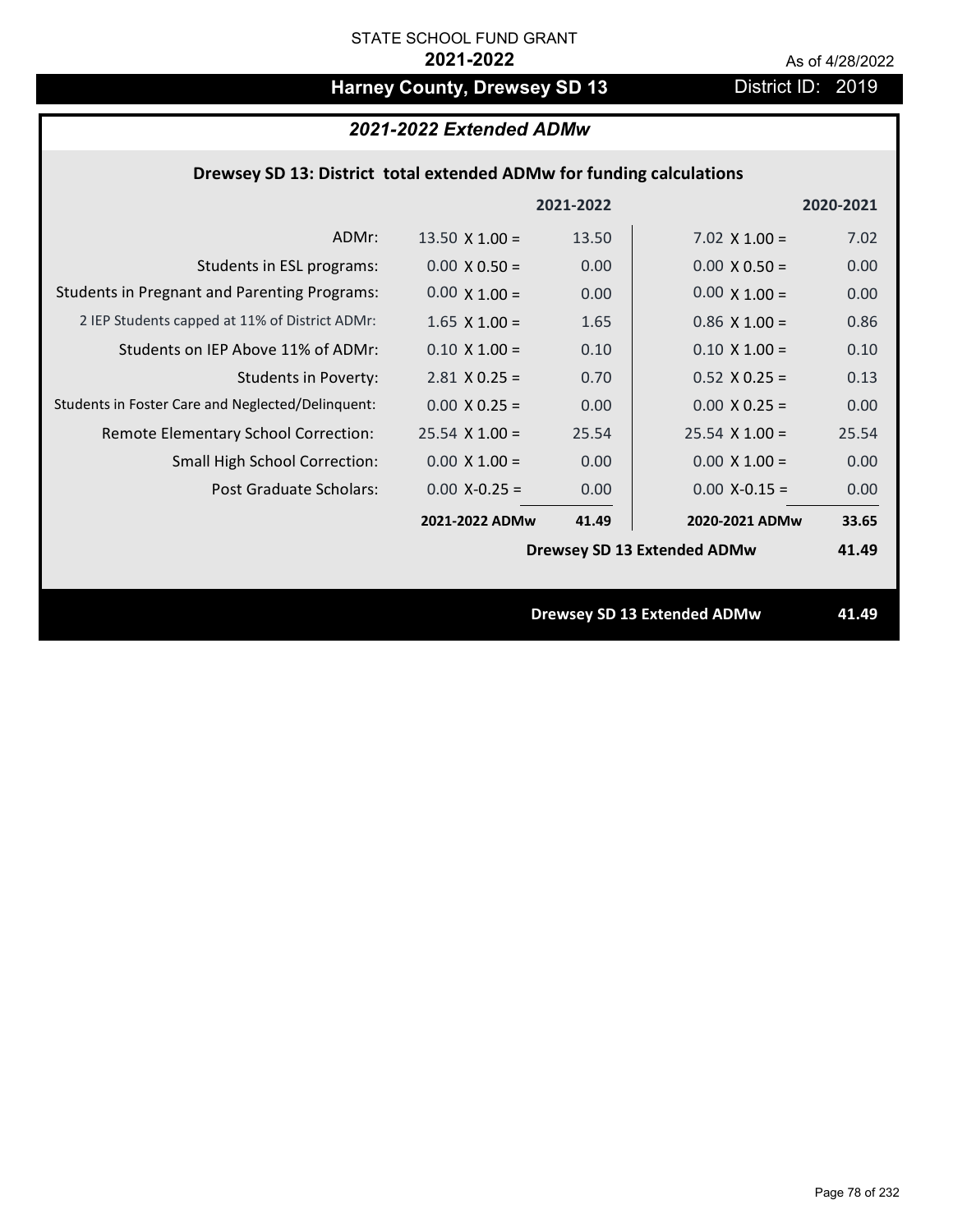STATE SCHOOL FUND GRANT

**2021-2022**

As of 4/28/2022

# Harney County, Drewsey SD 13

District ID: 2019

## *2021-2022 Extended ADMw*

### Drewsey SD 13: District total extended ADMw for funding calculations

| | | 2021-2022 | | 2020-2021 |
|---|---|---|---|---|
| ADMr: | 13.50 X 1.00 = | 13.50 | 7.02 X 1.00 = | 7.02 |
| Students in ESL programs: | 0.00 X 0.50 = | 0.00 | 0.00 X 0.50 = | 0.00 |
| Students in Pregnant and Parenting Programs: | 0.00 X 1.00 = | 0.00 | 0.00 X 1.00 = | 0.00 |
| 2 IEP Students capped at 11% of District ADMr: | 1.65 X 1.00 = | 1.65 | 0.86 X 1.00 = | 0.86 |
| Students on IEP Above 11% of ADMr: | 0.10 X 1.00 = | 0.10 | 0.10 X 1.00 = | 0.10 |
| Students in Poverty: | 2.81 X 0.25 = | 0.70 | 0.52 X 0.25 = | 0.13 |
| Students in Foster Care and Neglected/Delinquent: | 0.00 X 0.25 = | 0.00 | 0.00 X 0.25 = | 0.00 |
| Remote Elementary School Correction: | 25.54 X 1.00 = | 25.54 | 25.54 X 1.00 = | 25.54 |
| Small High School Correction: | 0.00 X 1.00 = | 0.00 | 0.00 X 1.00 = | 0.00 |
| Post Graduate Scholars: | 0.00 X-0.25 = | 0.00 | 0.00 X-0.15 = | 0.00 |
| | **2021-2022 ADMw** | **41.49** | **2020-2021 ADMw** | **33.65** |
| | | | **Drewsey SD 13 Extended ADMw** | **41.49** |

**Drewsey SD 13 Extended ADMw** **41.49**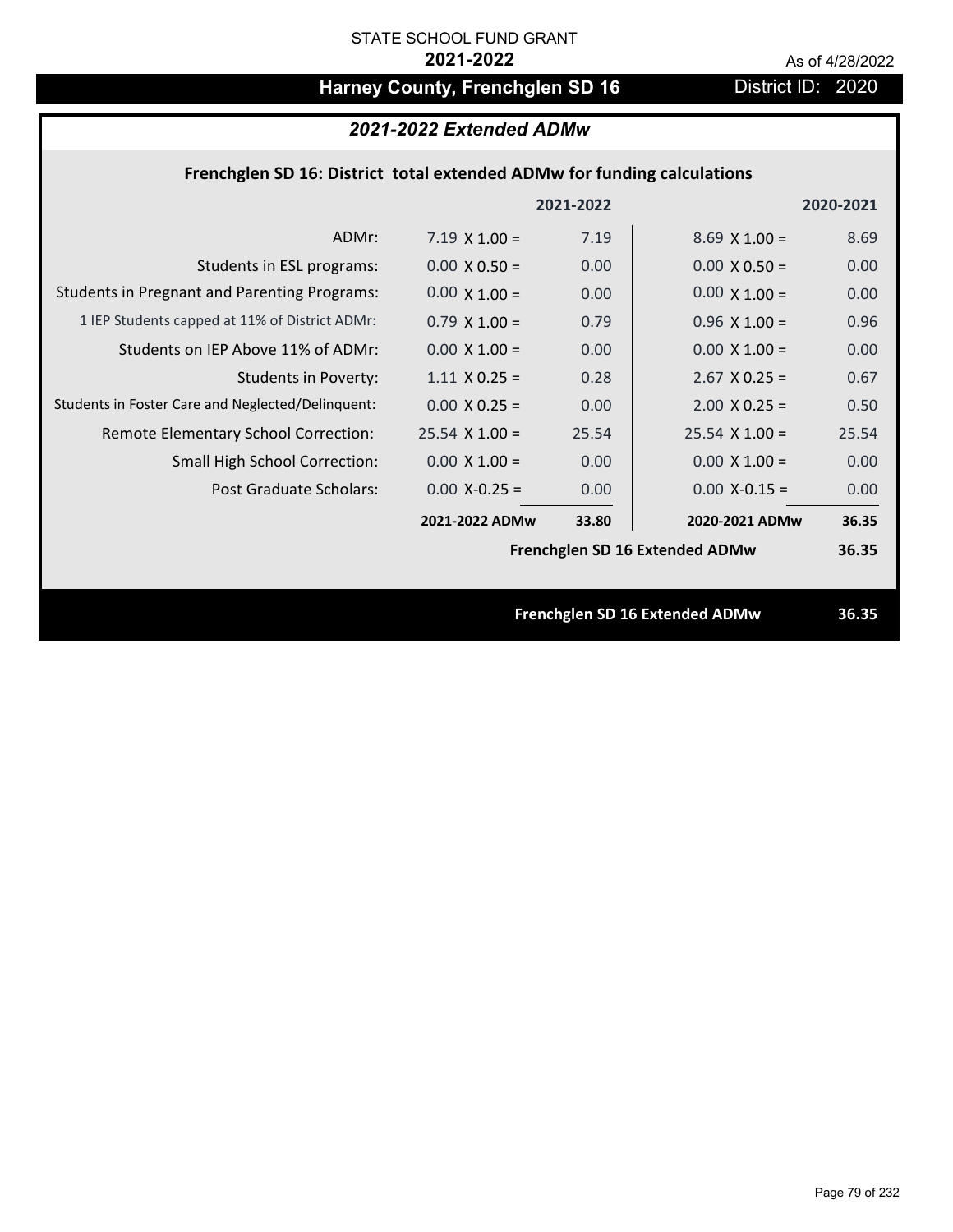STATE SCHOOL FUND GRANT

**2021-2022**

As of 4/28/2022

# Harney County, Frenchglen SD 16

District ID: 2020

## *2021-2022 Extended ADMw*

### Frenchglen SD 16: District total extended ADMw for funding calculations

| | 2021-2022 | | 2020-2021 | |
|---|---|---|---|---|
| ADMr: | 7.19 X 1.00 = | 7.19 | 8.69 X 1.00 = | 8.69 |
| Students in ESL programs: | 0.00 X 0.50 = | 0.00 | 0.00 X 0.50 = | 0.00 |
| Students in Pregnant and Parenting Programs: | 0.00 X 1.00 = | 0.00 | 0.00 X 1.00 = | 0.00 |
| 1 IEP Students capped at 11% of District ADMr: | 0.79 X 1.00 = | 0.79 | 0.96 X 1.00 = | 0.96 |
| Students on IEP Above 11% of ADMr: | 0.00 X 1.00 = | 0.00 | 0.00 X 1.00 = | 0.00 |
| Students in Poverty: | 1.11 X 0.25 = | 0.28 | 2.67 X 0.25 = | 0.67 |
| Students in Foster Care and Neglected/Delinquent: | 0.00 X 0.25 = | 0.00 | 2.00 X 0.25 = | 0.50 |
| Remote Elementary School Correction: | 25.54 X 1.00 = | 25.54 | 25.54 X 1.00 = | 25.54 |
| Small High School Correction: | 0.00 X 1.00 = | 0.00 | 0.00 X 1.00 = | 0.00 |
| Post Graduate Scholars: | 0.00 X-0.25 = | 0.00 | 0.00 X-0.15 = | 0.00 |
| | **2021-2022 ADMw** | **33.80** | **2020-2021 ADMw** | **36.35** |
| | | | **Frenchglen SD 16 Extended ADMw** | **36.35** |

**Frenchglen SD 16 Extended ADMw 36.35**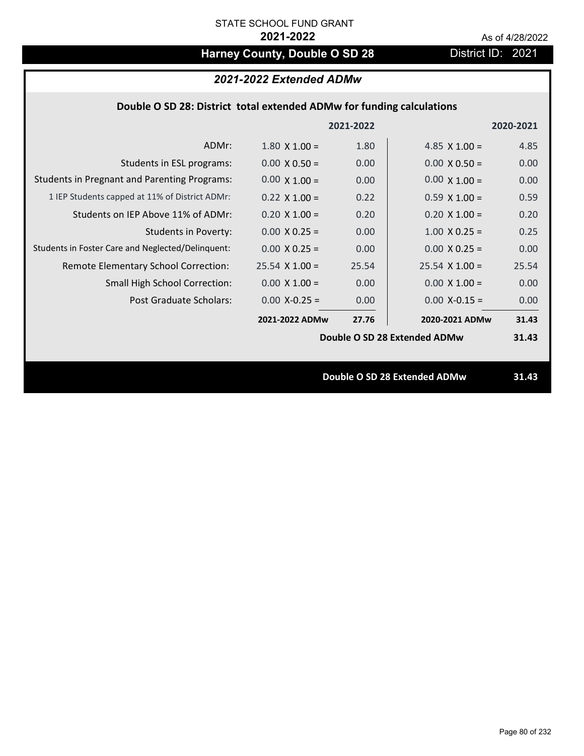STATE SCHOOL FUND GRANT

**2021-2022**

As of 4/28/2022

# Harney County, Double O SD 28

District ID: 2021

## *2021-2022 Extended ADMw*

### Double O SD 28: District total extended ADMw for funding calculations

| | 2021-2022 | | 2020-2021 | |
|---|---|---|---|---|
| ADMr: | 1.80 X 1.00 = | 1.80 | 4.85 X 1.00 = | 4.85 |
| Students in ESL programs: | 0.00 X 0.50 = | 0.00 | 0.00 X 0.50 = | 0.00 |
| Students in Pregnant and Parenting Programs: | 0.00 X 1.00 = | 0.00 | 0.00 X 1.00 = | 0.00 |
| 1 IEP Students capped at 11% of District ADMr: | 0.22 X 1.00 = | 0.22 | 0.59 X 1.00 = | 0.59 |
| Students on IEP Above 11% of ADMr: | 0.20 X 1.00 = | 0.20 | 0.20 X 1.00 = | 0.20 |
| Students in Poverty: | 0.00 X 0.25 = | 0.00 | 1.00 X 0.25 = | 0.25 |
| Students in Foster Care and Neglected/Delinquent: | 0.00 X 0.25 = | 0.00 | 0.00 X 0.25 = | 0.00 |
| Remote Elementary School Correction: | 25.54 X 1.00 = | 25.54 | 25.54 X 1.00 = | 25.54 |
| Small High School Correction: | 0.00 X 1.00 = | 0.00 | 0.00 X 1.00 = | 0.00 |
| Post Graduate Scholars: | 0.00 X-0.25 = | 0.00 | 0.00 X-0.15 = | 0.00 |
| | **2021-2022 ADMw** | **27.76** | **2020-2021 ADMw** | **31.43** |
| | | | **Double O SD 28 Extended ADMw** | **31.43** |

**Double O SD 28 Extended ADMw** **31.43**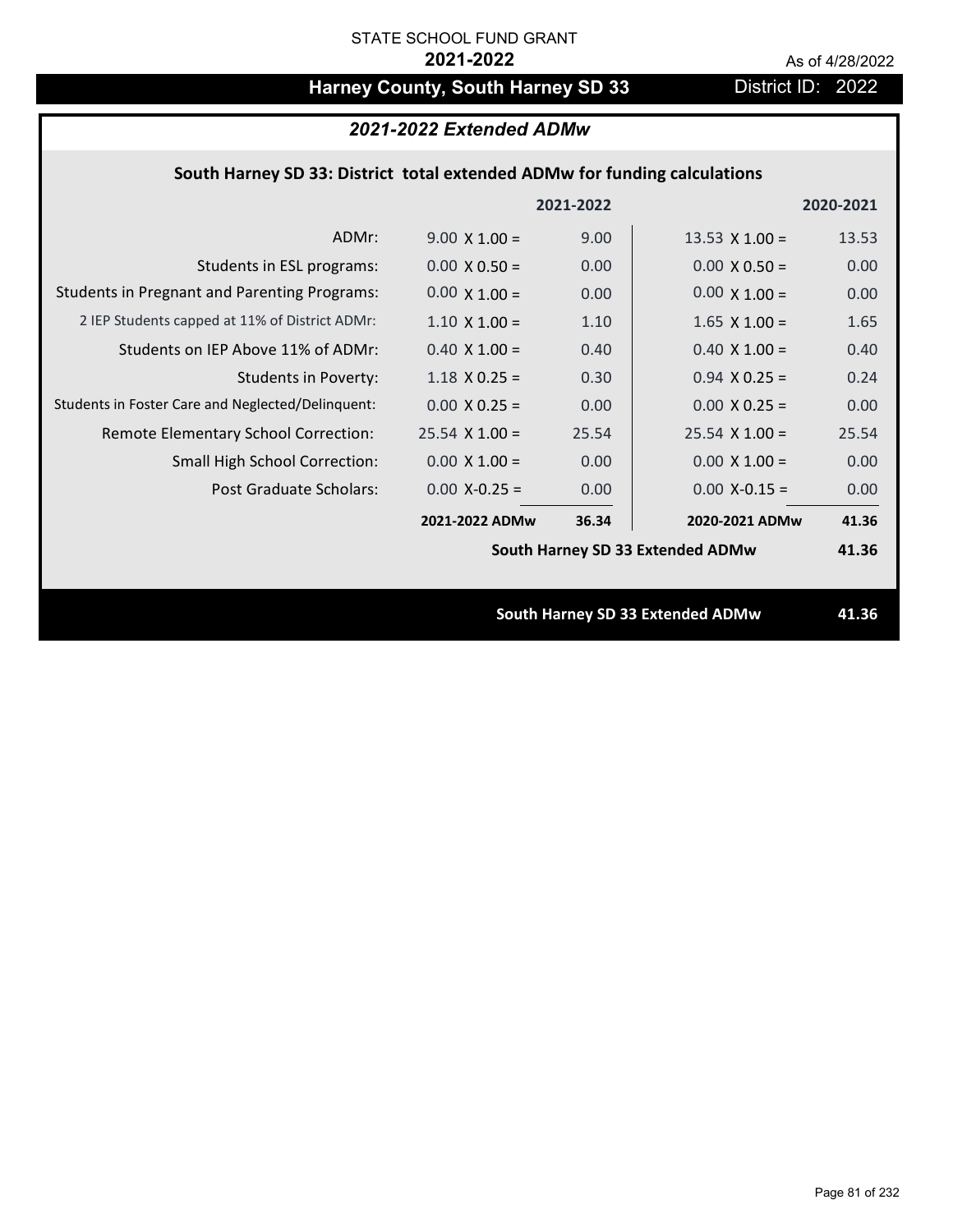STATE SCHOOL FUND GRANT

**2021-2022**

As of 4/28/2022

# Harney County, South Harney SD 33

District ID: 2022

## *2021-2022 Extended ADMw*

### South Harney SD 33: District total extended ADMw for funding calculations

| | | 2021-2022 | | 2020-2021 |
|---|---|---|---|---|
| ADMr: | 9.00 X 1.00 = | 9.00 | 13.53 X 1.00 = | 13.53 |
| Students in ESL programs: | 0.00 X 0.50 = | 0.00 | 0.00 X 0.50 = | 0.00 |
| Students in Pregnant and Parenting Programs: | 0.00 X 1.00 = | 0.00 | 0.00 X 1.00 = | 0.00 |
| 2 IEP Students capped at 11% of District ADMr: | 1.10 X 1.00 = | 1.10 | 1.65 X 1.00 = | 1.65 |
| Students on IEP Above 11% of ADMr: | 0.40 X 1.00 = | 0.40 | 0.40 X 1.00 = | 0.40 |
| Students in Poverty: | 1.18 X 0.25 = | 0.30 | 0.94 X 0.25 = | 0.24 |
| Students in Foster Care and Neglected/Delinquent: | 0.00 X 0.25 = | 0.00 | 0.00 X 0.25 = | 0.00 |
| Remote Elementary School Correction: | 25.54 X 1.00 = | 25.54 | 25.54 X 1.00 = | 25.54 |
| Small High School Correction: | 0.00 X 1.00 = | 0.00 | 0.00 X 1.00 = | 0.00 |
| Post Graduate Scholars: | 0.00 X-0.25 = | 0.00 | 0.00 X-0.15 = | 0.00 |
| | **2021-2022 ADMw** | **36.34** | **2020-2021 ADMw** | **41.36** |
| | | | **South Harney SD 33 Extended ADMw** | **41.36** |

**South Harney SD 33 Extended ADMw** **41.36**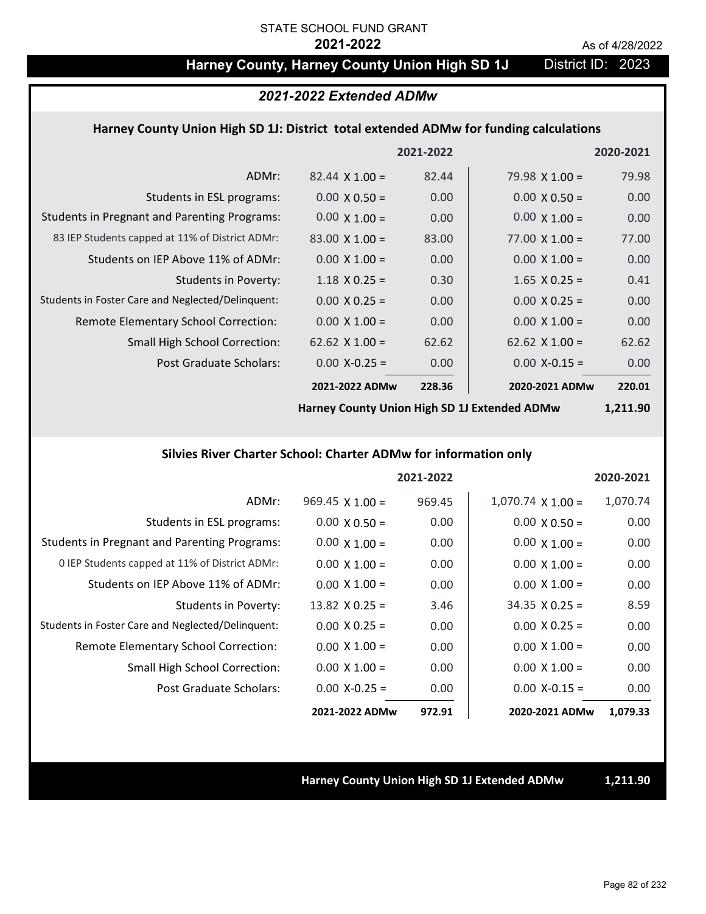STATE SCHOOL FUND GRANT

**2021-2022**

As of 4/28/2022

# Harney County, Harney County Union High SD 1J

District ID: 2023

## *2021-2022 Extended ADMw*

### Harney County Union High SD 1J: District total extended ADMw for funding calculations

| | | 2021-2022 | | 2020-2021 |
|---|---|---|---|---|
| ADMr: | 82.44 X 1.00 = | 82.44 | 79.98 X 1.00 = | 79.98 |
| Students in ESL programs: | 0.00 X 0.50 = | 0.00 | 0.00 X 0.50 = | 0.00 |
| Students in Pregnant and Parenting Programs: | 0.00 X 1.00 = | 0.00 | 0.00 X 1.00 = | 0.00 |
| 83 IEP Students capped at 11% of District ADMr: | 83.00 X 1.00 = | 83.00 | 77.00 X 1.00 = | 77.00 |
| Students on IEP Above 11% of ADMr: | 0.00 X 1.00 = | 0.00 | 0.00 X 1.00 = | 0.00 |
| Students in Poverty: | 1.18 X 0.25 = | 0.30 | 1.65 X 0.25 = | 0.41 |
| Students in Foster Care and Neglected/Delinquent: | 0.00 X 0.25 = | 0.00 | 0.00 X 0.25 = | 0.00 |
| Remote Elementary School Correction: | 0.00 X 1.00 = | 0.00 | 0.00 X 1.00 = | 0.00 |
| Small High School Correction: | 62.62 X 1.00 = | 62.62 | 62.62 X 1.00 = | 62.62 |
| Post Graduate Scholars: | 0.00 X-0.25 = | 0.00 | 0.00 X-0.15 = | 0.00 |
| | **2021-2022 ADMw** | **228.36** | **2020-2021 ADMw** | **220.01** |
| | | | **Harney County Union High SD 1J Extended ADMw** | **1,211.90** |

### Silvies River Charter School: Charter ADMw for information only

| | | 2021-2022 | | 2020-2021 |
|---|---|---|---|---|
| ADMr: | 969.45 X 1.00 = | 969.45 | 1,070.74 X 1.00 = | 1,070.74 |
| Students in ESL programs: | 0.00 X 0.50 = | 0.00 | 0.00 X 0.50 = | 0.00 |
| Students in Pregnant and Parenting Programs: | 0.00 X 1.00 = | 0.00 | 0.00 X 1.00 = | 0.00 |
| 0 IEP Students capped at 11% of District ADMr: | 0.00 X 1.00 = | 0.00 | 0.00 X 1.00 = | 0.00 |
| Students on IEP Above 11% of ADMr: | 0.00 X 1.00 = | 0.00 | 0.00 X 1.00 = | 0.00 |
| Students in Poverty: | 13.82 X 0.25 = | 3.46 | 34.35 X 0.25 = | 8.59 |
| Students in Foster Care and Neglected/Delinquent: | 0.00 X 0.25 = | 0.00 | 0.00 X 0.25 = | 0.00 |
| Remote Elementary School Correction: | 0.00 X 1.00 = | 0.00 | 0.00 X 1.00 = | 0.00 |
| Small High School Correction: | 0.00 X 1.00 = | 0.00 | 0.00 X 1.00 = | 0.00 |
| Post Graduate Scholars: | 0.00 X-0.25 = | 0.00 | 0.00 X-0.15 = | 0.00 |
| | **2021-2022 ADMw** | **972.91** | **2020-2021 ADMw** | **1,079.33** |

**Harney County Union High SD 1J Extended ADMw** **1,211.90**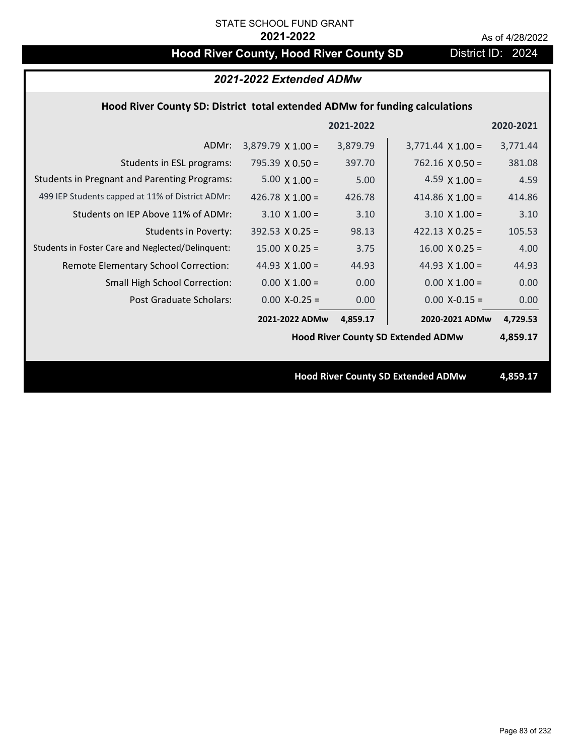STATE SCHOOL FUND GRANT

**2021-2022**

As of 4/28/2022

# Hood River County, Hood River County SD

District ID: 2024

## *2021-2022 Extended ADMw*

### Hood River County SD: District total extended ADMw for funding calculations

| | 2021-2022 | | 2020-2021 | |
|---|---|---|---|---|
| ADMr: | 3,879.79 X 1.00 = | 3,879.79 | 3,771.44 X 1.00 = | 3,771.44 |
| Students in ESL programs: | 795.39 X 0.50 = | 397.70 | 762.16 X 0.50 = | 381.08 |
| Students in Pregnant and Parenting Programs: | 5.00 X 1.00 = | 5.00 | 4.59 X 1.00 = | 4.59 |
| 499 IEP Students capped at 11% of District ADMr: | 426.78 X 1.00 = | 426.78 | 414.86 X 1.00 = | 414.86 |
| Students on IEP Above 11% of ADMr: | 3.10 X 1.00 = | 3.10 | 3.10 X 1.00 = | 3.10 |
| Students in Poverty: | 392.53 X 0.25 = | 98.13 | 422.13 X 0.25 = | 105.53 |
| Students in Foster Care and Neglected/Delinquent: | 15.00 X 0.25 = | 3.75 | 16.00 X 0.25 = | 4.00 |
| Remote Elementary School Correction: | 44.93 X 1.00 = | 44.93 | 44.93 X 1.00 = | 44.93 |
| Small High School Correction: | 0.00 X 1.00 = | 0.00 | 0.00 X 1.00 = | 0.00 |
| Post Graduate Scholars: | 0.00 X-0.25 = | 0.00 | 0.00 X-0.15 = | 0.00 |
| | **2021-2022 ADMw** | **4,859.17** | **2020-2021 ADMw** | **4,729.53** |

**Hood River County SD Extended ADMw** **4,859.17**

**Hood River County SD Extended ADMw** **4,859.17**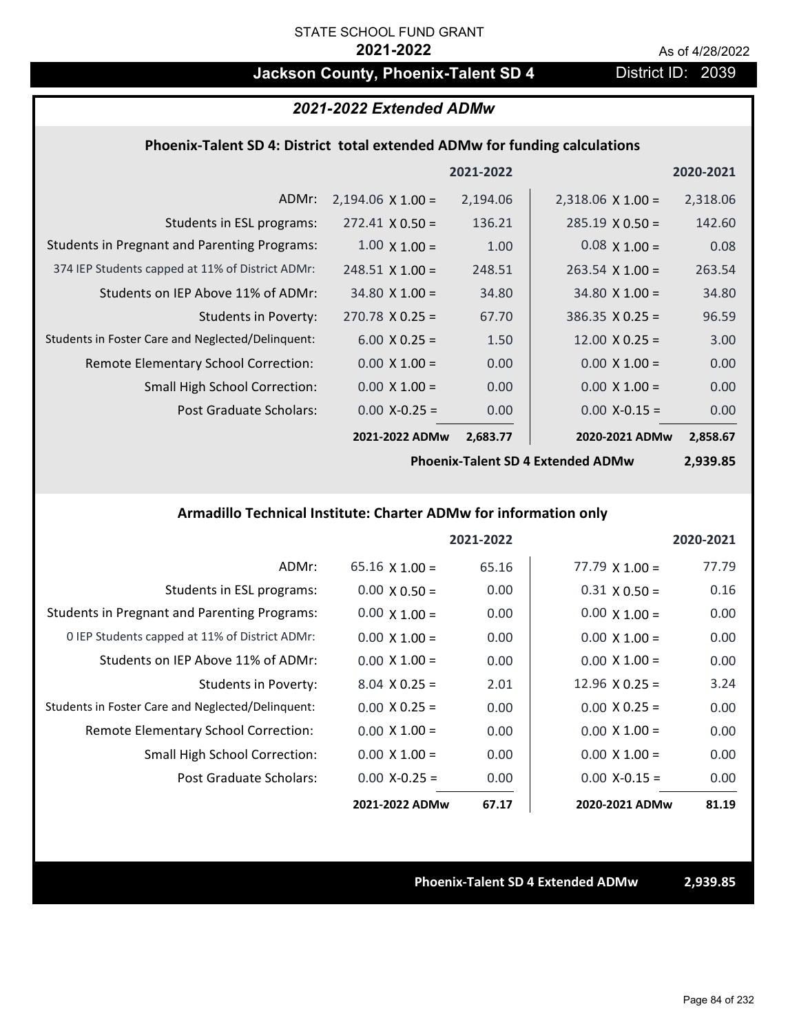STATE SCHOOL FUND GRANT

**2021-2022**

As of 4/28/2022

# Jackson County, Phoenix-Talent SD 4

District ID: 2039

## *2021-2022 Extended ADMw*

### Phoenix-Talent SD 4: District total extended ADMw for funding calculations

| | | 2021-2022 | | 2020-2021 |
|---|---|---|---|---|
| ADMr: | 2,194.06 X 1.00 = | 2,194.06 | 2,318.06 X 1.00 = | 2,318.06 |
| Students in ESL programs: | 272.41 X 0.50 = | 136.21 | 285.19 X 0.50 = | 142.60 |
| Students in Pregnant and Parenting Programs: | 1.00 X 1.00 = | 1.00 | 0.08 X 1.00 = | 0.08 |
| 374 IEP Students capped at 11% of District ADMr: | 248.51 X 1.00 = | 248.51 | 263.54 X 1.00 = | 263.54 |
| Students on IEP Above 11% of ADMr: | 34.80 X 1.00 = | 34.80 | 34.80 X 1.00 = | 34.80 |
| Students in Poverty: | 270.78 X 0.25 = | 67.70 | 386.35 X 0.25 = | 96.59 |
| Students in Foster Care and Neglected/Delinquent: | 6.00 X 0.25 = | 1.50 | 12.00 X 0.25 = | 3.00 |
| Remote Elementary School Correction: | 0.00 X 1.00 = | 0.00 | 0.00 X 1.00 = | 0.00 |
| Small High School Correction: | 0.00 X 1.00 = | 0.00 | 0.00 X 1.00 = | 0.00 |
| Post Graduate Scholars: | 0.00 X-0.25 = | 0.00 | 0.00 X-0.15 = | 0.00 |
| | **2021-2022 ADMw** | **2,683.77** | **2020-2021 ADMw** | **2,858.67** |
| | | | **Phoenix-Talent SD 4 Extended ADMw** | **2,939.85** |

### Armadillo Technical Institute: Charter ADMw for information only

| | | 2021-2022 | | 2020-2021 |
|---|---|---|---|---|
| ADMr: | 65.16 X 1.00 = | 65.16 | 77.79 X 1.00 = | 77.79 |
| Students in ESL programs: | 0.00 X 0.50 = | 0.00 | 0.31 X 0.50 = | 0.16 |
| Students in Pregnant and Parenting Programs: | 0.00 X 1.00 = | 0.00 | 0.00 X 1.00 = | 0.00 |
| 0 IEP Students capped at 11% of District ADMr: | 0.00 X 1.00 = | 0.00 | 0.00 X 1.00 = | 0.00 |
| Students on IEP Above 11% of ADMr: | 0.00 X 1.00 = | 0.00 | 0.00 X 1.00 = | 0.00 |
| Students in Poverty: | 8.04 X 0.25 = | 2.01 | 12.96 X 0.25 = | 3.24 |
| Students in Foster Care and Neglected/Delinquent: | 0.00 X 0.25 = | 0.00 | 0.00 X 0.25 = | 0.00 |
| Remote Elementary School Correction: | 0.00 X 1.00 = | 0.00 | 0.00 X 1.00 = | 0.00 |
| Small High School Correction: | 0.00 X 1.00 = | 0.00 | 0.00 X 1.00 = | 0.00 |
| Post Graduate Scholars: | 0.00 X-0.25 = | 0.00 | 0.00 X-0.15 = | 0.00 |
| | **2021-2022 ADMw** | **67.17** | **2020-2021 ADMw** | **81.19** |

**Phoenix-Talent SD 4 Extended ADMw** **2,939.85**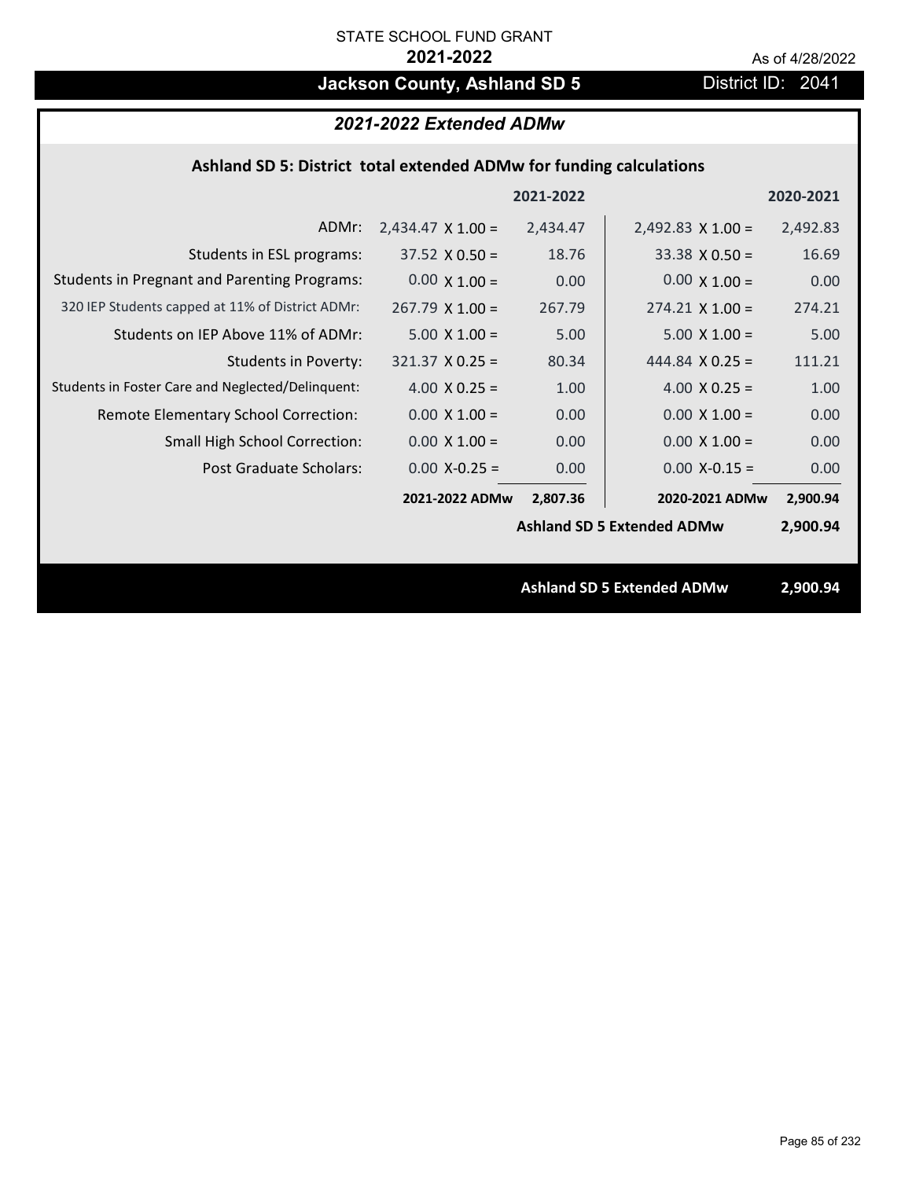STATE SCHOOL FUND GRANT

**2021-2022**

As of 4/28/2022

# Jackson County, Ashland SD 5

District ID: 2041

## *2021-2022 Extended ADMw*

### Ashland SD 5: District total extended ADMw for funding calculations

| | | 2021-2022 | | 2020-2021 |
|---|---|---|---|---|
| ADMr: | 2,434.47 X 1.00 = | 2,434.47 | 2,492.83 X 1.00 = | 2,492.83 |
| Students in ESL programs: | 37.52 X 0.50 = | 18.76 | 33.38 X 0.50 = | 16.69 |
| Students in Pregnant and Parenting Programs: | 0.00 X 1.00 = | 0.00 | 0.00 X 1.00 = | 0.00 |
| 320 IEP Students capped at 11% of District ADMr: | 267.79 X 1.00 = | 267.79 | 274.21 X 1.00 = | 274.21 |
| Students on IEP Above 11% of ADMr: | 5.00 X 1.00 = | 5.00 | 5.00 X 1.00 = | 5.00 |
| Students in Poverty: | 321.37 X 0.25 = | 80.34 | 444.84 X 0.25 = | 111.21 |
| Students in Foster Care and Neglected/Delinquent: | 4.00 X 0.25 = | 1.00 | 4.00 X 0.25 = | 1.00 |
| Remote Elementary School Correction: | 0.00 X 1.00 = | 0.00 | 0.00 X 1.00 = | 0.00 |
| Small High School Correction: | 0.00 X 1.00 = | 0.00 | 0.00 X 1.00 = | 0.00 |
| Post Graduate Scholars: | 0.00 X-0.25 = | 0.00 | 0.00 X-0.15 = | 0.00 |
| | **2021-2022 ADMw** | **2,807.36** | **2020-2021 ADMw** | **2,900.94** |
| | | | **Ashland SD 5 Extended ADMw** | **2,900.94** |

**Ashland SD 5 Extended ADMw 2,900.94**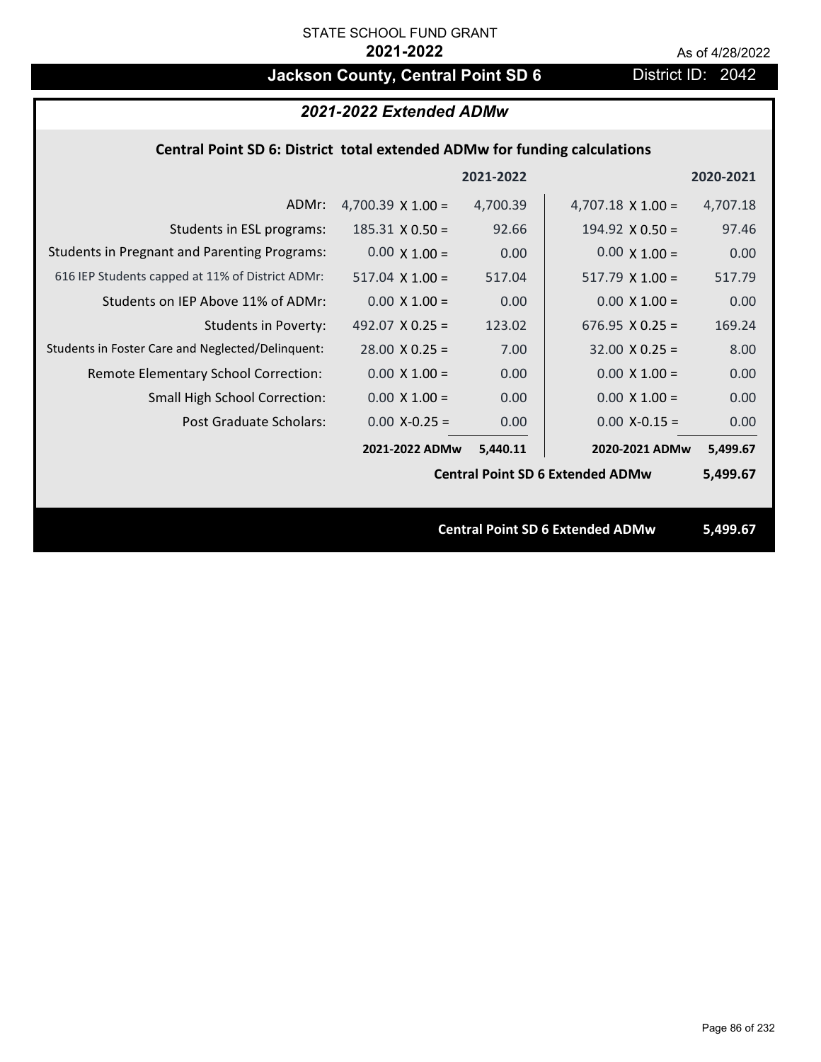STATE SCHOOL FUND GRANT

**2021-2022**

As of 4/28/2022

## Jackson County, Central Point SD 6

District ID: 2042

### *2021-2022 Extended ADMw*

**Central Point SD 6: District total extended ADMw for funding calculations**

| | 2021-2022 | | 2020-2021 | |
|---|---|---|---|---|
| ADMr: | 4,700.39 X 1.00 = | 4,700.39 | 4,707.18 X 1.00 = | 4,707.18 |
| Students in ESL programs: | 185.31 X 0.50 = | 92.66 | 194.92 X 0.50 = | 97.46 |
| Students in Pregnant and Parenting Programs: | 0.00 X 1.00 = | 0.00 | 0.00 X 1.00 = | 0.00 |
| 616 IEP Students capped at 11% of District ADMr: | 517.04 X 1.00 = | 517.04 | 517.79 X 1.00 = | 517.79 |
| Students on IEP Above 11% of ADMr: | 0.00 X 1.00 = | 0.00 | 0.00 X 1.00 = | 0.00 |
| Students in Poverty: | 492.07 X 0.25 = | 123.02 | 676.95 X 0.25 = | 169.24 |
| Students in Foster Care and Neglected/Delinquent: | 28.00 X 0.25 = | 7.00 | 32.00 X 0.25 = | 8.00 |
| Remote Elementary School Correction: | 0.00 X 1.00 = | 0.00 | 0.00 X 1.00 = | 0.00 |
| Small High School Correction: | 0.00 X 1.00 = | 0.00 | 0.00 X 1.00 = | 0.00 |
| Post Graduate Scholars: | 0.00 X-0.25 = | 0.00 | 0.00 X-0.15 = | 0.00 |
| | **2021-2022 ADMw** | **5,440.11** | **2020-2021 ADMw** | **5,499.67** |
| | | | **Central Point SD 6 Extended ADMw** | **5,499.67** |

**Central Point SD 6 Extended ADMw 5,499.67**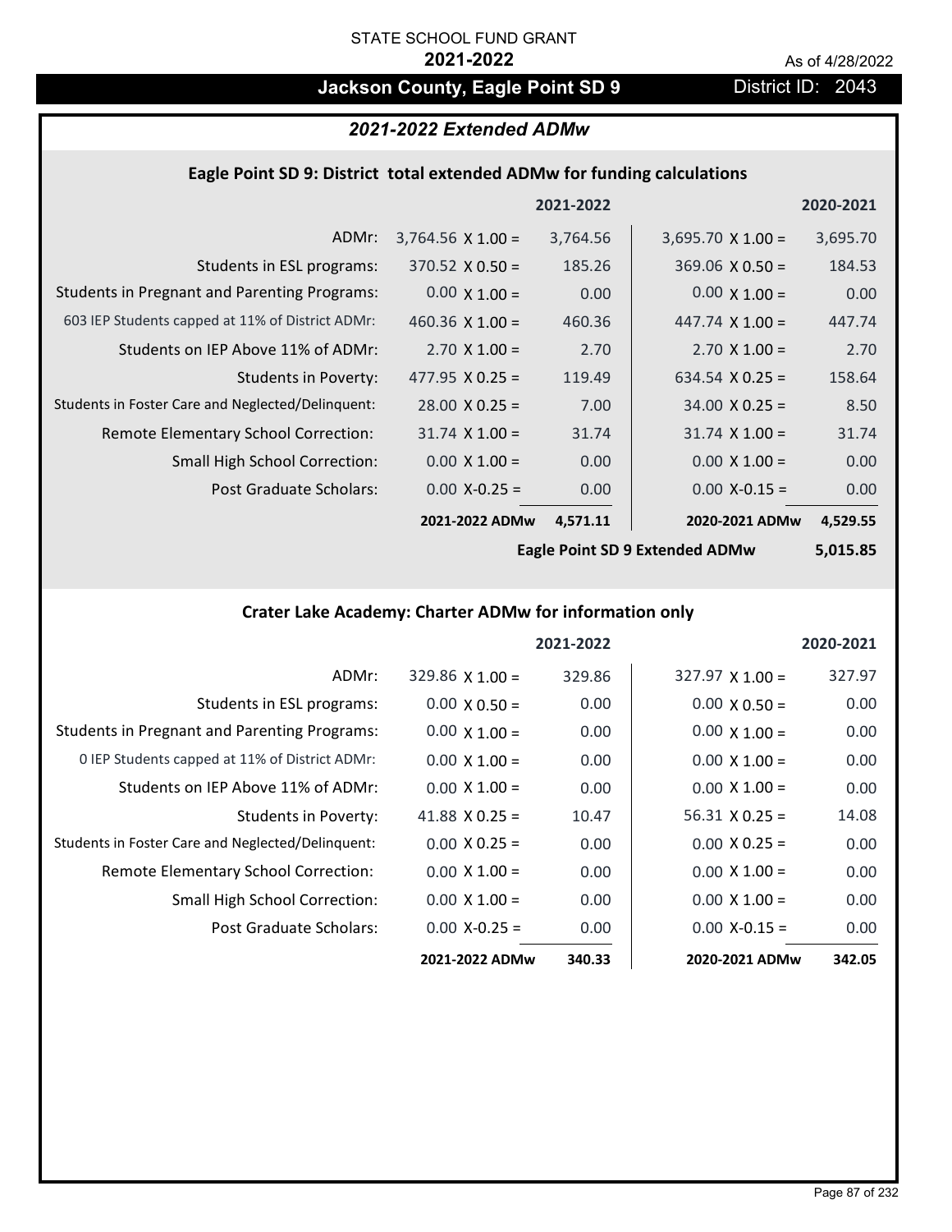STATE SCHOOL FUND GRANT

**2021-2022**

As of 4/28/2022

## Jackson County, Eagle Point SD 9

District ID: 2043

### *2021-2022 Extended ADMw*

#### Eagle Point SD 9: District total extended ADMw for funding calculations

| | | 2021-2022 | | 2020-2021 |
|---|---|---|---|---|
| ADMr: | 3,764.56 X 1.00 = | 3,764.56 | 3,695.70 X 1.00 = | 3,695.70 |
| Students in ESL programs: | 370.52 X 0.50 = | 185.26 | 369.06 X 0.50 = | 184.53 |
| Students in Pregnant and Parenting Programs: | 0.00 X 1.00 = | 0.00 | 0.00 X 1.00 = | 0.00 |
| 603 IEP Students capped at 11% of District ADMr: | 460.36 X 1.00 = | 460.36 | 447.74 X 1.00 = | 447.74 |
| Students on IEP Above 11% of ADMr: | 2.70 X 1.00 = | 2.70 | 2.70 X 1.00 = | 2.70 |
| Students in Poverty: | 477.95 X 0.25 = | 119.49 | 634.54 X 0.25 = | 158.64 |
| Students in Foster Care and Neglected/Delinquent: | 28.00 X 0.25 = | 7.00 | 34.00 X 0.25 = | 8.50 |
| Remote Elementary School Correction: | 31.74 X 1.00 = | 31.74 | 31.74 X 1.00 = | 31.74 |
| Small High School Correction: | 0.00 X 1.00 = | 0.00 | 0.00 X 1.00 = | 0.00 |
| Post Graduate Scholars: | 0.00 X-0.25 = | 0.00 | 0.00 X-0.15 = | 0.00 |
| | **2021-2022 ADMw** | **4,571.11** | **2020-2021 ADMw** | **4,529.55** |
| | | | **Eagle Point SD 9 Extended ADMw** | **5,015.85** |

#### Crater Lake Academy: Charter ADMw for information only

| | | 2021-2022 | | 2020-2021 |
|---|---|---|---|---|
| ADMr: | 329.86 X 1.00 = | 329.86 | 327.97 X 1.00 = | 327.97 |
| Students in ESL programs: | 0.00 X 0.50 = | 0.00 | 0.00 X 0.50 = | 0.00 |
| Students in Pregnant and Parenting Programs: | 0.00 X 1.00 = | 0.00 | 0.00 X 1.00 = | 0.00 |
| 0 IEP Students capped at 11% of District ADMr: | 0.00 X 1.00 = | 0.00 | 0.00 X 1.00 = | 0.00 |
| Students on IEP Above 11% of ADMr: | 0.00 X 1.00 = | 0.00 | 0.00 X 1.00 = | 0.00 |
| Students in Poverty: | 41.88 X 0.25 = | 10.47 | 56.31 X 0.25 = | 14.08 |
| Students in Foster Care and Neglected/Delinquent: | 0.00 X 0.25 = | 0.00 | 0.00 X 0.25 = | 0.00 |
| Remote Elementary School Correction: | 0.00 X 1.00 = | 0.00 | 0.00 X 1.00 = | 0.00 |
| Small High School Correction: | 0.00 X 1.00 = | 0.00 | 0.00 X 1.00 = | 0.00 |
| Post Graduate Scholars: | 0.00 X-0.25 = | 0.00 | 0.00 X-0.15 = | 0.00 |
| | **2021-2022 ADMw** | **340.33** | **2020-2021 ADMw** | **342.05** |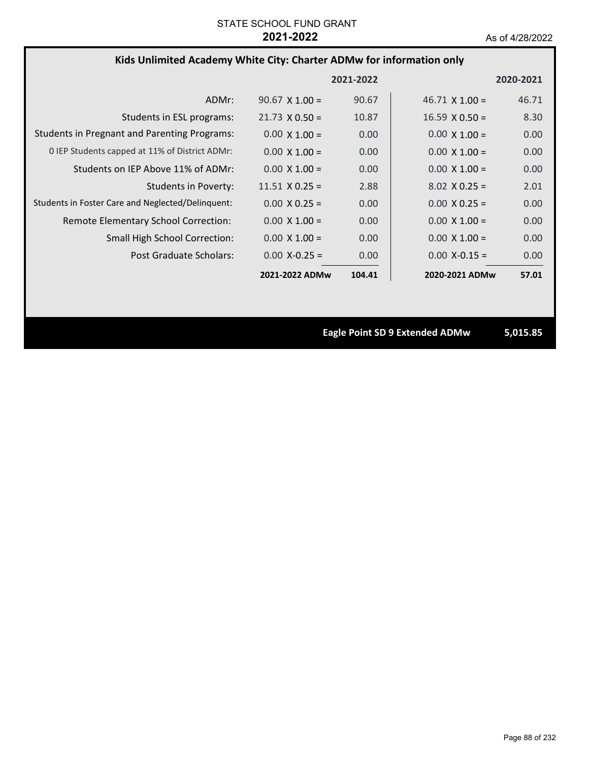STATE SCHOOL FUND GRANT

**2021-2022**

As of 4/28/2022

## Kids Unlimited Academy White City: Charter ADMw for information only

| | 2021-2022 | | 2020-2021 | |
|---|---|---|---|---|
| ADMr: | 90.67 X 1.00 = | 90.67 | 46.71 X 1.00 = | 46.71 |
| Students in ESL programs: | 21.73 X 0.50 = | 10.87 | 16.59 X 0.50 = | 8.30 |
| Students in Pregnant and Parenting Programs: | 0.00 X 1.00 = | 0.00 | 0.00 X 1.00 = | 0.00 |
| 0 IEP Students capped at 11% of District ADMr: | 0.00 X 1.00 = | 0.00 | 0.00 X 1.00 = | 0.00 |
| Students on IEP Above 11% of ADMr: | 0.00 X 1.00 = | 0.00 | 0.00 X 1.00 = | 0.00 |
| Students in Poverty: | 11.51 X 0.25 = | 2.88 | 8.02 X 0.25 = | 2.01 |
| Students in Foster Care and Neglected/Delinquent: | 0.00 X 0.25 = | 0.00 | 0.00 X 0.25 = | 0.00 |
| Remote Elementary School Correction: | 0.00 X 1.00 = | 0.00 | 0.00 X 1.00 = | 0.00 |
| Small High School Correction: | 0.00 X 1.00 = | 0.00 | 0.00 X 1.00 = | 0.00 |
| Post Graduate Scholars: | 0.00 X-0.25 = | 0.00 | 0.00 X-0.15 = | 0.00 |
| | **2021-2022 ADMw** | **104.41** | **2020-2021 ADMw** | **57.01** |

**Eagle Point SD 9 Extended ADMw** **5,015.85**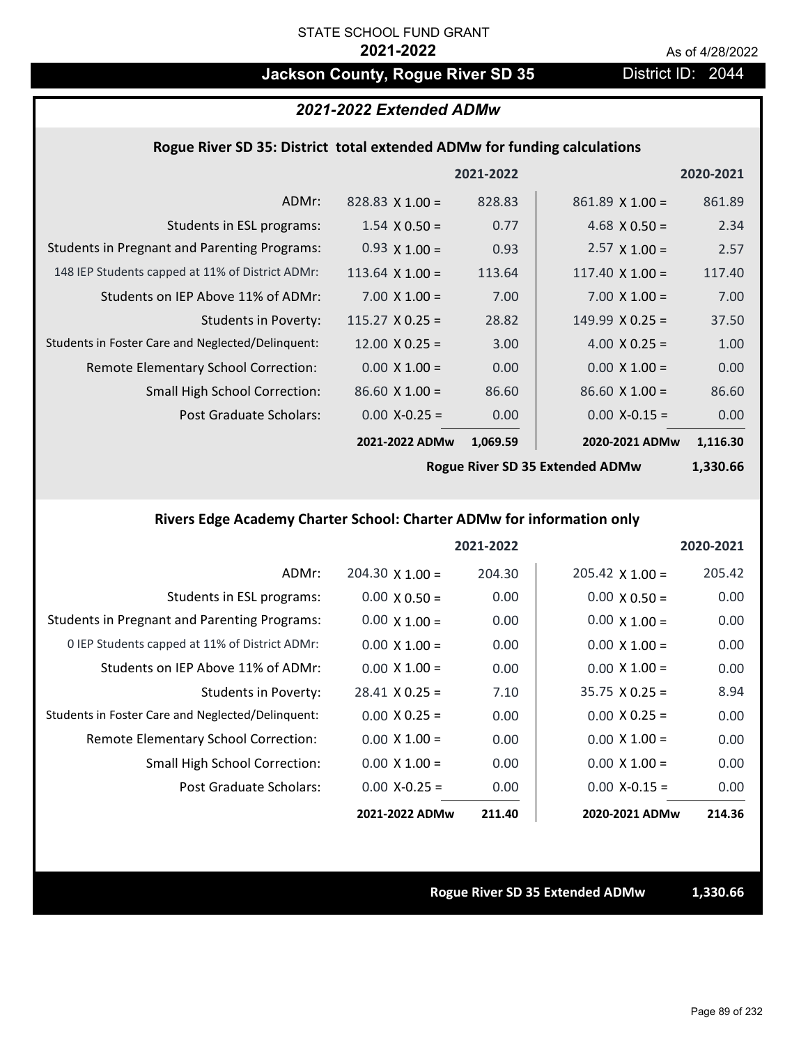STATE SCHOOL FUND GRANT

**2021-2022**

As of 4/28/2022

## Jackson County, Rogue River SD 35

District ID: 2044

### *2021-2022 Extended ADMw*

#### Rogue River SD 35: District total extended ADMw for funding calculations

| | | 2021-2022 | | 2020-2021 |
|---|---|---|---|---|
| ADMr: | 828.83 X 1.00 = | 828.83 | 861.89 X 1.00 = | 861.89 |
| Students in ESL programs: | 1.54 X 0.50 = | 0.77 | 4.68 X 0.50 = | 2.34 |
| Students in Pregnant and Parenting Programs: | 0.93 X 1.00 = | 0.93 | 2.57 X 1.00 = | 2.57 |
| 148 IEP Students capped at 11% of District ADMr: | 113.64 X 1.00 = | 113.64 | 117.40 X 1.00 = | 117.40 |
| Students on IEP Above 11% of ADMr: | 7.00 X 1.00 = | 7.00 | 7.00 X 1.00 = | 7.00 |
| Students in Poverty: | 115.27 X 0.25 = | 28.82 | 149.99 X 0.25 = | 37.50 |
| Students in Foster Care and Neglected/Delinquent: | 12.00 X 0.25 = | 3.00 | 4.00 X 0.25 = | 1.00 |
| Remote Elementary School Correction: | 0.00 X 1.00 = | 0.00 | 0.00 X 1.00 = | 0.00 |
| Small High School Correction: | 86.60 X 1.00 = | 86.60 | 86.60 X 1.00 = | 86.60 |
| Post Graduate Scholars: | 0.00 X-0.25 = | 0.00 | 0.00 X-0.15 = | 0.00 |
| | **2021-2022 ADMw** | **1,069.59** | **2020-2021 ADMw** | **1,116.30** |
| | | | **Rogue River SD 35 Extended ADMw** | **1,330.66** |

#### Rivers Edge Academy Charter School: Charter ADMw for information only

| | | 2021-2022 | | 2020-2021 |
|---|---|---|---|---|
| ADMr: | 204.30 X 1.00 = | 204.30 | 205.42 X 1.00 = | 205.42 |
| Students in ESL programs: | 0.00 X 0.50 = | 0.00 | 0.00 X 0.50 = | 0.00 |
| Students in Pregnant and Parenting Programs: | 0.00 X 1.00 = | 0.00 | 0.00 X 1.00 = | 0.00 |
| 0 IEP Students capped at 11% of District ADMr: | 0.00 X 1.00 = | 0.00 | 0.00 X 1.00 = | 0.00 |
| Students on IEP Above 11% of ADMr: | 0.00 X 1.00 = | 0.00 | 0.00 X 1.00 = | 0.00 |
| Students in Poverty: | 28.41 X 0.25 = | 7.10 | 35.75 X 0.25 = | 8.94 |
| Students in Foster Care and Neglected/Delinquent: | 0.00 X 0.25 = | 0.00 | 0.00 X 0.25 = | 0.00 |
| Remote Elementary School Correction: | 0.00 X 1.00 = | 0.00 | 0.00 X 1.00 = | 0.00 |
| Small High School Correction: | 0.00 X 1.00 = | 0.00 | 0.00 X 1.00 = | 0.00 |
| Post Graduate Scholars: | 0.00 X-0.25 = | 0.00 | 0.00 X-0.15 = | 0.00 |
| | **2021-2022 ADMw** | **211.40** | **2020-2021 ADMw** | **214.36** |

**Rogue River SD 35 Extended ADMw** **1,330.66**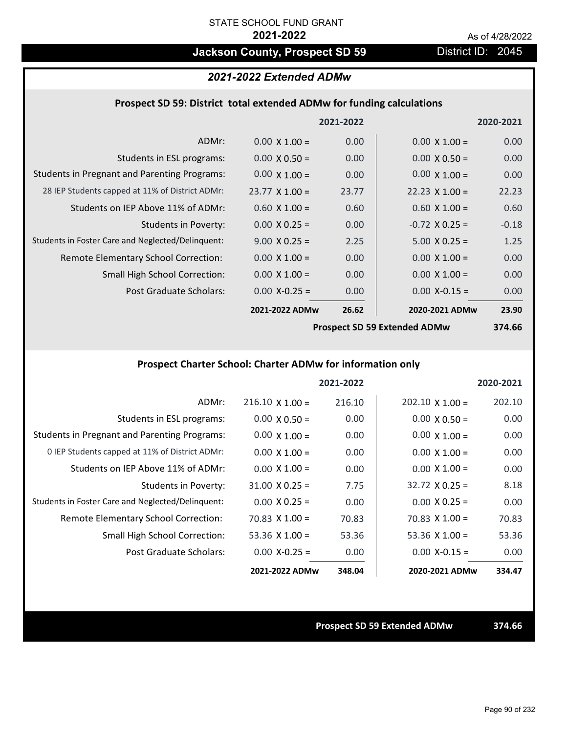STATE SCHOOL FUND GRANT

**2021-2022**

As of 4/28/2022

# Jackson County, Prospect SD 59

District ID: 2045

## *2021-2022 Extended ADMw*

### Prospect SD 59: District total extended ADMw for funding calculations

| | 2021-2022 | | 2020-2021 | |
|---|---|---|---|---|
| ADMr: | 0.00 X 1.00 = | 0.00 | 0.00 X 1.00 = | 0.00 |
| Students in ESL programs: | 0.00 X 0.50 = | 0.00 | 0.00 X 0.50 = | 0.00 |
| Students in Pregnant and Parenting Programs: | 0.00 X 1.00 = | 0.00 | 0.00 X 1.00 = | 0.00 |
| 28 IEP Students capped at 11% of District ADMr: | 23.77 X 1.00 = | 23.77 | 22.23 X 1.00 = | 22.23 |
| Students on IEP Above 11% of ADMr: | 0.60 X 1.00 = | 0.60 | 0.60 X 1.00 = | 0.60 |
| Students in Poverty: | 0.00 X 0.25 = | 0.00 | -0.72 X 0.25 = | -0.18 |
| Students in Foster Care and Neglected/Delinquent: | 9.00 X 0.25 = | 2.25 | 5.00 X 0.25 = | 1.25 |
| Remote Elementary School Correction: | 0.00 X 1.00 = | 0.00 | 0.00 X 1.00 = | 0.00 |
| Small High School Correction: | 0.00 X 1.00 = | 0.00 | 0.00 X 1.00 = | 0.00 |
| Post Graduate Scholars: | 0.00 X-0.25 = | 0.00 | 0.00 X-0.15 = | 0.00 |
| | **2021-2022 ADMw** | **26.62** | **2020-2021 ADMw** | **23.90** |
| | | | **Prospect SD 59 Extended ADMw** | **374.66** |

### Prospect Charter School: Charter ADMw for information only

| | 2021-2022 | | 2020-2021 | |
|---|---|---|---|---|
| ADMr: | 216.10 X 1.00 = | 216.10 | 202.10 X 1.00 = | 202.10 |
| Students in ESL programs: | 0.00 X 0.50 = | 0.00 | 0.00 X 0.50 = | 0.00 |
| Students in Pregnant and Parenting Programs: | 0.00 X 1.00 = | 0.00 | 0.00 X 1.00 = | 0.00 |
| 0 IEP Students capped at 11% of District ADMr: | 0.00 X 1.00 = | 0.00 | 0.00 X 1.00 = | 0.00 |
| Students on IEP Above 11% of ADMr: | 0.00 X 1.00 = | 0.00 | 0.00 X 1.00 = | 0.00 |
| Students in Poverty: | 31.00 X 0.25 = | 7.75 | 32.72 X 0.25 = | 8.18 |
| Students in Foster Care and Neglected/Delinquent: | 0.00 X 0.25 = | 0.00 | 0.00 X 0.25 = | 0.00 |
| Remote Elementary School Correction: | 70.83 X 1.00 = | 70.83 | 70.83 X 1.00 = | 70.83 |
| Small High School Correction: | 53.36 X 1.00 = | 53.36 | 53.36 X 1.00 = | 53.36 |
| Post Graduate Scholars: | 0.00 X-0.25 = | 0.00 | 0.00 X-0.15 = | 0.00 |
| | **2021-2022 ADMw** | **348.04** | **2020-2021 ADMw** | **334.47** |

**Prospect SD 59 Extended ADMw** **374.66**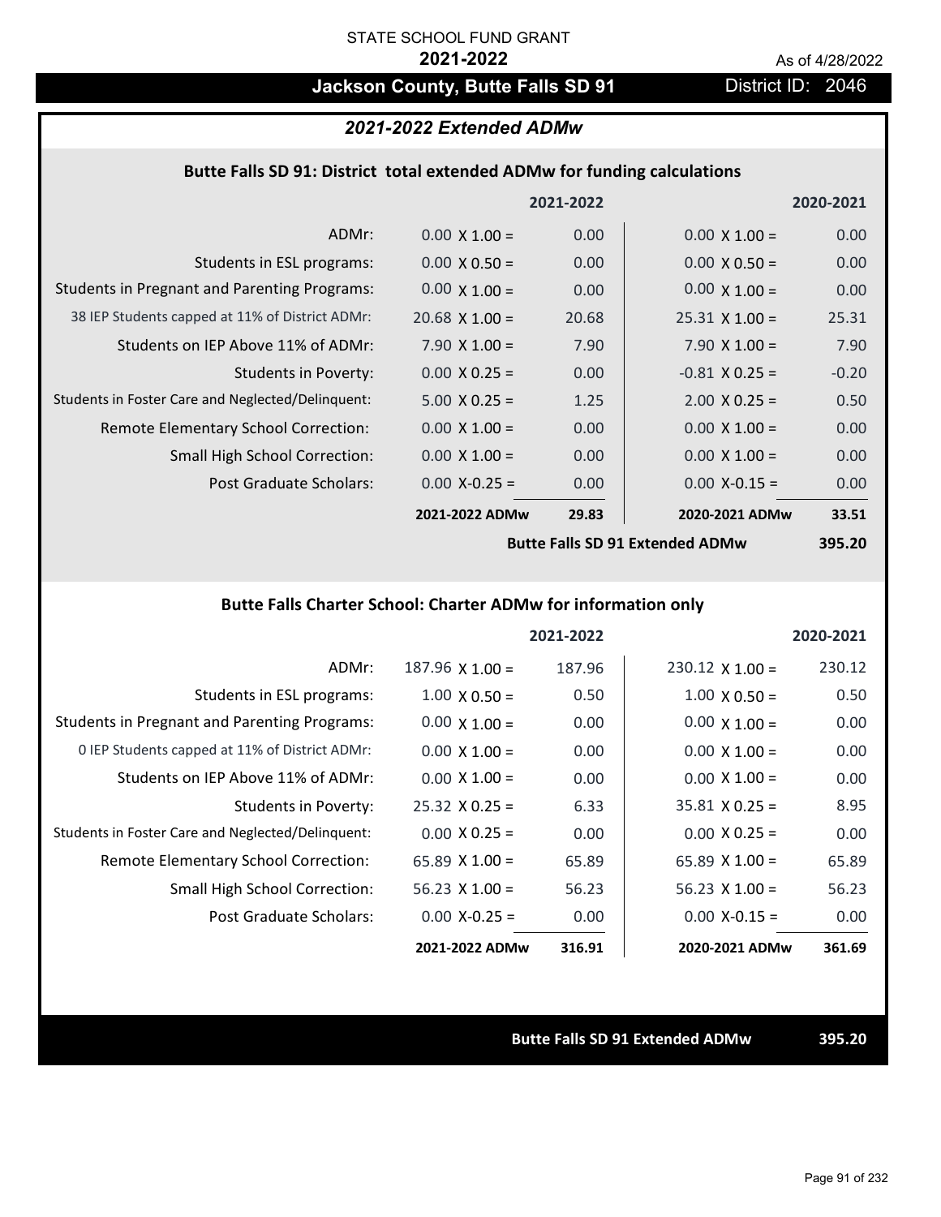STATE SCHOOL FUND GRANT

**2021-2022**

As of 4/28/2022

# Jackson County, Butte Falls SD 91

District ID: 2046

## *2021-2022 Extended ADMw*

### Butte Falls SD 91: District total extended ADMw for funding calculations

| | 2021-2022 | | 2020-2021 | |
|---|---|---|---|---|
| ADMr: | 0.00 X 1.00 = | 0.00 | 0.00 X 1.00 = | 0.00 |
| Students in ESL programs: | 0.00 X 0.50 = | 0.00 | 0.00 X 0.50 = | 0.00 |
| Students in Pregnant and Parenting Programs: | 0.00 X 1.00 = | 0.00 | 0.00 X 1.00 = | 0.00 |
| 38 IEP Students capped at 11% of District ADMr: | 20.68 X 1.00 = | 20.68 | 25.31 X 1.00 = | 25.31 |
| Students on IEP Above 11% of ADMr: | 7.90 X 1.00 = | 7.90 | 7.90 X 1.00 = | 7.90 |
| Students in Poverty: | 0.00 X 0.25 = | 0.00 | -0.81 X 0.25 = | -0.20 |
| Students in Foster Care and Neglected/Delinquent: | 5.00 X 0.25 = | 1.25 | 2.00 X 0.25 = | 0.50 |
| Remote Elementary School Correction: | 0.00 X 1.00 = | 0.00 | 0.00 X 1.00 = | 0.00 |
| Small High School Correction: | 0.00 X 1.00 = | 0.00 | 0.00 X 1.00 = | 0.00 |
| Post Graduate Scholars: | 0.00 X-0.25 = | 0.00 | 0.00 X-0.15 = | 0.00 |
| | **2021-2022 ADMw** | **29.83** | **2020-2021 ADMw** | **33.51** |
| | | | **Butte Falls SD 91 Extended ADMw** | **395.20** |

### Butte Falls Charter School: Charter ADMw for information only

| | 2021-2022 | | 2020-2021 | |
|---|---|---|---|---|
| ADMr: | 187.96 X 1.00 = | 187.96 | 230.12 X 1.00 = | 230.12 |
| Students in ESL programs: | 1.00 X 0.50 = | 0.50 | 1.00 X 0.50 = | 0.50 |
| Students in Pregnant and Parenting Programs: | 0.00 X 1.00 = | 0.00 | 0.00 X 1.00 = | 0.00 |
| 0 IEP Students capped at 11% of District ADMr: | 0.00 X 1.00 = | 0.00 | 0.00 X 1.00 = | 0.00 |
| Students on IEP Above 11% of ADMr: | 0.00 X 1.00 = | 0.00 | 0.00 X 1.00 = | 0.00 |
| Students in Poverty: | 25.32 X 0.25 = | 6.33 | 35.81 X 0.25 = | 8.95 |
| Students in Foster Care and Neglected/Delinquent: | 0.00 X 0.25 = | 0.00 | 0.00 X 0.25 = | 0.00 |
| Remote Elementary School Correction: | 65.89 X 1.00 = | 65.89 | 65.89 X 1.00 = | 65.89 |
| Small High School Correction: | 56.23 X 1.00 = | 56.23 | 56.23 X 1.00 = | 56.23 |
| Post Graduate Scholars: | 0.00 X-0.25 = | 0.00 | 0.00 X-0.15 = | 0.00 |
| | **2021-2022 ADMw** | **316.91** | **2020-2021 ADMw** | **361.69** |

**Butte Falls SD 91 Extended ADMw** **395.20**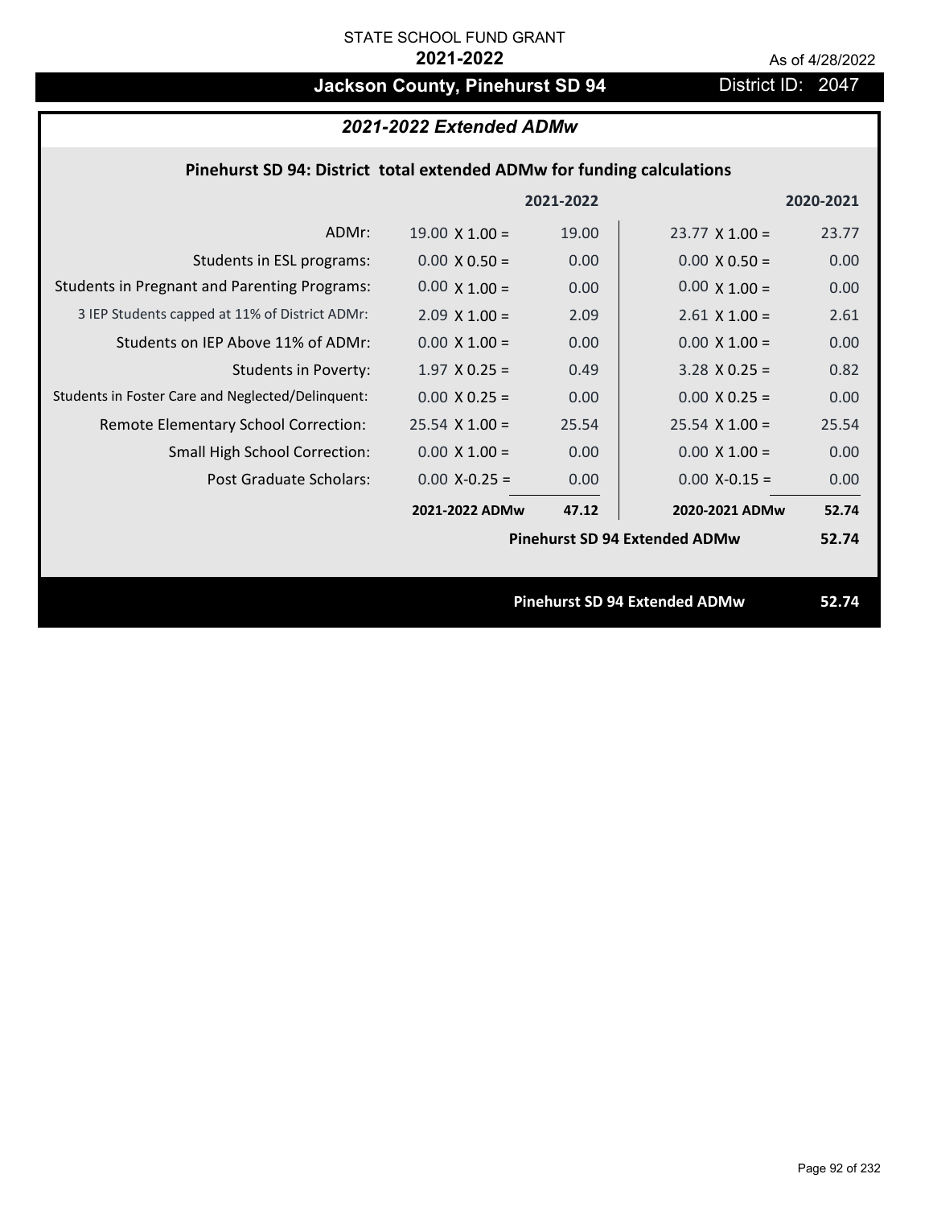STATE SCHOOL FUND GRANT

**2021-2022**

As of 4/28/2022

# Jackson County, Pinehurst SD 94

District ID: 2047

## *2021-2022 Extended ADMw*

### Pinehurst SD 94: District total extended ADMw for funding calculations

| | | 2021-2022 | | 2020-2021 |
|---|---|---|---|---|
| ADMr: | 19.00 X 1.00 = | 19.00 | 23.77 X 1.00 = | 23.77 |
| Students in ESL programs: | 0.00 X 0.50 = | 0.00 | 0.00 X 0.50 = | 0.00 |
| Students in Pregnant and Parenting Programs: | 0.00 X 1.00 = | 0.00 | 0.00 X 1.00 = | 0.00 |
| 3 IEP Students capped at 11% of District ADMr: | 2.09 X 1.00 = | 2.09 | 2.61 X 1.00 = | 2.61 |
| Students on IEP Above 11% of ADMr: | 0.00 X 1.00 = | 0.00 | 0.00 X 1.00 = | 0.00 |
| Students in Poverty: | 1.97 X 0.25 = | 0.49 | 3.28 X 0.25 = | 0.82 |
| Students in Foster Care and Neglected/Delinquent: | 0.00 X 0.25 = | 0.00 | 0.00 X 0.25 = | 0.00 |
| Remote Elementary School Correction: | 25.54 X 1.00 = | 25.54 | 25.54 X 1.00 = | 25.54 |
| Small High School Correction: | 0.00 X 1.00 = | 0.00 | 0.00 X 1.00 = | 0.00 |
| Post Graduate Scholars: | 0.00 X-0.25 = | 0.00 | 0.00 X-0.15 = | 0.00 |
| | **2021-2022 ADMw** | **47.12** | **2020-2021 ADMw** | **52.74** |
| | | | **Pinehurst SD 94 Extended ADMw** | **52.74** |

**Pinehurst SD 94 Extended ADMw** **52.74**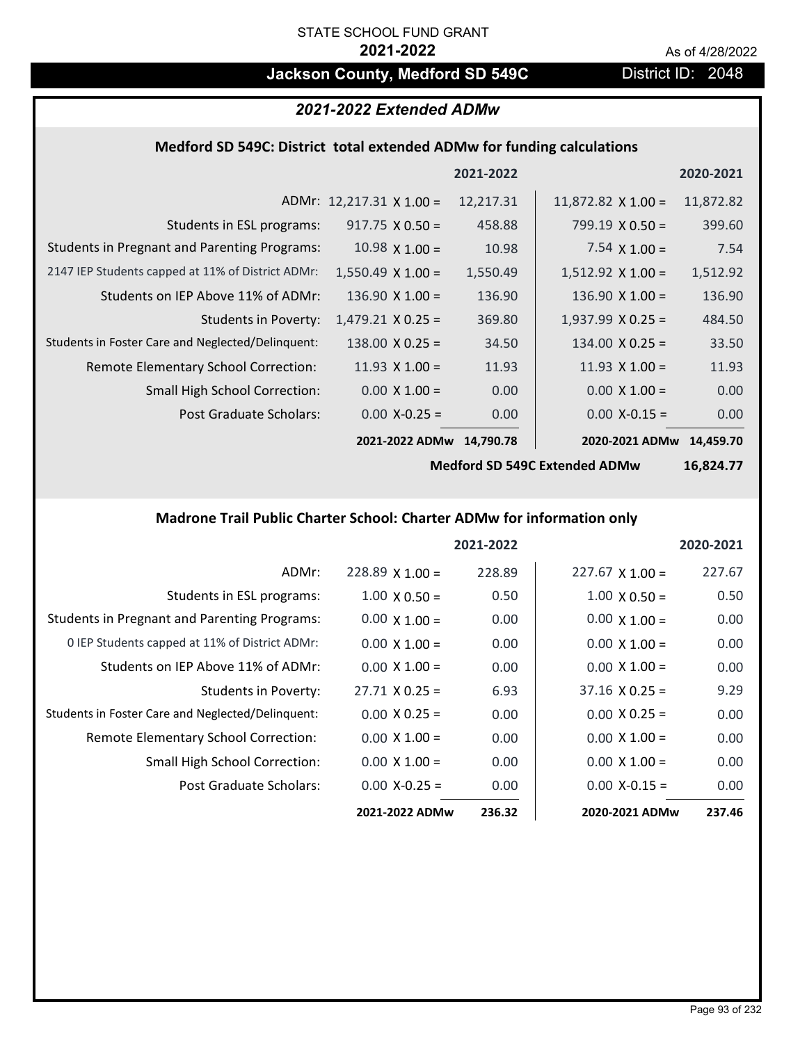STATE SCHOOL FUND GRANT

**2021-2022**

As of 4/28/2022

# Jackson County, Medford SD 549C

District ID: 2048

## *2021-2022 Extended ADMw*

### Medford SD 549C: District total extended ADMw for funding calculations

| | | 2021-2022 | | 2020-2021 |
|---|---|---|---|---|
| ADMr: | 12,217.31 X 1.00 = | 12,217.31 | 11,872.82 X 1.00 = | 11,872.82 |
| Students in ESL programs: | 917.75 X 0.50 = | 458.88 | 799.19 X 0.50 = | 399.60 |
| Students in Pregnant and Parenting Programs: | 10.98 X 1.00 = | 10.98 | 7.54 X 1.00 = | 7.54 |
| 2147 IEP Students capped at 11% of District ADMr: | 1,550.49 X 1.00 = | 1,550.49 | 1,512.92 X 1.00 = | 1,512.92 |
| Students on IEP Above 11% of ADMr: | 136.90 X 1.00 = | 136.90 | 136.90 X 1.00 = | 136.90 |
| Students in Poverty: | 1,479.21 X 0.25 = | 369.80 | 1,937.99 X 0.25 = | 484.50 |
| Students in Foster Care and Neglected/Delinquent: | 138.00 X 0.25 = | 34.50 | 134.00 X 0.25 = | 33.50 |
| Remote Elementary School Correction: | 11.93 X 1.00 = | 11.93 | 11.93 X 1.00 = | 11.93 |
| Small High School Correction: | 0.00 X 1.00 = | 0.00 | 0.00 X 1.00 = | 0.00 |
| Post Graduate Scholars: | 0.00 X-0.25 = | 0.00 | 0.00 X-0.15 = | 0.00 |
| | **2021-2022 ADMw** | **14,790.78** | **2020-2021 ADMw** | **14,459.70** |
| | | | **Medford SD 549C Extended ADMw** | **16,824.77** |

### Madrone Trail Public Charter School: Charter ADMw for information only

| | | 2021-2022 | | 2020-2021 |
|---|---|---|---|---|
| ADMr: | 228.89 X 1.00 = | 228.89 | 227.67 X 1.00 = | 227.67 |
| Students in ESL programs: | 1.00 X 0.50 = | 0.50 | 1.00 X 0.50 = | 0.50 |
| Students in Pregnant and Parenting Programs: | 0.00 X 1.00 = | 0.00 | 0.00 X 1.00 = | 0.00 |
| 0 IEP Students capped at 11% of District ADMr: | 0.00 X 1.00 = | 0.00 | 0.00 X 1.00 = | 0.00 |
| Students on IEP Above 11% of ADMr: | 0.00 X 1.00 = | 0.00 | 0.00 X 1.00 = | 0.00 |
| Students in Poverty: | 27.71 X 0.25 = | 6.93 | 37.16 X 0.25 = | 9.29 |
| Students in Foster Care and Neglected/Delinquent: | 0.00 X 0.25 = | 0.00 | 0.00 X 0.25 = | 0.00 |
| Remote Elementary School Correction: | 0.00 X 1.00 = | 0.00 | 0.00 X 1.00 = | 0.00 |
| Small High School Correction: | 0.00 X 1.00 = | 0.00 | 0.00 X 1.00 = | 0.00 |
| Post Graduate Scholars: | 0.00 X-0.25 = | 0.00 | 0.00 X-0.15 = | 0.00 |
| | **2021-2022 ADMw** | **236.32** | **2020-2021 ADMw** | **237.46** |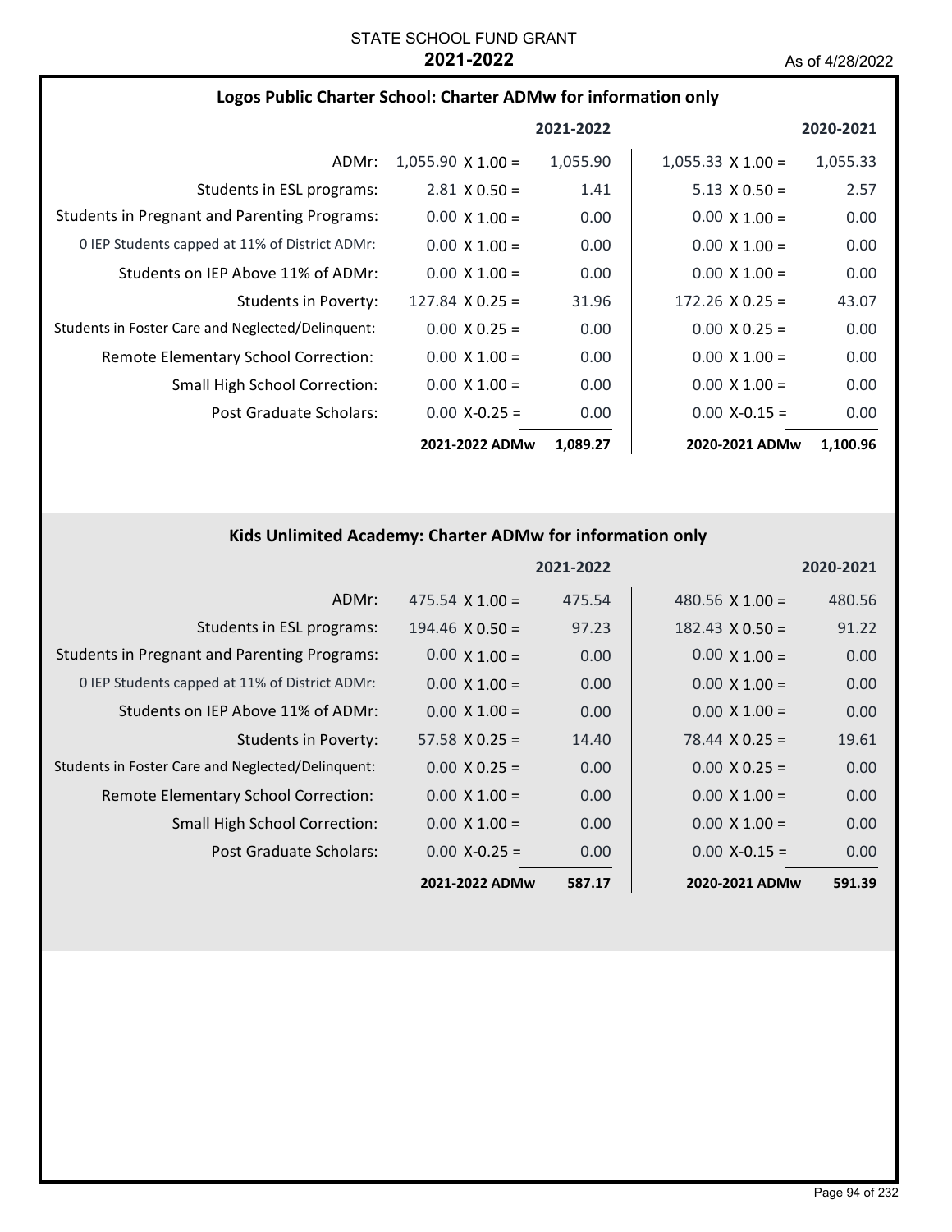STATE SCHOOL FUND GRANT
**2021-2022**
As of 4/28/2022

## Logos Public Charter School: Charter ADMw for information only

| | 2021-2022 | | 2020-2021 | |
|---|---|---|---|---|
| ADMr: | 1,055.90 X 1.00 = | 1,055.90 | 1,055.33 X 1.00 = | 1,055.33 |
| Students in ESL programs: | 2.81 X 0.50 = | 1.41 | 5.13 X 0.50 = | 2.57 |
| Students in Pregnant and Parenting Programs: | 0.00 X 1.00 = | 0.00 | 0.00 X 1.00 = | 0.00 |
| 0 IEP Students capped at 11% of District ADMr: | 0.00 X 1.00 = | 0.00 | 0.00 X 1.00 = | 0.00 |
| Students on IEP Above 11% of ADMr: | 0.00 X 1.00 = | 0.00 | 0.00 X 1.00 = | 0.00 |
| Students in Poverty: | 127.84 X 0.25 = | 31.96 | 172.26 X 0.25 = | 43.07 |
| Students in Foster Care and Neglected/Delinquent: | 0.00 X 0.25 = | 0.00 | 0.00 X 0.25 = | 0.00 |
| Remote Elementary School Correction: | 0.00 X 1.00 = | 0.00 | 0.00 X 1.00 = | 0.00 |
| Small High School Correction: | 0.00 X 1.00 = | 0.00 | 0.00 X 1.00 = | 0.00 |
| Post Graduate Scholars: | 0.00 X-0.25 = | 0.00 | 0.00 X-0.15 = | 0.00 |
| | **2021-2022 ADMw** | **1,089.27** | **2020-2021 ADMw** | **1,100.96** |

## Kids Unlimited Academy: Charter ADMw for information only

| | 2021-2022 | | 2020-2021 | |
|---|---|---|---|---|
| ADMr: | 475.54 X 1.00 = | 475.54 | 480.56 X 1.00 = | 480.56 |
| Students in ESL programs: | 194.46 X 0.50 = | 97.23 | 182.43 X 0.50 = | 91.22 |
| Students in Pregnant and Parenting Programs: | 0.00 X 1.00 = | 0.00 | 0.00 X 1.00 = | 0.00 |
| 0 IEP Students capped at 11% of District ADMr: | 0.00 X 1.00 = | 0.00 | 0.00 X 1.00 = | 0.00 |
| Students on IEP Above 11% of ADMr: | 0.00 X 1.00 = | 0.00 | 0.00 X 1.00 = | 0.00 |
| Students in Poverty: | 57.58 X 0.25 = | 14.40 | 78.44 X 0.25 = | 19.61 |
| Students in Foster Care and Neglected/Delinquent: | 0.00 X 0.25 = | 0.00 | 0.00 X 0.25 = | 0.00 |
| Remote Elementary School Correction: | 0.00 X 1.00 = | 0.00 | 0.00 X 1.00 = | 0.00 |
| Small High School Correction: | 0.00 X 1.00 = | 0.00 | 0.00 X 1.00 = | 0.00 |
| Post Graduate Scholars: | 0.00 X-0.25 = | 0.00 | 0.00 X-0.15 = | 0.00 |
| | **2021-2022 ADMw** | **587.17** | **2020-2021 ADMw** | **591.39** |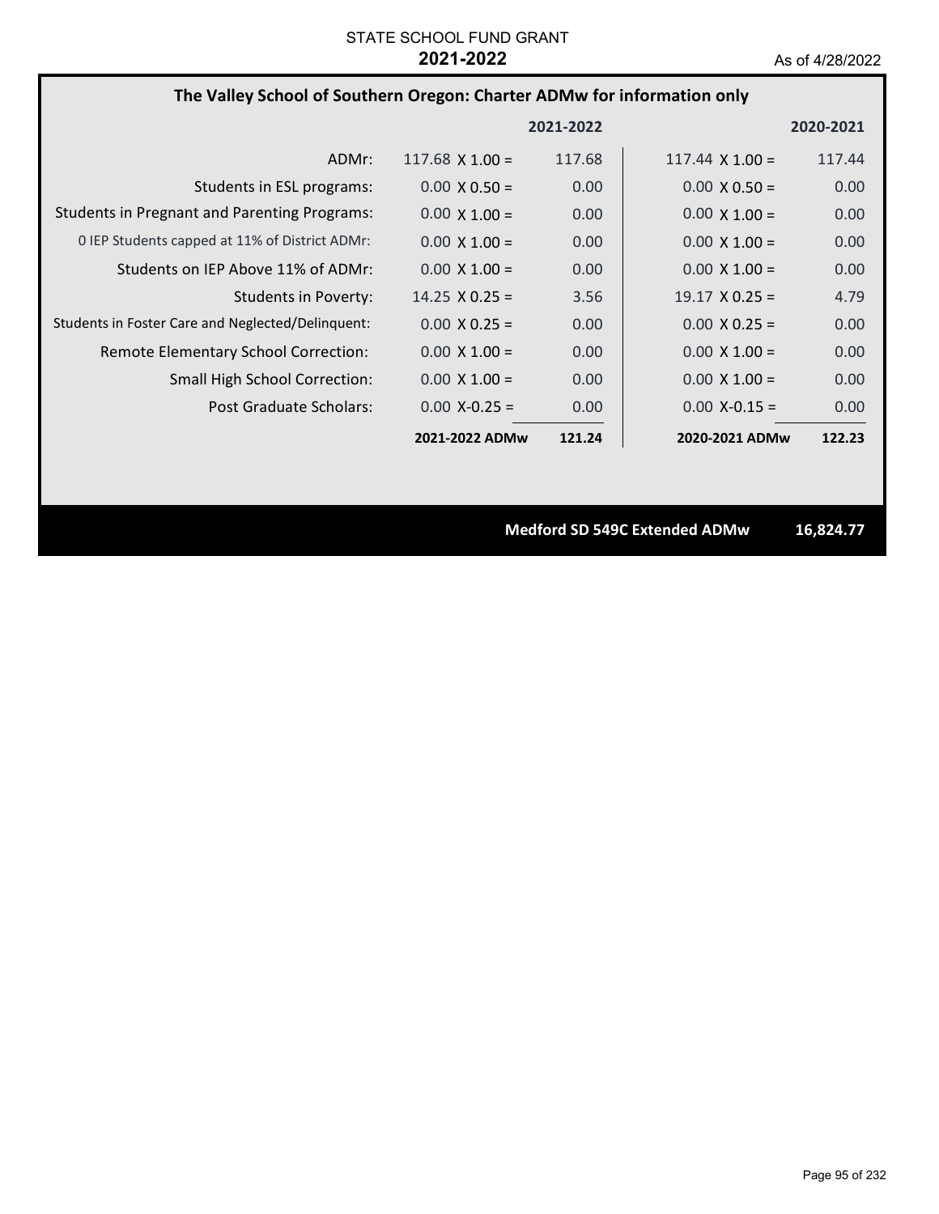STATE SCHOOL FUND GRANT
**2021-2022**
As of 4/28/2022

## The Valley School of Southern Oregon: Charter ADMw for information only

| | 2021-2022 | | 2020-2021 | |
|---|---|---|---|---|
| ADMr: | 117.68 X 1.00 = | 117.68 | 117.44 X 1.00 = | 117.44 |
| Students in ESL programs: | 0.00 X 0.50 = | 0.00 | 0.00 X 0.50 = | 0.00 |
| Students in Pregnant and Parenting Programs: | 0.00 X 1.00 = | 0.00 | 0.00 X 1.00 = | 0.00 |
| 0 IEP Students capped at 11% of District ADMr: | 0.00 X 1.00 = | 0.00 | 0.00 X 1.00 = | 0.00 |
| Students on IEP Above 11% of ADMr: | 0.00 X 1.00 = | 0.00 | 0.00 X 1.00 = | 0.00 |
| Students in Poverty: | 14.25 X 0.25 = | 3.56 | 19.17 X 0.25 = | 4.79 |
| Students in Foster Care and Neglected/Delinquent: | 0.00 X 0.25 = | 0.00 | 0.00 X 0.25 = | 0.00 |
| Remote Elementary School Correction: | 0.00 X 1.00 = | 0.00 | 0.00 X 1.00 = | 0.00 |
| Small High School Correction: | 0.00 X 1.00 = | 0.00 | 0.00 X 1.00 = | 0.00 |
| Post Graduate Scholars: | 0.00 X-0.25 = | 0.00 | 0.00 X-0.15 = | 0.00 |
| | **2021-2022 ADMw** | **121.24** | **2020-2021 ADMw** | **122.23** |

**Medford SD 549C Extended ADMw 16,824.77**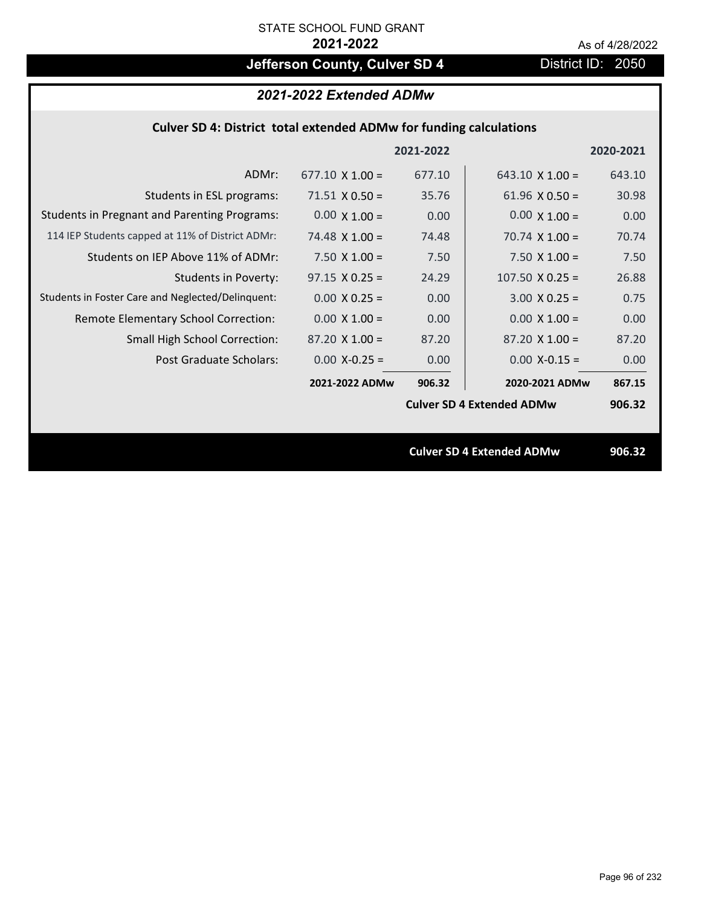STATE SCHOOL FUND GRANT

**2021-2022**

As of 4/28/2022

# Jefferson County, Culver SD 4

District ID: 2050

## *2021-2022 Extended ADMw*

### Culver SD 4: District total extended ADMw for funding calculations

| | 2021-2022 | | 2020-2021 | |
|---|---|---|---|---|
| ADMr: | 677.10 X 1.00 = | 677.10 | 643.10 X 1.00 = | 643.10 |
| Students in ESL programs: | 71.51 X 0.50 = | 35.76 | 61.96 X 0.50 = | 30.98 |
| Students in Pregnant and Parenting Programs: | 0.00 X 1.00 = | 0.00 | 0.00 X 1.00 = | 0.00 |
| 114 IEP Students capped at 11% of District ADMr: | 74.48 X 1.00 = | 74.48 | 70.74 X 1.00 = | 70.74 |
| Students on IEP Above 11% of ADMr: | 7.50 X 1.00 = | 7.50 | 7.50 X 1.00 = | 7.50 |
| Students in Poverty: | 97.15 X 0.25 = | 24.29 | 107.50 X 0.25 = | 26.88 |
| Students in Foster Care and Neglected/Delinquent: | 0.00 X 0.25 = | 0.00 | 3.00 X 0.25 = | 0.75 |
| Remote Elementary School Correction: | 0.00 X 1.00 = | 0.00 | 0.00 X 1.00 = | 0.00 |
| Small High School Correction: | 87.20 X 1.00 = | 87.20 | 87.20 X 1.00 = | 87.20 |
| Post Graduate Scholars: | 0.00 X-0.25 = | 0.00 | 0.00 X-0.15 = | 0.00 |
| | **2021-2022 ADMw** | **906.32** | **2020-2021 ADMw** | **867.15** |
| | | | **Culver SD 4 Extended ADMw** | **906.32** |

**Culver SD 4 Extended ADMw** **906.32**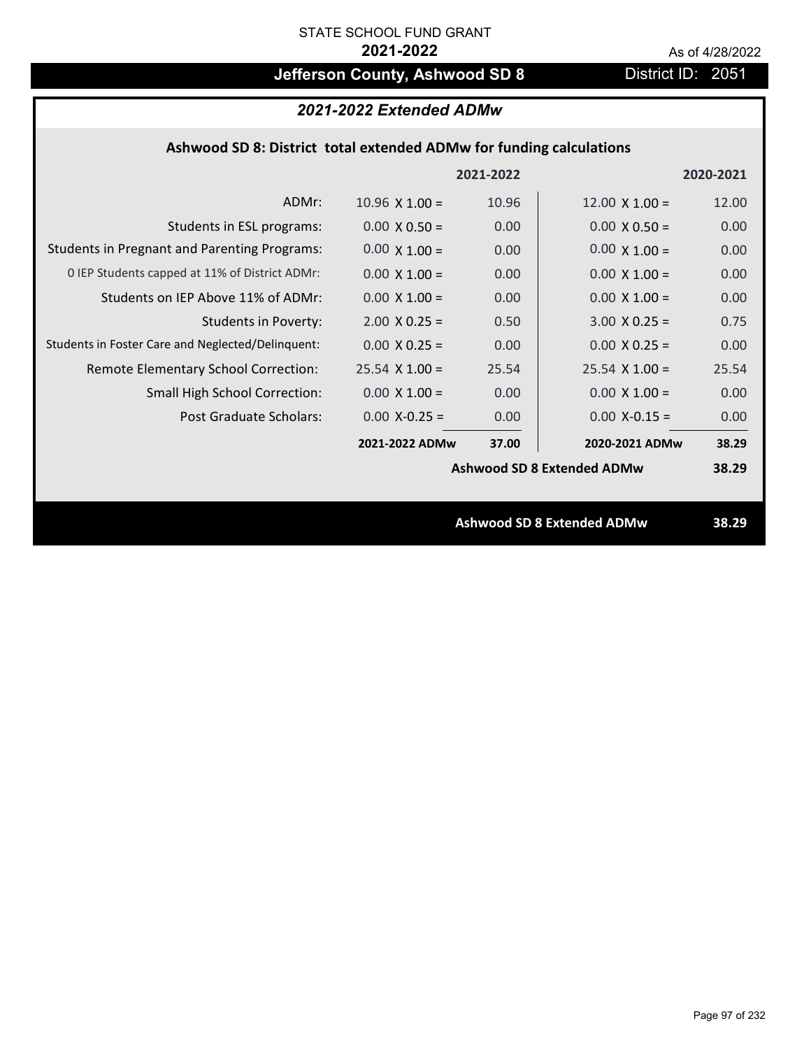STATE SCHOOL FUND GRANT

**2021-2022**

As of 4/28/2022

# Jefferson County, Ashwood SD 8

District ID: 2051

## *2021-2022 Extended ADMw*

### Ashwood SD 8: District total extended ADMw for funding calculations

| | | 2021-2022 | | 2020-2021 |
|---|---|---|---|---|
| ADMr: | 10.96 X 1.00 = | 10.96 | 12.00 X 1.00 = | 12.00 |
| Students in ESL programs: | 0.00 X 0.50 = | 0.00 | 0.00 X 0.50 = | 0.00 |
| Students in Pregnant and Parenting Programs: | 0.00 X 1.00 = | 0.00 | 0.00 X 1.00 = | 0.00 |
| 0 IEP Students capped at 11% of District ADMr: | 0.00 X 1.00 = | 0.00 | 0.00 X 1.00 = | 0.00 |
| Students on IEP Above 11% of ADMr: | 0.00 X 1.00 = | 0.00 | 0.00 X 1.00 = | 0.00 |
| Students in Poverty: | 2.00 X 0.25 = | 0.50 | 3.00 X 0.25 = | 0.75 |
| Students in Foster Care and Neglected/Delinquent: | 0.00 X 0.25 = | 0.00 | 0.00 X 0.25 = | 0.00 |
| Remote Elementary School Correction: | 25.54 X 1.00 = | 25.54 | 25.54 X 1.00 = | 25.54 |
| Small High School Correction: | 0.00 X 1.00 = | 0.00 | 0.00 X 1.00 = | 0.00 |
| Post Graduate Scholars: | 0.00 X-0.25 = | 0.00 | 0.00 X-0.15 = | 0.00 |
| | **2021-2022 ADMw** | **37.00** | **2020-2021 ADMw** | **38.29** |
| | | | **Ashwood SD 8 Extended ADMw** | **38.29** |

**Ashwood SD 8 Extended ADMw** **38.29**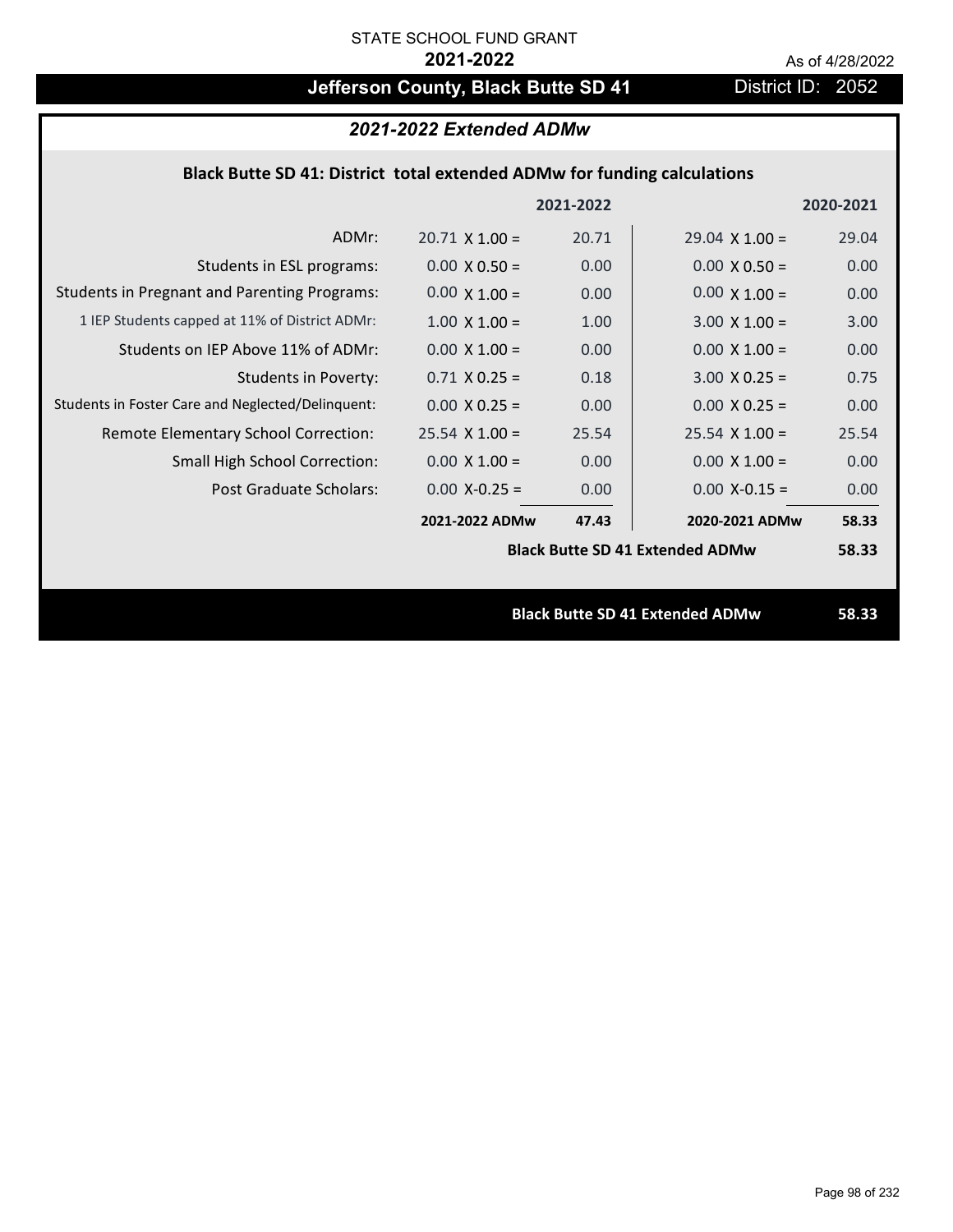STATE SCHOOL FUND GRANT

**2021-2022**

As of 4/28/2022

# Jefferson County, Black Butte SD 41

District ID: 2052

## *2021-2022 Extended ADMw*

### Black Butte SD 41: District total extended ADMw for funding calculations

| | | 2021-2022 | | 2020-2021 |
|---|---|---|---|---|
| ADMr: | 20.71 X 1.00 = | 20.71 | 29.04 X 1.00 = | 29.04 |
| Students in ESL programs: | 0.00 X 0.50 = | 0.00 | 0.00 X 0.50 = | 0.00 |
| Students in Pregnant and Parenting Programs: | 0.00 X 1.00 = | 0.00 | 0.00 X 1.00 = | 0.00 |
| 1 IEP Students capped at 11% of District ADMr: | 1.00 X 1.00 = | 1.00 | 3.00 X 1.00 = | 3.00 |
| Students on IEP Above 11% of ADMr: | 0.00 X 1.00 = | 0.00 | 0.00 X 1.00 = | 0.00 |
| Students in Poverty: | 0.71 X 0.25 = | 0.18 | 3.00 X 0.25 = | 0.75 |
| Students in Foster Care and Neglected/Delinquent: | 0.00 X 0.25 = | 0.00 | 0.00 X 0.25 = | 0.00 |
| Remote Elementary School Correction: | 25.54 X 1.00 = | 25.54 | 25.54 X 1.00 = | 25.54 |
| Small High School Correction: | 0.00 X 1.00 = | 0.00 | 0.00 X 1.00 = | 0.00 |
| Post Graduate Scholars: | 0.00 X-0.25 = | 0.00 | 0.00 X-0.15 = | 0.00 |
| | **2021-2022 ADMw** | **47.43** | **2020-2021 ADMw** | **58.33** |
| | | | **Black Butte SD 41 Extended ADMw** | **58.33** |

**Black Butte SD 41 Extended ADMw** **58.33**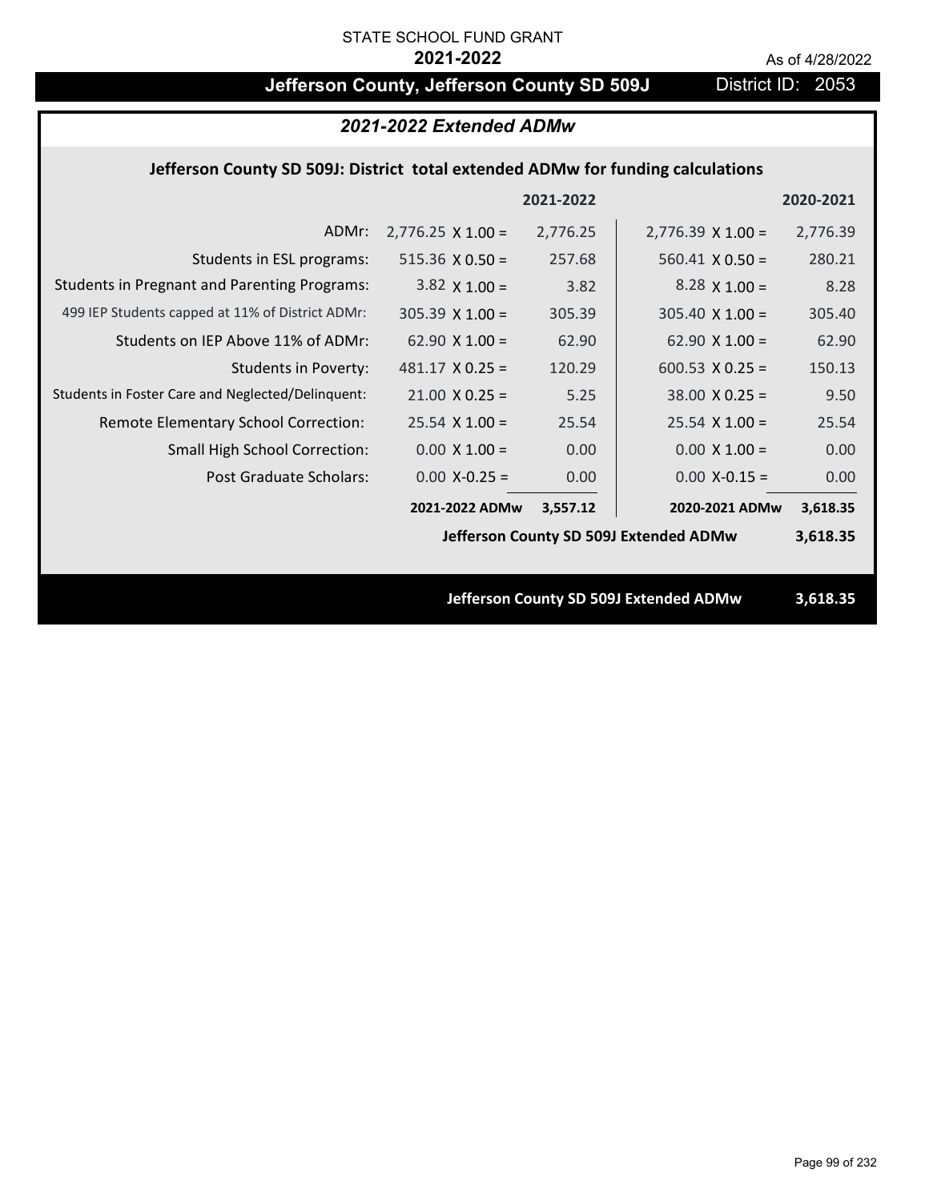STATE SCHOOL FUND GRANT

**2021-2022**

As of 4/28/2022

# Jefferson County, Jefferson County SD 509J

District ID: 2053

## *2021-2022 Extended ADMw*

### Jefferson County SD 509J: District total extended ADMw for funding calculations

| | | 2021-2022 | | 2020-2021 |
|---|---|---|---|---|
| ADMr: | 2,776.25 X 1.00 = | 2,776.25 | 2,776.39 X 1.00 = | 2,776.39 |
| Students in ESL programs: | 515.36 X 0.50 = | 257.68 | 560.41 X 0.50 = | 280.21 |
| Students in Pregnant and Parenting Programs: | 3.82 X 1.00 = | 3.82 | 8.28 X 1.00 = | 8.28 |
| 499 IEP Students capped at 11% of District ADMr: | 305.39 X 1.00 = | 305.39 | 305.40 X 1.00 = | 305.40 |
| Students on IEP Above 11% of ADMr: | 62.90 X 1.00 = | 62.90 | 62.90 X 1.00 = | 62.90 |
| Students in Poverty: | 481.17 X 0.25 = | 120.29 | 600.53 X 0.25 = | 150.13 |
| Students in Foster Care and Neglected/Delinquent: | 21.00 X 0.25 = | 5.25 | 38.00 X 0.25 = | 9.50 |
| Remote Elementary School Correction: | 25.54 X 1.00 = | 25.54 | 25.54 X 1.00 = | 25.54 |
| Small High School Correction: | 0.00 X 1.00 = | 0.00 | 0.00 X 1.00 = | 0.00 |
| Post Graduate Scholars: | 0.00 X-0.25 = | 0.00 | 0.00 X-0.15 = | 0.00 |
| | **2021-2022 ADMw** | **3,557.12** | **2020-2021 ADMw** | **3,618.35** |
| | | | **Jefferson County SD 509J Extended ADMw** | **3,618.35** |

**Jefferson County SD 509J Extended ADMw 3,618.35**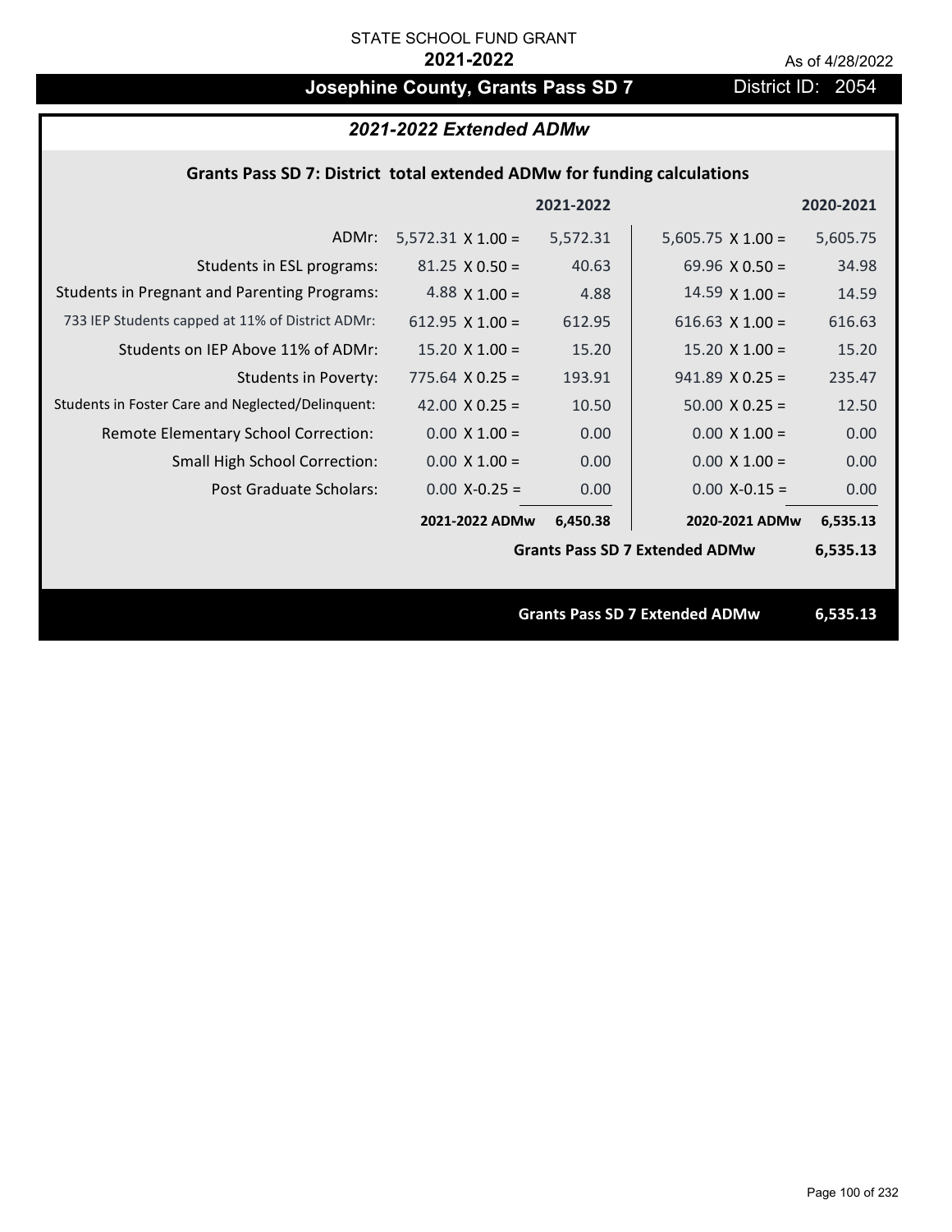STATE SCHOOL FUND GRANT

**2021-2022**

As of 4/28/2022

# Josephine County, Grants Pass SD 7

District ID: 2054

## *2021-2022 Extended ADMw*

### Grants Pass SD 7: District total extended ADMw for funding calculations

| | 2021-2022 | | 2020-2021 | |
|---|---|---|---|---|
| ADMr: | 5,572.31 X 1.00 = | 5,572.31 | 5,605.75 X 1.00 = | 5,605.75 |
| Students in ESL programs: | 81.25 X 0.50 = | 40.63 | 69.96 X 0.50 = | 34.98 |
| Students in Pregnant and Parenting Programs: | 4.88 X 1.00 = | 4.88 | 14.59 X 1.00 = | 14.59 |
| 733 IEP Students capped at 11% of District ADMr: | 612.95 X 1.00 = | 612.95 | 616.63 X 1.00 = | 616.63 |
| Students on IEP Above 11% of ADMr: | 15.20 X 1.00 = | 15.20 | 15.20 X 1.00 = | 15.20 |
| Students in Poverty: | 775.64 X 0.25 = | 193.91 | 941.89 X 0.25 = | 235.47 |
| Students in Foster Care and Neglected/Delinquent: | 42.00 X 0.25 = | 10.50 | 50.00 X 0.25 = | 12.50 |
| Remote Elementary School Correction: | 0.00 X 1.00 = | 0.00 | 0.00 X 1.00 = | 0.00 |
| Small High School Correction: | 0.00 X 1.00 = | 0.00 | 0.00 X 1.00 = | 0.00 |
| Post Graduate Scholars: | 0.00 X-0.25 = | 0.00 | 0.00 X-0.15 = | 0.00 |
| | **2021-2022 ADMw** | **6,450.38** | **2020-2021 ADMw** | **6,535.13** |
| | | | **Grants Pass SD 7 Extended ADMw** | **6,535.13** |

**Grants Pass SD 7 Extended ADMw** **6,535.13**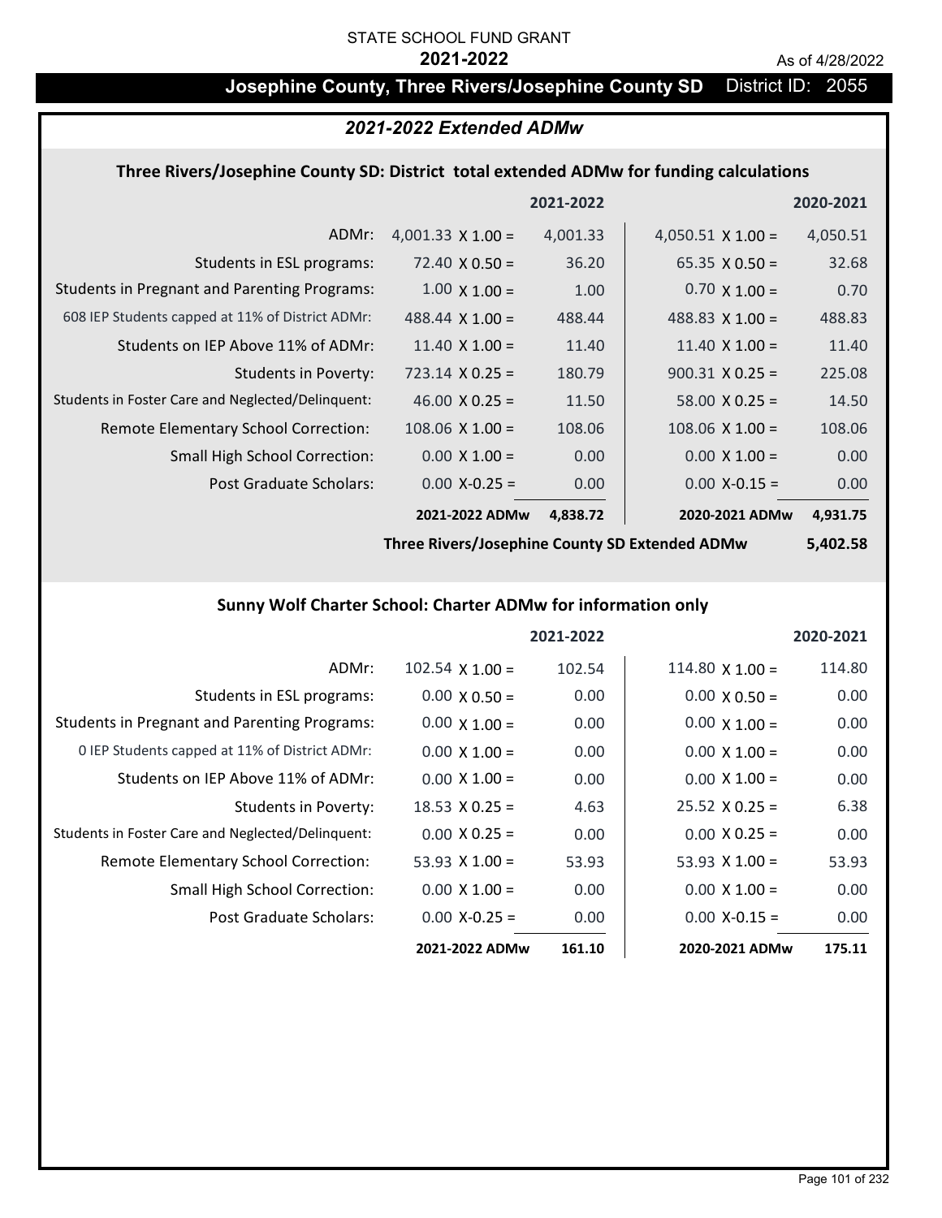STATE SCHOOL FUND GRANT

**2021-2022**

As of 4/28/2022

## Josephine County, Three Rivers/Josephine County SD District ID: 2055

### *2021-2022 Extended ADMw*

#### Three Rivers/Josephine County SD: District total extended ADMw for funding calculations

| | | 2021-2022 | | 2020-2021 |
|---|---|---|---|---|
| ADMr: | 4,001.33 X 1.00 = | 4,001.33 | 4,050.51 X 1.00 = | 4,050.51 |
| Students in ESL programs: | 72.40 X 0.50 = | 36.20 | 65.35 X 0.50 = | 32.68 |
| Students in Pregnant and Parenting Programs: | 1.00 X 1.00 = | 1.00 | 0.70 X 1.00 = | 0.70 |
| 608 IEP Students capped at 11% of District ADMr: | 488.44 X 1.00 = | 488.44 | 488.83 X 1.00 = | 488.83 |
| Students on IEP Above 11% of ADMr: | 11.40 X 1.00 = | 11.40 | 11.40 X 1.00 = | 11.40 |
| Students in Poverty: | 723.14 X 0.25 = | 180.79 | 900.31 X 0.25 = | 225.08 |
| Students in Foster Care and Neglected/Delinquent: | 46.00 X 0.25 = | 11.50 | 58.00 X 0.25 = | 14.50 |
| Remote Elementary School Correction: | 108.06 X 1.00 = | 108.06 | 108.06 X 1.00 = | 108.06 |
| Small High School Correction: | 0.00 X 1.00 = | 0.00 | 0.00 X 1.00 = | 0.00 |
| Post Graduate Scholars: | 0.00 X-0.25 = | 0.00 | 0.00 X-0.15 = | 0.00 |
| | **2021-2022 ADMw** | **4,838.72** | **2020-2021 ADMw** | **4,931.75** |
| | **Three Rivers/Josephine County SD Extended ADMw** | | | **5,402.58** |

#### Sunny Wolf Charter School: Charter ADMw for information only

| | | 2021-2022 | | 2020-2021 |
|---|---|---|---|---|
| ADMr: | 102.54 X 1.00 = | 102.54 | 114.80 X 1.00 = | 114.80 |
| Students in ESL programs: | 0.00 X 0.50 = | 0.00 | 0.00 X 0.50 = | 0.00 |
| Students in Pregnant and Parenting Programs: | 0.00 X 1.00 = | 0.00 | 0.00 X 1.00 = | 0.00 |
| 0 IEP Students capped at 11% of District ADMr: | 0.00 X 1.00 = | 0.00 | 0.00 X 1.00 = | 0.00 |
| Students on IEP Above 11% of ADMr: | 0.00 X 1.00 = | 0.00 | 0.00 X 1.00 = | 0.00 |
| Students in Poverty: | 18.53 X 0.25 = | 4.63 | 25.52 X 0.25 = | 6.38 |
| Students in Foster Care and Neglected/Delinquent: | 0.00 X 0.25 = | 0.00 | 0.00 X 0.25 = | 0.00 |
| Remote Elementary School Correction: | 53.93 X 1.00 = | 53.93 | 53.93 X 1.00 = | 53.93 |
| Small High School Correction: | 0.00 X 1.00 = | 0.00 | 0.00 X 1.00 = | 0.00 |
| Post Graduate Scholars: | 0.00 X-0.25 = | 0.00 | 0.00 X-0.15 = | 0.00 |
| | **2021-2022 ADMw** | **161.10** | **2020-2021 ADMw** | **175.11** |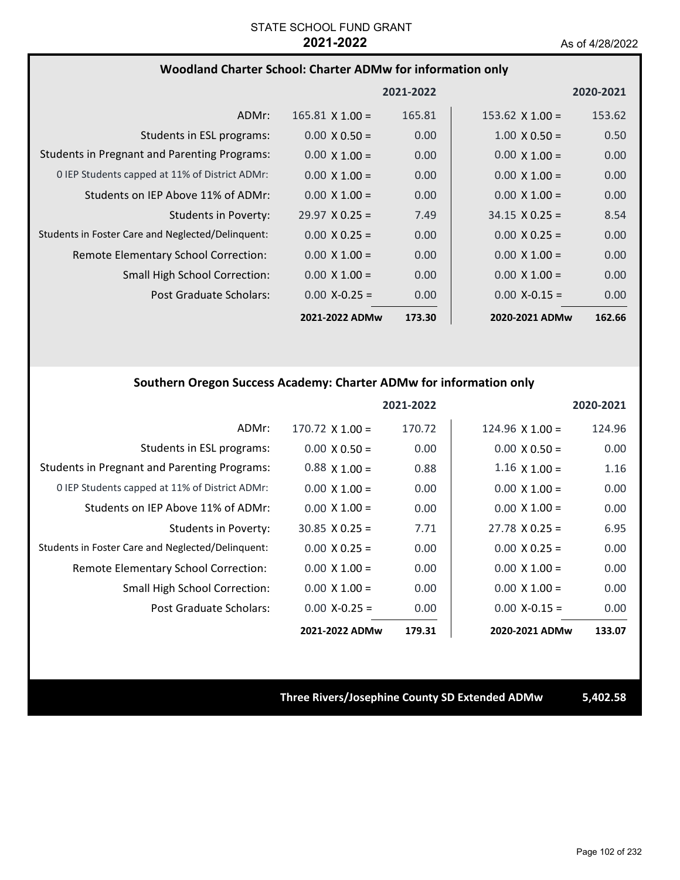STATE SCHOOL FUND GRANT

**2021-2022**

As of 4/28/2022

## Woodland Charter School: Charter ADMw for information only

| | | 2021-2022 | | 2020-2021 |
|---|---|---|---|---|
| ADMr: | 165.81 X 1.00 = | 165.81 | 153.62 X 1.00 = | 153.62 |
| Students in ESL programs: | 0.00 X 0.50 = | 0.00 | 1.00 X 0.50 = | 0.50 |
| Students in Pregnant and Parenting Programs: | 0.00 X 1.00 = | 0.00 | 0.00 X 1.00 = | 0.00 |
| 0 IEP Students capped at 11% of District ADMr: | 0.00 X 1.00 = | 0.00 | 0.00 X 1.00 = | 0.00 |
| Students on IEP Above 11% of ADMr: | 0.00 X 1.00 = | 0.00 | 0.00 X 1.00 = | 0.00 |
| Students in Poverty: | 29.97 X 0.25 = | 7.49 | 34.15 X 0.25 = | 8.54 |
| Students in Foster Care and Neglected/Delinquent: | 0.00 X 0.25 = | 0.00 | 0.00 X 0.25 = | 0.00 |
| Remote Elementary School Correction: | 0.00 X 1.00 = | 0.00 | 0.00 X 1.00 = | 0.00 |
| Small High School Correction: | 0.00 X 1.00 = | 0.00 | 0.00 X 1.00 = | 0.00 |
| Post Graduate Scholars: | 0.00 X-0.25 = | 0.00 | 0.00 X-0.15 = | 0.00 |
| | **2021-2022 ADMw** | **173.30** | **2020-2021 ADMw** | **162.66** |

## Southern Oregon Success Academy: Charter ADMw for information only

| | | 2021-2022 | | 2020-2021 |
|---|---|---|---|---|
| ADMr: | 170.72 X 1.00 = | 170.72 | 124.96 X 1.00 = | 124.96 |
| Students in ESL programs: | 0.00 X 0.50 = | 0.00 | 0.00 X 0.50 = | 0.00 |
| Students in Pregnant and Parenting Programs: | 0.88 X 1.00 = | 0.88 | 1.16 X 1.00 = | 1.16 |
| 0 IEP Students capped at 11% of District ADMr: | 0.00 X 1.00 = | 0.00 | 0.00 X 1.00 = | 0.00 |
| Students on IEP Above 11% of ADMr: | 0.00 X 1.00 = | 0.00 | 0.00 X 1.00 = | 0.00 |
| Students in Poverty: | 30.85 X 0.25 = | 7.71 | 27.78 X 0.25 = | 6.95 |
| Students in Foster Care and Neglected/Delinquent: | 0.00 X 0.25 = | 0.00 | 0.00 X 0.25 = | 0.00 |
| Remote Elementary School Correction: | 0.00 X 1.00 = | 0.00 | 0.00 X 1.00 = | 0.00 |
| Small High School Correction: | 0.00 X 1.00 = | 0.00 | 0.00 X 1.00 = | 0.00 |
| Post Graduate Scholars: | 0.00 X-0.25 = | 0.00 | 0.00 X-0.15 = | 0.00 |
| | **2021-2022 ADMw** | **179.31** | **2020-2021 ADMw** | **133.07** |

**Three Rivers/Josephine County SD Extended ADMw** **5,402.58**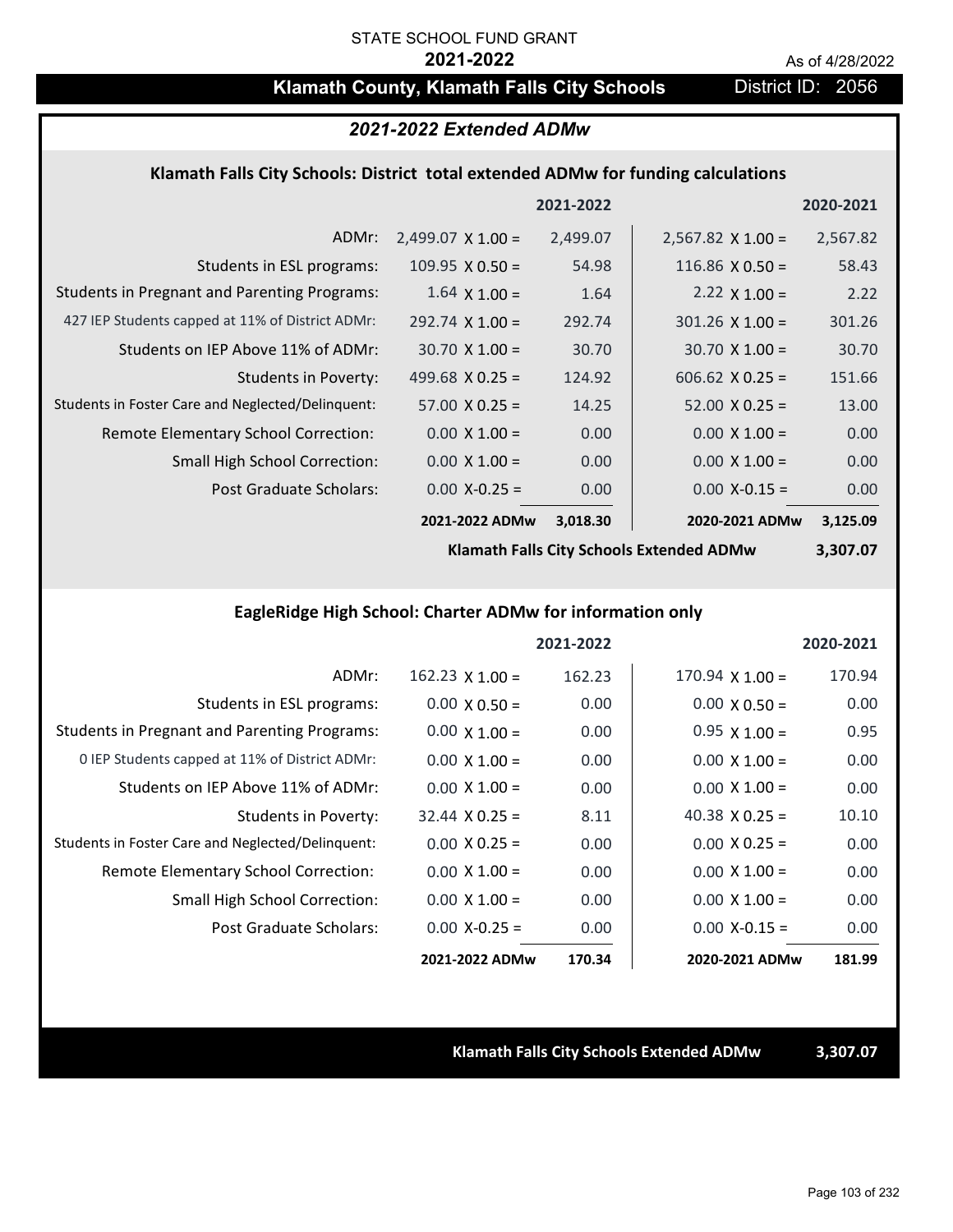STATE SCHOOL FUND GRANT

**2021-2022**

As of 4/28/2022

## Klamath County, Klamath Falls City Schools

District ID: 2056

### *2021-2022 Extended ADMw*

#### Klamath Falls City Schools: District total extended ADMw for funding calculations

| | | 2021-2022 | | 2020-2021 |
|---|---|---|---|---|
| ADMr: | 2,499.07 X 1.00 = | 2,499.07 | 2,567.82 X 1.00 = | 2,567.82 |
| Students in ESL programs: | 109.95 X 0.50 = | 54.98 | 116.86 X 0.50 = | 58.43 |
| Students in Pregnant and Parenting Programs: | 1.64 X 1.00 = | 1.64 | 2.22 X 1.00 = | 2.22 |
| 427 IEP Students capped at 11% of District ADMr: | 292.74 X 1.00 = | 292.74 | 301.26 X 1.00 = | 301.26 |
| Students on IEP Above 11% of ADMr: | 30.70 X 1.00 = | 30.70 | 30.70 X 1.00 = | 30.70 |
| Students in Poverty: | 499.68 X 0.25 = | 124.92 | 606.62 X 0.25 = | 151.66 |
| Students in Foster Care and Neglected/Delinquent: | 57.00 X 0.25 = | 14.25 | 52.00 X 0.25 = | 13.00 |
| Remote Elementary School Correction: | 0.00 X 1.00 = | 0.00 | 0.00 X 1.00 = | 0.00 |
| Small High School Correction: | 0.00 X 1.00 = | 0.00 | 0.00 X 1.00 = | 0.00 |
| Post Graduate Scholars: | 0.00 X-0.25 = | 0.00 | 0.00 X-0.15 = | 0.00 |
| | **2021-2022 ADMw** | **3,018.30** | **2020-2021 ADMw** | **3,125.09** |
| | | | **Klamath Falls City Schools Extended ADMw** | **3,307.07** |

#### EagleRidge High School: Charter ADMw for information only

| | | 2021-2022 | | 2020-2021 |
|---|---|---|---|---|
| ADMr: | 162.23 X 1.00 = | 162.23 | 170.94 X 1.00 = | 170.94 |
| Students in ESL programs: | 0.00 X 0.50 = | 0.00 | 0.00 X 0.50 = | 0.00 |
| Students in Pregnant and Parenting Programs: | 0.00 X 1.00 = | 0.00 | 0.95 X 1.00 = | 0.95 |
| 0 IEP Students capped at 11% of District ADMr: | 0.00 X 1.00 = | 0.00 | 0.00 X 1.00 = | 0.00 |
| Students on IEP Above 11% of ADMr: | 0.00 X 1.00 = | 0.00 | 0.00 X 1.00 = | 0.00 |
| Students in Poverty: | 32.44 X 0.25 = | 8.11 | 40.38 X 0.25 = | 10.10 |
| Students in Foster Care and Neglected/Delinquent: | 0.00 X 0.25 = | 0.00 | 0.00 X 0.25 = | 0.00 |
| Remote Elementary School Correction: | 0.00 X 1.00 = | 0.00 | 0.00 X 1.00 = | 0.00 |
| Small High School Correction: | 0.00 X 1.00 = | 0.00 | 0.00 X 1.00 = | 0.00 |
| Post Graduate Scholars: | 0.00 X-0.25 = | 0.00 | 0.00 X-0.15 = | 0.00 |
| | **2021-2022 ADMw** | **170.34** | **2020-2021 ADMw** | **181.99** |

**Klamath Falls City Schools Extended ADMw** **3,307.07**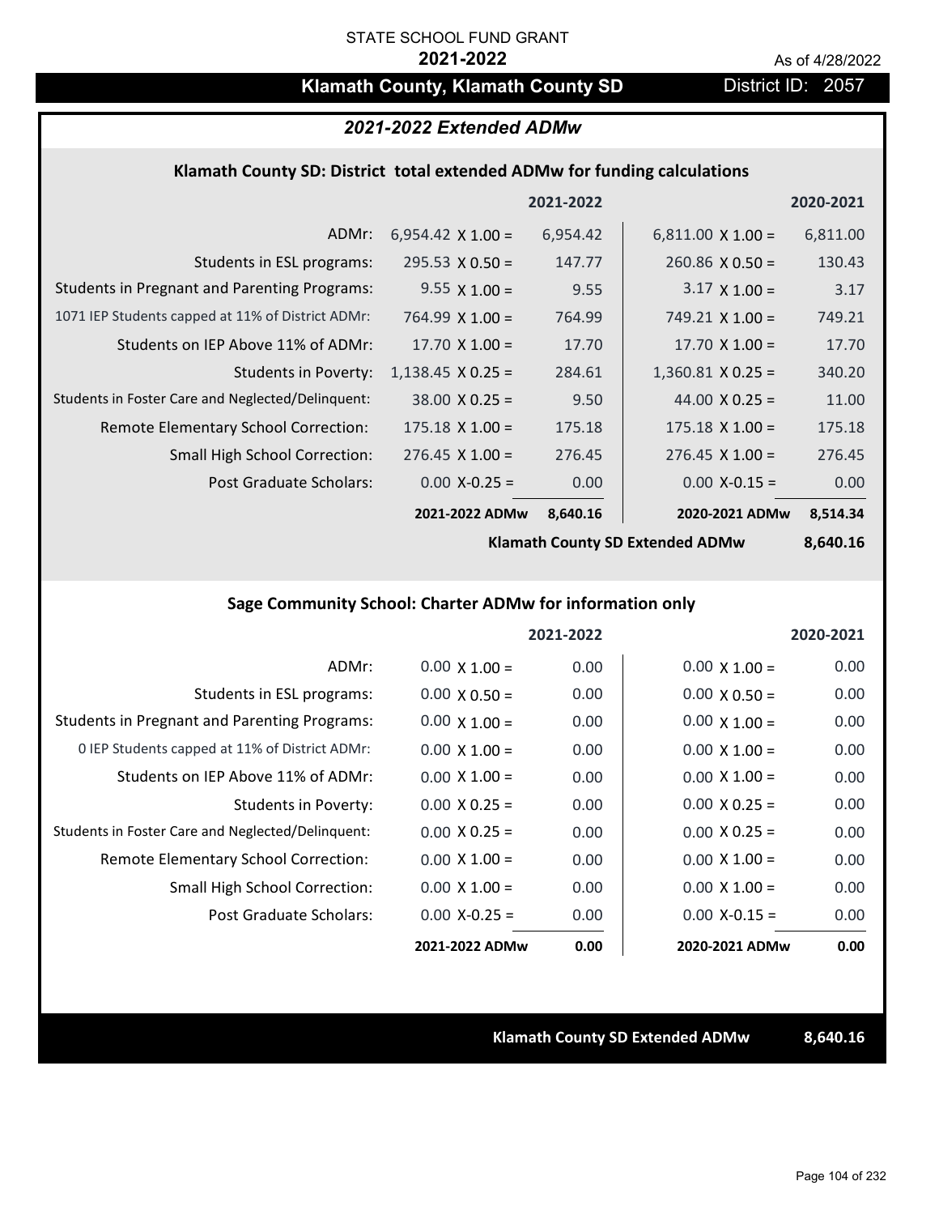STATE SCHOOL FUND GRANT

**2021-2022**

As of 4/28/2022

# Klamath County, Klamath County SD

District ID: 2057

## *2021-2022 Extended ADMw*

### Klamath County SD: District total extended ADMw for funding calculations

| | | 2021-2022 | | 2020-2021 |
|---|---|---|---|---|
| ADMr: | 6,954.42 X 1.00 = | 6,954.42 | 6,811.00 X 1.00 = | 6,811.00 |
| Students in ESL programs: | 295.53 X 0.50 = | 147.77 | 260.86 X 0.50 = | 130.43 |
| Students in Pregnant and Parenting Programs: | 9.55 X 1.00 = | 9.55 | 3.17 X 1.00 = | 3.17 |
| 1071 IEP Students capped at 11% of District ADMr: | 764.99 X 1.00 = | 764.99 | 749.21 X 1.00 = | 749.21 |
| Students on IEP Above 11% of ADMr: | 17.70 X 1.00 = | 17.70 | 17.70 X 1.00 = | 17.70 |
| Students in Poverty: | 1,138.45 X 0.25 = | 284.61 | 1,360.81 X 0.25 = | 340.20 |
| Students in Foster Care and Neglected/Delinquent: | 38.00 X 0.25 = | 9.50 | 44.00 X 0.25 = | 11.00 |
| Remote Elementary School Correction: | 175.18 X 1.00 = | 175.18 | 175.18 X 1.00 = | 175.18 |
| Small High School Correction: | 276.45 X 1.00 = | 276.45 | 276.45 X 1.00 = | 276.45 |
| Post Graduate Scholars: | 0.00 X-0.25 = | 0.00 | 0.00 X-0.15 = | 0.00 |
| | **2021-2022 ADMw** | **8,640.16** | **2020-2021 ADMw** | **8,514.34** |

**Klamath County SD Extended ADMw 8,640.16**

### Sage Community School: Charter ADMw for information only

| | | 2021-2022 | | 2020-2021 |
|---|---|---|---|---|
| ADMr: | 0.00 X 1.00 = | 0.00 | 0.00 X 1.00 = | 0.00 |
| Students in ESL programs: | 0.00 X 0.50 = | 0.00 | 0.00 X 0.50 = | 0.00 |
| Students in Pregnant and Parenting Programs: | 0.00 X 1.00 = | 0.00 | 0.00 X 1.00 = | 0.00 |
| 0 IEP Students capped at 11% of District ADMr: | 0.00 X 1.00 = | 0.00 | 0.00 X 1.00 = | 0.00 |
| Students on IEP Above 11% of ADMr: | 0.00 X 1.00 = | 0.00 | 0.00 X 1.00 = | 0.00 |
| Students in Poverty: | 0.00 X 0.25 = | 0.00 | 0.00 X 0.25 = | 0.00 |
| Students in Foster Care and Neglected/Delinquent: | 0.00 X 0.25 = | 0.00 | 0.00 X 0.25 = | 0.00 |
| Remote Elementary School Correction: | 0.00 X 1.00 = | 0.00 | 0.00 X 1.00 = | 0.00 |
| Small High School Correction: | 0.00 X 1.00 = | 0.00 | 0.00 X 1.00 = | 0.00 |
| Post Graduate Scholars: | 0.00 X-0.25 = | 0.00 | 0.00 X-0.15 = | 0.00 |
| | **2021-2022 ADMw** | **0.00** | **2020-2021 ADMw** | **0.00** |

**Klamath County SD Extended ADMw 8,640.16**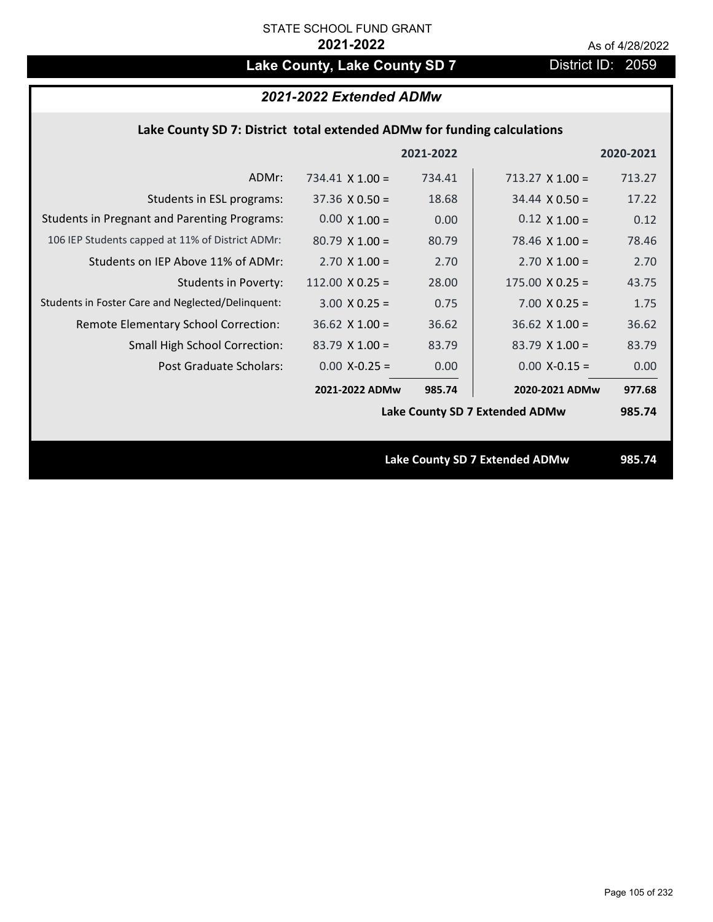STATE SCHOOL FUND GRANT

**2021-2022**

As of 4/28/2022

# Lake County, Lake County SD 7

District ID: 2059

## *2021-2022 Extended ADMw*

### Lake County SD 7: District total extended ADMw for funding calculations

| | | 2021-2022 | | 2020-2021 |
|---|---|---|---|---|
| ADMr: | 734.41 X 1.00 = | 734.41 | 713.27 X 1.00 = | 713.27 |
| Students in ESL programs: | 37.36 X 0.50 = | 18.68 | 34.44 X 0.50 = | 17.22 |
| Students in Pregnant and Parenting Programs: | 0.00 X 1.00 = | 0.00 | 0.12 X 1.00 = | 0.12 |
| 106 IEP Students capped at 11% of District ADMr: | 80.79 X 1.00 = | 80.79 | 78.46 X 1.00 = | 78.46 |
| Students on IEP Above 11% of ADMr: | 2.70 X 1.00 = | 2.70 | 2.70 X 1.00 = | 2.70 |
| Students in Poverty: | 112.00 X 0.25 = | 28.00 | 175.00 X 0.25 = | 43.75 |
| Students in Foster Care and Neglected/Delinquent: | 3.00 X 0.25 = | 0.75 | 7.00 X 0.25 = | 1.75 |
| Remote Elementary School Correction: | 36.62 X 1.00 = | 36.62 | 36.62 X 1.00 = | 36.62 |
| Small High School Correction: | 83.79 X 1.00 = | 83.79 | 83.79 X 1.00 = | 83.79 |
| Post Graduate Scholars: | 0.00 X-0.25 = | 0.00 | 0.00 X-0.15 = | 0.00 |
| | **2021-2022 ADMw** | **985.74** | **2020-2021 ADMw** | **977.68** |
| | | | **Lake County SD 7 Extended ADMw** | **985.74** |

**Lake County SD 7 Extended ADMw** **985.74**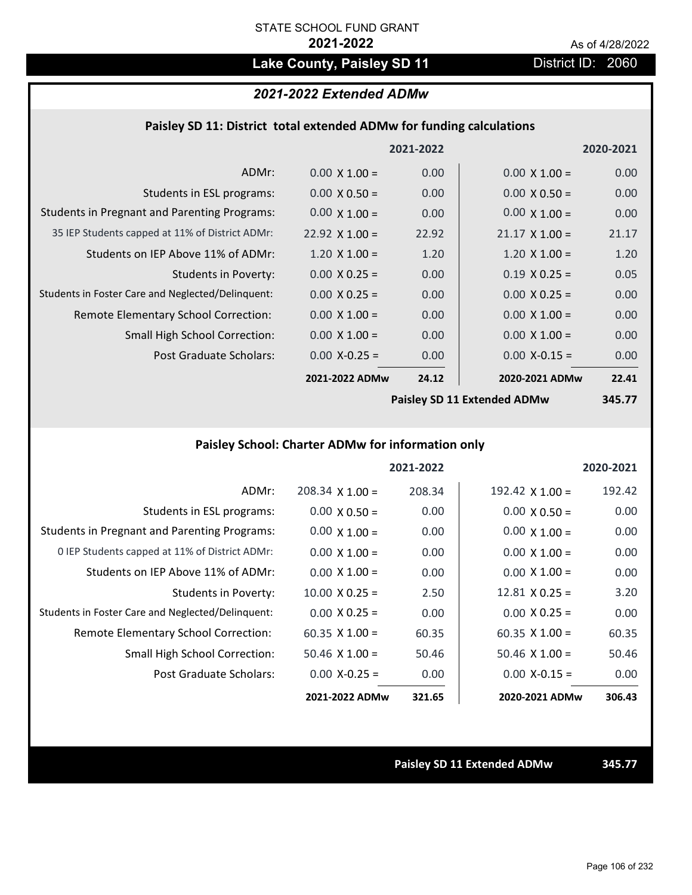STATE SCHOOL FUND GRANT

**2021-2022**

As of 4/28/2022

## Lake County, Paisley SD 11

District ID: 2060

### *2021-2022 Extended ADMw*

#### Paisley SD 11: District total extended ADMw for funding calculations

| | | 2021-2022 | | 2020-2021 |
|---|---|---|---|---|
| ADMr: | 0.00 X 1.00 = | 0.00 | 0.00 X 1.00 = | 0.00 |
| Students in ESL programs: | 0.00 X 0.50 = | 0.00 | 0.00 X 0.50 = | 0.00 |
| Students in Pregnant and Parenting Programs: | 0.00 X 1.00 = | 0.00 | 0.00 X 1.00 = | 0.00 |
| 35 IEP Students capped at 11% of District ADMr: | 22.92 X 1.00 = | 22.92 | 21.17 X 1.00 = | 21.17 |
| Students on IEP Above 11% of ADMr: | 1.20 X 1.00 = | 1.20 | 1.20 X 1.00 = | 1.20 |
| Students in Poverty: | 0.00 X 0.25 = | 0.00 | 0.19 X 0.25 = | 0.05 |
| Students in Foster Care and Neglected/Delinquent: | 0.00 X 0.25 = | 0.00 | 0.00 X 0.25 = | 0.00 |
| Remote Elementary School Correction: | 0.00 X 1.00 = | 0.00 | 0.00 X 1.00 = | 0.00 |
| Small High School Correction: | 0.00 X 1.00 = | 0.00 | 0.00 X 1.00 = | 0.00 |
| Post Graduate Scholars: | 0.00 X-0.25 = | 0.00 | 0.00 X-0.15 = | 0.00 |
| | **2021-2022 ADMw** | **24.12** | **2020-2021 ADMw** | **22.41** |
| | | | **Paisley SD 11 Extended ADMw** | **345.77** |

#### Paisley School: Charter ADMw for information only

| | | 2021-2022 | | 2020-2021 |
|---|---|---|---|---|
| ADMr: | 208.34 X 1.00 = | 208.34 | 192.42 X 1.00 = | 192.42 |
| Students in ESL programs: | 0.00 X 0.50 = | 0.00 | 0.00 X 0.50 = | 0.00 |
| Students in Pregnant and Parenting Programs: | 0.00 X 1.00 = | 0.00 | 0.00 X 1.00 = | 0.00 |
| 0 IEP Students capped at 11% of District ADMr: | 0.00 X 1.00 = | 0.00 | 0.00 X 1.00 = | 0.00 |
| Students on IEP Above 11% of ADMr: | 0.00 X 1.00 = | 0.00 | 0.00 X 1.00 = | 0.00 |
| Students in Poverty: | 10.00 X 0.25 = | 2.50 | 12.81 X 0.25 = | 3.20 |
| Students in Foster Care and Neglected/Delinquent: | 0.00 X 0.25 = | 0.00 | 0.00 X 0.25 = | 0.00 |
| Remote Elementary School Correction: | 60.35 X 1.00 = | 60.35 | 60.35 X 1.00 = | 60.35 |
| Small High School Correction: | 50.46 X 1.00 = | 50.46 | 50.46 X 1.00 = | 50.46 |
| Post Graduate Scholars: | 0.00 X-0.25 = | 0.00 | 0.00 X-0.15 = | 0.00 |
| | **2021-2022 ADMw** | **321.65** | **2020-2021 ADMw** | **306.43** |

**Paisley SD 11 Extended ADMw** **345.77**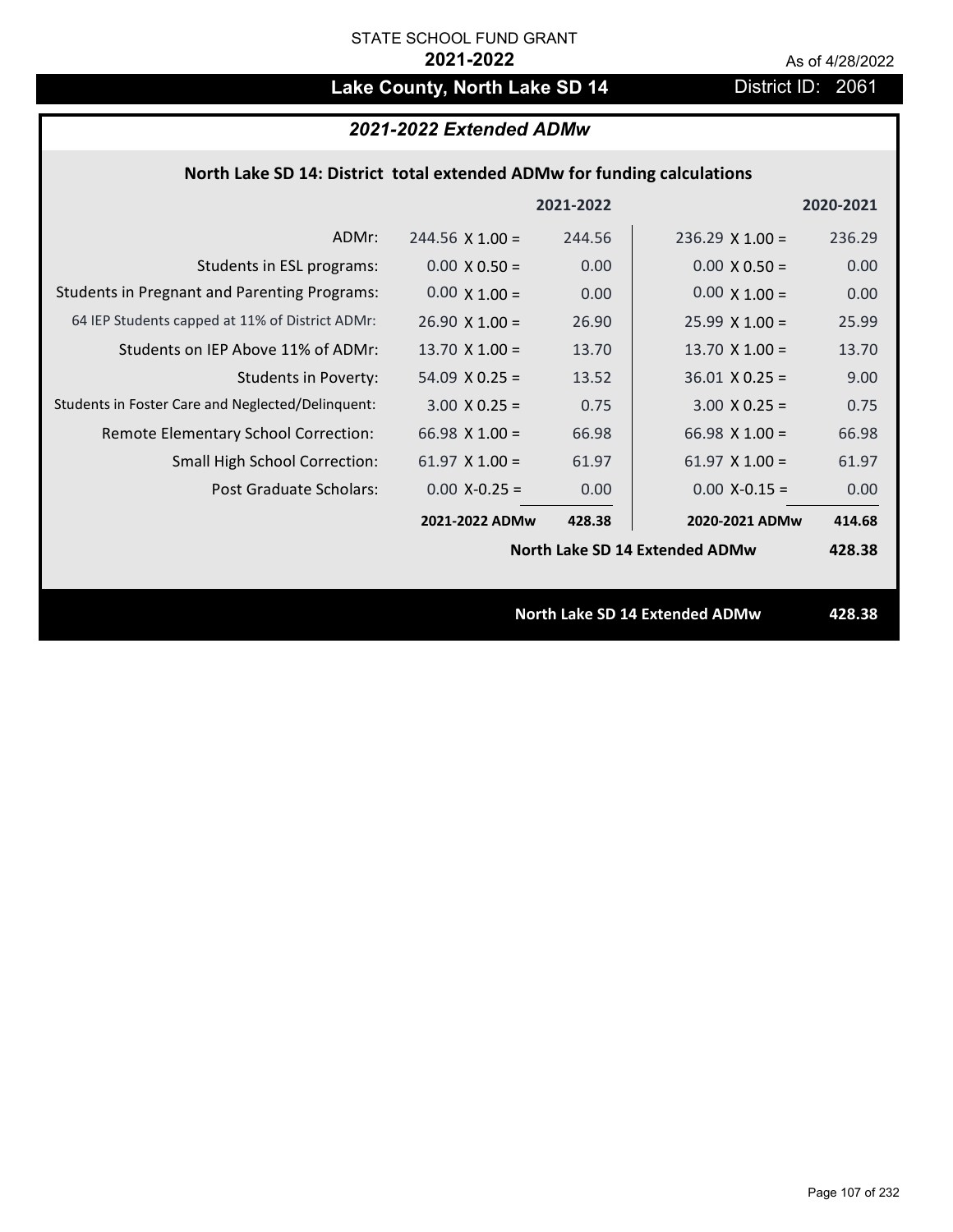STATE SCHOOL FUND GRANT

**2021-2022**

As of 4/28/2022

# Lake County, North Lake SD 14

District ID: 2061

## *2021-2022 Extended ADMw*

### North Lake SD 14: District total extended ADMw for funding calculations

| | | 2021-2022 | | 2020-2021 |
|---|---|---|---|---|
| ADMr: | 244.56 X 1.00 = | 244.56 | 236.29 X 1.00 = | 236.29 |
| Students in ESL programs: | 0.00 X 0.50 = | 0.00 | 0.00 X 0.50 = | 0.00 |
| Students in Pregnant and Parenting Programs: | 0.00 X 1.00 = | 0.00 | 0.00 X 1.00 = | 0.00 |
| 64 IEP Students capped at 11% of District ADMr: | 26.90 X 1.00 = | 26.90 | 25.99 X 1.00 = | 25.99 |
| Students on IEP Above 11% of ADMr: | 13.70 X 1.00 = | 13.70 | 13.70 X 1.00 = | 13.70 |
| Students in Poverty: | 54.09 X 0.25 = | 13.52 | 36.01 X 0.25 = | 9.00 |
| Students in Foster Care and Neglected/Delinquent: | 3.00 X 0.25 = | 0.75 | 3.00 X 0.25 = | 0.75 |
| Remote Elementary School Correction: | 66.98 X 1.00 = | 66.98 | 66.98 X 1.00 = | 66.98 |
| Small High School Correction: | 61.97 X 1.00 = | 61.97 | 61.97 X 1.00 = | 61.97 |
| Post Graduate Scholars: | 0.00 X-0.25 = | 0.00 | 0.00 X-0.15 = | 0.00 |
| | **2021-2022 ADMw** | **428.38** | **2020-2021 ADMw** | **414.68** |
| | | | **North Lake SD 14 Extended ADMw** | **428.38** |

**North Lake SD 14 Extended ADMw** **428.38**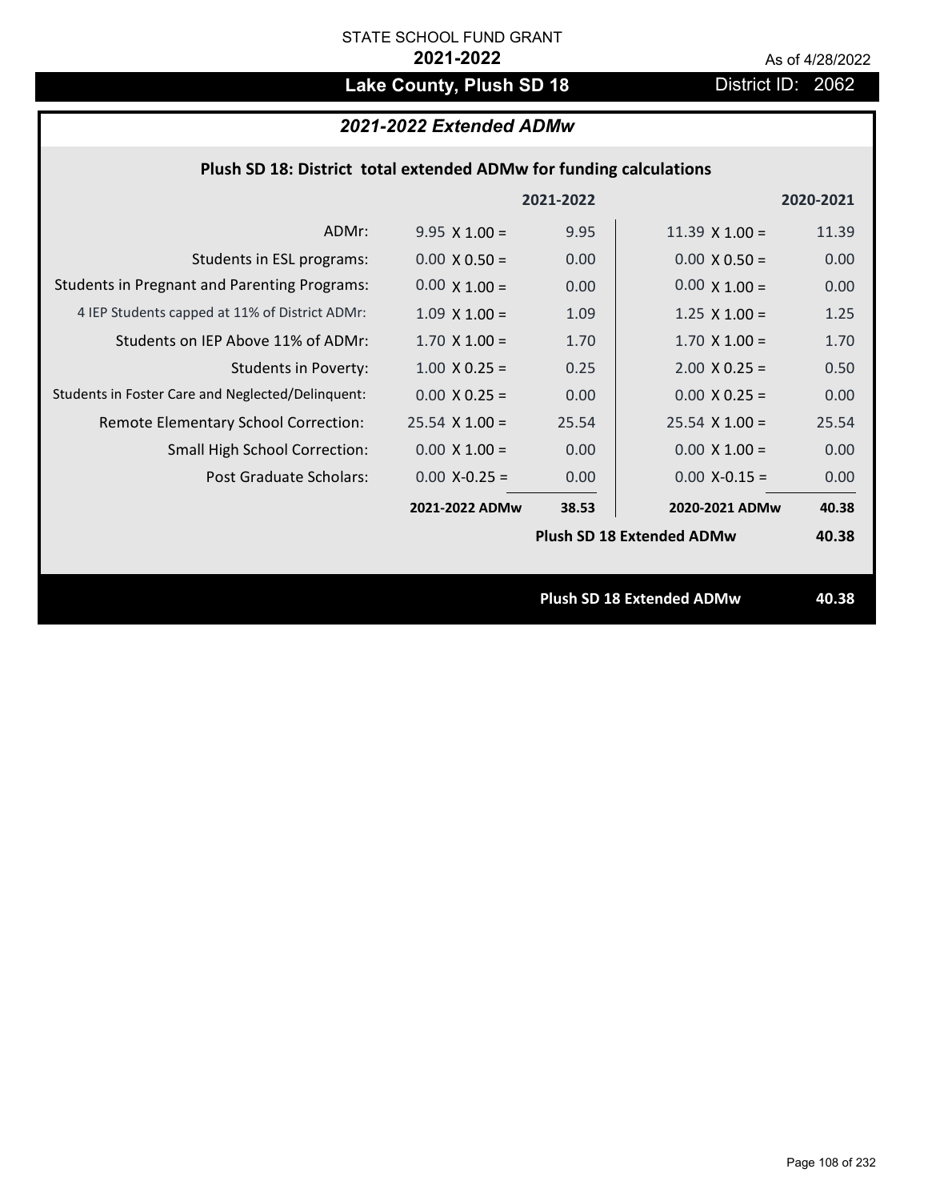STATE SCHOOL FUND GRANT

**2021-2022**

As of 4/28/2022

# Lake County, Plush SD 18

District ID: 2062

## *2021-2022 Extended ADMw*

### Plush SD 18: District total extended ADMw for funding calculations

| | | 2021-2022 | | 2020-2021 |
|---|---|---|---|---|
| ADMr: | 9.95 X 1.00 = | 9.95 | 11.39 X 1.00 = | 11.39 |
| Students in ESL programs: | 0.00 X 0.50 = | 0.00 | 0.00 X 0.50 = | 0.00 |
| Students in Pregnant and Parenting Programs: | 0.00 X 1.00 = | 0.00 | 0.00 X 1.00 = | 0.00 |
| 4 IEP Students capped at 11% of District ADMr: | 1.09 X 1.00 = | 1.09 | 1.25 X 1.00 = | 1.25 |
| Students on IEP Above 11% of ADMr: | 1.70 X 1.00 = | 1.70 | 1.70 X 1.00 = | 1.70 |
| Students in Poverty: | 1.00 X 0.25 = | 0.25 | 2.00 X 0.25 = | 0.50 |
| Students in Foster Care and Neglected/Delinquent: | 0.00 X 0.25 = | 0.00 | 0.00 X 0.25 = | 0.00 |
| Remote Elementary School Correction: | 25.54 X 1.00 = | 25.54 | 25.54 X 1.00 = | 25.54 |
| Small High School Correction: | 0.00 X 1.00 = | 0.00 | 0.00 X 1.00 = | 0.00 |
| Post Graduate Scholars: | 0.00 X-0.25 = | 0.00 | 0.00 X-0.15 = | 0.00 |
| | **2021-2022 ADMw** | **38.53** | **2020-2021 ADMw** | **40.38** |
| | | | **Plush SD 18 Extended ADMw** | **40.38** |

**Plush SD 18 Extended ADMw** **40.38**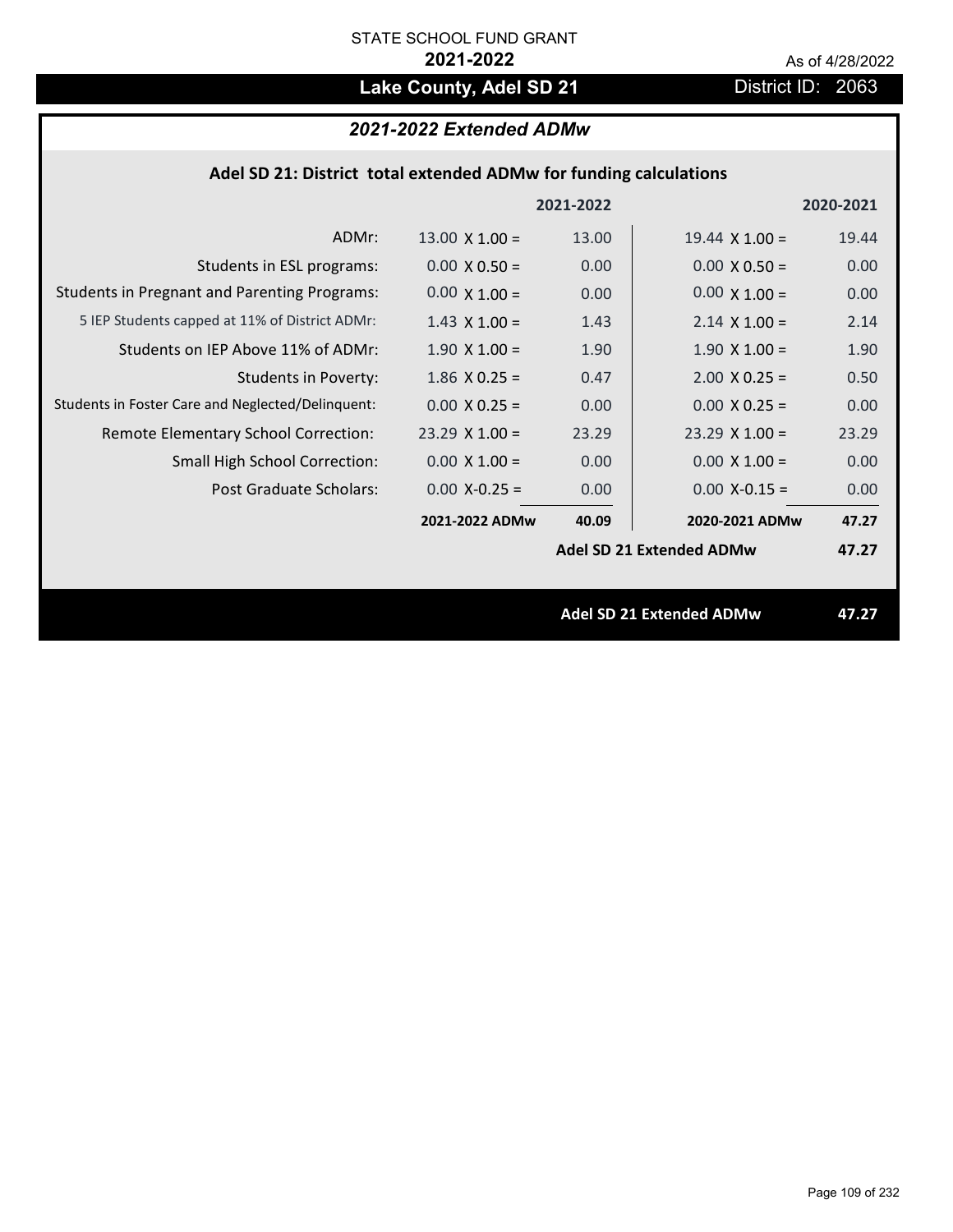STATE SCHOOL FUND GRANT

**2021-2022**

As of 4/28/2022

# Lake County, Adel SD 21

District ID: 2063

## *2021-2022 Extended ADMw*

### Adel SD 21: District total extended ADMw for funding calculations

| | | 2021-2022 | | 2020-2021 |
|---|---|---|---|---|
| ADMr: | 13.00 X 1.00 = | 13.00 | 19.44 X 1.00 = | 19.44 |
| Students in ESL programs: | 0.00 X 0.50 = | 0.00 | 0.00 X 0.50 = | 0.00 |
| Students in Pregnant and Parenting Programs: | 0.00 X 1.00 = | 0.00 | 0.00 X 1.00 = | 0.00 |
| 5 IEP Students capped at 11% of District ADMr: | 1.43 X 1.00 = | 1.43 | 2.14 X 1.00 = | 2.14 |
| Students on IEP Above 11% of ADMr: | 1.90 X 1.00 = | 1.90 | 1.90 X 1.00 = | 1.90 |
| Students in Poverty: | 1.86 X 0.25 = | 0.47 | 2.00 X 0.25 = | 0.50 |
| Students in Foster Care and Neglected/Delinquent: | 0.00 X 0.25 = | 0.00 | 0.00 X 0.25 = | 0.00 |
| Remote Elementary School Correction: | 23.29 X 1.00 = | 23.29 | 23.29 X 1.00 = | 23.29 |
| Small High School Correction: | 0.00 X 1.00 = | 0.00 | 0.00 X 1.00 = | 0.00 |
| Post Graduate Scholars: | 0.00 X-0.25 = | 0.00 | 0.00 X-0.15 = | 0.00 |
| | **2021-2022 ADMw** | **40.09** | **2020-2021 ADMw** | **47.27** |
| | | | **Adel SD 21 Extended ADMw** | **47.27** |

**Adel SD 21 Extended ADMw** **47.27**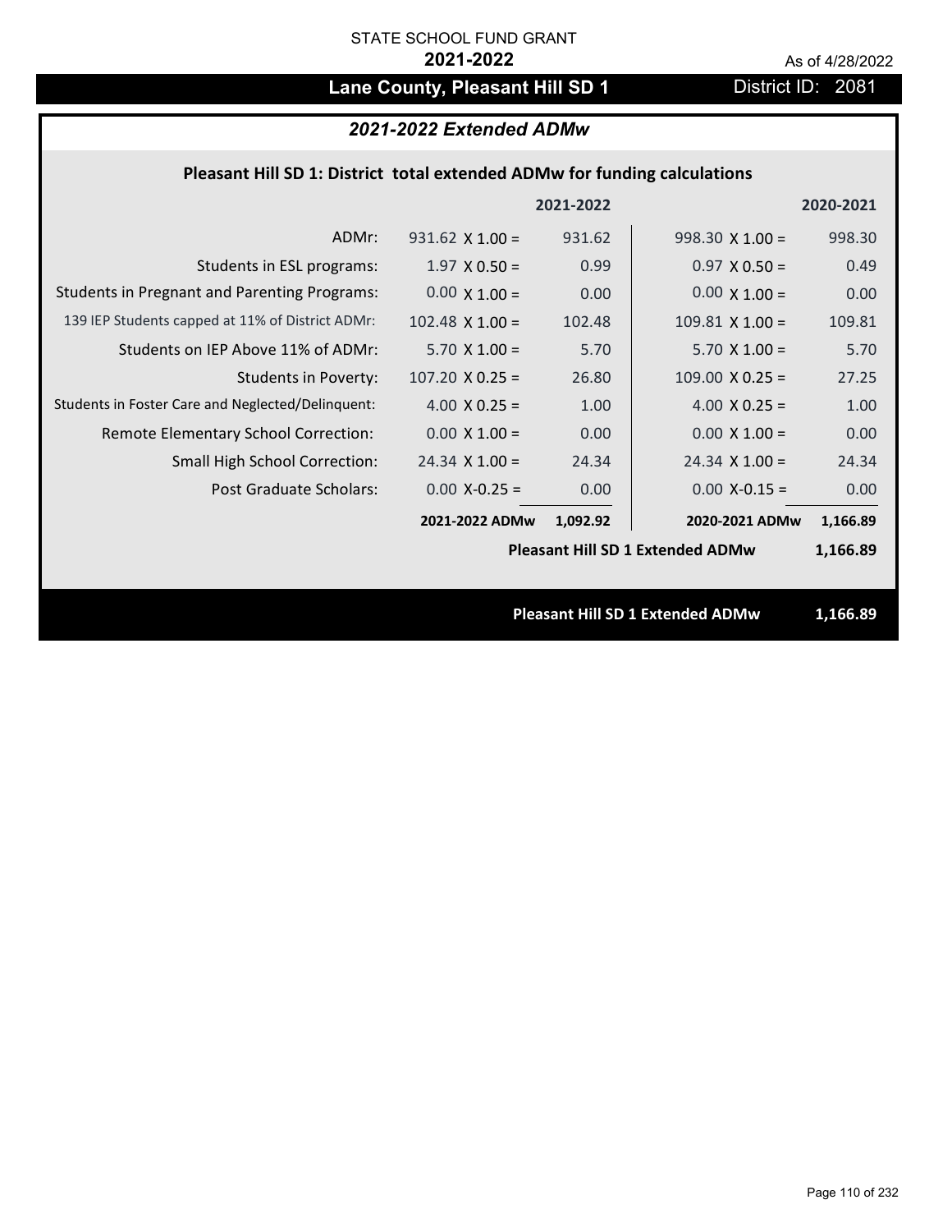STATE SCHOOL FUND GRANT

**2021-2022**

As of 4/28/2022

## Lane County, Pleasant Hill SD 1

District ID: 2081

### *2021-2022 Extended ADMw*

#### Pleasant Hill SD 1: District total extended ADMw for funding calculations

| | | 2021-2022 | | 2020-2021 |
|---|---|---|---|---|
| ADMr: | 931.62 X 1.00 = | 931.62 | 998.30 X 1.00 = | 998.30 |
| Students in ESL programs: | 1.97 X 0.50 = | 0.99 | 0.97 X 0.50 = | 0.49 |
| Students in Pregnant and Parenting Programs: | 0.00 X 1.00 = | 0.00 | 0.00 X 1.00 = | 0.00 |
| 139 IEP Students capped at 11% of District ADMr: | 102.48 X 1.00 = | 102.48 | 109.81 X 1.00 = | 109.81 |
| Students on IEP Above 11% of ADMr: | 5.70 X 1.00 = | 5.70 | 5.70 X 1.00 = | 5.70 |
| Students in Poverty: | 107.20 X 0.25 = | 26.80 | 109.00 X 0.25 = | 27.25 |
| Students in Foster Care and Neglected/Delinquent: | 4.00 X 0.25 = | 1.00 | 4.00 X 0.25 = | 1.00 |
| Remote Elementary School Correction: | 0.00 X 1.00 = | 0.00 | 0.00 X 1.00 = | 0.00 |
| Small High School Correction: | 24.34 X 1.00 = | 24.34 | 24.34 X 1.00 = | 24.34 |
| Post Graduate Scholars: | 0.00 X-0.25 = | 0.00 | 0.00 X-0.15 = | 0.00 |
| | **2021-2022 ADMw** | **1,092.92** | **2020-2021 ADMw** | **1,166.89** |
| | | | **Pleasant Hill SD 1 Extended ADMw** | **1,166.89** |

**Pleasant Hill SD 1 Extended ADMw 1,166.89**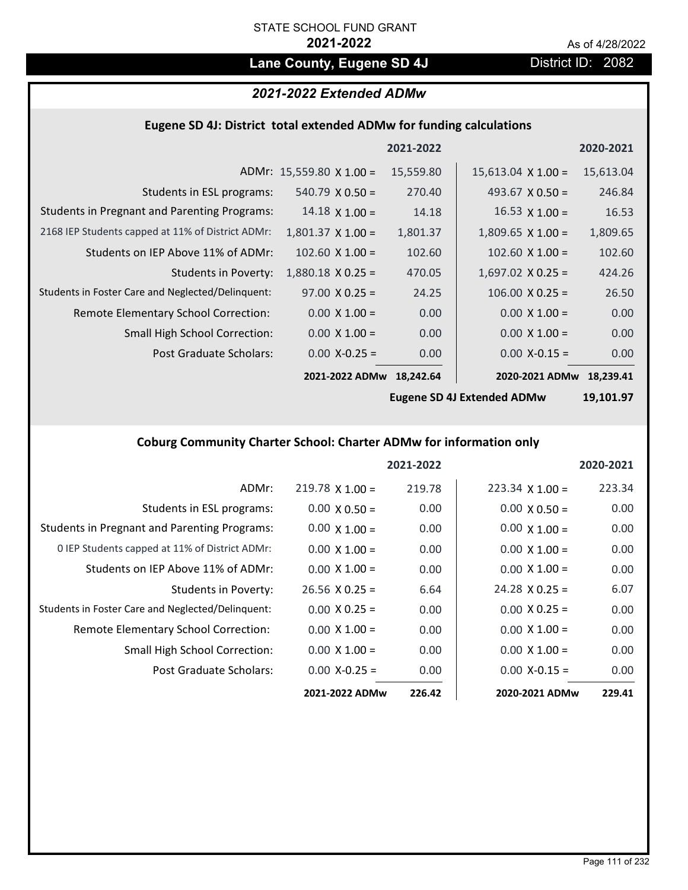STATE SCHOOL FUND GRANT

**2021-2022**

As of 4/28/2022

# Lane County, Eugene SD 4J

District ID: 2082

## *2021-2022 Extended ADMw*

### Eugene SD 4J: District total extended ADMw for funding calculations

| | | 2021-2022 | | 2020-2021 |
|---|---|---|---|---|
| ADMr: | 15,559.80 X 1.00 = | 15,559.80 | 15,613.04 X 1.00 = | 15,613.04 |
| Students in ESL programs: | 540.79 X 0.50 = | 270.40 | 493.67 X 0.50 = | 246.84 |
| Students in Pregnant and Parenting Programs: | 14.18 X 1.00 = | 14.18 | 16.53 X 1.00 = | 16.53 |
| 2168 IEP Students capped at 11% of District ADMr: | 1,801.37 X 1.00 = | 1,801.37 | 1,809.65 X 1.00 = | 1,809.65 |
| Students on IEP Above 11% of ADMr: | 102.60 X 1.00 = | 102.60 | 102.60 X 1.00 = | 102.60 |
| Students in Poverty: | 1,880.18 X 0.25 = | 470.05 | 1,697.02 X 0.25 = | 424.26 |
| Students in Foster Care and Neglected/Delinquent: | 97.00 X 0.25 = | 24.25 | 106.00 X 0.25 = | 26.50 |
| Remote Elementary School Correction: | 0.00 X 1.00 = | 0.00 | 0.00 X 1.00 = | 0.00 |
| Small High School Correction: | 0.00 X 1.00 = | 0.00 | 0.00 X 1.00 = | 0.00 |
| Post Graduate Scholars: | 0.00 X-0.25 = | 0.00 | 0.00 X-0.15 = | 0.00 |
| | **2021-2022 ADMw** | **18,242.64** | **2020-2021 ADMw** | **18,239.41** |
| | | | **Eugene SD 4J Extended ADMw** | **19,101.97** |

### Coburg Community Charter School: Charter ADMw for information only

| | | 2021-2022 | | 2020-2021 |
|---|---|---|---|---|
| ADMr: | 219.78 X 1.00 = | 219.78 | 223.34 X 1.00 = | 223.34 |
| Students in ESL programs: | 0.00 X 0.50 = | 0.00 | 0.00 X 0.50 = | 0.00 |
| Students in Pregnant and Parenting Programs: | 0.00 X 1.00 = | 0.00 | 0.00 X 1.00 = | 0.00 |
| 0 IEP Students capped at 11% of District ADMr: | 0.00 X 1.00 = | 0.00 | 0.00 X 1.00 = | 0.00 |
| Students on IEP Above 11% of ADMr: | 0.00 X 1.00 = | 0.00 | 0.00 X 1.00 = | 0.00 |
| Students in Poverty: | 26.56 X 0.25 = | 6.64 | 24.28 X 0.25 = | 6.07 |
| Students in Foster Care and Neglected/Delinquent: | 0.00 X 0.25 = | 0.00 | 0.00 X 0.25 = | 0.00 |
| Remote Elementary School Correction: | 0.00 X 1.00 = | 0.00 | 0.00 X 1.00 = | 0.00 |
| Small High School Correction: | 0.00 X 1.00 = | 0.00 | 0.00 X 1.00 = | 0.00 |
| Post Graduate Scholars: | 0.00 X-0.25 = | 0.00 | 0.00 X-0.15 = | 0.00 |
| | **2021-2022 ADMw** | **226.42** | **2020-2021 ADMw** | **229.41** |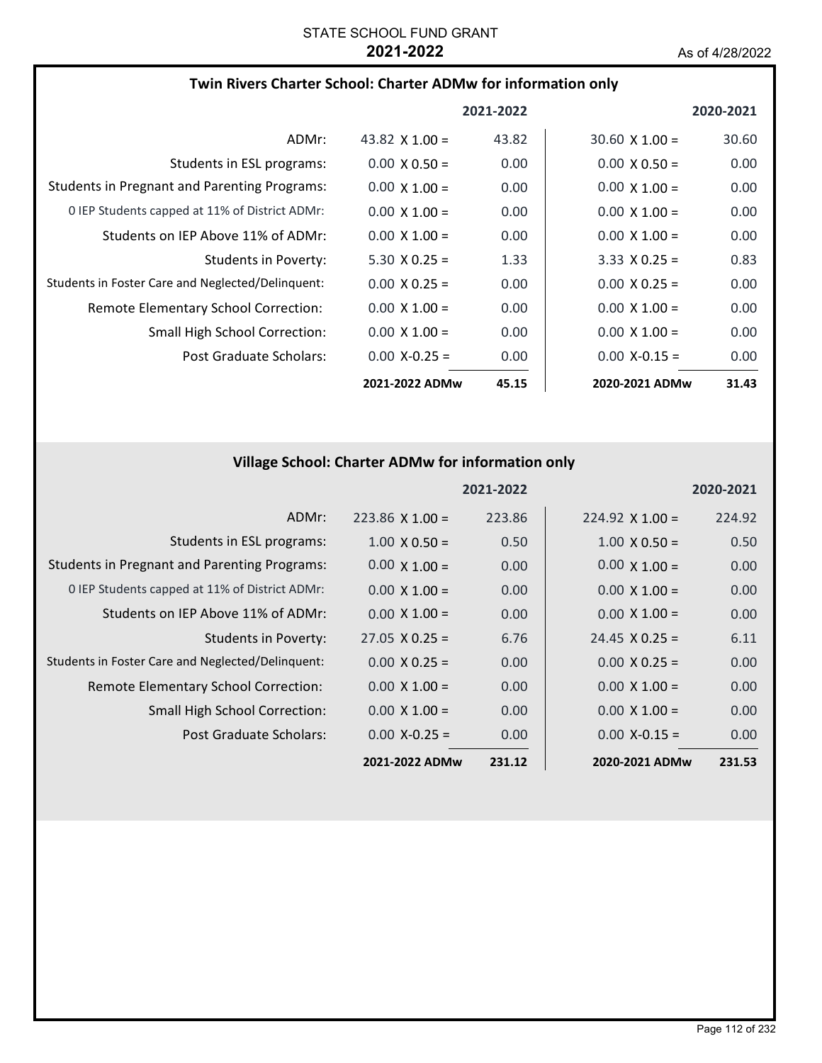STATE SCHOOL FUND GRANT

**2021-2022**

As of 4/28/2022

### Twin Rivers Charter School: Charter ADMw for information only

| | 2021-2022 | | 2020-2021 | |
|---|---|---|---|---|
| ADMr: | 43.82 X 1.00 = | 43.82 | 30.60 X 1.00 = | 30.60 |
| Students in ESL programs: | 0.00 X 0.50 = | 0.00 | 0.00 X 0.50 = | 0.00 |
| Students in Pregnant and Parenting Programs: | 0.00 X 1.00 = | 0.00 | 0.00 X 1.00 = | 0.00 |
| 0 IEP Students capped at 11% of District ADMr: | 0.00 X 1.00 = | 0.00 | 0.00 X 1.00 = | 0.00 |
| Students on IEP Above 11% of ADMr: | 0.00 X 1.00 = | 0.00 | 0.00 X 1.00 = | 0.00 |
| Students in Poverty: | 5.30 X 0.25 = | 1.33 | 3.33 X 0.25 = | 0.83 |
| Students in Foster Care and Neglected/Delinquent: | 0.00 X 0.25 = | 0.00 | 0.00 X 0.25 = | 0.00 |
| Remote Elementary School Correction: | 0.00 X 1.00 = | 0.00 | 0.00 X 1.00 = | 0.00 |
| Small High School Correction: | 0.00 X 1.00 = | 0.00 | 0.00 X 1.00 = | 0.00 |
| Post Graduate Scholars: | 0.00 X-0.25 = | 0.00 | 0.00 X-0.15 = | 0.00 |
| | **2021-2022 ADMw** | **45.15** | **2020-2021 ADMw** | **31.43** |

### Village School: Charter ADMw for information only

| | 2021-2022 | | 2020-2021 | |
|---|---|---|---|---|
| ADMr: | 223.86 X 1.00 = | 223.86 | 224.92 X 1.00 = | 224.92 |
| Students in ESL programs: | 1.00 X 0.50 = | 0.50 | 1.00 X 0.50 = | 0.50 |
| Students in Pregnant and Parenting Programs: | 0.00 X 1.00 = | 0.00 | 0.00 X 1.00 = | 0.00 |
| 0 IEP Students capped at 11% of District ADMr: | 0.00 X 1.00 = | 0.00 | 0.00 X 1.00 = | 0.00 |
| Students on IEP Above 11% of ADMr: | 0.00 X 1.00 = | 0.00 | 0.00 X 1.00 = | 0.00 |
| Students in Poverty: | 27.05 X 0.25 = | 6.76 | 24.45 X 0.25 = | 6.11 |
| Students in Foster Care and Neglected/Delinquent: | 0.00 X 0.25 = | 0.00 | 0.00 X 0.25 = | 0.00 |
| Remote Elementary School Correction: | 0.00 X 1.00 = | 0.00 | 0.00 X 1.00 = | 0.00 |
| Small High School Correction: | 0.00 X 1.00 = | 0.00 | 0.00 X 1.00 = | 0.00 |
| Post Graduate Scholars: | 0.00 X-0.25 = | 0.00 | 0.00 X-0.15 = | 0.00 |
| | **2021-2022 ADMw** | **231.12** | **2020-2021 ADMw** | **231.53** |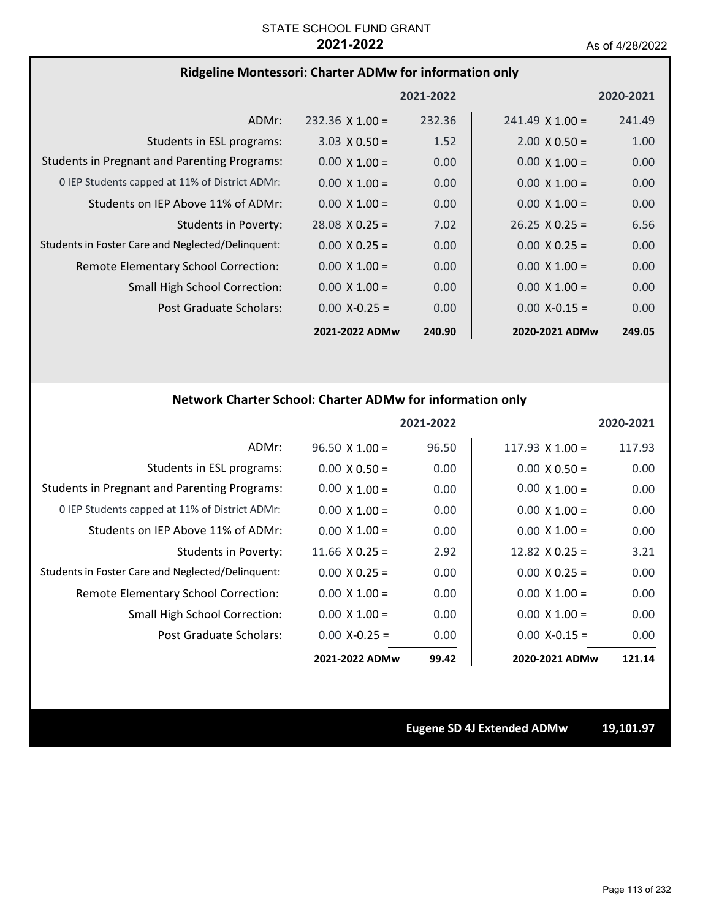STATE SCHOOL FUND GRANT
**2021-2022**
As of 4/28/2022

## Ridgeline Montessori: Charter ADMw for information only

| | 2021-2022 | | 2020-2021 | |
|---|---|---|---|---|
| ADMr: | 232.36 X 1.00 = | 232.36 | 241.49 X 1.00 = | 241.49 |
| Students in ESL programs: | 3.03 X 0.50 = | 1.52 | 2.00 X 0.50 = | 1.00 |
| Students in Pregnant and Parenting Programs: | 0.00 X 1.00 = | 0.00 | 0.00 X 1.00 = | 0.00 |
| 0 IEP Students capped at 11% of District ADMr: | 0.00 X 1.00 = | 0.00 | 0.00 X 1.00 = | 0.00 |
| Students on IEP Above 11% of ADMr: | 0.00 X 1.00 = | 0.00 | 0.00 X 1.00 = | 0.00 |
| Students in Poverty: | 28.08 X 0.25 = | 7.02 | 26.25 X 0.25 = | 6.56 |
| Students in Foster Care and Neglected/Delinquent: | 0.00 X 0.25 = | 0.00 | 0.00 X 0.25 = | 0.00 |
| Remote Elementary School Correction: | 0.00 X 1.00 = | 0.00 | 0.00 X 1.00 = | 0.00 |
| Small High School Correction: | 0.00 X 1.00 = | 0.00 | 0.00 X 1.00 = | 0.00 |
| Post Graduate Scholars: | 0.00 X-0.25 = | 0.00 | 0.00 X-0.15 = | 0.00 |
| | **2021-2022 ADMw** | **240.90** | **2020-2021 ADMw** | **249.05** |

## Network Charter School: Charter ADMw for information only

| | 2021-2022 | | 2020-2021 | |
|---|---|---|---|---|
| ADMr: | 96.50 X 1.00 = | 96.50 | 117.93 X 1.00 = | 117.93 |
| Students in ESL programs: | 0.00 X 0.50 = | 0.00 | 0.00 X 0.50 = | 0.00 |
| Students in Pregnant and Parenting Programs: | 0.00 X 1.00 = | 0.00 | 0.00 X 1.00 = | 0.00 |
| 0 IEP Students capped at 11% of District ADMr: | 0.00 X 1.00 = | 0.00 | 0.00 X 1.00 = | 0.00 |
| Students on IEP Above 11% of ADMr: | 0.00 X 1.00 = | 0.00 | 0.00 X 1.00 = | 0.00 |
| Students in Poverty: | 11.66 X 0.25 = | 2.92 | 12.82 X 0.25 = | 3.21 |
| Students in Foster Care and Neglected/Delinquent: | 0.00 X 0.25 = | 0.00 | 0.00 X 0.25 = | 0.00 |
| Remote Elementary School Correction: | 0.00 X 1.00 = | 0.00 | 0.00 X 1.00 = | 0.00 |
| Small High School Correction: | 0.00 X 1.00 = | 0.00 | 0.00 X 1.00 = | 0.00 |
| Post Graduate Scholars: | 0.00 X-0.25 = | 0.00 | 0.00 X-0.15 = | 0.00 |
| | **2021-2022 ADMw** | **99.42** | **2020-2021 ADMw** | **121.14** |

**Eugene SD 4J Extended ADMw** **19,101.97**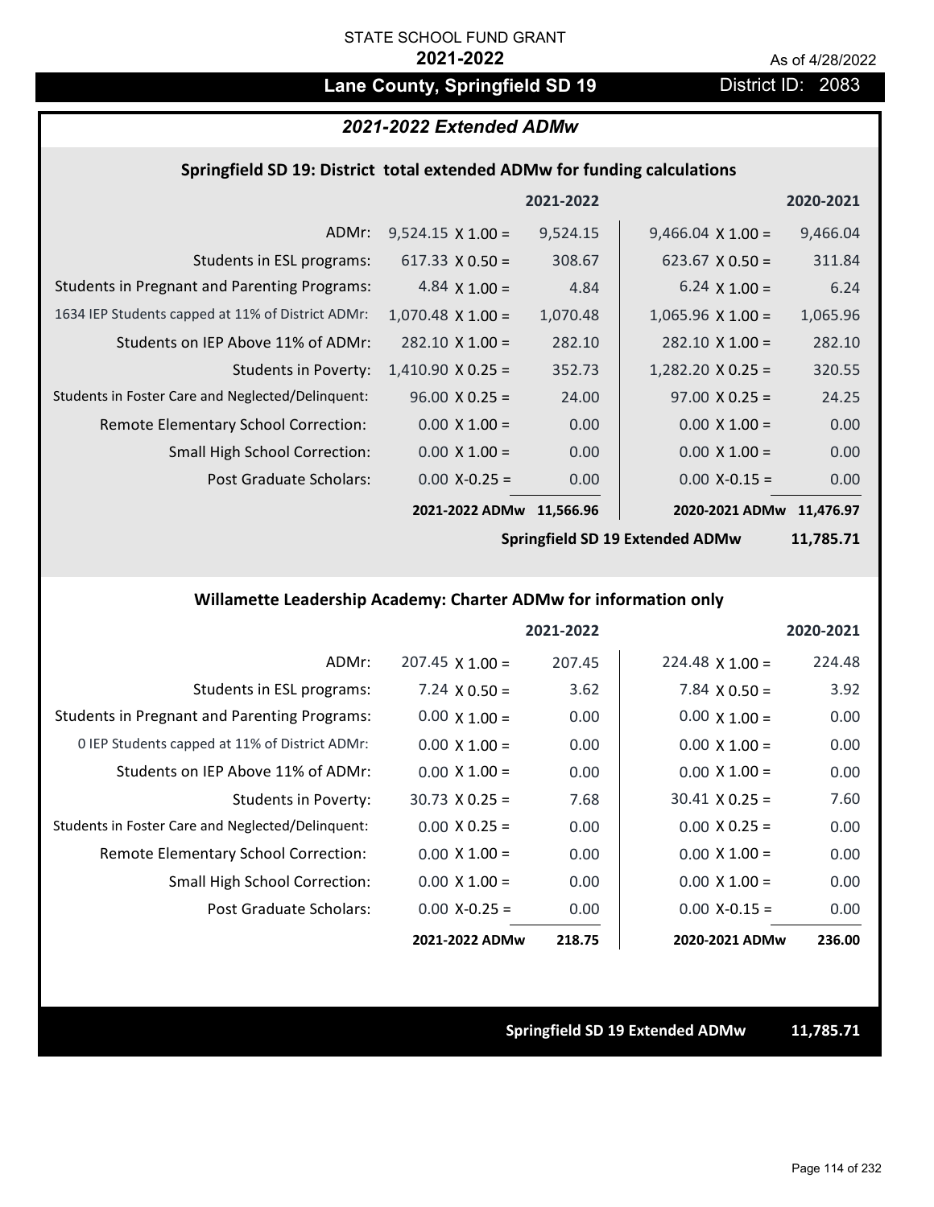STATE SCHOOL FUND GRANT

**2021-2022**

As of 4/28/2022

# Lane County, Springfield SD 19

District ID: 2083

## *2021-2022 Extended ADMw*

### Springfield SD 19: District total extended ADMw for funding calculations

| | 2021-2022 | | 2020-2021 | |
|---|---|---|---|---|
| ADMr: | 9,524.15 X 1.00 = | 9,524.15 | 9,466.04 X 1.00 = | 9,466.04 |
| Students in ESL programs: | 617.33 X 0.50 = | 308.67 | 623.67 X 0.50 = | 311.84 |
| Students in Pregnant and Parenting Programs: | 4.84 X 1.00 = | 4.84 | 6.24 X 1.00 = | 6.24 |
| 1634 IEP Students capped at 11% of District ADMr: | 1,070.48 X 1.00 = | 1,070.48 | 1,065.96 X 1.00 = | 1,065.96 |
| Students on IEP Above 11% of ADMr: | 282.10 X 1.00 = | 282.10 | 282.10 X 1.00 = | 282.10 |
| Students in Poverty: | 1,410.90 X 0.25 = | 352.73 | 1,282.20 X 0.25 = | 320.55 |
| Students in Foster Care and Neglected/Delinquent: | 96.00 X 0.25 = | 24.00 | 97.00 X 0.25 = | 24.25 |
| Remote Elementary School Correction: | 0.00 X 1.00 = | 0.00 | 0.00 X 1.00 = | 0.00 |
| Small High School Correction: | 0.00 X 1.00 = | 0.00 | 0.00 X 1.00 = | 0.00 |
| Post Graduate Scholars: | 0.00 X-0.25 = | 0.00 | 0.00 X-0.15 = | 0.00 |
| | **2021-2022 ADMw** | **11,566.96** | **2020-2021 ADMw** | **11,476.97** |

**Springfield SD 19 Extended ADMw 11,785.71**

### Willamette Leadership Academy: Charter ADMw for information only

| | 2021-2022 | | 2020-2021 | |
|---|---|---|---|---|
| ADMr: | 207.45 X 1.00 = | 207.45 | 224.48 X 1.00 = | 224.48 |
| Students in ESL programs: | 7.24 X 0.50 = | 3.62 | 7.84 X 0.50 = | 3.92 |
| Students in Pregnant and Parenting Programs: | 0.00 X 1.00 = | 0.00 | 0.00 X 1.00 = | 0.00 |
| 0 IEP Students capped at 11% of District ADMr: | 0.00 X 1.00 = | 0.00 | 0.00 X 1.00 = | 0.00 |
| Students on IEP Above 11% of ADMr: | 0.00 X 1.00 = | 0.00 | 0.00 X 1.00 = | 0.00 |
| Students in Poverty: | 30.73 X 0.25 = | 7.68 | 30.41 X 0.25 = | 7.60 |
| Students in Foster Care and Neglected/Delinquent: | 0.00 X 0.25 = | 0.00 | 0.00 X 0.25 = | 0.00 |
| Remote Elementary School Correction: | 0.00 X 1.00 = | 0.00 | 0.00 X 1.00 = | 0.00 |
| Small High School Correction: | 0.00 X 1.00 = | 0.00 | 0.00 X 1.00 = | 0.00 |
| Post Graduate Scholars: | 0.00 X-0.25 = | 0.00 | 0.00 X-0.15 = | 0.00 |
| | **2021-2022 ADMw** | **218.75** | **2020-2021 ADMw** | **236.00** |

**Springfield SD 19 Extended ADMw 11,785.71**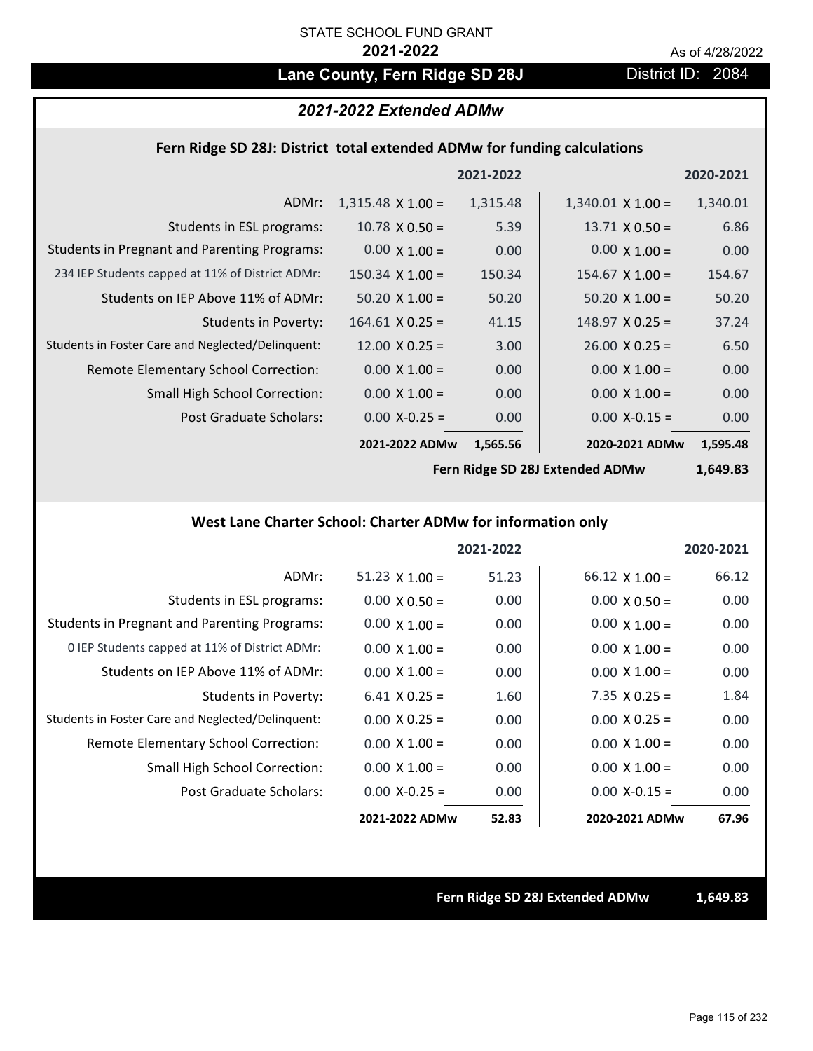STATE SCHOOL FUND GRANT

**2021-2022**

As of 4/28/2022

# Lane County, Fern Ridge SD 28J

District ID: 2084

## *2021-2022 Extended ADMw*

### Fern Ridge SD 28J: District total extended ADMw for funding calculations

| | | 2021-2022 | | 2020-2021 |
|---|---|---|---|---|
| ADMr: | 1,315.48 X 1.00 = | 1,315.48 | 1,340.01 X 1.00 = | 1,340.01 |
| Students in ESL programs: | 10.78 X 0.50 = | 5.39 | 13.71 X 0.50 = | 6.86 |
| Students in Pregnant and Parenting Programs: | 0.00 X 1.00 = | 0.00 | 0.00 X 1.00 = | 0.00 |
| 234 IEP Students capped at 11% of District ADMr: | 150.34 X 1.00 = | 150.34 | 154.67 X 1.00 = | 154.67 |
| Students on IEP Above 11% of ADMr: | 50.20 X 1.00 = | 50.20 | 50.20 X 1.00 = | 50.20 |
| Students in Poverty: | 164.61 X 0.25 = | 41.15 | 148.97 X 0.25 = | 37.24 |
| Students in Foster Care and Neglected/Delinquent: | 12.00 X 0.25 = | 3.00 | 26.00 X 0.25 = | 6.50 |
| Remote Elementary School Correction: | 0.00 X 1.00 = | 0.00 | 0.00 X 1.00 = | 0.00 |
| Small High School Correction: | 0.00 X 1.00 = | 0.00 | 0.00 X 1.00 = | 0.00 |
| Post Graduate Scholars: | 0.00 X-0.25 = | 0.00 | 0.00 X-0.15 = | 0.00 |
| | **2021-2022 ADMw** | **1,565.56** | **2020-2021 ADMw** | **1,595.48** |
| | | | **Fern Ridge SD 28J Extended ADMw** | **1,649.83** |

### West Lane Charter School: Charter ADMw for information only

| | | 2021-2022 | | 2020-2021 |
|---|---|---|---|---|
| ADMr: | 51.23 X 1.00 = | 51.23 | 66.12 X 1.00 = | 66.12 |
| Students in ESL programs: | 0.00 X 0.50 = | 0.00 | 0.00 X 0.50 = | 0.00 |
| Students in Pregnant and Parenting Programs: | 0.00 X 1.00 = | 0.00 | 0.00 X 1.00 = | 0.00 |
| 0 IEP Students capped at 11% of District ADMr: | 0.00 X 1.00 = | 0.00 | 0.00 X 1.00 = | 0.00 |
| Students on IEP Above 11% of ADMr: | 0.00 X 1.00 = | 0.00 | 0.00 X 1.00 = | 0.00 |
| Students in Poverty: | 6.41 X 0.25 = | 1.60 | 7.35 X 0.25 = | 1.84 |
| Students in Foster Care and Neglected/Delinquent: | 0.00 X 0.25 = | 0.00 | 0.00 X 0.25 = | 0.00 |
| Remote Elementary School Correction: | 0.00 X 1.00 = | 0.00 | 0.00 X 1.00 = | 0.00 |
| Small High School Correction: | 0.00 X 1.00 = | 0.00 | 0.00 X 1.00 = | 0.00 |
| Post Graduate Scholars: | 0.00 X-0.25 = | 0.00 | 0.00 X-0.15 = | 0.00 |
| | **2021-2022 ADMw** | **52.83** | **2020-2021 ADMw** | **67.96** |

**Fern Ridge SD 28J Extended ADMw** **1,649.83**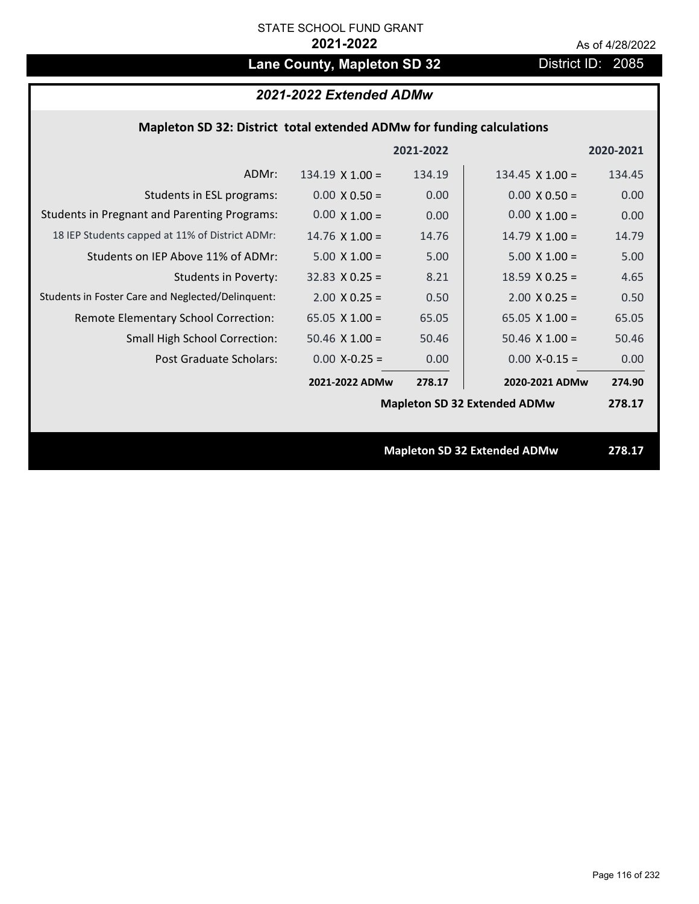STATE SCHOOL FUND GRANT

**2021-2022**

As of 4/28/2022

# Lane County, Mapleton SD 32

District ID: 2085

## *2021-2022 Extended ADMw*

### Mapleton SD 32: District total extended ADMw for funding calculations

| | | 2021-2022 | | 2020-2021 |
|---|---|---|---|---|
| ADMr: | 134.19 X 1.00 = | 134.19 | 134.45 X 1.00 = | 134.45 |
| Students in ESL programs: | 0.00 X 0.50 = | 0.00 | 0.00 X 0.50 = | 0.00 |
| Students in Pregnant and Parenting Programs: | 0.00 X 1.00 = | 0.00 | 0.00 X 1.00 = | 0.00 |
| 18 IEP Students capped at 11% of District ADMr: | 14.76 X 1.00 = | 14.76 | 14.79 X 1.00 = | 14.79 |
| Students on IEP Above 11% of ADMr: | 5.00 X 1.00 = | 5.00 | 5.00 X 1.00 = | 5.00 |
| Students in Poverty: | 32.83 X 0.25 = | 8.21 | 18.59 X 0.25 = | 4.65 |
| Students in Foster Care and Neglected/Delinquent: | 2.00 X 0.25 = | 0.50 | 2.00 X 0.25 = | 0.50 |
| Remote Elementary School Correction: | 65.05 X 1.00 = | 65.05 | 65.05 X 1.00 = | 65.05 |
| Small High School Correction: | 50.46 X 1.00 = | 50.46 | 50.46 X 1.00 = | 50.46 |
| Post Graduate Scholars: | 0.00 X-0.25 = | 0.00 | 0.00 X-0.15 = | 0.00 |
| | **2021-2022 ADMw** | **278.17** | **2020-2021 ADMw** | **274.90** |
| | | | **Mapleton SD 32 Extended ADMw** | **278.17** |

**Mapleton SD 32 Extended ADMw** **278.17**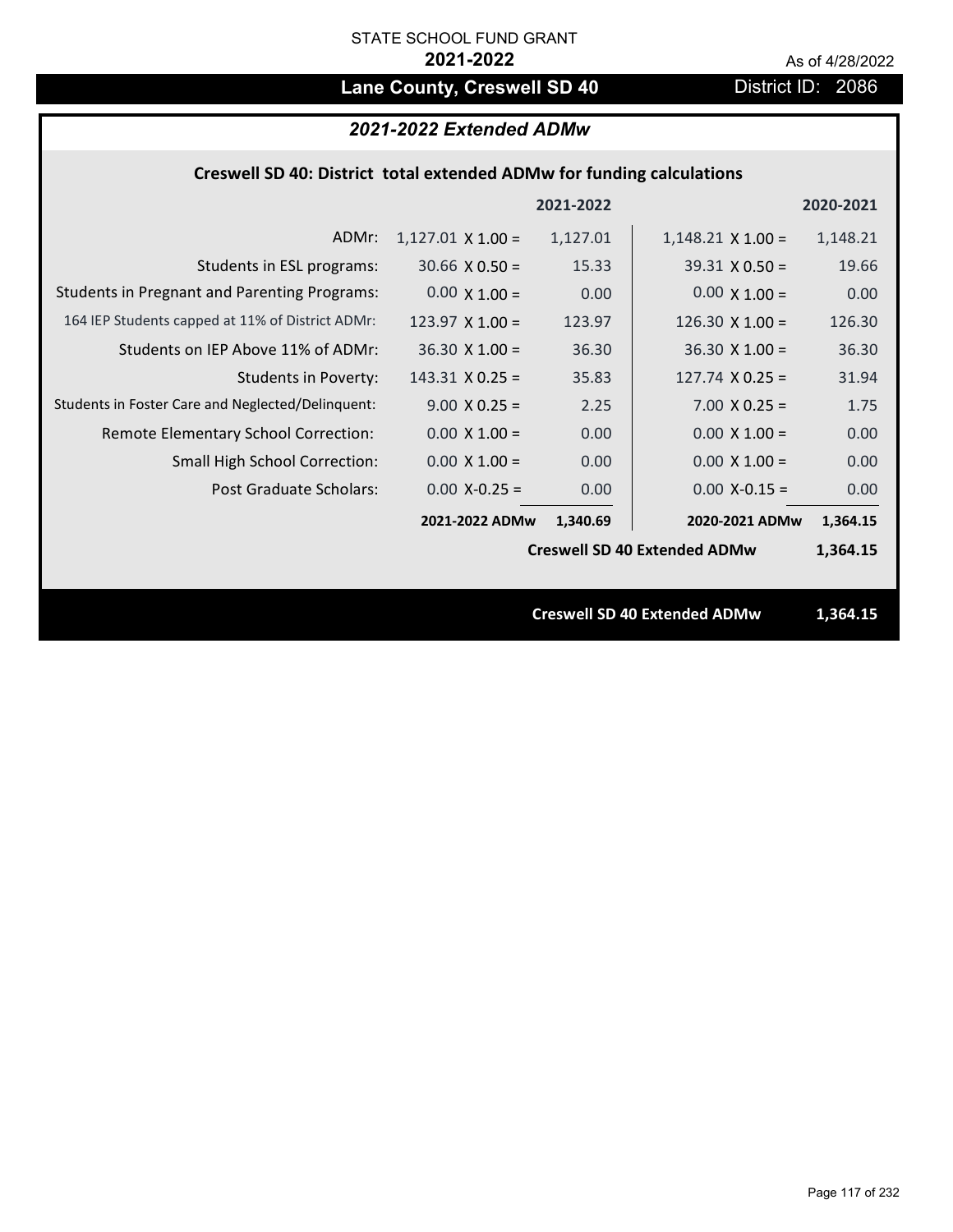STATE SCHOOL FUND GRANT

**2021-2022**

As of 4/28/2022

## Lane County, Creswell SD 40

District ID: 2086

### *2021-2022 Extended ADMw*

**Creswell SD 40: District total extended ADMw for funding calculations**

| | | 2021-2022 | | 2020-2021 |
|---|---|---|---|---|
| ADMr: | 1,127.01 X 1.00 = | 1,127.01 | 1,148.21 X 1.00 = | 1,148.21 |
| Students in ESL programs: | 30.66 X 0.50 = | 15.33 | 39.31 X 0.50 = | 19.66 |
| Students in Pregnant and Parenting Programs: | 0.00 X 1.00 = | 0.00 | 0.00 X 1.00 = | 0.00 |
| 164 IEP Students capped at 11% of District ADMr: | 123.97 X 1.00 = | 123.97 | 126.30 X 1.00 = | 126.30 |
| Students on IEP Above 11% of ADMr: | 36.30 X 1.00 = | 36.30 | 36.30 X 1.00 = | 36.30 |
| Students in Poverty: | 143.31 X 0.25 = | 35.83 | 127.74 X 0.25 = | 31.94 |
| Students in Foster Care and Neglected/Delinquent: | 9.00 X 0.25 = | 2.25 | 7.00 X 0.25 = | 1.75 |
| Remote Elementary School Correction: | 0.00 X 1.00 = | 0.00 | 0.00 X 1.00 = | 0.00 |
| Small High School Correction: | 0.00 X 1.00 = | 0.00 | 0.00 X 1.00 = | 0.00 |
| Post Graduate Scholars: | 0.00 X-0.25 = | 0.00 | 0.00 X-0.15 = | 0.00 |
| | **2021-2022 ADMw** | **1,340.69** | **2020-2021 ADMw** | **1,364.15** |
| | | **Creswell SD 40 Extended ADMw** | | **1,364.15** |

**Creswell SD 40 Extended ADMw 1,364.15**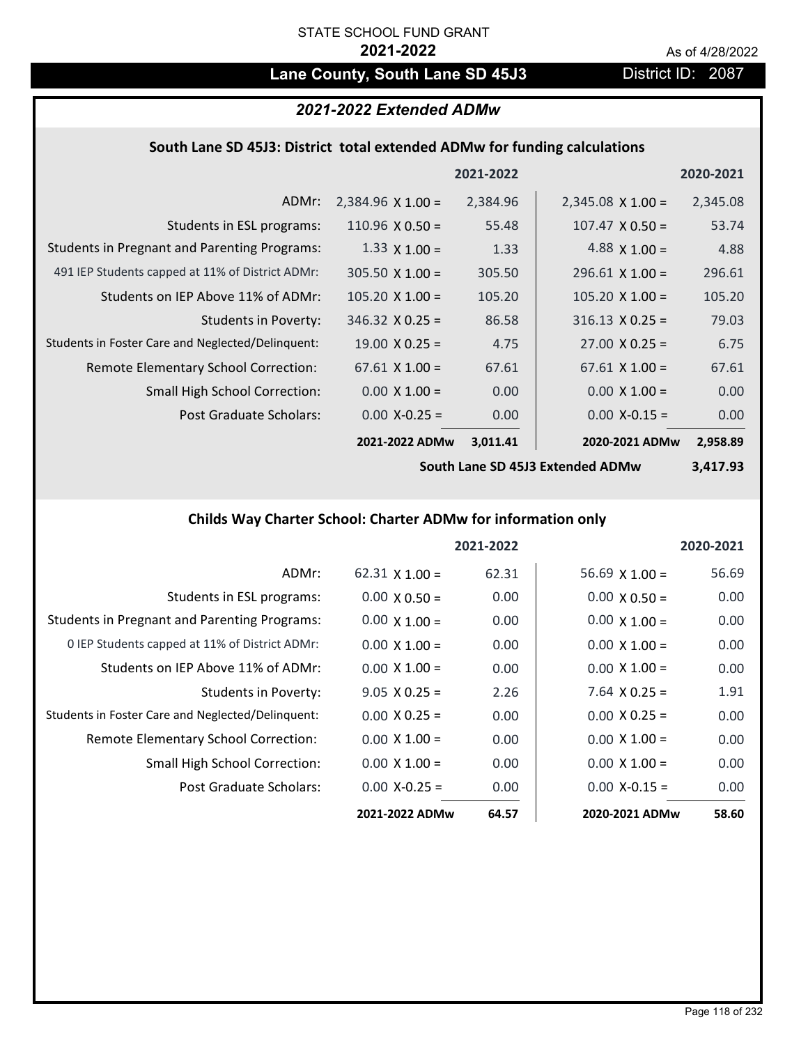STATE SCHOOL FUND GRANT

**2021-2022**

As of 4/28/2022

# Lane County, South Lane SD 45J3

District ID: 2087

## *2021-2022 Extended ADMw*

### South Lane SD 45J3: District total extended ADMw for funding calculations

| | | 2021-2022 | | 2020-2021 |
|---|---|---|---|---|
| ADMr: | 2,384.96 X 1.00 = | 2,384.96 | 2,345.08 X 1.00 = | 2,345.08 |
| Students in ESL programs: | 110.96 X 0.50 = | 55.48 | 107.47 X 0.50 = | 53.74 |
| Students in Pregnant and Parenting Programs: | 1.33 X 1.00 = | 1.33 | 4.88 X 1.00 = | 4.88 |
| 491 IEP Students capped at 11% of District ADMr: | 305.50 X 1.00 = | 305.50 | 296.61 X 1.00 = | 296.61 |
| Students on IEP Above 11% of ADMr: | 105.20 X 1.00 = | 105.20 | 105.20 X 1.00 = | 105.20 |
| Students in Poverty: | 346.32 X 0.25 = | 86.58 | 316.13 X 0.25 = | 79.03 |
| Students in Foster Care and Neglected/Delinquent: | 19.00 X 0.25 = | 4.75 | 27.00 X 0.25 = | 6.75 |
| Remote Elementary School Correction: | 67.61 X 1.00 = | 67.61 | 67.61 X 1.00 = | 67.61 |
| Small High School Correction: | 0.00 X 1.00 = | 0.00 | 0.00 X 1.00 = | 0.00 |
| Post Graduate Scholars: | 0.00 X-0.25 = | 0.00 | 0.00 X-0.15 = | 0.00 |
| | **2021-2022 ADMw** | **3,011.41** | **2020-2021 ADMw** | **2,958.89** |
| | | | **South Lane SD 45J3 Extended ADMw** | **3,417.93** |

### Childs Way Charter School: Charter ADMw for information only

| | | 2021-2022 | | 2020-2021 |
|---|---|---|---|---|
| ADMr: | 62.31 X 1.00 = | 62.31 | 56.69 X 1.00 = | 56.69 |
| Students in ESL programs: | 0.00 X 0.50 = | 0.00 | 0.00 X 0.50 = | 0.00 |
| Students in Pregnant and Parenting Programs: | 0.00 X 1.00 = | 0.00 | 0.00 X 1.00 = | 0.00 |
| 0 IEP Students capped at 11% of District ADMr: | 0.00 X 1.00 = | 0.00 | 0.00 X 1.00 = | 0.00 |
| Students on IEP Above 11% of ADMr: | 0.00 X 1.00 = | 0.00 | 0.00 X 1.00 = | 0.00 |
| Students in Poverty: | 9.05 X 0.25 = | 2.26 | 7.64 X 0.25 = | 1.91 |
| Students in Foster Care and Neglected/Delinquent: | 0.00 X 0.25 = | 0.00 | 0.00 X 0.25 = | 0.00 |
| Remote Elementary School Correction: | 0.00 X 1.00 = | 0.00 | 0.00 X 1.00 = | 0.00 |
| Small High School Correction: | 0.00 X 1.00 = | 0.00 | 0.00 X 1.00 = | 0.00 |
| Post Graduate Scholars: | 0.00 X-0.25 = | 0.00 | 0.00 X-0.15 = | 0.00 |
| | **2021-2022 ADMw** | **64.57** | **2020-2021 ADMw** | **58.60** |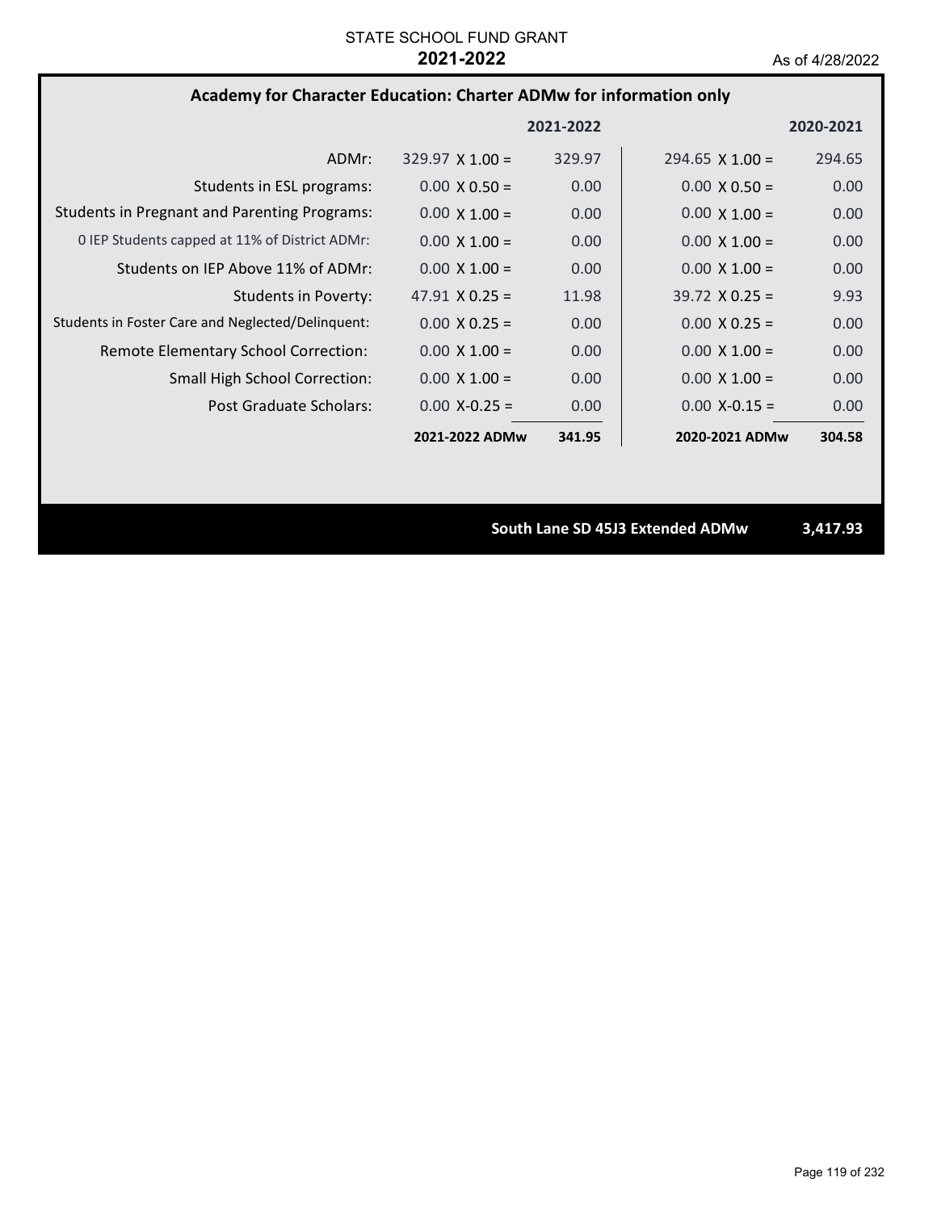STATE SCHOOL FUND GRANT

**2021-2022**

As of 4/28/2022

## Academy for Character Education: Charter ADMw for information only

| | 2021-2022 | | 2020-2021 | |
|---|---|---|---|---|
| ADMr: | 329.97 X 1.00 = | 329.97 | 294.65 X 1.00 = | 294.65 |
| Students in ESL programs: | 0.00 X 0.50 = | 0.00 | 0.00 X 0.50 = | 0.00 |
| Students in Pregnant and Parenting Programs: | 0.00 X 1.00 = | 0.00 | 0.00 X 1.00 = | 0.00 |
| 0 IEP Students capped at 11% of District ADMr: | 0.00 X 1.00 = | 0.00 | 0.00 X 1.00 = | 0.00 |
| Students on IEP Above 11% of ADMr: | 0.00 X 1.00 = | 0.00 | 0.00 X 1.00 = | 0.00 |
| Students in Poverty: | 47.91 X 0.25 = | 11.98 | 39.72 X 0.25 = | 9.93 |
| Students in Foster Care and Neglected/Delinquent: | 0.00 X 0.25 = | 0.00 | 0.00 X 0.25 = | 0.00 |
| Remote Elementary School Correction: | 0.00 X 1.00 = | 0.00 | 0.00 X 1.00 = | 0.00 |
| Small High School Correction: | 0.00 X 1.00 = | 0.00 | 0.00 X 1.00 = | 0.00 |
| Post Graduate Scholars: | 0.00 X-0.25 = | 0.00 | 0.00 X-0.15 = | 0.00 |
| | **2021-2022 ADMw** | **341.95** | **2020-2021 ADMw** | **304.58** |

**South Lane SD 45J3 Extended ADMw** **3,417.93**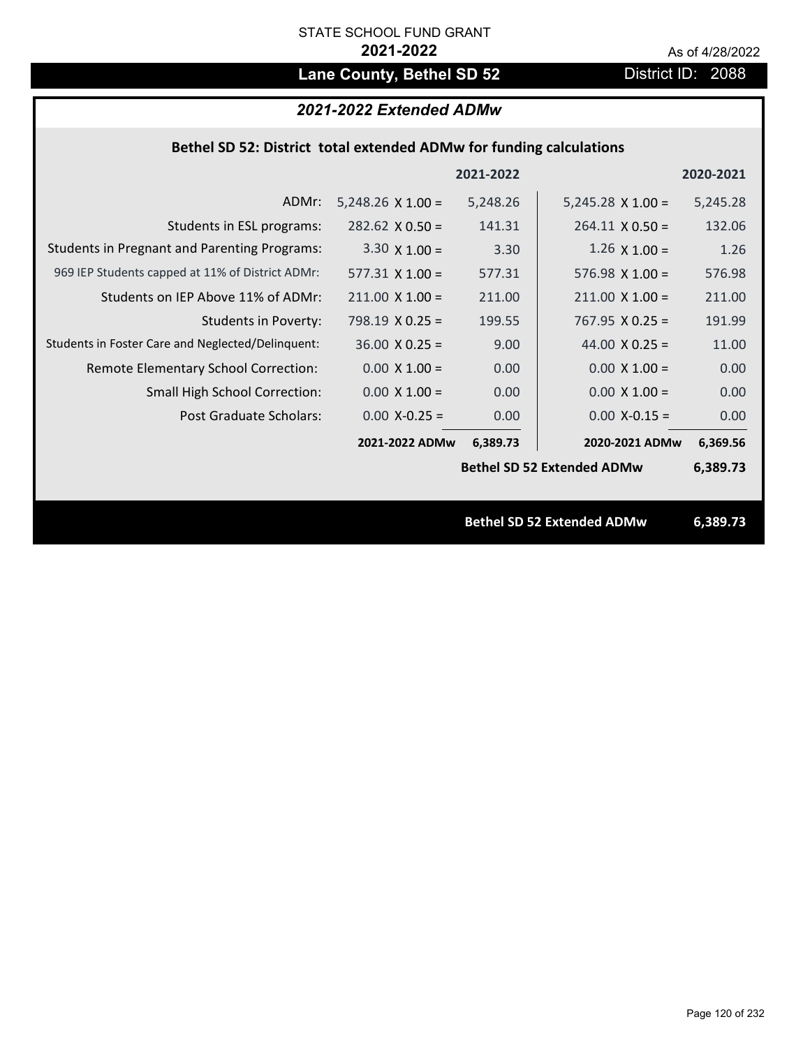STATE SCHOOL FUND GRANT

**2021-2022**

As of 4/28/2022

# Lane County, Bethel SD 52

District ID: 2088

## *2021-2022 Extended ADMw*

### Bethel SD 52: District total extended ADMw for funding calculations

| | | 2021-2022 | | 2020-2021 |
|---|---|---|---|---|
| ADMr: | 5,248.26 X 1.00 = | 5,248.26 | 5,245.28 X 1.00 = | 5,245.28 |
| Students in ESL programs: | 282.62 X 0.50 = | 141.31 | 264.11 X 0.50 = | 132.06 |
| Students in Pregnant and Parenting Programs: | 3.30 X 1.00 = | 3.30 | 1.26 X 1.00 = | 1.26 |
| 969 IEP Students capped at 11% of District ADMr: | 577.31 X 1.00 = | 577.31 | 576.98 X 1.00 = | 576.98 |
| Students on IEP Above 11% of ADMr: | 211.00 X 1.00 = | 211.00 | 211.00 X 1.00 = | 211.00 |
| Students in Poverty: | 798.19 X 0.25 = | 199.55 | 767.95 X 0.25 = | 191.99 |
| Students in Foster Care and Neglected/Delinquent: | 36.00 X 0.25 = | 9.00 | 44.00 X 0.25 = | 11.00 |
| Remote Elementary School Correction: | 0.00 X 1.00 = | 0.00 | 0.00 X 1.00 = | 0.00 |
| Small High School Correction: | 0.00 X 1.00 = | 0.00 | 0.00 X 1.00 = | 0.00 |
| Post Graduate Scholars: | 0.00 X-0.25 = | 0.00 | 0.00 X-0.15 = | 0.00 |
| | **2021-2022 ADMw** | **6,389.73** | **2020-2021 ADMw** | **6,369.56** |
| | | | **Bethel SD 52 Extended ADMw** | **6,389.73** |

**Bethel SD 52 Extended ADMw 6,389.73**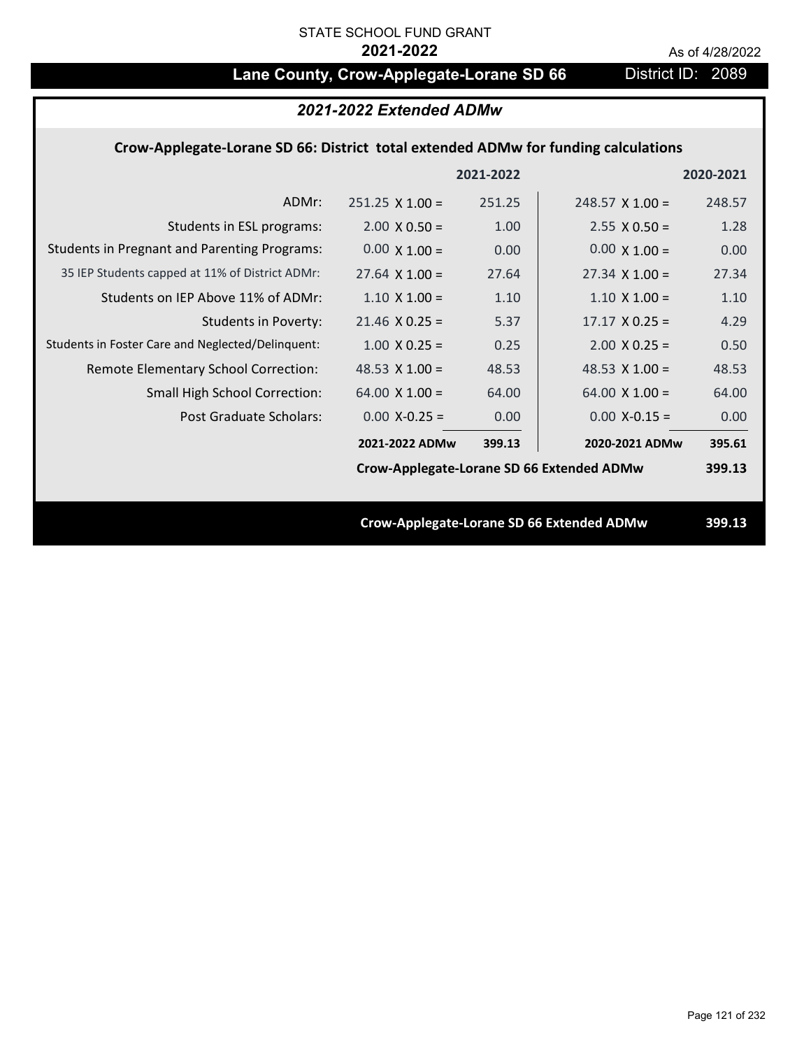STATE SCHOOL FUND GRANT

**2021-2022**

As of 4/28/2022

# Lane County, Crow-Applegate-Lorane SD 66

District ID: 2089

## *2021-2022 Extended ADMw*

### Crow-Applegate-Lorane SD 66: District total extended ADMw for funding calculations

| | | 2021-2022 | | 2020-2021 |
|---|---|---|---|---|
| ADMr: | 251.25 X 1.00 = | 251.25 | 248.57 X 1.00 = | 248.57 |
| Students in ESL programs: | 2.00 X 0.50 = | 1.00 | 2.55 X 0.50 = | 1.28 |
| Students in Pregnant and Parenting Programs: | 0.00 X 1.00 = | 0.00 | 0.00 X 1.00 = | 0.00 |
| 35 IEP Students capped at 11% of District ADMr: | 27.64 X 1.00 = | 27.64 | 27.34 X 1.00 = | 27.34 |
| Students on IEP Above 11% of ADMr: | 1.10 X 1.00 = | 1.10 | 1.10 X 1.00 = | 1.10 |
| Students in Poverty: | 21.46 X 0.25 = | 5.37 | 17.17 X 0.25 = | 4.29 |
| Students in Foster Care and Neglected/Delinquent: | 1.00 X 0.25 = | 0.25 | 2.00 X 0.25 = | 0.50 |
| Remote Elementary School Correction: | 48.53 X 1.00 = | 48.53 | 48.53 X 1.00 = | 48.53 |
| Small High School Correction: | 64.00 X 1.00 = | 64.00 | 64.00 X 1.00 = | 64.00 |
| Post Graduate Scholars: | 0.00 X-0.25 = | 0.00 | 0.00 X-0.15 = | 0.00 |
| | **2021-2022 ADMw** | **399.13** | **2020-2021 ADMw** | **395.61** |
| | **Crow-Applegate-Lorane SD 66 Extended ADMw** | | | **399.13** |

**Crow-Applegate-Lorane SD 66 Extended ADMw** **399.13**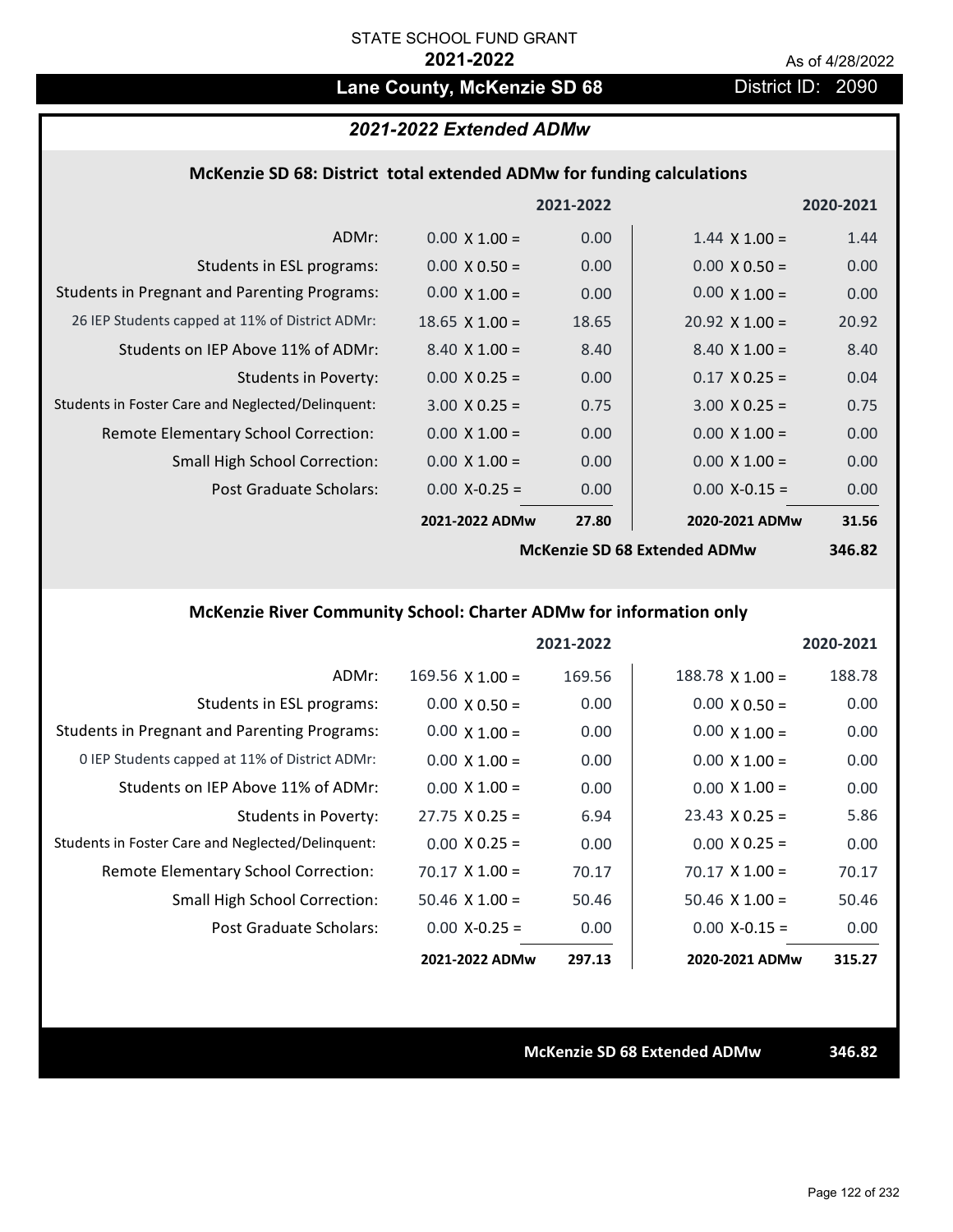STATE SCHOOL FUND GRANT

**2021-2022**

As of 4/28/2022

## Lane County, McKenzie SD 68

District ID: 2090

### *2021-2022 Extended ADMw*

#### McKenzie SD 68: District total extended ADMw for funding calculations

| | 2021-2022 | | 2020-2021 | |
|---|---|---|---|---|
| ADMr: | 0.00 X 1.00 = | 0.00 | 1.44 X 1.00 = | 1.44 |
| Students in ESL programs: | 0.00 X 0.50 = | 0.00 | 0.00 X 0.50 = | 0.00 |
| Students in Pregnant and Parenting Programs: | 0.00 X 1.00 = | 0.00 | 0.00 X 1.00 = | 0.00 |
| 26 IEP Students capped at 11% of District ADMr: | 18.65 X 1.00 = | 18.65 | 20.92 X 1.00 = | 20.92 |
| Students on IEP Above 11% of ADMr: | 8.40 X 1.00 = | 8.40 | 8.40 X 1.00 = | 8.40 |
| Students in Poverty: | 0.00 X 0.25 = | 0.00 | 0.17 X 0.25 = | 0.04 |
| Students in Foster Care and Neglected/Delinquent: | 3.00 X 0.25 = | 0.75 | 3.00 X 0.25 = | 0.75 |
| Remote Elementary School Correction: | 0.00 X 1.00 = | 0.00 | 0.00 X 1.00 = | 0.00 |
| Small High School Correction: | 0.00 X 1.00 = | 0.00 | 0.00 X 1.00 = | 0.00 |
| Post Graduate Scholars: | 0.00 X-0.25 = | 0.00 | 0.00 X-0.15 = | 0.00 |
| | **2021-2022 ADMw** | **27.80** | **2020-2021 ADMw** | **31.56** |
| | | | **McKenzie SD 68 Extended ADMw** | **346.82** |

#### McKenzie River Community School: Charter ADMw for information only

| | 2021-2022 | | 2020-2021 | |
|---|---|---|---|---|
| ADMr: | 169.56 X 1.00 = | 169.56 | 188.78 X 1.00 = | 188.78 |
| Students in ESL programs: | 0.00 X 0.50 = | 0.00 | 0.00 X 0.50 = | 0.00 |
| Students in Pregnant and Parenting Programs: | 0.00 X 1.00 = | 0.00 | 0.00 X 1.00 = | 0.00 |
| 0 IEP Students capped at 11% of District ADMr: | 0.00 X 1.00 = | 0.00 | 0.00 X 1.00 = | 0.00 |
| Students on IEP Above 11% of ADMr: | 0.00 X 1.00 = | 0.00 | 0.00 X 1.00 = | 0.00 |
| Students in Poverty: | 27.75 X 0.25 = | 6.94 | 23.43 X 0.25 = | 5.86 |
| Students in Foster Care and Neglected/Delinquent: | 0.00 X 0.25 = | 0.00 | 0.00 X 0.25 = | 0.00 |
| Remote Elementary School Correction: | 70.17 X 1.00 = | 70.17 | 70.17 X 1.00 = | 70.17 |
| Small High School Correction: | 50.46 X 1.00 = | 50.46 | 50.46 X 1.00 = | 50.46 |
| Post Graduate Scholars: | 0.00 X-0.25 = | 0.00 | 0.00 X-0.15 = | 0.00 |
| | **2021-2022 ADMw** | **297.13** | **2020-2021 ADMw** | **315.27** |

**McKenzie SD 68 Extended ADMw** **346.82**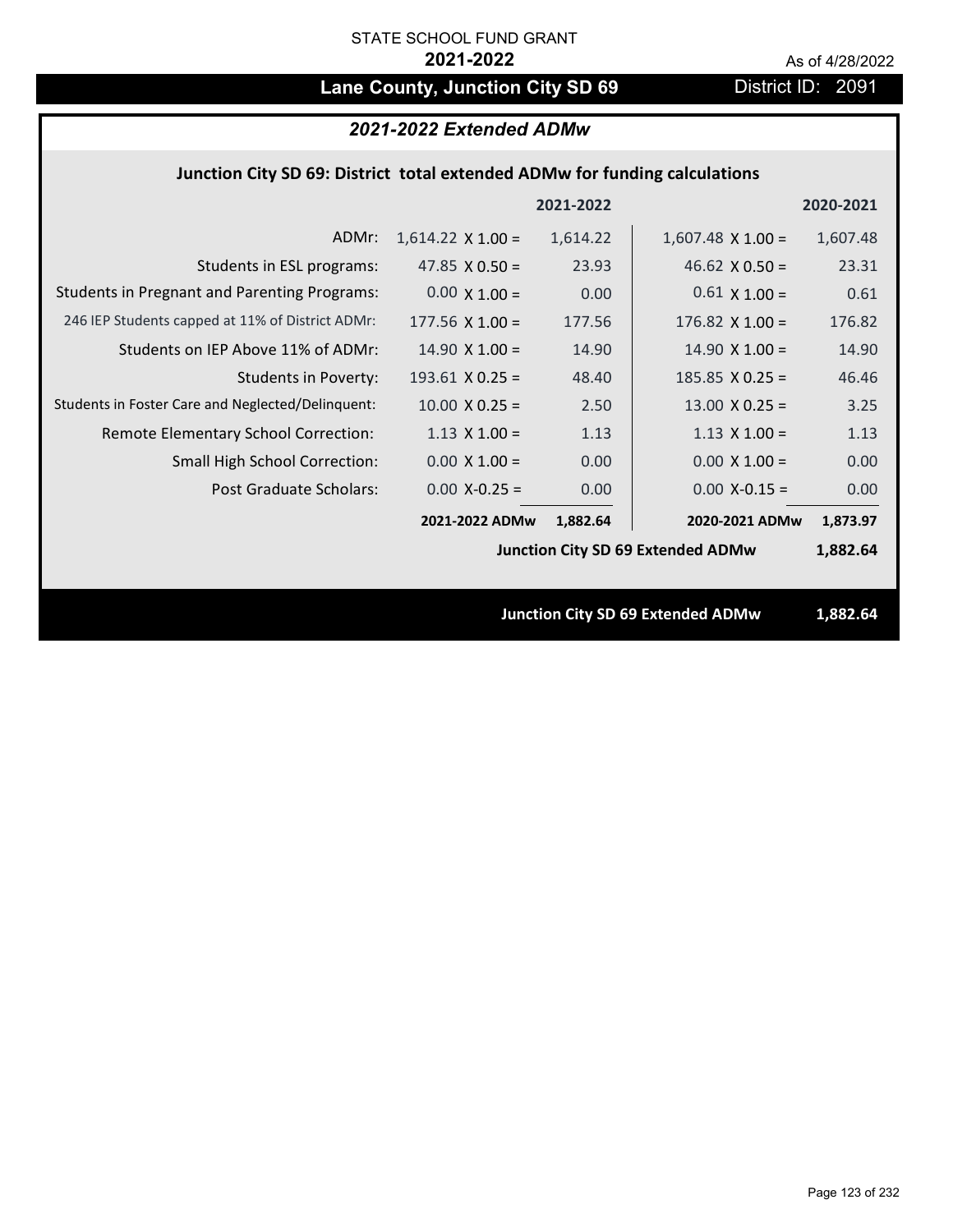STATE SCHOOL FUND GRANT

**2021-2022**

As of 4/28/2022

# Lane County, Junction City SD 69

District ID: 2091

## *2021-2022 Extended ADMw*

### Junction City SD 69: District total extended ADMw for funding calculations

| | | 2021-2022 | | 2020-2021 |
|---|---|---|---|---|
| ADMr: | 1,614.22 X 1.00 = | 1,614.22 | 1,607.48 X 1.00 = | 1,607.48 |
| Students in ESL programs: | 47.85 X 0.50 = | 23.93 | 46.62 X 0.50 = | 23.31 |
| Students in Pregnant and Parenting Programs: | 0.00 X 1.00 = | 0.00 | 0.61 X 1.00 = | 0.61 |
| 246 IEP Students capped at 11% of District ADMr: | 177.56 X 1.00 = | 177.56 | 176.82 X 1.00 = | 176.82 |
| Students on IEP Above 11% of ADMr: | 14.90 X 1.00 = | 14.90 | 14.90 X 1.00 = | 14.90 |
| Students in Poverty: | 193.61 X 0.25 = | 48.40 | 185.85 X 0.25 = | 46.46 |
| Students in Foster Care and Neglected/Delinquent: | 10.00 X 0.25 = | 2.50 | 13.00 X 0.25 = | 3.25 |
| Remote Elementary School Correction: | 1.13 X 1.00 = | 1.13 | 1.13 X 1.00 = | 1.13 |
| Small High School Correction: | 0.00 X 1.00 = | 0.00 | 0.00 X 1.00 = | 0.00 |
| Post Graduate Scholars: | 0.00 X-0.25 = | 0.00 | 0.00 X-0.15 = | 0.00 |
| | **2021-2022 ADMw** | **1,882.64** | **2020-2021 ADMw** | **1,873.97** |

**Junction City SD 69 Extended ADMw** **1,882.64**

**Junction City SD 69 Extended ADMw** **1,882.64**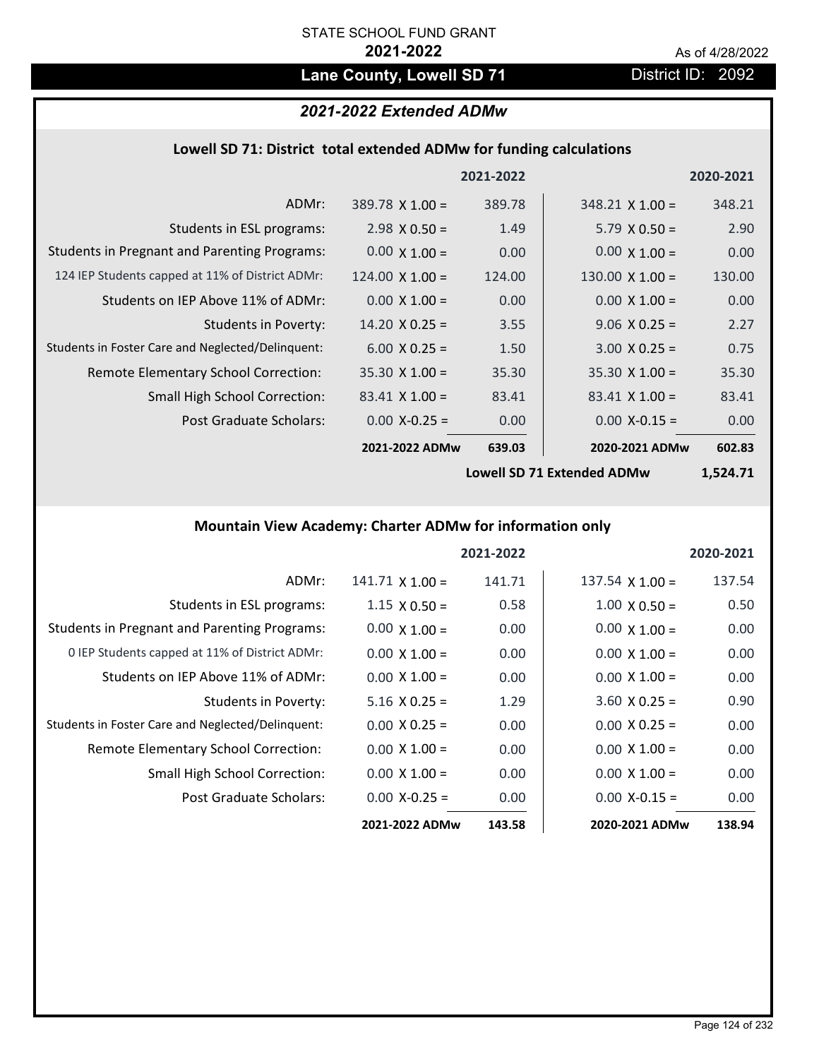STATE SCHOOL FUND GRANT

**2021-2022**

As of 4/28/2022

## Lane County, Lowell SD 71

District ID: 2092

### *2021-2022 Extended ADMw*

#### Lowell SD 71: District total extended ADMw for funding calculations

| | | 2021-2022 | | 2020-2021 |
|---|---|---|---|---|
| ADMr: | 389.78 X 1.00 = | 389.78 | 348.21 X 1.00 = | 348.21 |
| Students in ESL programs: | 2.98 X 0.50 = | 1.49 | 5.79 X 0.50 = | 2.90 |
| Students in Pregnant and Parenting Programs: | 0.00 X 1.00 = | 0.00 | 0.00 X 1.00 = | 0.00 |
| 124 IEP Students capped at 11% of District ADMr: | 124.00 X 1.00 = | 124.00 | 130.00 X 1.00 = | 130.00 |
| Students on IEP Above 11% of ADMr: | 0.00 X 1.00 = | 0.00 | 0.00 X 1.00 = | 0.00 |
| Students in Poverty: | 14.20 X 0.25 = | 3.55 | 9.06 X 0.25 = | 2.27 |
| Students in Foster Care and Neglected/Delinquent: | 6.00 X 0.25 = | 1.50 | 3.00 X 0.25 = | 0.75 |
| Remote Elementary School Correction: | 35.30 X 1.00 = | 35.30 | 35.30 X 1.00 = | 35.30 |
| Small High School Correction: | 83.41 X 1.00 = | 83.41 | 83.41 X 1.00 = | 83.41 |
| Post Graduate Scholars: | 0.00 X-0.25 = | 0.00 | 0.00 X-0.15 = | 0.00 |
| | **2021-2022 ADMw** | **639.03** | **2020-2021 ADMw** | **602.83** |
| | | | **Lowell SD 71 Extended ADMw** | **1,524.71** |

#### Mountain View Academy: Charter ADMw for information only

| | | 2021-2022 | | 2020-2021 |
|---|---|---|---|---|
| ADMr: | 141.71 X 1.00 = | 141.71 | 137.54 X 1.00 = | 137.54 |
| Students in ESL programs: | 1.15 X 0.50 = | 0.58 | 1.00 X 0.50 = | 0.50 |
| Students in Pregnant and Parenting Programs: | 0.00 X 1.00 = | 0.00 | 0.00 X 1.00 = | 0.00 |
| 0 IEP Students capped at 11% of District ADMr: | 0.00 X 1.00 = | 0.00 | 0.00 X 1.00 = | 0.00 |
| Students on IEP Above 11% of ADMr: | 0.00 X 1.00 = | 0.00 | 0.00 X 1.00 = | 0.00 |
| Students in Poverty: | 5.16 X 0.25 = | 1.29 | 3.60 X 0.25 = | 0.90 |
| Students in Foster Care and Neglected/Delinquent: | 0.00 X 0.25 = | 0.00 | 0.00 X 0.25 = | 0.00 |
| Remote Elementary School Correction: | 0.00 X 1.00 = | 0.00 | 0.00 X 1.00 = | 0.00 |
| Small High School Correction: | 0.00 X 1.00 = | 0.00 | 0.00 X 1.00 = | 0.00 |
| Post Graduate Scholars: | 0.00 X-0.25 = | 0.00 | 0.00 X-0.15 = | 0.00 |
| | **2021-2022 ADMw** | **143.58** | **2020-2021 ADMw** | **138.94** |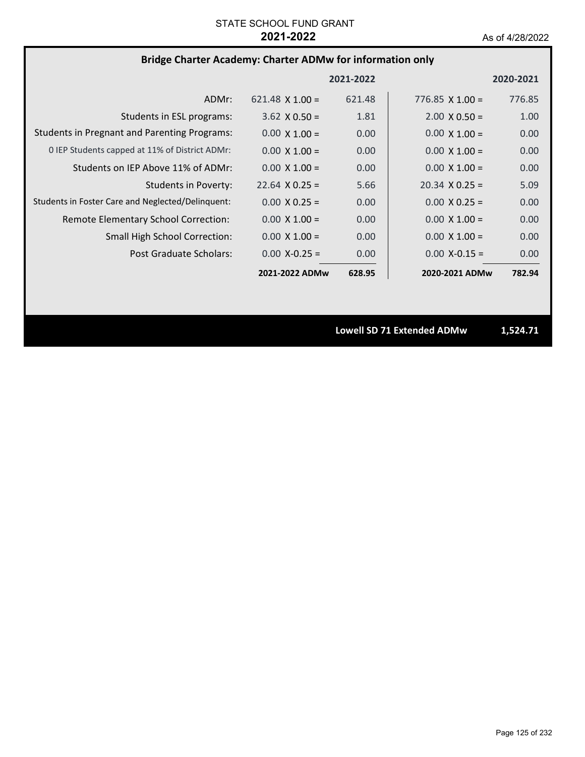STATE SCHOOL FUND GRANT
**2021-2022**
As of 4/28/2022

## Bridge Charter Academy: Charter ADMw for information only

| | 2021-2022 | | 2020-2021 | |
|---|---|---|---|---|
| ADMr: | 621.48 X 1.00 = | 621.48 | 776.85 X 1.00 = | 776.85 |
| Students in ESL programs: | 3.62 X 0.50 = | 1.81 | 2.00 X 0.50 = | 1.00 |
| Students in Pregnant and Parenting Programs: | 0.00 X 1.00 = | 0.00 | 0.00 X 1.00 = | 0.00 |
| 0 IEP Students capped at 11% of District ADMr: | 0.00 X 1.00 = | 0.00 | 0.00 X 1.00 = | 0.00 |
| Students on IEP Above 11% of ADMr: | 0.00 X 1.00 = | 0.00 | 0.00 X 1.00 = | 0.00 |
| Students in Poverty: | 22.64 X 0.25 = | 5.66 | 20.34 X 0.25 = | 5.09 |
| Students in Foster Care and Neglected/Delinquent: | 0.00 X 0.25 = | 0.00 | 0.00 X 0.25 = | 0.00 |
| Remote Elementary School Correction: | 0.00 X 1.00 = | 0.00 | 0.00 X 1.00 = | 0.00 |
| Small High School Correction: | 0.00 X 1.00 = | 0.00 | 0.00 X 1.00 = | 0.00 |
| Post Graduate Scholars: | 0.00 X-0.25 = | 0.00 | 0.00 X-0.15 = | 0.00 |
| | **2021-2022 ADMw** | **628.95** | **2020-2021 ADMw** | **782.94** |

**Lowell SD 71 Extended ADMw** **1,524.71**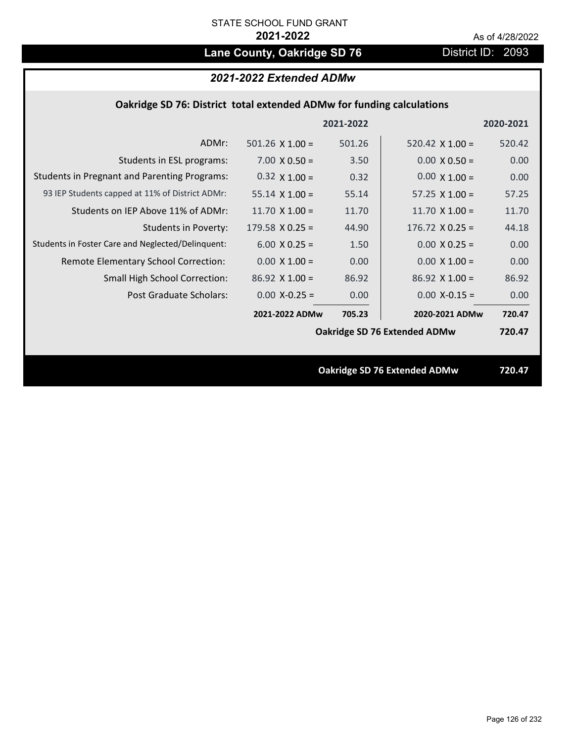STATE SCHOOL FUND GRANT

**2021-2022**

As of 4/28/2022

# Lane County, Oakridge SD 76

District ID: 2093

## *2021-2022 Extended ADMw*

### Oakridge SD 76: District total extended ADMw for funding calculations

| | | 2021-2022 | | 2020-2021 |
|---|---|---|---|---|
| ADMr: | 501.26 X 1.00 = | 501.26 | 520.42 X 1.00 = | 520.42 |
| Students in ESL programs: | 7.00 X 0.50 = | 3.50 | 0.00 X 0.50 = | 0.00 |
| Students in Pregnant and Parenting Programs: | 0.32 X 1.00 = | 0.32 | 0.00 X 1.00 = | 0.00 |
| 93 IEP Students capped at 11% of District ADMr: | 55.14 X 1.00 = | 55.14 | 57.25 X 1.00 = | 57.25 |
| Students on IEP Above 11% of ADMr: | 11.70 X 1.00 = | 11.70 | 11.70 X 1.00 = | 11.70 |
| Students in Poverty: | 179.58 X 0.25 = | 44.90 | 176.72 X 0.25 = | 44.18 |
| Students in Foster Care and Neglected/Delinquent: | 6.00 X 0.25 = | 1.50 | 0.00 X 0.25 = | 0.00 |
| Remote Elementary School Correction: | 0.00 X 1.00 = | 0.00 | 0.00 X 1.00 = | 0.00 |
| Small High School Correction: | 86.92 X 1.00 = | 86.92 | 86.92 X 1.00 = | 86.92 |
| Post Graduate Scholars: | 0.00 X-0.25 = | 0.00 | 0.00 X-0.15 = | 0.00 |
| | **2021-2022 ADMw** | **705.23** | **2020-2021 ADMw** | **720.47** |
| | | | **Oakridge SD 76 Extended ADMw** | **720.47** |

**Oakridge SD 76 Extended ADMw** **720.47**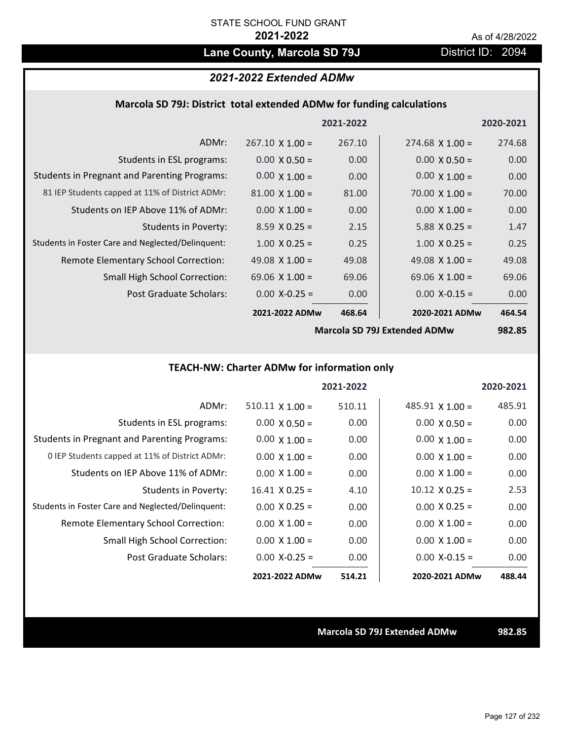STATE SCHOOL FUND GRANT

**2021-2022**

As of 4/28/2022

## Lane County, Marcola SD 79J

District ID: 2094

### *2021-2022 Extended ADMw*

#### Marcola SD 79J: District total extended ADMw for funding calculations

| | | 2021-2022 | | 2020-2021 |
|---|---|---|---|---|
| ADMr: | 267.10 X 1.00 = | 267.10 | 274.68 X 1.00 = | 274.68 |
| Students in ESL programs: | 0.00 X 0.50 = | 0.00 | 0.00 X 0.50 = | 0.00 |
| Students in Pregnant and Parenting Programs: | 0.00 X 1.00 = | 0.00 | 0.00 X 1.00 = | 0.00 |
| 81 IEP Students capped at 11% of District ADMr: | 81.00 X 1.00 = | 81.00 | 70.00 X 1.00 = | 70.00 |
| Students on IEP Above 11% of ADMr: | 0.00 X 1.00 = | 0.00 | 0.00 X 1.00 = | 0.00 |
| Students in Poverty: | 8.59 X 0.25 = | 2.15 | 5.88 X 0.25 = | 1.47 |
| Students in Foster Care and Neglected/Delinquent: | 1.00 X 0.25 = | 0.25 | 1.00 X 0.25 = | 0.25 |
| Remote Elementary School Correction: | 49.08 X 1.00 = | 49.08 | 49.08 X 1.00 = | 49.08 |
| Small High School Correction: | 69.06 X 1.00 = | 69.06 | 69.06 X 1.00 = | 69.06 |
| Post Graduate Scholars: | 0.00 X-0.25 = | 0.00 | 0.00 X-0.15 = | 0.00 |
| | **2021-2022 ADMw** | **468.64** | **2020-2021 ADMw** | **464.54** |
| | | | **Marcola SD 79J Extended ADMw** | **982.85** |

#### TEACH-NW: Charter ADMw for information only

| | | 2021-2022 | | 2020-2021 |
|---|---|---|---|---|
| ADMr: | 510.11 X 1.00 = | 510.11 | 485.91 X 1.00 = | 485.91 |
| Students in ESL programs: | 0.00 X 0.50 = | 0.00 | 0.00 X 0.50 = | 0.00 |
| Students in Pregnant and Parenting Programs: | 0.00 X 1.00 = | 0.00 | 0.00 X 1.00 = | 0.00 |
| 0 IEP Students capped at 11% of District ADMr: | 0.00 X 1.00 = | 0.00 | 0.00 X 1.00 = | 0.00 |
| Students on IEP Above 11% of ADMr: | 0.00 X 1.00 = | 0.00 | 0.00 X 1.00 = | 0.00 |
| Students in Poverty: | 16.41 X 0.25 = | 4.10 | 10.12 X 0.25 = | 2.53 |
| Students in Foster Care and Neglected/Delinquent: | 0.00 X 0.25 = | 0.00 | 0.00 X 0.25 = | 0.00 |
| Remote Elementary School Correction: | 0.00 X 1.00 = | 0.00 | 0.00 X 1.00 = | 0.00 |
| Small High School Correction: | 0.00 X 1.00 = | 0.00 | 0.00 X 1.00 = | 0.00 |
| Post Graduate Scholars: | 0.00 X-0.25 = | 0.00 | 0.00 X-0.15 = | 0.00 |
| | **2021-2022 ADMw** | **514.21** | **2020-2021 ADMw** | **488.44** |

**Marcola SD 79J Extended ADMw** **982.85**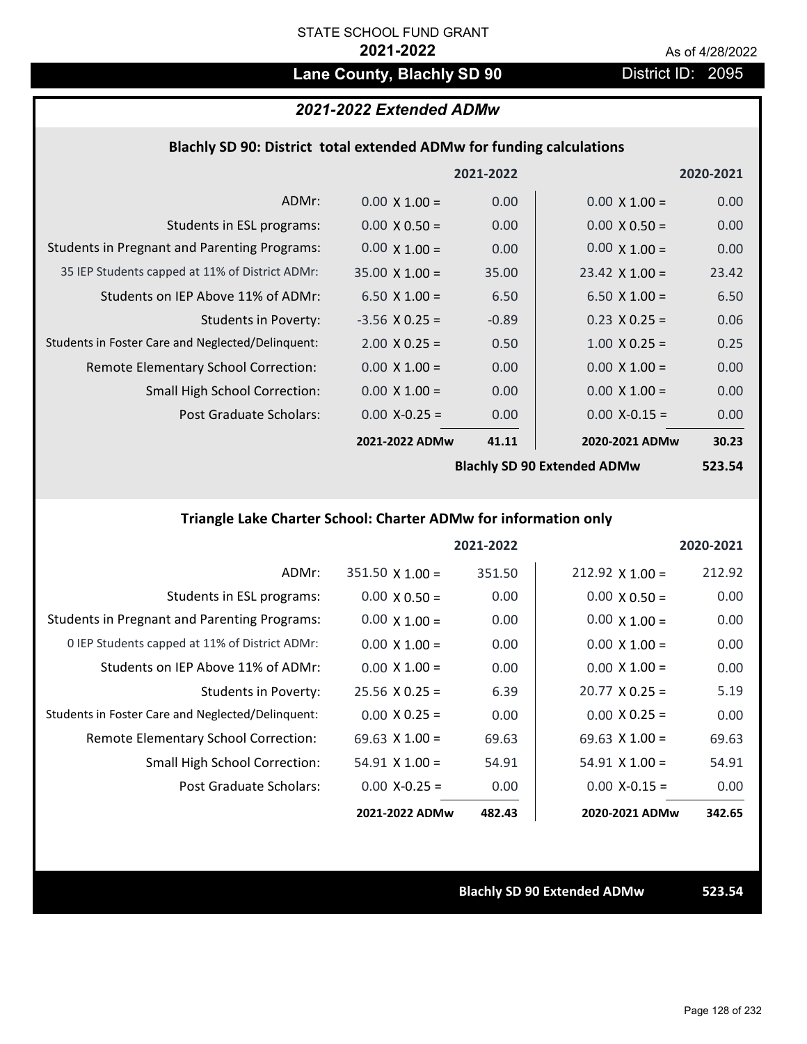STATE SCHOOL FUND GRANT

**2021-2022**

As of 4/28/2022

# Lane County, Blachly SD 90

District ID: 2095

## *2021-2022 Extended ADMw*

### Blachly SD 90: District total extended ADMw for funding calculations

| | | 2021-2022 | | 2020-2021 |
|---|---|---|---|---|
| ADMr: | 0.00 X 1.00 = | 0.00 | 0.00 X 1.00 = | 0.00 |
| Students in ESL programs: | 0.00 X 0.50 = | 0.00 | 0.00 X 0.50 = | 0.00 |
| Students in Pregnant and Parenting Programs: | 0.00 X 1.00 = | 0.00 | 0.00 X 1.00 = | 0.00 |
| 35 IEP Students capped at 11% of District ADMr: | 35.00 X 1.00 = | 35.00 | 23.42 X 1.00 = | 23.42 |
| Students on IEP Above 11% of ADMr: | 6.50 X 1.00 = | 6.50 | 6.50 X 1.00 = | 6.50 |
| Students in Poverty: | -3.56 X 0.25 = | -0.89 | 0.23 X 0.25 = | 0.06 |
| Students in Foster Care and Neglected/Delinquent: | 2.00 X 0.25 = | 0.50 | 1.00 X 0.25 = | 0.25 |
| Remote Elementary School Correction: | 0.00 X 1.00 = | 0.00 | 0.00 X 1.00 = | 0.00 |
| Small High School Correction: | 0.00 X 1.00 = | 0.00 | 0.00 X 1.00 = | 0.00 |
| Post Graduate Scholars: | 0.00 X-0.25 = | 0.00 | 0.00 X-0.15 = | 0.00 |
| | **2021-2022 ADMw** | **41.11** | **2020-2021 ADMw** | **30.23** |
| | | | **Blachly SD 90 Extended ADMw** | **523.54** |

### Triangle Lake Charter School: Charter ADMw for information only

| | | 2021-2022 | | 2020-2021 |
|---|---|---|---|---|
| ADMr: | 351.50 X 1.00 = | 351.50 | 212.92 X 1.00 = | 212.92 |
| Students in ESL programs: | 0.00 X 0.50 = | 0.00 | 0.00 X 0.50 = | 0.00 |
| Students in Pregnant and Parenting Programs: | 0.00 X 1.00 = | 0.00 | 0.00 X 1.00 = | 0.00 |
| 0 IEP Students capped at 11% of District ADMr: | 0.00 X 1.00 = | 0.00 | 0.00 X 1.00 = | 0.00 |
| Students on IEP Above 11% of ADMr: | 0.00 X 1.00 = | 0.00 | 0.00 X 1.00 = | 0.00 |
| Students in Poverty: | 25.56 X 0.25 = | 6.39 | 20.77 X 0.25 = | 5.19 |
| Students in Foster Care and Neglected/Delinquent: | 0.00 X 0.25 = | 0.00 | 0.00 X 0.25 = | 0.00 |
| Remote Elementary School Correction: | 69.63 X 1.00 = | 69.63 | 69.63 X 1.00 = | 69.63 |
| Small High School Correction: | 54.91 X 1.00 = | 54.91 | 54.91 X 1.00 = | 54.91 |
| Post Graduate Scholars: | 0.00 X-0.25 = | 0.00 | 0.00 X-0.15 = | 0.00 |
| | **2021-2022 ADMw** | **482.43** | **2020-2021 ADMw** | **342.65** |

**Blachly SD 90 Extended ADMw** **523.54**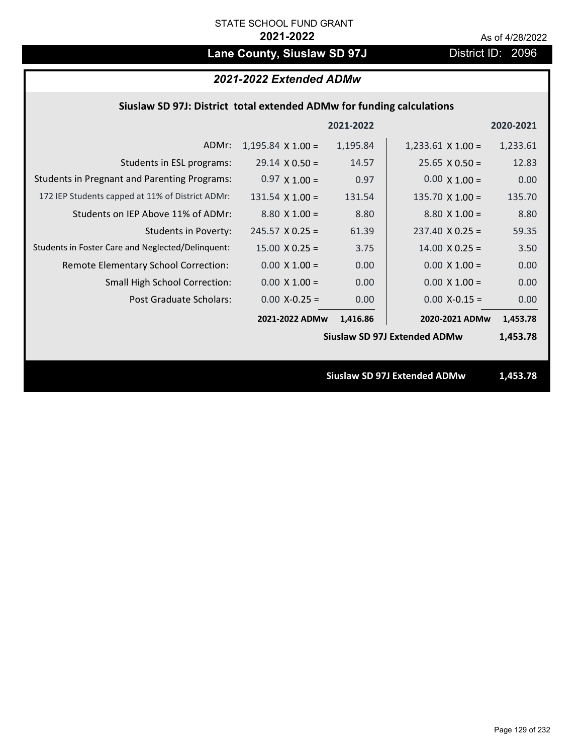STATE SCHOOL FUND GRANT

**2021-2022**

As of 4/28/2022

## Lane County, Siuslaw SD 97J

District ID: 2096

### *2021-2022 Extended ADMw*

**Siuslaw SD 97J: District total extended ADMw for funding calculations**

| | 2021-2022 | | 2020-2021 | |
|---|---|---|---|---|
| ADMr: | 1,195.84 X 1.00 = | 1,195.84 | 1,233.61 X 1.00 = | 1,233.61 |
| Students in ESL programs: | 29.14 X 0.50 = | 14.57 | 25.65 X 0.50 = | 12.83 |
| Students in Pregnant and Parenting Programs: | 0.97 X 1.00 = | 0.97 | 0.00 X 1.00 = | 0.00 |
| 172 IEP Students capped at 11% of District ADMr: | 131.54 X 1.00 = | 131.54 | 135.70 X 1.00 = | 135.70 |
| Students on IEP Above 11% of ADMr: | 8.80 X 1.00 = | 8.80 | 8.80 X 1.00 = | 8.80 |
| Students in Poverty: | 245.57 X 0.25 = | 61.39 | 237.40 X 0.25 = | 59.35 |
| Students in Foster Care and Neglected/Delinquent: | 15.00 X 0.25 = | 3.75 | 14.00 X 0.25 = | 3.50 |
| Remote Elementary School Correction: | 0.00 X 1.00 = | 0.00 | 0.00 X 1.00 = | 0.00 |
| Small High School Correction: | 0.00 X 1.00 = | 0.00 | 0.00 X 1.00 = | 0.00 |
| Post Graduate Scholars: | 0.00 X-0.25 = | 0.00 | 0.00 X-0.15 = | 0.00 |
| | **2021-2022 ADMw** | **1,416.86** | **2020-2021 ADMw** | **1,453.78** |
| | | | **Siuslaw SD 97J Extended ADMw** | **1,453.78** |

**Siuslaw SD 97J Extended ADMw** **1,453.78**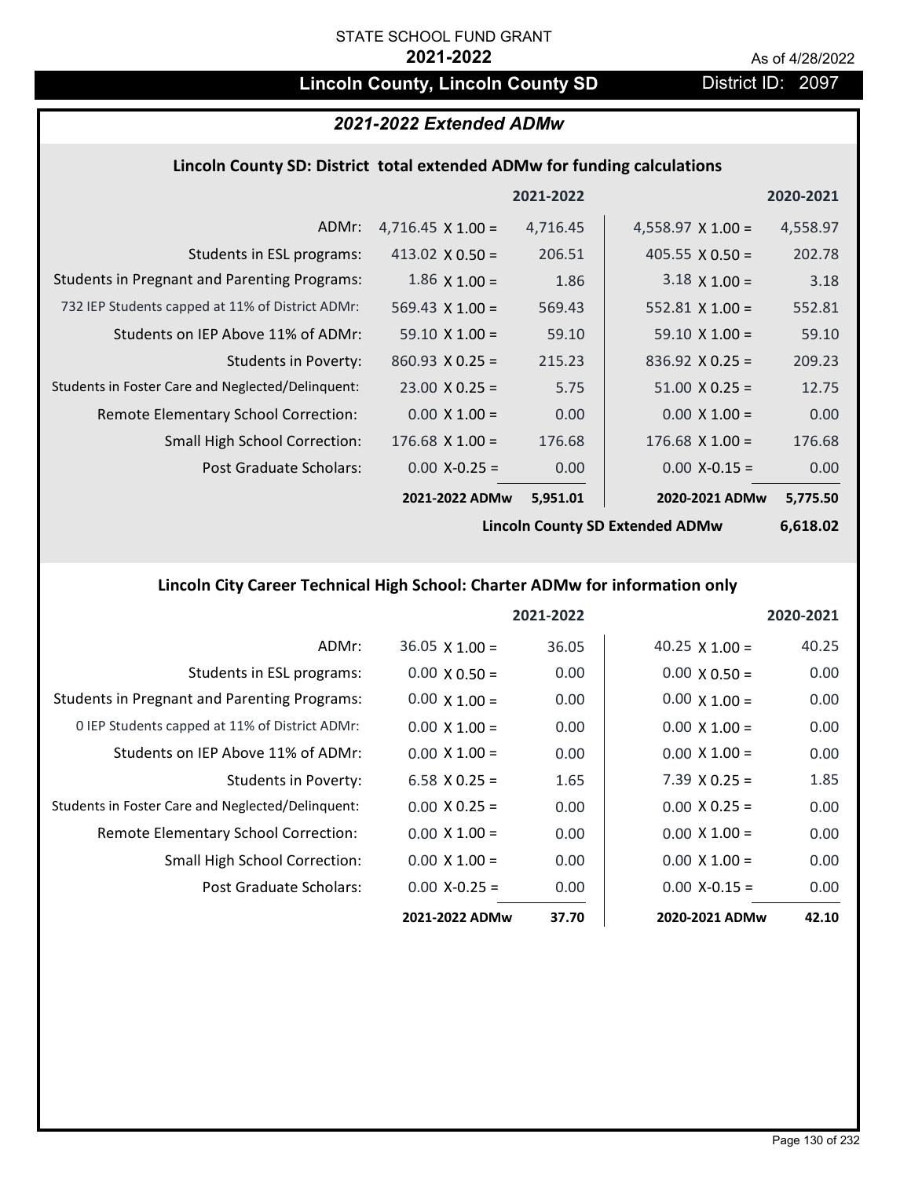STATE SCHOOL FUND GRANT

**2021-2022**

As of 4/28/2022

# Lincoln County, Lincoln County SD

District ID: 2097

## *2021-2022 Extended ADMw*

### Lincoln County SD: District total extended ADMw for funding calculations

| | | 2021-2022 | | 2020-2021 |
|---|---|---|---|---|
| ADMr: | 4,716.45 X 1.00 = | 4,716.45 | 4,558.97 X 1.00 = | 4,558.97 |
| Students in ESL programs: | 413.02 X 0.50 = | 206.51 | 405.55 X 0.50 = | 202.78 |
| Students in Pregnant and Parenting Programs: | 1.86 X 1.00 = | 1.86 | 3.18 X 1.00 = | 3.18 |
| 732 IEP Students capped at 11% of District ADMr: | 569.43 X 1.00 = | 569.43 | 552.81 X 1.00 = | 552.81 |
| Students on IEP Above 11% of ADMr: | 59.10 X 1.00 = | 59.10 | 59.10 X 1.00 = | 59.10 |
| Students in Poverty: | 860.93 X 0.25 = | 215.23 | 836.92 X 0.25 = | 209.23 |
| Students in Foster Care and Neglected/Delinquent: | 23.00 X 0.25 = | 5.75 | 51.00 X 0.25 = | 12.75 |
| Remote Elementary School Correction: | 0.00 X 1.00 = | 0.00 | 0.00 X 1.00 = | 0.00 |
| Small High School Correction: | 176.68 X 1.00 = | 176.68 | 176.68 X 1.00 = | 176.68 |
| Post Graduate Scholars: | 0.00 X-0.25 = | 0.00 | 0.00 X-0.15 = | 0.00 |
| | **2021-2022 ADMw** | **5,951.01** | **2020-2021 ADMw** | **5,775.50** |
| | | | **Lincoln County SD Extended ADMw** | **6,618.02** |

### Lincoln City Career Technical High School: Charter ADMw for information only

| | | 2021-2022 | | 2020-2021 |
|---|---|---|---|---|
| ADMr: | 36.05 X 1.00 = | 36.05 | 40.25 X 1.00 = | 40.25 |
| Students in ESL programs: | 0.00 X 0.50 = | 0.00 | 0.00 X 0.50 = | 0.00 |
| Students in Pregnant and Parenting Programs: | 0.00 X 1.00 = | 0.00 | 0.00 X 1.00 = | 0.00 |
| 0 IEP Students capped at 11% of District ADMr: | 0.00 X 1.00 = | 0.00 | 0.00 X 1.00 = | 0.00 |
| Students on IEP Above 11% of ADMr: | 0.00 X 1.00 = | 0.00 | 0.00 X 1.00 = | 0.00 |
| Students in Poverty: | 6.58 X 0.25 = | 1.65 | 7.39 X 0.25 = | 1.85 |
| Students in Foster Care and Neglected/Delinquent: | 0.00 X 0.25 = | 0.00 | 0.00 X 0.25 = | 0.00 |
| Remote Elementary School Correction: | 0.00 X 1.00 = | 0.00 | 0.00 X 1.00 = | 0.00 |
| Small High School Correction: | 0.00 X 1.00 = | 0.00 | 0.00 X 1.00 = | 0.00 |
| Post Graduate Scholars: | 0.00 X-0.25 = | 0.00 | 0.00 X-0.15 = | 0.00 |
| | **2021-2022 ADMw** | **37.70** | **2020-2021 ADMw** | **42.10** |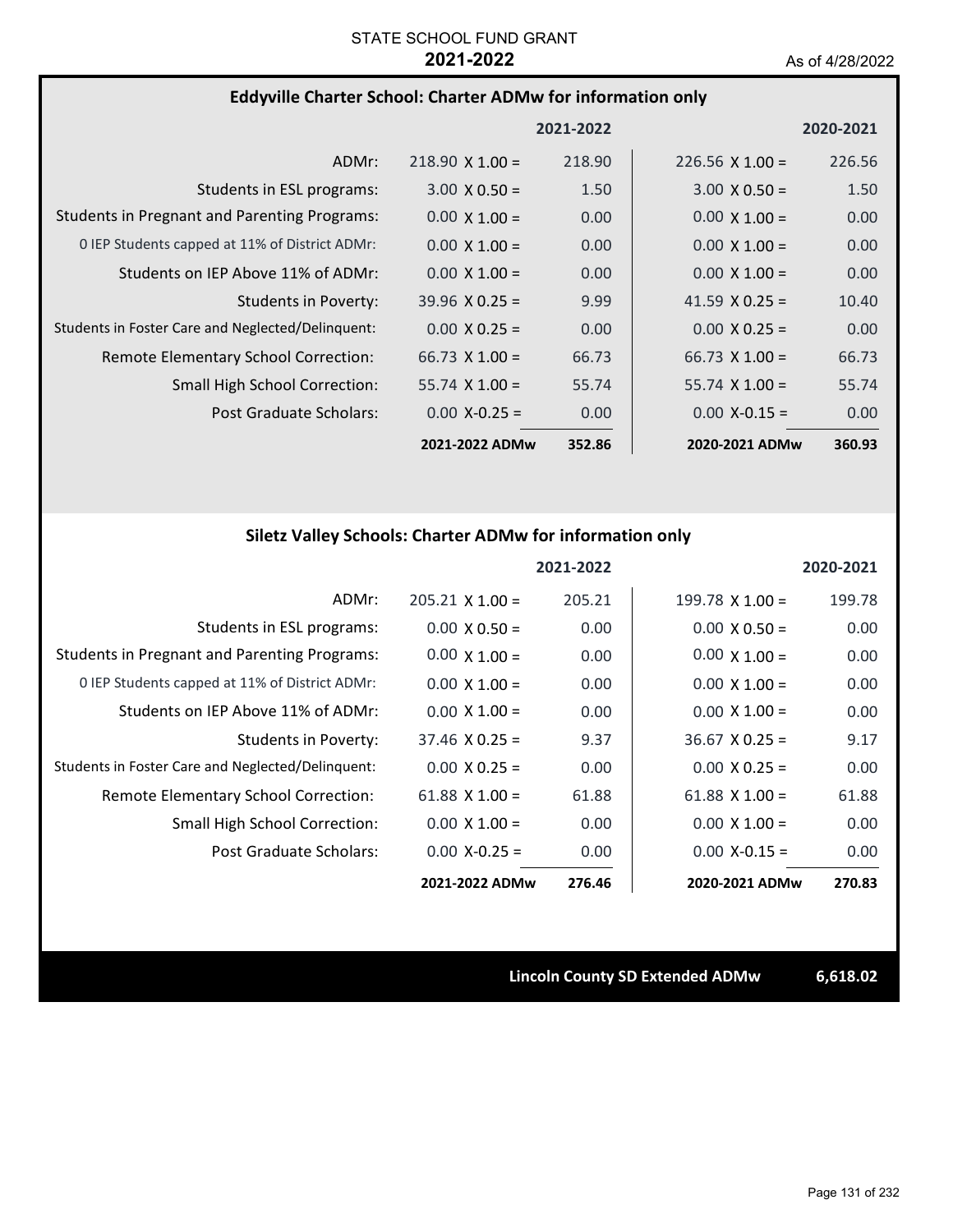STATE SCHOOL FUND GRANT

**2021-2022**

As of 4/28/2022

## Eddyville Charter School: Charter ADMw for information only

| | | 2021-2022 | | 2020-2021 |
|---|---|---|---|---|
| ADMr: | 218.90 X 1.00 = | 218.90 | 226.56 X 1.00 = | 226.56 |
| Students in ESL programs: | 3.00 X 0.50 = | 1.50 | 3.00 X 0.50 = | 1.50 |
| Students in Pregnant and Parenting Programs: | 0.00 X 1.00 = | 0.00 | 0.00 X 1.00 = | 0.00 |
| 0 IEP Students capped at 11% of District ADMr: | 0.00 X 1.00 = | 0.00 | 0.00 X 1.00 = | 0.00 |
| Students on IEP Above 11% of ADMr: | 0.00 X 1.00 = | 0.00 | 0.00 X 1.00 = | 0.00 |
| Students in Poverty: | 39.96 X 0.25 = | 9.99 | 41.59 X 0.25 = | 10.40 |
| Students in Foster Care and Neglected/Delinquent: | 0.00 X 0.25 = | 0.00 | 0.00 X 0.25 = | 0.00 |
| Remote Elementary School Correction: | 66.73 X 1.00 = | 66.73 | 66.73 X 1.00 = | 66.73 |
| Small High School Correction: | 55.74 X 1.00 = | 55.74 | 55.74 X 1.00 = | 55.74 |
| Post Graduate Scholars: | 0.00 X-0.25 = | 0.00 | 0.00 X-0.15 = | 0.00 |
| | **2021-2022 ADMw** | **352.86** | **2020-2021 ADMw** | **360.93** |

## Siletz Valley Schools: Charter ADMw for information only

| | | 2021-2022 | | 2020-2021 |
|---|---|---|---|---|
| ADMr: | 205.21 X 1.00 = | 205.21 | 199.78 X 1.00 = | 199.78 |
| Students in ESL programs: | 0.00 X 0.50 = | 0.00 | 0.00 X 0.50 = | 0.00 |
| Students in Pregnant and Parenting Programs: | 0.00 X 1.00 = | 0.00 | 0.00 X 1.00 = | 0.00 |
| 0 IEP Students capped at 11% of District ADMr: | 0.00 X 1.00 = | 0.00 | 0.00 X 1.00 = | 0.00 |
| Students on IEP Above 11% of ADMr: | 0.00 X 1.00 = | 0.00 | 0.00 X 1.00 = | 0.00 |
| Students in Poverty: | 37.46 X 0.25 = | 9.37 | 36.67 X 0.25 = | 9.17 |
| Students in Foster Care and Neglected/Delinquent: | 0.00 X 0.25 = | 0.00 | 0.00 X 0.25 = | 0.00 |
| Remote Elementary School Correction: | 61.88 X 1.00 = | 61.88 | 61.88 X 1.00 = | 61.88 |
| Small High School Correction: | 0.00 X 1.00 = | 0.00 | 0.00 X 1.00 = | 0.00 |
| Post Graduate Scholars: | 0.00 X-0.25 = | 0.00 | 0.00 X-0.15 = | 0.00 |
| | **2021-2022 ADMw** | **276.46** | **2020-2021 ADMw** | **270.83** |

**Lincoln County SD Extended ADMw** **6,618.02**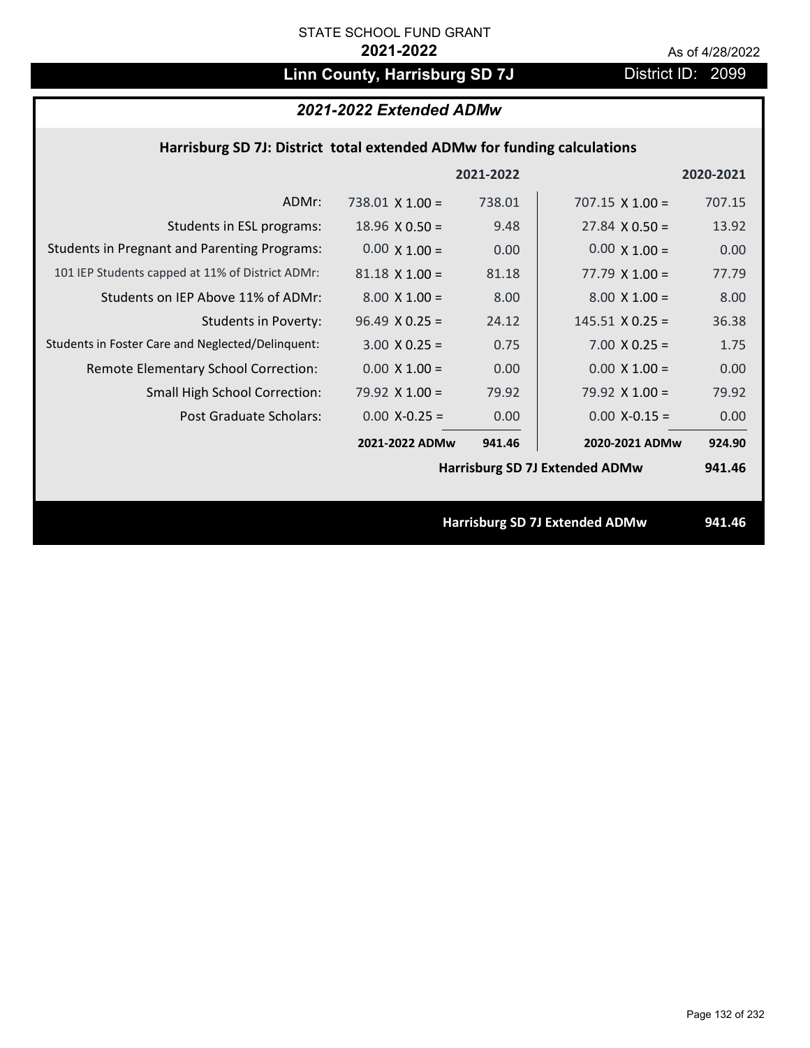STATE SCHOOL FUND GRANT

**2021-2022**

As of 4/28/2022

# Linn County, Harrisburg SD 7J

District ID: 2099

## *2021-2022 Extended ADMw*

### Harrisburg SD 7J: District total extended ADMw for funding calculations

| | | 2021-2022 | | 2020-2021 |
|---|---|---|---|---|
| ADMr: | 738.01 X 1.00 = | 738.01 | 707.15 X 1.00 = | 707.15 |
| Students in ESL programs: | 18.96 X 0.50 = | 9.48 | 27.84 X 0.50 = | 13.92 |
| Students in Pregnant and Parenting Programs: | 0.00 X 1.00 = | 0.00 | 0.00 X 1.00 = | 0.00 |
| 101 IEP Students capped at 11% of District ADMr: | 81.18 X 1.00 = | 81.18 | 77.79 X 1.00 = | 77.79 |
| Students on IEP Above 11% of ADMr: | 8.00 X 1.00 = | 8.00 | 8.00 X 1.00 = | 8.00 |
| Students in Poverty: | 96.49 X 0.25 = | 24.12 | 145.51 X 0.25 = | 36.38 |
| Students in Foster Care and Neglected/Delinquent: | 3.00 X 0.25 = | 0.75 | 7.00 X 0.25 = | 1.75 |
| Remote Elementary School Correction: | 0.00 X 1.00 = | 0.00 | 0.00 X 1.00 = | 0.00 |
| Small High School Correction: | 79.92 X 1.00 = | 79.92 | 79.92 X 1.00 = | 79.92 |
| Post Graduate Scholars: | 0.00 X-0.25 = | 0.00 | 0.00 X-0.15 = | 0.00 |
| | **2021-2022 ADMw** | **941.46** | **2020-2021 ADMw** | **924.90** |
| | | | **Harrisburg SD 7J Extended ADMw** | **941.46** |

**Harrisburg SD 7J Extended ADMw** **941.46**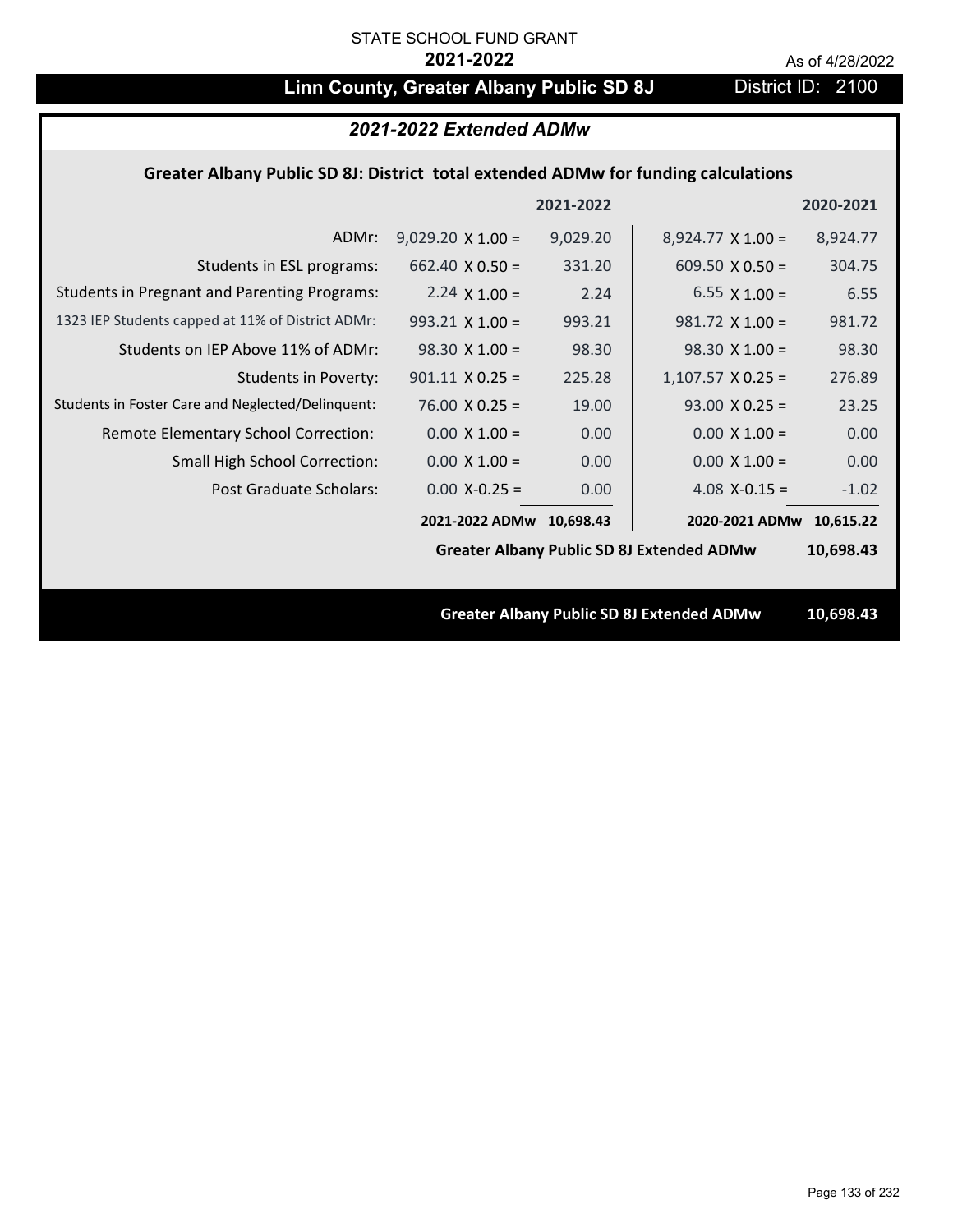STATE SCHOOL FUND GRANT

**2021-2022**

As of 4/28/2022

# Linn County, Greater Albany Public SD 8J

District ID: 2100

## *2021-2022 Extended ADMw*

### Greater Albany Public SD 8J: District total extended ADMw for funding calculations

| | | 2021-2022 | | 2020-2021 |
|---|---|---|---|---|
| ADMr: | 9,029.20 X 1.00 = | 9,029.20 | 8,924.77 X 1.00 = | 8,924.77 |
| Students in ESL programs: | 662.40 X 0.50 = | 331.20 | 609.50 X 0.50 = | 304.75 |
| Students in Pregnant and Parenting Programs: | 2.24 X 1.00 = | 2.24 | 6.55 X 1.00 = | 6.55 |
| 1323 IEP Students capped at 11% of District ADMr: | 993.21 X 1.00 = | 993.21 | 981.72 X 1.00 = | 981.72 |
| Students on IEP Above 11% of ADMr: | 98.30 X 1.00 = | 98.30 | 98.30 X 1.00 = | 98.30 |
| Students in Poverty: | 901.11 X 0.25 = | 225.28 | 1,107.57 X 0.25 = | 276.89 |
| Students in Foster Care and Neglected/Delinquent: | 76.00 X 0.25 = | 19.00 | 93.00 X 0.25 = | 23.25 |
| Remote Elementary School Correction: | 0.00 X 1.00 = | 0.00 | 0.00 X 1.00 = | 0.00 |
| Small High School Correction: | 0.00 X 1.00 = | 0.00 | 0.00 X 1.00 = | 0.00 |
| Post Graduate Scholars: | 0.00 X-0.25 = | 0.00 | 4.08 X-0.15 = | -1.02 |
| | **2021-2022 ADMw** | **10,698.43** | **2020-2021 ADMw** | **10,615.22** |
| | | | **Greater Albany Public SD 8J Extended ADMw** | **10,698.43** |

**Greater Albany Public SD 8J Extended ADMw 10,698.43**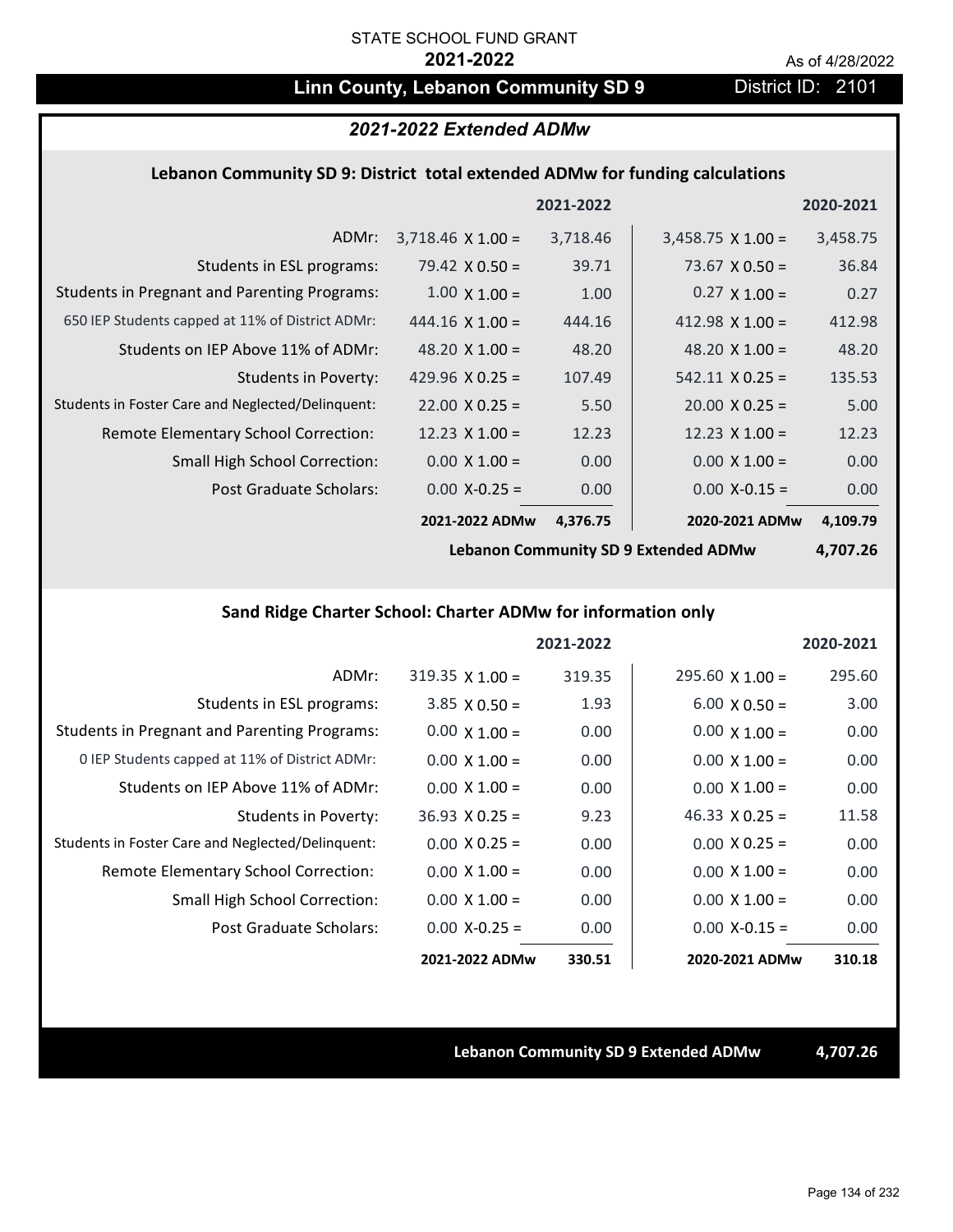STATE SCHOOL FUND GRANT

**2021-2022**

As of 4/28/2022

## Linn County, Lebanon Community SD 9

District ID: 2101

### *2021-2022 Extended ADMw*

#### Lebanon Community SD 9: District total extended ADMw for funding calculations

| | | 2021-2022 | | 2020-2021 |
|---|---|---|---|---|
| ADMr: | 3,718.46 X 1.00 = | 3,718.46 | 3,458.75 X 1.00 = | 3,458.75 |
| Students in ESL programs: | 79.42 X 0.50 = | 39.71 | 73.67 X 0.50 = | 36.84 |
| Students in Pregnant and Parenting Programs: | 1.00 X 1.00 = | 1.00 | 0.27 X 1.00 = | 0.27 |
| 650 IEP Students capped at 11% of District ADMr: | 444.16 X 1.00 = | 444.16 | 412.98 X 1.00 = | 412.98 |
| Students on IEP Above 11% of ADMr: | 48.20 X 1.00 = | 48.20 | 48.20 X 1.00 = | 48.20 |
| Students in Poverty: | 429.96 X 0.25 = | 107.49 | 542.11 X 0.25 = | 135.53 |
| Students in Foster Care and Neglected/Delinquent: | 22.00 X 0.25 = | 5.50 | 20.00 X 0.25 = | 5.00 |
| Remote Elementary School Correction: | 12.23 X 1.00 = | 12.23 | 12.23 X 1.00 = | 12.23 |
| Small High School Correction: | 0.00 X 1.00 = | 0.00 | 0.00 X 1.00 = | 0.00 |
| Post Graduate Scholars: | 0.00 X-0.25 = | 0.00 | 0.00 X-0.15 = | 0.00 |
| | **2021-2022 ADMw** | **4,376.75** | **2020-2021 ADMw** | **4,109.79** |
| | | | **Lebanon Community SD 9 Extended ADMw** | **4,707.26** |

#### Sand Ridge Charter School: Charter ADMw for information only

| | | 2021-2022 | | 2020-2021 |
|---|---|---|---|---|
| ADMr: | 319.35 X 1.00 = | 319.35 | 295.60 X 1.00 = | 295.60 |
| Students in ESL programs: | 3.85 X 0.50 = | 1.93 | 6.00 X 0.50 = | 3.00 |
| Students in Pregnant and Parenting Programs: | 0.00 X 1.00 = | 0.00 | 0.00 X 1.00 = | 0.00 |
| 0 IEP Students capped at 11% of District ADMr: | 0.00 X 1.00 = | 0.00 | 0.00 X 1.00 = | 0.00 |
| Students on IEP Above 11% of ADMr: | 0.00 X 1.00 = | 0.00 | 0.00 X 1.00 = | 0.00 |
| Students in Poverty: | 36.93 X 0.25 = | 9.23 | 46.33 X 0.25 = | 11.58 |
| Students in Foster Care and Neglected/Delinquent: | 0.00 X 0.25 = | 0.00 | 0.00 X 0.25 = | 0.00 |
| Remote Elementary School Correction: | 0.00 X 1.00 = | 0.00 | 0.00 X 1.00 = | 0.00 |
| Small High School Correction: | 0.00 X 1.00 = | 0.00 | 0.00 X 1.00 = | 0.00 |
| Post Graduate Scholars: | 0.00 X-0.25 = | 0.00 | 0.00 X-0.15 = | 0.00 |
| | **2021-2022 ADMw** | **330.51** | **2020-2021 ADMw** | **310.18** |

**Lebanon Community SD 9 Extended ADMw** **4,707.26**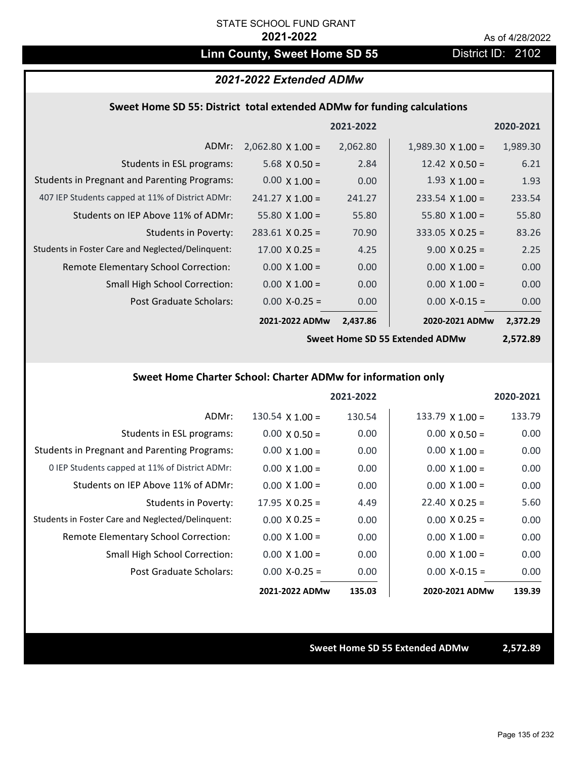STATE SCHOOL FUND GRANT

**2021-2022**

As of 4/28/2022

# Linn County, Sweet Home SD 55

District ID: 2102

## *2021-2022 Extended ADMw*

### Sweet Home SD 55: District total extended ADMw for funding calculations

| | | 2021-2022 | | 2020-2021 |
|---|---|---|---|---|
| ADMr: | 2,062.80 X 1.00 = | 2,062.80 | 1,989.30 X 1.00 = | 1,989.30 |
| Students in ESL programs: | 5.68 X 0.50 = | 2.84 | 12.42 X 0.50 = | 6.21 |
| Students in Pregnant and Parenting Programs: | 0.00 X 1.00 = | 0.00 | 1.93 X 1.00 = | 1.93 |
| 407 IEP Students capped at 11% of District ADMr: | 241.27 X 1.00 = | 241.27 | 233.54 X 1.00 = | 233.54 |
| Students on IEP Above 11% of ADMr: | 55.80 X 1.00 = | 55.80 | 55.80 X 1.00 = | 55.80 |
| Students in Poverty: | 283.61 X 0.25 = | 70.90 | 333.05 X 0.25 = | 83.26 |
| Students in Foster Care and Neglected/Delinquent: | 17.00 X 0.25 = | 4.25 | 9.00 X 0.25 = | 2.25 |
| Remote Elementary School Correction: | 0.00 X 1.00 = | 0.00 | 0.00 X 1.00 = | 0.00 |
| Small High School Correction: | 0.00 X 1.00 = | 0.00 | 0.00 X 1.00 = | 0.00 |
| Post Graduate Scholars: | 0.00 X-0.25 = | 0.00 | 0.00 X-0.15 = | 0.00 |
| | **2021-2022 ADMw** | **2,437.86** | **2020-2021 ADMw** | **2,372.29** |
| | | | **Sweet Home SD 55 Extended ADMw** | **2,572.89** |

### Sweet Home Charter School: Charter ADMw for information only

| | | 2021-2022 | | 2020-2021 |
|---|---|---|---|---|
| ADMr: | 130.54 X 1.00 = | 130.54 | 133.79 X 1.00 = | 133.79 |
| Students in ESL programs: | 0.00 X 0.50 = | 0.00 | 0.00 X 0.50 = | 0.00 |
| Students in Pregnant and Parenting Programs: | 0.00 X 1.00 = | 0.00 | 0.00 X 1.00 = | 0.00 |
| 0 IEP Students capped at 11% of District ADMr: | 0.00 X 1.00 = | 0.00 | 0.00 X 1.00 = | 0.00 |
| Students on IEP Above 11% of ADMr: | 0.00 X 1.00 = | 0.00 | 0.00 X 1.00 = | 0.00 |
| Students in Poverty: | 17.95 X 0.25 = | 4.49 | 22.40 X 0.25 = | 5.60 |
| Students in Foster Care and Neglected/Delinquent: | 0.00 X 0.25 = | 0.00 | 0.00 X 0.25 = | 0.00 |
| Remote Elementary School Correction: | 0.00 X 1.00 = | 0.00 | 0.00 X 1.00 = | 0.00 |
| Small High School Correction: | 0.00 X 1.00 = | 0.00 | 0.00 X 1.00 = | 0.00 |
| Post Graduate Scholars: | 0.00 X-0.25 = | 0.00 | 0.00 X-0.15 = | 0.00 |
| | **2021-2022 ADMw** | **135.03** | **2020-2021 ADMw** | **139.39** |

**Sweet Home SD 55 Extended ADMw** **2,572.89**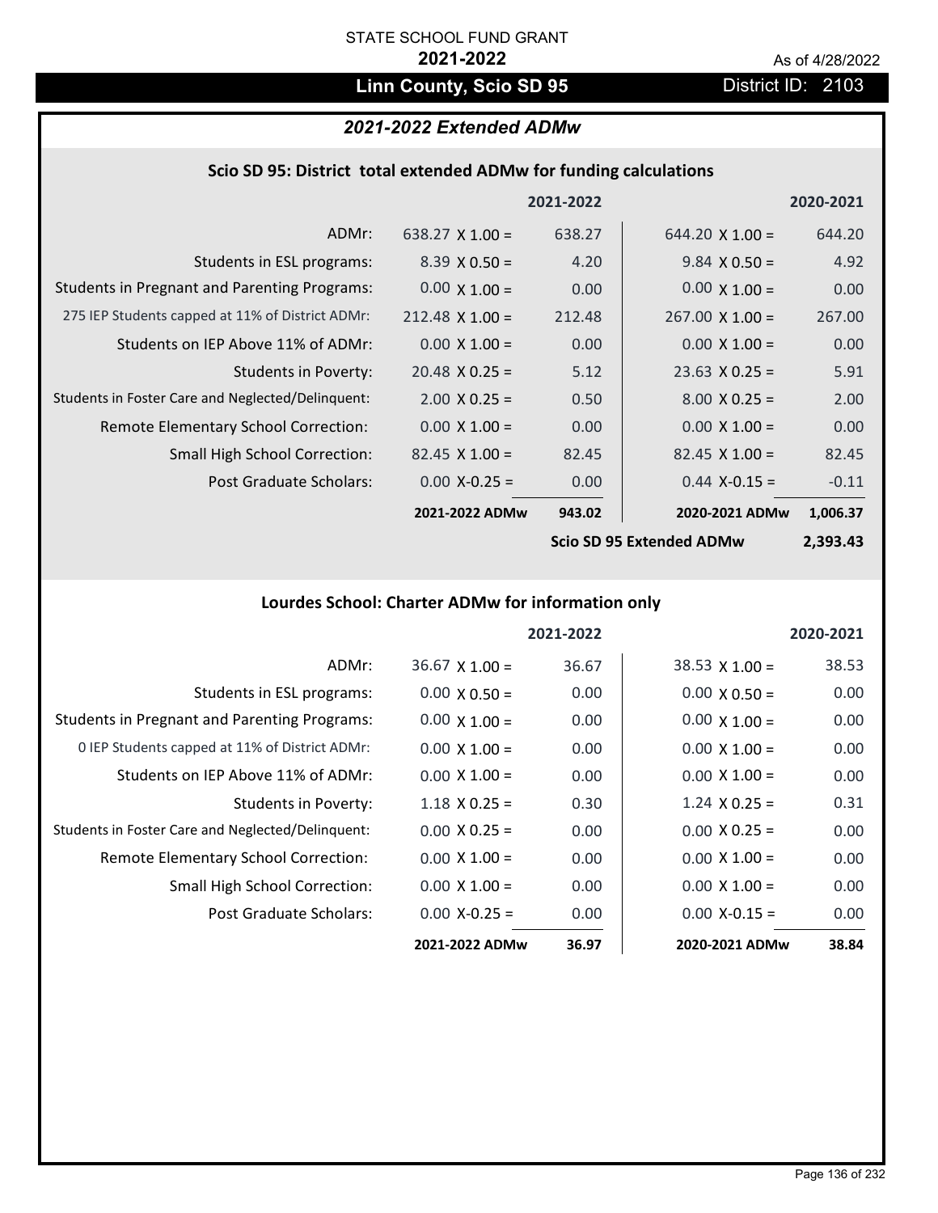STATE SCHOOL FUND GRANT

**2021-2022**

As of 4/28/2022

# Linn County, Scio SD 95

District ID: 2103

## *2021-2022 Extended ADMw*

### Scio SD 95: District total extended ADMw for funding calculations

| | 2021-2022 | | 2020-2021 | |
|---|---|---|---|---|
| ADMr: | 638.27 X 1.00 = | 638.27 | 644.20 X 1.00 = | 644.20 |
| Students in ESL programs: | 8.39 X 0.50 = | 4.20 | 9.84 X 0.50 = | 4.92 |
| Students in Pregnant and Parenting Programs: | 0.00 X 1.00 = | 0.00 | 0.00 X 1.00 = | 0.00 |
| 275 IEP Students capped at 11% of District ADMr: | 212.48 X 1.00 = | 212.48 | 267.00 X 1.00 = | 267.00 |
| Students on IEP Above 11% of ADMr: | 0.00 X 1.00 = | 0.00 | 0.00 X 1.00 = | 0.00 |
| Students in Poverty: | 20.48 X 0.25 = | 5.12 | 23.63 X 0.25 = | 5.91 |
| Students in Foster Care and Neglected/Delinquent: | 2.00 X 0.25 = | 0.50 | 8.00 X 0.25 = | 2.00 |
| Remote Elementary School Correction: | 0.00 X 1.00 = | 0.00 | 0.00 X 1.00 = | 0.00 |
| Small High School Correction: | 82.45 X 1.00 = | 82.45 | 82.45 X 1.00 = | 82.45 |
| Post Graduate Scholars: | 0.00 X-0.25 = | 0.00 | 0.44 X-0.15 = | -0.11 |
| | **2021-2022 ADMw** | **943.02** | **2020-2021 ADMw** | **1,006.37** |
| | | | **Scio SD 95 Extended ADMw** | **2,393.43** |

### Lourdes School: Charter ADMw for information only

| | 2021-2022 | | 2020-2021 | |
|---|---|---|---|---|
| ADMr: | 36.67 X 1.00 = | 36.67 | 38.53 X 1.00 = | 38.53 |
| Students in ESL programs: | 0.00 X 0.50 = | 0.00 | 0.00 X 0.50 = | 0.00 |
| Students in Pregnant and Parenting Programs: | 0.00 X 1.00 = | 0.00 | 0.00 X 1.00 = | 0.00 |
| 0 IEP Students capped at 11% of District ADMr: | 0.00 X 1.00 = | 0.00 | 0.00 X 1.00 = | 0.00 |
| Students on IEP Above 11% of ADMr: | 0.00 X 1.00 = | 0.00 | 0.00 X 1.00 = | 0.00 |
| Students in Poverty: | 1.18 X 0.25 = | 0.30 | 1.24 X 0.25 = | 0.31 |
| Students in Foster Care and Neglected/Delinquent: | 0.00 X 0.25 = | 0.00 | 0.00 X 0.25 = | 0.00 |
| Remote Elementary School Correction: | 0.00 X 1.00 = | 0.00 | 0.00 X 1.00 = | 0.00 |
| Small High School Correction: | 0.00 X 1.00 = | 0.00 | 0.00 X 1.00 = | 0.00 |
| Post Graduate Scholars: | 0.00 X-0.25 = | 0.00 | 0.00 X-0.15 = | 0.00 |
| | **2021-2022 ADMw** | **36.97** | **2020-2021 ADMw** | **38.84** |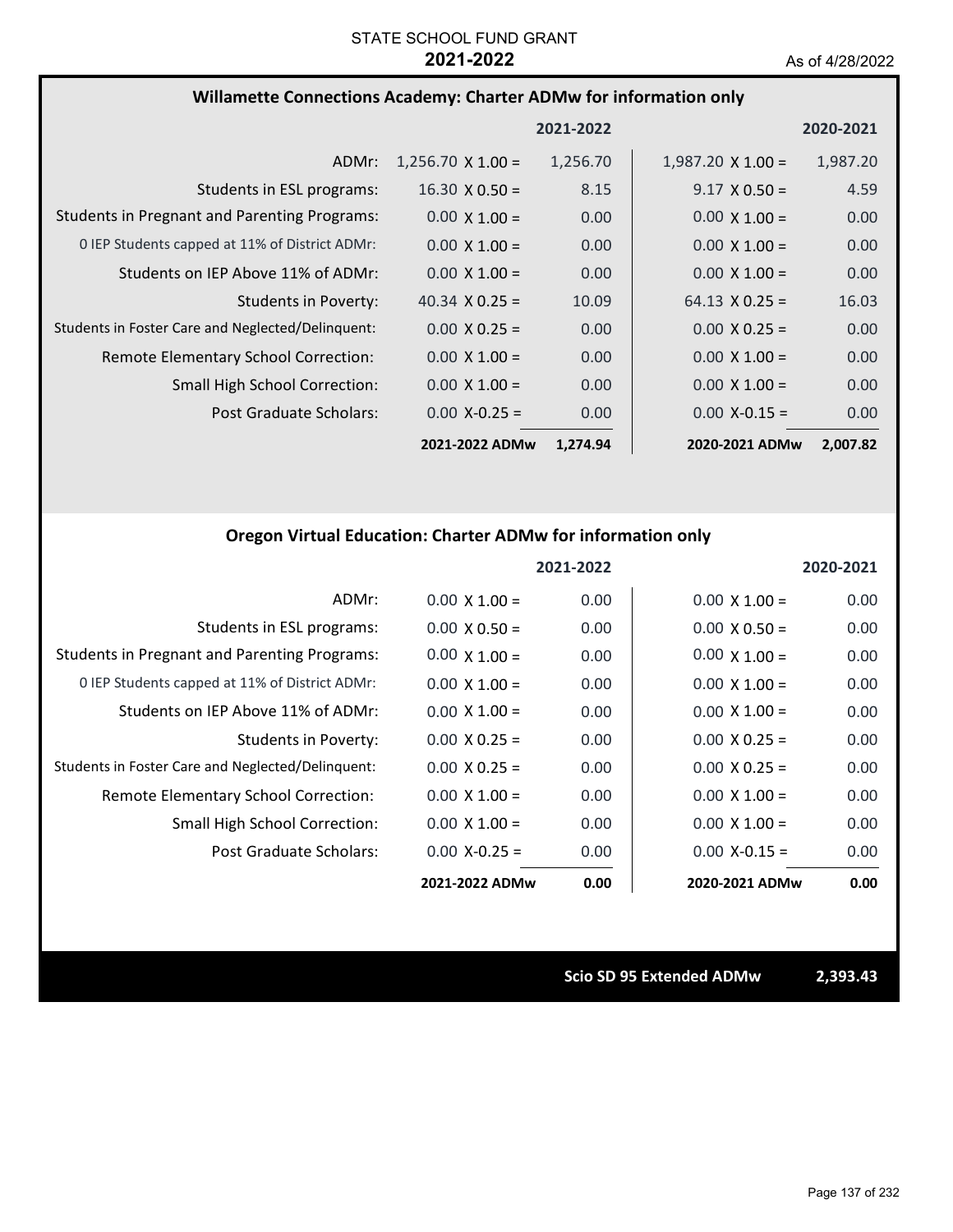STATE SCHOOL FUND GRANT
**2021-2022**
As of 4/28/2022

### Willamette Connections Academy: Charter ADMw for information only

| | 2021-2022 | | 2020-2021 | |
|---|---|---|---|---|
| ADMr: | 1,256.70 X 1.00 = | 1,256.70 | 1,987.20 X 1.00 = | 1,987.20 |
| Students in ESL programs: | 16.30 X 0.50 = | 8.15 | 9.17 X 0.50 = | 4.59 |
| Students in Pregnant and Parenting Programs: | 0.00 X 1.00 = | 0.00 | 0.00 X 1.00 = | 0.00 |
| 0 IEP Students capped at 11% of District ADMr: | 0.00 X 1.00 = | 0.00 | 0.00 X 1.00 = | 0.00 |
| Students on IEP Above 11% of ADMr: | 0.00 X 1.00 = | 0.00 | 0.00 X 1.00 = | 0.00 |
| Students in Poverty: | 40.34 X 0.25 = | 10.09 | 64.13 X 0.25 = | 16.03 |
| Students in Foster Care and Neglected/Delinquent: | 0.00 X 0.25 = | 0.00 | 0.00 X 0.25 = | 0.00 |
| Remote Elementary School Correction: | 0.00 X 1.00 = | 0.00 | 0.00 X 1.00 = | 0.00 |
| Small High School Correction: | 0.00 X 1.00 = | 0.00 | 0.00 X 1.00 = | 0.00 |
| Post Graduate Scholars: | 0.00 X-0.25 = | 0.00 | 0.00 X-0.15 = | 0.00 |
| | **2021-2022 ADMw** | **1,274.94** | **2020-2021 ADMw** | **2,007.82** |

### Oregon Virtual Education: Charter ADMw for information only

| | 2021-2022 | | 2020-2021 | |
|---|---|---|---|---|
| ADMr: | 0.00 X 1.00 = | 0.00 | 0.00 X 1.00 = | 0.00 |
| Students in ESL programs: | 0.00 X 0.50 = | 0.00 | 0.00 X 0.50 = | 0.00 |
| Students in Pregnant and Parenting Programs: | 0.00 X 1.00 = | 0.00 | 0.00 X 1.00 = | 0.00 |
| 0 IEP Students capped at 11% of District ADMr: | 0.00 X 1.00 = | 0.00 | 0.00 X 1.00 = | 0.00 |
| Students on IEP Above 11% of ADMr: | 0.00 X 1.00 = | 0.00 | 0.00 X 1.00 = | 0.00 |
| Students in Poverty: | 0.00 X 0.25 = | 0.00 | 0.00 X 0.25 = | 0.00 |
| Students in Foster Care and Neglected/Delinquent: | 0.00 X 0.25 = | 0.00 | 0.00 X 0.25 = | 0.00 |
| Remote Elementary School Correction: | 0.00 X 1.00 = | 0.00 | 0.00 X 1.00 = | 0.00 |
| Small High School Correction: | 0.00 X 1.00 = | 0.00 | 0.00 X 1.00 = | 0.00 |
| Post Graduate Scholars: | 0.00 X-0.25 = | 0.00 | 0.00 X-0.15 = | 0.00 |
| | **2021-2022 ADMw** | **0.00** | **2020-2021 ADMw** | **0.00** |

**Scio SD 95 Extended ADMw** **2,393.43**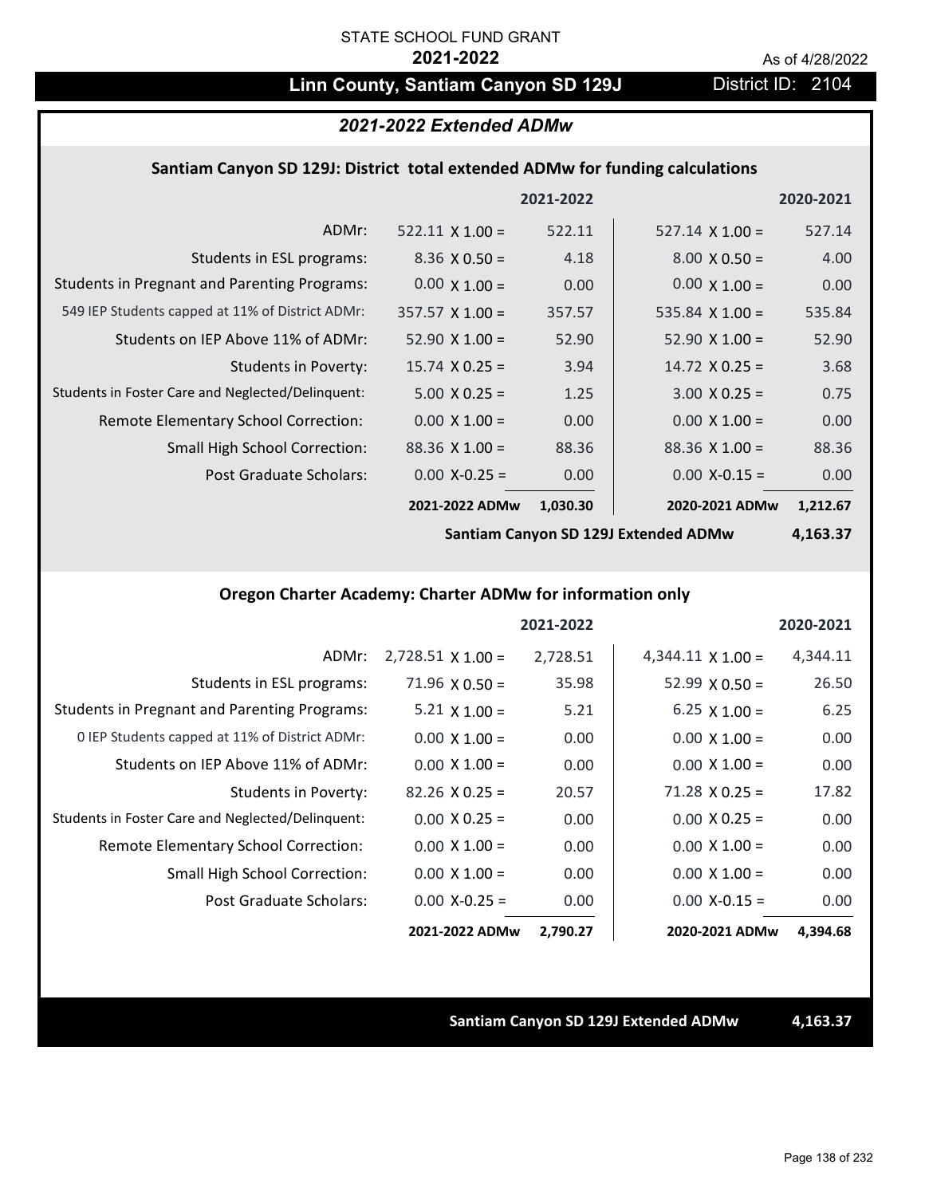STATE SCHOOL FUND GRANT

**2021-2022**

As of 4/28/2022

## Linn County, Santiam Canyon SD 129J

District ID: 2104

### *2021-2022 Extended ADMw*

#### Santiam Canyon SD 129J: District total extended ADMw for funding calculations

| | 2021-2022 | | 2020-2021 | |
|---|---|---|---|---|
| ADMr: | 522.11 X 1.00 = | 522.11 | 527.14 X 1.00 = | 527.14 |
| Students in ESL programs: | 8.36 X 0.50 = | 4.18 | 8.00 X 0.50 = | 4.00 |
| Students in Pregnant and Parenting Programs: | 0.00 X 1.00 = | 0.00 | 0.00 X 1.00 = | 0.00 |
| 549 IEP Students capped at 11% of District ADMr: | 357.57 X 1.00 = | 357.57 | 535.84 X 1.00 = | 535.84 |
| Students on IEP Above 11% of ADMr: | 52.90 X 1.00 = | 52.90 | 52.90 X 1.00 = | 52.90 |
| Students in Poverty: | 15.74 X 0.25 = | 3.94 | 14.72 X 0.25 = | 3.68 |
| Students in Foster Care and Neglected/Delinquent: | 5.00 X 0.25 = | 1.25 | 3.00 X 0.25 = | 0.75 |
| Remote Elementary School Correction: | 0.00 X 1.00 = | 0.00 | 0.00 X 1.00 = | 0.00 |
| Small High School Correction: | 88.36 X 1.00 = | 88.36 | 88.36 X 1.00 = | 88.36 |
| Post Graduate Scholars: | 0.00 X-0.25 = | 0.00 | 0.00 X-0.15 = | 0.00 |
| | **2021-2022 ADMw** | **1,030.30** | **2020-2021 ADMw** | **1,212.67** |
| | | | **Santiam Canyon SD 129J Extended ADMw** | **4,163.37** |

#### Oregon Charter Academy: Charter ADMw for information only

| | 2021-2022 | | 2020-2021 | |
|---|---|---|---|---|
| ADMr: | 2,728.51 X 1.00 = | 2,728.51 | 4,344.11 X 1.00 = | 4,344.11 |
| Students in ESL programs: | 71.96 X 0.50 = | 35.98 | 52.99 X 0.50 = | 26.50 |
| Students in Pregnant and Parenting Programs: | 5.21 X 1.00 = | 5.21 | 6.25 X 1.00 = | 6.25 |
| 0 IEP Students capped at 11% of District ADMr: | 0.00 X 1.00 = | 0.00 | 0.00 X 1.00 = | 0.00 |
| Students on IEP Above 11% of ADMr: | 0.00 X 1.00 = | 0.00 | 0.00 X 1.00 = | 0.00 |
| Students in Poverty: | 82.26 X 0.25 = | 20.57 | 71.28 X 0.25 = | 17.82 |
| Students in Foster Care and Neglected/Delinquent: | 0.00 X 0.25 = | 0.00 | 0.00 X 0.25 = | 0.00 |
| Remote Elementary School Correction: | 0.00 X 1.00 = | 0.00 | 0.00 X 1.00 = | 0.00 |
| Small High School Correction: | 0.00 X 1.00 = | 0.00 | 0.00 X 1.00 = | 0.00 |
| Post Graduate Scholars: | 0.00 X-0.25 = | 0.00 | 0.00 X-0.15 = | 0.00 |
| | **2021-2022 ADMw** | **2,790.27** | **2020-2021 ADMw** | **4,394.68** |

**Santiam Canyon SD 129J Extended ADMw** **4,163.37**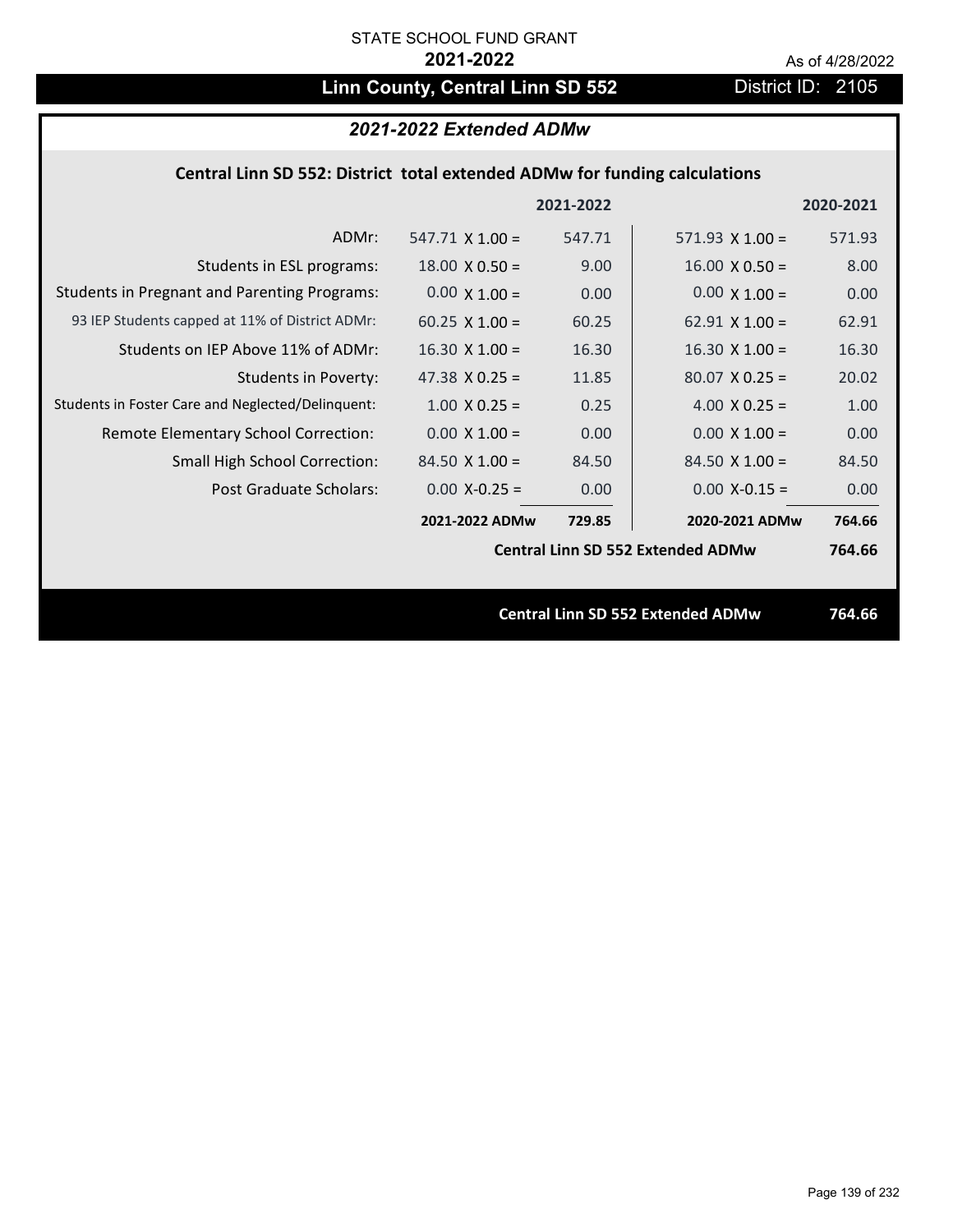STATE SCHOOL FUND GRANT

**2021-2022**

As of 4/28/2022

# Linn County, Central Linn SD 552

District ID: 2105

## *2021-2022 Extended ADMw*

### Central Linn SD 552: District total extended ADMw for funding calculations

| | | 2021-2022 | | 2020-2021 |
|---|---|---|---|---|
| ADMr: | 547.71 X 1.00 = | 547.71 | 571.93 X 1.00 = | 571.93 |
| Students in ESL programs: | 18.00 X 0.50 = | 9.00 | 16.00 X 0.50 = | 8.00 |
| Students in Pregnant and Parenting Programs: | 0.00 X 1.00 = | 0.00 | 0.00 X 1.00 = | 0.00 |
| 93 IEP Students capped at 11% of District ADMr: | 60.25 X 1.00 = | 60.25 | 62.91 X 1.00 = | 62.91 |
| Students on IEP Above 11% of ADMr: | 16.30 X 1.00 = | 16.30 | 16.30 X 1.00 = | 16.30 |
| Students in Poverty: | 47.38 X 0.25 = | 11.85 | 80.07 X 0.25 = | 20.02 |
| Students in Foster Care and Neglected/Delinquent: | 1.00 X 0.25 = | 0.25 | 4.00 X 0.25 = | 1.00 |
| Remote Elementary School Correction: | 0.00 X 1.00 = | 0.00 | 0.00 X 1.00 = | 0.00 |
| Small High School Correction: | 84.50 X 1.00 = | 84.50 | 84.50 X 1.00 = | 84.50 |
| Post Graduate Scholars: | 0.00 X-0.25 = | 0.00 | 0.00 X-0.15 = | 0.00 |
| | **2021-2022 ADMw** | **729.85** | **2020-2021 ADMw** | **764.66** |
| | | | **Central Linn SD 552 Extended ADMw** | **764.66** |

**Central Linn SD 552 Extended ADMw** **764.66**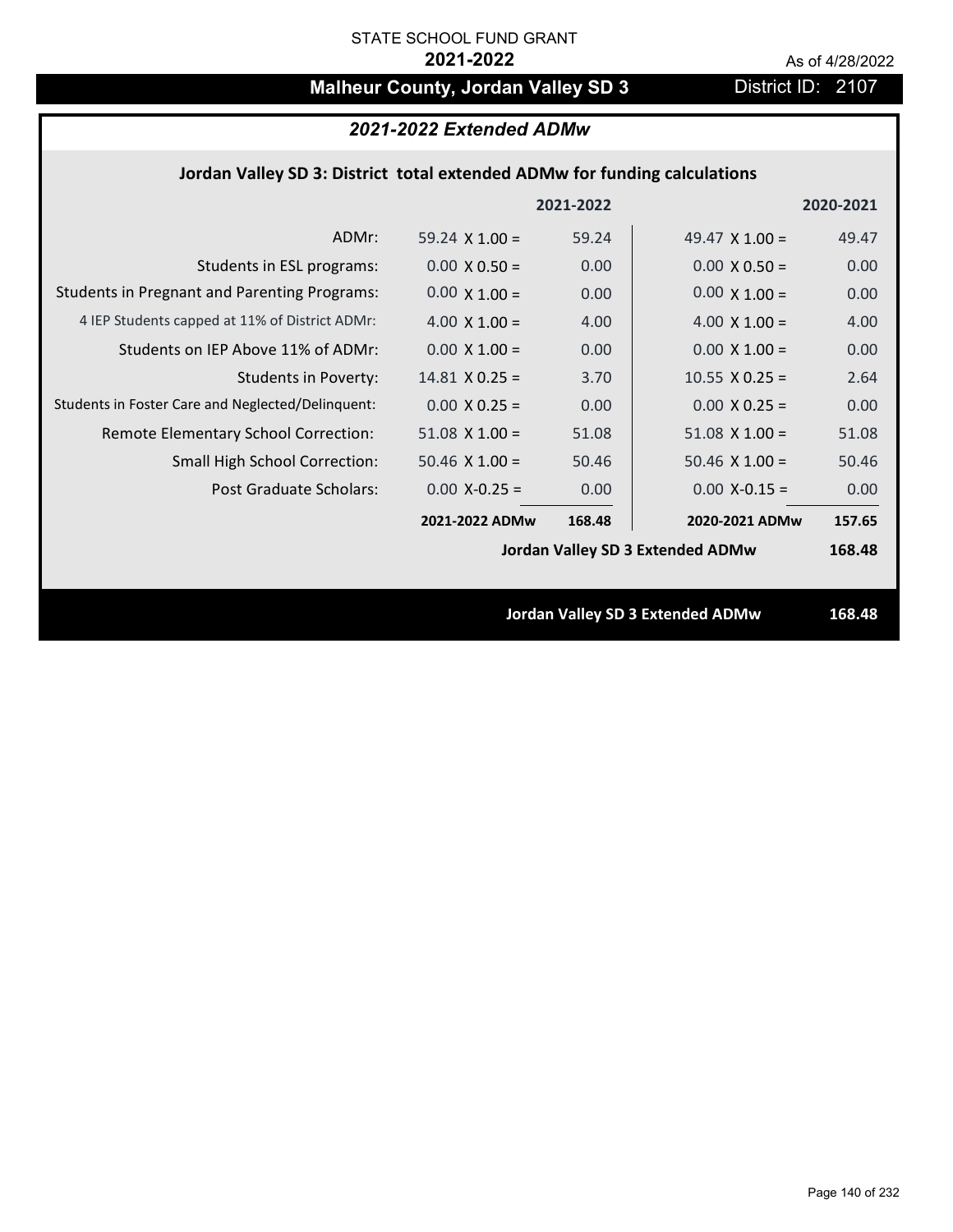STATE SCHOOL FUND GRANT

**2021-2022**

As of 4/28/2022

# Malheur County, Jordan Valley SD 3

District ID: 2107

## *2021-2022 Extended ADMw*

### Jordan Valley SD 3: District total extended ADMw for funding calculations

| | | 2021-2022 | | 2020-2021 |
|---|---|---|---|---|
| ADMr: | 59.24 X 1.00 = | 59.24 | 49.47 X 1.00 = | 49.47 |
| Students in ESL programs: | 0.00 X 0.50 = | 0.00 | 0.00 X 0.50 = | 0.00 |
| Students in Pregnant and Parenting Programs: | 0.00 X 1.00 = | 0.00 | 0.00 X 1.00 = | 0.00 |
| 4 IEP Students capped at 11% of District ADMr: | 4.00 X 1.00 = | 4.00 | 4.00 X 1.00 = | 4.00 |
| Students on IEP Above 11% of ADMr: | 0.00 X 1.00 = | 0.00 | 0.00 X 1.00 = | 0.00 |
| Students in Poverty: | 14.81 X 0.25 = | 3.70 | 10.55 X 0.25 = | 2.64 |
| Students in Foster Care and Neglected/Delinquent: | 0.00 X 0.25 = | 0.00 | 0.00 X 0.25 = | 0.00 |
| Remote Elementary School Correction: | 51.08 X 1.00 = | 51.08 | 51.08 X 1.00 = | 51.08 |
| Small High School Correction: | 50.46 X 1.00 = | 50.46 | 50.46 X 1.00 = | 50.46 |
| Post Graduate Scholars: | 0.00 X-0.25 = | 0.00 | 0.00 X-0.15 = | 0.00 |
| | **2021-2022 ADMw** | **168.48** | **2020-2021 ADMw** | **157.65** |
| | | | **Jordan Valley SD 3 Extended ADMw** | **168.48** |

**Jordan Valley SD 3 Extended ADMw 168.48**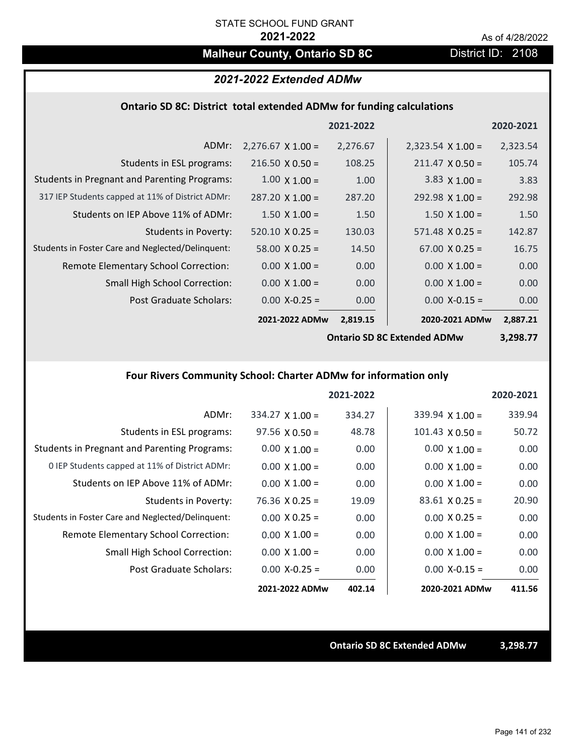STATE SCHOOL FUND GRANT

**2021-2022**

As of 4/28/2022

# Malheur County, Ontario SD 8C

District ID: 2108

## *2021-2022 Extended ADMw*

### Ontario SD 8C: District total extended ADMw for funding calculations

| | | 2021-2022 | | 2020-2021 |
|---|---|---|---|---|
| ADMr: | 2,276.67 X 1.00 = | 2,276.67 | 2,323.54 X 1.00 = | 2,323.54 |
| Students in ESL programs: | 216.50 X 0.50 = | 108.25 | 211.47 X 0.50 = | 105.74 |
| Students in Pregnant and Parenting Programs: | 1.00 X 1.00 = | 1.00 | 3.83 X 1.00 = | 3.83 |
| 317 IEP Students capped at 11% of District ADMr: | 287.20 X 1.00 = | 287.20 | 292.98 X 1.00 = | 292.98 |
| Students on IEP Above 11% of ADMr: | 1.50 X 1.00 = | 1.50 | 1.50 X 1.00 = | 1.50 |
| Students in Poverty: | 520.10 X 0.25 = | 130.03 | 571.48 X 0.25 = | 142.87 |
| Students in Foster Care and Neglected/Delinquent: | 58.00 X 0.25 = | 14.50 | 67.00 X 0.25 = | 16.75 |
| Remote Elementary School Correction: | 0.00 X 1.00 = | 0.00 | 0.00 X 1.00 = | 0.00 |
| Small High School Correction: | 0.00 X 1.00 = | 0.00 | 0.00 X 1.00 = | 0.00 |
| Post Graduate Scholars: | 0.00 X-0.25 = | 0.00 | 0.00 X-0.15 = | 0.00 |
| | **2021-2022 ADMw** | **2,819.15** | **2020-2021 ADMw** | **2,887.21** |
| | | | **Ontario SD 8C Extended ADMw** | **3,298.77** |

### Four Rivers Community School: Charter ADMw for information only

| | | 2021-2022 | | 2020-2021 |
|---|---|---|---|---|
| ADMr: | 334.27 X 1.00 = | 334.27 | 339.94 X 1.00 = | 339.94 |
| Students in ESL programs: | 97.56 X 0.50 = | 48.78 | 101.43 X 0.50 = | 50.72 |
| Students in Pregnant and Parenting Programs: | 0.00 X 1.00 = | 0.00 | 0.00 X 1.00 = | 0.00 |
| 0 IEP Students capped at 11% of District ADMr: | 0.00 X 1.00 = | 0.00 | 0.00 X 1.00 = | 0.00 |
| Students on IEP Above 11% of ADMr: | 0.00 X 1.00 = | 0.00 | 0.00 X 1.00 = | 0.00 |
| Students in Poverty: | 76.36 X 0.25 = | 19.09 | 83.61 X 0.25 = | 20.90 |
| Students in Foster Care and Neglected/Delinquent: | 0.00 X 0.25 = | 0.00 | 0.00 X 0.25 = | 0.00 |
| Remote Elementary School Correction: | 0.00 X 1.00 = | 0.00 | 0.00 X 1.00 = | 0.00 |
| Small High School Correction: | 0.00 X 1.00 = | 0.00 | 0.00 X 1.00 = | 0.00 |
| Post Graduate Scholars: | 0.00 X-0.25 = | 0.00 | 0.00 X-0.15 = | 0.00 |
| | **2021-2022 ADMw** | **402.14** | **2020-2021 ADMw** | **411.56** |

**Ontario SD 8C Extended ADMw** **3,298.77**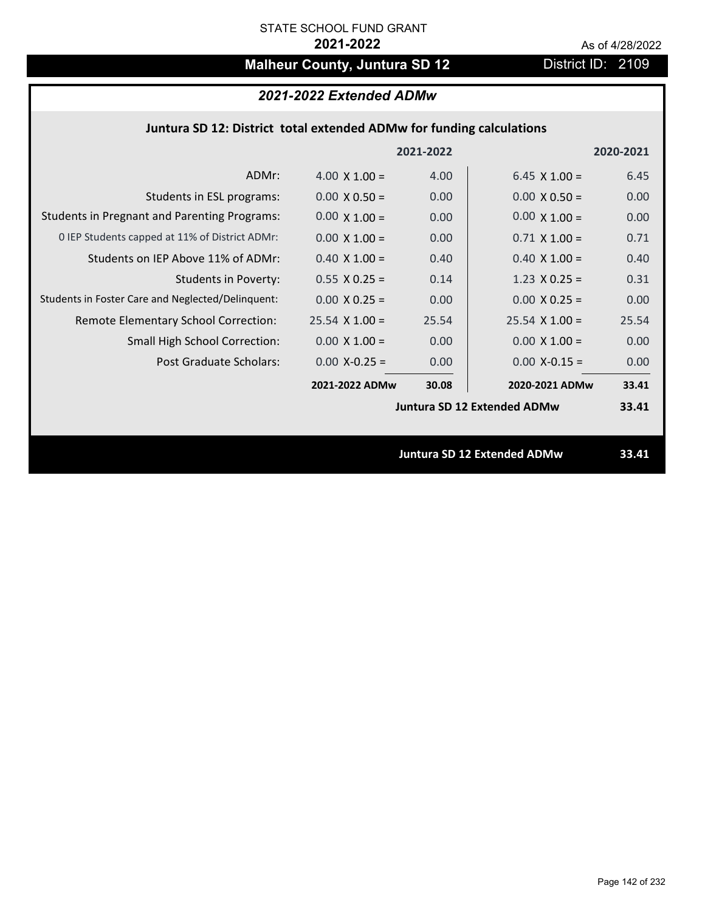STATE SCHOOL FUND GRANT

**2021-2022**

As of 4/28/2022

# Malheur County, Juntura SD 12

District ID: 2109

## *2021-2022 Extended ADMw*

### Juntura SD 12: District total extended ADMw for funding calculations

| | | 2021-2022 | | 2020-2021 |
|---|---|---|---|---|
| ADMr: | 4.00 X 1.00 = | 4.00 | 6.45 X 1.00 = | 6.45 |
| Students in ESL programs: | 0.00 X 0.50 = | 0.00 | 0.00 X 0.50 = | 0.00 |
| Students in Pregnant and Parenting Programs: | 0.00 X 1.00 = | 0.00 | 0.00 X 1.00 = | 0.00 |
| 0 IEP Students capped at 11% of District ADMr: | 0.00 X 1.00 = | 0.00 | 0.71 X 1.00 = | 0.71 |
| Students on IEP Above 11% of ADMr: | 0.40 X 1.00 = | 0.40 | 0.40 X 1.00 = | 0.40 |
| Students in Poverty: | 0.55 X 0.25 = | 0.14 | 1.23 X 0.25 = | 0.31 |
| Students in Foster Care and Neglected/Delinquent: | 0.00 X 0.25 = | 0.00 | 0.00 X 0.25 = | 0.00 |
| Remote Elementary School Correction: | 25.54 X 1.00 = | 25.54 | 25.54 X 1.00 = | 25.54 |
| Small High School Correction: | 0.00 X 1.00 = | 0.00 | 0.00 X 1.00 = | 0.00 |
| Post Graduate Scholars: | 0.00 X-0.25 = | 0.00 | 0.00 X-0.15 = | 0.00 |
| | **2021-2022 ADMw** | **30.08** | **2020-2021 ADMw** | **33.41** |
| | | | **Juntura SD 12 Extended ADMw** | **33.41** |

**Juntura SD 12 Extended ADMw 33.41**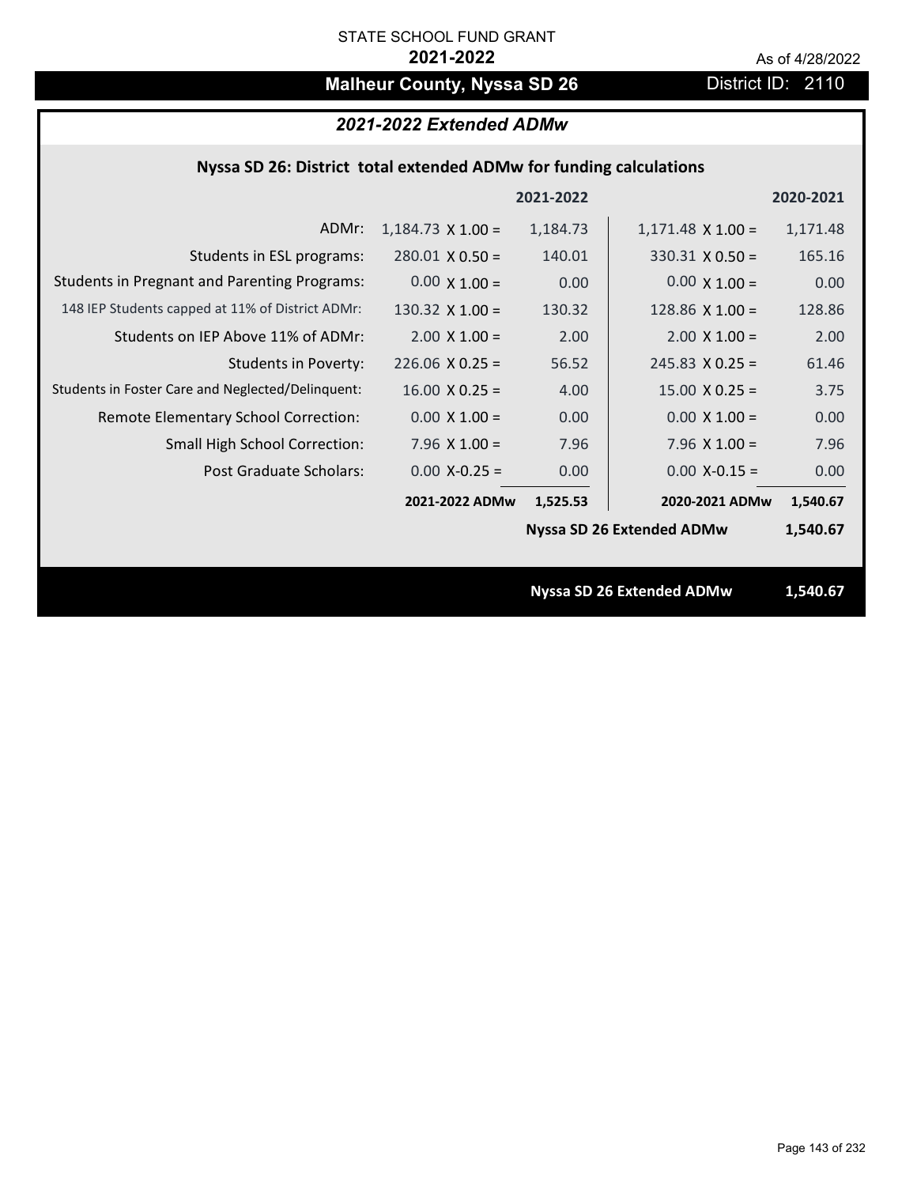STATE SCHOOL FUND GRANT

**2021-2022**

As of 4/28/2022

# Malheur County, Nyssa SD 26

District ID: 2110

## *2021-2022 Extended ADMw*

### Nyssa SD 26: District total extended ADMw for funding calculations

| | | 2021-2022 | | 2020-2021 |
|---|---|---|---|---|
| ADMr: | 1,184.73 X 1.00 = | 1,184.73 | 1,171.48 X 1.00 = | 1,171.48 |
| Students in ESL programs: | 280.01 X 0.50 = | 140.01 | 330.31 X 0.50 = | 165.16 |
| Students in Pregnant and Parenting Programs: | 0.00 X 1.00 = | 0.00 | 0.00 X 1.00 = | 0.00 |
| 148 IEP Students capped at 11% of District ADMr: | 130.32 X 1.00 = | 130.32 | 128.86 X 1.00 = | 128.86 |
| Students on IEP Above 11% of ADMr: | 2.00 X 1.00 = | 2.00 | 2.00 X 1.00 = | 2.00 |
| Students in Poverty: | 226.06 X 0.25 = | 56.52 | 245.83 X 0.25 = | 61.46 |
| Students in Foster Care and Neglected/Delinquent: | 16.00 X 0.25 = | 4.00 | 15.00 X 0.25 = | 3.75 |
| Remote Elementary School Correction: | 0.00 X 1.00 = | 0.00 | 0.00 X 1.00 = | 0.00 |
| Small High School Correction: | 7.96 X 1.00 = | 7.96 | 7.96 X 1.00 = | 7.96 |
| Post Graduate Scholars: | 0.00 X-0.25 = | 0.00 | 0.00 X-0.15 = | 0.00 |
| | **2021-2022 ADMw** | **1,525.53** | **2020-2021 ADMw** | **1,540.67** |
| | | | **Nyssa SD 26 Extended ADMw** | **1,540.67** |

**Nyssa SD 26 Extended ADMw** **1,540.67**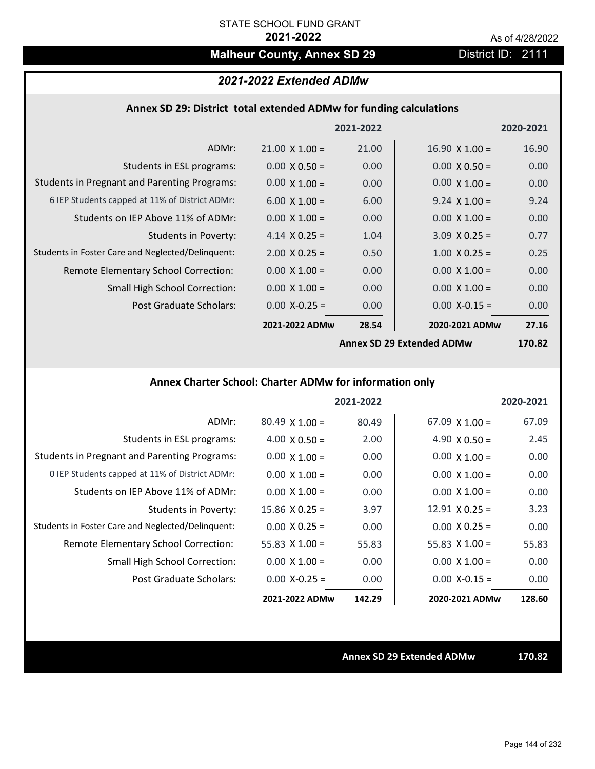STATE SCHOOL FUND GRANT

**2021-2022**

As of 4/28/2022

# Malheur County, Annex SD 29

District ID: 2111

## *2021-2022 Extended ADMw*

### Annex SD 29: District total extended ADMw for funding calculations

| | | 2021-2022 | | 2020-2021 |
|---|---|---|---|---|
| ADMr: | 21.00 X 1.00 = | 21.00 | 16.90 X 1.00 = | 16.90 |
| Students in ESL programs: | 0.00 X 0.50 = | 0.00 | 0.00 X 0.50 = | 0.00 |
| Students in Pregnant and Parenting Programs: | 0.00 X 1.00 = | 0.00 | 0.00 X 1.00 = | 0.00 |
| 6 IEP Students capped at 11% of District ADMr: | 6.00 X 1.00 = | 6.00 | 9.24 X 1.00 = | 9.24 |
| Students on IEP Above 11% of ADMr: | 0.00 X 1.00 = | 0.00 | 0.00 X 1.00 = | 0.00 |
| Students in Poverty: | 4.14 X 0.25 = | 1.04 | 3.09 X 0.25 = | 0.77 |
| Students in Foster Care and Neglected/Delinquent: | 2.00 X 0.25 = | 0.50 | 1.00 X 0.25 = | 0.25 |
| Remote Elementary School Correction: | 0.00 X 1.00 = | 0.00 | 0.00 X 1.00 = | 0.00 |
| Small High School Correction: | 0.00 X 1.00 = | 0.00 | 0.00 X 1.00 = | 0.00 |
| Post Graduate Scholars: | 0.00 X-0.25 = | 0.00 | 0.00 X-0.15 = | 0.00 |
| | **2021-2022 ADMw** | **28.54** | **2020-2021 ADMw** | **27.16** |
| | | | **Annex SD 29 Extended ADMw** | **170.82** |

### Annex Charter School: Charter ADMw for information only

| | | 2021-2022 | | 2020-2021 |
|---|---|---|---|---|
| ADMr: | 80.49 X 1.00 = | 80.49 | 67.09 X 1.00 = | 67.09 |
| Students in ESL programs: | 4.00 X 0.50 = | 2.00 | 4.90 X 0.50 = | 2.45 |
| Students in Pregnant and Parenting Programs: | 0.00 X 1.00 = | 0.00 | 0.00 X 1.00 = | 0.00 |
| 0 IEP Students capped at 11% of District ADMr: | 0.00 X 1.00 = | 0.00 | 0.00 X 1.00 = | 0.00 |
| Students on IEP Above 11% of ADMr: | 0.00 X 1.00 = | 0.00 | 0.00 X 1.00 = | 0.00 |
| Students in Poverty: | 15.86 X 0.25 = | 3.97 | 12.91 X 0.25 = | 3.23 |
| Students in Foster Care and Neglected/Delinquent: | 0.00 X 0.25 = | 0.00 | 0.00 X 0.25 = | 0.00 |
| Remote Elementary School Correction: | 55.83 X 1.00 = | 55.83 | 55.83 X 1.00 = | 55.83 |
| Small High School Correction: | 0.00 X 1.00 = | 0.00 | 0.00 X 1.00 = | 0.00 |
| Post Graduate Scholars: | 0.00 X-0.25 = | 0.00 | 0.00 X-0.15 = | 0.00 |
| | **2021-2022 ADMw** | **142.29** | **2020-2021 ADMw** | **128.60** |

**Annex SD 29 Extended ADMw** **170.82**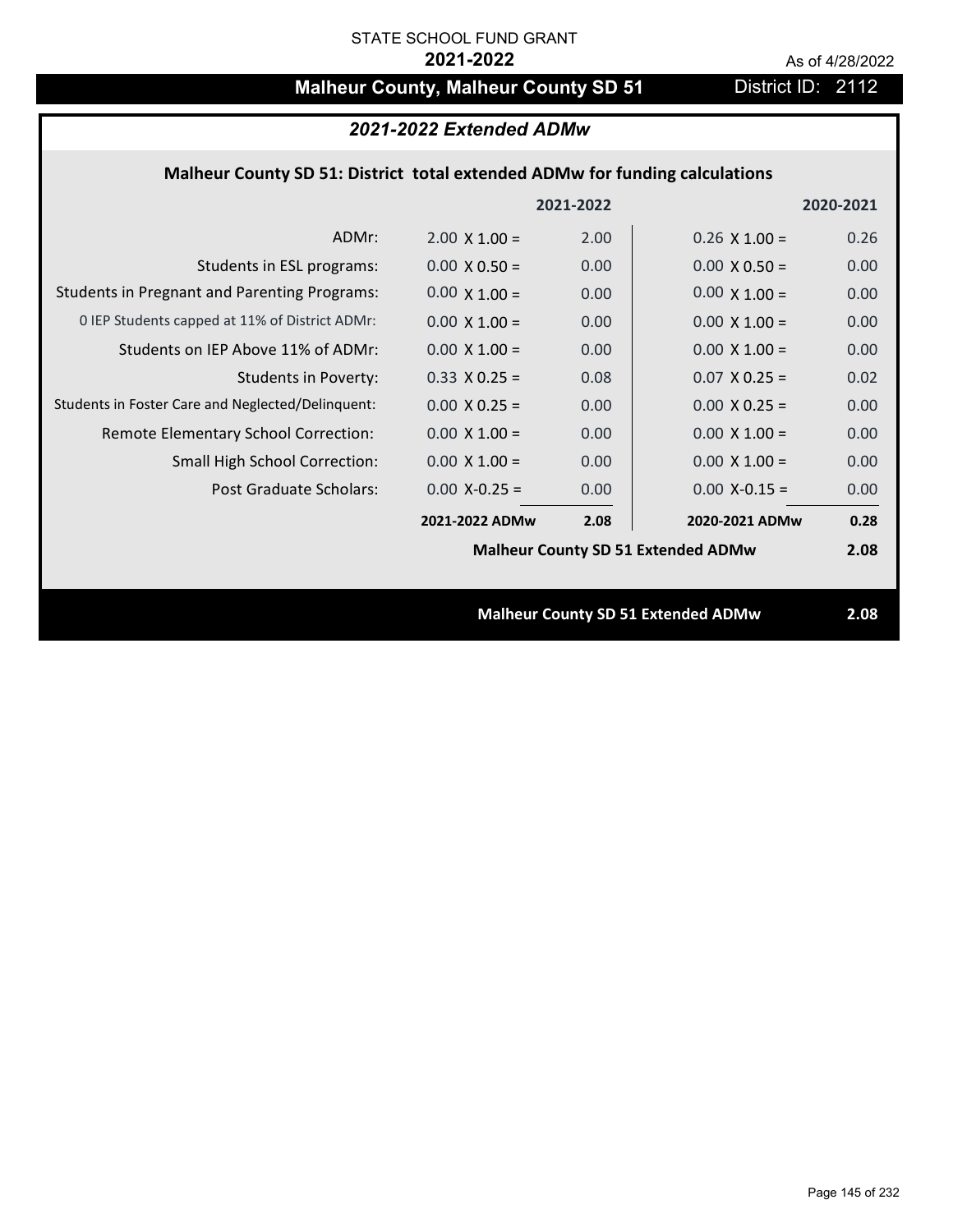STATE SCHOOL FUND GRANT

**2021-2022**

As of 4/28/2022

# Malheur County, Malheur County SD 51

District ID: 2112

## *2021-2022 Extended ADMw*

### Malheur County SD 51: District total extended ADMw for funding calculations

| | 2021-2022 | | 2020-2021 | |
|---|---|---|---|---|
| ADMr: | 2.00 X 1.00 = | 2.00 | 0.26 X 1.00 = | 0.26 |
| Students in ESL programs: | 0.00 X 0.50 = | 0.00 | 0.00 X 0.50 = | 0.00 |
| Students in Pregnant and Parenting Programs: | 0.00 X 1.00 = | 0.00 | 0.00 X 1.00 = | 0.00 |
| 0 IEP Students capped at 11% of District ADMr: | 0.00 X 1.00 = | 0.00 | 0.00 X 1.00 = | 0.00 |
| Students on IEP Above 11% of ADMr: | 0.00 X 1.00 = | 0.00 | 0.00 X 1.00 = | 0.00 |
| Students in Poverty: | 0.33 X 0.25 = | 0.08 | 0.07 X 0.25 = | 0.02 |
| Students in Foster Care and Neglected/Delinquent: | 0.00 X 0.25 = | 0.00 | 0.00 X 0.25 = | 0.00 |
| Remote Elementary School Correction: | 0.00 X 1.00 = | 0.00 | 0.00 X 1.00 = | 0.00 |
| Small High School Correction: | 0.00 X 1.00 = | 0.00 | 0.00 X 1.00 = | 0.00 |
| Post Graduate Scholars: | 0.00 X-0.25 = | 0.00 | 0.00 X-0.15 = | 0.00 |
| | **2021-2022 ADMw** | **2.08** | **2020-2021 ADMw** | **0.28** |
| | | | **Malheur County SD 51 Extended ADMw** | **2.08** |

**Malheur County SD 51 Extended ADMw** **2.08**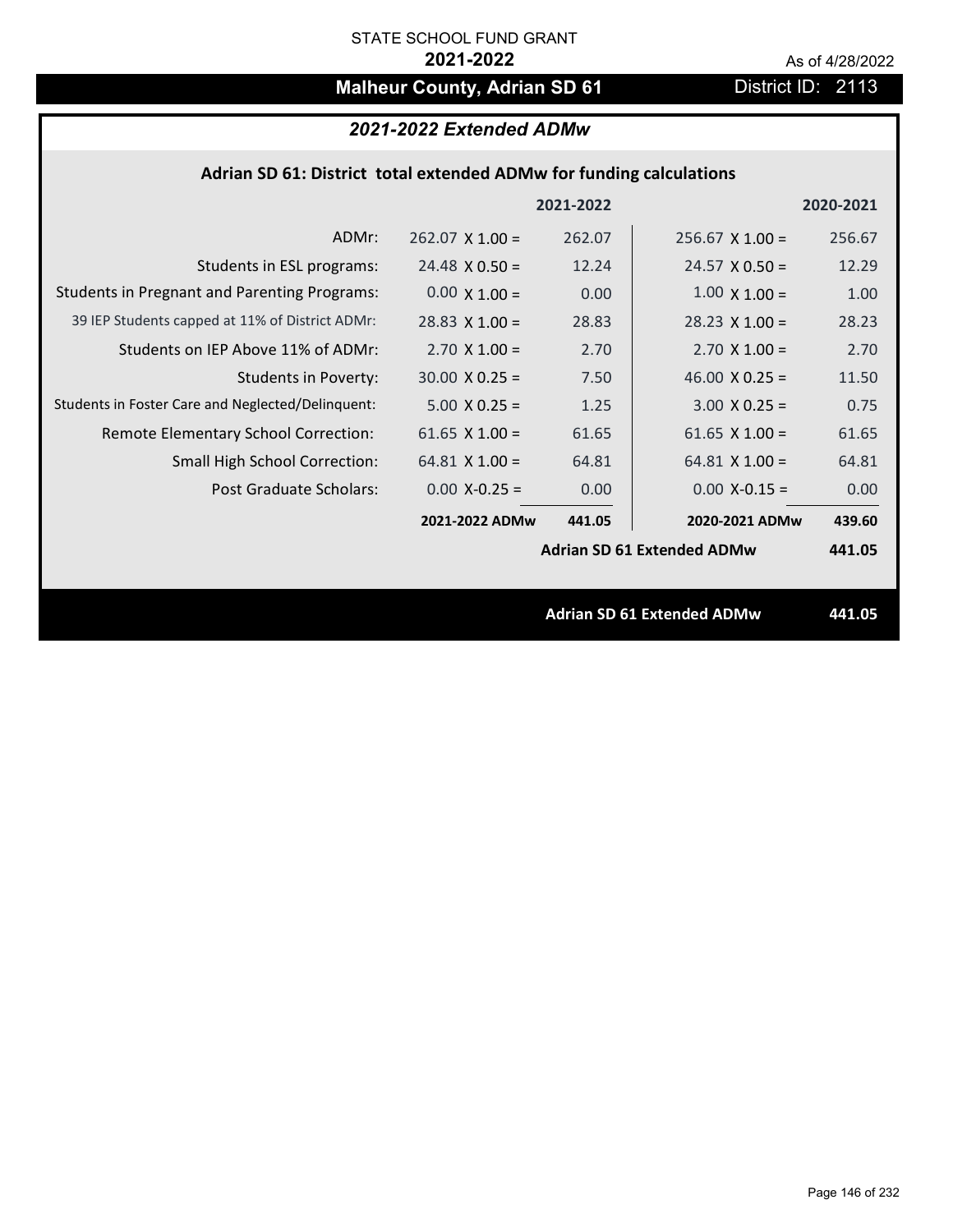STATE SCHOOL FUND GRANT

**2021-2022**

As of 4/28/2022

# Malheur County, Adrian SD 61

District ID: 2113

## *2021-2022 Extended ADMw*

### Adrian SD 61: District total extended ADMw for funding calculations

| | | 2021-2022 | | 2020-2021 |
|---|---|---|---|---|
| ADMr: | 262.07 X 1.00 = | 262.07 | 256.67 X 1.00 = | 256.67 |
| Students in ESL programs: | 24.48 X 0.50 = | 12.24 | 24.57 X 0.50 = | 12.29 |
| Students in Pregnant and Parenting Programs: | 0.00 X 1.00 = | 0.00 | 1.00 X 1.00 = | 1.00 |
| 39 IEP Students capped at 11% of District ADMr: | 28.83 X 1.00 = | 28.83 | 28.23 X 1.00 = | 28.23 |
| Students on IEP Above 11% of ADMr: | 2.70 X 1.00 = | 2.70 | 2.70 X 1.00 = | 2.70 |
| Students in Poverty: | 30.00 X 0.25 = | 7.50 | 46.00 X 0.25 = | 11.50 |
| Students in Foster Care and Neglected/Delinquent: | 5.00 X 0.25 = | 1.25 | 3.00 X 0.25 = | 0.75 |
| Remote Elementary School Correction: | 61.65 X 1.00 = | 61.65 | 61.65 X 1.00 = | 61.65 |
| Small High School Correction: | 64.81 X 1.00 = | 64.81 | 64.81 X 1.00 = | 64.81 |
| Post Graduate Scholars: | 0.00 X-0.25 = | 0.00 | 0.00 X-0.15 = | 0.00 |
| | **2021-2022 ADMw** | **441.05** | **2020-2021 ADMw** | **439.60** |
| | | | **Adrian SD 61 Extended ADMw** | **441.05** |

**Adrian SD 61 Extended ADMw** **441.05**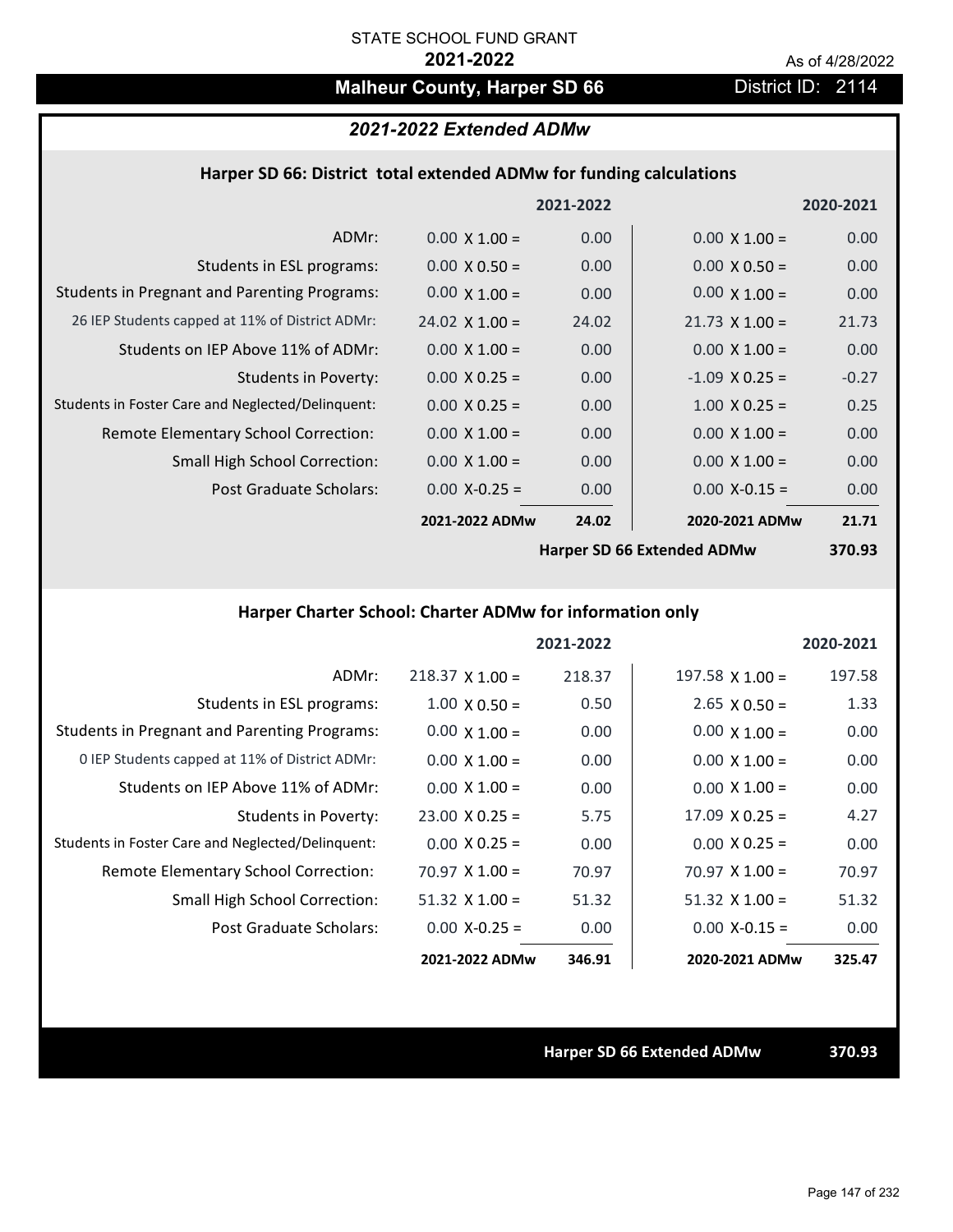STATE SCHOOL FUND GRANT

**2021-2022**

As of 4/28/2022

# Malheur County, Harper SD 66

District ID: 2114

## *2021-2022 Extended ADMw*

### Harper SD 66: District total extended ADMw for funding calculations

| | | 2021-2022 | | 2020-2021 |
|---|---|---|---|---|
| ADMr: | 0.00 X 1.00 = | 0.00 | 0.00 X 1.00 = | 0.00 |
| Students in ESL programs: | 0.00 X 0.50 = | 0.00 | 0.00 X 0.50 = | 0.00 |
| Students in Pregnant and Parenting Programs: | 0.00 X 1.00 = | 0.00 | 0.00 X 1.00 = | 0.00 |
| 26 IEP Students capped at 11% of District ADMr: | 24.02 X 1.00 = | 24.02 | 21.73 X 1.00 = | 21.73 |
| Students on IEP Above 11% of ADMr: | 0.00 X 1.00 = | 0.00 | 0.00 X 1.00 = | 0.00 |
| Students in Poverty: | 0.00 X 0.25 = | 0.00 | -1.09 X 0.25 = | -0.27 |
| Students in Foster Care and Neglected/Delinquent: | 0.00 X 0.25 = | 0.00 | 1.00 X 0.25 = | 0.25 |
| Remote Elementary School Correction: | 0.00 X 1.00 = | 0.00 | 0.00 X 1.00 = | 0.00 |
| Small High School Correction: | 0.00 X 1.00 = | 0.00 | 0.00 X 1.00 = | 0.00 |
| Post Graduate Scholars: | 0.00 X-0.25 = | 0.00 | 0.00 X-0.15 = | 0.00 |
| | **2021-2022 ADMw** | **24.02** | **2020-2021 ADMw** | **21.71** |
| | | | **Harper SD 66 Extended ADMw** | **370.93** |

### Harper Charter School: Charter ADMw for information only

| | | 2021-2022 | | 2020-2021 |
|---|---|---|---|---|
| ADMr: | 218.37 X 1.00 = | 218.37 | 197.58 X 1.00 = | 197.58 |
| Students in ESL programs: | 1.00 X 0.50 = | 0.50 | 2.65 X 0.50 = | 1.33 |
| Students in Pregnant and Parenting Programs: | 0.00 X 1.00 = | 0.00 | 0.00 X 1.00 = | 0.00 |
| 0 IEP Students capped at 11% of District ADMr: | 0.00 X 1.00 = | 0.00 | 0.00 X 1.00 = | 0.00 |
| Students on IEP Above 11% of ADMr: | 0.00 X 1.00 = | 0.00 | 0.00 X 1.00 = | 0.00 |
| Students in Poverty: | 23.00 X 0.25 = | 5.75 | 17.09 X 0.25 = | 4.27 |
| Students in Foster Care and Neglected/Delinquent: | 0.00 X 0.25 = | 0.00 | 0.00 X 0.25 = | 0.00 |
| Remote Elementary School Correction: | 70.97 X 1.00 = | 70.97 | 70.97 X 1.00 = | 70.97 |
| Small High School Correction: | 51.32 X 1.00 = | 51.32 | 51.32 X 1.00 = | 51.32 |
| Post Graduate Scholars: | 0.00 X-0.25 = | 0.00 | 0.00 X-0.15 = | 0.00 |
| | **2021-2022 ADMw** | **346.91** | **2020-2021 ADMw** | **325.47** |

**Harper SD 66 Extended ADMw** **370.93**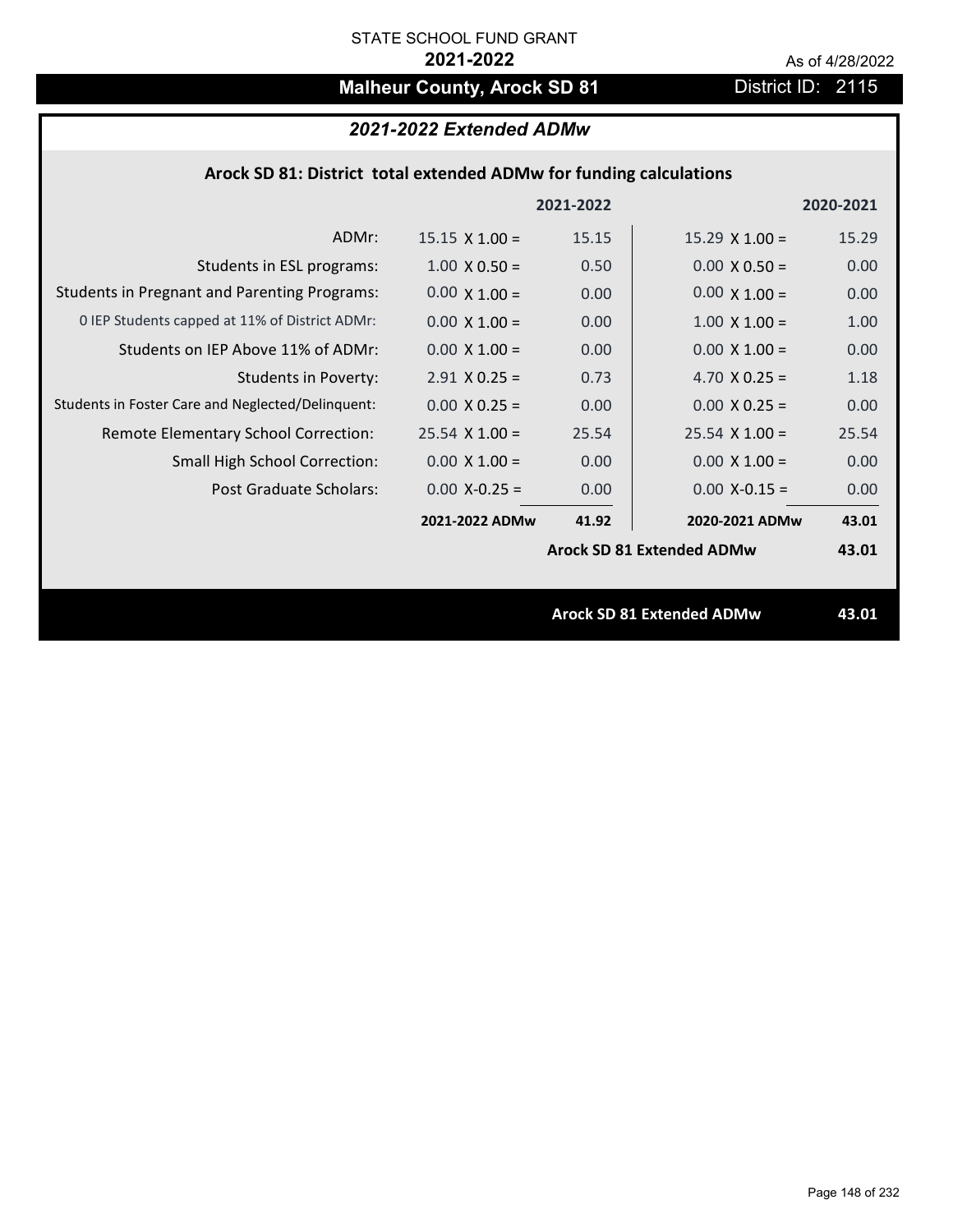STATE SCHOOL FUND GRANT

**2021-2022**

As of 4/28/2022

# Malheur County, Arock SD 81

District ID: 2115

## *2021-2022 Extended ADMw*

### Arock SD 81: District total extended ADMw for funding calculations

| | | 2021-2022 | | 2020-2021 |
|---|---|---|---|---|
| ADMr: | 15.15 X 1.00 = | 15.15 | 15.29 X 1.00 = | 15.29 |
| Students in ESL programs: | 1.00 X 0.50 = | 0.50 | 0.00 X 0.50 = | 0.00 |
| Students in Pregnant and Parenting Programs: | 0.00 X 1.00 = | 0.00 | 0.00 X 1.00 = | 0.00 |
| 0 IEP Students capped at 11% of District ADMr: | 0.00 X 1.00 = | 0.00 | 1.00 X 1.00 = | 1.00 |
| Students on IEP Above 11% of ADMr: | 0.00 X 1.00 = | 0.00 | 0.00 X 1.00 = | 0.00 |
| Students in Poverty: | 2.91 X 0.25 = | 0.73 | 4.70 X 0.25 = | 1.18 |
| Students in Foster Care and Neglected/Delinquent: | 0.00 X 0.25 = | 0.00 | 0.00 X 0.25 = | 0.00 |
| Remote Elementary School Correction: | 25.54 X 1.00 = | 25.54 | 25.54 X 1.00 = | 25.54 |
| Small High School Correction: | 0.00 X 1.00 = | 0.00 | 0.00 X 1.00 = | 0.00 |
| Post Graduate Scholars: | 0.00 X-0.25 = | 0.00 | 0.00 X-0.15 = | 0.00 |
| | **2021-2022 ADMw** | **41.92** | **2020-2021 ADMw** | **43.01** |
| | | | **Arock SD 81 Extended ADMw** | **43.01** |

**Arock SD 81 Extended ADMw** **43.01**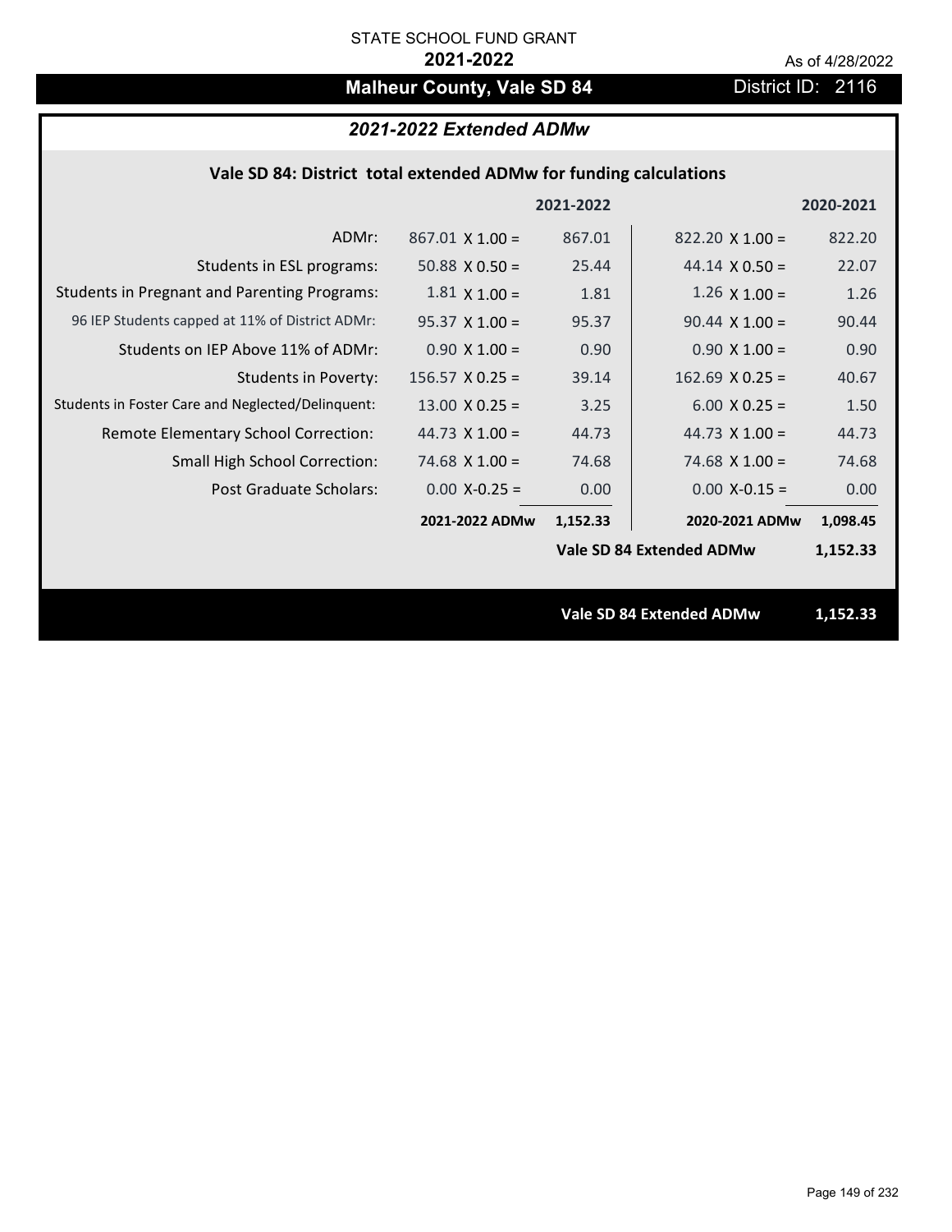STATE SCHOOL FUND GRANT

**2021-2022**

As of 4/28/2022

## Malheur County, Vale SD 84

District ID: 2116

### *2021-2022 Extended ADMw*

#### Vale SD 84: District total extended ADMw for funding calculations

| | | 2021-2022 | | 2020-2021 |
|---|---|---|---|---|
| ADMr: | 867.01 X 1.00 = | 867.01 | 822.20 X 1.00 = | 822.20 |
| Students in ESL programs: | 50.88 X 0.50 = | 25.44 | 44.14 X 0.50 = | 22.07 |
| Students in Pregnant and Parenting Programs: | 1.81 X 1.00 = | 1.81 | 1.26 X 1.00 = | 1.26 |
| 96 IEP Students capped at 11% of District ADMr: | 95.37 X 1.00 = | 95.37 | 90.44 X 1.00 = | 90.44 |
| Students on IEP Above 11% of ADMr: | 0.90 X 1.00 = | 0.90 | 0.90 X 1.00 = | 0.90 |
| Students in Poverty: | 156.57 X 0.25 = | 39.14 | 162.69 X 0.25 = | 40.67 |
| Students in Foster Care and Neglected/Delinquent: | 13.00 X 0.25 = | 3.25 | 6.00 X 0.25 = | 1.50 |
| Remote Elementary School Correction: | 44.73 X 1.00 = | 44.73 | 44.73 X 1.00 = | 44.73 |
| Small High School Correction: | 74.68 X 1.00 = | 74.68 | 74.68 X 1.00 = | 74.68 |
| Post Graduate Scholars: | 0.00 X-0.25 = | 0.00 | 0.00 X-0.15 = | 0.00 |
| | **2021-2022 ADMw** | **1,152.33** | **2020-2021 ADMw** | **1,098.45** |
| | | | **Vale SD 84 Extended ADMw** | **1,152.33** |

**Vale SD 84 Extended ADMw 1,152.33**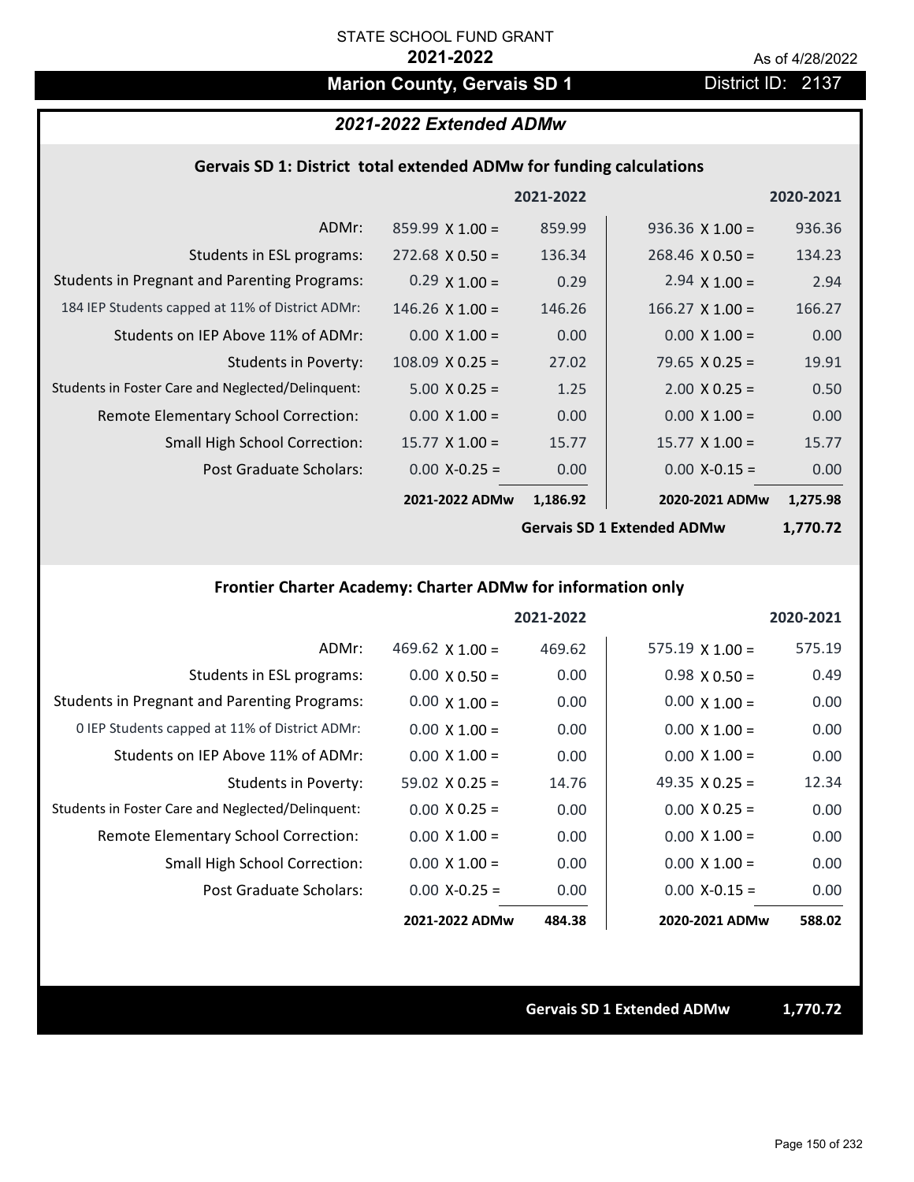STATE SCHOOL FUND GRANT

**2021-2022**

As of 4/28/2022

## Marion County, Gervais SD 1

District ID: 2137

### *2021-2022 Extended ADMw*

#### Gervais SD 1: District total extended ADMw for funding calculations

| | | 2021-2022 | | 2020-2021 |
|---|---|---|---|---|
| ADMr: | 859.99 X 1.00 = | 859.99 | 936.36 X 1.00 = | 936.36 |
| Students in ESL programs: | 272.68 X 0.50 = | 136.34 | 268.46 X 0.50 = | 134.23 |
| Students in Pregnant and Parenting Programs: | 0.29 X 1.00 = | 0.29 | 2.94 X 1.00 = | 2.94 |
| 184 IEP Students capped at 11% of District ADMr: | 146.26 X 1.00 = | 146.26 | 166.27 X 1.00 = | 166.27 |
| Students on IEP Above 11% of ADMr: | 0.00 X 1.00 = | 0.00 | 0.00 X 1.00 = | 0.00 |
| Students in Poverty: | 108.09 X 0.25 = | 27.02 | 79.65 X 0.25 = | 19.91 |
| Students in Foster Care and Neglected/Delinquent: | 5.00 X 0.25 = | 1.25 | 2.00 X 0.25 = | 0.50 |
| Remote Elementary School Correction: | 0.00 X 1.00 = | 0.00 | 0.00 X 1.00 = | 0.00 |
| Small High School Correction: | 15.77 X 1.00 = | 15.77 | 15.77 X 1.00 = | 15.77 |
| Post Graduate Scholars: | 0.00 X-0.25 = | 0.00 | 0.00 X-0.15 = | 0.00 |
| | **2021-2022 ADMw** | **1,186.92** | **2020-2021 ADMw** | **1,275.98** |
| | | | **Gervais SD 1 Extended ADMw** | **1,770.72** |

#### Frontier Charter Academy: Charter ADMw for information only

| | | 2021-2022 | | 2020-2021 |
|---|---|---|---|---|
| ADMr: | 469.62 X 1.00 = | 469.62 | 575.19 X 1.00 = | 575.19 |
| Students in ESL programs: | 0.00 X 0.50 = | 0.00 | 0.98 X 0.50 = | 0.49 |
| Students in Pregnant and Parenting Programs: | 0.00 X 1.00 = | 0.00 | 0.00 X 1.00 = | 0.00 |
| 0 IEP Students capped at 11% of District ADMr: | 0.00 X 1.00 = | 0.00 | 0.00 X 1.00 = | 0.00 |
| Students on IEP Above 11% of ADMr: | 0.00 X 1.00 = | 0.00 | 0.00 X 1.00 = | 0.00 |
| Students in Poverty: | 59.02 X 0.25 = | 14.76 | 49.35 X 0.25 = | 12.34 |
| Students in Foster Care and Neglected/Delinquent: | 0.00 X 0.25 = | 0.00 | 0.00 X 0.25 = | 0.00 |
| Remote Elementary School Correction: | 0.00 X 1.00 = | 0.00 | 0.00 X 1.00 = | 0.00 |
| Small High School Correction: | 0.00 X 1.00 = | 0.00 | 0.00 X 1.00 = | 0.00 |
| Post Graduate Scholars: | 0.00 X-0.25 = | 0.00 | 0.00 X-0.15 = | 0.00 |
| | **2021-2022 ADMw** | **484.38** | **2020-2021 ADMw** | **588.02** |

**Gervais SD 1 Extended ADMw** **1,770.72**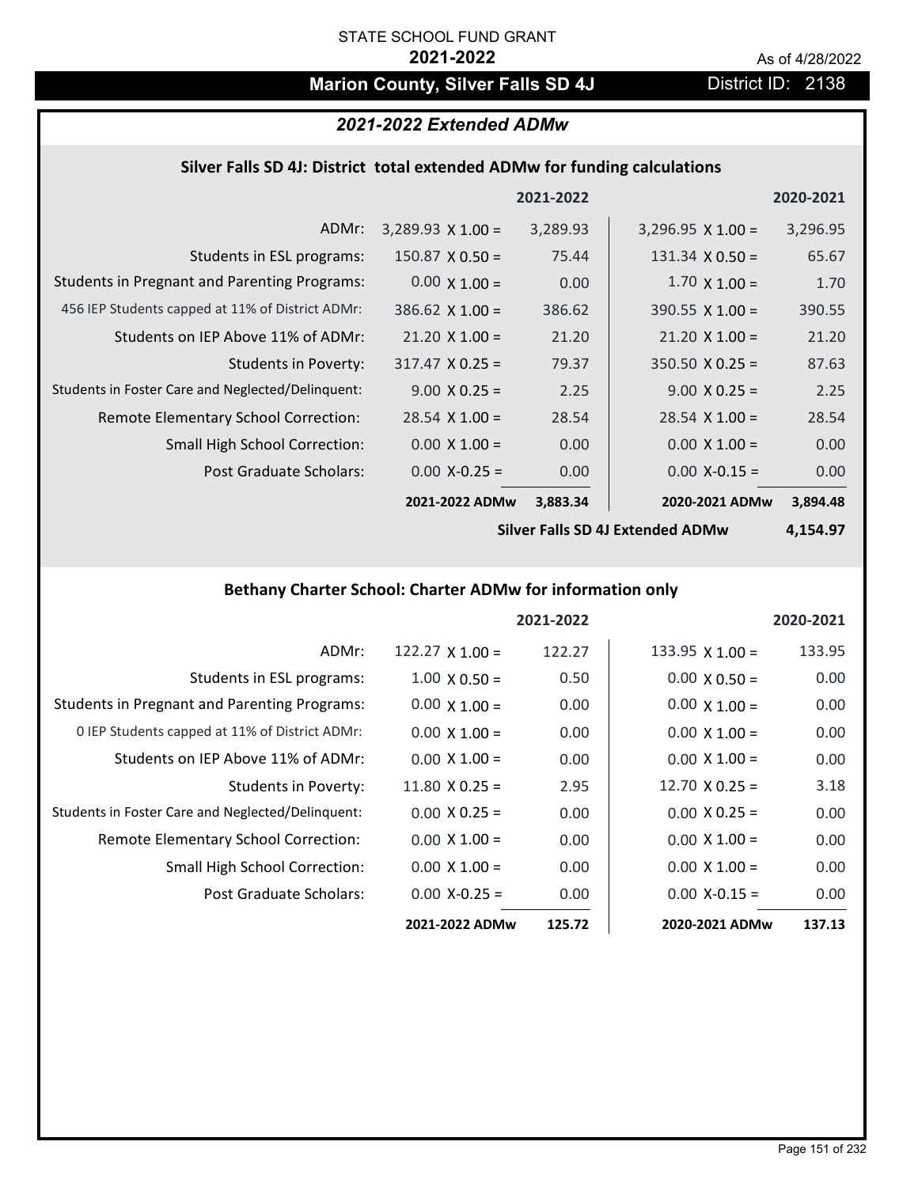STATE SCHOOL FUND GRANT

**2021-2022**

As of 4/28/2022

# Marion County, Silver Falls SD 4J

District ID: 2138

## *2021-2022 Extended ADMw*

### Silver Falls SD 4J: District total extended ADMw for funding calculations

| | | 2021-2022 | | 2020-2021 |
|---|---|---|---|---|
| ADMr: | 3,289.93 X 1.00 = | 3,289.93 | 3,296.95 X 1.00 = | 3,296.95 |
| Students in ESL programs: | 150.87 X 0.50 = | 75.44 | 131.34 X 0.50 = | 65.67 |
| Students in Pregnant and Parenting Programs: | 0.00 X 1.00 = | 0.00 | 1.70 X 1.00 = | 1.70 |
| 456 IEP Students capped at 11% of District ADMr: | 386.62 X 1.00 = | 386.62 | 390.55 X 1.00 = | 390.55 |
| Students on IEP Above 11% of ADMr: | 21.20 X 1.00 = | 21.20 | 21.20 X 1.00 = | 21.20 |
| Students in Poverty: | 317.47 X 0.25 = | 79.37 | 350.50 X 0.25 = | 87.63 |
| Students in Foster Care and Neglected/Delinquent: | 9.00 X 0.25 = | 2.25 | 9.00 X 0.25 = | 2.25 |
| Remote Elementary School Correction: | 28.54 X 1.00 = | 28.54 | 28.54 X 1.00 = | 28.54 |
| Small High School Correction: | 0.00 X 1.00 = | 0.00 | 0.00 X 1.00 = | 0.00 |
| Post Graduate Scholars: | 0.00 X-0.25 = | 0.00 | 0.00 X-0.15 = | 0.00 |
| | **2021-2022 ADMw** | **3,883.34** | **2020-2021 ADMw** | **3,894.48** |
| | | | **Silver Falls SD 4J Extended ADMw** | **4,154.97** |

### Bethany Charter School: Charter ADMw for information only

| | | 2021-2022 | | 2020-2021 |
|---|---|---|---|---|
| ADMr: | 122.27 X 1.00 = | 122.27 | 133.95 X 1.00 = | 133.95 |
| Students in ESL programs: | 1.00 X 0.50 = | 0.50 | 0.00 X 0.50 = | 0.00 |
| Students in Pregnant and Parenting Programs: | 0.00 X 1.00 = | 0.00 | 0.00 X 1.00 = | 0.00 |
| 0 IEP Students capped at 11% of District ADMr: | 0.00 X 1.00 = | 0.00 | 0.00 X 1.00 = | 0.00 |
| Students on IEP Above 11% of ADMr: | 0.00 X 1.00 = | 0.00 | 0.00 X 1.00 = | 0.00 |
| Students in Poverty: | 11.80 X 0.25 = | 2.95 | 12.70 X 0.25 = | 3.18 |
| Students in Foster Care and Neglected/Delinquent: | 0.00 X 0.25 = | 0.00 | 0.00 X 0.25 = | 0.00 |
| Remote Elementary School Correction: | 0.00 X 1.00 = | 0.00 | 0.00 X 1.00 = | 0.00 |
| Small High School Correction: | 0.00 X 1.00 = | 0.00 | 0.00 X 1.00 = | 0.00 |
| Post Graduate Scholars: | 0.00 X-0.25 = | 0.00 | 0.00 X-0.15 = | 0.00 |
| | **2021-2022 ADMw** | **125.72** | **2020-2021 ADMw** | **137.13** |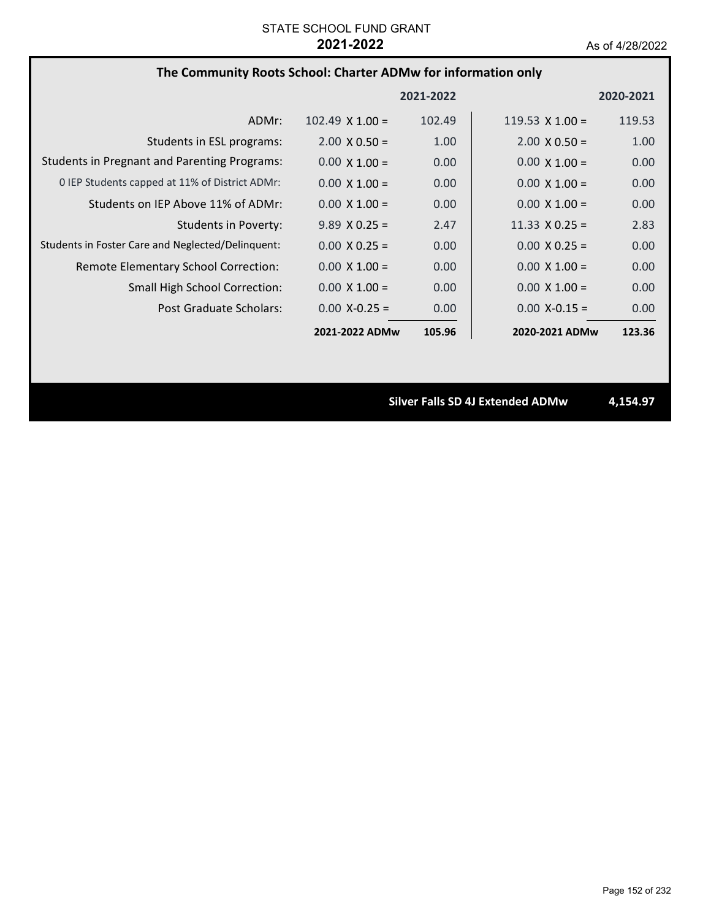STATE SCHOOL FUND GRANT

**2021-2022**

As of 4/28/2022

## The Community Roots School: Charter ADMw for information only

| | 2021-2022 | | 2020-2021 | |
|---|---|---|---|---|
| ADMr: | 102.49 X 1.00 = | 102.49 | 119.53 X 1.00 = | 119.53 |
| Students in ESL programs: | 2.00 X 0.50 = | 1.00 | 2.00 X 0.50 = | 1.00 |
| Students in Pregnant and Parenting Programs: | 0.00 X 1.00 = | 0.00 | 0.00 X 1.00 = | 0.00 |
| 0 IEP Students capped at 11% of District ADMr: | 0.00 X 1.00 = | 0.00 | 0.00 X 1.00 = | 0.00 |
| Students on IEP Above 11% of ADMr: | 0.00 X 1.00 = | 0.00 | 0.00 X 1.00 = | 0.00 |
| Students in Poverty: | 9.89 X 0.25 = | 2.47 | 11.33 X 0.25 = | 2.83 |
| Students in Foster Care and Neglected/Delinquent: | 0.00 X 0.25 = | 0.00 | 0.00 X 0.25 = | 0.00 |
| Remote Elementary School Correction: | 0.00 X 1.00 = | 0.00 | 0.00 X 1.00 = | 0.00 |
| Small High School Correction: | 0.00 X 1.00 = | 0.00 | 0.00 X 1.00 = | 0.00 |
| Post Graduate Scholars: | 0.00 X-0.25 = | 0.00 | 0.00 X-0.15 = | 0.00 |
| | **2021-2022 ADMw** | **105.96** | **2020-2021 ADMw** | **123.36** |

**Silver Falls SD 4J Extended ADMw** **4,154.97**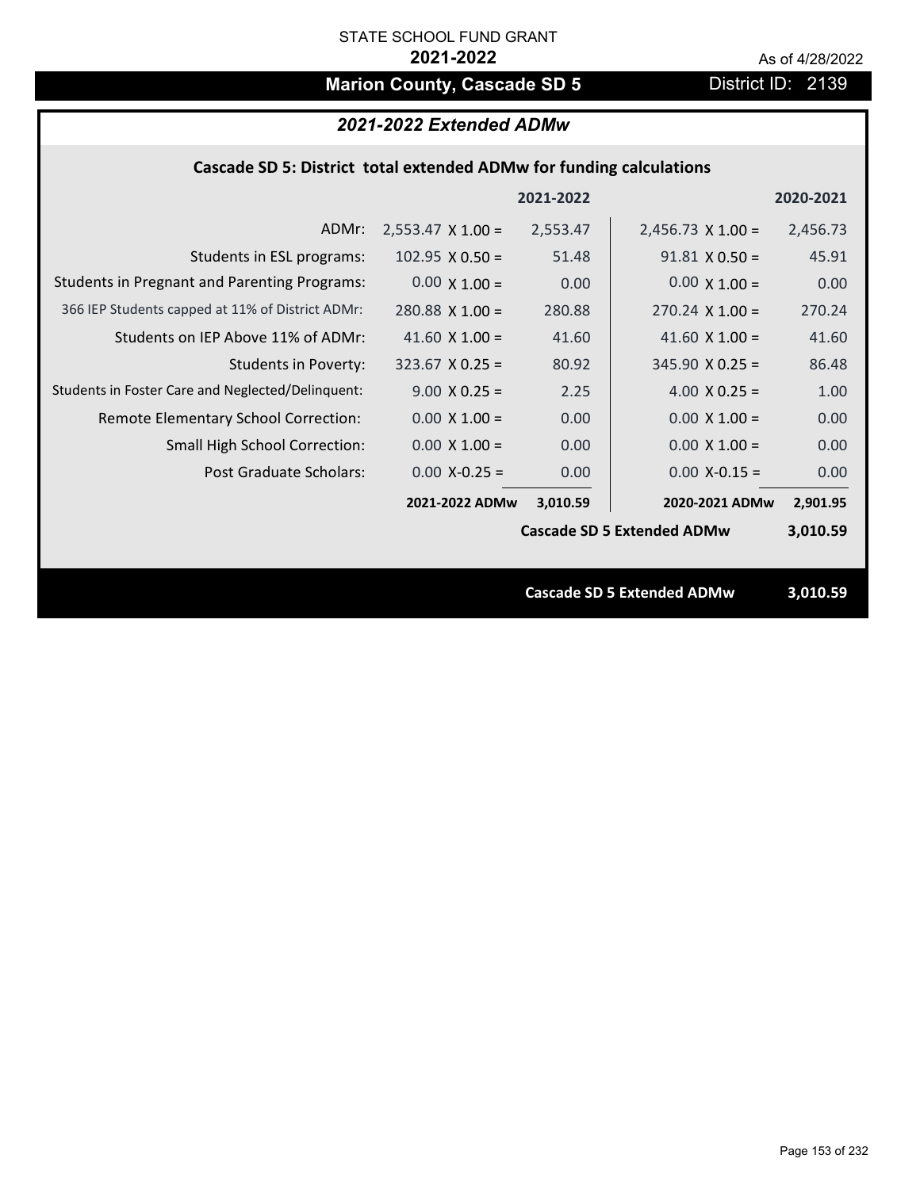STATE SCHOOL FUND GRANT

**2021-2022**

As of 4/28/2022

# Marion County, Cascade SD 5

District ID: 2139

## *2021-2022 Extended ADMw*

### Cascade SD 5: District total extended ADMw for funding calculations

| | | 2021-2022 | | 2020-2021 |
|---|---|---|---|---|
| ADMr: | 2,553.47 X 1.00 = | 2,553.47 | 2,456.73 X 1.00 = | 2,456.73 |
| Students in ESL programs: | 102.95 X 0.50 = | 51.48 | 91.81 X 0.50 = | 45.91 |
| Students in Pregnant and Parenting Programs: | 0.00 X 1.00 = | 0.00 | 0.00 X 1.00 = | 0.00 |
| 366 IEP Students capped at 11% of District ADMr: | 280.88 X 1.00 = | 280.88 | 270.24 X 1.00 = | 270.24 |
| Students on IEP Above 11% of ADMr: | 41.60 X 1.00 = | 41.60 | 41.60 X 1.00 = | 41.60 |
| Students in Poverty: | 323.67 X 0.25 = | 80.92 | 345.90 X 0.25 = | 86.48 |
| Students in Foster Care and Neglected/Delinquent: | 9.00 X 0.25 = | 2.25 | 4.00 X 0.25 = | 1.00 |
| Remote Elementary School Correction: | 0.00 X 1.00 = | 0.00 | 0.00 X 1.00 = | 0.00 |
| Small High School Correction: | 0.00 X 1.00 = | 0.00 | 0.00 X 1.00 = | 0.00 |
| Post Graduate Scholars: | 0.00 X-0.25 = | 0.00 | 0.00 X-0.15 = | 0.00 |
| | **2021-2022 ADMw** | **3,010.59** | **2020-2021 ADMw** | **2,901.95** |
| | | | **Cascade SD 5 Extended ADMw** | **3,010.59** |

**Cascade SD 5 Extended ADMw** **3,010.59**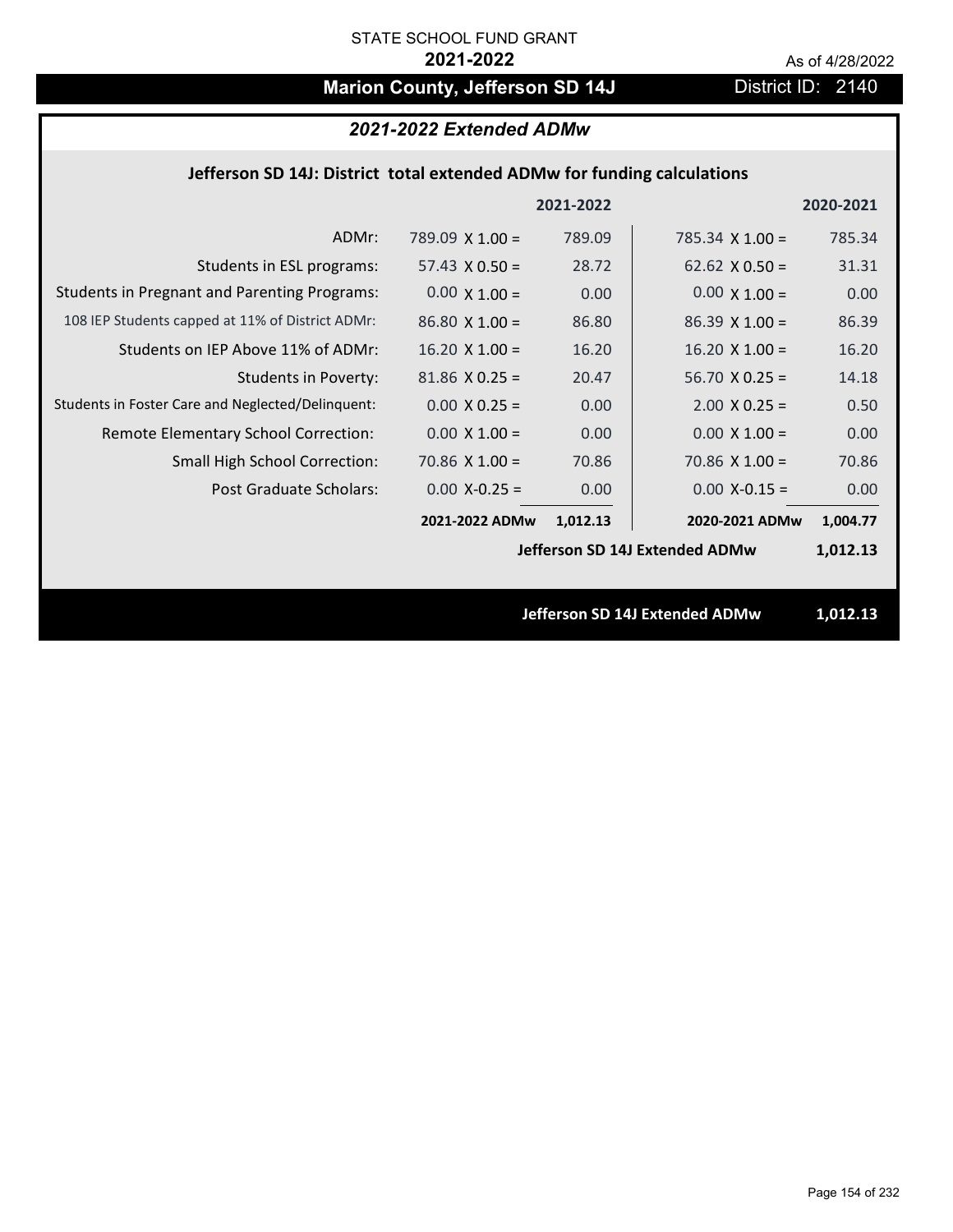STATE SCHOOL FUND GRANT

**2021-2022**

As of 4/28/2022

## Marion County, Jefferson SD 14J

District ID: 2140

### *2021-2022 Extended ADMw*

**Jefferson SD 14J: District total extended ADMw for funding calculations**

| | | 2021-2022 | | 2020-2021 |
|---|---|---|---|---|
| ADMr: | 789.09 X 1.00 = | 789.09 | 785.34 X 1.00 = | 785.34 |
| Students in ESL programs: | 57.43 X 0.50 = | 28.72 | 62.62 X 0.50 = | 31.31 |
| Students in Pregnant and Parenting Programs: | 0.00 X 1.00 = | 0.00 | 0.00 X 1.00 = | 0.00 |
| 108 IEP Students capped at 11% of District ADMr: | 86.80 X 1.00 = | 86.80 | 86.39 X 1.00 = | 86.39 |
| Students on IEP Above 11% of ADMr: | 16.20 X 1.00 = | 16.20 | 16.20 X 1.00 = | 16.20 |
| Students in Poverty: | 81.86 X 0.25 = | 20.47 | 56.70 X 0.25 = | 14.18 |
| Students in Foster Care and Neglected/Delinquent: | 0.00 X 0.25 = | 0.00 | 2.00 X 0.25 = | 0.50 |
| Remote Elementary School Correction: | 0.00 X 1.00 = | 0.00 | 0.00 X 1.00 = | 0.00 |
| Small High School Correction: | 70.86 X 1.00 = | 70.86 | 70.86 X 1.00 = | 70.86 |
| Post Graduate Scholars: | 0.00 X-0.25 = | 0.00 | 0.00 X-0.15 = | 0.00 |
| | **2021-2022 ADMw** | **1,012.13** | **2020-2021 ADMw** | **1,004.77** |
| | | | **Jefferson SD 14J Extended ADMw** | **1,012.13** |

**Jefferson SD 14J Extended ADMw 1,012.13**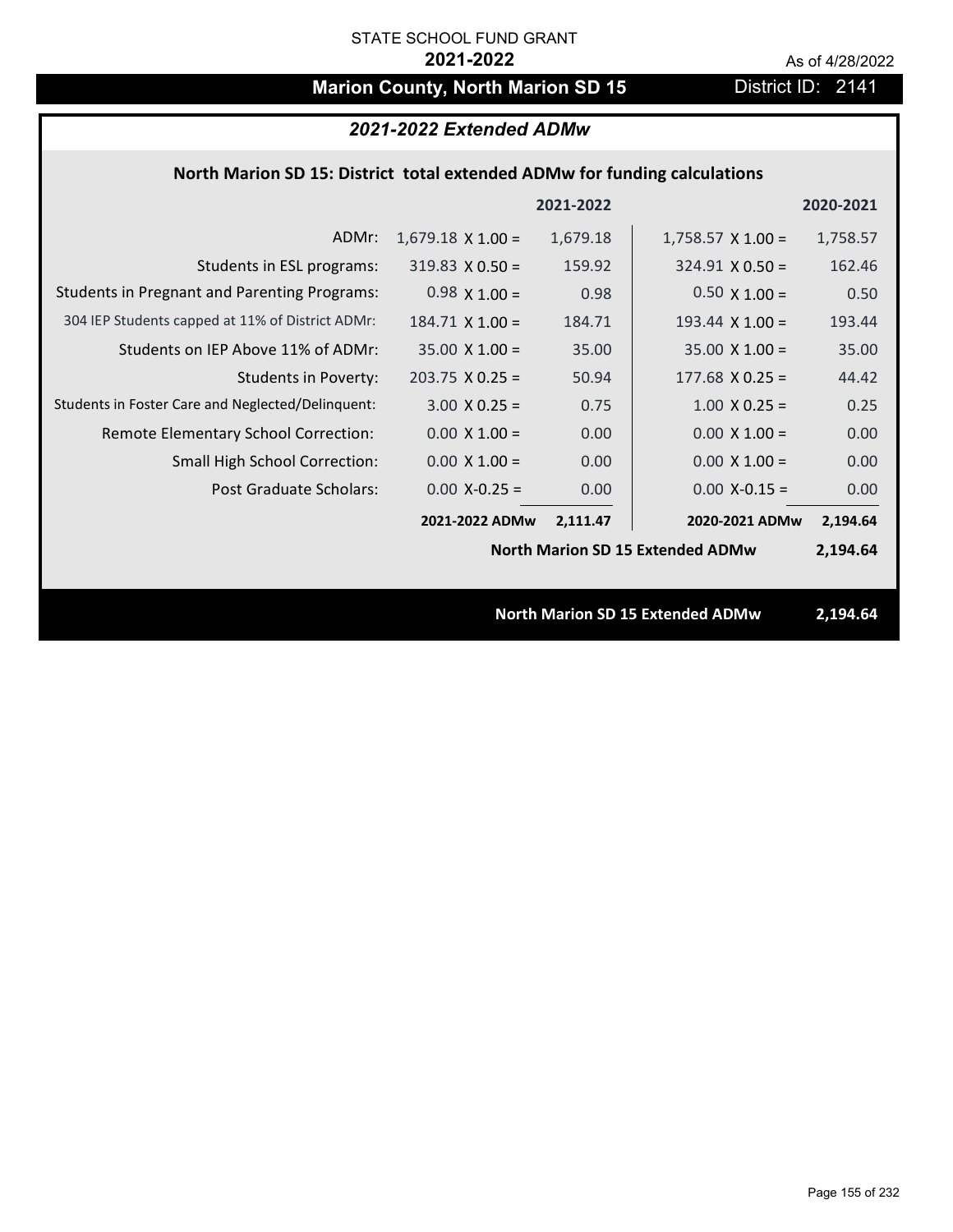STATE SCHOOL FUND GRANT

**2021-2022**

As of 4/28/2022

# Marion County, North Marion SD 15

District ID: 2141

## *2021-2022 Extended ADMw*

### North Marion SD 15: District total extended ADMw for funding calculations

| | | 2021-2022 | | 2020-2021 |
|---|---|---|---|---|
| ADMr: | 1,679.18 X 1.00 = | 1,679.18 | 1,758.57 X 1.00 = | 1,758.57 |
| Students in ESL programs: | 319.83 X 0.50 = | 159.92 | 324.91 X 0.50 = | 162.46 |
| Students in Pregnant and Parenting Programs: | 0.98 X 1.00 = | 0.98 | 0.50 X 1.00 = | 0.50 |
| 304 IEP Students capped at 11% of District ADMr: | 184.71 X 1.00 = | 184.71 | 193.44 X 1.00 = | 193.44 |
| Students on IEP Above 11% of ADMr: | 35.00 X 1.00 = | 35.00 | 35.00 X 1.00 = | 35.00 |
| Students in Poverty: | 203.75 X 0.25 = | 50.94 | 177.68 X 0.25 = | 44.42 |
| Students in Foster Care and Neglected/Delinquent: | 3.00 X 0.25 = | 0.75 | 1.00 X 0.25 = | 0.25 |
| Remote Elementary School Correction: | 0.00 X 1.00 = | 0.00 | 0.00 X 1.00 = | 0.00 |
| Small High School Correction: | 0.00 X 1.00 = | 0.00 | 0.00 X 1.00 = | 0.00 |
| Post Graduate Scholars: | 0.00 X-0.25 = | 0.00 | 0.00 X-0.15 = | 0.00 |
| | **2021-2022 ADMw** | **2,111.47** | **2020-2021 ADMw** | **2,194.64** |
| | | | **North Marion SD 15 Extended ADMw** | **2,194.64** |

**North Marion SD 15 Extended ADMw** **2,194.64**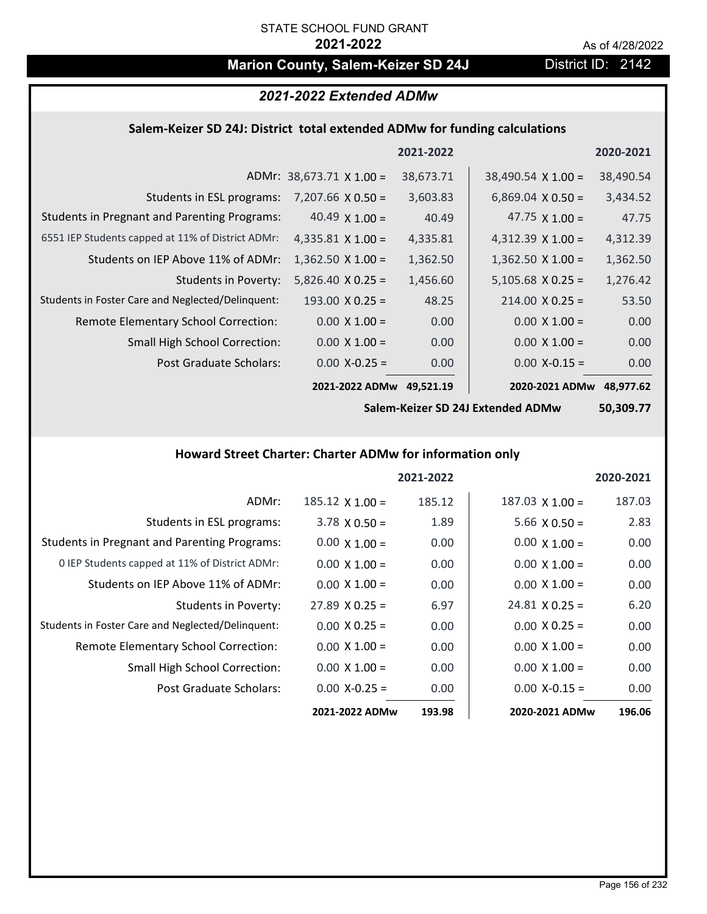STATE SCHOOL FUND GRANT

**2021-2022**

As of 4/28/2022

## Marion County, Salem-Keizer SD 24J

District ID: 2142

### *2021-2022 Extended ADMw*

#### Salem-Keizer SD 24J: District total extended ADMw for funding calculations

| | | 2021-2022 | | 2020-2021 |
|---|---|---|---|---|
| ADMr: | 38,673.71 X 1.00 = | 38,673.71 | 38,490.54 X 1.00 = | 38,490.54 |
| Students in ESL programs: | 7,207.66 X 0.50 = | 3,603.83 | 6,869.04 X 0.50 = | 3,434.52 |
| Students in Pregnant and Parenting Programs: | 40.49 X 1.00 = | 40.49 | 47.75 X 1.00 = | 47.75 |
| 6551 IEP Students capped at 11% of District ADMr: | 4,335.81 X 1.00 = | 4,335.81 | 4,312.39 X 1.00 = | 4,312.39 |
| Students on IEP Above 11% of ADMr: | 1,362.50 X 1.00 = | 1,362.50 | 1,362.50 X 1.00 = | 1,362.50 |
| Students in Poverty: | 5,826.40 X 0.25 = | 1,456.60 | 5,105.68 X 0.25 = | 1,276.42 |
| Students in Foster Care and Neglected/Delinquent: | 193.00 X 0.25 = | 48.25 | 214.00 X 0.25 = | 53.50 |
| Remote Elementary School Correction: | 0.00 X 1.00 = | 0.00 | 0.00 X 1.00 = | 0.00 |
| Small High School Correction: | 0.00 X 1.00 = | 0.00 | 0.00 X 1.00 = | 0.00 |
| Post Graduate Scholars: | 0.00 X-0.25 = | 0.00 | 0.00 X-0.15 = | 0.00 |
| | **2021-2022 ADMw** | **49,521.19** | **2020-2021 ADMw** | **48,977.62** |
| | | | **Salem-Keizer SD 24J Extended ADMw** | **50,309.77** |

#### Howard Street Charter: Charter ADMw for information only

| | | 2021-2022 | | 2020-2021 |
|---|---|---|---|---|
| ADMr: | 185.12 X 1.00 = | 185.12 | 187.03 X 1.00 = | 187.03 |
| Students in ESL programs: | 3.78 X 0.50 = | 1.89 | 5.66 X 0.50 = | 2.83 |
| Students in Pregnant and Parenting Programs: | 0.00 X 1.00 = | 0.00 | 0.00 X 1.00 = | 0.00 |
| 0 IEP Students capped at 11% of District ADMr: | 0.00 X 1.00 = | 0.00 | 0.00 X 1.00 = | 0.00 |
| Students on IEP Above 11% of ADMr: | 0.00 X 1.00 = | 0.00 | 0.00 X 1.00 = | 0.00 |
| Students in Poverty: | 27.89 X 0.25 = | 6.97 | 24.81 X 0.25 = | 6.20 |
| Students in Foster Care and Neglected/Delinquent: | 0.00 X 0.25 = | 0.00 | 0.00 X 0.25 = | 0.00 |
| Remote Elementary School Correction: | 0.00 X 1.00 = | 0.00 | 0.00 X 1.00 = | 0.00 |
| Small High School Correction: | 0.00 X 1.00 = | 0.00 | 0.00 X 1.00 = | 0.00 |
| Post Graduate Scholars: | 0.00 X-0.25 = | 0.00 | 0.00 X-0.15 = | 0.00 |
| | **2021-2022 ADMw** | **193.98** | **2020-2021 ADMw** | **196.06** |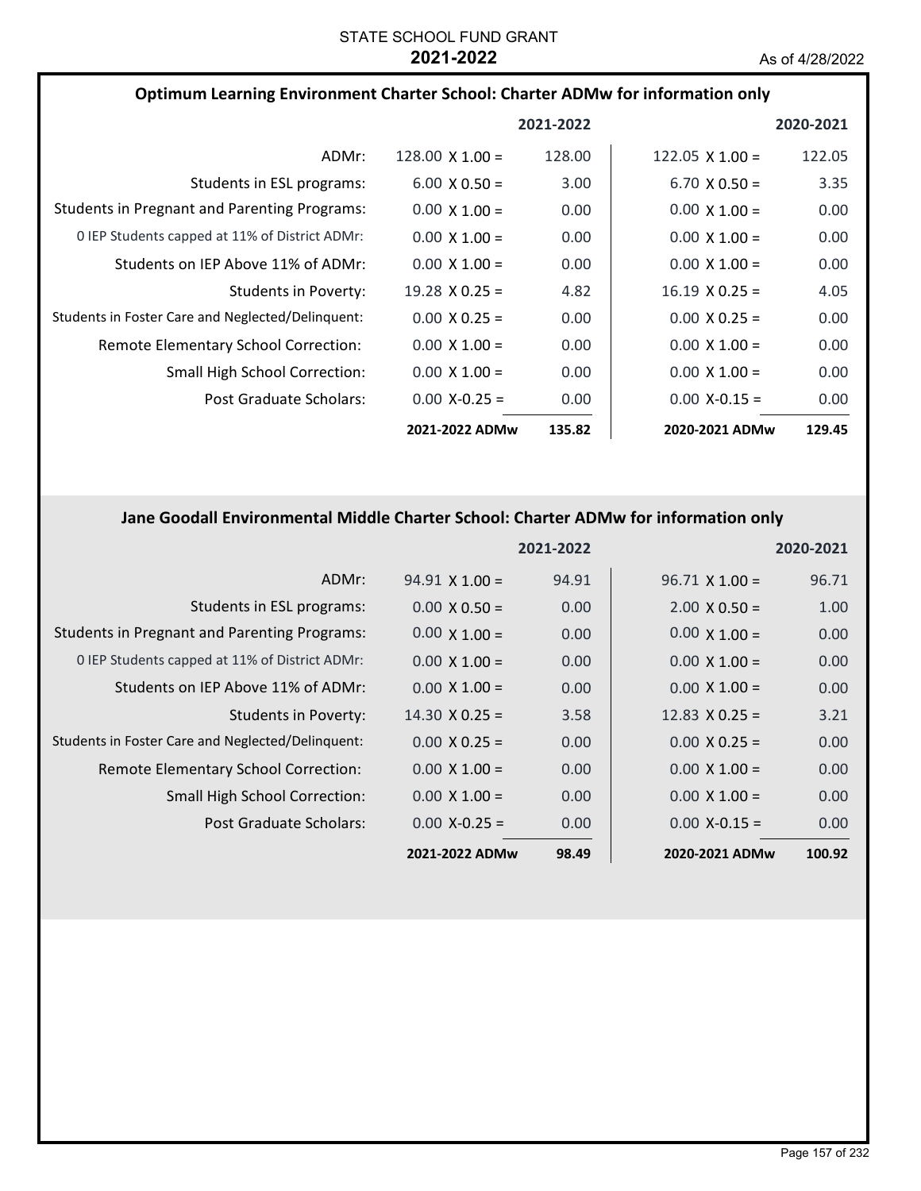STATE SCHOOL FUND GRANT

**2021-2022**

As of 4/28/2022

## Optimum Learning Environment Charter School: Charter ADMw for information only

| | | 2021-2022 | | 2020-2021 |
|---|---|---|---|---|
| ADMr: | 128.00 X 1.00 = | 128.00 | 122.05 X 1.00 = | 122.05 |
| Students in ESL programs: | 6.00 X 0.50 = | 3.00 | 6.70 X 0.50 = | 3.35 |
| Students in Pregnant and Parenting Programs: | 0.00 X 1.00 = | 0.00 | 0.00 X 1.00 = | 0.00 |
| 0 IEP Students capped at 11% of District ADMr: | 0.00 X 1.00 = | 0.00 | 0.00 X 1.00 = | 0.00 |
| Students on IEP Above 11% of ADMr: | 0.00 X 1.00 = | 0.00 | 0.00 X 1.00 = | 0.00 |
| Students in Poverty: | 19.28 X 0.25 = | 4.82 | 16.19 X 0.25 = | 4.05 |
| Students in Foster Care and Neglected/Delinquent: | 0.00 X 0.25 = | 0.00 | 0.00 X 0.25 = | 0.00 |
| Remote Elementary School Correction: | 0.00 X 1.00 = | 0.00 | 0.00 X 1.00 = | 0.00 |
| Small High School Correction: | 0.00 X 1.00 = | 0.00 | 0.00 X 1.00 = | 0.00 |
| Post Graduate Scholars: | 0.00 X-0.25 = | 0.00 | 0.00 X-0.15 = | 0.00 |
| | **2021-2022 ADMw** | **135.82** | **2020-2021 ADMw** | **129.45** |

## Jane Goodall Environmental Middle Charter School: Charter ADMw for information only

| | | 2021-2022 | | 2020-2021 |
|---|---|---|---|---|
| ADMr: | 94.91 X 1.00 = | 94.91 | 96.71 X 1.00 = | 96.71 |
| Students in ESL programs: | 0.00 X 0.50 = | 0.00 | 2.00 X 0.50 = | 1.00 |
| Students in Pregnant and Parenting Programs: | 0.00 X 1.00 = | 0.00 | 0.00 X 1.00 = | 0.00 |
| 0 IEP Students capped at 11% of District ADMr: | 0.00 X 1.00 = | 0.00 | 0.00 X 1.00 = | 0.00 |
| Students on IEP Above 11% of ADMr: | 0.00 X 1.00 = | 0.00 | 0.00 X 1.00 = | 0.00 |
| Students in Poverty: | 14.30 X 0.25 = | 3.58 | 12.83 X 0.25 = | 3.21 |
| Students in Foster Care and Neglected/Delinquent: | 0.00 X 0.25 = | 0.00 | 0.00 X 0.25 = | 0.00 |
| Remote Elementary School Correction: | 0.00 X 1.00 = | 0.00 | 0.00 X 1.00 = | 0.00 |
| Small High School Correction: | 0.00 X 1.00 = | 0.00 | 0.00 X 1.00 = | 0.00 |
| Post Graduate Scholars: | 0.00 X-0.25 = | 0.00 | 0.00 X-0.15 = | 0.00 |
| | **2021-2022 ADMw** | **98.49** | **2020-2021 ADMw** | **100.92** |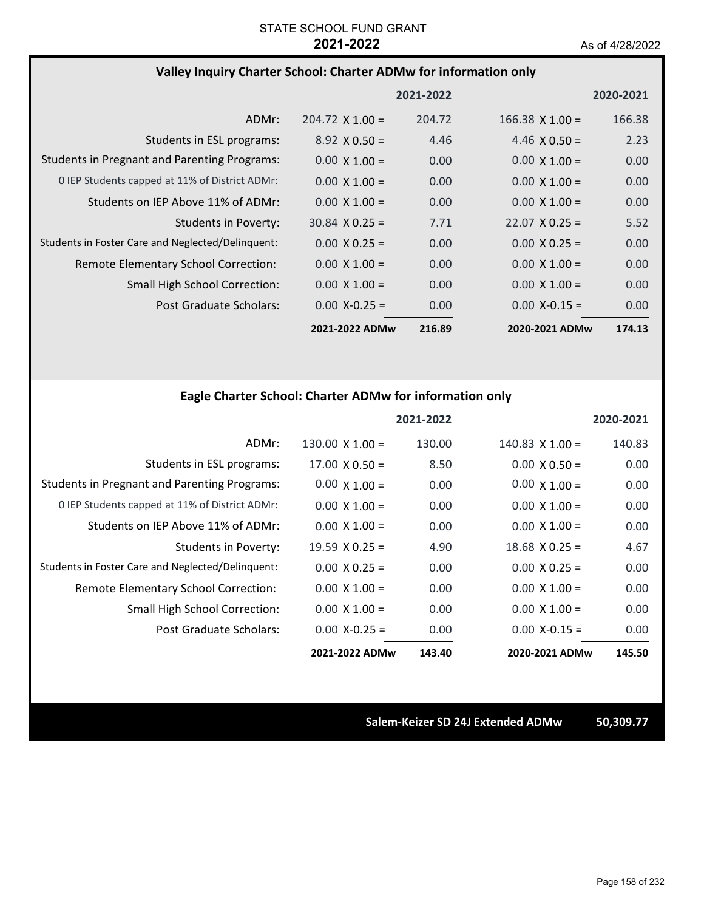STATE SCHOOL FUND GRANT

**2021-2022**

As of 4/28/2022

### Valley Inquiry Charter School: Charter ADMw for information only

| | 2021-2022 | | 2020-2021 | |
|---|---|---|---|---|
| ADMr: | 204.72 X 1.00 = | 204.72 | 166.38 X 1.00 = | 166.38 |
| Students in ESL programs: | 8.92 X 0.50 = | 4.46 | 4.46 X 0.50 = | 2.23 |
| Students in Pregnant and Parenting Programs: | 0.00 X 1.00 = | 0.00 | 0.00 X 1.00 = | 0.00 |
| 0 IEP Students capped at 11% of District ADMr: | 0.00 X 1.00 = | 0.00 | 0.00 X 1.00 = | 0.00 |
| Students on IEP Above 11% of ADMr: | 0.00 X 1.00 = | 0.00 | 0.00 X 1.00 = | 0.00 |
| Students in Poverty: | 30.84 X 0.25 = | 7.71 | 22.07 X 0.25 = | 5.52 |
| Students in Foster Care and Neglected/Delinquent: | 0.00 X 0.25 = | 0.00 | 0.00 X 0.25 = | 0.00 |
| Remote Elementary School Correction: | 0.00 X 1.00 = | 0.00 | 0.00 X 1.00 = | 0.00 |
| Small High School Correction: | 0.00 X 1.00 = | 0.00 | 0.00 X 1.00 = | 0.00 |
| Post Graduate Scholars: | 0.00 X-0.25 = | 0.00 | 0.00 X-0.15 = | 0.00 |
| | **2021-2022 ADMw** | **216.89** | **2020-2021 ADMw** | **174.13** |

### Eagle Charter School: Charter ADMw for information only

| | 2021-2022 | | 2020-2021 | |
|---|---|---|---|---|
| ADMr: | 130.00 X 1.00 = | 130.00 | 140.83 X 1.00 = | 140.83 |
| Students in ESL programs: | 17.00 X 0.50 = | 8.50 | 0.00 X 0.50 = | 0.00 |
| Students in Pregnant and Parenting Programs: | 0.00 X 1.00 = | 0.00 | 0.00 X 1.00 = | 0.00 |
| 0 IEP Students capped at 11% of District ADMr: | 0.00 X 1.00 = | 0.00 | 0.00 X 1.00 = | 0.00 |
| Students on IEP Above 11% of ADMr: | 0.00 X 1.00 = | 0.00 | 0.00 X 1.00 = | 0.00 |
| Students in Poverty: | 19.59 X 0.25 = | 4.90 | 18.68 X 0.25 = | 4.67 |
| Students in Foster Care and Neglected/Delinquent: | 0.00 X 0.25 = | 0.00 | 0.00 X 0.25 = | 0.00 |
| Remote Elementary School Correction: | 0.00 X 1.00 = | 0.00 | 0.00 X 1.00 = | 0.00 |
| Small High School Correction: | 0.00 X 1.00 = | 0.00 | 0.00 X 1.00 = | 0.00 |
| Post Graduate Scholars: | 0.00 X-0.25 = | 0.00 | 0.00 X-0.15 = | 0.00 |
| | **2021-2022 ADMw** | **143.40** | **2020-2021 ADMw** | **145.50** |

**Salem-Keizer SD 24J Extended ADMw 50,309.77**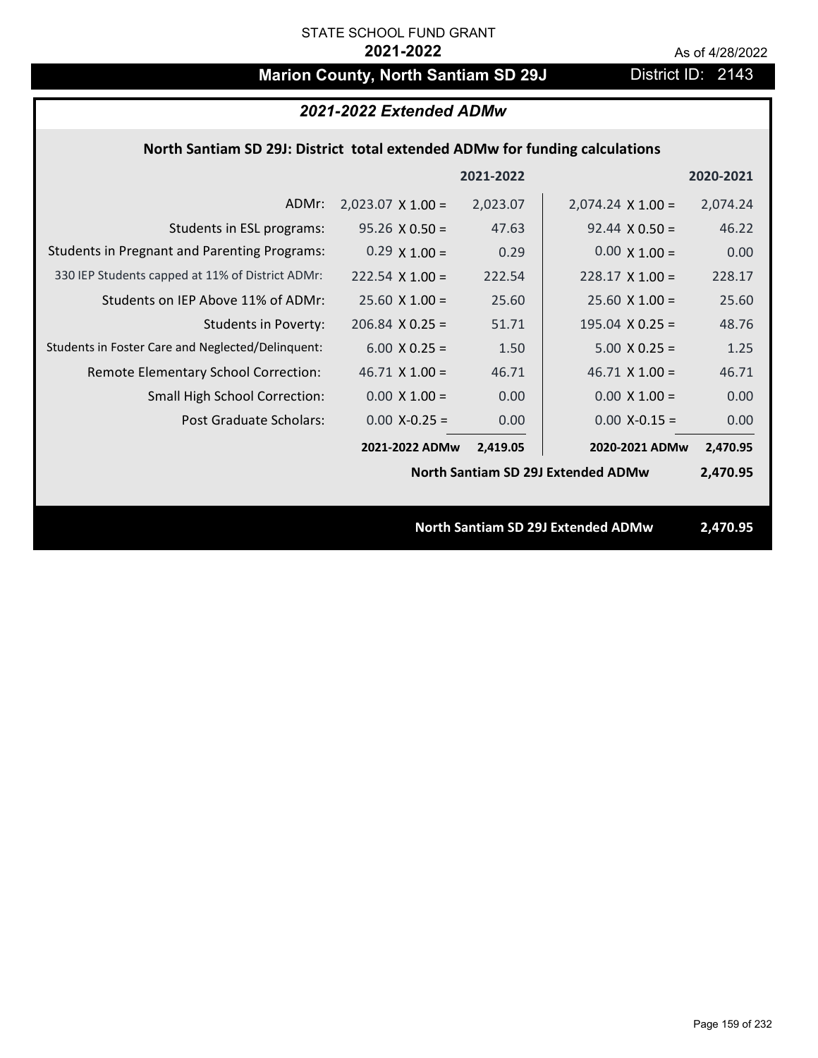STATE SCHOOL FUND GRANT

**2021-2022**

As of 4/28/2022

# Marion County, North Santiam SD 29J

District ID: 2143

## *2021-2022 Extended ADMw*

### North Santiam SD 29J: District total extended ADMw for funding calculations

| | | 2021-2022 | | 2020-2021 |
|---|---|---|---|---|
| ADMr: | 2,023.07 X 1.00 = | 2,023.07 | 2,074.24 X 1.00 = | 2,074.24 |
| Students in ESL programs: | 95.26 X 0.50 = | 47.63 | 92.44 X 0.50 = | 46.22 |
| Students in Pregnant and Parenting Programs: | 0.29 X 1.00 = | 0.29 | 0.00 X 1.00 = | 0.00 |
| 330 IEP Students capped at 11% of District ADMr: | 222.54 X 1.00 = | 222.54 | 228.17 X 1.00 = | 228.17 |
| Students on IEP Above 11% of ADMr: | 25.60 X 1.00 = | 25.60 | 25.60 X 1.00 = | 25.60 |
| Students in Poverty: | 206.84 X 0.25 = | 51.71 | 195.04 X 0.25 = | 48.76 |
| Students in Foster Care and Neglected/Delinquent: | 6.00 X 0.25 = | 1.50 | 5.00 X 0.25 = | 1.25 |
| Remote Elementary School Correction: | 46.71 X 1.00 = | 46.71 | 46.71 X 1.00 = | 46.71 |
| Small High School Correction: | 0.00 X 1.00 = | 0.00 | 0.00 X 1.00 = | 0.00 |
| Post Graduate Scholars: | 0.00 X-0.25 = | 0.00 | 0.00 X-0.15 = | 0.00 |
| | **2021-2022 ADMw** | **2,419.05** | **2020-2021 ADMw** | **2,470.95** |
| | | | **North Santiam SD 29J Extended ADMw** | **2,470.95** |

**North Santiam SD 29J Extended ADMw 2,470.95**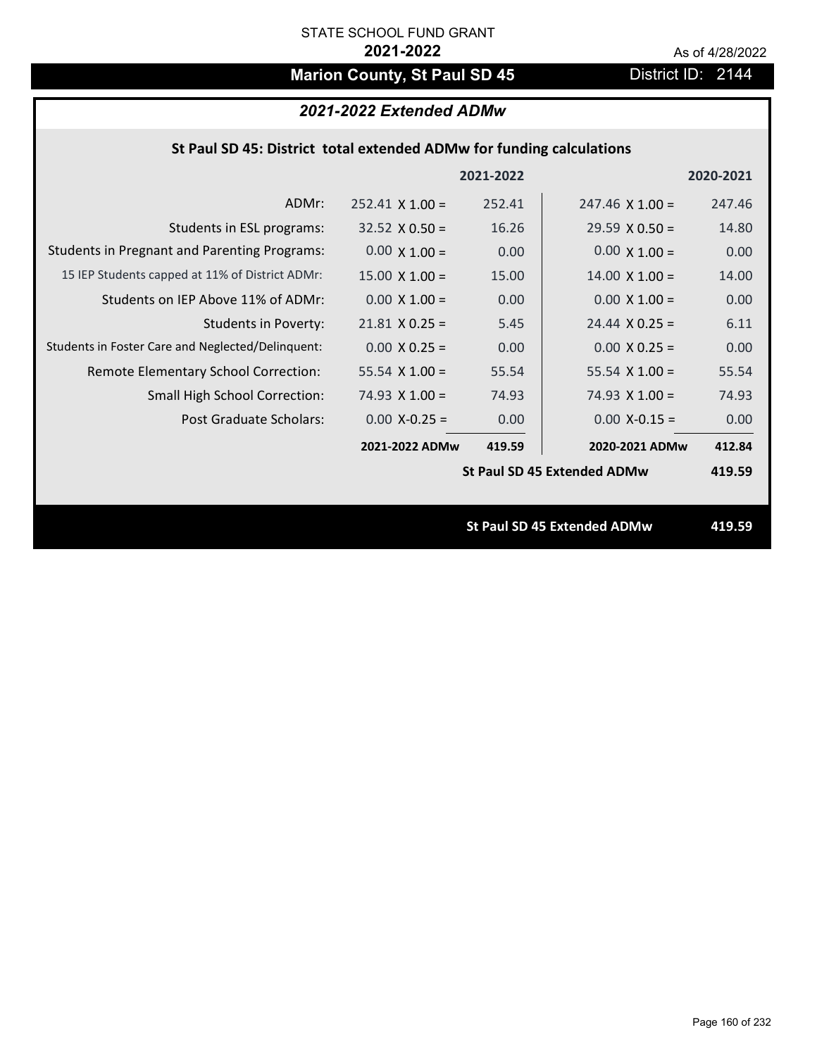STATE SCHOOL FUND GRANT

**2021-2022**

As of 4/28/2022

# Marion County, St Paul SD 45

District ID: 2144

## *2021-2022 Extended ADMw*

### St Paul SD 45: District total extended ADMw for funding calculations

| | | 2021-2022 | | 2020-2021 |
|---|---|---|---|---|
| ADMr: | 252.41 X 1.00 = | 252.41 | 247.46 X 1.00 = | 247.46 |
| Students in ESL programs: | 32.52 X 0.50 = | 16.26 | 29.59 X 0.50 = | 14.80 |
| Students in Pregnant and Parenting Programs: | 0.00 X 1.00 = | 0.00 | 0.00 X 1.00 = | 0.00 |
| 15 IEP Students capped at 11% of District ADMr: | 15.00 X 1.00 = | 15.00 | 14.00 X 1.00 = | 14.00 |
| Students on IEP Above 11% of ADMr: | 0.00 X 1.00 = | 0.00 | 0.00 X 1.00 = | 0.00 |
| Students in Poverty: | 21.81 X 0.25 = | 5.45 | 24.44 X 0.25 = | 6.11 |
| Students in Foster Care and Neglected/Delinquent: | 0.00 X 0.25 = | 0.00 | 0.00 X 0.25 = | 0.00 |
| Remote Elementary School Correction: | 55.54 X 1.00 = | 55.54 | 55.54 X 1.00 = | 55.54 |
| Small High School Correction: | 74.93 X 1.00 = | 74.93 | 74.93 X 1.00 = | 74.93 |
| Post Graduate Scholars: | 0.00 X-0.25 = | 0.00 | 0.00 X-0.15 = | 0.00 |
| | **2021-2022 ADMw** | **419.59** | **2020-2021 ADMw** | **412.84** |
| | | | **St Paul SD 45 Extended ADMw** | **419.59** |

**St Paul SD 45 Extended ADMw** **419.59**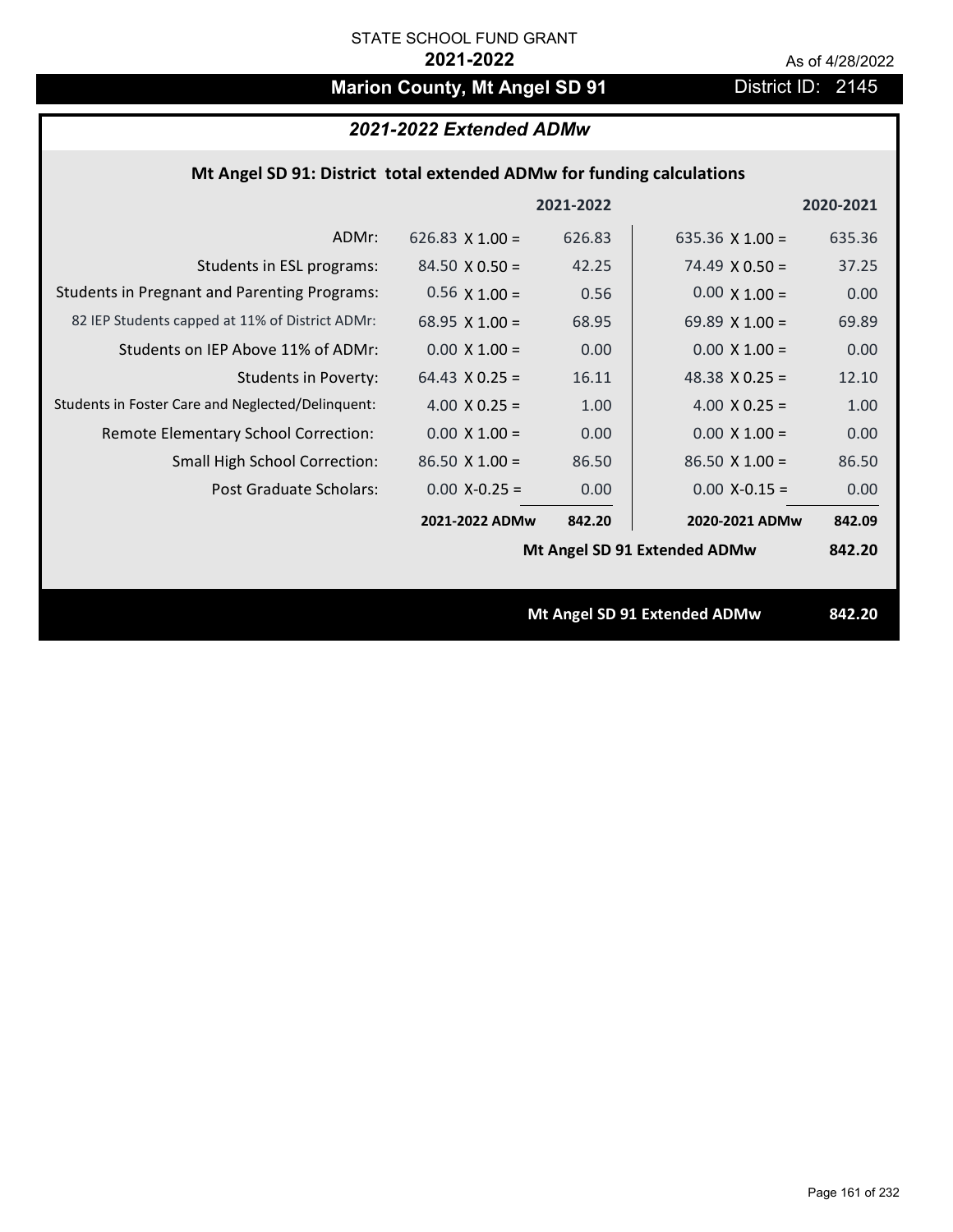STATE SCHOOL FUND GRANT

**2021-2022**

As of 4/28/2022

## Marion County, Mt Angel SD 91

District ID: 2145

### *2021-2022 Extended ADMw*

**Mt Angel SD 91: District total extended ADMw for funding calculations**

| | | 2021-2022 | | 2020-2021 |
|---|---|---|---|---|
| ADMr: | 626.83 X 1.00 = | 626.83 | 635.36 X 1.00 = | 635.36 |
| Students in ESL programs: | 84.50 X 0.50 = | 42.25 | 74.49 X 0.50 = | 37.25 |
| Students in Pregnant and Parenting Programs: | 0.56 X 1.00 = | 0.56 | 0.00 X 1.00 = | 0.00 |
| 82 IEP Students capped at 11% of District ADMr: | 68.95 X 1.00 = | 68.95 | 69.89 X 1.00 = | 69.89 |
| Students on IEP Above 11% of ADMr: | 0.00 X 1.00 = | 0.00 | 0.00 X 1.00 = | 0.00 |
| Students in Poverty: | 64.43 X 0.25 = | 16.11 | 48.38 X 0.25 = | 12.10 |
| Students in Foster Care and Neglected/Delinquent: | 4.00 X 0.25 = | 1.00 | 4.00 X 0.25 = | 1.00 |
| Remote Elementary School Correction: | 0.00 X 1.00 = | 0.00 | 0.00 X 1.00 = | 0.00 |
| Small High School Correction: | 86.50 X 1.00 = | 86.50 | 86.50 X 1.00 = | 86.50 |
| Post Graduate Scholars: | 0.00 X-0.25 = | 0.00 | 0.00 X-0.15 = | 0.00 |
| | **2021-2022 ADMw** | **842.20** | **2020-2021 ADMw** | **842.09** |
| | | | **Mt Angel SD 91 Extended ADMw** | **842.20** |

**Mt Angel SD 91 Extended ADMw** **842.20**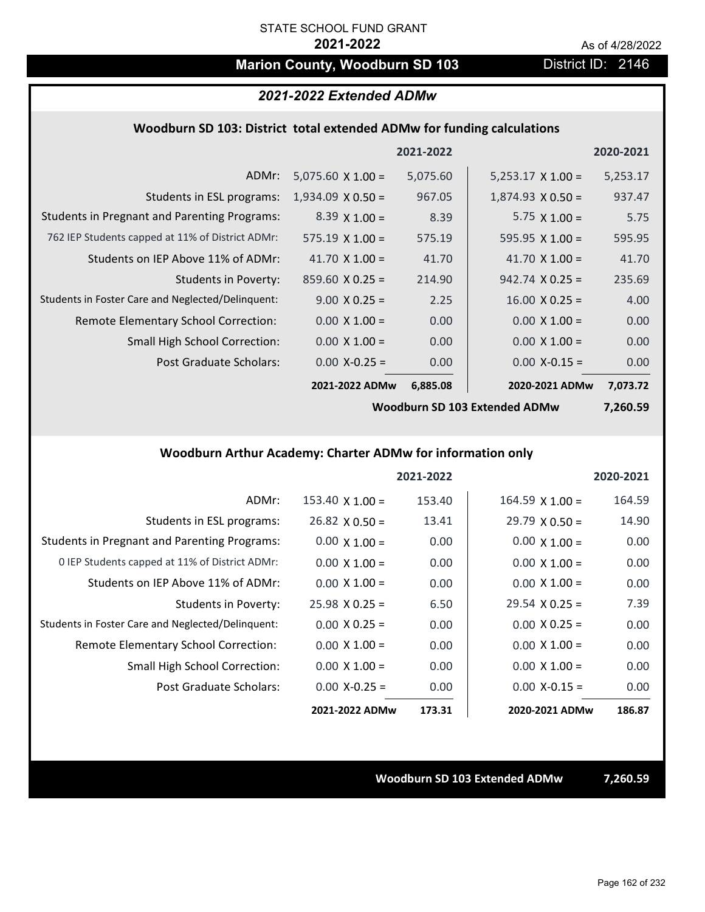STATE SCHOOL FUND GRANT

**2021-2022**

As of 4/28/2022

# Marion County, Woodburn SD 103

District ID: 2146

## *2021-2022 Extended ADMw*

### Woodburn SD 103: District total extended ADMw for funding calculations

| | | 2021-2022 | | 2020-2021 |
|---|---|---|---|---|
| ADMr: | 5,075.60 X 1.00 = | 5,075.60 | 5,253.17 X 1.00 = | 5,253.17 |
| Students in ESL programs: | 1,934.09 X 0.50 = | 967.05 | 1,874.93 X 0.50 = | 937.47 |
| Students in Pregnant and Parenting Programs: | 8.39 X 1.00 = | 8.39 | 5.75 X 1.00 = | 5.75 |
| 762 IEP Students capped at 11% of District ADMr: | 575.19 X 1.00 = | 575.19 | 595.95 X 1.00 = | 595.95 |
| Students on IEP Above 11% of ADMr: | 41.70 X 1.00 = | 41.70 | 41.70 X 1.00 = | 41.70 |
| Students in Poverty: | 859.60 X 0.25 = | 214.90 | 942.74 X 0.25 = | 235.69 |
| Students in Foster Care and Neglected/Delinquent: | 9.00 X 0.25 = | 2.25 | 16.00 X 0.25 = | 4.00 |
| Remote Elementary School Correction: | 0.00 X 1.00 = | 0.00 | 0.00 X 1.00 = | 0.00 |
| Small High School Correction: | 0.00 X 1.00 = | 0.00 | 0.00 X 1.00 = | 0.00 |
| Post Graduate Scholars: | 0.00 X-0.25 = | 0.00 | 0.00 X-0.15 = | 0.00 |
| | **2021-2022 ADMw** | **6,885.08** | **2020-2021 ADMw** | **7,073.72** |
| | | | **Woodburn SD 103 Extended ADMw** | **7,260.59** |

### Woodburn Arthur Academy: Charter ADMw for information only

| | | 2021-2022 | | 2020-2021 |
|---|---|---|---|---|
| ADMr: | 153.40 X 1.00 = | 153.40 | 164.59 X 1.00 = | 164.59 |
| Students in ESL programs: | 26.82 X 0.50 = | 13.41 | 29.79 X 0.50 = | 14.90 |
| Students in Pregnant and Parenting Programs: | 0.00 X 1.00 = | 0.00 | 0.00 X 1.00 = | 0.00 |
| 0 IEP Students capped at 11% of District ADMr: | 0.00 X 1.00 = | 0.00 | 0.00 X 1.00 = | 0.00 |
| Students on IEP Above 11% of ADMr: | 0.00 X 1.00 = | 0.00 | 0.00 X 1.00 = | 0.00 |
| Students in Poverty: | 25.98 X 0.25 = | 6.50 | 29.54 X 0.25 = | 7.39 |
| Students in Foster Care and Neglected/Delinquent: | 0.00 X 0.25 = | 0.00 | 0.00 X 0.25 = | 0.00 |
| Remote Elementary School Correction: | 0.00 X 1.00 = | 0.00 | 0.00 X 1.00 = | 0.00 |
| Small High School Correction: | 0.00 X 1.00 = | 0.00 | 0.00 X 1.00 = | 0.00 |
| Post Graduate Scholars: | 0.00 X-0.25 = | 0.00 | 0.00 X-0.15 = | 0.00 |
| | **2021-2022 ADMw** | **173.31** | **2020-2021 ADMw** | **186.87** |

**Woodburn SD 103 Extended ADMw** **7,260.59**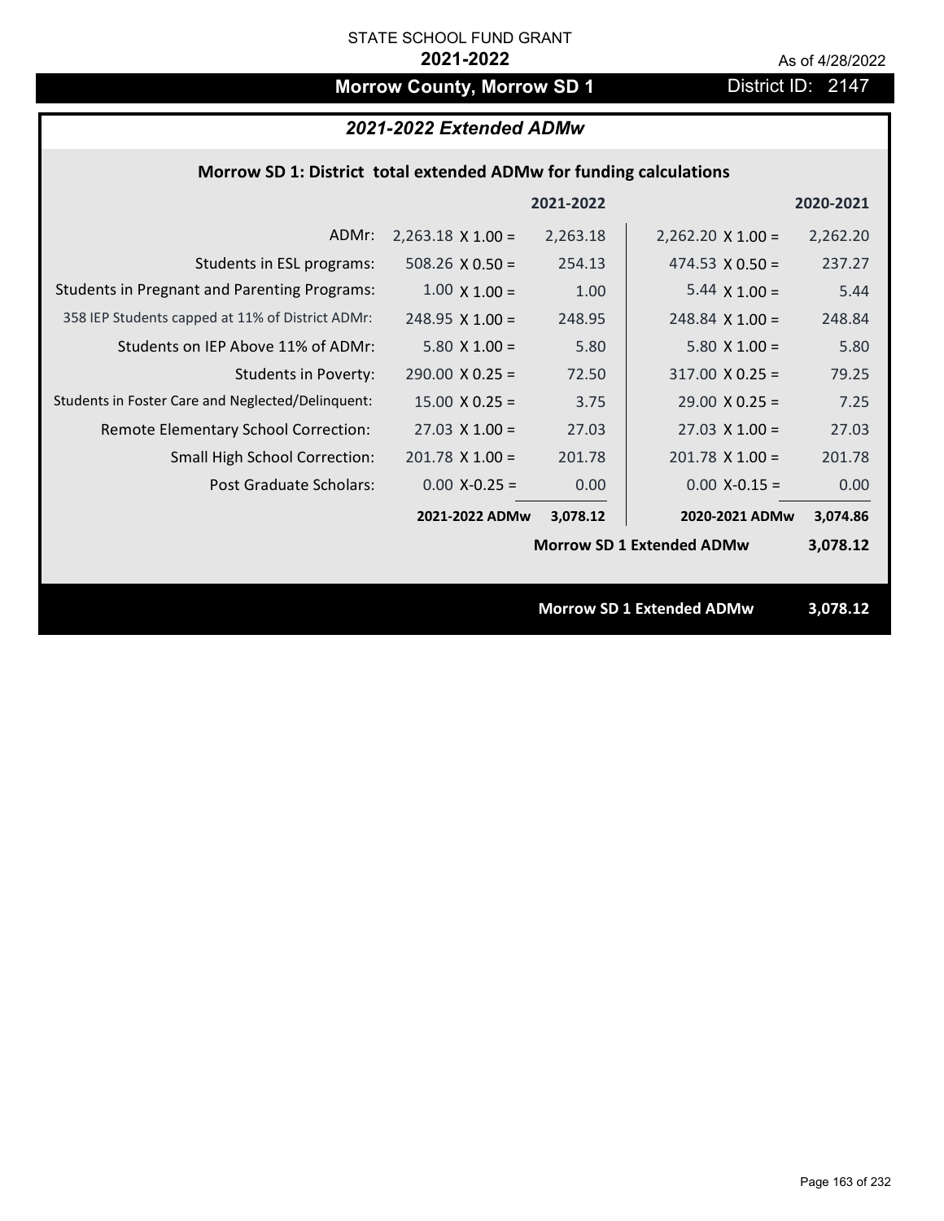STATE SCHOOL FUND GRANT

**2021-2022**

As of 4/28/2022

# Morrow County, Morrow SD 1

District ID: 2147

## *2021-2022 Extended ADMw*

### Morrow SD 1: District total extended ADMw for funding calculations

| | | 2021-2022 | | 2020-2021 |
|---|---|---|---|---|
| ADMr: | 2,263.18 X 1.00 = | 2,263.18 | 2,262.20 X 1.00 = | 2,262.20 |
| Students in ESL programs: | 508.26 X 0.50 = | 254.13 | 474.53 X 0.50 = | 237.27 |
| Students in Pregnant and Parenting Programs: | 1.00 X 1.00 = | 1.00 | 5.44 X 1.00 = | 5.44 |
| 358 IEP Students capped at 11% of District ADMr: | 248.95 X 1.00 = | 248.95 | 248.84 X 1.00 = | 248.84 |
| Students on IEP Above 11% of ADMr: | 5.80 X 1.00 = | 5.80 | 5.80 X 1.00 = | 5.80 |
| Students in Poverty: | 290.00 X 0.25 = | 72.50 | 317.00 X 0.25 = | 79.25 |
| Students in Foster Care and Neglected/Delinquent: | 15.00 X 0.25 = | 3.75 | 29.00 X 0.25 = | 7.25 |
| Remote Elementary School Correction: | 27.03 X 1.00 = | 27.03 | 27.03 X 1.00 = | 27.03 |
| Small High School Correction: | 201.78 X 1.00 = | 201.78 | 201.78 X 1.00 = | 201.78 |
| Post Graduate Scholars: | 0.00 X-0.25 = | 0.00 | 0.00 X-0.15 = | 0.00 |
| | **2021-2022 ADMw** | **3,078.12** | **2020-2021 ADMw** | **3,074.86** |
| | | | **Morrow SD 1 Extended ADMw** | **3,078.12** |

**Morrow SD 1 Extended ADMw** **3,078.12**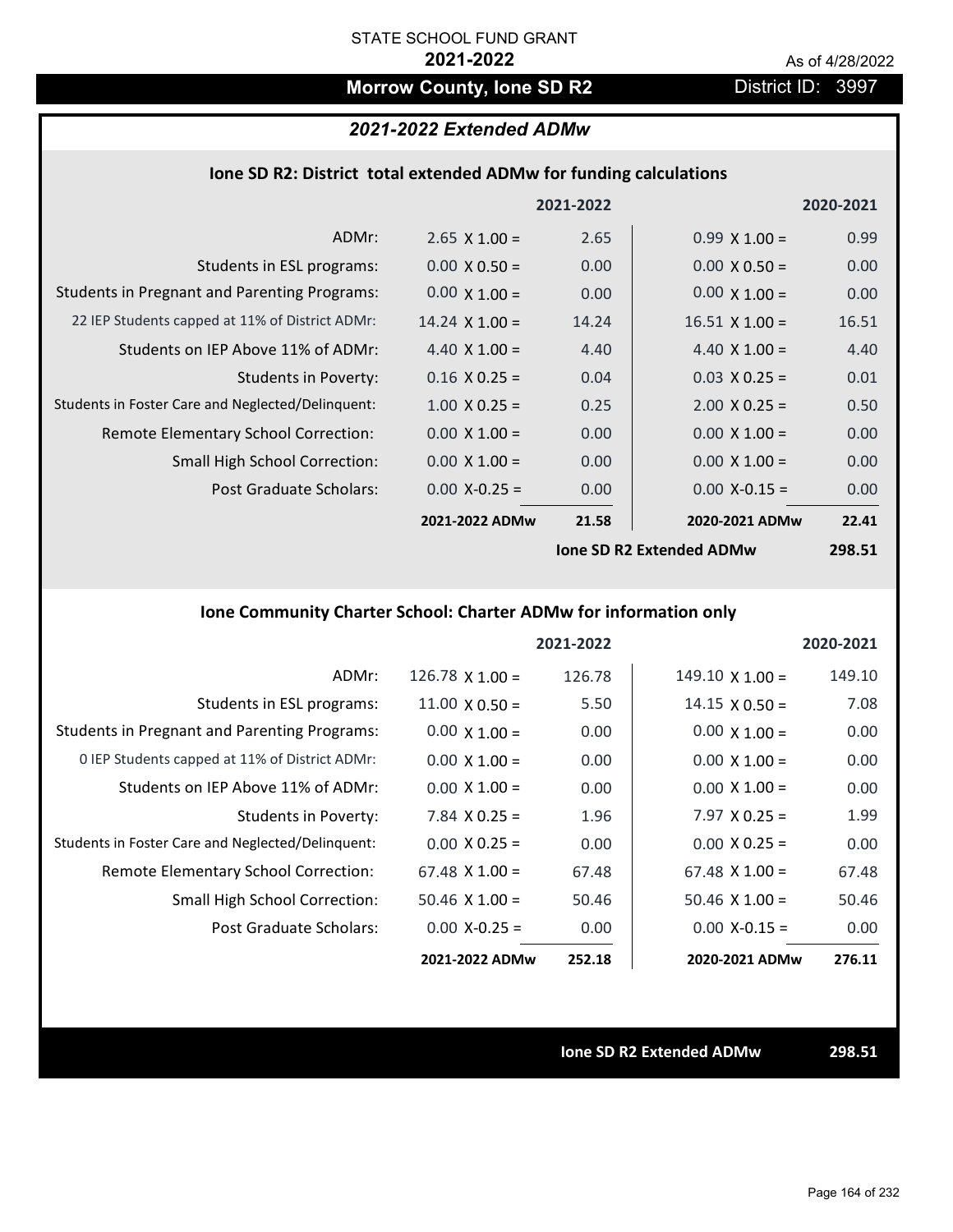STATE SCHOOL FUND GRANT

**2021-2022**

As of 4/28/2022

## Morrow County, Ione SD R2

District ID: 3997

### *2021-2022 Extended ADMw*

#### Ione SD R2: District total extended ADMw for funding calculations

| | | 2021-2022 | | 2020-2021 |
|---|---|---|---|---|
| ADMr: | 2.65 X 1.00 = | 2.65 | 0.99 X 1.00 = | 0.99 |
| Students in ESL programs: | 0.00 X 0.50 = | 0.00 | 0.00 X 0.50 = | 0.00 |
| Students in Pregnant and Parenting Programs: | 0.00 X 1.00 = | 0.00 | 0.00 X 1.00 = | 0.00 |
| 22 IEP Students capped at 11% of District ADMr: | 14.24 X 1.00 = | 14.24 | 16.51 X 1.00 = | 16.51 |
| Students on IEP Above 11% of ADMr: | 4.40 X 1.00 = | 4.40 | 4.40 X 1.00 = | 4.40 |
| Students in Poverty: | 0.16 X 0.25 = | 0.04 | 0.03 X 0.25 = | 0.01 |
| Students in Foster Care and Neglected/Delinquent: | 1.00 X 0.25 = | 0.25 | 2.00 X 0.25 = | 0.50 |
| Remote Elementary School Correction: | 0.00 X 1.00 = | 0.00 | 0.00 X 1.00 = | 0.00 |
| Small High School Correction: | 0.00 X 1.00 = | 0.00 | 0.00 X 1.00 = | 0.00 |
| Post Graduate Scholars: | 0.00 X-0.25 = | 0.00 | 0.00 X-0.15 = | 0.00 |
| | **2021-2022 ADMw** | **21.58** | **2020-2021 ADMw** | **22.41** |
| | | | **Ione SD R2 Extended ADMw** | **298.51** |

#### Ione Community Charter School: Charter ADMw for information only

| | | 2021-2022 | | 2020-2021 |
|---|---|---|---|---|
| ADMr: | 126.78 X 1.00 = | 126.78 | 149.10 X 1.00 = | 149.10 |
| Students in ESL programs: | 11.00 X 0.50 = | 5.50 | 14.15 X 0.50 = | 7.08 |
| Students in Pregnant and Parenting Programs: | 0.00 X 1.00 = | 0.00 | 0.00 X 1.00 = | 0.00 |
| 0 IEP Students capped at 11% of District ADMr: | 0.00 X 1.00 = | 0.00 | 0.00 X 1.00 = | 0.00 |
| Students on IEP Above 11% of ADMr: | 0.00 X 1.00 = | 0.00 | 0.00 X 1.00 = | 0.00 |
| Students in Poverty: | 7.84 X 0.25 = | 1.96 | 7.97 X 0.25 = | 1.99 |
| Students in Foster Care and Neglected/Delinquent: | 0.00 X 0.25 = | 0.00 | 0.00 X 0.25 = | 0.00 |
| Remote Elementary School Correction: | 67.48 X 1.00 = | 67.48 | 67.48 X 1.00 = | 67.48 |
| Small High School Correction: | 50.46 X 1.00 = | 50.46 | 50.46 X 1.00 = | 50.46 |
| Post Graduate Scholars: | 0.00 X-0.25 = | 0.00 | 0.00 X-0.15 = | 0.00 |
| | **2021-2022 ADMw** | **252.18** | **2020-2021 ADMw** | **276.11** |

**Ione SD R2 Extended ADMw** **298.51**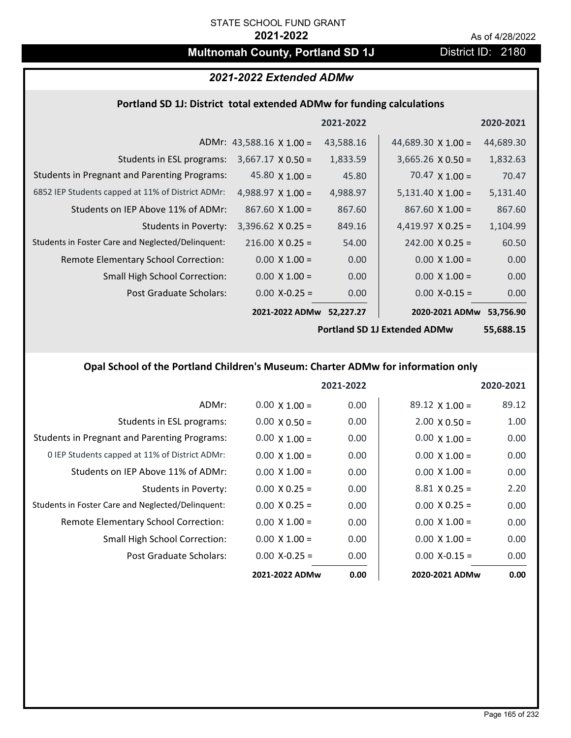STATE SCHOOL FUND GRANT

**2021-2022**

As of 4/28/2022

# Multnomah County, Portland SD 1J

District ID: 2180

## *2021-2022 Extended ADMw*

### Portland SD 1J: District total extended ADMw for funding calculations

| | 2021-2022 | | 2020-2021 | |
|---|---|---|---|---|
| ADMr: | 43,588.16 X 1.00 = | 43,588.16 | 44,689.30 X 1.00 = | 44,689.30 |
| Students in ESL programs: | 3,667.17 X 0.50 = | 1,833.59 | 3,665.26 X 0.50 = | 1,832.63 |
| Students in Pregnant and Parenting Programs: | 45.80 X 1.00 = | 45.80 | 70.47 X 1.00 = | 70.47 |
| 6852 IEP Students capped at 11% of District ADMr: | 4,988.97 X 1.00 = | 4,988.97 | 5,131.40 X 1.00 = | 5,131.40 |
| Students on IEP Above 11% of ADMr: | 867.60 X 1.00 = | 867.60 | 867.60 X 1.00 = | 867.60 |
| Students in Poverty: | 3,396.62 X 0.25 = | 849.16 | 4,419.97 X 0.25 = | 1,104.99 |
| Students in Foster Care and Neglected/Delinquent: | 216.00 X 0.25 = | 54.00 | 242.00 X 0.25 = | 60.50 |
| Remote Elementary School Correction: | 0.00 X 1.00 = | 0.00 | 0.00 X 1.00 = | 0.00 |
| Small High School Correction: | 0.00 X 1.00 = | 0.00 | 0.00 X 1.00 = | 0.00 |
| Post Graduate Scholars: | 0.00 X-0.25 = | 0.00 | 0.00 X-0.15 = | 0.00 |
| | **2021-2022 ADMw** | **52,227.27** | **2020-2021 ADMw** | **53,756.90** |
| | | | **Portland SD 1J Extended ADMw** | **55,688.15** |

### Opal School of the Portland Children's Museum: Charter ADMw for information only

| | 2021-2022 | | 2020-2021 | |
|---|---|---|---|---|
| ADMr: | 0.00 X 1.00 = | 0.00 | 89.12 X 1.00 = | 89.12 |
| Students in ESL programs: | 0.00 X 0.50 = | 0.00 | 2.00 X 0.50 = | 1.00 |
| Students in Pregnant and Parenting Programs: | 0.00 X 1.00 = | 0.00 | 0.00 X 1.00 = | 0.00 |
| 0 IEP Students capped at 11% of District ADMr: | 0.00 X 1.00 = | 0.00 | 0.00 X 1.00 = | 0.00 |
| Students on IEP Above 11% of ADMr: | 0.00 X 1.00 = | 0.00 | 0.00 X 1.00 = | 0.00 |
| Students in Poverty: | 0.00 X 0.25 = | 0.00 | 8.81 X 0.25 = | 2.20 |
| Students in Foster Care and Neglected/Delinquent: | 0.00 X 0.25 = | 0.00 | 0.00 X 0.25 = | 0.00 |
| Remote Elementary School Correction: | 0.00 X 1.00 = | 0.00 | 0.00 X 1.00 = | 0.00 |
| Small High School Correction: | 0.00 X 1.00 = | 0.00 | 0.00 X 1.00 = | 0.00 |
| Post Graduate Scholars: | 0.00 X-0.25 = | 0.00 | 0.00 X-0.15 = | 0.00 |
| | **2021-2022 ADMw** | **0.00** | **2020-2021 ADMw** | **0.00** |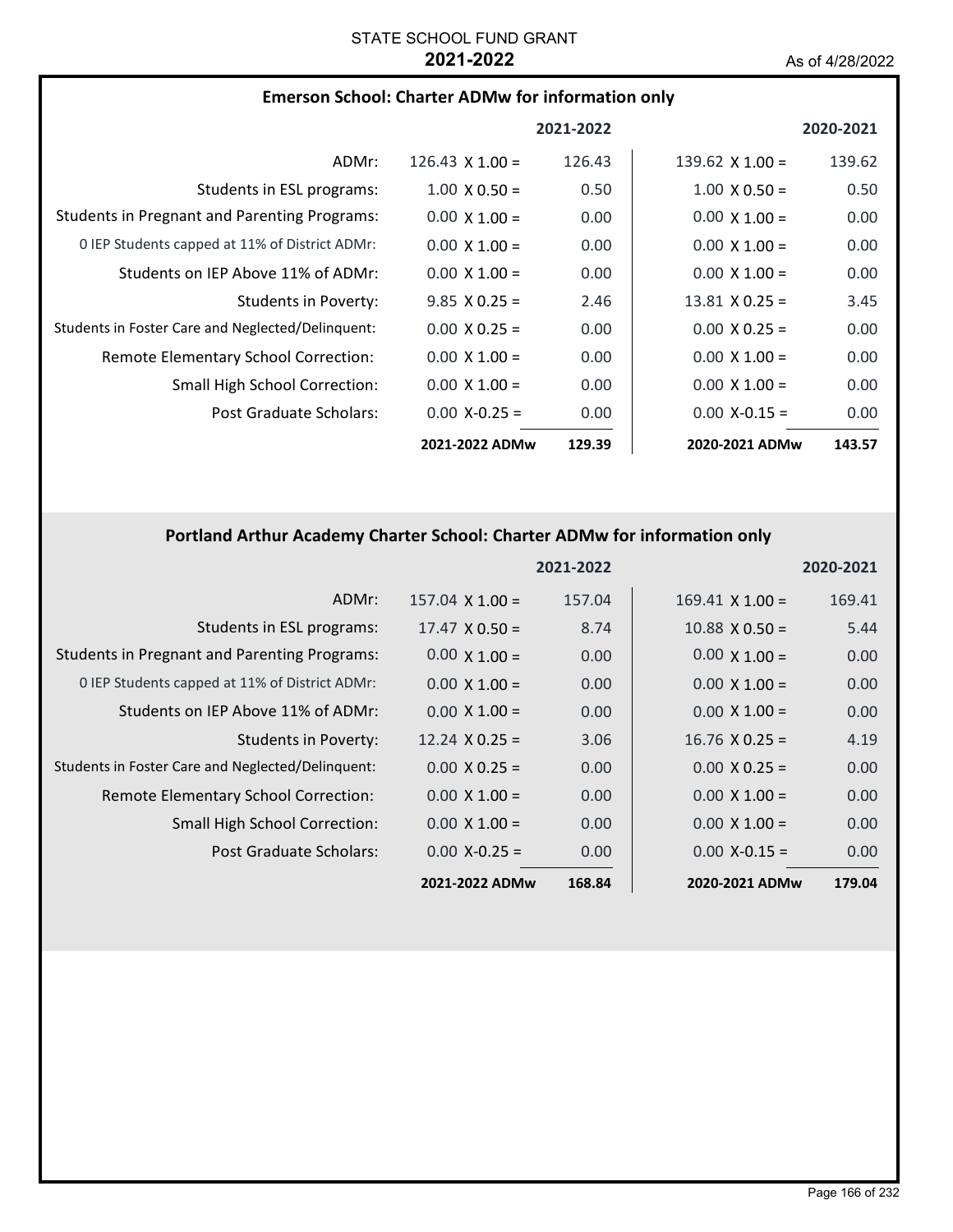STATE SCHOOL FUND GRANT

**2021-2022**

As of 4/28/2022

### Emerson School: Charter ADMw for information only

| | 2021-2022 | | 2020-2021 | |
|---|---|---|---|---|
| ADMr: | 126.43 X 1.00 = | 126.43 | 139.62 X 1.00 = | 139.62 |
| Students in ESL programs: | 1.00 X 0.50 = | 0.50 | 1.00 X 0.50 = | 0.50 |
| Students in Pregnant and Parenting Programs: | 0.00 X 1.00 = | 0.00 | 0.00 X 1.00 = | 0.00 |
| 0 IEP Students capped at 11% of District ADMr: | 0.00 X 1.00 = | 0.00 | 0.00 X 1.00 = | 0.00 |
| Students on IEP Above 11% of ADMr: | 0.00 X 1.00 = | 0.00 | 0.00 X 1.00 = | 0.00 |
| Students in Poverty: | 9.85 X 0.25 = | 2.46 | 13.81 X 0.25 = | 3.45 |
| Students in Foster Care and Neglected/Delinquent: | 0.00 X 0.25 = | 0.00 | 0.00 X 0.25 = | 0.00 |
| Remote Elementary School Correction: | 0.00 X 1.00 = | 0.00 | 0.00 X 1.00 = | 0.00 |
| Small High School Correction: | 0.00 X 1.00 = | 0.00 | 0.00 X 1.00 = | 0.00 |
| Post Graduate Scholars: | 0.00 X-0.25 = | 0.00 | 0.00 X-0.15 = | 0.00 |
| | **2021-2022 ADMw** | **129.39** | **2020-2021 ADMw** | **143.57** |

### Portland Arthur Academy Charter School: Charter ADMw for information only

| | 2021-2022 | | 2020-2021 | |
|---|---|---|---|---|
| ADMr: | 157.04 X 1.00 = | 157.04 | 169.41 X 1.00 = | 169.41 |
| Students in ESL programs: | 17.47 X 0.50 = | 8.74 | 10.88 X 0.50 = | 5.44 |
| Students in Pregnant and Parenting Programs: | 0.00 X 1.00 = | 0.00 | 0.00 X 1.00 = | 0.00 |
| 0 IEP Students capped at 11% of District ADMr: | 0.00 X 1.00 = | 0.00 | 0.00 X 1.00 = | 0.00 |
| Students on IEP Above 11% of ADMr: | 0.00 X 1.00 = | 0.00 | 0.00 X 1.00 = | 0.00 |
| Students in Poverty: | 12.24 X 0.25 = | 3.06 | 16.76 X 0.25 = | 4.19 |
| Students in Foster Care and Neglected/Delinquent: | 0.00 X 0.25 = | 0.00 | 0.00 X 0.25 = | 0.00 |
| Remote Elementary School Correction: | 0.00 X 1.00 = | 0.00 | 0.00 X 1.00 = | 0.00 |
| Small High School Correction: | 0.00 X 1.00 = | 0.00 | 0.00 X 1.00 = | 0.00 |
| Post Graduate Scholars: | 0.00 X-0.25 = | 0.00 | 0.00 X-0.15 = | 0.00 |
| | **2021-2022 ADMw** | **168.84** | **2020-2021 ADMw** | **179.04** |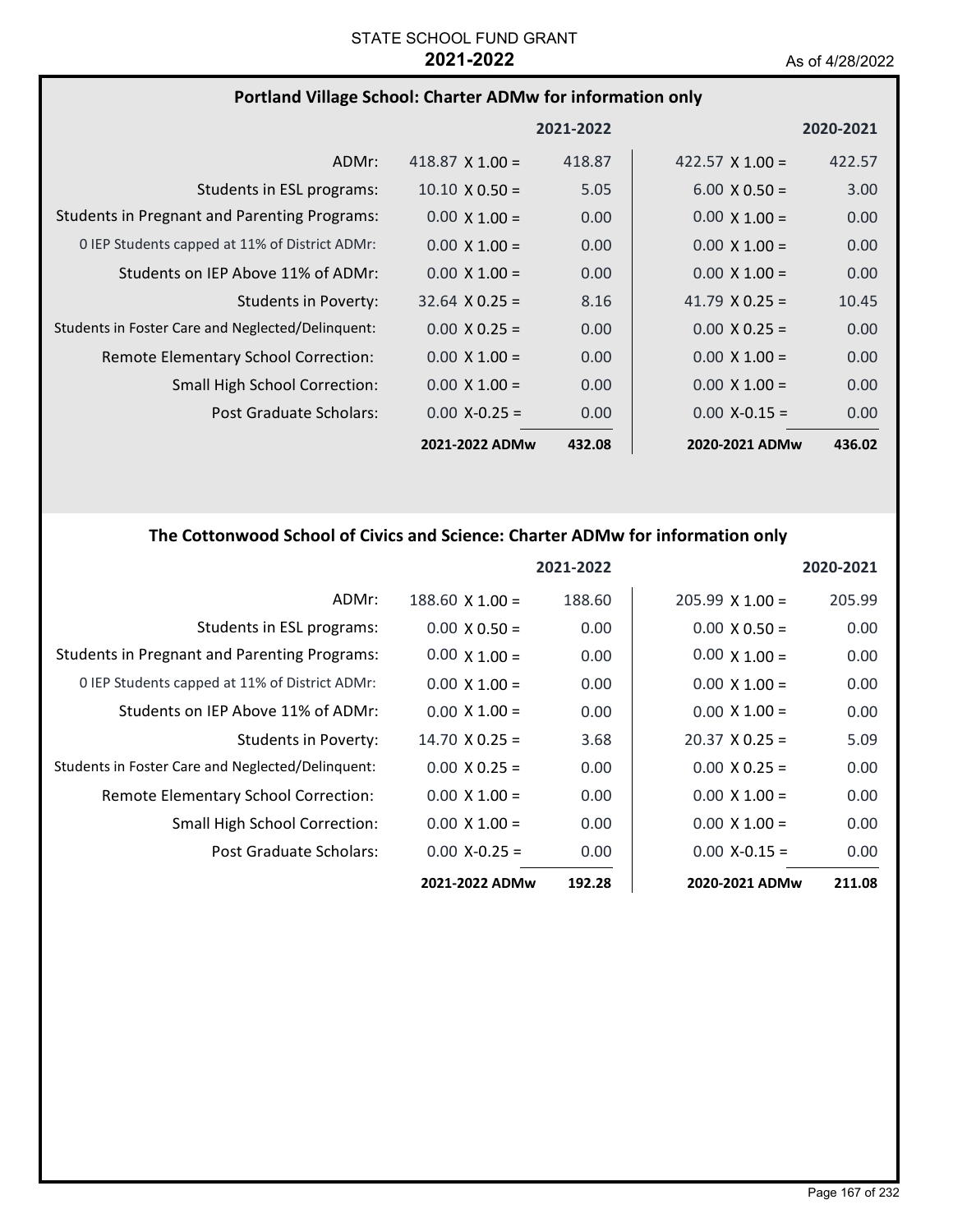STATE SCHOOL FUND GRANT

**2021-2022**

As of 4/28/2022

## Portland Village School: Charter ADMw for information only

| | | 2021-2022 | | 2020-2021 |
|---|---|---|---|---|
| ADMr: | 418.87 X 1.00 = | 418.87 | 422.57 X 1.00 = | 422.57 |
| Students in ESL programs: | 10.10 X 0.50 = | 5.05 | 6.00 X 0.50 = | 3.00 |
| Students in Pregnant and Parenting Programs: | 0.00 X 1.00 = | 0.00 | 0.00 X 1.00 = | 0.00 |
| 0 IEP Students capped at 11% of District ADMr: | 0.00 X 1.00 = | 0.00 | 0.00 X 1.00 = | 0.00 |
| Students on IEP Above 11% of ADMr: | 0.00 X 1.00 = | 0.00 | 0.00 X 1.00 = | 0.00 |
| Students in Poverty: | 32.64 X 0.25 = | 8.16 | 41.79 X 0.25 = | 10.45 |
| Students in Foster Care and Neglected/Delinquent: | 0.00 X 0.25 = | 0.00 | 0.00 X 0.25 = | 0.00 |
| Remote Elementary School Correction: | 0.00 X 1.00 = | 0.00 | 0.00 X 1.00 = | 0.00 |
| Small High School Correction: | 0.00 X 1.00 = | 0.00 | 0.00 X 1.00 = | 0.00 |
| Post Graduate Scholars: | 0.00 X-0.25 = | 0.00 | 0.00 X-0.15 = | 0.00 |
| | **2021-2022 ADMw** | **432.08** | **2020-2021 ADMw** | **436.02** |

## The Cottonwood School of Civics and Science: Charter ADMw for information only

| | | 2021-2022 | | 2020-2021 |
|---|---|---|---|---|
| ADMr: | 188.60 X 1.00 = | 188.60 | 205.99 X 1.00 = | 205.99 |
| Students in ESL programs: | 0.00 X 0.50 = | 0.00 | 0.00 X 0.50 = | 0.00 |
| Students in Pregnant and Parenting Programs: | 0.00 X 1.00 = | 0.00 | 0.00 X 1.00 = | 0.00 |
| 0 IEP Students capped at 11% of District ADMr: | 0.00 X 1.00 = | 0.00 | 0.00 X 1.00 = | 0.00 |
| Students on IEP Above 11% of ADMr: | 0.00 X 1.00 = | 0.00 | 0.00 X 1.00 = | 0.00 |
| Students in Poverty: | 14.70 X 0.25 = | 3.68 | 20.37 X 0.25 = | 5.09 |
| Students in Foster Care and Neglected/Delinquent: | 0.00 X 0.25 = | 0.00 | 0.00 X 0.25 = | 0.00 |
| Remote Elementary School Correction: | 0.00 X 1.00 = | 0.00 | 0.00 X 1.00 = | 0.00 |
| Small High School Correction: | 0.00 X 1.00 = | 0.00 | 0.00 X 1.00 = | 0.00 |
| Post Graduate Scholars: | 0.00 X-0.25 = | 0.00 | 0.00 X-0.15 = | 0.00 |
| | **2021-2022 ADMw** | **192.28** | **2020-2021 ADMw** | **211.08** |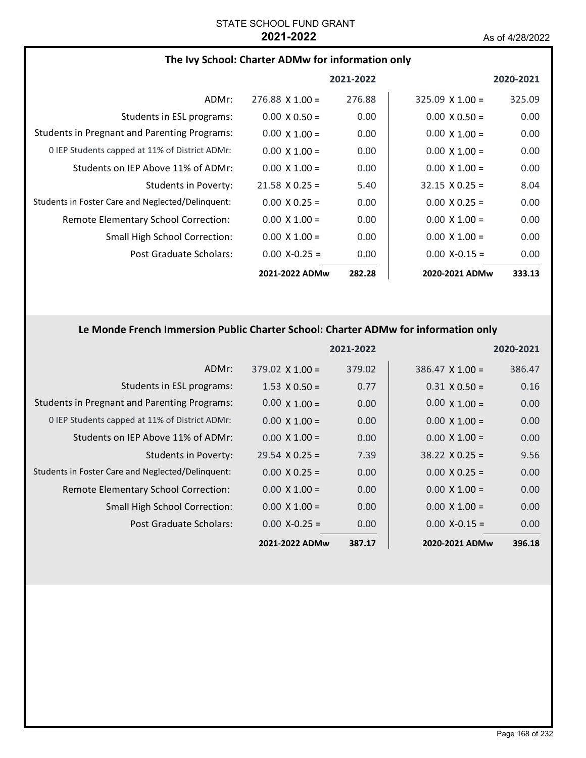STATE SCHOOL FUND GRANT

**2021-2022**

As of 4/28/2022

### The Ivy School: Charter ADMw for information only

| | 2021-2022 | | 2020-2021 | |
|---|---|---|---|---|
| ADMr: | 276.88 X 1.00 = | 276.88 | 325.09 X 1.00 = | 325.09 |
| Students in ESL programs: | 0.00 X 0.50 = | 0.00 | 0.00 X 0.50 = | 0.00 |
| Students in Pregnant and Parenting Programs: | 0.00 X 1.00 = | 0.00 | 0.00 X 1.00 = | 0.00 |
| 0 IEP Students capped at 11% of District ADMr: | 0.00 X 1.00 = | 0.00 | 0.00 X 1.00 = | 0.00 |
| Students on IEP Above 11% of ADMr: | 0.00 X 1.00 = | 0.00 | 0.00 X 1.00 = | 0.00 |
| Students in Poverty: | 21.58 X 0.25 = | 5.40 | 32.15 X 0.25 = | 8.04 |
| Students in Foster Care and Neglected/Delinquent: | 0.00 X 0.25 = | 0.00 | 0.00 X 0.25 = | 0.00 |
| Remote Elementary School Correction: | 0.00 X 1.00 = | 0.00 | 0.00 X 1.00 = | 0.00 |
| Small High School Correction: | 0.00 X 1.00 = | 0.00 | 0.00 X 1.00 = | 0.00 |
| Post Graduate Scholars: | 0.00 X-0.25 = | 0.00 | 0.00 X-0.15 = | 0.00 |
| | **2021-2022 ADMw** | **282.28** | **2020-2021 ADMw** | **333.13** |

### Le Monde French Immersion Public Charter School: Charter ADMw for information only

| | 2021-2022 | | 2020-2021 | |
|---|---|---|---|---|
| ADMr: | 379.02 X 1.00 = | 379.02 | 386.47 X 1.00 = | 386.47 |
| Students in ESL programs: | 1.53 X 0.50 = | 0.77 | 0.31 X 0.50 = | 0.16 |
| Students in Pregnant and Parenting Programs: | 0.00 X 1.00 = | 0.00 | 0.00 X 1.00 = | 0.00 |
| 0 IEP Students capped at 11% of District ADMr: | 0.00 X 1.00 = | 0.00 | 0.00 X 1.00 = | 0.00 |
| Students on IEP Above 11% of ADMr: | 0.00 X 1.00 = | 0.00 | 0.00 X 1.00 = | 0.00 |
| Students in Poverty: | 29.54 X 0.25 = | 7.39 | 38.22 X 0.25 = | 9.56 |
| Students in Foster Care and Neglected/Delinquent: | 0.00 X 0.25 = | 0.00 | 0.00 X 0.25 = | 0.00 |
| Remote Elementary School Correction: | 0.00 X 1.00 = | 0.00 | 0.00 X 1.00 = | 0.00 |
| Small High School Correction: | 0.00 X 1.00 = | 0.00 | 0.00 X 1.00 = | 0.00 |
| Post Graduate Scholars: | 0.00 X-0.25 = | 0.00 | 0.00 X-0.15 = | 0.00 |
| | **2021-2022 ADMw** | **387.17** | **2020-2021 ADMw** | **396.18** |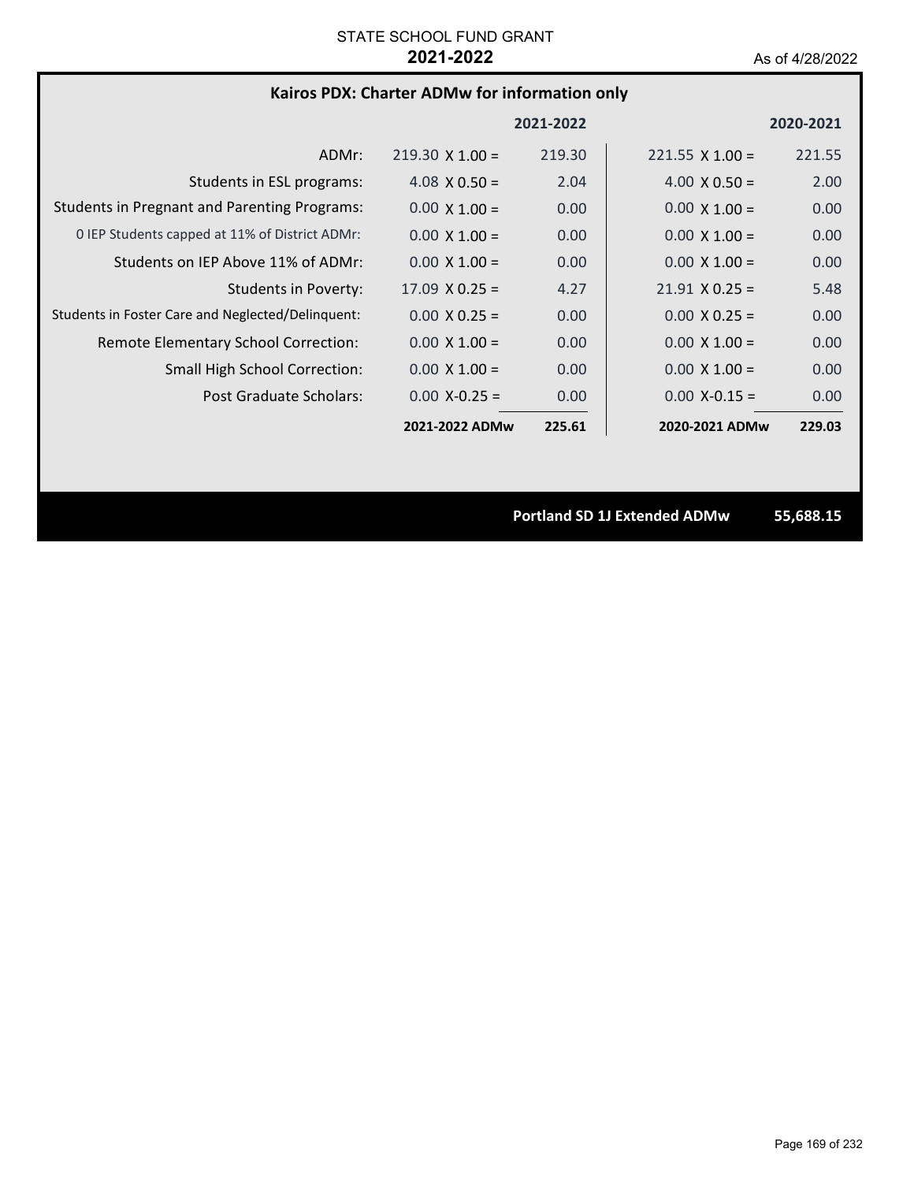STATE SCHOOL FUND GRANT

**2021-2022**

As of 4/28/2022

## Kairos PDX: Charter ADMw for information only

| | 2021-2022 | | 2020-2021 | |
|---|---|---|---|---|
| ADMr: | 219.30 X 1.00 = | 219.30 | 221.55 X 1.00 = | 221.55 |
| Students in ESL programs: | 4.08 X 0.50 = | 2.04 | 4.00 X 0.50 = | 2.00 |
| Students in Pregnant and Parenting Programs: | 0.00 X 1.00 = | 0.00 | 0.00 X 1.00 = | 0.00 |
| 0 IEP Students capped at 11% of District ADMr: | 0.00 X 1.00 = | 0.00 | 0.00 X 1.00 = | 0.00 |
| Students on IEP Above 11% of ADMr: | 0.00 X 1.00 = | 0.00 | 0.00 X 1.00 = | 0.00 |
| Students in Poverty: | 17.09 X 0.25 = | 4.27 | 21.91 X 0.25 = | 5.48 |
| Students in Foster Care and Neglected/Delinquent: | 0.00 X 0.25 = | 0.00 | 0.00 X 0.25 = | 0.00 |
| Remote Elementary School Correction: | 0.00 X 1.00 = | 0.00 | 0.00 X 1.00 = | 0.00 |
| Small High School Correction: | 0.00 X 1.00 = | 0.00 | 0.00 X 1.00 = | 0.00 |
| Post Graduate Scholars: | 0.00 X-0.25 = | 0.00 | 0.00 X-0.15 = | 0.00 |
| | **2021-2022 ADMw** | **225.61** | **2020-2021 ADMw** | **229.03** |

**Portland SD 1J Extended ADMw** **55,688.15**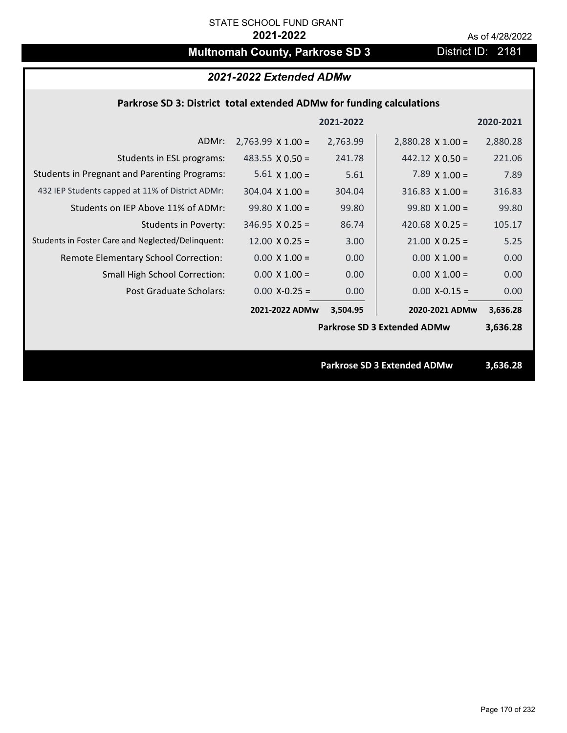STATE SCHOOL FUND GRANT

**2021-2022**

As of 4/28/2022

# Multnomah County, Parkrose SD 3

District ID: 2181

## *2021-2022 Extended ADMw*

### Parkrose SD 3: District total extended ADMw for funding calculations

| | | 2021-2022 | | 2020-2021 |
|---|---|---|---|---|
| ADMr: | 2,763.99 X 1.00 = | 2,763.99 | 2,880.28 X 1.00 = | 2,880.28 |
| Students in ESL programs: | 483.55 X 0.50 = | 241.78 | 442.12 X 0.50 = | 221.06 |
| Students in Pregnant and Parenting Programs: | 5.61 X 1.00 = | 5.61 | 7.89 X 1.00 = | 7.89 |
| 432 IEP Students capped at 11% of District ADMr: | 304.04 X 1.00 = | 304.04 | 316.83 X 1.00 = | 316.83 |
| Students on IEP Above 11% of ADMr: | 99.80 X 1.00 = | 99.80 | 99.80 X 1.00 = | 99.80 |
| Students in Poverty: | 346.95 X 0.25 = | 86.74 | 420.68 X 0.25 = | 105.17 |
| Students in Foster Care and Neglected/Delinquent: | 12.00 X 0.25 = | 3.00 | 21.00 X 0.25 = | 5.25 |
| Remote Elementary School Correction: | 0.00 X 1.00 = | 0.00 | 0.00 X 1.00 = | 0.00 |
| Small High School Correction: | 0.00 X 1.00 = | 0.00 | 0.00 X 1.00 = | 0.00 |
| Post Graduate Scholars: | 0.00 X-0.25 = | 0.00 | 0.00 X-0.15 = | 0.00 |
| | **2021-2022 ADMw** | **3,504.95** | **2020-2021 ADMw** | **3,636.28** |
| | | | **Parkrose SD 3 Extended ADMw** | **3,636.28** |

**Parkrose SD 3 Extended ADMw** **3,636.28**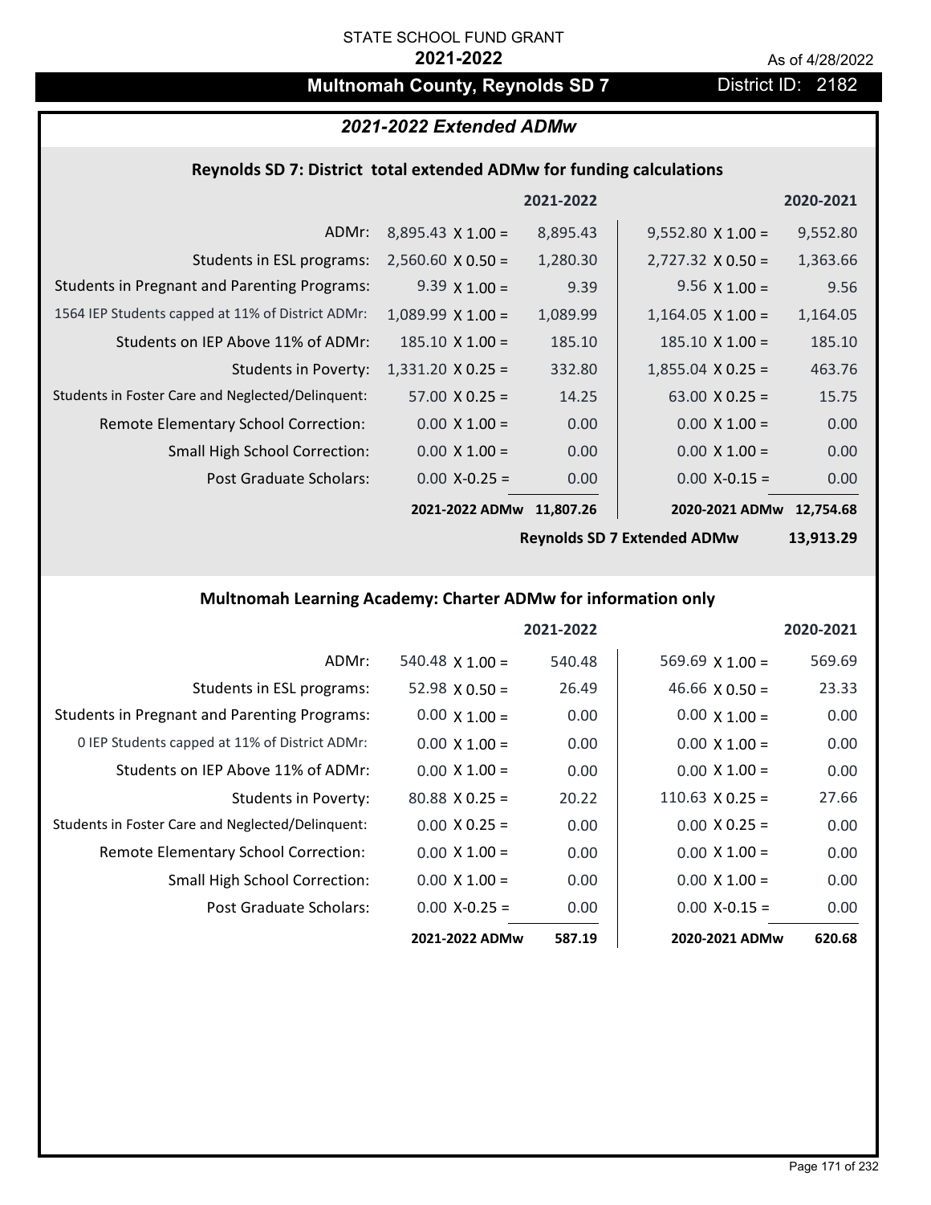STATE SCHOOL FUND GRANT

**2021-2022**

As of 4/28/2022

# Multnomah County, Reynolds SD 7

District ID: 2182

## *2021-2022 Extended ADMw*

### Reynolds SD 7: District total extended ADMw for funding calculations

| | | 2021-2022 | | 2020-2021 |
|---|---|---|---|---|
| ADMr: | 8,895.43 X 1.00 = | 8,895.43 | 9,552.80 X 1.00 = | 9,552.80 |
| Students in ESL programs: | 2,560.60 X 0.50 = | 1,280.30 | 2,727.32 X 0.50 = | 1,363.66 |
| Students in Pregnant and Parenting Programs: | 9.39 X 1.00 = | 9.39 | 9.56 X 1.00 = | 9.56 |
| 1564 IEP Students capped at 11% of District ADMr: | 1,089.99 X 1.00 = | 1,089.99 | 1,164.05 X 1.00 = | 1,164.05 |
| Students on IEP Above 11% of ADMr: | 185.10 X 1.00 = | 185.10 | 185.10 X 1.00 = | 185.10 |
| Students in Poverty: | 1,331.20 X 0.25 = | 332.80 | 1,855.04 X 0.25 = | 463.76 |
| Students in Foster Care and Neglected/Delinquent: | 57.00 X 0.25 = | 14.25 | 63.00 X 0.25 = | 15.75 |
| Remote Elementary School Correction: | 0.00 X 1.00 = | 0.00 | 0.00 X 1.00 = | 0.00 |
| Small High School Correction: | 0.00 X 1.00 = | 0.00 | 0.00 X 1.00 = | 0.00 |
| Post Graduate Scholars: | 0.00 X-0.25 = | 0.00 | 0.00 X-0.15 = | 0.00 |
| | **2021-2022 ADMw** | **11,807.26** | **2020-2021 ADMw** | **12,754.68** |
| | | | **Reynolds SD 7 Extended ADMw** | **13,913.29** |

### Multnomah Learning Academy: Charter ADMw for information only

| | | 2021-2022 | | 2020-2021 |
|---|---|---|---|---|
| ADMr: | 540.48 X 1.00 = | 540.48 | 569.69 X 1.00 = | 569.69 |
| Students in ESL programs: | 52.98 X 0.50 = | 26.49 | 46.66 X 0.50 = | 23.33 |
| Students in Pregnant and Parenting Programs: | 0.00 X 1.00 = | 0.00 | 0.00 X 1.00 = | 0.00 |
| 0 IEP Students capped at 11% of District ADMr: | 0.00 X 1.00 = | 0.00 | 0.00 X 1.00 = | 0.00 |
| Students on IEP Above 11% of ADMr: | 0.00 X 1.00 = | 0.00 | 0.00 X 1.00 = | 0.00 |
| Students in Poverty: | 80.88 X 0.25 = | 20.22 | 110.63 X 0.25 = | 27.66 |
| Students in Foster Care and Neglected/Delinquent: | 0.00 X 0.25 = | 0.00 | 0.00 X 0.25 = | 0.00 |
| Remote Elementary School Correction: | 0.00 X 1.00 = | 0.00 | 0.00 X 1.00 = | 0.00 |
| Small High School Correction: | 0.00 X 1.00 = | 0.00 | 0.00 X 1.00 = | 0.00 |
| Post Graduate Scholars: | 0.00 X-0.25 = | 0.00 | 0.00 X-0.15 = | 0.00 |
| | **2021-2022 ADMw** | **587.19** | **2020-2021 ADMw** | **620.68** |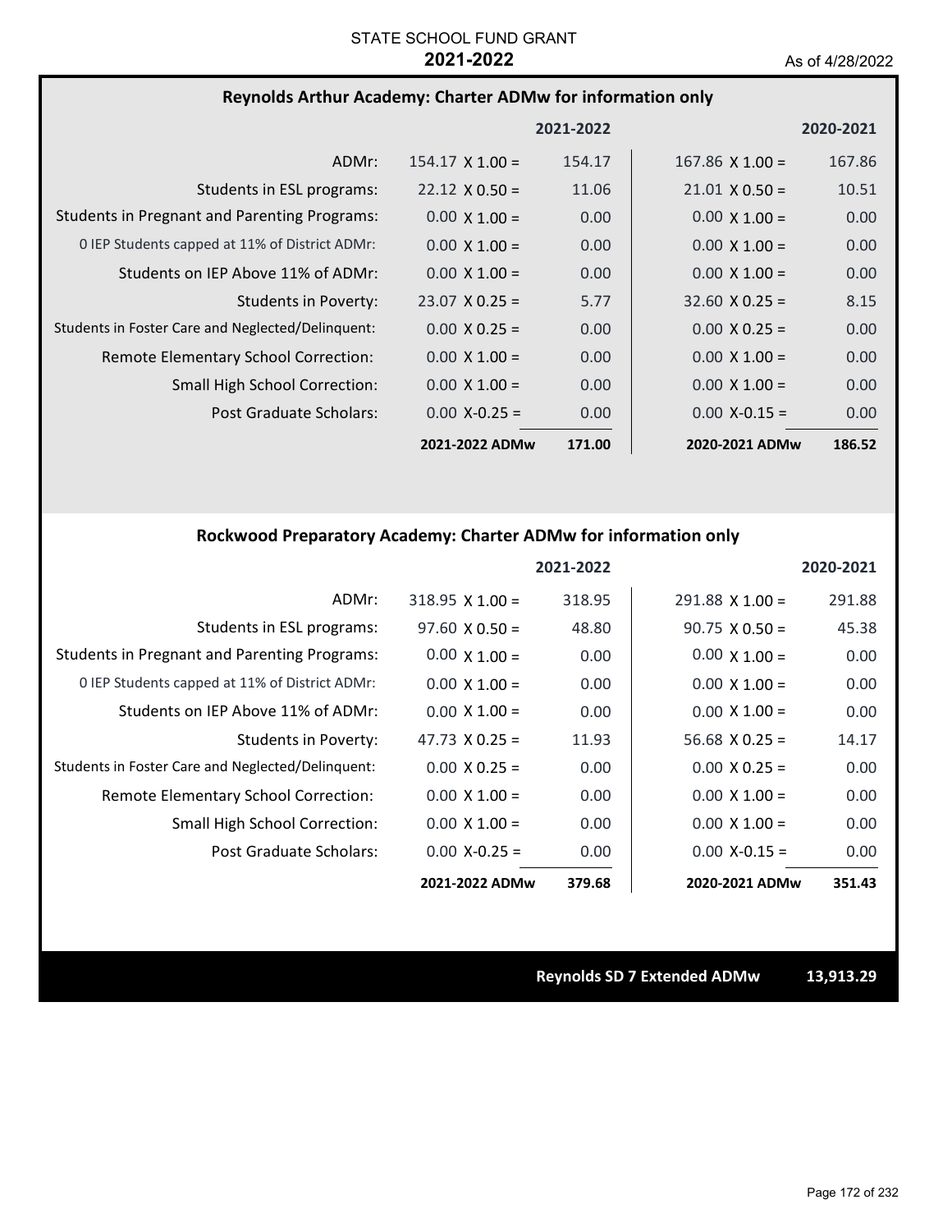STATE SCHOOL FUND GRANT
**2021-2022**
As of 4/28/2022

### Reynolds Arthur Academy: Charter ADMw for information only

| | | 2021-2022 | | 2020-2021 |
|---|---|---|---|---|
| ADMr: | 154.17 X 1.00 = | 154.17 | 167.86 X 1.00 = | 167.86 |
| Students in ESL programs: | 22.12 X 0.50 = | 11.06 | 21.01 X 0.50 = | 10.51 |
| Students in Pregnant and Parenting Programs: | 0.00 X 1.00 = | 0.00 | 0.00 X 1.00 = | 0.00 |
| 0 IEP Students capped at 11% of District ADMr: | 0.00 X 1.00 = | 0.00 | 0.00 X 1.00 = | 0.00 |
| Students on IEP Above 11% of ADMr: | 0.00 X 1.00 = | 0.00 | 0.00 X 1.00 = | 0.00 |
| Students in Poverty: | 23.07 X 0.25 = | 5.77 | 32.60 X 0.25 = | 8.15 |
| Students in Foster Care and Neglected/Delinquent: | 0.00 X 0.25 = | 0.00 | 0.00 X 0.25 = | 0.00 |
| Remote Elementary School Correction: | 0.00 X 1.00 = | 0.00 | 0.00 X 1.00 = | 0.00 |
| Small High School Correction: | 0.00 X 1.00 = | 0.00 | 0.00 X 1.00 = | 0.00 |
| Post Graduate Scholars: | 0.00 X-0.25 = | 0.00 | 0.00 X-0.15 = | 0.00 |
| | **2021-2022 ADMw** | **171.00** | **2020-2021 ADMw** | **186.52** |

### Rockwood Preparatory Academy: Charter ADMw for information only

| | | 2021-2022 | | 2020-2021 |
|---|---|---|---|---|
| ADMr: | 318.95 X 1.00 = | 318.95 | 291.88 X 1.00 = | 291.88 |
| Students in ESL programs: | 97.60 X 0.50 = | 48.80 | 90.75 X 0.50 = | 45.38 |
| Students in Pregnant and Parenting Programs: | 0.00 X 1.00 = | 0.00 | 0.00 X 1.00 = | 0.00 |
| 0 IEP Students capped at 11% of District ADMr: | 0.00 X 1.00 = | 0.00 | 0.00 X 1.00 = | 0.00 |
| Students on IEP Above 11% of ADMr: | 0.00 X 1.00 = | 0.00 | 0.00 X 1.00 = | 0.00 |
| Students in Poverty: | 47.73 X 0.25 = | 11.93 | 56.68 X 0.25 = | 14.17 |
| Students in Foster Care and Neglected/Delinquent: | 0.00 X 0.25 = | 0.00 | 0.00 X 0.25 = | 0.00 |
| Remote Elementary School Correction: | 0.00 X 1.00 = | 0.00 | 0.00 X 1.00 = | 0.00 |
| Small High School Correction: | 0.00 X 1.00 = | 0.00 | 0.00 X 1.00 = | 0.00 |
| Post Graduate Scholars: | 0.00 X-0.25 = | 0.00 | 0.00 X-0.15 = | 0.00 |
| | **2021-2022 ADMw** | **379.68** | **2020-2021 ADMw** | **351.43** |

**Reynolds SD 7 Extended ADMw** **13,913.29**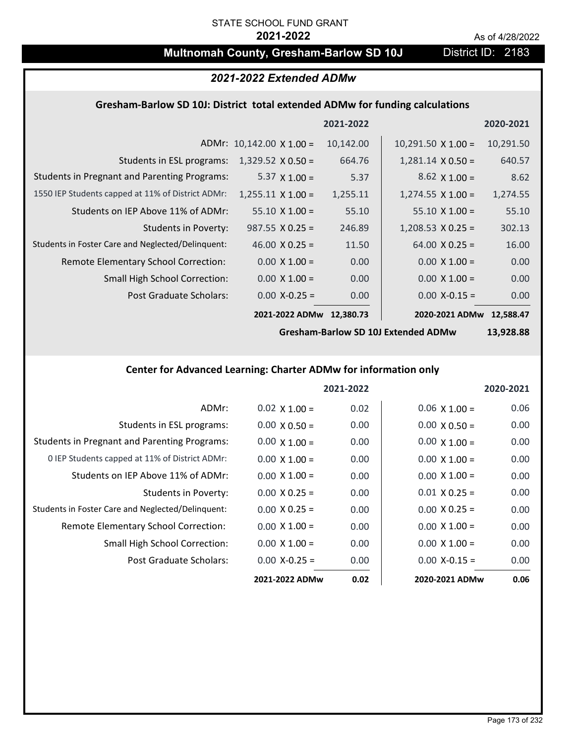STATE SCHOOL FUND GRANT

**2021-2022**

As of 4/28/2022

# Multnomah County, Gresham-Barlow SD 10J

District ID: 2183

## *2021-2022 Extended ADMw*

### Gresham-Barlow SD 10J: District total extended ADMw for funding calculations

| | 2021-2022 | | 2020-2021 | |
|---|---|---|---|---|
| ADMr: | 10,142.00 X 1.00 = | 10,142.00 | 10,291.50 X 1.00 = | 10,291.50 |
| Students in ESL programs: | 1,329.52 X 0.50 = | 664.76 | 1,281.14 X 0.50 = | 640.57 |
| Students in Pregnant and Parenting Programs: | 5.37 X 1.00 = | 5.37 | 8.62 X 1.00 = | 8.62 |
| 1550 IEP Students capped at 11% of District ADMr: | 1,255.11 X 1.00 = | 1,255.11 | 1,274.55 X 1.00 = | 1,274.55 |
| Students on IEP Above 11% of ADMr: | 55.10 X 1.00 = | 55.10 | 55.10 X 1.00 = | 55.10 |
| Students in Poverty: | 987.55 X 0.25 = | 246.89 | 1,208.53 X 0.25 = | 302.13 |
| Students in Foster Care and Neglected/Delinquent: | 46.00 X 0.25 = | 11.50 | 64.00 X 0.25 = | 16.00 |
| Remote Elementary School Correction: | 0.00 X 1.00 = | 0.00 | 0.00 X 1.00 = | 0.00 |
| Small High School Correction: | 0.00 X 1.00 = | 0.00 | 0.00 X 1.00 = | 0.00 |
| Post Graduate Scholars: | 0.00 X-0.25 = | 0.00 | 0.00 X-0.15 = | 0.00 |
| | **2021-2022 ADMw** | **12,380.73** | **2020-2021 ADMw** | **12,588.47** |
| | | | **Gresham-Barlow SD 10J Extended ADMw** | **13,928.88** |

### Center for Advanced Learning: Charter ADMw for information only

| | 2021-2022 | | 2020-2021 | |
|---|---|---|---|---|
| ADMr: | 0.02 X 1.00 = | 0.02 | 0.06 X 1.00 = | 0.06 |
| Students in ESL programs: | 0.00 X 0.50 = | 0.00 | 0.00 X 0.50 = | 0.00 |
| Students in Pregnant and Parenting Programs: | 0.00 X 1.00 = | 0.00 | 0.00 X 1.00 = | 0.00 |
| 0 IEP Students capped at 11% of District ADMr: | 0.00 X 1.00 = | 0.00 | 0.00 X 1.00 = | 0.00 |
| Students on IEP Above 11% of ADMr: | 0.00 X 1.00 = | 0.00 | 0.00 X 1.00 = | 0.00 |
| Students in Poverty: | 0.00 X 0.25 = | 0.00 | 0.01 X 0.25 = | 0.00 |
| Students in Foster Care and Neglected/Delinquent: | 0.00 X 0.25 = | 0.00 | 0.00 X 0.25 = | 0.00 |
| Remote Elementary School Correction: | 0.00 X 1.00 = | 0.00 | 0.00 X 1.00 = | 0.00 |
| Small High School Correction: | 0.00 X 1.00 = | 0.00 | 0.00 X 1.00 = | 0.00 |
| Post Graduate Scholars: | 0.00 X-0.25 = | 0.00 | 0.00 X-0.15 = | 0.00 |
| | **2021-2022 ADMw** | **0.02** | **2020-2021 ADMw** | **0.06** |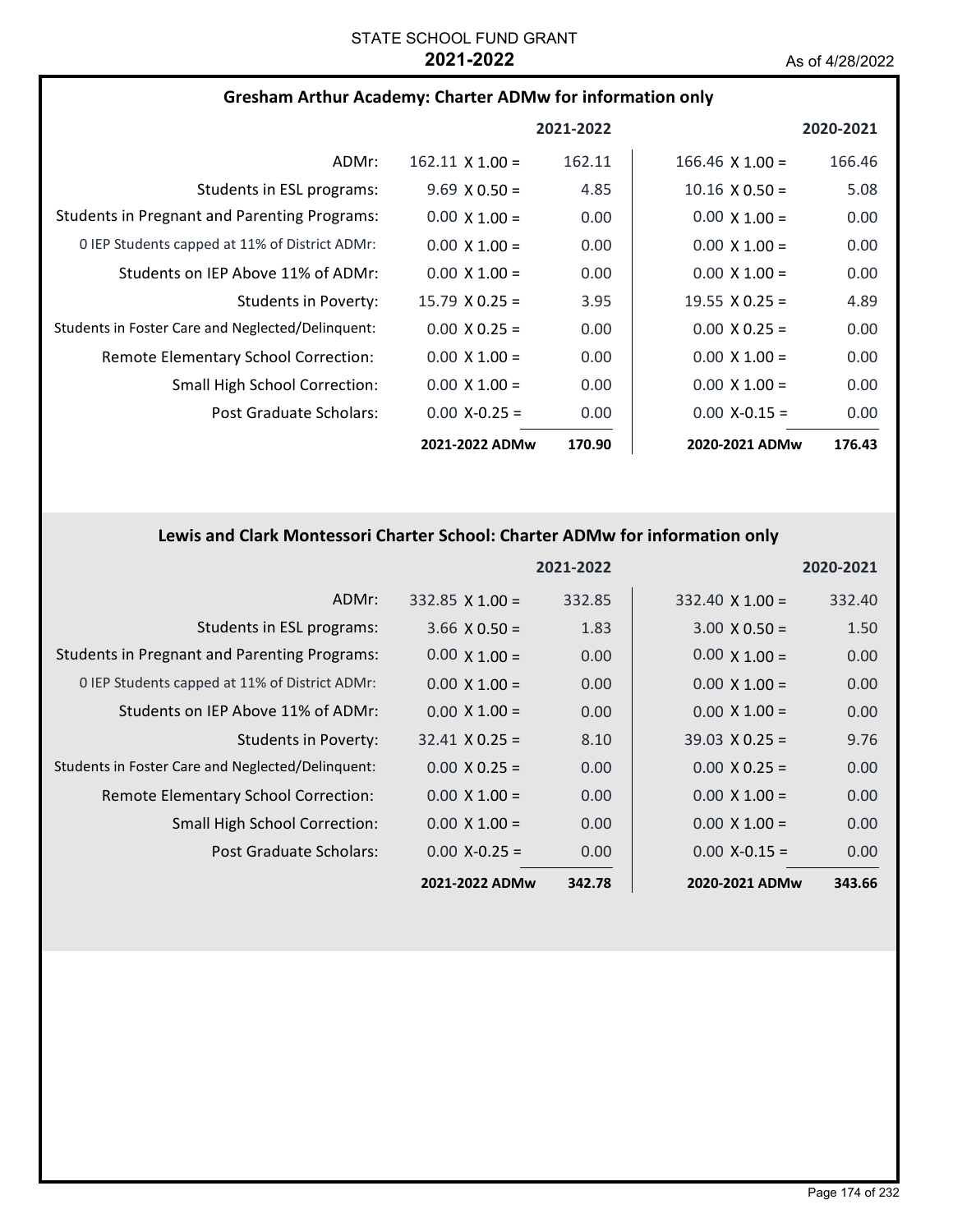STATE SCHOOL FUND GRANT

**2021-2022**

As of 4/28/2022

## Gresham Arthur Academy: Charter ADMw for information only

| | 2021-2022 | | 2020-2021 | |
|---|---|---|---|---|
| ADMr: | 162.11 X 1.00 = | 162.11 | 166.46 X 1.00 = | 166.46 |
| Students in ESL programs: | 9.69 X 0.50 = | 4.85 | 10.16 X 0.50 = | 5.08 |
| Students in Pregnant and Parenting Programs: | 0.00 X 1.00 = | 0.00 | 0.00 X 1.00 = | 0.00 |
| 0 IEP Students capped at 11% of District ADMr: | 0.00 X 1.00 = | 0.00 | 0.00 X 1.00 = | 0.00 |
| Students on IEP Above 11% of ADMr: | 0.00 X 1.00 = | 0.00 | 0.00 X 1.00 = | 0.00 |
| Students in Poverty: | 15.79 X 0.25 = | 3.95 | 19.55 X 0.25 = | 4.89 |
| Students in Foster Care and Neglected/Delinquent: | 0.00 X 0.25 = | 0.00 | 0.00 X 0.25 = | 0.00 |
| Remote Elementary School Correction: | 0.00 X 1.00 = | 0.00 | 0.00 X 1.00 = | 0.00 |
| Small High School Correction: | 0.00 X 1.00 = | 0.00 | 0.00 X 1.00 = | 0.00 |
| Post Graduate Scholars: | 0.00 X-0.25 = | 0.00 | 0.00 X-0.15 = | 0.00 |
| | **2021-2022 ADMw** | **170.90** | **2020-2021 ADMw** | **176.43** |

## Lewis and Clark Montessori Charter School: Charter ADMw for information only

| | 2021-2022 | | 2020-2021 | |
|---|---|---|---|---|
| ADMr: | 332.85 X 1.00 = | 332.85 | 332.40 X 1.00 = | 332.40 |
| Students in ESL programs: | 3.66 X 0.50 = | 1.83 | 3.00 X 0.50 = | 1.50 |
| Students in Pregnant and Parenting Programs: | 0.00 X 1.00 = | 0.00 | 0.00 X 1.00 = | 0.00 |
| 0 IEP Students capped at 11% of District ADMr: | 0.00 X 1.00 = | 0.00 | 0.00 X 1.00 = | 0.00 |
| Students on IEP Above 11% of ADMr: | 0.00 X 1.00 = | 0.00 | 0.00 X 1.00 = | 0.00 |
| Students in Poverty: | 32.41 X 0.25 = | 8.10 | 39.03 X 0.25 = | 9.76 |
| Students in Foster Care and Neglected/Delinquent: | 0.00 X 0.25 = | 0.00 | 0.00 X 0.25 = | 0.00 |
| Remote Elementary School Correction: | 0.00 X 1.00 = | 0.00 | 0.00 X 1.00 = | 0.00 |
| Small High School Correction: | 0.00 X 1.00 = | 0.00 | 0.00 X 1.00 = | 0.00 |
| Post Graduate Scholars: | 0.00 X-0.25 = | 0.00 | 0.00 X-0.15 = | 0.00 |
| | **2021-2022 ADMw** | **342.78** | **2020-2021 ADMw** | **343.66** |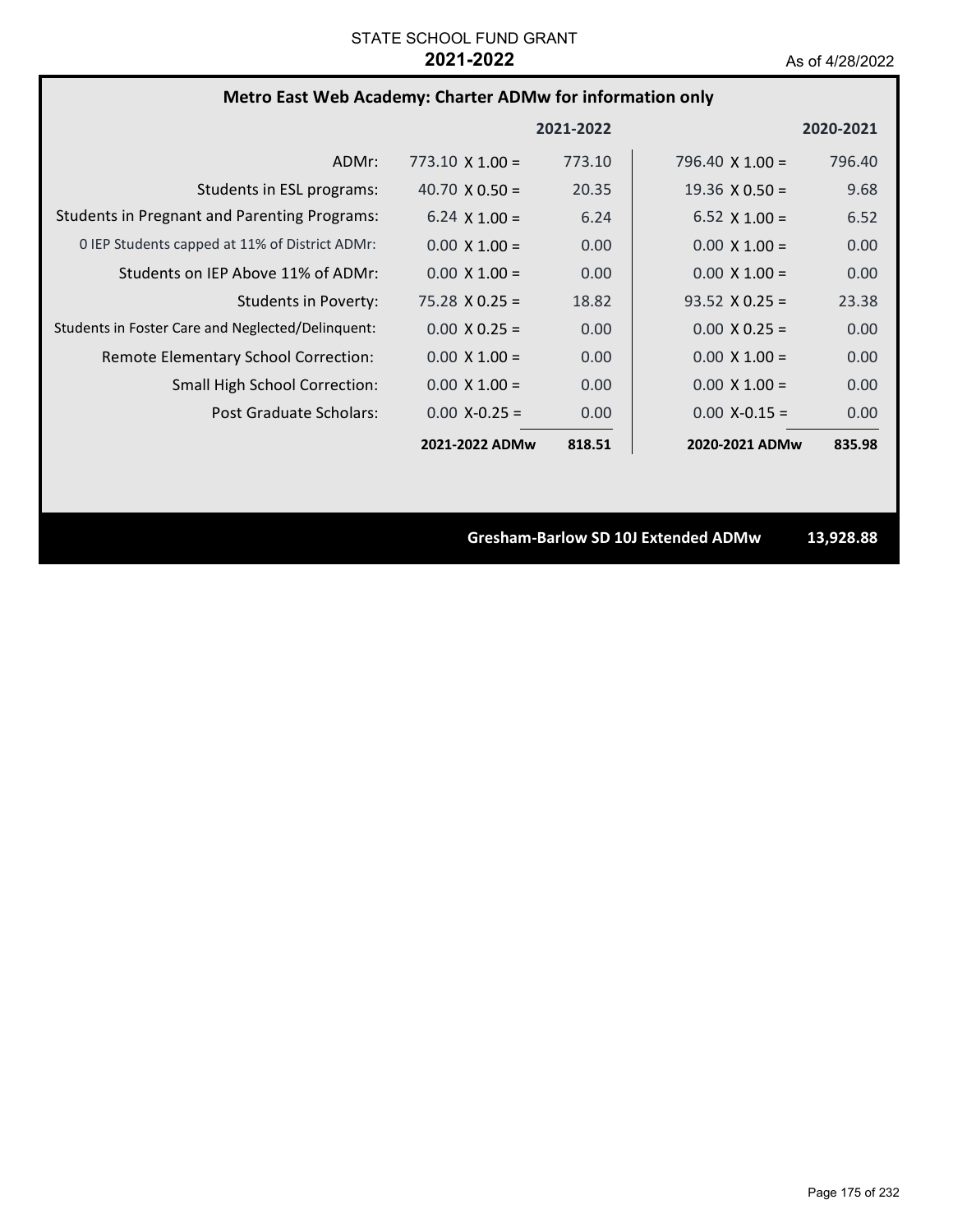STATE SCHOOL FUND GRANT

**2021-2022**

As of 4/28/2022

### Metro East Web Academy: Charter ADMw for information only

| | | 2021-2022 | | 2020-2021 |
|---|---|---|---|---|
| ADMr: | 773.10 X 1.00 = | 773.10 | 796.40 X 1.00 = | 796.40 |
| Students in ESL programs: | 40.70 X 0.50 = | 20.35 | 19.36 X 0.50 = | 9.68 |
| Students in Pregnant and Parenting Programs: | 6.24 X 1.00 = | 6.24 | 6.52 X 1.00 = | 6.52 |
| 0 IEP Students capped at 11% of District ADMr: | 0.00 X 1.00 = | 0.00 | 0.00 X 1.00 = | 0.00 |
| Students on IEP Above 11% of ADMr: | 0.00 X 1.00 = | 0.00 | 0.00 X 1.00 = | 0.00 |
| Students in Poverty: | 75.28 X 0.25 = | 18.82 | 93.52 X 0.25 = | 23.38 |
| Students in Foster Care and Neglected/Delinquent: | 0.00 X 0.25 = | 0.00 | 0.00 X 0.25 = | 0.00 |
| Remote Elementary School Correction: | 0.00 X 1.00 = | 0.00 | 0.00 X 1.00 = | 0.00 |
| Small High School Correction: | 0.00 X 1.00 = | 0.00 | 0.00 X 1.00 = | 0.00 |
| Post Graduate Scholars: | 0.00 X-0.25 = | 0.00 | 0.00 X-0.15 = | 0.00 |
| | **2021-2022 ADMw** | **818.51** | **2020-2021 ADMw** | **835.98** |

**Gresham-Barlow SD 10J Extended ADMw 13,928.88**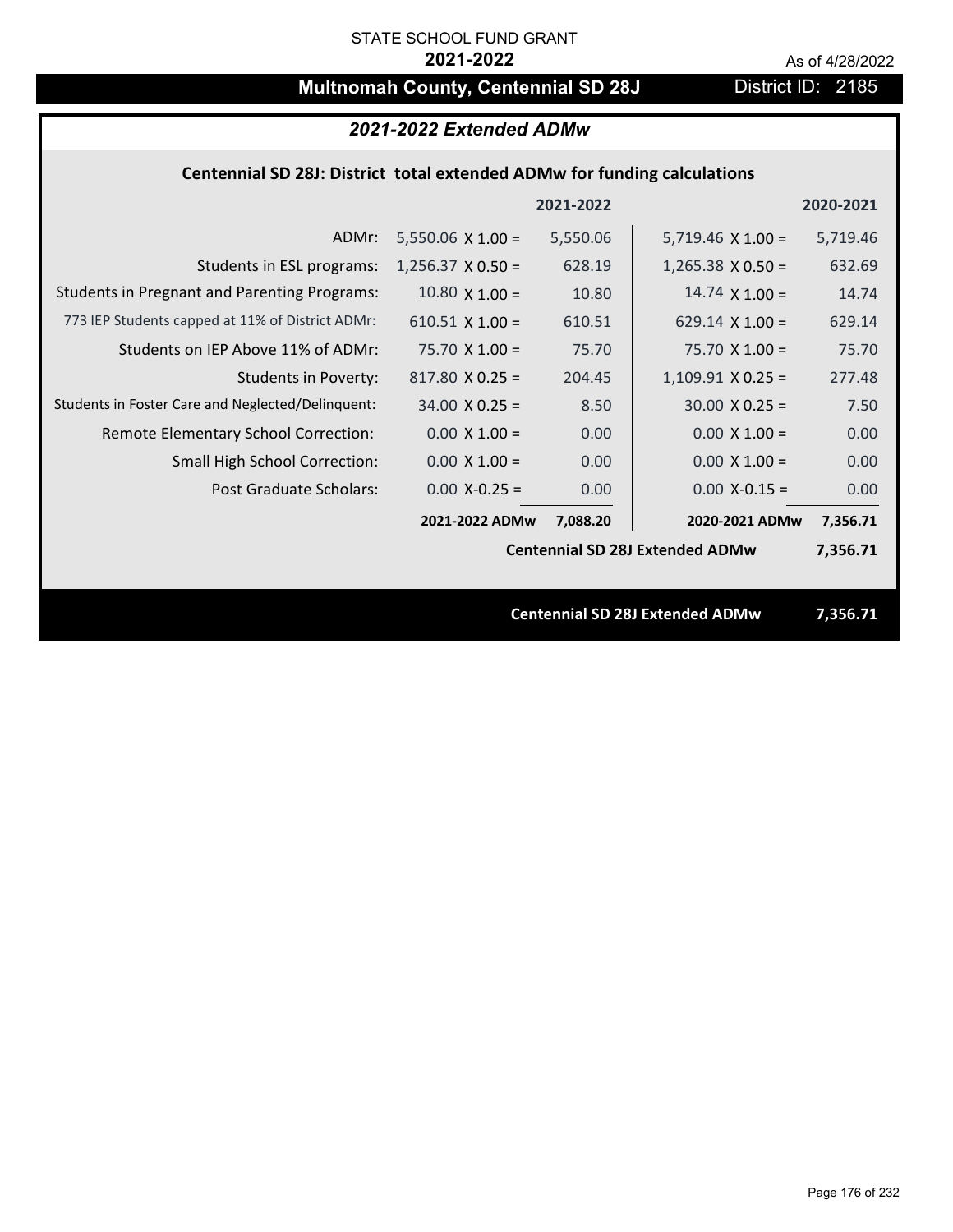STATE SCHOOL FUND GRANT

**2021-2022**

As of 4/28/2022

# Multnomah County, Centennial SD 28J

District ID: 2185

## *2021-2022 Extended ADMw*

### Centennial SD 28J: District total extended ADMw for funding calculations

| | 2021-2022 | | 2020-2021 | |
|---|---|---|---|---|
| ADMr: | 5,550.06 X 1.00 = | 5,550.06 | 5,719.46 X 1.00 = | 5,719.46 |
| Students in ESL programs: | 1,256.37 X 0.50 = | 628.19 | 1,265.38 X 0.50 = | 632.69 |
| Students in Pregnant and Parenting Programs: | 10.80 X 1.00 = | 10.80 | 14.74 X 1.00 = | 14.74 |
| 773 IEP Students capped at 11% of District ADMr: | 610.51 X 1.00 = | 610.51 | 629.14 X 1.00 = | 629.14 |
| Students on IEP Above 11% of ADMr: | 75.70 X 1.00 = | 75.70 | 75.70 X 1.00 = | 75.70 |
| Students in Poverty: | 817.80 X 0.25 = | 204.45 | 1,109.91 X 0.25 = | 277.48 |
| Students in Foster Care and Neglected/Delinquent: | 34.00 X 0.25 = | 8.50 | 30.00 X 0.25 = | 7.50 |
| Remote Elementary School Correction: | 0.00 X 1.00 = | 0.00 | 0.00 X 1.00 = | 0.00 |
| Small High School Correction: | 0.00 X 1.00 = | 0.00 | 0.00 X 1.00 = | 0.00 |
| Post Graduate Scholars: | 0.00 X-0.25 = | 0.00 | 0.00 X-0.15 = | 0.00 |
| | **2021-2022 ADMw** | **7,088.20** | **2020-2021 ADMw** | **7,356.71** |

**Centennial SD 28J Extended ADMw** **7,356.71**

**Centennial SD 28J Extended ADMw** **7,356.71**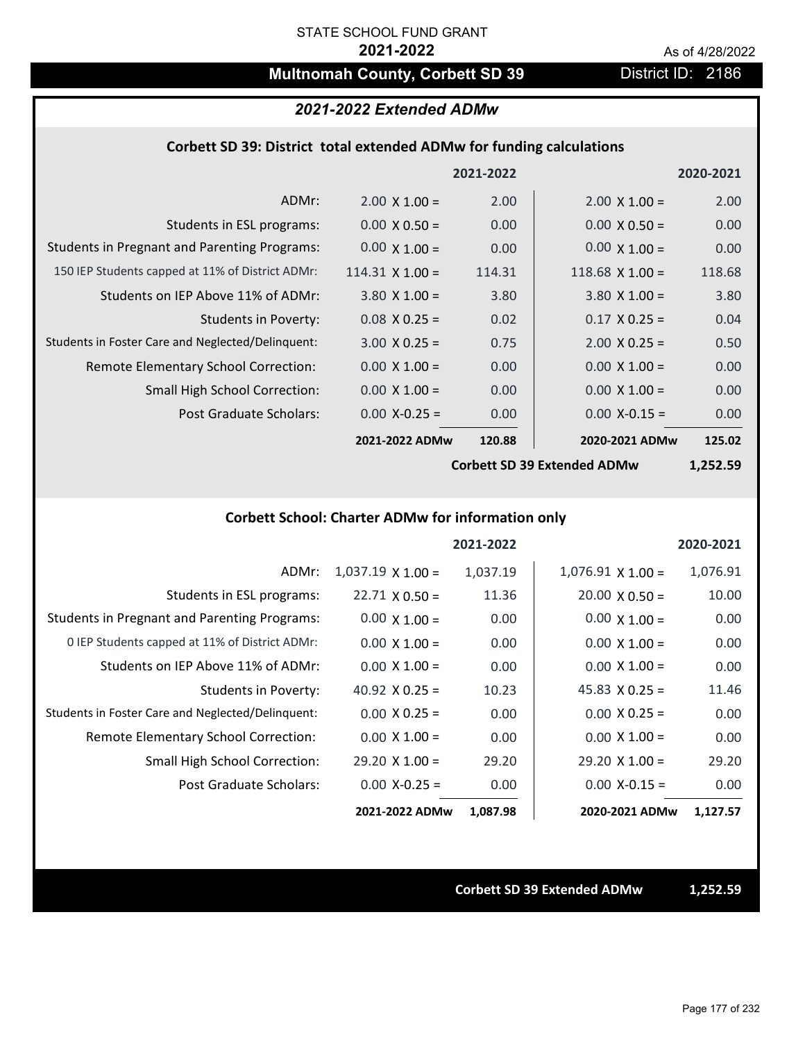STATE SCHOOL FUND GRANT

**2021-2022**

As of 4/28/2022

# Multnomah County, Corbett SD 39

District ID: 2186

## *2021-2022 Extended ADMw*

### Corbett SD 39: District total extended ADMw for funding calculations

| | | 2021-2022 | | 2020-2021 |
|---|---|---|---|---|
| ADMr: | 2.00 X 1.00 = | 2.00 | 2.00 X 1.00 = | 2.00 |
| Students in ESL programs: | 0.00 X 0.50 = | 0.00 | 0.00 X 0.50 = | 0.00 |
| Students in Pregnant and Parenting Programs: | 0.00 X 1.00 = | 0.00 | 0.00 X 1.00 = | 0.00 |
| 150 IEP Students capped at 11% of District ADMr: | 114.31 X 1.00 = | 114.31 | 118.68 X 1.00 = | 118.68 |
| Students on IEP Above 11% of ADMr: | 3.80 X 1.00 = | 3.80 | 3.80 X 1.00 = | 3.80 |
| Students in Poverty: | 0.08 X 0.25 = | 0.02 | 0.17 X 0.25 = | 0.04 |
| Students in Foster Care and Neglected/Delinquent: | 3.00 X 0.25 = | 0.75 | 2.00 X 0.25 = | 0.50 |
| Remote Elementary School Correction: | 0.00 X 1.00 = | 0.00 | 0.00 X 1.00 = | 0.00 |
| Small High School Correction: | 0.00 X 1.00 = | 0.00 | 0.00 X 1.00 = | 0.00 |
| Post Graduate Scholars: | 0.00 X-0.25 = | 0.00 | 0.00 X-0.15 = | 0.00 |
| | **2021-2022 ADMw** | **120.88** | **2020-2021 ADMw** | **125.02** |
| | | | **Corbett SD 39 Extended ADMw** | **1,252.59** |

### Corbett School: Charter ADMw for information only

| | | 2021-2022 | | 2020-2021 |
|---|---|---|---|---|
| ADMr: | 1,037.19 X 1.00 = | 1,037.19 | 1,076.91 X 1.00 = | 1,076.91 |
| Students in ESL programs: | 22.71 X 0.50 = | 11.36 | 20.00 X 0.50 = | 10.00 |
| Students in Pregnant and Parenting Programs: | 0.00 X 1.00 = | 0.00 | 0.00 X 1.00 = | 0.00 |
| 0 IEP Students capped at 11% of District ADMr: | 0.00 X 1.00 = | 0.00 | 0.00 X 1.00 = | 0.00 |
| Students on IEP Above 11% of ADMr: | 0.00 X 1.00 = | 0.00 | 0.00 X 1.00 = | 0.00 |
| Students in Poverty: | 40.92 X 0.25 = | 10.23 | 45.83 X 0.25 = | 11.46 |
| Students in Foster Care and Neglected/Delinquent: | 0.00 X 0.25 = | 0.00 | 0.00 X 0.25 = | 0.00 |
| Remote Elementary School Correction: | 0.00 X 1.00 = | 0.00 | 0.00 X 1.00 = | 0.00 |
| Small High School Correction: | 29.20 X 1.00 = | 29.20 | 29.20 X 1.00 = | 29.20 |
| Post Graduate Scholars: | 0.00 X-0.25 = | 0.00 | 0.00 X-0.15 = | 0.00 |
| | **2021-2022 ADMw** | **1,087.98** | **2020-2021 ADMw** | **1,127.57** |

**Corbett SD 39 Extended ADMw** **1,252.59**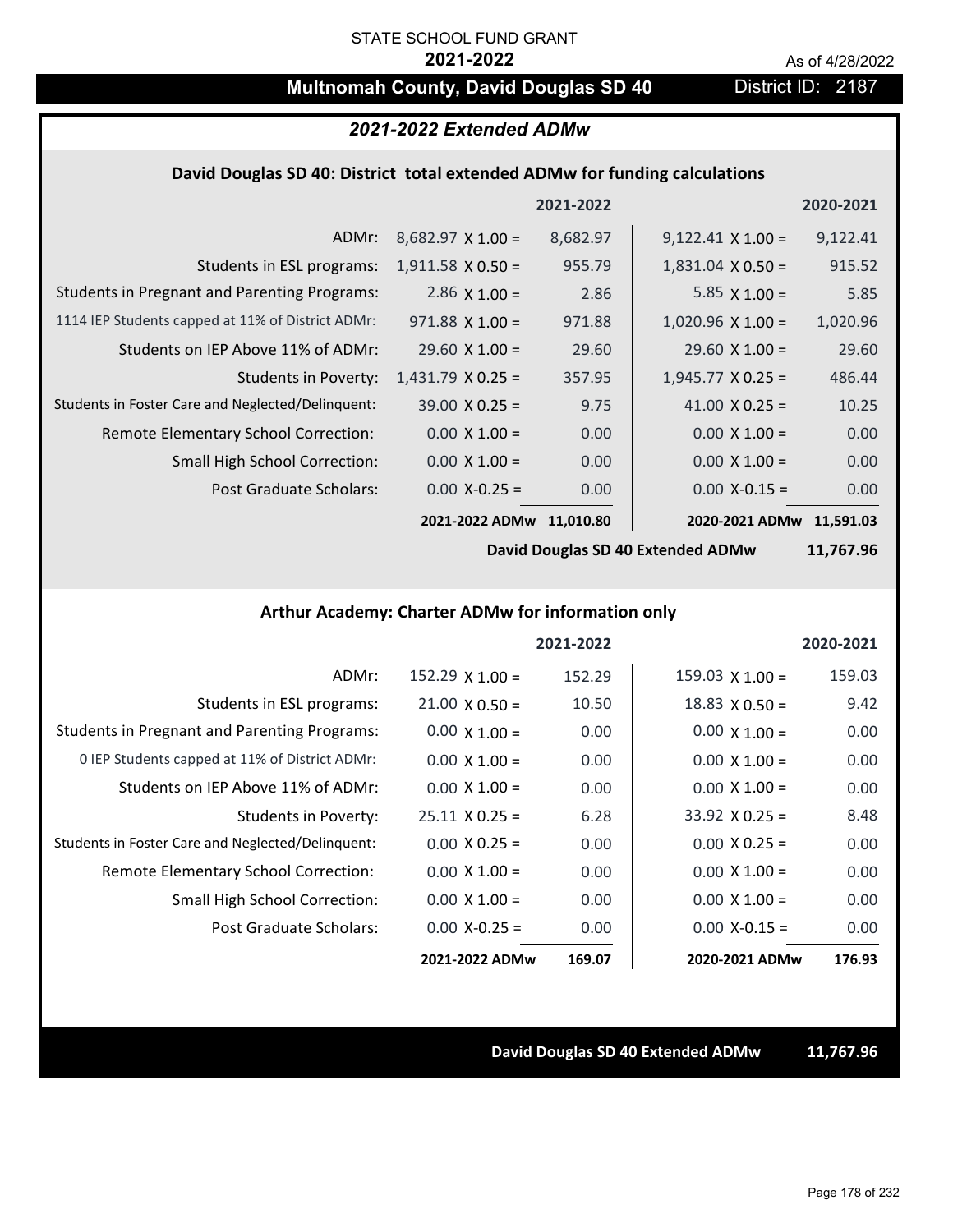STATE SCHOOL FUND GRANT

**2021-2022**

As of 4/28/2022

## Multnomah County, David Douglas SD 40

District ID: 2187

### *2021-2022 Extended ADMw*

#### David Douglas SD 40: District total extended ADMw for funding calculations

| | | 2021-2022 | | 2020-2021 |
|---|---|---|---|---|
| ADMr: | 8,682.97 X 1.00 = | 8,682.97 | 9,122.41 X 1.00 = | 9,122.41 |
| Students in ESL programs: | 1,911.58 X 0.50 = | 955.79 | 1,831.04 X 0.50 = | 915.52 |
| Students in Pregnant and Parenting Programs: | 2.86 X 1.00 = | 2.86 | 5.85 X 1.00 = | 5.85 |
| 1114 IEP Students capped at 11% of District ADMr: | 971.88 X 1.00 = | 971.88 | 1,020.96 X 1.00 = | 1,020.96 |
| Students on IEP Above 11% of ADMr: | 29.60 X 1.00 = | 29.60 | 29.60 X 1.00 = | 29.60 |
| Students in Poverty: | 1,431.79 X 0.25 = | 357.95 | 1,945.77 X 0.25 = | 486.44 |
| Students in Foster Care and Neglected/Delinquent: | 39.00 X 0.25 = | 9.75 | 41.00 X 0.25 = | 10.25 |
| Remote Elementary School Correction: | 0.00 X 1.00 = | 0.00 | 0.00 X 1.00 = | 0.00 |
| Small High School Correction: | 0.00 X 1.00 = | 0.00 | 0.00 X 1.00 = | 0.00 |
| Post Graduate Scholars: | 0.00 X-0.25 = | 0.00 | 0.00 X-0.15 = | 0.00 |
| | **2021-2022 ADMw** | **11,010.80** | **2020-2021 ADMw** | **11,591.03** |
| | | | **David Douglas SD 40 Extended ADMw** | **11,767.96** |

#### Arthur Academy: Charter ADMw for information only

| | | 2021-2022 | | 2020-2021 |
|---|---|---|---|---|
| ADMr: | 152.29 X 1.00 = | 152.29 | 159.03 X 1.00 = | 159.03 |
| Students in ESL programs: | 21.00 X 0.50 = | 10.50 | 18.83 X 0.50 = | 9.42 |
| Students in Pregnant and Parenting Programs: | 0.00 X 1.00 = | 0.00 | 0.00 X 1.00 = | 0.00 |
| 0 IEP Students capped at 11% of District ADMr: | 0.00 X 1.00 = | 0.00 | 0.00 X 1.00 = | 0.00 |
| Students on IEP Above 11% of ADMr: | 0.00 X 1.00 = | 0.00 | 0.00 X 1.00 = | 0.00 |
| Students in Poverty: | 25.11 X 0.25 = | 6.28 | 33.92 X 0.25 = | 8.48 |
| Students in Foster Care and Neglected/Delinquent: | 0.00 X 0.25 = | 0.00 | 0.00 X 0.25 = | 0.00 |
| Remote Elementary School Correction: | 0.00 X 1.00 = | 0.00 | 0.00 X 1.00 = | 0.00 |
| Small High School Correction: | 0.00 X 1.00 = | 0.00 | 0.00 X 1.00 = | 0.00 |
| Post Graduate Scholars: | 0.00 X-0.25 = | 0.00 | 0.00 X-0.15 = | 0.00 |
| | **2021-2022 ADMw** | **169.07** | **2020-2021 ADMw** | **176.93** |

**David Douglas SD 40 Extended ADMw** **11,767.96**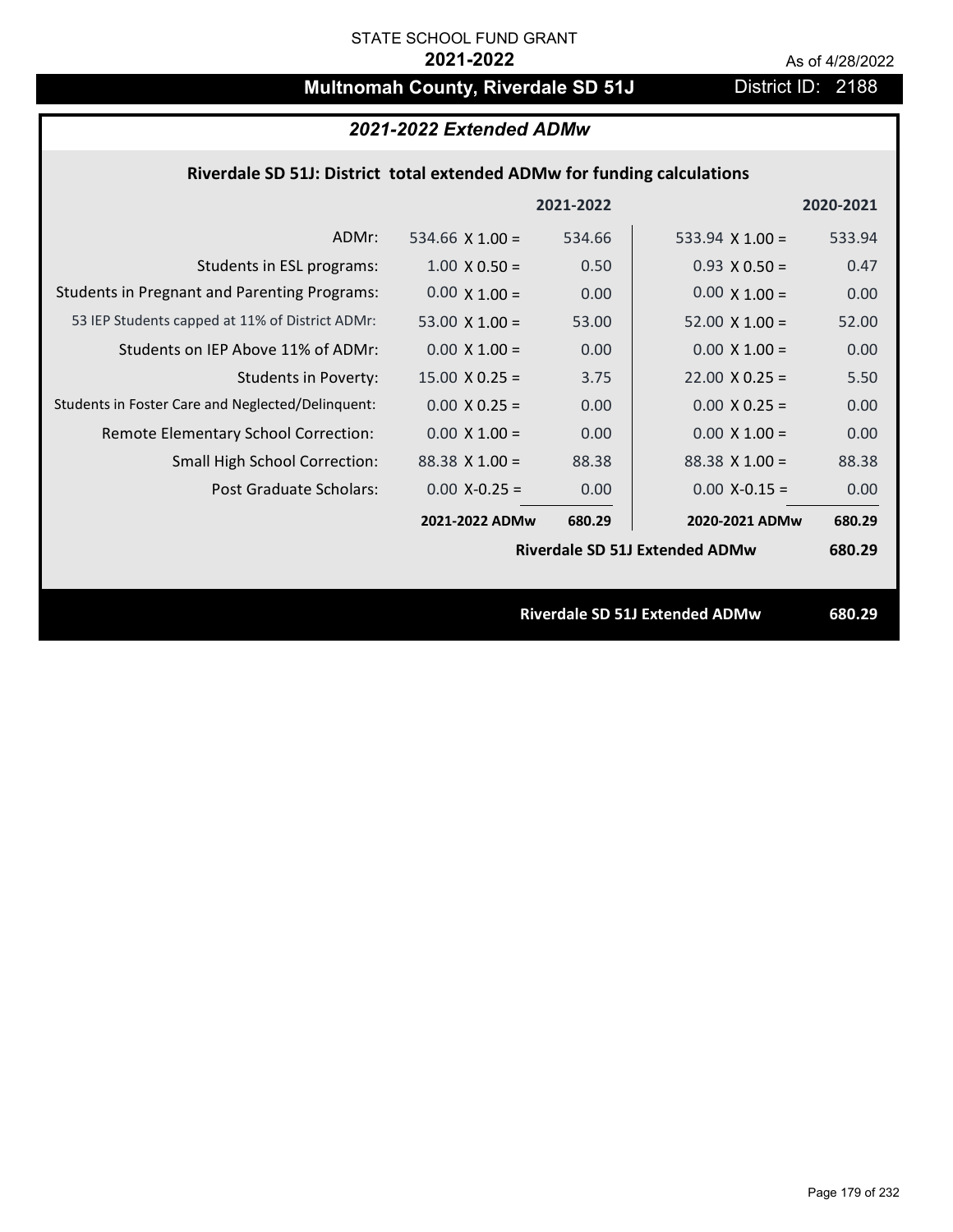STATE SCHOOL FUND GRANT

**2021-2022**

As of 4/28/2022

# Multnomah County, Riverdale SD 51J

District ID: 2188

## *2021-2022 Extended ADMw*

### Riverdale SD 51J: District total extended ADMw for funding calculations

| | | 2021-2022 | | 2020-2021 |
|---|---|---|---|---|
| ADMr: | 534.66 X 1.00 = | 534.66 | 533.94 X 1.00 = | 533.94 |
| Students in ESL programs: | 1.00 X 0.50 = | 0.50 | 0.93 X 0.50 = | 0.47 |
| Students in Pregnant and Parenting Programs: | 0.00 X 1.00 = | 0.00 | 0.00 X 1.00 = | 0.00 |
| 53 IEP Students capped at 11% of District ADMr: | 53.00 X 1.00 = | 53.00 | 52.00 X 1.00 = | 52.00 |
| Students on IEP Above 11% of ADMr: | 0.00 X 1.00 = | 0.00 | 0.00 X 1.00 = | 0.00 |
| Students in Poverty: | 15.00 X 0.25 = | 3.75 | 22.00 X 0.25 = | 5.50 |
| Students in Foster Care and Neglected/Delinquent: | 0.00 X 0.25 = | 0.00 | 0.00 X 0.25 = | 0.00 |
| Remote Elementary School Correction: | 0.00 X 1.00 = | 0.00 | 0.00 X 1.00 = | 0.00 |
| Small High School Correction: | 88.38 X 1.00 = | 88.38 | 88.38 X 1.00 = | 88.38 |
| Post Graduate Scholars: | 0.00 X-0.25 = | 0.00 | 0.00 X-0.15 = | 0.00 |
| | **2021-2022 ADMw** | **680.29** | **2020-2021 ADMw** | **680.29** |
| | | | **Riverdale SD 51J Extended ADMw** | **680.29** |

**Riverdale SD 51J Extended ADMw** **680.29**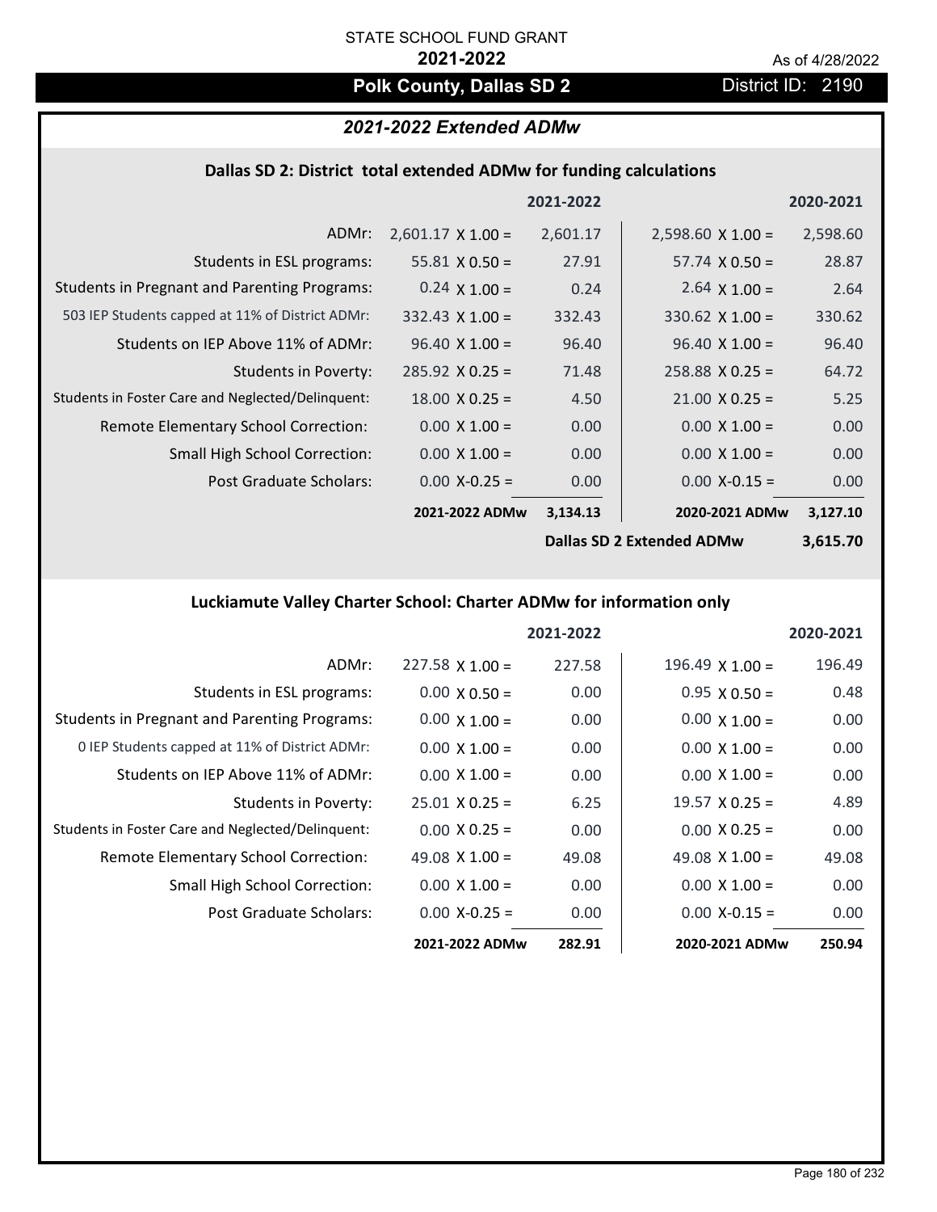STATE SCHOOL FUND GRANT

**2021-2022**

As of 4/28/2022

## Polk County, Dallas SD 2

District ID: 2190

### *2021-2022 Extended ADMw*

#### Dallas SD 2: District total extended ADMw for funding calculations

| | | 2021-2022 | | 2020-2021 |
|---|---|---|---|---|
| ADMr: | 2,601.17 X 1.00 = | 2,601.17 | 2,598.60 X 1.00 = | 2,598.60 |
| Students in ESL programs: | 55.81 X 0.50 = | 27.91 | 57.74 X 0.50 = | 28.87 |
| Students in Pregnant and Parenting Programs: | 0.24 X 1.00 = | 0.24 | 2.64 X 1.00 = | 2.64 |
| 503 IEP Students capped at 11% of District ADMr: | 332.43 X 1.00 = | 332.43 | 330.62 X 1.00 = | 330.62 |
| Students on IEP Above 11% of ADMr: | 96.40 X 1.00 = | 96.40 | 96.40 X 1.00 = | 96.40 |
| Students in Poverty: | 285.92 X 0.25 = | 71.48 | 258.88 X 0.25 = | 64.72 |
| Students in Foster Care and Neglected/Delinquent: | 18.00 X 0.25 = | 4.50 | 21.00 X 0.25 = | 5.25 |
| Remote Elementary School Correction: | 0.00 X 1.00 = | 0.00 | 0.00 X 1.00 = | 0.00 |
| Small High School Correction: | 0.00 X 1.00 = | 0.00 | 0.00 X 1.00 = | 0.00 |
| Post Graduate Scholars: | 0.00 X-0.25 = | 0.00 | 0.00 X-0.15 = | 0.00 |
| | **2021-2022 ADMw** | **3,134.13** | **2020-2021 ADMw** | **3,127.10** |
| | | | **Dallas SD 2 Extended ADMw** | **3,615.70** |

#### Luckiamute Valley Charter School: Charter ADMw for information only

| | | 2021-2022 | | 2020-2021 |
|---|---|---|---|---|
| ADMr: | 227.58 X 1.00 = | 227.58 | 196.49 X 1.00 = | 196.49 |
| Students in ESL programs: | 0.00 X 0.50 = | 0.00 | 0.95 X 0.50 = | 0.48 |
| Students in Pregnant and Parenting Programs: | 0.00 X 1.00 = | 0.00 | 0.00 X 1.00 = | 0.00 |
| 0 IEP Students capped at 11% of District ADMr: | 0.00 X 1.00 = | 0.00 | 0.00 X 1.00 = | 0.00 |
| Students on IEP Above 11% of ADMr: | 0.00 X 1.00 = | 0.00 | 0.00 X 1.00 = | 0.00 |
| Students in Poverty: | 25.01 X 0.25 = | 6.25 | 19.57 X 0.25 = | 4.89 |
| Students in Foster Care and Neglected/Delinquent: | 0.00 X 0.25 = | 0.00 | 0.00 X 0.25 = | 0.00 |
| Remote Elementary School Correction: | 49.08 X 1.00 = | 49.08 | 49.08 X 1.00 = | 49.08 |
| Small High School Correction: | 0.00 X 1.00 = | 0.00 | 0.00 X 1.00 = | 0.00 |
| Post Graduate Scholars: | 0.00 X-0.25 = | 0.00 | 0.00 X-0.15 = | 0.00 |
| | **2021-2022 ADMw** | **282.91** | **2020-2021 ADMw** | **250.94** |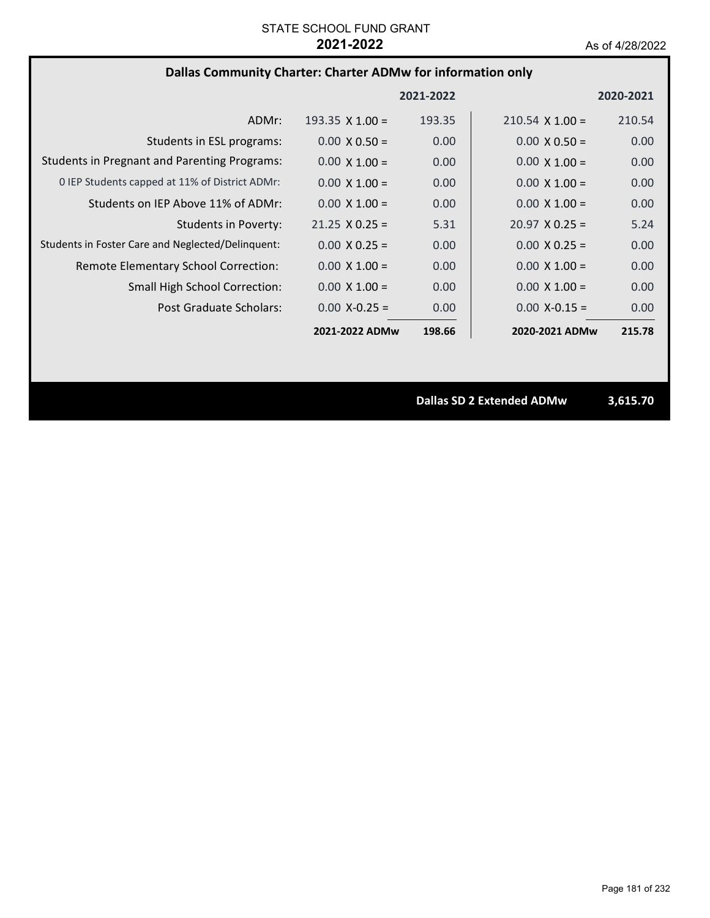STATE SCHOOL FUND GRANT
**2021-2022**
As of 4/28/2022

## Dallas Community Charter: Charter ADMw for information only

| | | 2021-2022 | | 2020-2021 |
|---|---|---|---|---|
| ADMr: | 193.35 X 1.00 = | 193.35 | 210.54 X 1.00 = | 210.54 |
| Students in ESL programs: | 0.00 X 0.50 = | 0.00 | 0.00 X 0.50 = | 0.00 |
| Students in Pregnant and Parenting Programs: | 0.00 X 1.00 = | 0.00 | 0.00 X 1.00 = | 0.00 |
| 0 IEP Students capped at 11% of District ADMr: | 0.00 X 1.00 = | 0.00 | 0.00 X 1.00 = | 0.00 |
| Students on IEP Above 11% of ADMr: | 0.00 X 1.00 = | 0.00 | 0.00 X 1.00 = | 0.00 |
| Students in Poverty: | 21.25 X 0.25 = | 5.31 | 20.97 X 0.25 = | 5.24 |
| Students in Foster Care and Neglected/Delinquent: | 0.00 X 0.25 = | 0.00 | 0.00 X 0.25 = | 0.00 |
| Remote Elementary School Correction: | 0.00 X 1.00 = | 0.00 | 0.00 X 1.00 = | 0.00 |
| Small High School Correction: | 0.00 X 1.00 = | 0.00 | 0.00 X 1.00 = | 0.00 |
| Post Graduate Scholars: | 0.00 X-0.25 = | 0.00 | 0.00 X-0.15 = | 0.00 |
| | **2021-2022 ADMw** | **198.66** | **2020-2021 ADMw** | **215.78** |

**Dallas SD 2 Extended ADMw** **3,615.70**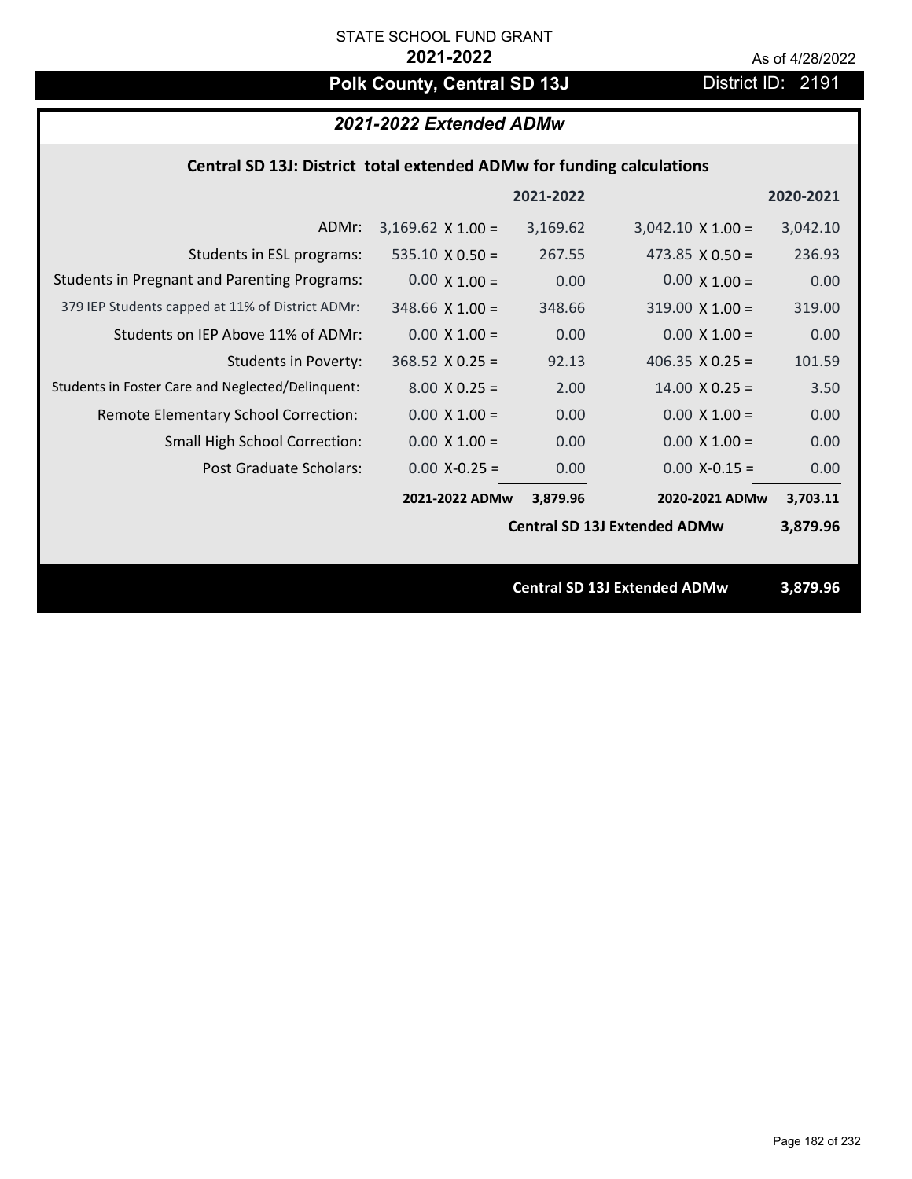STATE SCHOOL FUND GRANT

**2021-2022**

As of 4/28/2022

# Polk County, Central SD 13J

District ID: 2191

## *2021-2022 Extended ADMw*

### Central SD 13J: District total extended ADMw for funding calculations

| | | 2021-2022 | | 2020-2021 |
|---|---|---|---|---|
| ADMr: | 3,169.62 X 1.00 = | 3,169.62 | 3,042.10 X 1.00 = | 3,042.10 |
| Students in ESL programs: | 535.10 X 0.50 = | 267.55 | 473.85 X 0.50 = | 236.93 |
| Students in Pregnant and Parenting Programs: | 0.00 X 1.00 = | 0.00 | 0.00 X 1.00 = | 0.00 |
| 379 IEP Students capped at 11% of District ADMr: | 348.66 X 1.00 = | 348.66 | 319.00 X 1.00 = | 319.00 |
| Students on IEP Above 11% of ADMr: | 0.00 X 1.00 = | 0.00 | 0.00 X 1.00 = | 0.00 |
| Students in Poverty: | 368.52 X 0.25 = | 92.13 | 406.35 X 0.25 = | 101.59 |
| Students in Foster Care and Neglected/Delinquent: | 8.00 X 0.25 = | 2.00 | 14.00 X 0.25 = | 3.50 |
| Remote Elementary School Correction: | 0.00 X 1.00 = | 0.00 | 0.00 X 1.00 = | 0.00 |
| Small High School Correction: | 0.00 X 1.00 = | 0.00 | 0.00 X 1.00 = | 0.00 |
| Post Graduate Scholars: | 0.00 X-0.25 = | 0.00 | 0.00 X-0.15 = | 0.00 |
| | **2021-2022 ADMw** | **3,879.96** | **2020-2021 ADMw** | **3,703.11** |
| | | | **Central SD 13J Extended ADMw** | **3,879.96** |

**Central SD 13J Extended ADMw** **3,879.96**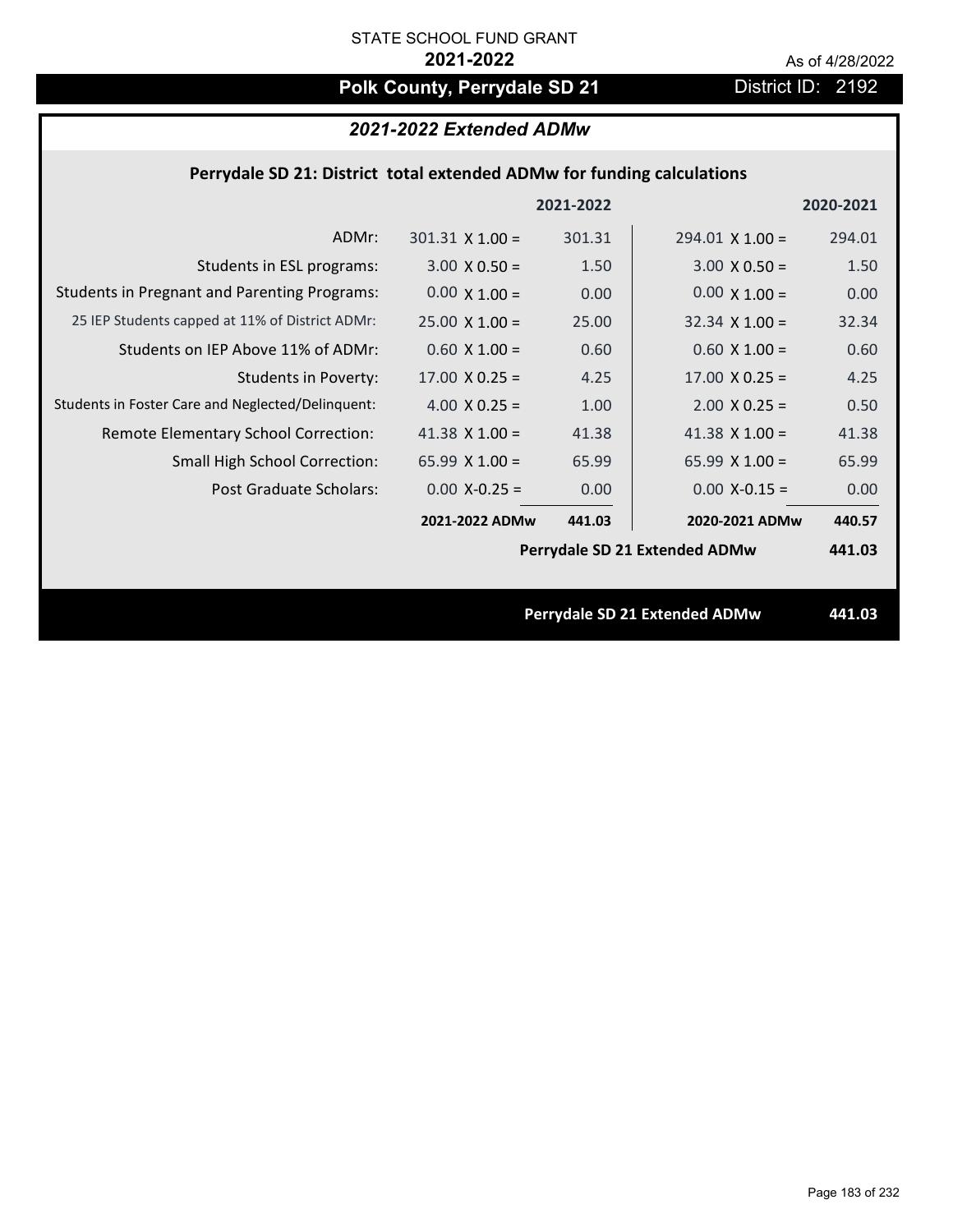STATE SCHOOL FUND GRANT

**2021-2022**

As of 4/28/2022

# Polk County, Perrydale SD 21

District ID: 2192

## *2021-2022 Extended ADMw*

### Perrydale SD 21: District total extended ADMw for funding calculations

| | 2021-2022 | | 2020-2021 | |
|---|---|---|---|---|
| ADMr: | 301.31 X 1.00 = | 301.31 | 294.01 X 1.00 = | 294.01 |
| Students in ESL programs: | 3.00 X 0.50 = | 1.50 | 3.00 X 0.50 = | 1.50 |
| Students in Pregnant and Parenting Programs: | 0.00 X 1.00 = | 0.00 | 0.00 X 1.00 = | 0.00 |
| 25 IEP Students capped at 11% of District ADMr: | 25.00 X 1.00 = | 25.00 | 32.34 X 1.00 = | 32.34 |
| Students on IEP Above 11% of ADMr: | 0.60 X 1.00 = | 0.60 | 0.60 X 1.00 = | 0.60 |
| Students in Poverty: | 17.00 X 0.25 = | 4.25 | 17.00 X 0.25 = | 4.25 |
| Students in Foster Care and Neglected/Delinquent: | 4.00 X 0.25 = | 1.00 | 2.00 X 0.25 = | 0.50 |
| Remote Elementary School Correction: | 41.38 X 1.00 = | 41.38 | 41.38 X 1.00 = | 41.38 |
| Small High School Correction: | 65.99 X 1.00 = | 65.99 | 65.99 X 1.00 = | 65.99 |
| Post Graduate Scholars: | 0.00 X-0.25 = | 0.00 | 0.00 X-0.15 = | 0.00 |
| | **2021-2022 ADMw** | **441.03** | **2020-2021 ADMw** | **440.57** |
| | | | **Perrydale SD 21 Extended ADMw** | **441.03** |

**Perrydale SD 21 Extended ADMw** **441.03**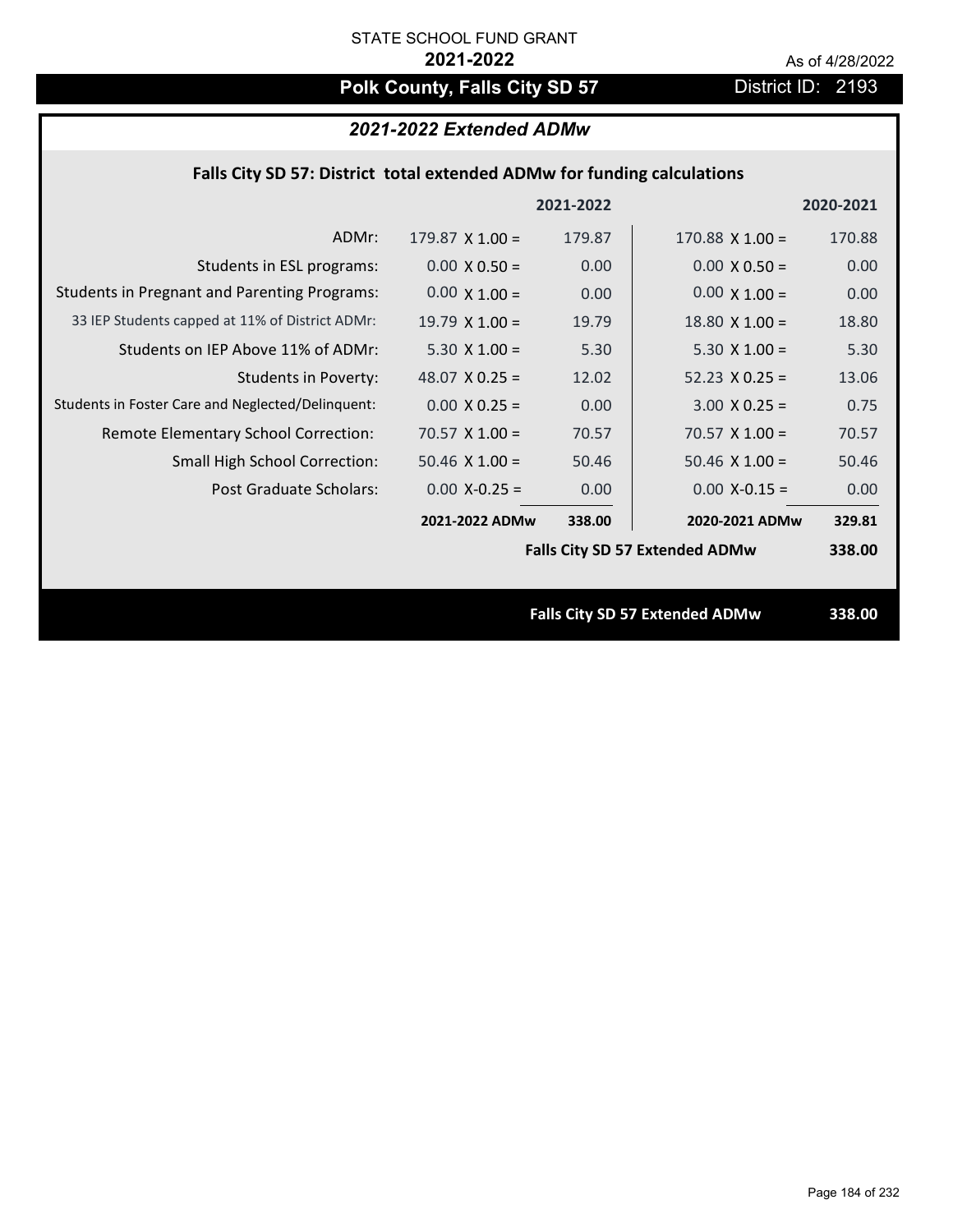STATE SCHOOL FUND GRANT

**2021-2022**

As of 4/28/2022

# Polk County, Falls City SD 57

District ID: 2193

## *2021-2022 Extended ADMw*

### Falls City SD 57: District total extended ADMw for funding calculations

| | 2021-2022 | | 2020-2021 | |
|---|---|---|---|---|
| ADMr: | 179.87 X 1.00 = | 179.87 | 170.88 X 1.00 = | 170.88 |
| Students in ESL programs: | 0.00 X 0.50 = | 0.00 | 0.00 X 0.50 = | 0.00 |
| Students in Pregnant and Parenting Programs: | 0.00 X 1.00 = | 0.00 | 0.00 X 1.00 = | 0.00 |
| 33 IEP Students capped at 11% of District ADMr: | 19.79 X 1.00 = | 19.79 | 18.80 X 1.00 = | 18.80 |
| Students on IEP Above 11% of ADMr: | 5.30 X 1.00 = | 5.30 | 5.30 X 1.00 = | 5.30 |
| Students in Poverty: | 48.07 X 0.25 = | 12.02 | 52.23 X 0.25 = | 13.06 |
| Students in Foster Care and Neglected/Delinquent: | 0.00 X 0.25 = | 0.00 | 3.00 X 0.25 = | 0.75 |
| Remote Elementary School Correction: | 70.57 X 1.00 = | 70.57 | 70.57 X 1.00 = | 70.57 |
| Small High School Correction: | 50.46 X 1.00 = | 50.46 | 50.46 X 1.00 = | 50.46 |
| Post Graduate Scholars: | 0.00 X-0.25 = | 0.00 | 0.00 X-0.15 = | 0.00 |
| | **2021-2022 ADMw** | **338.00** | **2020-2021 ADMw** | **329.81** |
| | | | **Falls City SD 57 Extended ADMw** | **338.00** |

**Falls City SD 57 Extended ADMw** **338.00**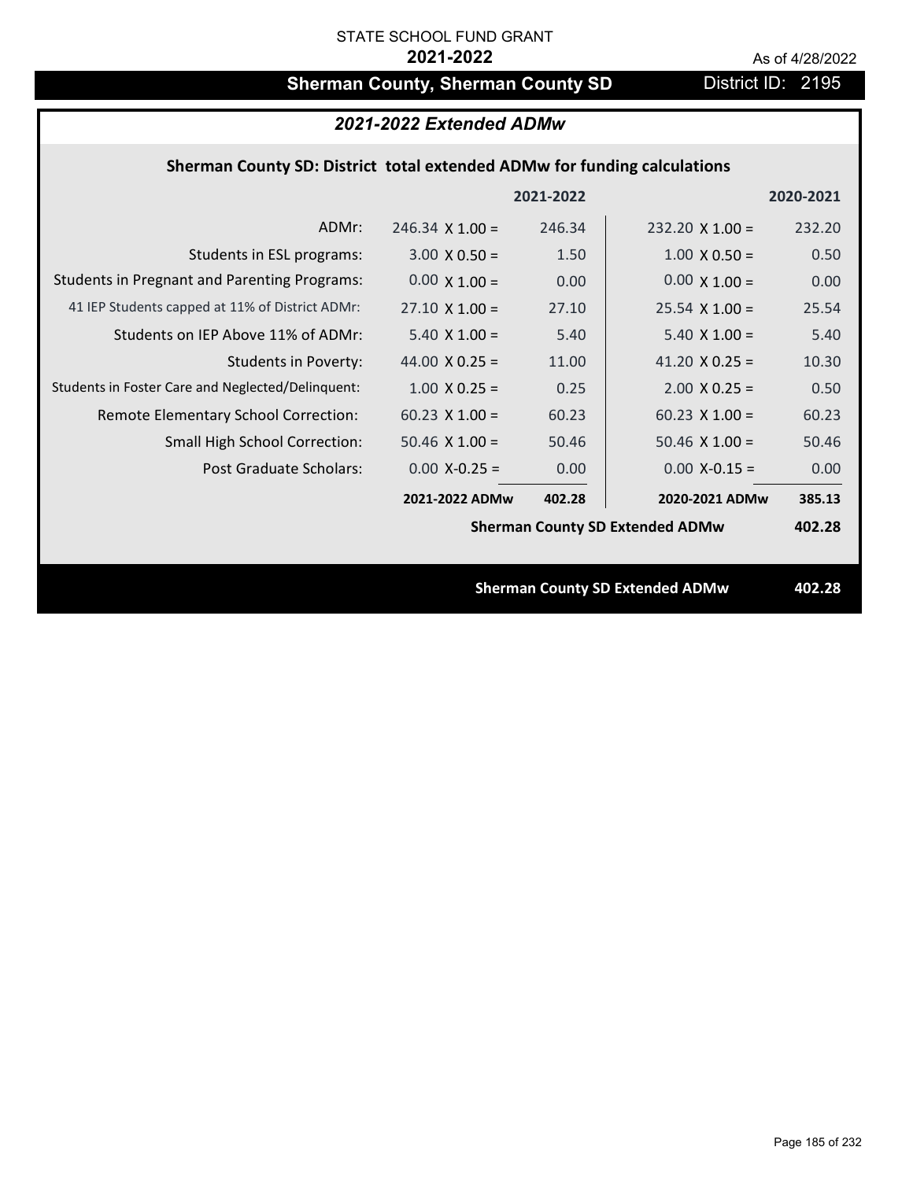STATE SCHOOL FUND GRANT

**2021-2022**

As of 4/28/2022

# Sherman County, Sherman County SD

District ID: 2195

## *2021-2022 Extended ADMw*

### Sherman County SD: District total extended ADMw for funding calculations

| | 2021-2022 | | 2020-2021 | |
|---|---|---|---|---|
| ADMr: | 246.34 X 1.00 = | 246.34 | 232.20 X 1.00 = | 232.20 |
| Students in ESL programs: | 3.00 X 0.50 = | 1.50 | 1.00 X 0.50 = | 0.50 |
| Students in Pregnant and Parenting Programs: | 0.00 X 1.00 = | 0.00 | 0.00 X 1.00 = | 0.00 |
| 41 IEP Students capped at 11% of District ADMr: | 27.10 X 1.00 = | 27.10 | 25.54 X 1.00 = | 25.54 |
| Students on IEP Above 11% of ADMr: | 5.40 X 1.00 = | 5.40 | 5.40 X 1.00 = | 5.40 |
| Students in Poverty: | 44.00 X 0.25 = | 11.00 | 41.20 X 0.25 = | 10.30 |
| Students in Foster Care and Neglected/Delinquent: | 1.00 X 0.25 = | 0.25 | 2.00 X 0.25 = | 0.50 |
| Remote Elementary School Correction: | 60.23 X 1.00 = | 60.23 | 60.23 X 1.00 = | 60.23 |
| Small High School Correction: | 50.46 X 1.00 = | 50.46 | 50.46 X 1.00 = | 50.46 |
| Post Graduate Scholars: | 0.00 X-0.25 = | 0.00 | 0.00 X-0.15 = | 0.00 |
| | **2021-2022 ADMw** | **402.28** | **2020-2021 ADMw** | **385.13** |

**Sherman County SD Extended ADMw** **402.28**

**Sherman County SD Extended ADMw** **402.28**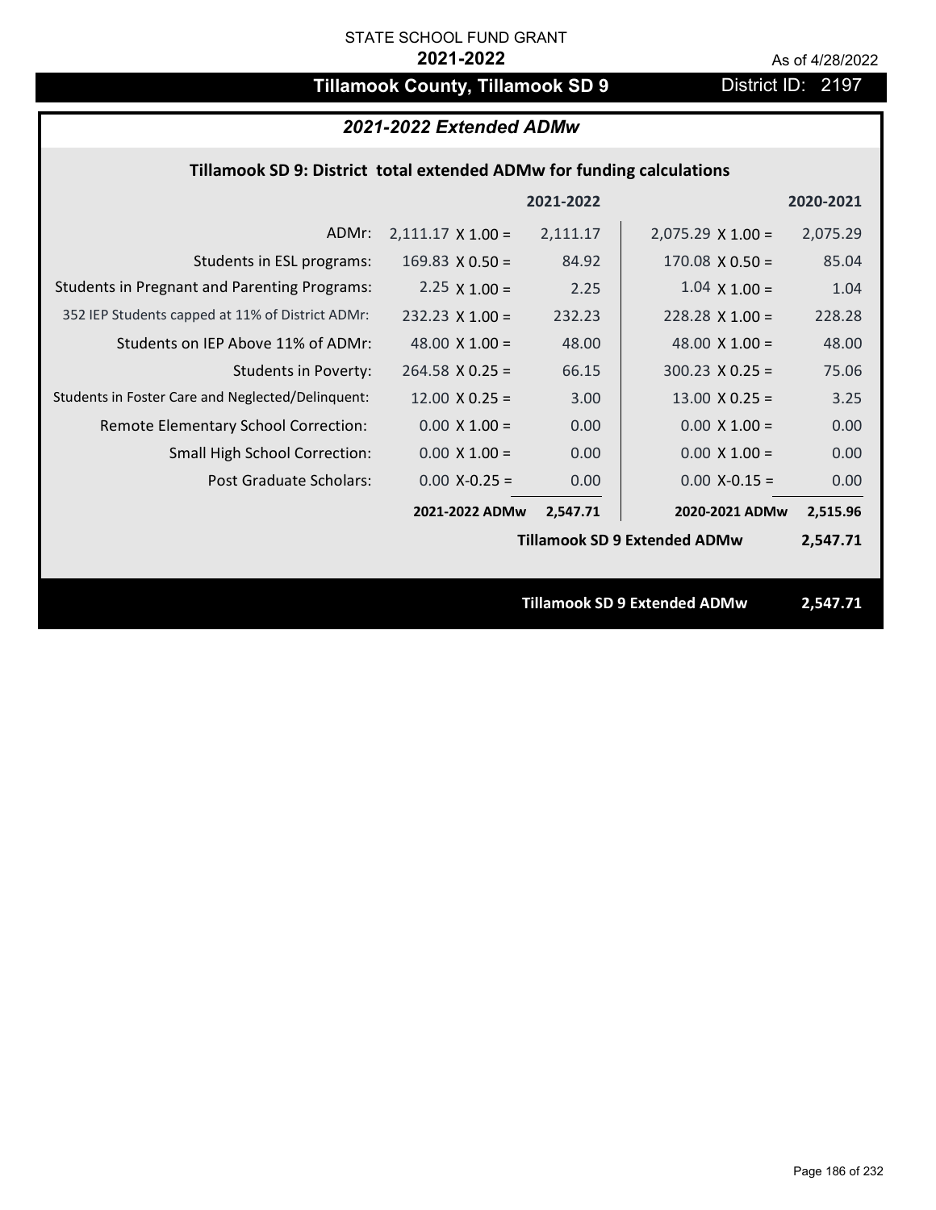STATE SCHOOL FUND GRANT

**2021-2022**

As of 4/28/2022

# Tillamook County, Tillamook SD 9

District ID: 2197

## *2021-2022 Extended ADMw*

### Tillamook SD 9: District total extended ADMw for funding calculations

| | | 2021-2022 | | 2020-2021 |
|---|---|---|---|---|
| ADMr: | 2,111.17 X 1.00 = | 2,111.17 | 2,075.29 X 1.00 = | 2,075.29 |
| Students in ESL programs: | 169.83 X 0.50 = | 84.92 | 170.08 X 0.50 = | 85.04 |
| Students in Pregnant and Parenting Programs: | 2.25 X 1.00 = | 2.25 | 1.04 X 1.00 = | 1.04 |
| 352 IEP Students capped at 11% of District ADMr: | 232.23 X 1.00 = | 232.23 | 228.28 X 1.00 = | 228.28 |
| Students on IEP Above 11% of ADMr: | 48.00 X 1.00 = | 48.00 | 48.00 X 1.00 = | 48.00 |
| Students in Poverty: | 264.58 X 0.25 = | 66.15 | 300.23 X 0.25 = | 75.06 |
| Students in Foster Care and Neglected/Delinquent: | 12.00 X 0.25 = | 3.00 | 13.00 X 0.25 = | 3.25 |
| Remote Elementary School Correction: | 0.00 X 1.00 = | 0.00 | 0.00 X 1.00 = | 0.00 |
| Small High School Correction: | 0.00 X 1.00 = | 0.00 | 0.00 X 1.00 = | 0.00 |
| Post Graduate Scholars: | 0.00 X-0.25 = | 0.00 | 0.00 X-0.15 = | 0.00 |
| | **2021-2022 ADMw** | **2,547.71** | **2020-2021 ADMw** | **2,515.96** |
| | | | **Tillamook SD 9 Extended ADMw** | **2,547.71** |

**Tillamook SD 9 Extended ADMw 2,547.71**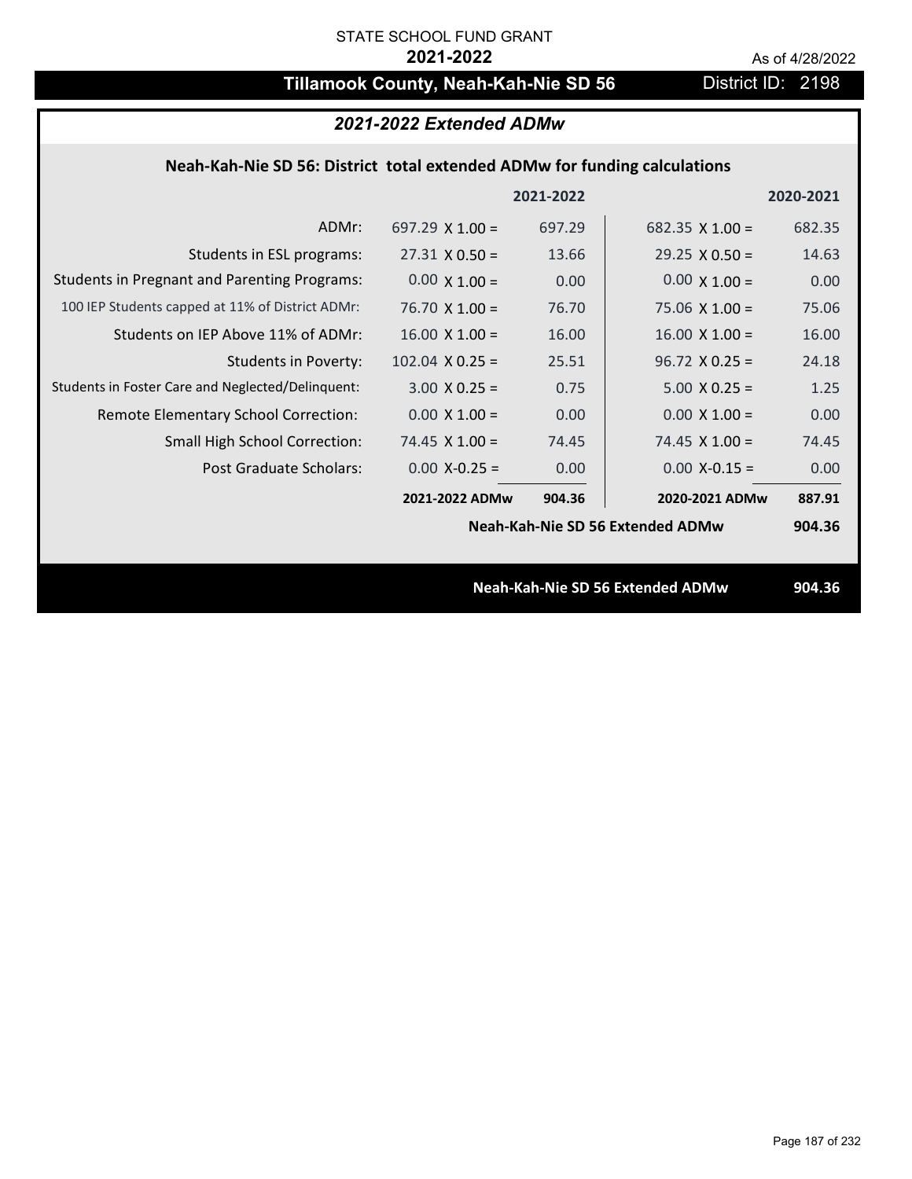STATE SCHOOL FUND GRANT

**2021-2022**

As of 4/28/2022

# Tillamook County, Neah-Kah-Nie SD 56

District ID: 2198

## *2021-2022 Extended ADMw*

### Neah-Kah-Nie SD 56: District total extended ADMw for funding calculations

| | 2021-2022 | | 2020-2021 | |
|---|---|---|---|---|
| ADMr: | 697.29 X 1.00 = | 697.29 | 682.35 X 1.00 = | 682.35 |
| Students in ESL programs: | 27.31 X 0.50 = | 13.66 | 29.25 X 0.50 = | 14.63 |
| Students in Pregnant and Parenting Programs: | 0.00 X 1.00 = | 0.00 | 0.00 X 1.00 = | 0.00 |
| 100 IEP Students capped at 11% of District ADMr: | 76.70 X 1.00 = | 76.70 | 75.06 X 1.00 = | 75.06 |
| Students on IEP Above 11% of ADMr: | 16.00 X 1.00 = | 16.00 | 16.00 X 1.00 = | 16.00 |
| Students in Poverty: | 102.04 X 0.25 = | 25.51 | 96.72 X 0.25 = | 24.18 |
| Students in Foster Care and Neglected/Delinquent: | 3.00 X 0.25 = | 0.75 | 5.00 X 0.25 = | 1.25 |
| Remote Elementary School Correction: | 0.00 X 1.00 = | 0.00 | 0.00 X 1.00 = | 0.00 |
| Small High School Correction: | 74.45 X 1.00 = | 74.45 | 74.45 X 1.00 = | 74.45 |
| Post Graduate Scholars: | 0.00 X-0.25 = | 0.00 | 0.00 X-0.15 = | 0.00 |
| | **2021-2022 ADMw** | **904.36** | **2020-2021 ADMw** | **887.91** |

**Neah-Kah-Nie SD 56 Extended ADMw** **904.36**

**Neah-Kah-Nie SD 56 Extended ADMw** **904.36**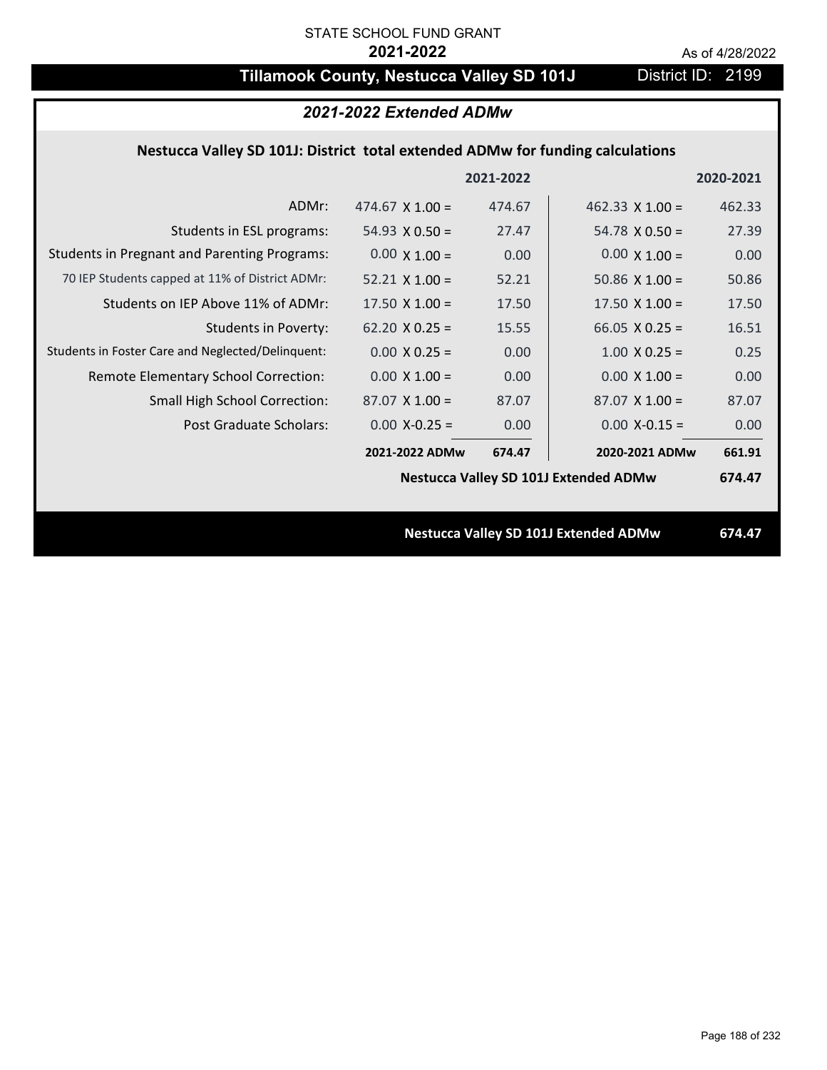STATE SCHOOL FUND GRANT

**2021-2022**

As of 4/28/2022

# Tillamook County, Nestucca Valley SD 101J

District ID: 2199

## *2021-2022 Extended ADMw*

### Nestucca Valley SD 101J: District total extended ADMw for funding calculations

| | | 2021-2022 | | 2020-2021 |
|---|---|---|---|---|
| ADMr: | 474.67 X 1.00 = | 474.67 | 462.33 X 1.00 = | 462.33 |
| Students in ESL programs: | 54.93 X 0.50 = | 27.47 | 54.78 X 0.50 = | 27.39 |
| Students in Pregnant and Parenting Programs: | 0.00 X 1.00 = | 0.00 | 0.00 X 1.00 = | 0.00 |
| 70 IEP Students capped at 11% of District ADMr: | 52.21 X 1.00 = | 52.21 | 50.86 X 1.00 = | 50.86 |
| Students on IEP Above 11% of ADMr: | 17.50 X 1.00 = | 17.50 | 17.50 X 1.00 = | 17.50 |
| Students in Poverty: | 62.20 X 0.25 = | 15.55 | 66.05 X 0.25 = | 16.51 |
| Students in Foster Care and Neglected/Delinquent: | 0.00 X 0.25 = | 0.00 | 1.00 X 0.25 = | 0.25 |
| Remote Elementary School Correction: | 0.00 X 1.00 = | 0.00 | 0.00 X 1.00 = | 0.00 |
| Small High School Correction: | 87.07 X 1.00 = | 87.07 | 87.07 X 1.00 = | 87.07 |
| Post Graduate Scholars: | 0.00 X-0.25 = | 0.00 | 0.00 X-0.15 = | 0.00 |
| | **2021-2022 ADMw** | **674.47** | **2020-2021 ADMw** | **661.91** |
| | | | **Nestucca Valley SD 101J Extended ADMw** | **674.47** |

**Nestucca Valley SD 101J Extended ADMw** **674.47**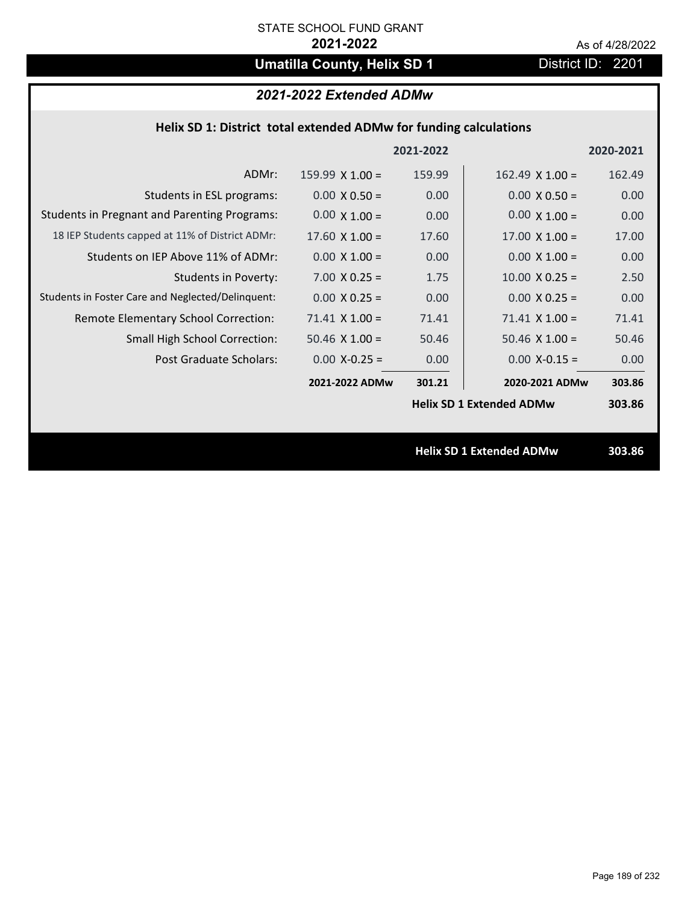STATE SCHOOL FUND GRANT

**2021-2022**

As of 4/28/2022

# Umatilla County, Helix SD 1

District ID: 2201

## *2021-2022 Extended ADMw*

### Helix SD 1: District total extended ADMw for funding calculations

| | 2021-2022 | | 2020-2021 | |
|---|---|---|---|---|
| ADMr: | 159.99 X 1.00 = | 159.99 | 162.49 X 1.00 = | 162.49 |
| Students in ESL programs: | 0.00 X 0.50 = | 0.00 | 0.00 X 0.50 = | 0.00 |
| Students in Pregnant and Parenting Programs: | 0.00 X 1.00 = | 0.00 | 0.00 X 1.00 = | 0.00 |
| 18 IEP Students capped at 11% of District ADMr: | 17.60 X 1.00 = | 17.60 | 17.00 X 1.00 = | 17.00 |
| Students on IEP Above 11% of ADMr: | 0.00 X 1.00 = | 0.00 | 0.00 X 1.00 = | 0.00 |
| Students in Poverty: | 7.00 X 0.25 = | 1.75 | 10.00 X 0.25 = | 2.50 |
| Students in Foster Care and Neglected/Delinquent: | 0.00 X 0.25 = | 0.00 | 0.00 X 0.25 = | 0.00 |
| Remote Elementary School Correction: | 71.41 X 1.00 = | 71.41 | 71.41 X 1.00 = | 71.41 |
| Small High School Correction: | 50.46 X 1.00 = | 50.46 | 50.46 X 1.00 = | 50.46 |
| Post Graduate Scholars: | 0.00 X-0.25 = | 0.00 | 0.00 X-0.15 = | 0.00 |
| | **2021-2022 ADMw** | **301.21** | **2020-2021 ADMw** | **303.86** |
| | | | **Helix SD 1 Extended ADMw** | **303.86** |

**Helix SD 1 Extended ADMw 303.86**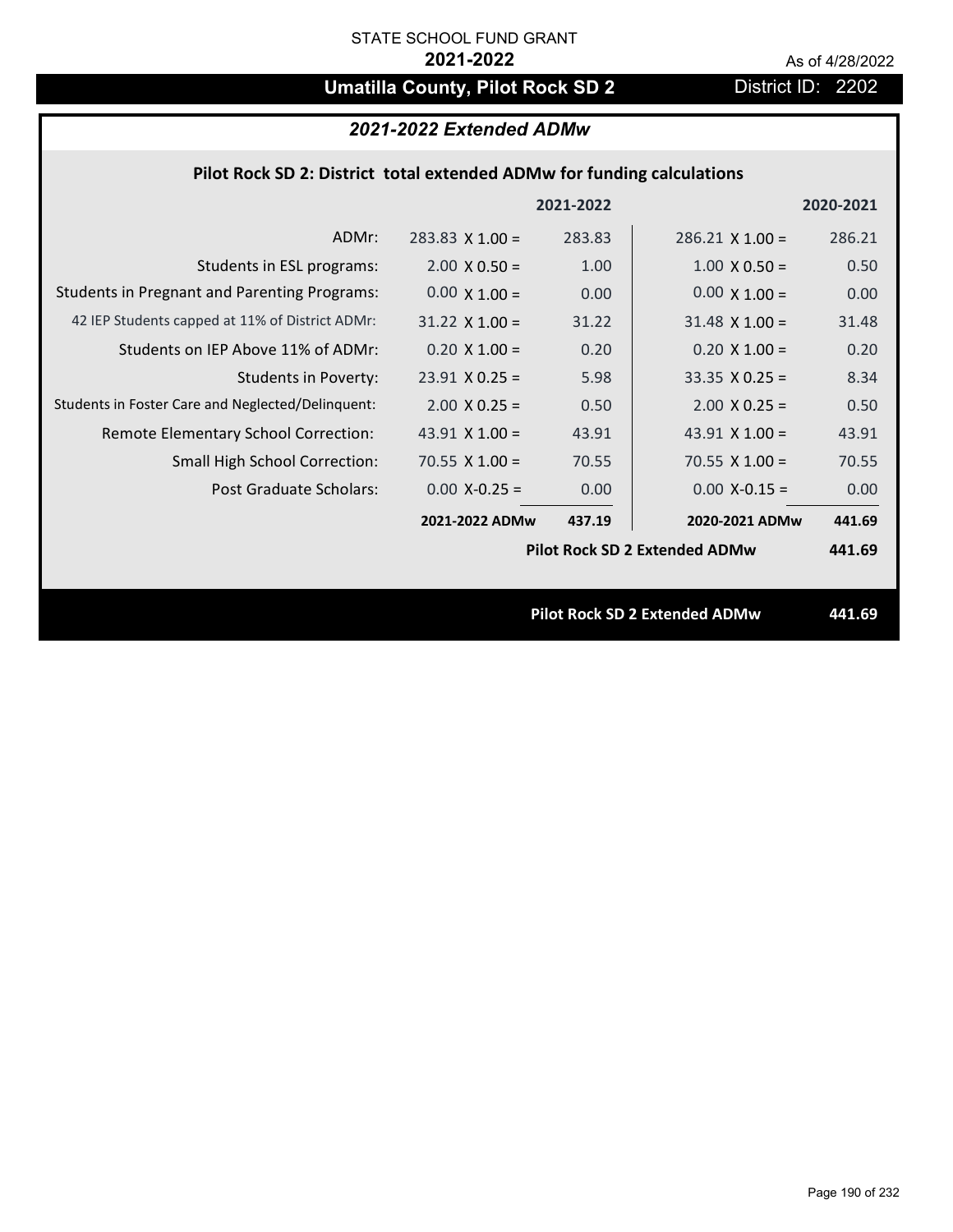STATE SCHOOL FUND GRANT

**2021-2022**

As of 4/28/2022

# Umatilla County, Pilot Rock SD 2

District ID: 2202

## *2021-2022 Extended ADMw*

### Pilot Rock SD 2: District total extended ADMw for funding calculations

| | | 2021-2022 | | 2020-2021 |
|---|---|---|---|---|
| ADMr: | 283.83 X 1.00 = | 283.83 | 286.21 X 1.00 = | 286.21 |
| Students in ESL programs: | 2.00 X 0.50 = | 1.00 | 1.00 X 0.50 = | 0.50 |
| Students in Pregnant and Parenting Programs: | 0.00 X 1.00 = | 0.00 | 0.00 X 1.00 = | 0.00 |
| 42 IEP Students capped at 11% of District ADMr: | 31.22 X 1.00 = | 31.22 | 31.48 X 1.00 = | 31.48 |
| Students on IEP Above 11% of ADMr: | 0.20 X 1.00 = | 0.20 | 0.20 X 1.00 = | 0.20 |
| Students in Poverty: | 23.91 X 0.25 = | 5.98 | 33.35 X 0.25 = | 8.34 |
| Students in Foster Care and Neglected/Delinquent: | 2.00 X 0.25 = | 0.50 | 2.00 X 0.25 = | 0.50 |
| Remote Elementary School Correction: | 43.91 X 1.00 = | 43.91 | 43.91 X 1.00 = | 43.91 |
| Small High School Correction: | 70.55 X 1.00 = | 70.55 | 70.55 X 1.00 = | 70.55 |
| Post Graduate Scholars: | 0.00 X-0.25 = | 0.00 | 0.00 X-0.15 = | 0.00 |
| | **2021-2022 ADMw** | **437.19** | **2020-2021 ADMw** | **441.69** |
| | | | **Pilot Rock SD 2 Extended ADMw** | **441.69** |

**Pilot Rock SD 2 Extended ADMw 441.69**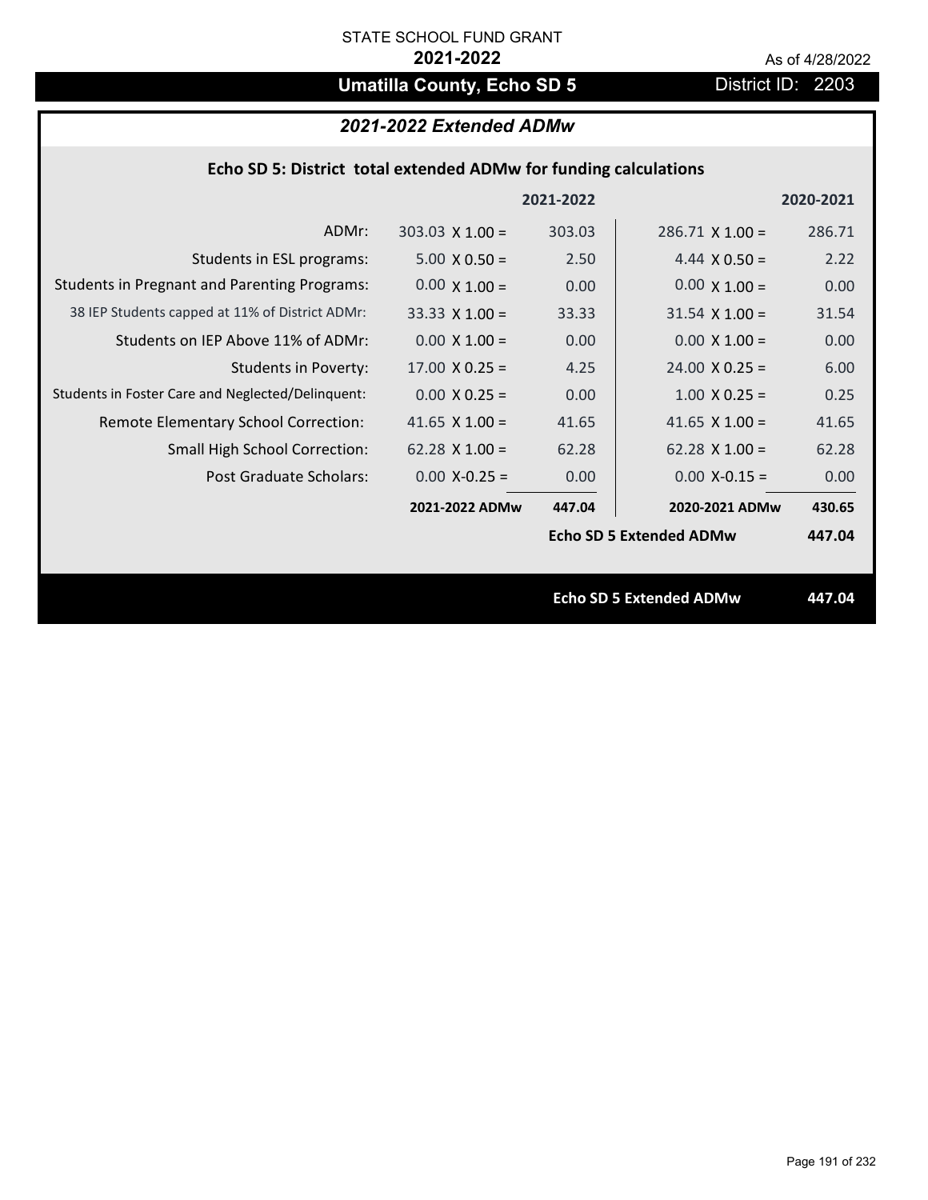STATE SCHOOL FUND GRANT

**2021-2022**

As of 4/28/2022

# Umatilla County, Echo SD 5

District ID: 2203

## *2021-2022 Extended ADMw*

### Echo SD 5: District total extended ADMw for funding calculations

| | 2021-2022 | | 2020-2021 | |
|---|---|---|---|---|
| ADMr: | 303.03 X 1.00 = | 303.03 | 286.71 X 1.00 = | 286.71 |
| Students in ESL programs: | 5.00 X 0.50 = | 2.50 | 4.44 X 0.50 = | 2.22 |
| Students in Pregnant and Parenting Programs: | 0.00 X 1.00 = | 0.00 | 0.00 X 1.00 = | 0.00 |
| 38 IEP Students capped at 11% of District ADMr: | 33.33 X 1.00 = | 33.33 | 31.54 X 1.00 = | 31.54 |
| Students on IEP Above 11% of ADMr: | 0.00 X 1.00 = | 0.00 | 0.00 X 1.00 = | 0.00 |
| Students in Poverty: | 17.00 X 0.25 = | 4.25 | 24.00 X 0.25 = | 6.00 |
| Students in Foster Care and Neglected/Delinquent: | 0.00 X 0.25 = | 0.00 | 1.00 X 0.25 = | 0.25 |
| Remote Elementary School Correction: | 41.65 X 1.00 = | 41.65 | 41.65 X 1.00 = | 41.65 |
| Small High School Correction: | 62.28 X 1.00 = | 62.28 | 62.28 X 1.00 = | 62.28 |
| Post Graduate Scholars: | 0.00 X-0.25 = | 0.00 | 0.00 X-0.15 = | 0.00 |
| | **2021-2022 ADMw** | **447.04** | **2020-2021 ADMw** | **430.65** |
| | | | **Echo SD 5 Extended ADMw** | **447.04** |

**Echo SD 5 Extended ADMw** **447.04**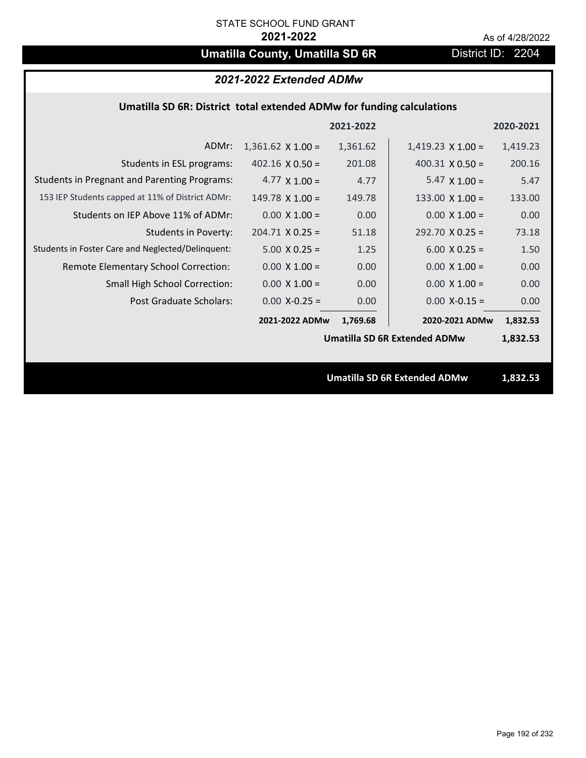STATE SCHOOL FUND GRANT

**2021-2022**

As of 4/28/2022

# Umatilla County, Umatilla SD 6R

District ID: 2204

## *2021-2022 Extended ADMw*

### Umatilla SD 6R: District total extended ADMw for funding calculations

| | | 2021-2022 | | 2020-2021 |
|---|---|---|---|---|
| ADMr: | 1,361.62 X 1.00 = | 1,361.62 | 1,419.23 X 1.00 = | 1,419.23 |
| Students in ESL programs: | 402.16 X 0.50 = | 201.08 | 400.31 X 0.50 = | 200.16 |
| Students in Pregnant and Parenting Programs: | 4.77 X 1.00 = | 4.77 | 5.47 X 1.00 = | 5.47 |
| 153 IEP Students capped at 11% of District ADMr: | 149.78 X 1.00 = | 149.78 | 133.00 X 1.00 = | 133.00 |
| Students on IEP Above 11% of ADMr: | 0.00 X 1.00 = | 0.00 | 0.00 X 1.00 = | 0.00 |
| Students in Poverty: | 204.71 X 0.25 = | 51.18 | 292.70 X 0.25 = | 73.18 |
| Students in Foster Care and Neglected/Delinquent: | 5.00 X 0.25 = | 1.25 | 6.00 X 0.25 = | 1.50 |
| Remote Elementary School Correction: | 0.00 X 1.00 = | 0.00 | 0.00 X 1.00 = | 0.00 |
| Small High School Correction: | 0.00 X 1.00 = | 0.00 | 0.00 X 1.00 = | 0.00 |
| Post Graduate Scholars: | 0.00 X-0.25 = | 0.00 | 0.00 X-0.15 = | 0.00 |
| | **2021-2022 ADMw** | **1,769.68** | **2020-2021 ADMw** | **1,832.53** |
| | | | **Umatilla SD 6R Extended ADMw** | **1,832.53** |

**Umatilla SD 6R Extended ADMw** **1,832.53**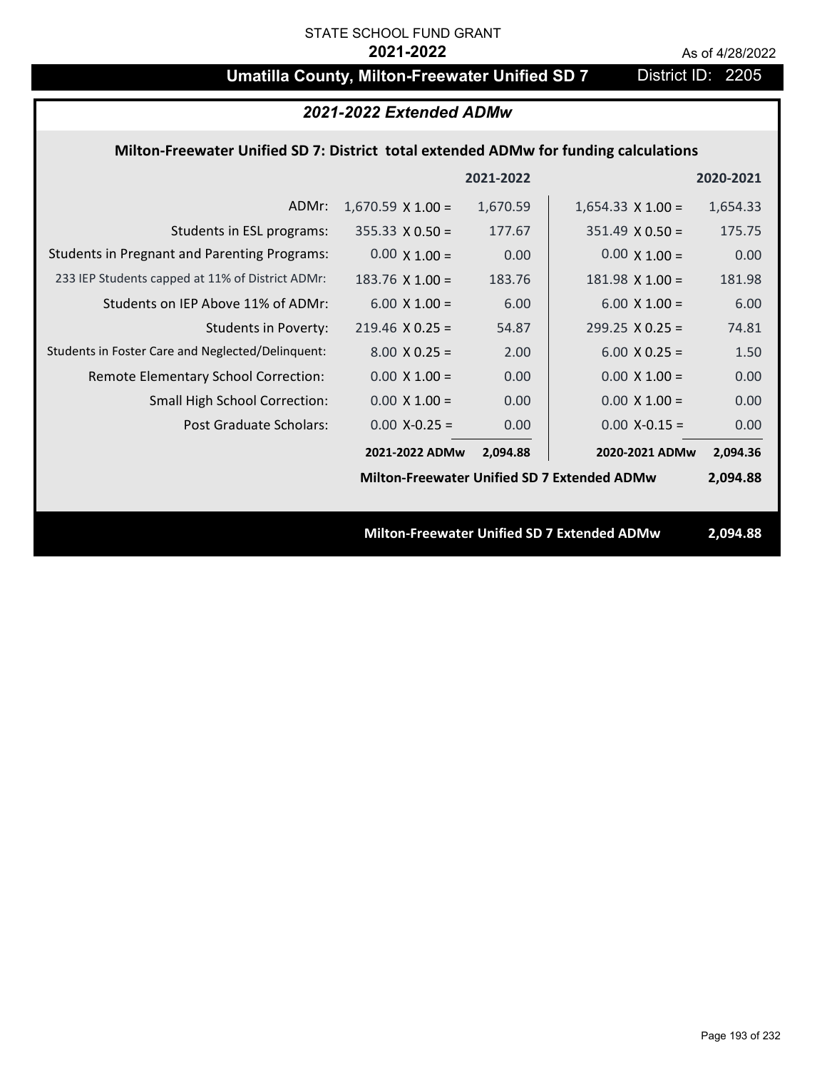STATE SCHOOL FUND GRANT

**2021-2022**

As of 4/28/2022

# Umatilla County, Milton-Freewater Unified SD 7

District ID: 2205

## *2021-2022 Extended ADMw*

### Milton-Freewater Unified SD 7: District total extended ADMw for funding calculations

| | | 2021-2022 | | 2020-2021 |
|---|---|---|---|---|
| ADMr: | 1,670.59 X 1.00 = | 1,670.59 | 1,654.33 X 1.00 = | 1,654.33 |
| Students in ESL programs: | 355.33 X 0.50 = | 177.67 | 351.49 X 0.50 = | 175.75 |
| Students in Pregnant and Parenting Programs: | 0.00 X 1.00 = | 0.00 | 0.00 X 1.00 = | 0.00 |
| 233 IEP Students capped at 11% of District ADMr: | 183.76 X 1.00 = | 183.76 | 181.98 X 1.00 = | 181.98 |
| Students on IEP Above 11% of ADMr: | 6.00 X 1.00 = | 6.00 | 6.00 X 1.00 = | 6.00 |
| Students in Poverty: | 219.46 X 0.25 = | 54.87 | 299.25 X 0.25 = | 74.81 |
| Students in Foster Care and Neglected/Delinquent: | 8.00 X 0.25 = | 2.00 | 6.00 X 0.25 = | 1.50 |
| Remote Elementary School Correction: | 0.00 X 1.00 = | 0.00 | 0.00 X 1.00 = | 0.00 |
| Small High School Correction: | 0.00 X 1.00 = | 0.00 | 0.00 X 1.00 = | 0.00 |
| Post Graduate Scholars: | 0.00 X-0.25 = | 0.00 | 0.00 X-0.15 = | 0.00 |
| | **2021-2022 ADMw** | **2,094.88** | **2020-2021 ADMw** | **2,094.36** |

**Milton-Freewater Unified SD 7 Extended ADMw 2,094.88**

**Milton-Freewater Unified SD 7 Extended ADMw 2,094.88**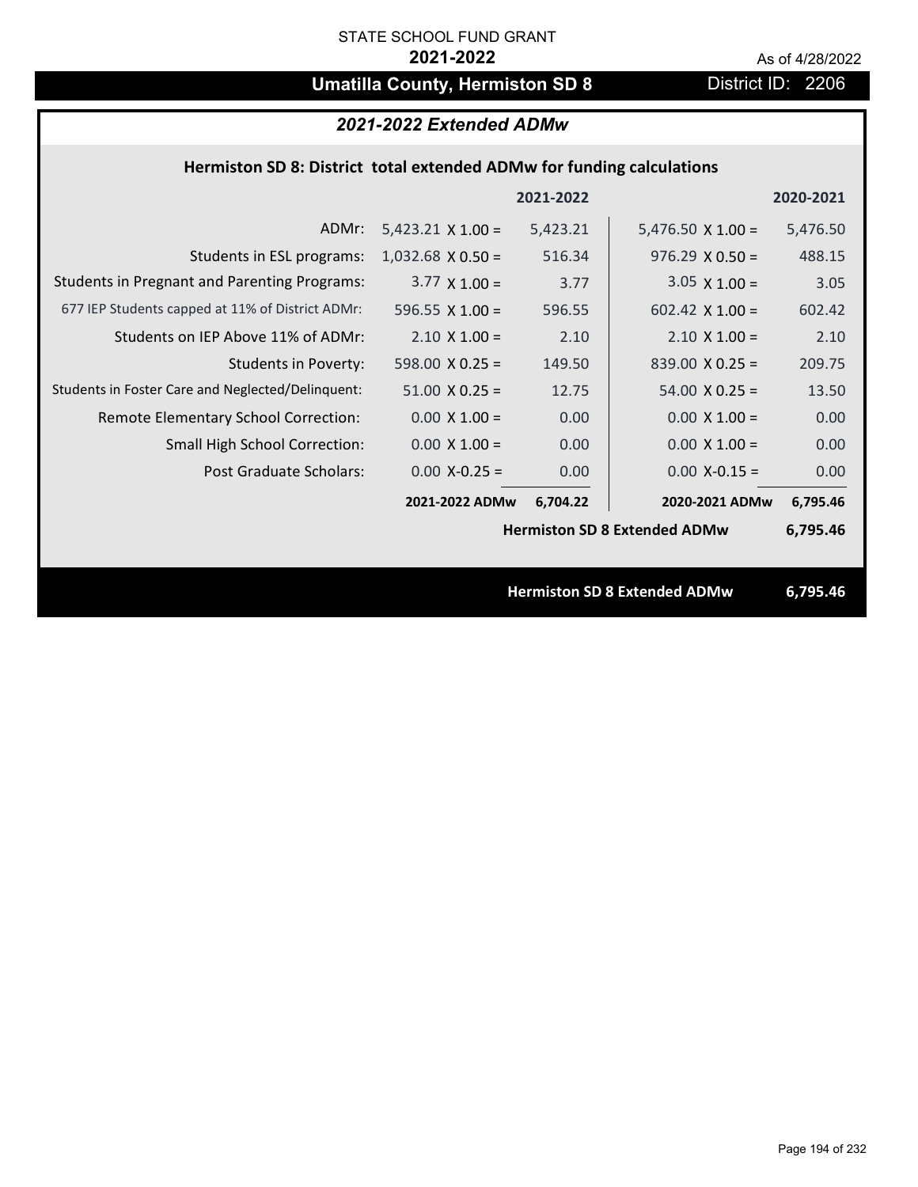STATE SCHOOL FUND GRANT

**2021-2022**

As of 4/28/2022

# Umatilla County, Hermiston SD 8

District ID: 2206

## *2021-2022 Extended ADMw*

### Hermiston SD 8: District total extended ADMw for funding calculations

| | | 2021-2022 | | 2020-2021 |
|---|---|---|---|---|
| ADMr: | 5,423.21 X 1.00 = | 5,423.21 | 5,476.50 X 1.00 = | 5,476.50 |
| Students in ESL programs: | 1,032.68 X 0.50 = | 516.34 | 976.29 X 0.50 = | 488.15 |
| Students in Pregnant and Parenting Programs: | 3.77 X 1.00 = | 3.77 | 3.05 X 1.00 = | 3.05 |
| 677 IEP Students capped at 11% of District ADMr: | 596.55 X 1.00 = | 596.55 | 602.42 X 1.00 = | 602.42 |
| Students on IEP Above 11% of ADMr: | 2.10 X 1.00 = | 2.10 | 2.10 X 1.00 = | 2.10 |
| Students in Poverty: | 598.00 X 0.25 = | 149.50 | 839.00 X 0.25 = | 209.75 |
| Students in Foster Care and Neglected/Delinquent: | 51.00 X 0.25 = | 12.75 | 54.00 X 0.25 = | 13.50 |
| Remote Elementary School Correction: | 0.00 X 1.00 = | 0.00 | 0.00 X 1.00 = | 0.00 |
| Small High School Correction: | 0.00 X 1.00 = | 0.00 | 0.00 X 1.00 = | 0.00 |
| Post Graduate Scholars: | 0.00 X-0.25 = | 0.00 | 0.00 X-0.15 = | 0.00 |
| | **2021-2022 ADMw** | **6,704.22** | **2020-2021 ADMw** | **6,795.46** |
| | | | **Hermiston SD 8 Extended ADMw** | **6,795.46** |

**Hermiston SD 8 Extended ADMw** **6,795.46**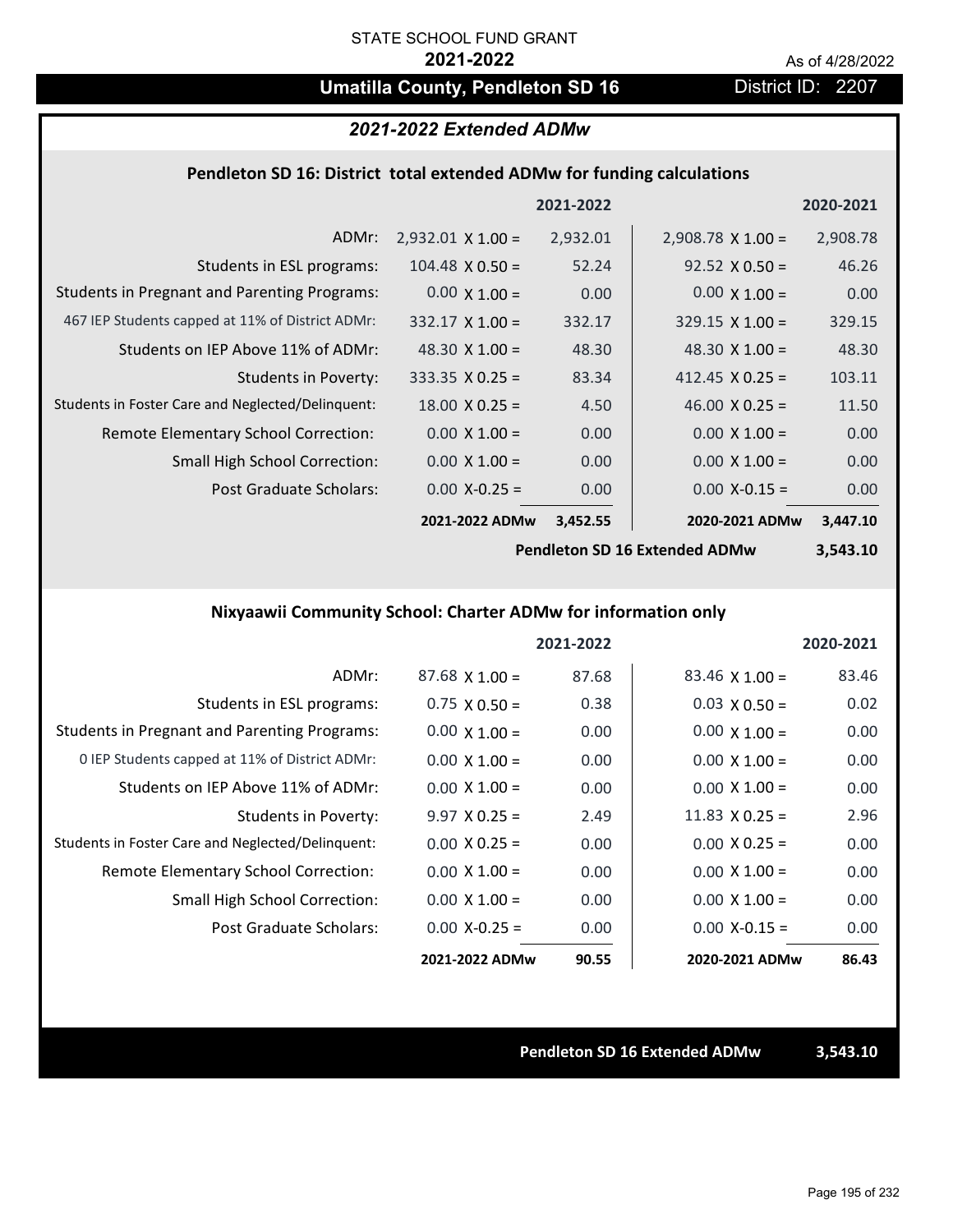STATE SCHOOL FUND GRANT

**2021-2022**

As of 4/28/2022

# Umatilla County, Pendleton SD 16

District ID: 2207

## *2021-2022 Extended ADMw*

### Pendleton SD 16: District total extended ADMw for funding calculations

| | | 2021-2022 | | 2020-2021 |
|---|---|---|---|---|
| ADMr: | 2,932.01 X 1.00 = | 2,932.01 | 2,908.78 X 1.00 = | 2,908.78 |
| Students in ESL programs: | 104.48 X 0.50 = | 52.24 | 92.52 X 0.50 = | 46.26 |
| Students in Pregnant and Parenting Programs: | 0.00 X 1.00 = | 0.00 | 0.00 X 1.00 = | 0.00 |
| 467 IEP Students capped at 11% of District ADMr: | 332.17 X 1.00 = | 332.17 | 329.15 X 1.00 = | 329.15 |
| Students on IEP Above 11% of ADMr: | 48.30 X 1.00 = | 48.30 | 48.30 X 1.00 = | 48.30 |
| Students in Poverty: | 333.35 X 0.25 = | 83.34 | 412.45 X 0.25 = | 103.11 |
| Students in Foster Care and Neglected/Delinquent: | 18.00 X 0.25 = | 4.50 | 46.00 X 0.25 = | 11.50 |
| Remote Elementary School Correction: | 0.00 X 1.00 = | 0.00 | 0.00 X 1.00 = | 0.00 |
| Small High School Correction: | 0.00 X 1.00 = | 0.00 | 0.00 X 1.00 = | 0.00 |
| Post Graduate Scholars: | 0.00 X-0.25 = | 0.00 | 0.00 X-0.15 = | 0.00 |
| | **2021-2022 ADMw** | **3,452.55** | **2020-2021 ADMw** | **3,447.10** |
| | | | **Pendleton SD 16 Extended ADMw** | **3,543.10** |

### Nixyaawii Community School: Charter ADMw for information only

| | | 2021-2022 | | 2020-2021 |
|---|---|---|---|---|
| ADMr: | 87.68 X 1.00 = | 87.68 | 83.46 X 1.00 = | 83.46 |
| Students in ESL programs: | 0.75 X 0.50 = | 0.38 | 0.03 X 0.50 = | 0.02 |
| Students in Pregnant and Parenting Programs: | 0.00 X 1.00 = | 0.00 | 0.00 X 1.00 = | 0.00 |
| 0 IEP Students capped at 11% of District ADMr: | 0.00 X 1.00 = | 0.00 | 0.00 X 1.00 = | 0.00 |
| Students on IEP Above 11% of ADMr: | 0.00 X 1.00 = | 0.00 | 0.00 X 1.00 = | 0.00 |
| Students in Poverty: | 9.97 X 0.25 = | 2.49 | 11.83 X 0.25 = | 2.96 |
| Students in Foster Care and Neglected/Delinquent: | 0.00 X 0.25 = | 0.00 | 0.00 X 0.25 = | 0.00 |
| Remote Elementary School Correction: | 0.00 X 1.00 = | 0.00 | 0.00 X 1.00 = | 0.00 |
| Small High School Correction: | 0.00 X 1.00 = | 0.00 | 0.00 X 1.00 = | 0.00 |
| Post Graduate Scholars: | 0.00 X-0.25 = | 0.00 | 0.00 X-0.15 = | 0.00 |
| | **2021-2022 ADMw** | **90.55** | **2020-2021 ADMw** | **86.43** |

**Pendleton SD 16 Extended ADMw** **3,543.10**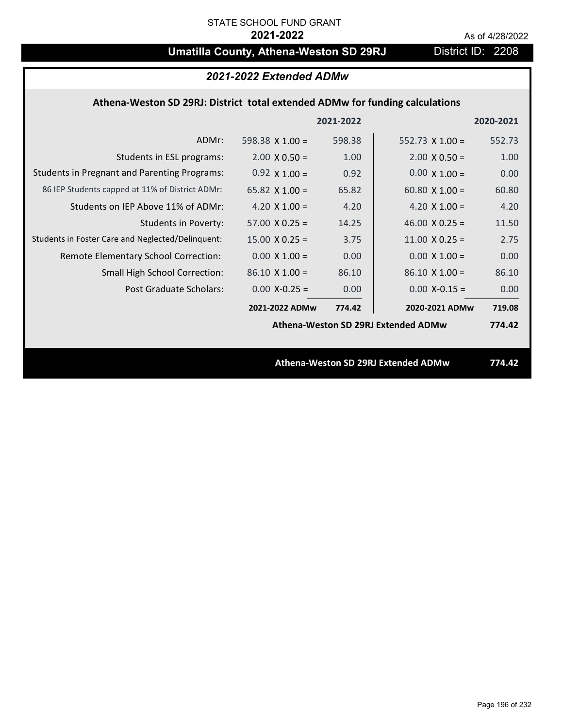STATE SCHOOL FUND GRANT

**2021-2022**

As of 4/28/2022

# Umatilla County, Athena-Weston SD 29RJ

District ID: 2208

## *2021-2022 Extended ADMw*

### Athena-Weston SD 29RJ: District total extended ADMw for funding calculations

| | | 2021-2022 | | 2020-2021 |
|---|---|---|---|---|
| ADMr: | 598.38 X 1.00 = | 598.38 | 552.73 X 1.00 = | 552.73 |
| Students in ESL programs: | 2.00 X 0.50 = | 1.00 | 2.00 X 0.50 = | 1.00 |
| Students in Pregnant and Parenting Programs: | 0.92 X 1.00 = | 0.92 | 0.00 X 1.00 = | 0.00 |
| 86 IEP Students capped at 11% of District ADMr: | 65.82 X 1.00 = | 65.82 | 60.80 X 1.00 = | 60.80 |
| Students on IEP Above 11% of ADMr: | 4.20 X 1.00 = | 4.20 | 4.20 X 1.00 = | 4.20 |
| Students in Poverty: | 57.00 X 0.25 = | 14.25 | 46.00 X 0.25 = | 11.50 |
| Students in Foster Care and Neglected/Delinquent: | 15.00 X 0.25 = | 3.75 | 11.00 X 0.25 = | 2.75 |
| Remote Elementary School Correction: | 0.00 X 1.00 = | 0.00 | 0.00 X 1.00 = | 0.00 |
| Small High School Correction: | 86.10 X 1.00 = | 86.10 | 86.10 X 1.00 = | 86.10 |
| Post Graduate Scholars: | 0.00 X-0.25 = | 0.00 | 0.00 X-0.15 = | 0.00 |
| | **2021-2022 ADMw** | **774.42** | **2020-2021 ADMw** | **719.08** |
| | | | **Athena-Weston SD 29RJ Extended ADMw** | **774.42** |

**Athena-Weston SD 29RJ Extended ADMw** **774.42**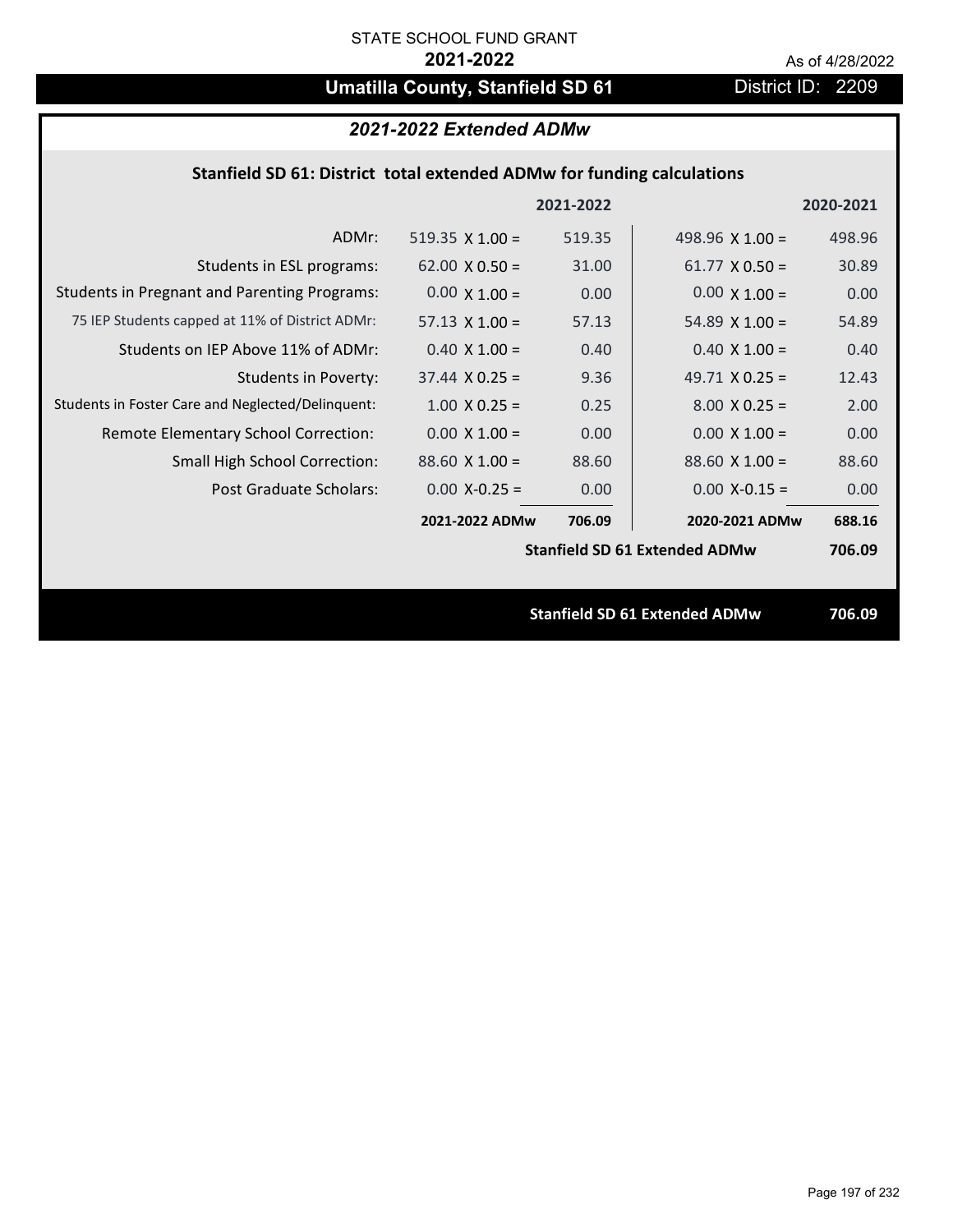STATE SCHOOL FUND GRANT

**2021-2022**

As of 4/28/2022

# Umatilla County, Stanfield SD 61

District ID: 2209

## *2021-2022 Extended ADMw*

### Stanfield SD 61: District total extended ADMw for funding calculations

| | | 2021-2022 | | 2020-2021 |
|---|---|---|---|---|
| ADMr: | 519.35 X 1.00 = | 519.35 | 498.96 X 1.00 = | 498.96 |
| Students in ESL programs: | 62.00 X 0.50 = | 31.00 | 61.77 X 0.50 = | 30.89 |
| Students in Pregnant and Parenting Programs: | 0.00 X 1.00 = | 0.00 | 0.00 X 1.00 = | 0.00 |
| 75 IEP Students capped at 11% of District ADMr: | 57.13 X 1.00 = | 57.13 | 54.89 X 1.00 = | 54.89 |
| Students on IEP Above 11% of ADMr: | 0.40 X 1.00 = | 0.40 | 0.40 X 1.00 = | 0.40 |
| Students in Poverty: | 37.44 X 0.25 = | 9.36 | 49.71 X 0.25 = | 12.43 |
| Students in Foster Care and Neglected/Delinquent: | 1.00 X 0.25 = | 0.25 | 8.00 X 0.25 = | 2.00 |
| Remote Elementary School Correction: | 0.00 X 1.00 = | 0.00 | 0.00 X 1.00 = | 0.00 |
| Small High School Correction: | 88.60 X 1.00 = | 88.60 | 88.60 X 1.00 = | 88.60 |
| Post Graduate Scholars: | 0.00 X-0.25 = | 0.00 | 0.00 X-0.15 = | 0.00 |
| | **2021-2022 ADMw** | **706.09** | **2020-2021 ADMw** | **688.16** |
| | | | **Stanfield SD 61 Extended ADMw** | **706.09** |

**Stanfield SD 61 Extended ADMw** **706.09**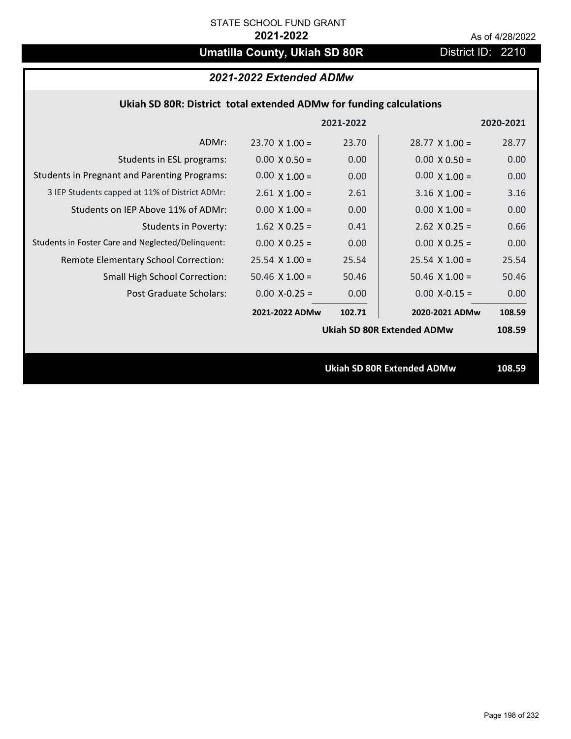STATE SCHOOL FUND GRANT

**2021-2022**

As of 4/28/2022

# Umatilla County, Ukiah SD 80R

District ID: 2210

## *2021-2022 Extended ADMw*

### Ukiah SD 80R: District total extended ADMw for funding calculations

| | | 2021-2022 | | 2020-2021 |
|---|---|---|---|---|
| ADMr: | 23.70 X 1.00 = | 23.70 | 28.77 X 1.00 = | 28.77 |
| Students in ESL programs: | 0.00 X 0.50 = | 0.00 | 0.00 X 0.50 = | 0.00 |
| Students in Pregnant and Parenting Programs: | 0.00 X 1.00 = | 0.00 | 0.00 X 1.00 = | 0.00 |
| 3 IEP Students capped at 11% of District ADMr: | 2.61 X 1.00 = | 2.61 | 3.16 X 1.00 = | 3.16 |
| Students on IEP Above 11% of ADMr: | 0.00 X 1.00 = | 0.00 | 0.00 X 1.00 = | 0.00 |
| Students in Poverty: | 1.62 X 0.25 = | 0.41 | 2.62 X 0.25 = | 0.66 |
| Students in Foster Care and Neglected/Delinquent: | 0.00 X 0.25 = | 0.00 | 0.00 X 0.25 = | 0.00 |
| Remote Elementary School Correction: | 25.54 X 1.00 = | 25.54 | 25.54 X 1.00 = | 25.54 |
| Small High School Correction: | 50.46 X 1.00 = | 50.46 | 50.46 X 1.00 = | 50.46 |
| Post Graduate Scholars: | 0.00 X-0.25 = | 0.00 | 0.00 X-0.15 = | 0.00 |
| | **2021-2022 ADMw** | **102.71** | **2020-2021 ADMw** | **108.59** |
| | | | **Ukiah SD 80R Extended ADMw** | **108.59** |

**Ukiah SD 80R Extended ADMw 108.59**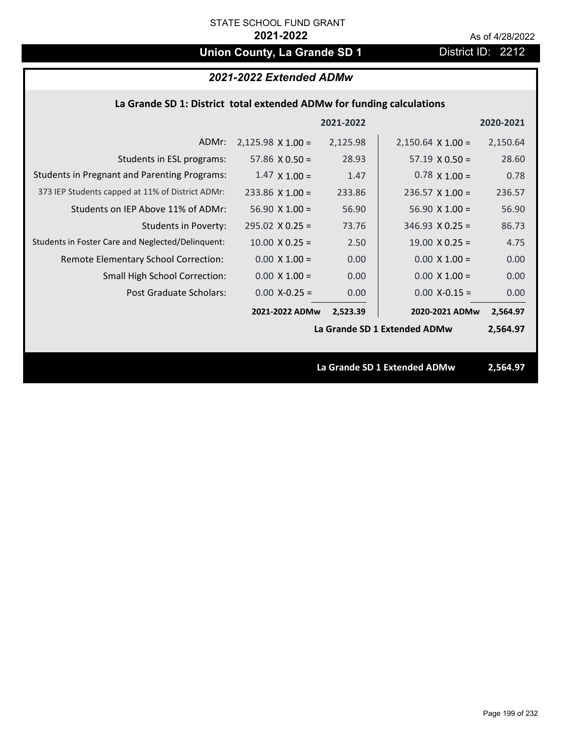STATE SCHOOL FUND GRANT

**2021-2022**

As of 4/28/2022

## Union County, La Grande SD 1

District ID: 2212

### *2021-2022 Extended ADMw*

**La Grande SD 1: District total extended ADMw for funding calculations**

| | | 2021-2022 | | 2020-2021 |
|---|---|---|---|---|
| ADMr: | 2,125.98 X 1.00 = | 2,125.98 | 2,150.64 X 1.00 = | 2,150.64 |
| Students in ESL programs: | 57.86 X 0.50 = | 28.93 | 57.19 X 0.50 = | 28.60 |
| Students in Pregnant and Parenting Programs: | 1.47 X 1.00 = | 1.47 | 0.78 X 1.00 = | 0.78 |
| 373 IEP Students capped at 11% of District ADMr: | 233.86 X 1.00 = | 233.86 | 236.57 X 1.00 = | 236.57 |
| Students on IEP Above 11% of ADMr: | 56.90 X 1.00 = | 56.90 | 56.90 X 1.00 = | 56.90 |
| Students in Poverty: | 295.02 X 0.25 = | 73.76 | 346.93 X 0.25 = | 86.73 |
| Students in Foster Care and Neglected/Delinquent: | 10.00 X 0.25 = | 2.50 | 19.00 X 0.25 = | 4.75 |
| Remote Elementary School Correction: | 0.00 X 1.00 = | 0.00 | 0.00 X 1.00 = | 0.00 |
| Small High School Correction: | 0.00 X 1.00 = | 0.00 | 0.00 X 1.00 = | 0.00 |
| Post Graduate Scholars: | 0.00 X-0.25 = | 0.00 | 0.00 X-0.15 = | 0.00 |
| | **2021-2022 ADMw** | **2,523.39** | **2020-2021 ADMw** | **2,564.97** |
| | | | **La Grande SD 1 Extended ADMw** | **2,564.97** |

**La Grande SD 1 Extended ADMw 2,564.97**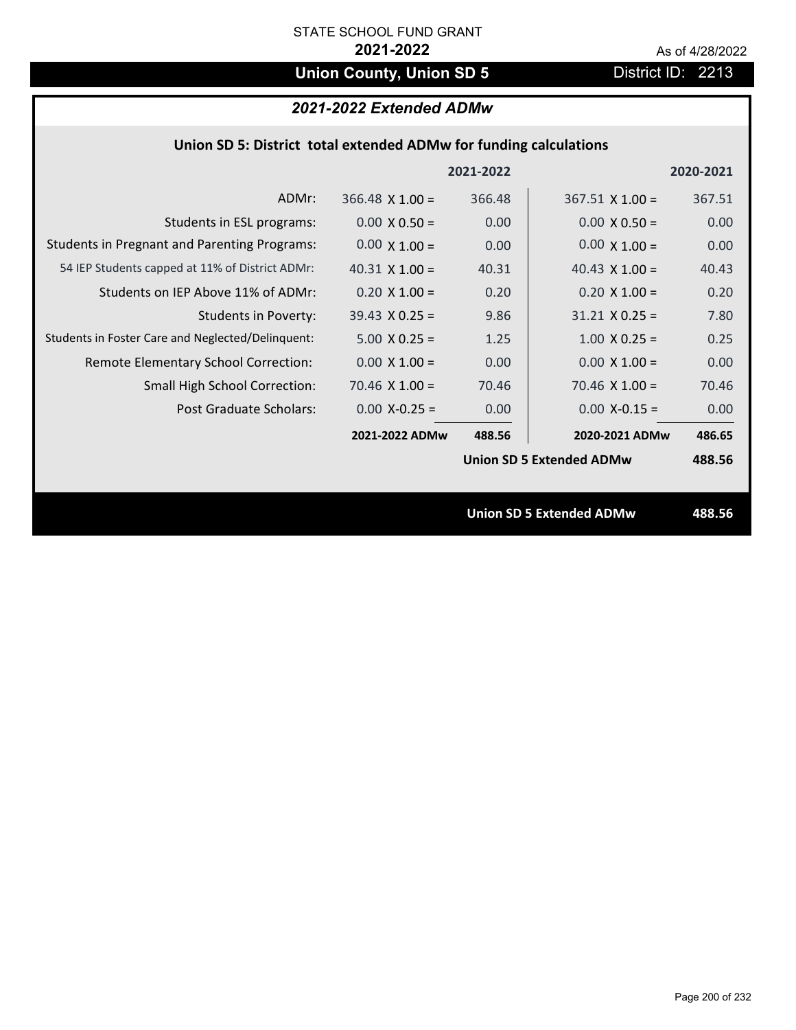STATE SCHOOL FUND GRANT

**2021-2022**

As of 4/28/2022

## Union County, Union SD 5

District ID: 2213

### *2021-2022 Extended ADMw*

#### Union SD 5: District total extended ADMw for funding calculations

| | | 2021-2022 | | 2020-2021 |
|---|---|---|---|---|
| ADMr: | 366.48 X 1.00 = | 366.48 | 367.51 X 1.00 = | 367.51 |
| Students in ESL programs: | 0.00 X 0.50 = | 0.00 | 0.00 X 0.50 = | 0.00 |
| Students in Pregnant and Parenting Programs: | 0.00 X 1.00 = | 0.00 | 0.00 X 1.00 = | 0.00 |
| 54 IEP Students capped at 11% of District ADMr: | 40.31 X 1.00 = | 40.31 | 40.43 X 1.00 = | 40.43 |
| Students on IEP Above 11% of ADMr: | 0.20 X 1.00 = | 0.20 | 0.20 X 1.00 = | 0.20 |
| Students in Poverty: | 39.43 X 0.25 = | 9.86 | 31.21 X 0.25 = | 7.80 |
| Students in Foster Care and Neglected/Delinquent: | 5.00 X 0.25 = | 1.25 | 1.00 X 0.25 = | 0.25 |
| Remote Elementary School Correction: | 0.00 X 1.00 = | 0.00 | 0.00 X 1.00 = | 0.00 |
| Small High School Correction: | 70.46 X 1.00 = | 70.46 | 70.46 X 1.00 = | 70.46 |
| Post Graduate Scholars: | 0.00 X-0.25 = | 0.00 | 0.00 X-0.15 = | 0.00 |
| | **2021-2022 ADMw** | **488.56** | **2020-2021 ADMw** | **486.65** |
| | | | **Union SD 5 Extended ADMw** | **488.56** |

**Union SD 5 Extended ADMw** **488.56**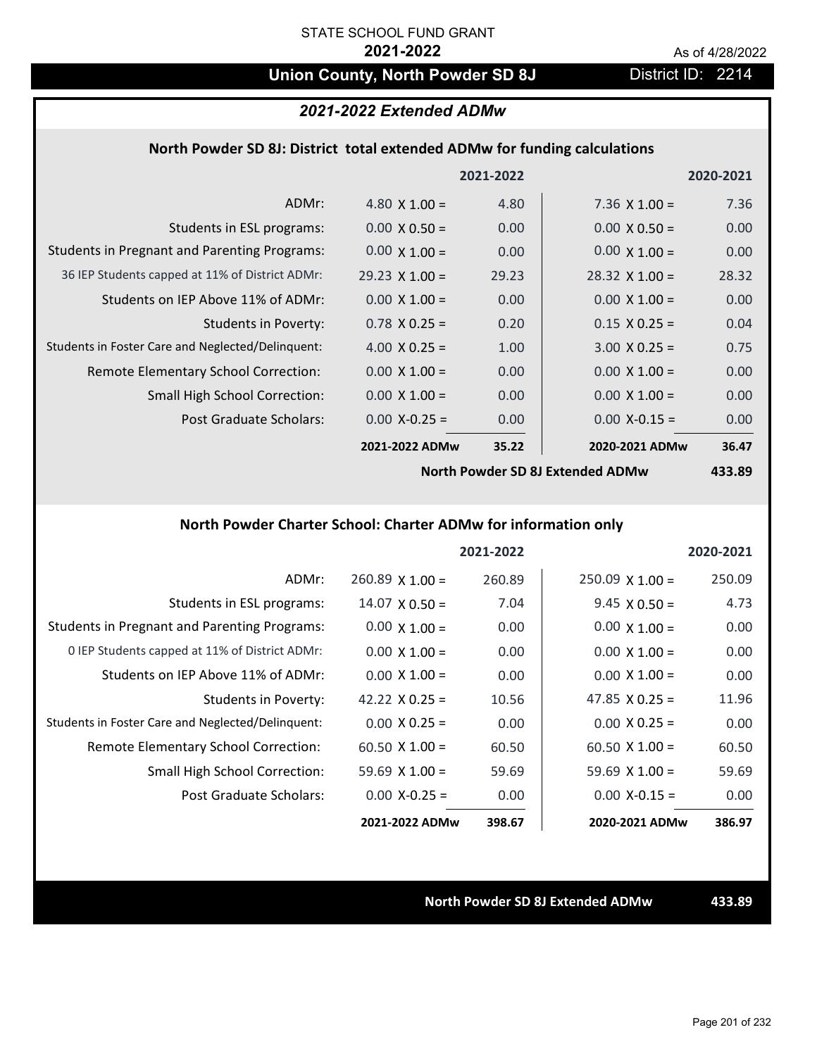STATE SCHOOL FUND GRANT

**2021-2022**

As of 4/28/2022

## Union County, North Powder SD 8J

District ID: 2214

### *2021-2022 Extended ADMw*

#### North Powder SD 8J: District total extended ADMw for funding calculations

| | | 2021-2022 | | 2020-2021 |
|---|---|---|---|---|
| ADMr: | 4.80 X 1.00 = | 4.80 | 7.36 X 1.00 = | 7.36 |
| Students in ESL programs: | 0.00 X 0.50 = | 0.00 | 0.00 X 0.50 = | 0.00 |
| Students in Pregnant and Parenting Programs: | 0.00 X 1.00 = | 0.00 | 0.00 X 1.00 = | 0.00 |
| 36 IEP Students capped at 11% of District ADMr: | 29.23 X 1.00 = | 29.23 | 28.32 X 1.00 = | 28.32 |
| Students on IEP Above 11% of ADMr: | 0.00 X 1.00 = | 0.00 | 0.00 X 1.00 = | 0.00 |
| Students in Poverty: | 0.78 X 0.25 = | 0.20 | 0.15 X 0.25 = | 0.04 |
| Students in Foster Care and Neglected/Delinquent: | 4.00 X 0.25 = | 1.00 | 3.00 X 0.25 = | 0.75 |
| Remote Elementary School Correction: | 0.00 X 1.00 = | 0.00 | 0.00 X 1.00 = | 0.00 |
| Small High School Correction: | 0.00 X 1.00 = | 0.00 | 0.00 X 1.00 = | 0.00 |
| Post Graduate Scholars: | 0.00 X-0.25 = | 0.00 | 0.00 X-0.15 = | 0.00 |
| | **2021-2022 ADMw** | **35.22** | **2020-2021 ADMw** | **36.47** |
| | | | **North Powder SD 8J Extended ADMw** | **433.89** |

#### North Powder Charter School: Charter ADMw for information only

| | | 2021-2022 | | 2020-2021 |
|---|---|---|---|---|
| ADMr: | 260.89 X 1.00 = | 260.89 | 250.09 X 1.00 = | 250.09 |
| Students in ESL programs: | 14.07 X 0.50 = | 7.04 | 9.45 X 0.50 = | 4.73 |
| Students in Pregnant and Parenting Programs: | 0.00 X 1.00 = | 0.00 | 0.00 X 1.00 = | 0.00 |
| 0 IEP Students capped at 11% of District ADMr: | 0.00 X 1.00 = | 0.00 | 0.00 X 1.00 = | 0.00 |
| Students on IEP Above 11% of ADMr: | 0.00 X 1.00 = | 0.00 | 0.00 X 1.00 = | 0.00 |
| Students in Poverty: | 42.22 X 0.25 = | 10.56 | 47.85 X 0.25 = | 11.96 |
| Students in Foster Care and Neglected/Delinquent: | 0.00 X 0.25 = | 0.00 | 0.00 X 0.25 = | 0.00 |
| Remote Elementary School Correction: | 60.50 X 1.00 = | 60.50 | 60.50 X 1.00 = | 60.50 |
| Small High School Correction: | 59.69 X 1.00 = | 59.69 | 59.69 X 1.00 = | 59.69 |
| Post Graduate Scholars: | 0.00 X-0.25 = | 0.00 | 0.00 X-0.15 = | 0.00 |
| | **2021-2022 ADMw** | **398.67** | **2020-2021 ADMw** | **386.97** |

**North Powder SD 8J Extended ADMw** **433.89**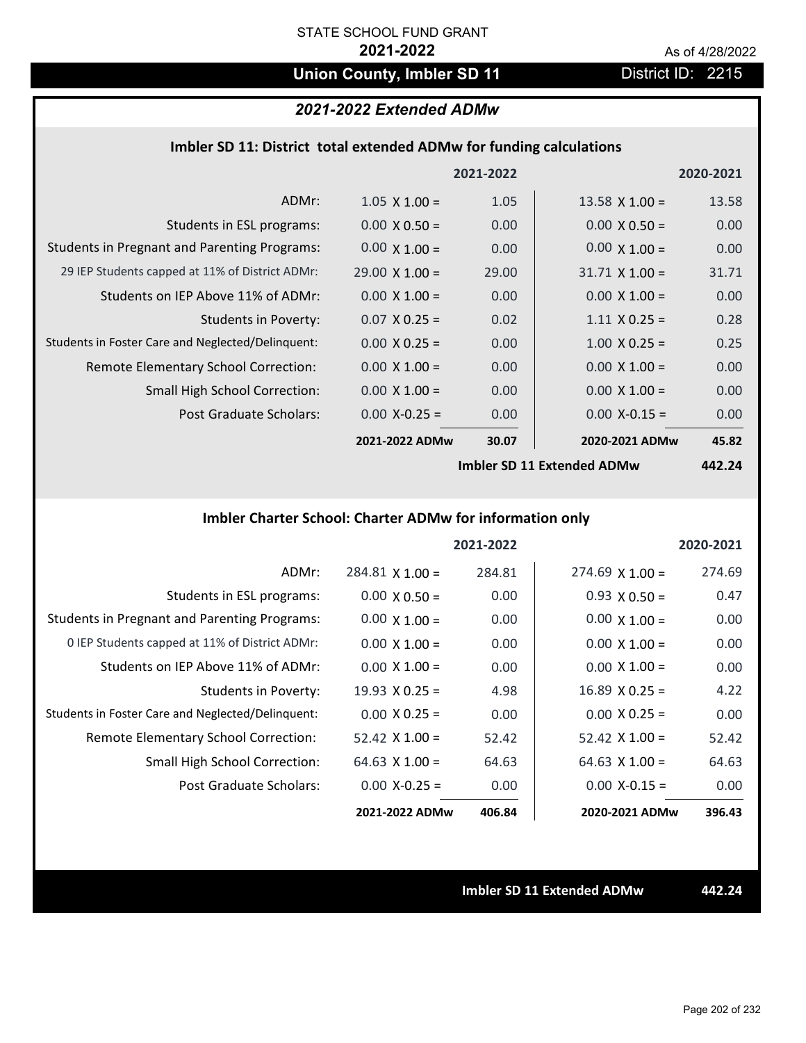STATE SCHOOL FUND GRANT

**2021-2022**

As of 4/28/2022

# Union County, Imbler SD 11

District ID: 2215

## *2021-2022 Extended ADMw*

### Imbler SD 11: District total extended ADMw for funding calculations

| | | 2021-2022 | | 2020-2021 |
|---|---|---|---|---|
| ADMr: | 1.05 X 1.00 = | 1.05 | 13.58 X 1.00 = | 13.58 |
| Students in ESL programs: | 0.00 X 0.50 = | 0.00 | 0.00 X 0.50 = | 0.00 |
| Students in Pregnant and Parenting Programs: | 0.00 X 1.00 = | 0.00 | 0.00 X 1.00 = | 0.00 |
| 29 IEP Students capped at 11% of District ADMr: | 29.00 X 1.00 = | 29.00 | 31.71 X 1.00 = | 31.71 |
| Students on IEP Above 11% of ADMr: | 0.00 X 1.00 = | 0.00 | 0.00 X 1.00 = | 0.00 |
| Students in Poverty: | 0.07 X 0.25 = | 0.02 | 1.11 X 0.25 = | 0.28 |
| Students in Foster Care and Neglected/Delinquent: | 0.00 X 0.25 = | 0.00 | 1.00 X 0.25 = | 0.25 |
| Remote Elementary School Correction: | 0.00 X 1.00 = | 0.00 | 0.00 X 1.00 = | 0.00 |
| Small High School Correction: | 0.00 X 1.00 = | 0.00 | 0.00 X 1.00 = | 0.00 |
| Post Graduate Scholars: | 0.00 X-0.25 = | 0.00 | 0.00 X-0.15 = | 0.00 |
| | **2021-2022 ADMw** | **30.07** | **2020-2021 ADMw** | **45.82** |
| | | | **Imbler SD 11 Extended ADMw** | **442.24** |

### Imbler Charter School: Charter ADMw for information only

| | | 2021-2022 | | 2020-2021 |
|---|---|---|---|---|
| ADMr: | 284.81 X 1.00 = | 284.81 | 274.69 X 1.00 = | 274.69 |
| Students in ESL programs: | 0.00 X 0.50 = | 0.00 | 0.93 X 0.50 = | 0.47 |
| Students in Pregnant and Parenting Programs: | 0.00 X 1.00 = | 0.00 | 0.00 X 1.00 = | 0.00 |
| 0 IEP Students capped at 11% of District ADMr: | 0.00 X 1.00 = | 0.00 | 0.00 X 1.00 = | 0.00 |
| Students on IEP Above 11% of ADMr: | 0.00 X 1.00 = | 0.00 | 0.00 X 1.00 = | 0.00 |
| Students in Poverty: | 19.93 X 0.25 = | 4.98 | 16.89 X 0.25 = | 4.22 |
| Students in Foster Care and Neglected/Delinquent: | 0.00 X 0.25 = | 0.00 | 0.00 X 0.25 = | 0.00 |
| Remote Elementary School Correction: | 52.42 X 1.00 = | 52.42 | 52.42 X 1.00 = | 52.42 |
| Small High School Correction: | 64.63 X 1.00 = | 64.63 | 64.63 X 1.00 = | 64.63 |
| Post Graduate Scholars: | 0.00 X-0.25 = | 0.00 | 0.00 X-0.15 = | 0.00 |
| | **2021-2022 ADMw** | **406.84** | **2020-2021 ADMw** | **396.43** |

**Imbler SD 11 Extended ADMw** **442.24**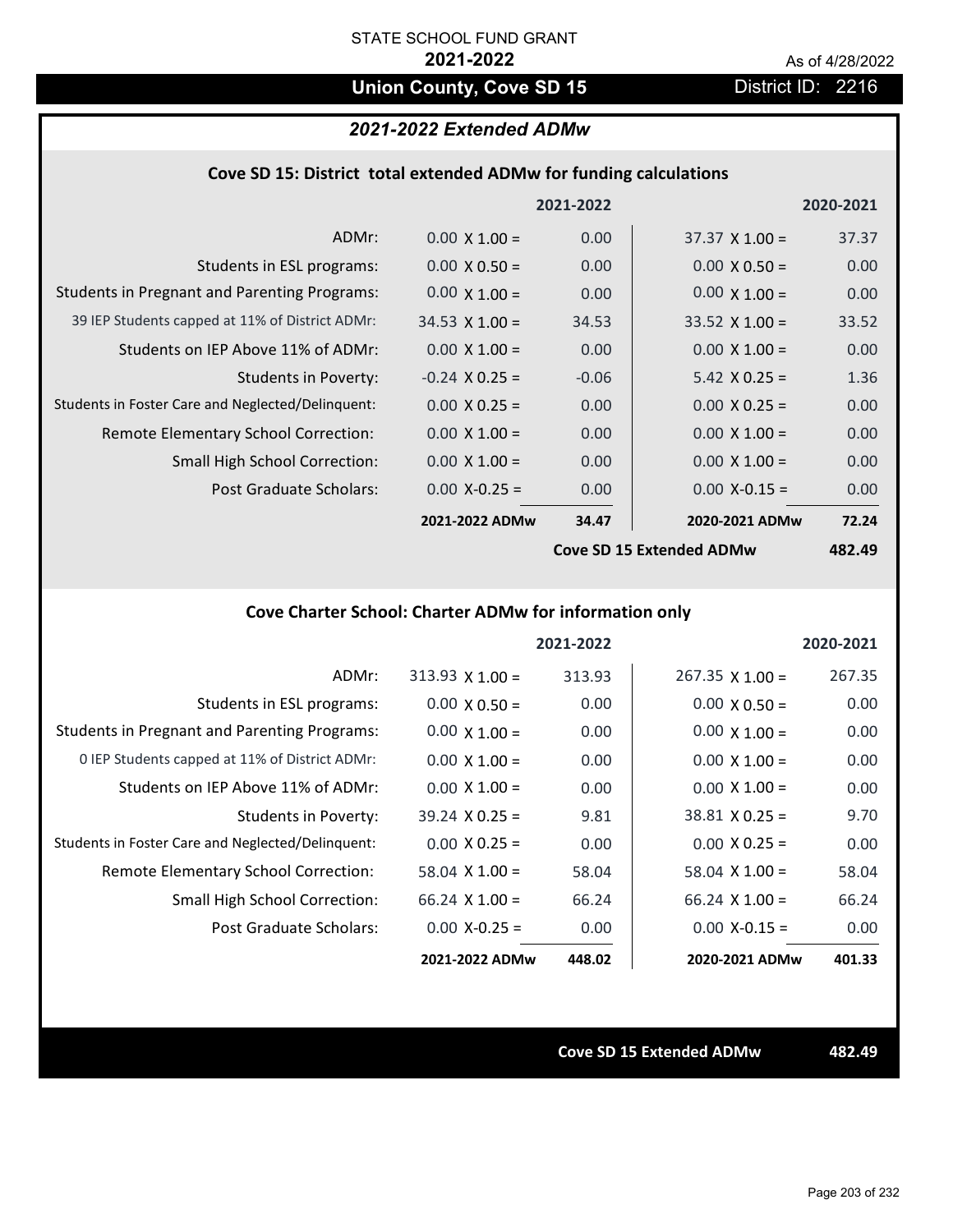STATE SCHOOL FUND GRANT

**2021-2022**

As of 4/28/2022

# Union County, Cove SD 15

District ID: 2216

## *2021-2022 Extended ADMw*

### Cove SD 15: District total extended ADMw for funding calculations

| | | 2021-2022 | | 2020-2021 |
|---|---|---|---|---|
| ADMr: | 0.00 X 1.00 = | 0.00 | 37.37 X 1.00 = | 37.37 |
| Students in ESL programs: | 0.00 X 0.50 = | 0.00 | 0.00 X 0.50 = | 0.00 |
| Students in Pregnant and Parenting Programs: | 0.00 X 1.00 = | 0.00 | 0.00 X 1.00 = | 0.00 |
| 39 IEP Students capped at 11% of District ADMr: | 34.53 X 1.00 = | 34.53 | 33.52 X 1.00 = | 33.52 |
| Students on IEP Above 11% of ADMr: | 0.00 X 1.00 = | 0.00 | 0.00 X 1.00 = | 0.00 |
| Students in Poverty: | -0.24 X 0.25 = | -0.06 | 5.42 X 0.25 = | 1.36 |
| Students in Foster Care and Neglected/Delinquent: | 0.00 X 0.25 = | 0.00 | 0.00 X 0.25 = | 0.00 |
| Remote Elementary School Correction: | 0.00 X 1.00 = | 0.00 | 0.00 X 1.00 = | 0.00 |
| Small High School Correction: | 0.00 X 1.00 = | 0.00 | 0.00 X 1.00 = | 0.00 |
| Post Graduate Scholars: | 0.00 X-0.25 = | 0.00 | 0.00 X-0.15 = | 0.00 |
| | **2021-2022 ADMw** | **34.47** | **2020-2021 ADMw** | **72.24** |
| | | | **Cove SD 15 Extended ADMw** | **482.49** |

### Cove Charter School: Charter ADMw for information only

| | | 2021-2022 | | 2020-2021 |
|---|---|---|---|---|
| ADMr: | 313.93 X 1.00 = | 313.93 | 267.35 X 1.00 = | 267.35 |
| Students in ESL programs: | 0.00 X 0.50 = | 0.00 | 0.00 X 0.50 = | 0.00 |
| Students in Pregnant and Parenting Programs: | 0.00 X 1.00 = | 0.00 | 0.00 X 1.00 = | 0.00 |
| 0 IEP Students capped at 11% of District ADMr: | 0.00 X 1.00 = | 0.00 | 0.00 X 1.00 = | 0.00 |
| Students on IEP Above 11% of ADMr: | 0.00 X 1.00 = | 0.00 | 0.00 X 1.00 = | 0.00 |
| Students in Poverty: | 39.24 X 0.25 = | 9.81 | 38.81 X 0.25 = | 9.70 |
| Students in Foster Care and Neglected/Delinquent: | 0.00 X 0.25 = | 0.00 | 0.00 X 0.25 = | 0.00 |
| Remote Elementary School Correction: | 58.04 X 1.00 = | 58.04 | 58.04 X 1.00 = | 58.04 |
| Small High School Correction: | 66.24 X 1.00 = | 66.24 | 66.24 X 1.00 = | 66.24 |
| Post Graduate Scholars: | 0.00 X-0.25 = | 0.00 | 0.00 X-0.15 = | 0.00 |
| | **2021-2022 ADMw** | **448.02** | **2020-2021 ADMw** | **401.33** |

**Cove SD 15 Extended ADMw** **482.49**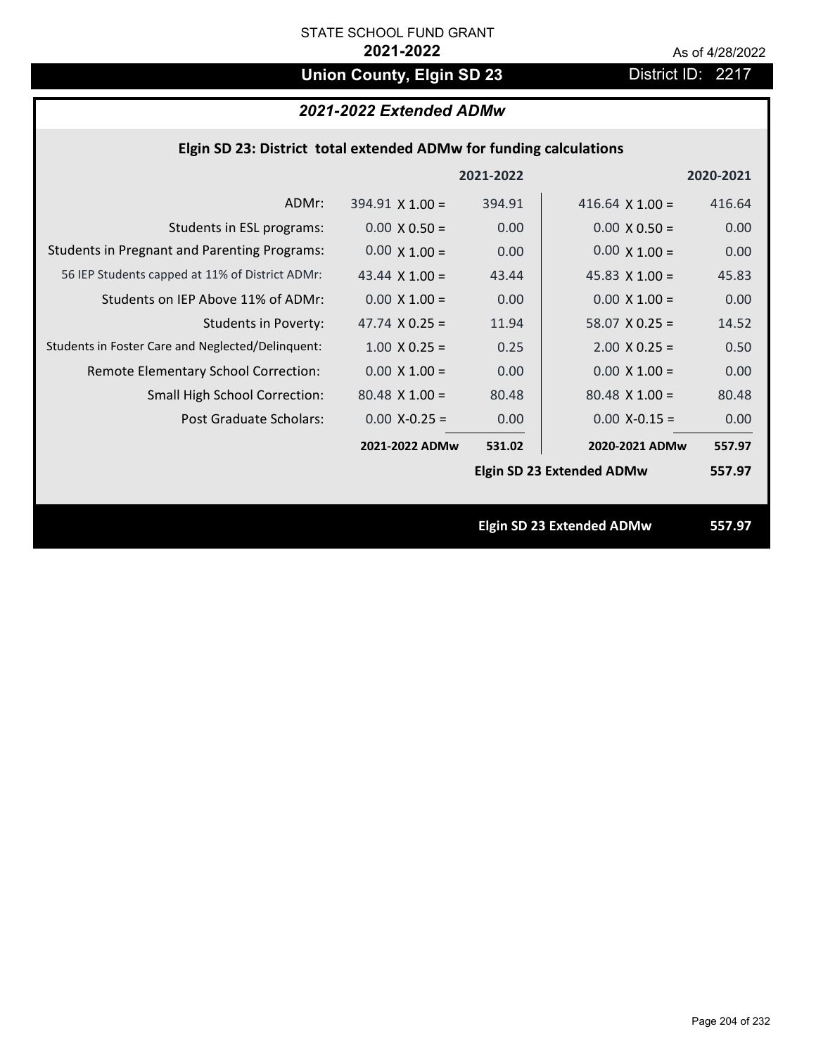STATE SCHOOL FUND GRANT

**2021-2022**

As of 4/28/2022

## Union County, Elgin SD 23

District ID: 2217

### *2021-2022 Extended ADMw*

**Elgin SD 23: District total extended ADMw for funding calculations**

| | | 2021-2022 | | 2020-2021 |
|---|---|---|---|---|
| ADMr: | 394.91 X 1.00 = | 394.91 | 416.64 X 1.00 = | 416.64 |
| Students in ESL programs: | 0.00 X 0.50 = | 0.00 | 0.00 X 0.50 = | 0.00 |
| Students in Pregnant and Parenting Programs: | 0.00 X 1.00 = | 0.00 | 0.00 X 1.00 = | 0.00 |
| 56 IEP Students capped at 11% of District ADMr: | 43.44 X 1.00 = | 43.44 | 45.83 X 1.00 = | 45.83 |
| Students on IEP Above 11% of ADMr: | 0.00 X 1.00 = | 0.00 | 0.00 X 1.00 = | 0.00 |
| Students in Poverty: | 47.74 X 0.25 = | 11.94 | 58.07 X 0.25 = | 14.52 |
| Students in Foster Care and Neglected/Delinquent: | 1.00 X 0.25 = | 0.25 | 2.00 X 0.25 = | 0.50 |
| Remote Elementary School Correction: | 0.00 X 1.00 = | 0.00 | 0.00 X 1.00 = | 0.00 |
| Small High School Correction: | 80.48 X 1.00 = | 80.48 | 80.48 X 1.00 = | 80.48 |
| Post Graduate Scholars: | 0.00 X-0.25 = | 0.00 | 0.00 X-0.15 = | 0.00 |
| | **2021-2022 ADMw** | **531.02** | **2020-2021 ADMw** | **557.97** |
| | | | **Elgin SD 23 Extended ADMw** | **557.97** |

**Elgin SD 23 Extended ADMw** **557.97**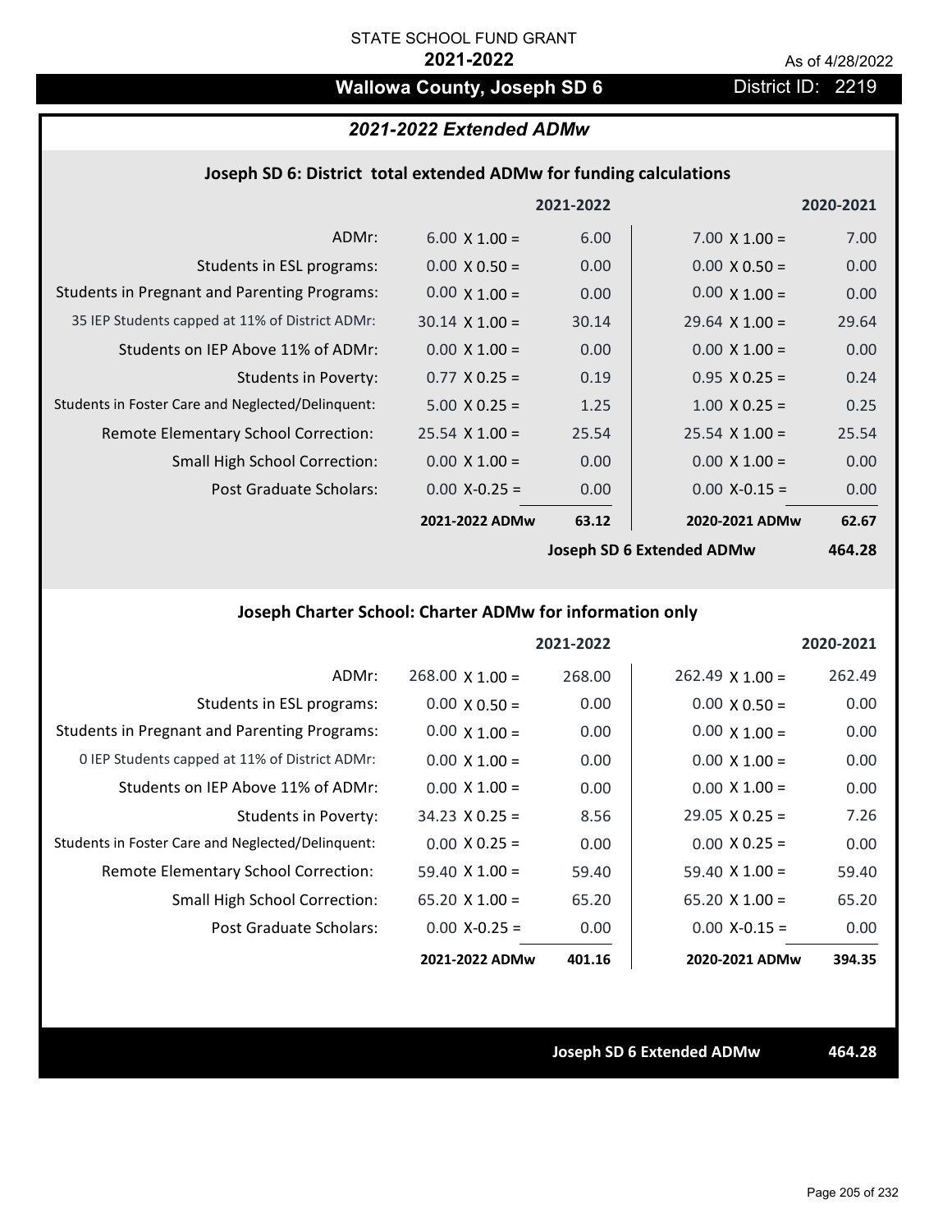STATE SCHOOL FUND GRANT

**2021-2022**

As of 4/28/2022

## Wallowa County, Joseph SD 6

District ID: 2219

### *2021-2022 Extended ADMw*

#### Joseph SD 6: District total extended ADMw for funding calculations

| | | 2021-2022 | | 2020-2021 |
|---|---|---|---|---|
| ADMr: | 6.00 X 1.00 = | 6.00 | 7.00 X 1.00 = | 7.00 |
| Students in ESL programs: | 0.00 X 0.50 = | 0.00 | 0.00 X 0.50 = | 0.00 |
| Students in Pregnant and Parenting Programs: | 0.00 X 1.00 = | 0.00 | 0.00 X 1.00 = | 0.00 |
| 35 IEP Students capped at 11% of District ADMr: | 30.14 X 1.00 = | 30.14 | 29.64 X 1.00 = | 29.64 |
| Students on IEP Above 11% of ADMr: | 0.00 X 1.00 = | 0.00 | 0.00 X 1.00 = | 0.00 |
| Students in Poverty: | 0.77 X 0.25 = | 0.19 | 0.95 X 0.25 = | 0.24 |
| Students in Foster Care and Neglected/Delinquent: | 5.00 X 0.25 = | 1.25 | 1.00 X 0.25 = | 0.25 |
| Remote Elementary School Correction: | 25.54 X 1.00 = | 25.54 | 25.54 X 1.00 = | 25.54 |
| Small High School Correction: | 0.00 X 1.00 = | 0.00 | 0.00 X 1.00 = | 0.00 |
| Post Graduate Scholars: | 0.00 X-0.25 = | 0.00 | 0.00 X-0.15 = | 0.00 |
| | **2021-2022 ADMw** | **63.12** | **2020-2021 ADMw** | **62.67** |
| | | | **Joseph SD 6 Extended ADMw** | **464.28** |

#### Joseph Charter School: Charter ADMw for information only

| | | 2021-2022 | | 2020-2021 |
|---|---|---|---|---|
| ADMr: | 268.00 X 1.00 = | 268.00 | 262.49 X 1.00 = | 262.49 |
| Students in ESL programs: | 0.00 X 0.50 = | 0.00 | 0.00 X 0.50 = | 0.00 |
| Students in Pregnant and Parenting Programs: | 0.00 X 1.00 = | 0.00 | 0.00 X 1.00 = | 0.00 |
| 0 IEP Students capped at 11% of District ADMr: | 0.00 X 1.00 = | 0.00 | 0.00 X 1.00 = | 0.00 |
| Students on IEP Above 11% of ADMr: | 0.00 X 1.00 = | 0.00 | 0.00 X 1.00 = | 0.00 |
| Students in Poverty: | 34.23 X 0.25 = | 8.56 | 29.05 X 0.25 = | 7.26 |
| Students in Foster Care and Neglected/Delinquent: | 0.00 X 0.25 = | 0.00 | 0.00 X 0.25 = | 0.00 |
| Remote Elementary School Correction: | 59.40 X 1.00 = | 59.40 | 59.40 X 1.00 = | 59.40 |
| Small High School Correction: | 65.20 X 1.00 = | 65.20 | 65.20 X 1.00 = | 65.20 |
| Post Graduate Scholars: | 0.00 X-0.25 = | 0.00 | 0.00 X-0.15 = | 0.00 |
| | **2021-2022 ADMw** | **401.16** | **2020-2021 ADMw** | **394.35** |

**Joseph SD 6 Extended ADMw** **464.28**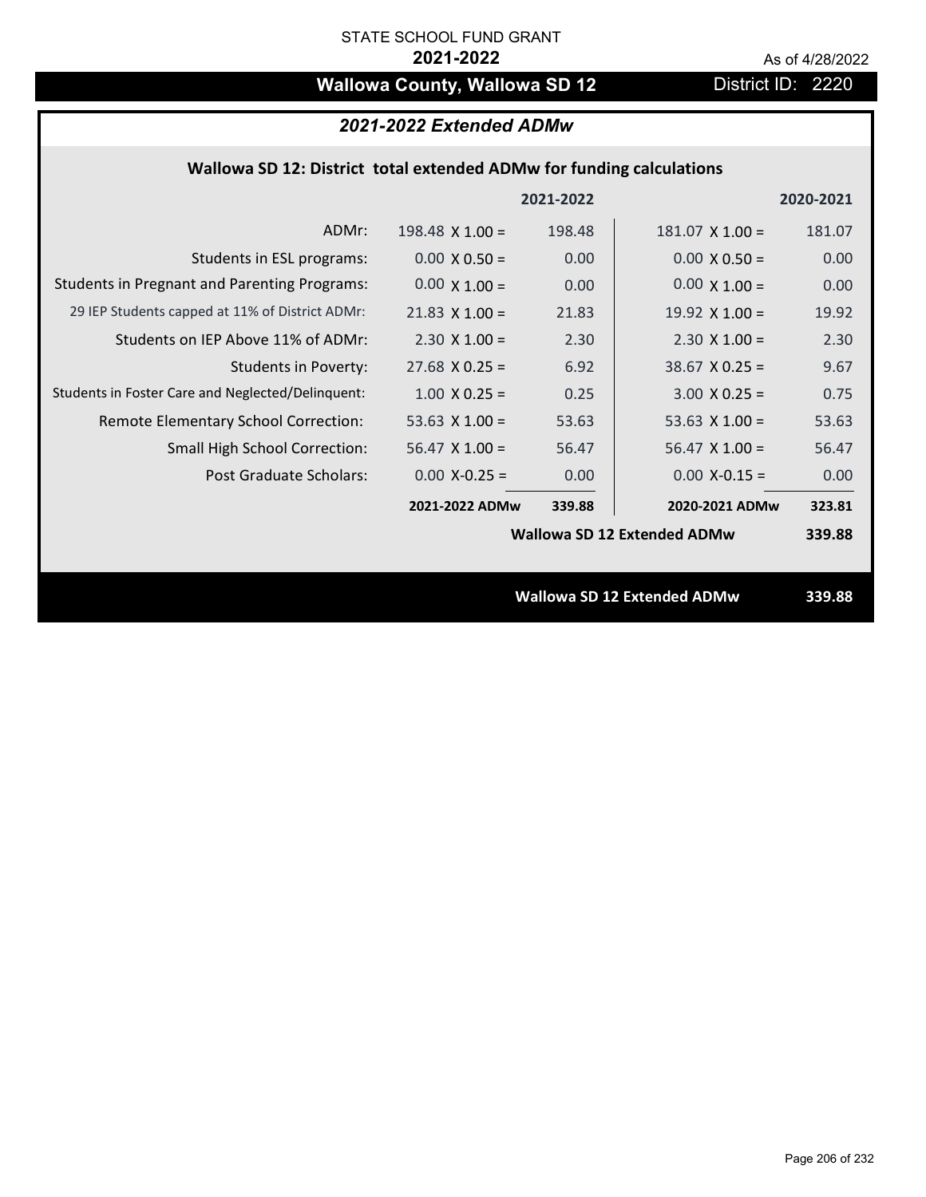STATE SCHOOL FUND GRANT

**2021-2022**

As of 4/28/2022

# Wallowa County, Wallowa SD 12

District ID: 2220

## *2021-2022 Extended ADMw*

### Wallowa SD 12: District total extended ADMw for funding calculations

| | | 2021-2022 | | 2020-2021 |
|---|---|---|---|---|
| ADMr: | 198.48 X 1.00 = | 198.48 | 181.07 X 1.00 = | 181.07 |
| Students in ESL programs: | 0.00 X 0.50 = | 0.00 | 0.00 X 0.50 = | 0.00 |
| Students in Pregnant and Parenting Programs: | 0.00 X 1.00 = | 0.00 | 0.00 X 1.00 = | 0.00 |
| 29 IEP Students capped at 11% of District ADMr: | 21.83 X 1.00 = | 21.83 | 19.92 X 1.00 = | 19.92 |
| Students on IEP Above 11% of ADMr: | 2.30 X 1.00 = | 2.30 | 2.30 X 1.00 = | 2.30 |
| Students in Poverty: | 27.68 X 0.25 = | 6.92 | 38.67 X 0.25 = | 9.67 |
| Students in Foster Care and Neglected/Delinquent: | 1.00 X 0.25 = | 0.25 | 3.00 X 0.25 = | 0.75 |
| Remote Elementary School Correction: | 53.63 X 1.00 = | 53.63 | 53.63 X 1.00 = | 53.63 |
| Small High School Correction: | 56.47 X 1.00 = | 56.47 | 56.47 X 1.00 = | 56.47 |
| Post Graduate Scholars: | 0.00 X-0.25 = | 0.00 | 0.00 X-0.15 = | 0.00 |
| | **2021-2022 ADMw** | **339.88** | **2020-2021 ADMw** | **323.81** |
| | | | **Wallowa SD 12 Extended ADMw** | **339.88** |

**Wallowa SD 12 Extended ADMw** **339.88**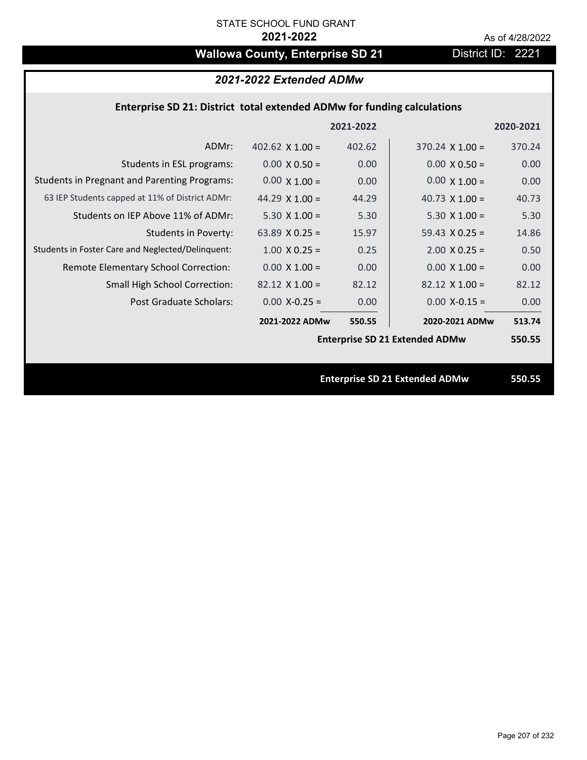STATE SCHOOL FUND GRANT

**2021-2022**

As of 4/28/2022

# Wallowa County, Enterprise SD 21

District ID: 2221

## *2021-2022 Extended ADMw*

### Enterprise SD 21: District total extended ADMw for funding calculations

| | 2021-2022 | | 2020-2021 | |
|---|---|---|---|---|
| ADMr: | 402.62 X 1.00 = | 402.62 | 370.24 X 1.00 = | 370.24 |
| Students in ESL programs: | 0.00 X 0.50 = | 0.00 | 0.00 X 0.50 = | 0.00 |
| Students in Pregnant and Parenting Programs: | 0.00 X 1.00 = | 0.00 | 0.00 X 1.00 = | 0.00 |
| 63 IEP Students capped at 11% of District ADMr: | 44.29 X 1.00 = | 44.29 | 40.73 X 1.00 = | 40.73 |
| Students on IEP Above 11% of ADMr: | 5.30 X 1.00 = | 5.30 | 5.30 X 1.00 = | 5.30 |
| Students in Poverty: | 63.89 X 0.25 = | 15.97 | 59.43 X 0.25 = | 14.86 |
| Students in Foster Care and Neglected/Delinquent: | 1.00 X 0.25 = | 0.25 | 2.00 X 0.25 = | 0.50 |
| Remote Elementary School Correction: | 0.00 X 1.00 = | 0.00 | 0.00 X 1.00 = | 0.00 |
| Small High School Correction: | 82.12 X 1.00 = | 82.12 | 82.12 X 1.00 = | 82.12 |
| Post Graduate Scholars: | 0.00 X-0.25 = | 0.00 | 0.00 X-0.15 = | 0.00 |
| | **2021-2022 ADMw** | **550.55** | **2020-2021 ADMw** | **513.74** |
| | | | **Enterprise SD 21 Extended ADMw** | **550.55** |

**Enterprise SD 21 Extended ADMw 550.55**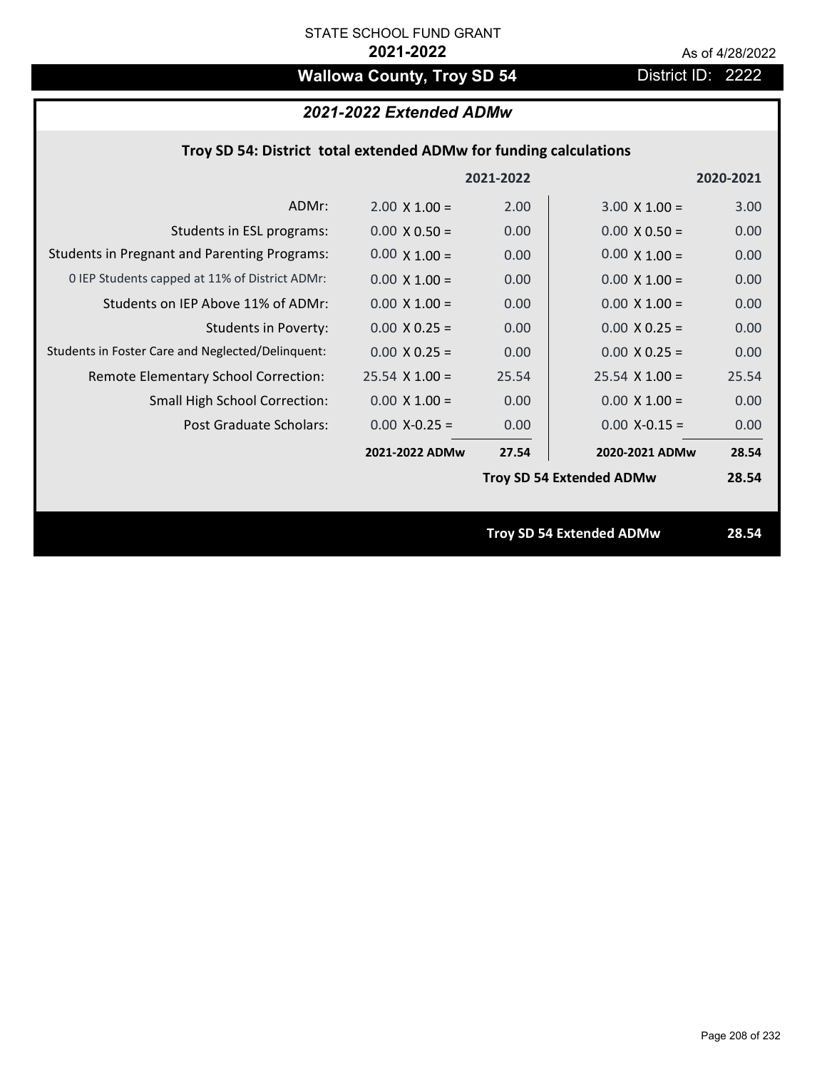STATE SCHOOL FUND GRANT

**2021-2022**

As of 4/28/2022

# Wallowa County, Troy SD 54

District ID: 2222

## *2021-2022 Extended ADMw*

### Troy SD 54: District total extended ADMw for funding calculations

| | | 2021-2022 | | 2020-2021 |
|---|---|---|---|---|
| ADMr: | 2.00 X 1.00 = | 2.00 | 3.00 X 1.00 = | 3.00 |
| Students in ESL programs: | 0.00 X 0.50 = | 0.00 | 0.00 X 0.50 = | 0.00 |
| Students in Pregnant and Parenting Programs: | 0.00 X 1.00 = | 0.00 | 0.00 X 1.00 = | 0.00 |
| 0 IEP Students capped at 11% of District ADMr: | 0.00 X 1.00 = | 0.00 | 0.00 X 1.00 = | 0.00 |
| Students on IEP Above 11% of ADMr: | 0.00 X 1.00 = | 0.00 | 0.00 X 1.00 = | 0.00 |
| Students in Poverty: | 0.00 X 0.25 = | 0.00 | 0.00 X 0.25 = | 0.00 |
| Students in Foster Care and Neglected/Delinquent: | 0.00 X 0.25 = | 0.00 | 0.00 X 0.25 = | 0.00 |
| Remote Elementary School Correction: | 25.54 X 1.00 = | 25.54 | 25.54 X 1.00 = | 25.54 |
| Small High School Correction: | 0.00 X 1.00 = | 0.00 | 0.00 X 1.00 = | 0.00 |
| Post Graduate Scholars: | 0.00 X-0.25 = | 0.00 | 0.00 X-0.15 = | 0.00 |
| | **2021-2022 ADMw** | **27.54** | **2020-2021 ADMw** | **28.54** |
| | | | **Troy SD 54 Extended ADMw** | **28.54** |

**Troy SD 54 Extended ADMw 28.54**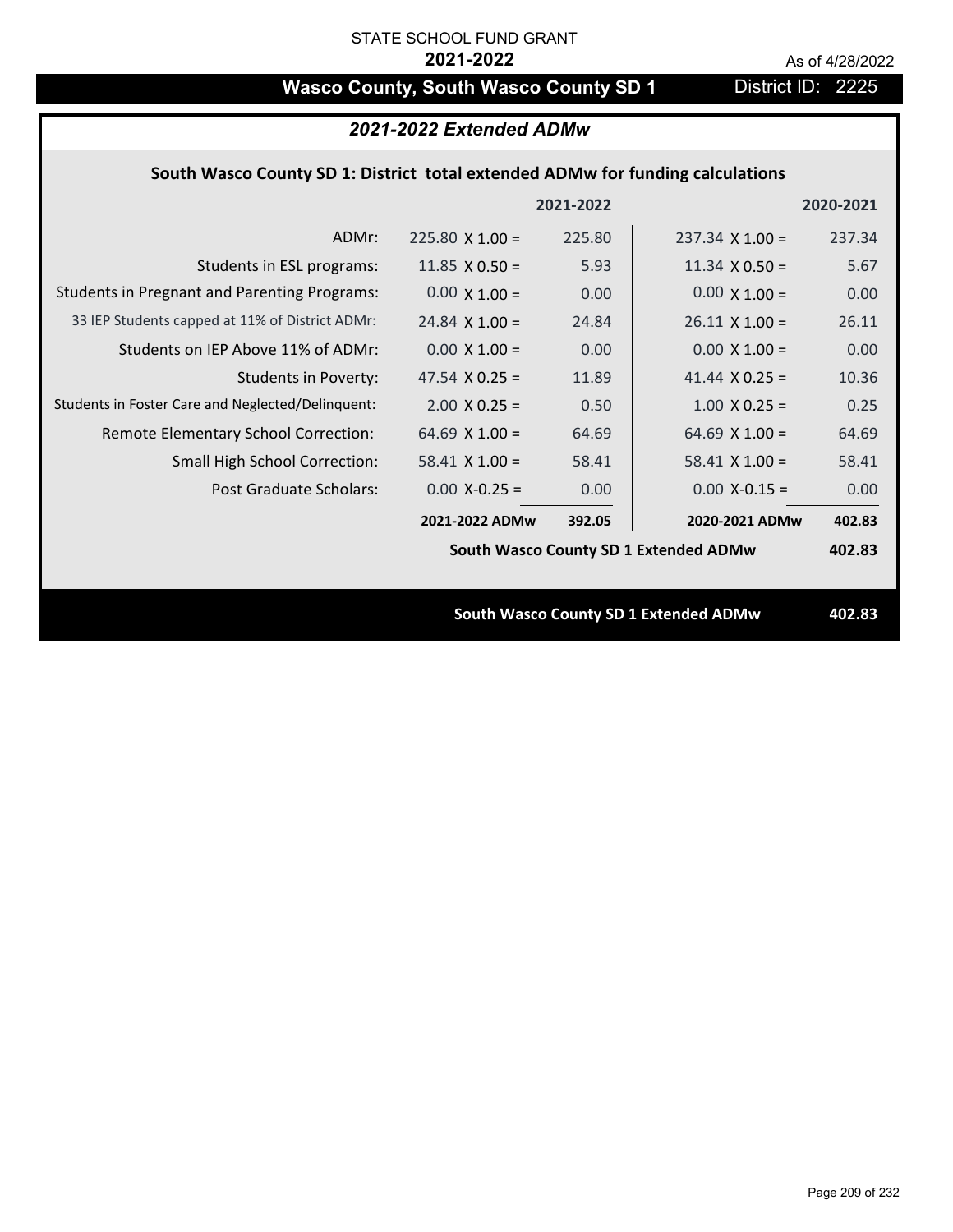STATE SCHOOL FUND GRANT

**2021-2022**

As of 4/28/2022

# Wasco County, South Wasco County SD 1 — District ID: 2225

## *2021-2022 Extended ADMw*

### South Wasco County SD 1: District total extended ADMw for funding calculations

| | 2021-2022 | | 2020-2021 | |
|---|---|---|---|---|
| ADMr: | 225.80 X 1.00 = | 225.80 | 237.34 X 1.00 = | 237.34 |
| Students in ESL programs: | 11.85 X 0.50 = | 5.93 | 11.34 X 0.50 = | 5.67 |
| Students in Pregnant and Parenting Programs: | 0.00 X 1.00 = | 0.00 | 0.00 X 1.00 = | 0.00 |
| 33 IEP Students capped at 11% of District ADMr: | 24.84 X 1.00 = | 24.84 | 26.11 X 1.00 = | 26.11 |
| Students on IEP Above 11% of ADMr: | 0.00 X 1.00 = | 0.00 | 0.00 X 1.00 = | 0.00 |
| Students in Poverty: | 47.54 X 0.25 = | 11.89 | 41.44 X 0.25 = | 10.36 |
| Students in Foster Care and Neglected/Delinquent: | 2.00 X 0.25 = | 0.50 | 1.00 X 0.25 = | 0.25 |
| Remote Elementary School Correction: | 64.69 X 1.00 = | 64.69 | 64.69 X 1.00 = | 64.69 |
| Small High School Correction: | 58.41 X 1.00 = | 58.41 | 58.41 X 1.00 = | 58.41 |
| Post Graduate Scholars: | 0.00 X-0.25 = | 0.00 | 0.00 X-0.15 = | 0.00 |
| | **2021-2022 ADMw** | **392.05** | **2020-2021 ADMw** | **402.83** |
| | | | **South Wasco County SD 1 Extended ADMw** | **402.83** |

**South Wasco County SD 1 Extended ADMw — 402.83**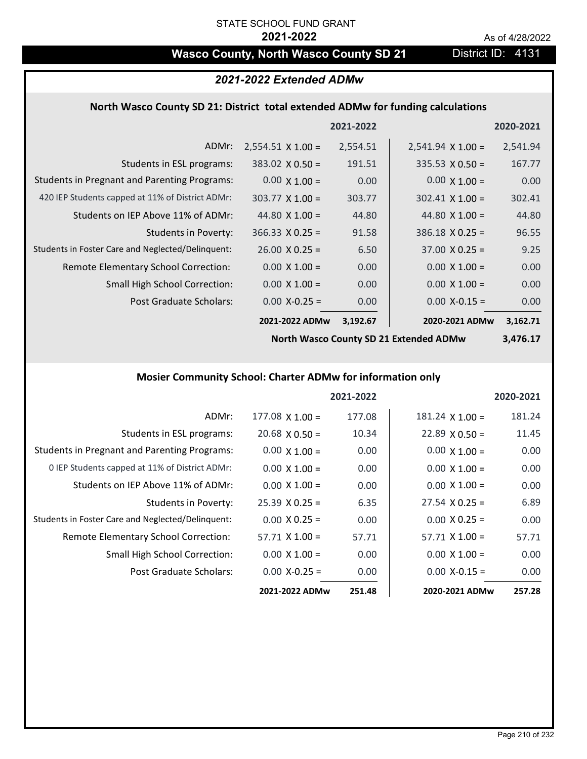STATE SCHOOL FUND GRANT

**2021-2022**

As of 4/28/2022

# Wasco County, North Wasco County SD 21

District ID: 4131

## *2021-2022 Extended ADMw*

### North Wasco County SD 21: District total extended ADMw for funding calculations

| | | 2021-2022 | | 2020-2021 |
|---|---|---|---|---|
| ADMr: | 2,554.51 X 1.00 = | 2,554.51 | 2,541.94 X 1.00 = | 2,541.94 |
| Students in ESL programs: | 383.02 X 0.50 = | 191.51 | 335.53 X 0.50 = | 167.77 |
| Students in Pregnant and Parenting Programs: | 0.00 X 1.00 = | 0.00 | 0.00 X 1.00 = | 0.00 |
| 420 IEP Students capped at 11% of District ADMr: | 303.77 X 1.00 = | 303.77 | 302.41 X 1.00 = | 302.41 |
| Students on IEP Above 11% of ADMr: | 44.80 X 1.00 = | 44.80 | 44.80 X 1.00 = | 44.80 |
| Students in Poverty: | 366.33 X 0.25 = | 91.58 | 386.18 X 0.25 = | 96.55 |
| Students in Foster Care and Neglected/Delinquent: | 26.00 X 0.25 = | 6.50 | 37.00 X 0.25 = | 9.25 |
| Remote Elementary School Correction: | 0.00 X 1.00 = | 0.00 | 0.00 X 1.00 = | 0.00 |
| Small High School Correction: | 0.00 X 1.00 = | 0.00 | 0.00 X 1.00 = | 0.00 |
| Post Graduate Scholars: | 0.00 X-0.25 = | 0.00 | 0.00 X-0.15 = | 0.00 |
| | **2021-2022 ADMw** | **3,192.67** | **2020-2021 ADMw** | **3,162.71** |
| | | **North Wasco County SD 21 Extended ADMw** | | **3,476.17** |

### Mosier Community School: Charter ADMw for information only

| | | 2021-2022 | | 2020-2021 |
|---|---|---|---|---|
| ADMr: | 177.08 X 1.00 = | 177.08 | 181.24 X 1.00 = | 181.24 |
| Students in ESL programs: | 20.68 X 0.50 = | 10.34 | 22.89 X 0.50 = | 11.45 |
| Students in Pregnant and Parenting Programs: | 0.00 X 1.00 = | 0.00 | 0.00 X 1.00 = | 0.00 |
| 0 IEP Students capped at 11% of District ADMr: | 0.00 X 1.00 = | 0.00 | 0.00 X 1.00 = | 0.00 |
| Students on IEP Above 11% of ADMr: | 0.00 X 1.00 = | 0.00 | 0.00 X 1.00 = | 0.00 |
| Students in Poverty: | 25.39 X 0.25 = | 6.35 | 27.54 X 0.25 = | 6.89 |
| Students in Foster Care and Neglected/Delinquent: | 0.00 X 0.25 = | 0.00 | 0.00 X 0.25 = | 0.00 |
| Remote Elementary School Correction: | 57.71 X 1.00 = | 57.71 | 57.71 X 1.00 = | 57.71 |
| Small High School Correction: | 0.00 X 1.00 = | 0.00 | 0.00 X 1.00 = | 0.00 |
| Post Graduate Scholars: | 0.00 X-0.25 = | 0.00 | 0.00 X-0.15 = | 0.00 |
| | **2021-2022 ADMw** | **251.48** | **2020-2021 ADMw** | **257.28** |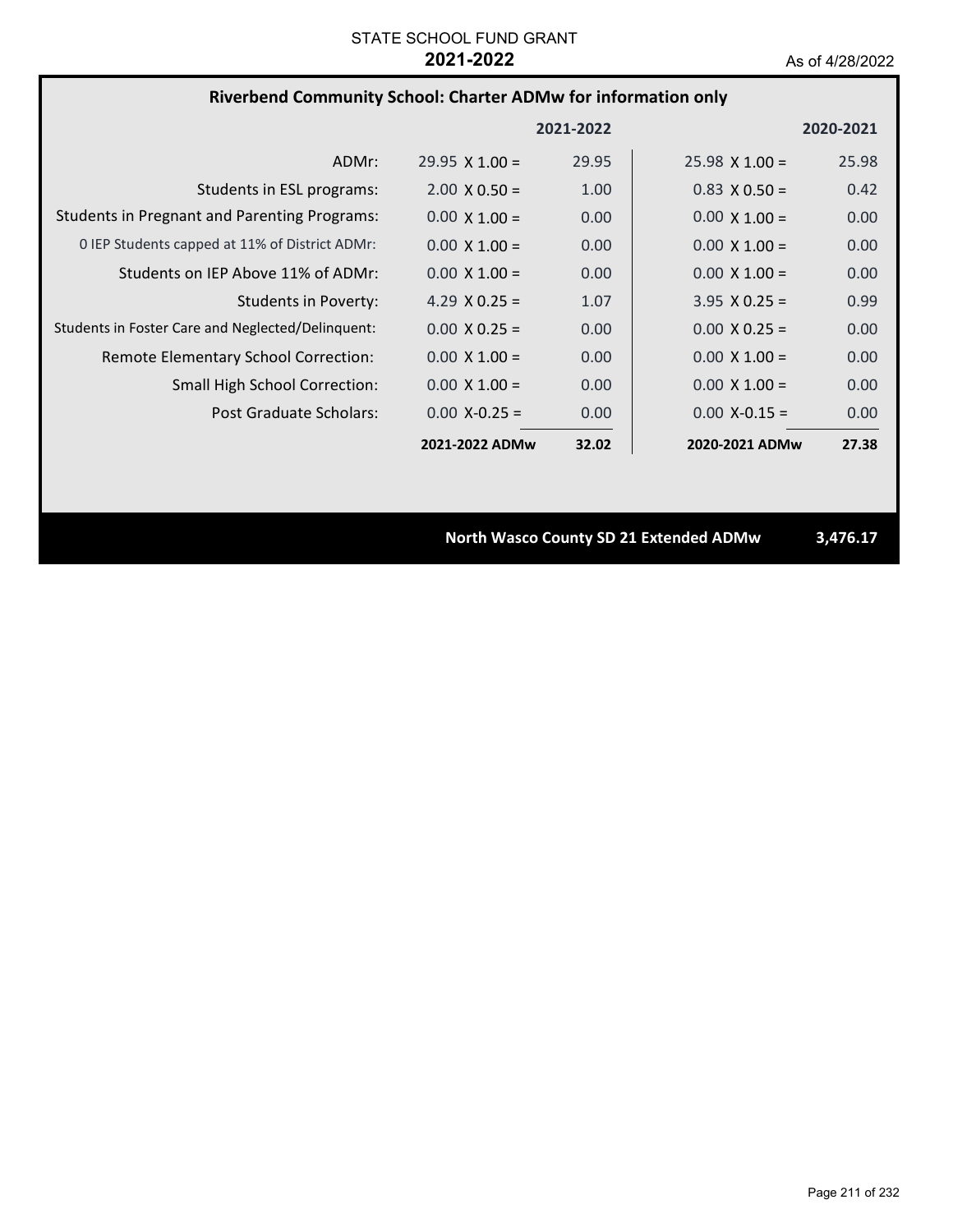STATE SCHOOL FUND GRANT

**2021-2022**

As of 4/28/2022

## Riverbend Community School: Charter ADMw for information only

| | 2021-2022 | | 2020-2021 | |
|---|---|---|---|---|
| ADMr: | 29.95 X 1.00 = | 29.95 | 25.98 X 1.00 = | 25.98 |
| Students in ESL programs: | 2.00 X 0.50 = | 1.00 | 0.83 X 0.50 = | 0.42 |
| Students in Pregnant and Parenting Programs: | 0.00 X 1.00 = | 0.00 | 0.00 X 1.00 = | 0.00 |
| 0 IEP Students capped at 11% of District ADMr: | 0.00 X 1.00 = | 0.00 | 0.00 X 1.00 = | 0.00 |
| Students on IEP Above 11% of ADMr: | 0.00 X 1.00 = | 0.00 | 0.00 X 1.00 = | 0.00 |
| Students in Poverty: | 4.29 X 0.25 = | 1.07 | 3.95 X 0.25 = | 0.99 |
| Students in Foster Care and Neglected/Delinquent: | 0.00 X 0.25 = | 0.00 | 0.00 X 0.25 = | 0.00 |
| Remote Elementary School Correction: | 0.00 X 1.00 = | 0.00 | 0.00 X 1.00 = | 0.00 |
| Small High School Correction: | 0.00 X 1.00 = | 0.00 | 0.00 X 1.00 = | 0.00 |
| Post Graduate Scholars: | 0.00 X-0.25 = | 0.00 | 0.00 X-0.15 = | 0.00 |
| | **2021-2022 ADMw** | **32.02** | **2020-2021 ADMw** | **27.38** |

**North Wasco County SD 21 Extended ADMw 3,476.17**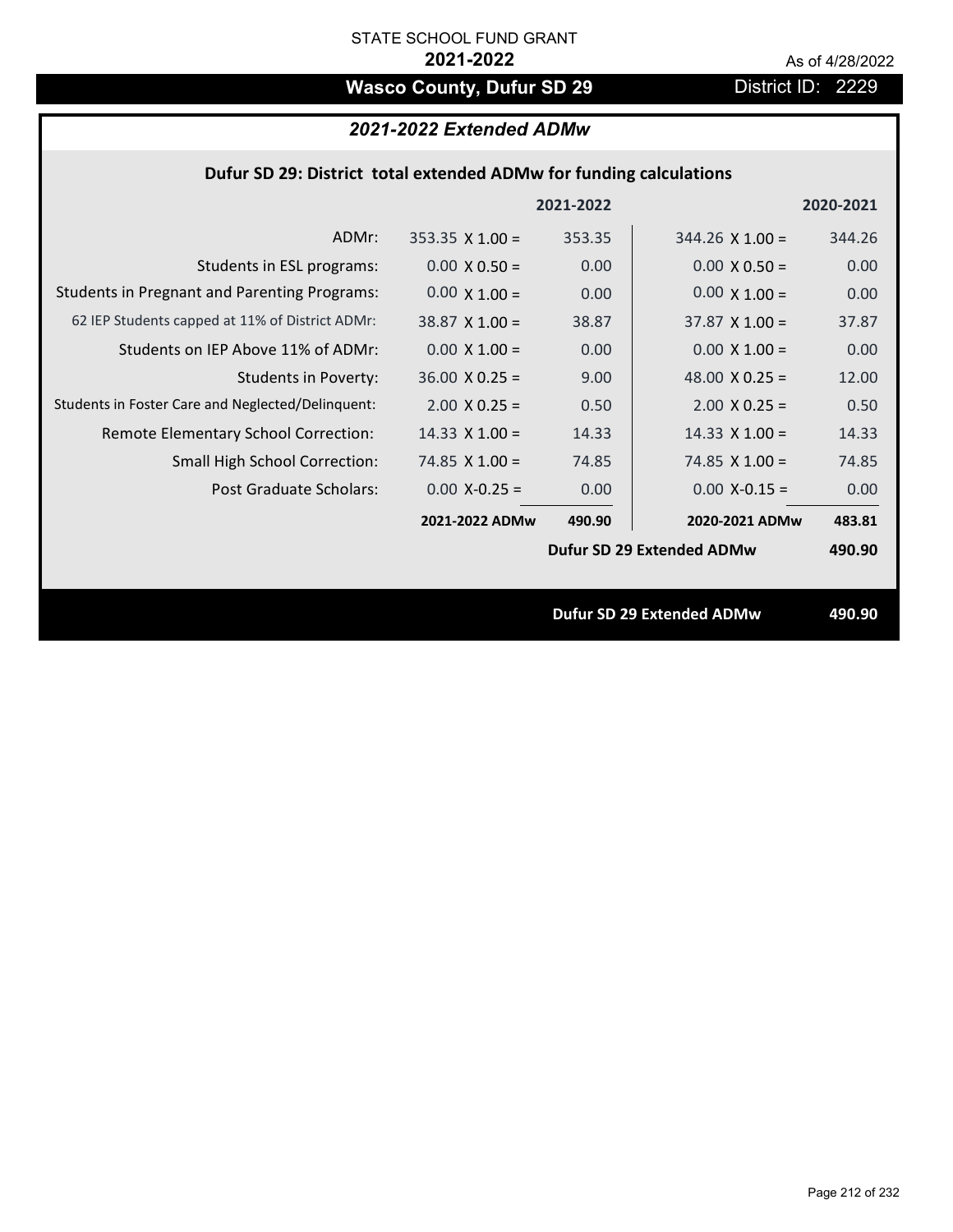STATE SCHOOL FUND GRANT

**2021-2022**

As of 4/28/2022

## Wasco County, Dufur SD 29

District ID: 2229

### *2021-2022 Extended ADMw*

**Dufur SD 29: District total extended ADMw for funding calculations**

| | | 2021-2022 | | 2020-2021 |
|---|---|---|---|---|
| ADMr: | 353.35 X 1.00 = | 353.35 | 344.26 X 1.00 = | 344.26 |
| Students in ESL programs: | 0.00 X 0.50 = | 0.00 | 0.00 X 0.50 = | 0.00 |
| Students in Pregnant and Parenting Programs: | 0.00 X 1.00 = | 0.00 | 0.00 X 1.00 = | 0.00 |
| 62 IEP Students capped at 11% of District ADMr: | 38.87 X 1.00 = | 38.87 | 37.87 X 1.00 = | 37.87 |
| Students on IEP Above 11% of ADMr: | 0.00 X 1.00 = | 0.00 | 0.00 X 1.00 = | 0.00 |
| Students in Poverty: | 36.00 X 0.25 = | 9.00 | 48.00 X 0.25 = | 12.00 |
| Students in Foster Care and Neglected/Delinquent: | 2.00 X 0.25 = | 0.50 | 2.00 X 0.25 = | 0.50 |
| Remote Elementary School Correction: | 14.33 X 1.00 = | 14.33 | 14.33 X 1.00 = | 14.33 |
| Small High School Correction: | 74.85 X 1.00 = | 74.85 | 74.85 X 1.00 = | 74.85 |
| Post Graduate Scholars: | 0.00 X-0.25 = | 0.00 | 0.00 X-0.15 = | 0.00 |
| | **2021-2022 ADMw** | **490.90** | **2020-2021 ADMw** | **483.81** |
| | | | **Dufur SD 29 Extended ADMw** | **490.90** |

**Dufur SD 29 Extended ADMw** **490.90**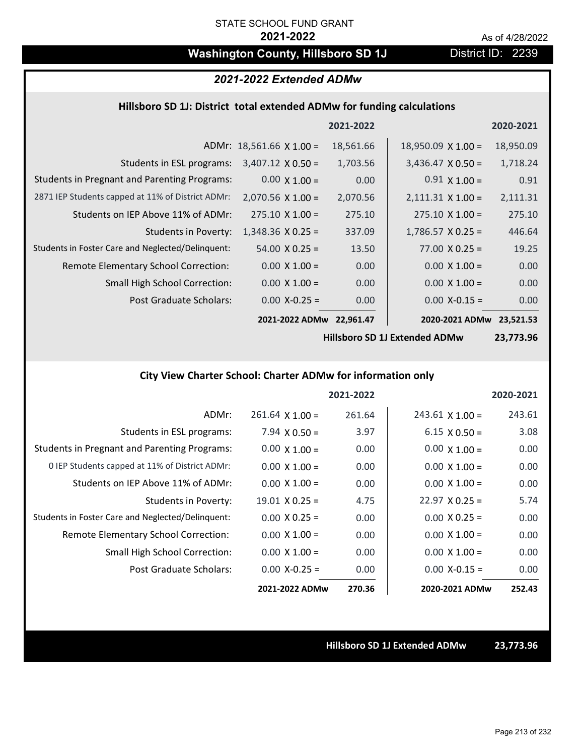STATE SCHOOL FUND GRANT

**2021-2022**

As of 4/28/2022

## Washington County, Hillsboro SD 1J

District ID: 2239

### *2021-2022 Extended ADMw*

#### Hillsboro SD 1J: District total extended ADMw for funding calculations

| | | 2021-2022 | | 2020-2021 |
|---|---|---|---|---|
| ADMr: | 18,561.66 X 1.00 = | 18,561.66 | 18,950.09 X 1.00 = | 18,950.09 |
| Students in ESL programs: | 3,407.12 X 0.50 = | 1,703.56 | 3,436.47 X 0.50 = | 1,718.24 |
| Students in Pregnant and Parenting Programs: | 0.00 X 1.00 = | 0.00 | 0.91 X 1.00 = | 0.91 |
| 2871 IEP Students capped at 11% of District ADMr: | 2,070.56 X 1.00 = | 2,070.56 | 2,111.31 X 1.00 = | 2,111.31 |
| Students on IEP Above 11% of ADMr: | 275.10 X 1.00 = | 275.10 | 275.10 X 1.00 = | 275.10 |
| Students in Poverty: | 1,348.36 X 0.25 = | 337.09 | 1,786.57 X 0.25 = | 446.64 |
| Students in Foster Care and Neglected/Delinquent: | 54.00 X 0.25 = | 13.50 | 77.00 X 0.25 = | 19.25 |
| Remote Elementary School Correction: | 0.00 X 1.00 = | 0.00 | 0.00 X 1.00 = | 0.00 |
| Small High School Correction: | 0.00 X 1.00 = | 0.00 | 0.00 X 1.00 = | 0.00 |
| Post Graduate Scholars: | 0.00 X-0.25 = | 0.00 | 0.00 X-0.15 = | 0.00 |
| | **2021-2022 ADMw** | **22,961.47** | **2020-2021 ADMw** | **23,521.53** |
| | | | **Hillsboro SD 1J Extended ADMw** | **23,773.96** |

#### City View Charter School: Charter ADMw for information only

| | | 2021-2022 | | 2020-2021 |
|---|---|---|---|---|
| ADMr: | 261.64 X 1.00 = | 261.64 | 243.61 X 1.00 = | 243.61 |
| Students in ESL programs: | 7.94 X 0.50 = | 3.97 | 6.15 X 0.50 = | 3.08 |
| Students in Pregnant and Parenting Programs: | 0.00 X 1.00 = | 0.00 | 0.00 X 1.00 = | 0.00 |
| 0 IEP Students capped at 11% of District ADMr: | 0.00 X 1.00 = | 0.00 | 0.00 X 1.00 = | 0.00 |
| Students on IEP Above 11% of ADMr: | 0.00 X 1.00 = | 0.00 | 0.00 X 1.00 = | 0.00 |
| Students in Poverty: | 19.01 X 0.25 = | 4.75 | 22.97 X 0.25 = | 5.74 |
| Students in Foster Care and Neglected/Delinquent: | 0.00 X 0.25 = | 0.00 | 0.00 X 0.25 = | 0.00 |
| Remote Elementary School Correction: | 0.00 X 1.00 = | 0.00 | 0.00 X 1.00 = | 0.00 |
| Small High School Correction: | 0.00 X 1.00 = | 0.00 | 0.00 X 1.00 = | 0.00 |
| Post Graduate Scholars: | 0.00 X-0.25 = | 0.00 | 0.00 X-0.15 = | 0.00 |
| | **2021-2022 ADMw** | **270.36** | **2020-2021 ADMw** | **252.43** |

**Hillsboro SD 1J Extended ADMw** **23,773.96**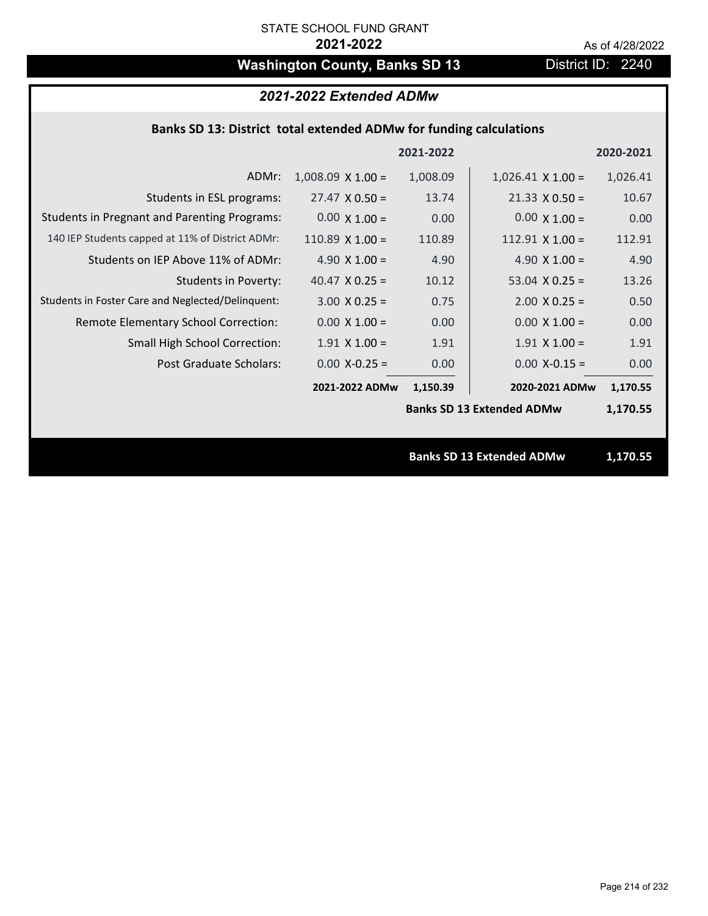STATE SCHOOL FUND GRANT

**2021-2022**

As of 4/28/2022

# Washington County, Banks SD 13

District ID: 2240

## *2021-2022 Extended ADMw*

### Banks SD 13: District total extended ADMw for funding calculations

| | | 2021-2022 | | 2020-2021 |
|---|---|---|---|---|
| ADMr: | 1,008.09 X 1.00 = | 1,008.09 | 1,026.41 X 1.00 = | 1,026.41 |
| Students in ESL programs: | 27.47 X 0.50 = | 13.74 | 21.33 X 0.50 = | 10.67 |
| Students in Pregnant and Parenting Programs: | 0.00 X 1.00 = | 0.00 | 0.00 X 1.00 = | 0.00 |
| 140 IEP Students capped at 11% of District ADMr: | 110.89 X 1.00 = | 110.89 | 112.91 X 1.00 = | 112.91 |
| Students on IEP Above 11% of ADMr: | 4.90 X 1.00 = | 4.90 | 4.90 X 1.00 = | 4.90 |
| Students in Poverty: | 40.47 X 0.25 = | 10.12 | 53.04 X 0.25 = | 13.26 |
| Students in Foster Care and Neglected/Delinquent: | 3.00 X 0.25 = | 0.75 | 2.00 X 0.25 = | 0.50 |
| Remote Elementary School Correction: | 0.00 X 1.00 = | 0.00 | 0.00 X 1.00 = | 0.00 |
| Small High School Correction: | 1.91 X 1.00 = | 1.91 | 1.91 X 1.00 = | 1.91 |
| Post Graduate Scholars: | 0.00 X-0.25 = | 0.00 | 0.00 X-0.15 = | 0.00 |
| | **2021-2022 ADMw** | **1,150.39** | **2020-2021 ADMw** | **1,170.55** |
| | | | **Banks SD 13 Extended ADMw** | **1,170.55** |

**Banks SD 13 Extended ADMw 1,170.55**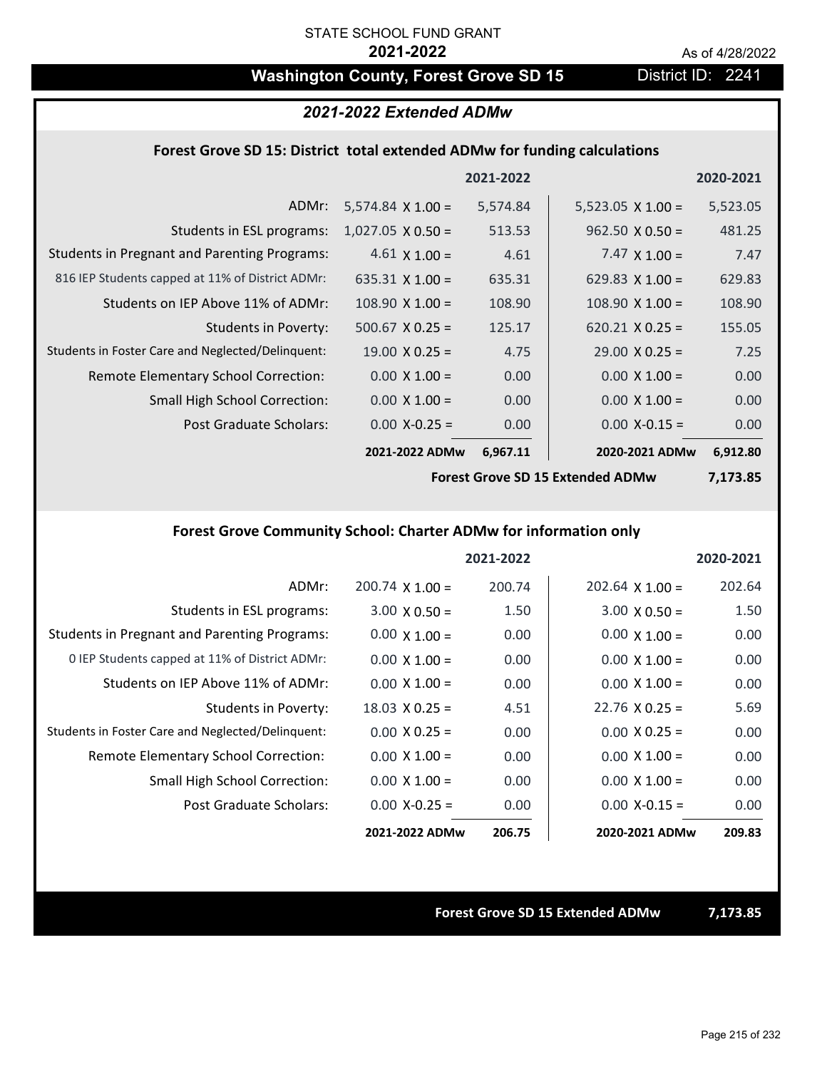STATE SCHOOL FUND GRANT

**2021-2022**

As of 4/28/2022

# Washington County, Forest Grove SD 15

District ID: 2241

## *2021-2022 Extended ADMw*

### Forest Grove SD 15: District total extended ADMw for funding calculations

| | | 2021-2022 | | 2020-2021 |
|---|---|---|---|---|
| ADMr: | 5,574.84 X 1.00 = | 5,574.84 | 5,523.05 X 1.00 = | 5,523.05 |
| Students in ESL programs: | 1,027.05 X 0.50 = | 513.53 | 962.50 X 0.50 = | 481.25 |
| Students in Pregnant and Parenting Programs: | 4.61 X 1.00 = | 4.61 | 7.47 X 1.00 = | 7.47 |
| 816 IEP Students capped at 11% of District ADMr: | 635.31 X 1.00 = | 635.31 | 629.83 X 1.00 = | 629.83 |
| Students on IEP Above 11% of ADMr: | 108.90 X 1.00 = | 108.90 | 108.90 X 1.00 = | 108.90 |
| Students in Poverty: | 500.67 X 0.25 = | 125.17 | 620.21 X 0.25 = | 155.05 |
| Students in Foster Care and Neglected/Delinquent: | 19.00 X 0.25 = | 4.75 | 29.00 X 0.25 = | 7.25 |
| Remote Elementary School Correction: | 0.00 X 1.00 = | 0.00 | 0.00 X 1.00 = | 0.00 |
| Small High School Correction: | 0.00 X 1.00 = | 0.00 | 0.00 X 1.00 = | 0.00 |
| Post Graduate Scholars: | 0.00 X-0.25 = | 0.00 | 0.00 X-0.15 = | 0.00 |
| | **2021-2022 ADMw** | **6,967.11** | **2020-2021 ADMw** | **6,912.80** |
| | | | **Forest Grove SD 15 Extended ADMw** | **7,173.85** |

### Forest Grove Community School: Charter ADMw for information only

| | | 2021-2022 | | 2020-2021 |
|---|---|---|---|---|
| ADMr: | 200.74 X 1.00 = | 200.74 | 202.64 X 1.00 = | 202.64 |
| Students in ESL programs: | 3.00 X 0.50 = | 1.50 | 3.00 X 0.50 = | 1.50 |
| Students in Pregnant and Parenting Programs: | 0.00 X 1.00 = | 0.00 | 0.00 X 1.00 = | 0.00 |
| 0 IEP Students capped at 11% of District ADMr: | 0.00 X 1.00 = | 0.00 | 0.00 X 1.00 = | 0.00 |
| Students on IEP Above 11% of ADMr: | 0.00 X 1.00 = | 0.00 | 0.00 X 1.00 = | 0.00 |
| Students in Poverty: | 18.03 X 0.25 = | 4.51 | 22.76 X 0.25 = | 5.69 |
| Students in Foster Care and Neglected/Delinquent: | 0.00 X 0.25 = | 0.00 | 0.00 X 0.25 = | 0.00 |
| Remote Elementary School Correction: | 0.00 X 1.00 = | 0.00 | 0.00 X 1.00 = | 0.00 |
| Small High School Correction: | 0.00 X 1.00 = | 0.00 | 0.00 X 1.00 = | 0.00 |
| Post Graduate Scholars: | 0.00 X-0.25 = | 0.00 | 0.00 X-0.15 = | 0.00 |
| | **2021-2022 ADMw** | **206.75** | **2020-2021 ADMw** | **209.83** |

**Forest Grove SD 15 Extended ADMw** **7,173.85**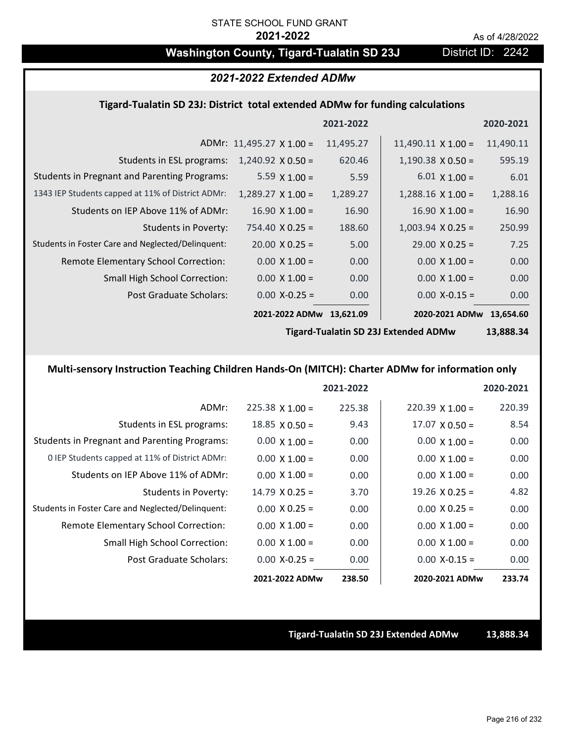STATE SCHOOL FUND GRANT

**2021-2022**

As of 4/28/2022

## Washington County, Tigard-Tualatin SD 23J

District ID: 2242

### *2021-2022 Extended ADMw*

**Tigard-Tualatin SD 23J: District total extended ADMw for funding calculations**

| | | 2021-2022 | | 2020-2021 |
|---|---|---|---|---|
| ADMr: | 11,495.27 X 1.00 = | 11,495.27 | 11,490.11 X 1.00 = | 11,490.11 |
| Students in ESL programs: | 1,240.92 X 0.50 = | 620.46 | 1,190.38 X 0.50 = | 595.19 |
| Students in Pregnant and Parenting Programs: | 5.59 X 1.00 = | 5.59 | 6.01 X 1.00 = | 6.01 |
| 1343 IEP Students capped at 11% of District ADMr: | 1,289.27 X 1.00 = | 1,289.27 | 1,288.16 X 1.00 = | 1,288.16 |
| Students on IEP Above 11% of ADMr: | 16.90 X 1.00 = | 16.90 | 16.90 X 1.00 = | 16.90 |
| Students in Poverty: | 754.40 X 0.25 = | 188.60 | 1,003.94 X 0.25 = | 250.99 |
| Students in Foster Care and Neglected/Delinquent: | 20.00 X 0.25 = | 5.00 | 29.00 X 0.25 = | 7.25 |
| Remote Elementary School Correction: | 0.00 X 1.00 = | 0.00 | 0.00 X 1.00 = | 0.00 |
| Small High School Correction: | 0.00 X 1.00 = | 0.00 | 0.00 X 1.00 = | 0.00 |
| Post Graduate Scholars: | 0.00 X-0.25 = | 0.00 | 0.00 X-0.15 = | 0.00 |
| | **2021-2022 ADMw** | **13,621.09** | **2020-2021 ADMw** | **13,654.60** |

**Tigard-Tualatin SD 23J Extended ADMw 13,888.34**

**Multi-sensory Instruction Teaching Children Hands-On (MITCH): Charter ADMw for information only**

| | | 2021-2022 | | 2020-2021 |
|---|---|---|---|---|
| ADMr: | 225.38 X 1.00 = | 225.38 | 220.39 X 1.00 = | 220.39 |
| Students in ESL programs: | 18.85 X 0.50 = | 9.43 | 17.07 X 0.50 = | 8.54 |
| Students in Pregnant and Parenting Programs: | 0.00 X 1.00 = | 0.00 | 0.00 X 1.00 = | 0.00 |
| 0 IEP Students capped at 11% of District ADMr: | 0.00 X 1.00 = | 0.00 | 0.00 X 1.00 = | 0.00 |
| Students on IEP Above 11% of ADMr: | 0.00 X 1.00 = | 0.00 | 0.00 X 1.00 = | 0.00 |
| Students in Poverty: | 14.79 X 0.25 = | 3.70 | 19.26 X 0.25 = | 4.82 |
| Students in Foster Care and Neglected/Delinquent: | 0.00 X 0.25 = | 0.00 | 0.00 X 0.25 = | 0.00 |
| Remote Elementary School Correction: | 0.00 X 1.00 = | 0.00 | 0.00 X 1.00 = | 0.00 |
| Small High School Correction: | 0.00 X 1.00 = | 0.00 | 0.00 X 1.00 = | 0.00 |
| Post Graduate Scholars: | 0.00 X-0.25 = | 0.00 | 0.00 X-0.15 = | 0.00 |
| | **2021-2022 ADMw** | **238.50** | **2020-2021 ADMw** | **233.74** |

**Tigard-Tualatin SD 23J Extended ADMw 13,888.34**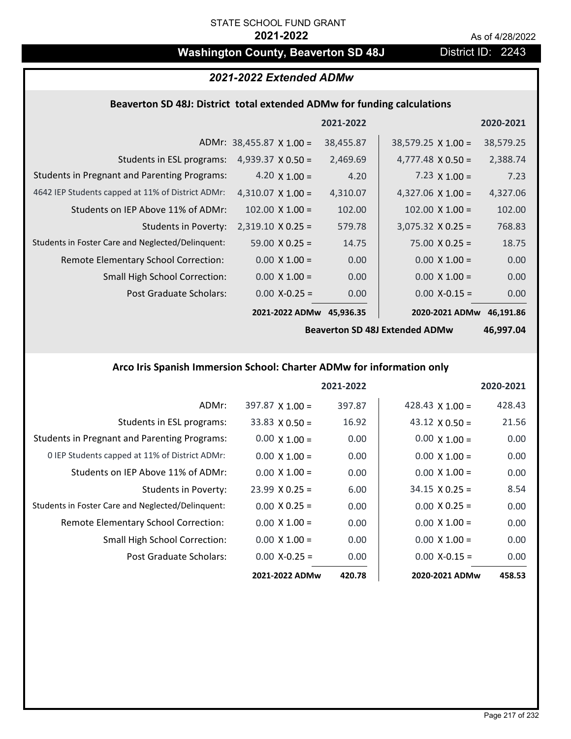STATE SCHOOL FUND GRANT

**2021-2022**

As of 4/28/2022

# Washington County, Beaverton SD 48J

District ID: 2243

## *2021-2022 Extended ADMw*

### Beaverton SD 48J: District total extended ADMw for funding calculations

| | | 2021-2022 | | 2020-2021 |
|---|---|---|---|---|
| ADMr: | 38,455.87 X 1.00 = | 38,455.87 | 38,579.25 X 1.00 = | 38,579.25 |
| Students in ESL programs: | 4,939.37 X 0.50 = | 2,469.69 | 4,777.48 X 0.50 = | 2,388.74 |
| Students in Pregnant and Parenting Programs: | 4.20 X 1.00 = | 4.20 | 7.23 X 1.00 = | 7.23 |
| 4642 IEP Students capped at 11% of District ADMr: | 4,310.07 X 1.00 = | 4,310.07 | 4,327.06 X 1.00 = | 4,327.06 |
| Students on IEP Above 11% of ADMr: | 102.00 X 1.00 = | 102.00 | 102.00 X 1.00 = | 102.00 |
| Students in Poverty: | 2,319.10 X 0.25 = | 579.78 | 3,075.32 X 0.25 = | 768.83 |
| Students in Foster Care and Neglected/Delinquent: | 59.00 X 0.25 = | 14.75 | 75.00 X 0.25 = | 18.75 |
| Remote Elementary School Correction: | 0.00 X 1.00 = | 0.00 | 0.00 X 1.00 = | 0.00 |
| Small High School Correction: | 0.00 X 1.00 = | 0.00 | 0.00 X 1.00 = | 0.00 |
| Post Graduate Scholars: | 0.00 X-0.25 = | 0.00 | 0.00 X-0.15 = | 0.00 |
| | **2021-2022 ADMw** | **45,936.35** | **2020-2021 ADMw** | **46,191.86** |
| | | | **Beaverton SD 48J Extended ADMw** | **46,997.04** |

### Arco Iris Spanish Immersion School: Charter ADMw for information only

| | | 2021-2022 | | 2020-2021 |
|---|---|---|---|---|
| ADMr: | 397.87 X 1.00 = | 397.87 | 428.43 X 1.00 = | 428.43 |
| Students in ESL programs: | 33.83 X 0.50 = | 16.92 | 43.12 X 0.50 = | 21.56 |
| Students in Pregnant and Parenting Programs: | 0.00 X 1.00 = | 0.00 | 0.00 X 1.00 = | 0.00 |
| 0 IEP Students capped at 11% of District ADMr: | 0.00 X 1.00 = | 0.00 | 0.00 X 1.00 = | 0.00 |
| Students on IEP Above 11% of ADMr: | 0.00 X 1.00 = | 0.00 | 0.00 X 1.00 = | 0.00 |
| Students in Poverty: | 23.99 X 0.25 = | 6.00 | 34.15 X 0.25 = | 8.54 |
| Students in Foster Care and Neglected/Delinquent: | 0.00 X 0.25 = | 0.00 | 0.00 X 0.25 = | 0.00 |
| Remote Elementary School Correction: | 0.00 X 1.00 = | 0.00 | 0.00 X 1.00 = | 0.00 |
| Small High School Correction: | 0.00 X 1.00 = | 0.00 | 0.00 X 1.00 = | 0.00 |
| Post Graduate Scholars: | 0.00 X-0.25 = | 0.00 | 0.00 X-0.15 = | 0.00 |
| | **2021-2022 ADMw** | **420.78** | **2020-2021 ADMw** | **458.53** |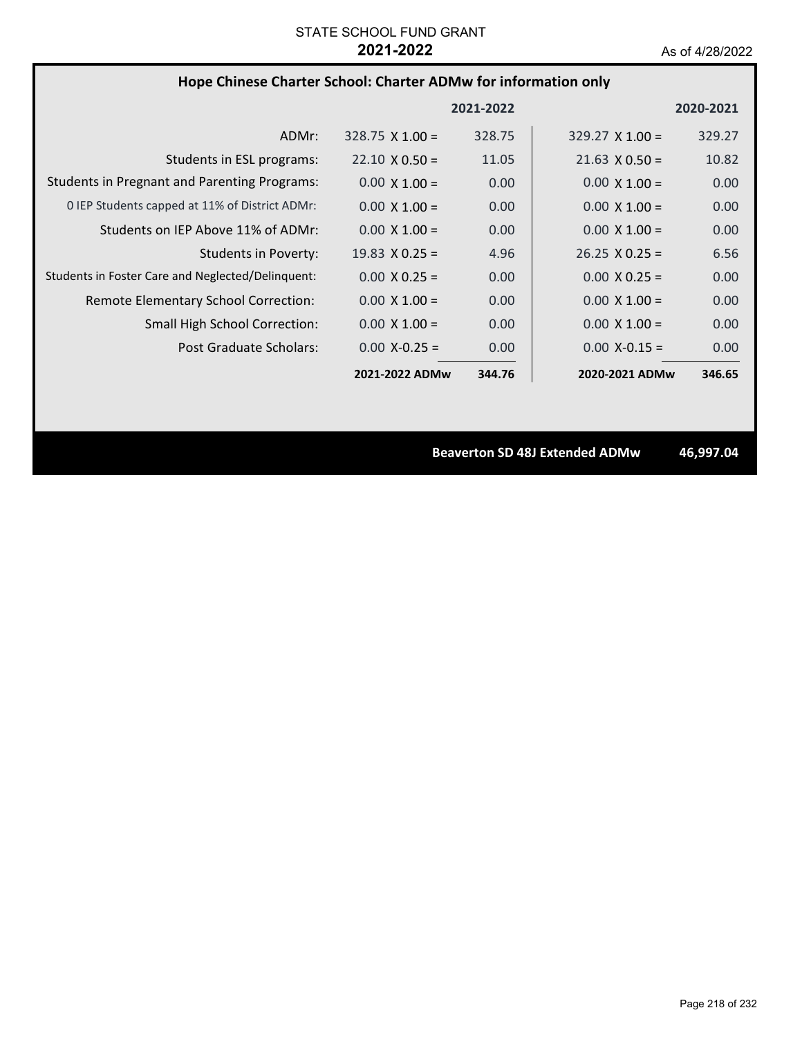STATE SCHOOL FUND GRANT

**2021-2022**

As of 4/28/2022

## Hope Chinese Charter School: Charter ADMw for information only

| | 2021-2022 | | 2020-2021 | |
|---|---|---|---|---|
| ADMr: | 328.75 X 1.00 = | 328.75 | 329.27 X 1.00 = | 329.27 |
| Students in ESL programs: | 22.10 X 0.50 = | 11.05 | 21.63 X 0.50 = | 10.82 |
| Students in Pregnant and Parenting Programs: | 0.00 X 1.00 = | 0.00 | 0.00 X 1.00 = | 0.00 |
| 0 IEP Students capped at 11% of District ADMr: | 0.00 X 1.00 = | 0.00 | 0.00 X 1.00 = | 0.00 |
| Students on IEP Above 11% of ADMr: | 0.00 X 1.00 = | 0.00 | 0.00 X 1.00 = | 0.00 |
| Students in Poverty: | 19.83 X 0.25 = | 4.96 | 26.25 X 0.25 = | 6.56 |
| Students in Foster Care and Neglected/Delinquent: | 0.00 X 0.25 = | 0.00 | 0.00 X 0.25 = | 0.00 |
| Remote Elementary School Correction: | 0.00 X 1.00 = | 0.00 | 0.00 X 1.00 = | 0.00 |
| Small High School Correction: | 0.00 X 1.00 = | 0.00 | 0.00 X 1.00 = | 0.00 |
| Post Graduate Scholars: | 0.00 X-0.25 = | 0.00 | 0.00 X-0.15 = | 0.00 |
| | **2021-2022 ADMw** | **344.76** | **2020-2021 ADMw** | **346.65** |

**Beaverton SD 48J Extended ADMw 46,997.04**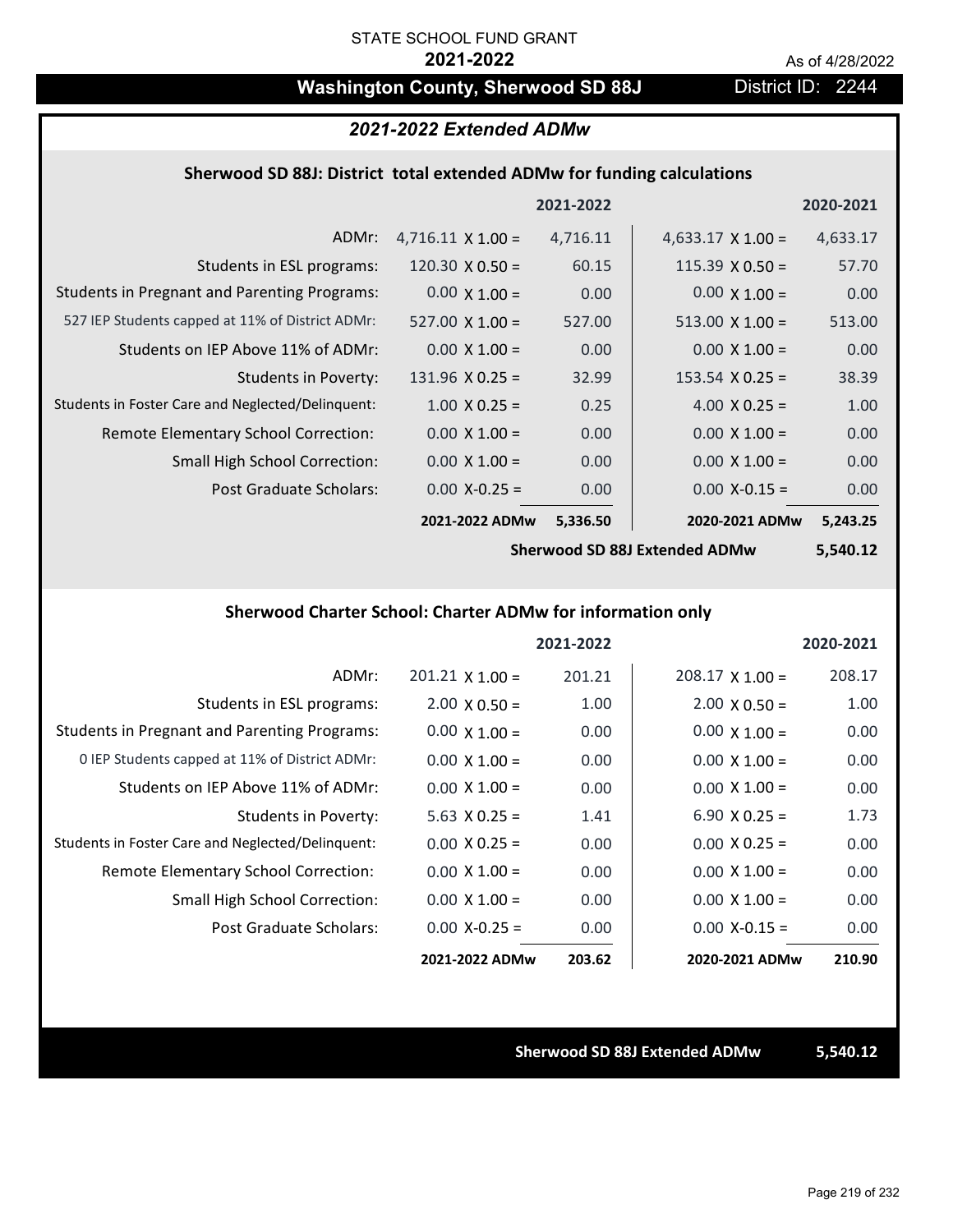STATE SCHOOL FUND GRANT

**2021-2022**

As of 4/28/2022

# Washington County, Sherwood SD 88J

District ID: 2244

## *2021-2022 Extended ADMw*

### Sherwood SD 88J: District total extended ADMw for funding calculations

| | | 2021-2022 | | 2020-2021 |
|---|---|---|---|---|
| ADMr: | 4,716.11 X 1.00 = | 4,716.11 | 4,633.17 X 1.00 = | 4,633.17 |
| Students in ESL programs: | 120.30 X 0.50 = | 60.15 | 115.39 X 0.50 = | 57.70 |
| Students in Pregnant and Parenting Programs: | 0.00 X 1.00 = | 0.00 | 0.00 X 1.00 = | 0.00 |
| 527 IEP Students capped at 11% of District ADMr: | 527.00 X 1.00 = | 527.00 | 513.00 X 1.00 = | 513.00 |
| Students on IEP Above 11% of ADMr: | 0.00 X 1.00 = | 0.00 | 0.00 X 1.00 = | 0.00 |
| Students in Poverty: | 131.96 X 0.25 = | 32.99 | 153.54 X 0.25 = | 38.39 |
| Students in Foster Care and Neglected/Delinquent: | 1.00 X 0.25 = | 0.25 | 4.00 X 0.25 = | 1.00 |
| Remote Elementary School Correction: | 0.00 X 1.00 = | 0.00 | 0.00 X 1.00 = | 0.00 |
| Small High School Correction: | 0.00 X 1.00 = | 0.00 | 0.00 X 1.00 = | 0.00 |
| Post Graduate Scholars: | 0.00 X-0.25 = | 0.00 | 0.00 X-0.15 = | 0.00 |
| | **2021-2022 ADMw** | **5,336.50** | **2020-2021 ADMw** | **5,243.25** |
| | | | **Sherwood SD 88J Extended ADMw** | **5,540.12** |

### Sherwood Charter School: Charter ADMw for information only

| | | 2021-2022 | | 2020-2021 |
|---|---|---|---|---|
| ADMr: | 201.21 X 1.00 = | 201.21 | 208.17 X 1.00 = | 208.17 |
| Students in ESL programs: | 2.00 X 0.50 = | 1.00 | 2.00 X 0.50 = | 1.00 |
| Students in Pregnant and Parenting Programs: | 0.00 X 1.00 = | 0.00 | 0.00 X 1.00 = | 0.00 |
| 0 IEP Students capped at 11% of District ADMr: | 0.00 X 1.00 = | 0.00 | 0.00 X 1.00 = | 0.00 |
| Students on IEP Above 11% of ADMr: | 0.00 X 1.00 = | 0.00 | 0.00 X 1.00 = | 0.00 |
| Students in Poverty: | 5.63 X 0.25 = | 1.41 | 6.90 X 0.25 = | 1.73 |
| Students in Foster Care and Neglected/Delinquent: | 0.00 X 0.25 = | 0.00 | 0.00 X 0.25 = | 0.00 |
| Remote Elementary School Correction: | 0.00 X 1.00 = | 0.00 | 0.00 X 1.00 = | 0.00 |
| Small High School Correction: | 0.00 X 1.00 = | 0.00 | 0.00 X 1.00 = | 0.00 |
| Post Graduate Scholars: | 0.00 X-0.25 = | 0.00 | 0.00 X-0.15 = | 0.00 |
| | **2021-2022 ADMw** | **203.62** | **2020-2021 ADMw** | **210.90** |

**Sherwood SD 88J Extended ADMw** **5,540.12**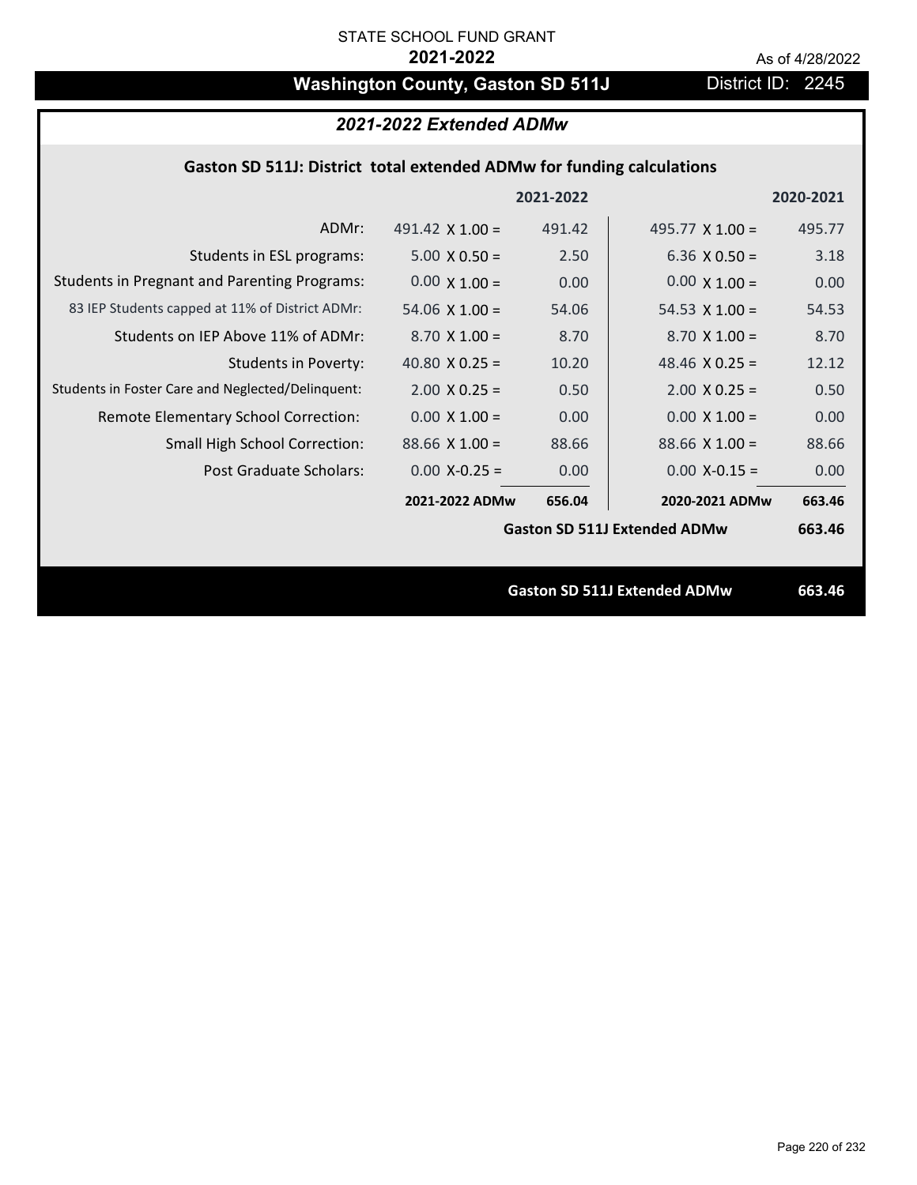STATE SCHOOL FUND GRANT

**2021-2022**

As of 4/28/2022

# Washington County, Gaston SD 511J

District ID: 2245

## *2021-2022 Extended ADMw*

### Gaston SD 511J: District total extended ADMw for funding calculations

| | | 2021-2022 | | 2020-2021 |
|---|---|---|---|---|
| ADMr: | 491.42 X 1.00 = | 491.42 | 495.77 X 1.00 = | 495.77 |
| Students in ESL programs: | 5.00 X 0.50 = | 2.50 | 6.36 X 0.50 = | 3.18 |
| Students in Pregnant and Parenting Programs: | 0.00 X 1.00 = | 0.00 | 0.00 X 1.00 = | 0.00 |
| 83 IEP Students capped at 11% of District ADMr: | 54.06 X 1.00 = | 54.06 | 54.53 X 1.00 = | 54.53 |
| Students on IEP Above 11% of ADMr: | 8.70 X 1.00 = | 8.70 | 8.70 X 1.00 = | 8.70 |
| Students in Poverty: | 40.80 X 0.25 = | 10.20 | 48.46 X 0.25 = | 12.12 |
| Students in Foster Care and Neglected/Delinquent: | 2.00 X 0.25 = | 0.50 | 2.00 X 0.25 = | 0.50 |
| Remote Elementary School Correction: | 0.00 X 1.00 = | 0.00 | 0.00 X 1.00 = | 0.00 |
| Small High School Correction: | 88.66 X 1.00 = | 88.66 | 88.66 X 1.00 = | 88.66 |
| Post Graduate Scholars: | 0.00 X-0.25 = | 0.00 | 0.00 X-0.15 = | 0.00 |
| | **2021-2022 ADMw** | **656.04** | **2020-2021 ADMw** | **663.46** |
| | | | **Gaston SD 511J Extended ADMw** | **663.46** |

**Gaston SD 511J Extended ADMw 663.46**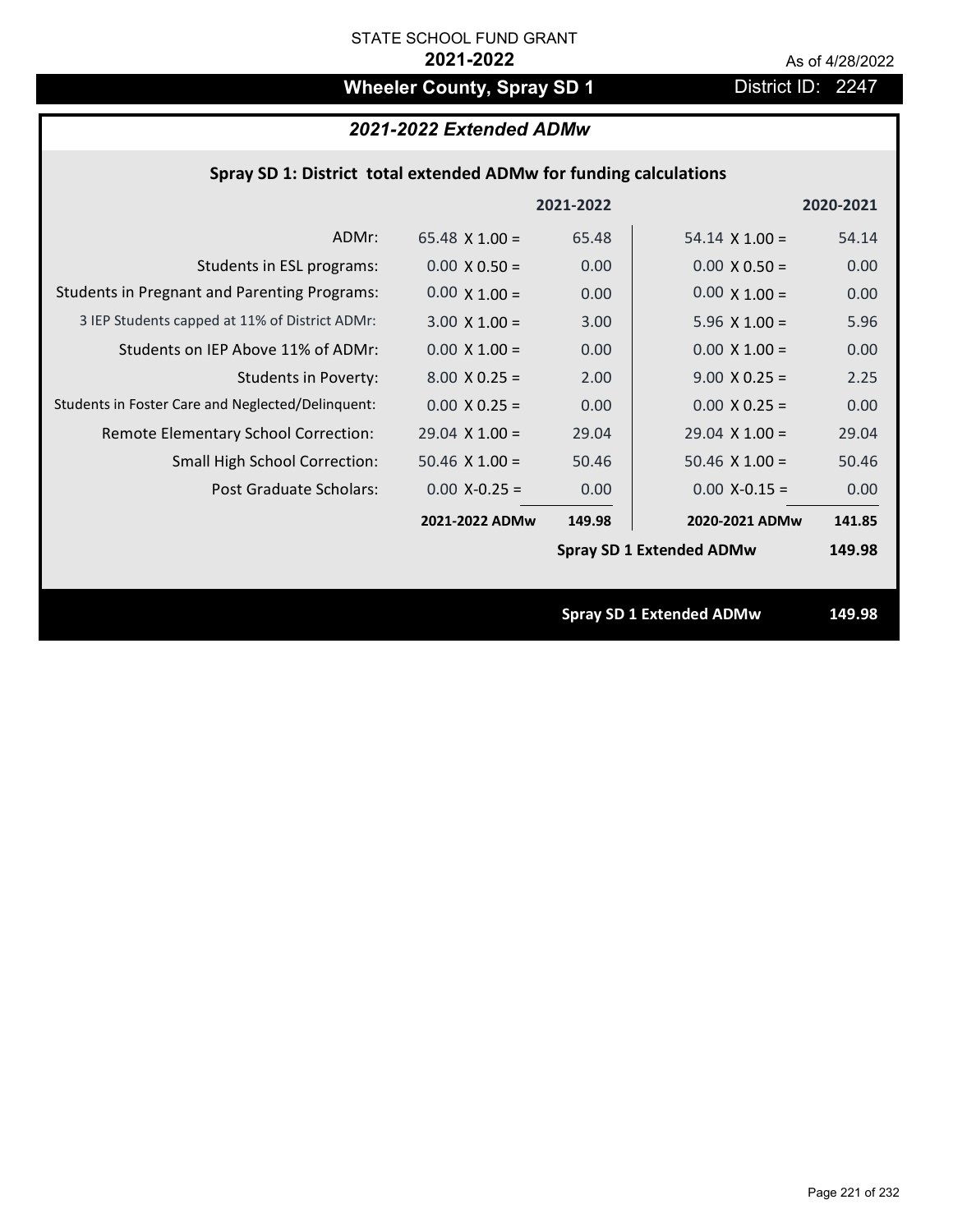STATE SCHOOL FUND GRANT

**2021-2022**

As of 4/28/2022

# Wheeler County, Spray SD 1

District ID: 2247

## *2021-2022 Extended ADMw*

### Spray SD 1: District total extended ADMw for funding calculations

| | | 2021-2022 | | 2020-2021 |
|---|---|---|---|---|
| ADMr: | 65.48 X 1.00 = | 65.48 | 54.14 X 1.00 = | 54.14 |
| Students in ESL programs: | 0.00 X 0.50 = | 0.00 | 0.00 X 0.50 = | 0.00 |
| Students in Pregnant and Parenting Programs: | 0.00 X 1.00 = | 0.00 | 0.00 X 1.00 = | 0.00 |
| 3 IEP Students capped at 11% of District ADMr: | 3.00 X 1.00 = | 3.00 | 5.96 X 1.00 = | 5.96 |
| Students on IEP Above 11% of ADMr: | 0.00 X 1.00 = | 0.00 | 0.00 X 1.00 = | 0.00 |
| Students in Poverty: | 8.00 X 0.25 = | 2.00 | 9.00 X 0.25 = | 2.25 |
| Students in Foster Care and Neglected/Delinquent: | 0.00 X 0.25 = | 0.00 | 0.00 X 0.25 = | 0.00 |
| Remote Elementary School Correction: | 29.04 X 1.00 = | 29.04 | 29.04 X 1.00 = | 29.04 |
| Small High School Correction: | 50.46 X 1.00 = | 50.46 | 50.46 X 1.00 = | 50.46 |
| Post Graduate Scholars: | 0.00 X-0.25 = | 0.00 | 0.00 X-0.15 = | 0.00 |
| | **2021-2022 ADMw** | **149.98** | **2020-2021 ADMw** | **141.85** |
| | | | **Spray SD 1 Extended ADMw** | **149.98** |

**Spray SD 1 Extended ADMw** **149.98**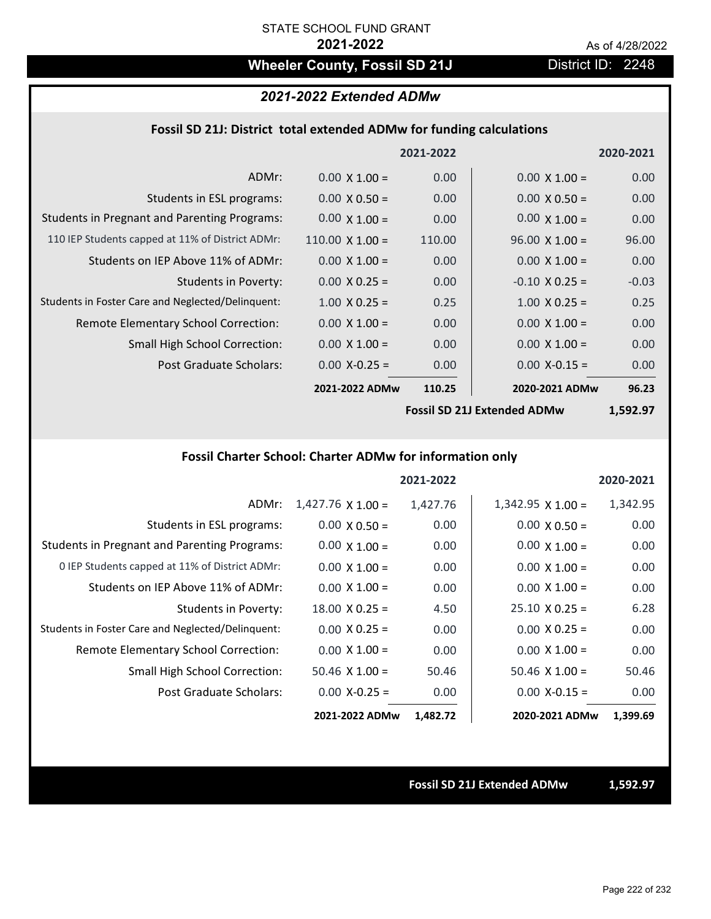STATE SCHOOL FUND GRANT

**2021-2022**

As of 4/28/2022

# Wheeler County, Fossil SD 21J

District ID: 2248

## *2021-2022 Extended ADMw*

### Fossil SD 21J: District total extended ADMw for funding calculations

| | | 2021-2022 | | 2020-2021 |
|---|---|---|---|---|
| ADMr: | 0.00 X 1.00 = | 0.00 | 0.00 X 1.00 = | 0.00 |
| Students in ESL programs: | 0.00 X 0.50 = | 0.00 | 0.00 X 0.50 = | 0.00 |
| Students in Pregnant and Parenting Programs: | 0.00 X 1.00 = | 0.00 | 0.00 X 1.00 = | 0.00 |
| 110 IEP Students capped at 11% of District ADMr: | 110.00 X 1.00 = | 110.00 | 96.00 X 1.00 = | 96.00 |
| Students on IEP Above 11% of ADMr: | 0.00 X 1.00 = | 0.00 | 0.00 X 1.00 = | 0.00 |
| Students in Poverty: | 0.00 X 0.25 = | 0.00 | -0.10 X 0.25 = | -0.03 |
| Students in Foster Care and Neglected/Delinquent: | 1.00 X 0.25 = | 0.25 | 1.00 X 0.25 = | 0.25 |
| Remote Elementary School Correction: | 0.00 X 1.00 = | 0.00 | 0.00 X 1.00 = | 0.00 |
| Small High School Correction: | 0.00 X 1.00 = | 0.00 | 0.00 X 1.00 = | 0.00 |
| Post Graduate Scholars: | 0.00 X-0.25 = | 0.00 | 0.00 X-0.15 = | 0.00 |
| | **2021-2022 ADMw** | **110.25** | **2020-2021 ADMw** | **96.23** |
| | | | **Fossil SD 21J Extended ADMw** | **1,592.97** |

### Fossil Charter School: Charter ADMw for information only

| | | 2021-2022 | | 2020-2021 |
|---|---|---|---|---|
| ADMr: | 1,427.76 X 1.00 = | 1,427.76 | 1,342.95 X 1.00 = | 1,342.95 |
| Students in ESL programs: | 0.00 X 0.50 = | 0.00 | 0.00 X 0.50 = | 0.00 |
| Students in Pregnant and Parenting Programs: | 0.00 X 1.00 = | 0.00 | 0.00 X 1.00 = | 0.00 |
| 0 IEP Students capped at 11% of District ADMr: | 0.00 X 1.00 = | 0.00 | 0.00 X 1.00 = | 0.00 |
| Students on IEP Above 11% of ADMr: | 0.00 X 1.00 = | 0.00 | 0.00 X 1.00 = | 0.00 |
| Students in Poverty: | 18.00 X 0.25 = | 4.50 | 25.10 X 0.25 = | 6.28 |
| Students in Foster Care and Neglected/Delinquent: | 0.00 X 0.25 = | 0.00 | 0.00 X 0.25 = | 0.00 |
| Remote Elementary School Correction: | 0.00 X 1.00 = | 0.00 | 0.00 X 1.00 = | 0.00 |
| Small High School Correction: | 50.46 X 1.00 = | 50.46 | 50.46 X 1.00 = | 50.46 |
| Post Graduate Scholars: | 0.00 X-0.25 = | 0.00 | 0.00 X-0.15 = | 0.00 |
| | **2021-2022 ADMw** | **1,482.72** | **2020-2021 ADMw** | **1,399.69** |

**Fossil SD 21J Extended ADMw** **1,592.97**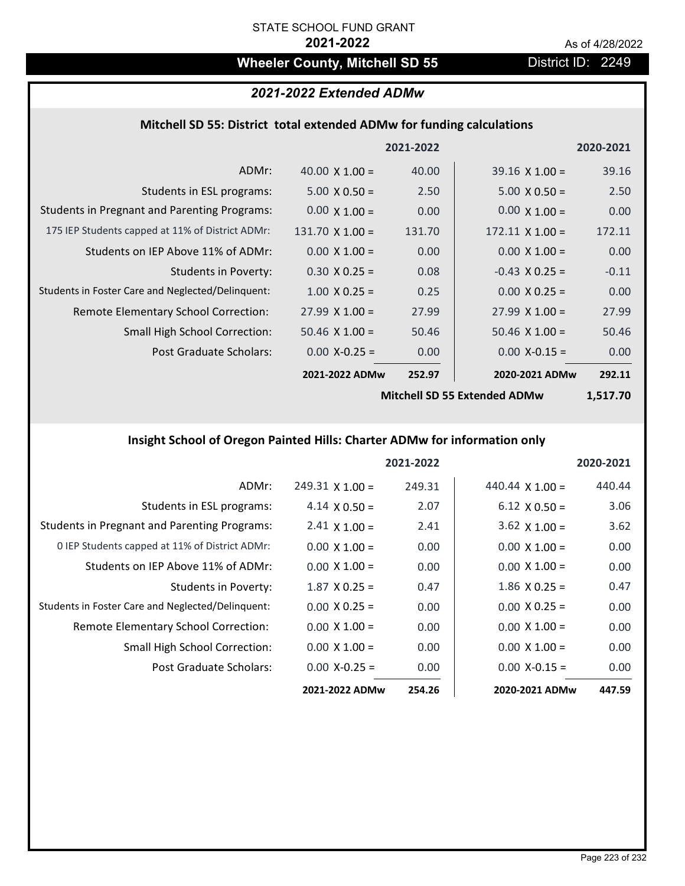STATE SCHOOL FUND GRANT

**2021-2022**

As of 4/28/2022

# Wheeler County, Mitchell SD 55

District ID: 2249

## *2021-2022 Extended ADMw*

### Mitchell SD 55: District total extended ADMw for funding calculations

| | | 2021-2022 | | 2020-2021 |
|---|---|---|---|---|
| ADMr: | 40.00 X 1.00 = | 40.00 | 39.16 X 1.00 = | 39.16 |
| Students in ESL programs: | 5.00 X 0.50 = | 2.50 | 5.00 X 0.50 = | 2.50 |
| Students in Pregnant and Parenting Programs: | 0.00 X 1.00 = | 0.00 | 0.00 X 1.00 = | 0.00 |
| 175 IEP Students capped at 11% of District ADMr: | 131.70 X 1.00 = | 131.70 | 172.11 X 1.00 = | 172.11 |
| Students on IEP Above 11% of ADMr: | 0.00 X 1.00 = | 0.00 | 0.00 X 1.00 = | 0.00 |
| Students in Poverty: | 0.30 X 0.25 = | 0.08 | -0.43 X 0.25 = | -0.11 |
| Students in Foster Care and Neglected/Delinquent: | 1.00 X 0.25 = | 0.25 | 0.00 X 0.25 = | 0.00 |
| Remote Elementary School Correction: | 27.99 X 1.00 = | 27.99 | 27.99 X 1.00 = | 27.99 |
| Small High School Correction: | 50.46 X 1.00 = | 50.46 | 50.46 X 1.00 = | 50.46 |
| Post Graduate Scholars: | 0.00 X-0.25 = | 0.00 | 0.00 X-0.15 = | 0.00 |
| | **2021-2022 ADMw** | **252.97** | **2020-2021 ADMw** | **292.11** |
| | | **Mitchell SD 55 Extended ADMw** | | **1,517.70** |

### Insight School of Oregon Painted Hills: Charter ADMw for information only

| | | 2021-2022 | | 2020-2021 |
|---|---|---|---|---|
| ADMr: | 249.31 X 1.00 = | 249.31 | 440.44 X 1.00 = | 440.44 |
| Students in ESL programs: | 4.14 X 0.50 = | 2.07 | 6.12 X 0.50 = | 3.06 |
| Students in Pregnant and Parenting Programs: | 2.41 X 1.00 = | 2.41 | 3.62 X 1.00 = | 3.62 |
| 0 IEP Students capped at 11% of District ADMr: | 0.00 X 1.00 = | 0.00 | 0.00 X 1.00 = | 0.00 |
| Students on IEP Above 11% of ADMr: | 0.00 X 1.00 = | 0.00 | 0.00 X 1.00 = | 0.00 |
| Students in Poverty: | 1.87 X 0.25 = | 0.47 | 1.86 X 0.25 = | 0.47 |
| Students in Foster Care and Neglected/Delinquent: | 0.00 X 0.25 = | 0.00 | 0.00 X 0.25 = | 0.00 |
| Remote Elementary School Correction: | 0.00 X 1.00 = | 0.00 | 0.00 X 1.00 = | 0.00 |
| Small High School Correction: | 0.00 X 1.00 = | 0.00 | 0.00 X 1.00 = | 0.00 |
| Post Graduate Scholars: | 0.00 X-0.25 = | 0.00 | 0.00 X-0.15 = | 0.00 |
| | **2021-2022 ADMw** | **254.26** | **2020-2021 ADMw** | **447.59** |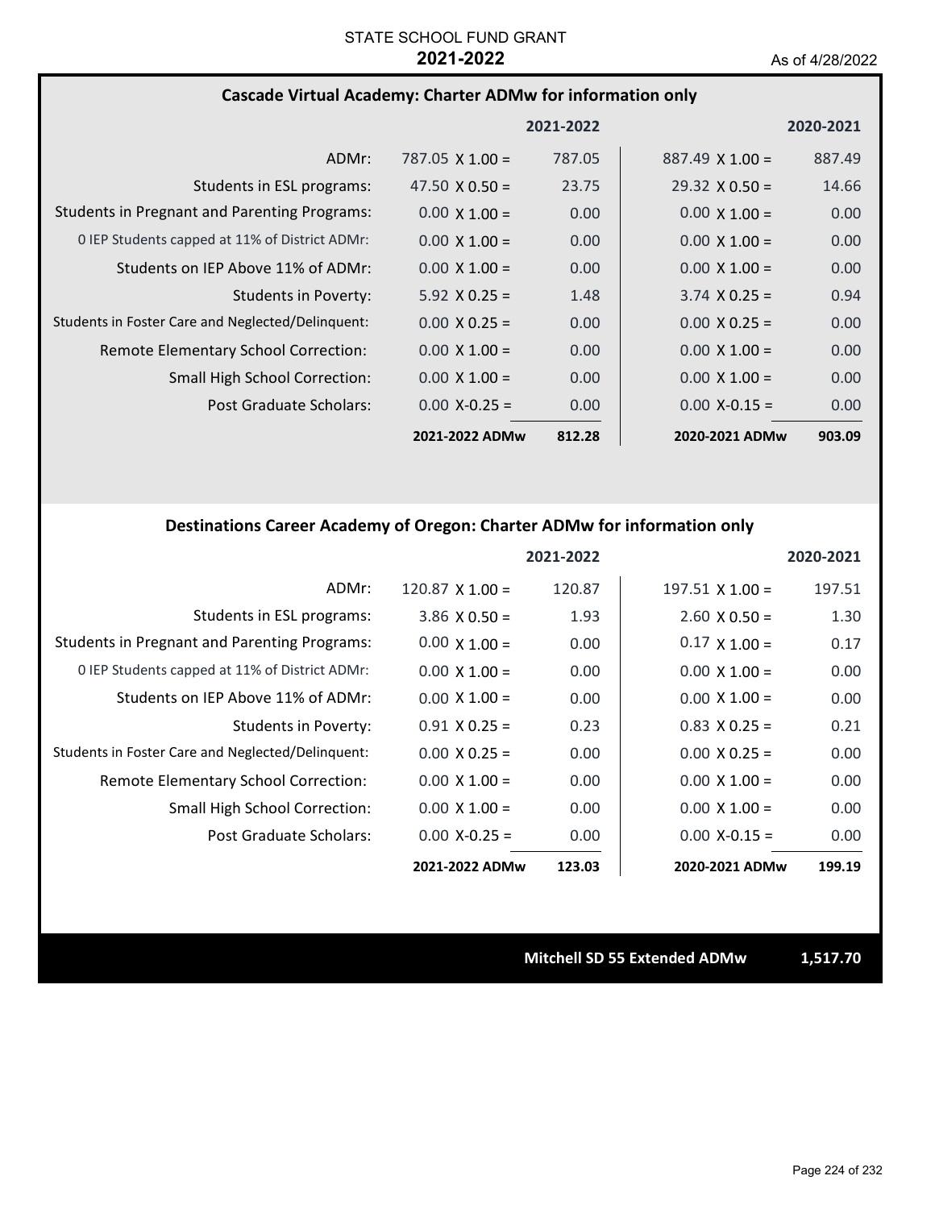STATE SCHOOL FUND GRANT

**2021-2022**

As of 4/28/2022

### Cascade Virtual Academy: Charter ADMw for information only

| | | 2021-2022 | | 2020-2021 |
|---|---|---|---|---|
| ADMr: | 787.05 X 1.00 = | 787.05 | 887.49 X 1.00 = | 887.49 |
| Students in ESL programs: | 47.50 X 0.50 = | 23.75 | 29.32 X 0.50 = | 14.66 |
| Students in Pregnant and Parenting Programs: | 0.00 X 1.00 = | 0.00 | 0.00 X 1.00 = | 0.00 |
| 0 IEP Students capped at 11% of District ADMr: | 0.00 X 1.00 = | 0.00 | 0.00 X 1.00 = | 0.00 |
| Students on IEP Above 11% of ADMr: | 0.00 X 1.00 = | 0.00 | 0.00 X 1.00 = | 0.00 |
| Students in Poverty: | 5.92 X 0.25 = | 1.48 | 3.74 X 0.25 = | 0.94 |
| Students in Foster Care and Neglected/Delinquent: | 0.00 X 0.25 = | 0.00 | 0.00 X 0.25 = | 0.00 |
| Remote Elementary School Correction: | 0.00 X 1.00 = | 0.00 | 0.00 X 1.00 = | 0.00 |
| Small High School Correction: | 0.00 X 1.00 = | 0.00 | 0.00 X 1.00 = | 0.00 |
| Post Graduate Scholars: | 0.00 X-0.25 = | 0.00 | 0.00 X-0.15 = | 0.00 |
| | **2021-2022 ADMw** | **812.28** | **2020-2021 ADMw** | **903.09** |

### Destinations Career Academy of Oregon: Charter ADMw for information only

| | | 2021-2022 | | 2020-2021 |
|---|---|---|---|---|
| ADMr: | 120.87 X 1.00 = | 120.87 | 197.51 X 1.00 = | 197.51 |
| Students in ESL programs: | 3.86 X 0.50 = | 1.93 | 2.60 X 0.50 = | 1.30 |
| Students in Pregnant and Parenting Programs: | 0.00 X 1.00 = | 0.00 | 0.17 X 1.00 = | 0.17 |
| 0 IEP Students capped at 11% of District ADMr: | 0.00 X 1.00 = | 0.00 | 0.00 X 1.00 = | 0.00 |
| Students on IEP Above 11% of ADMr: | 0.00 X 1.00 = | 0.00 | 0.00 X 1.00 = | 0.00 |
| Students in Poverty: | 0.91 X 0.25 = | 0.23 | 0.83 X 0.25 = | 0.21 |
| Students in Foster Care and Neglected/Delinquent: | 0.00 X 0.25 = | 0.00 | 0.00 X 0.25 = | 0.00 |
| Remote Elementary School Correction: | 0.00 X 1.00 = | 0.00 | 0.00 X 1.00 = | 0.00 |
| Small High School Correction: | 0.00 X 1.00 = | 0.00 | 0.00 X 1.00 = | 0.00 |
| Post Graduate Scholars: | 0.00 X-0.25 = | 0.00 | 0.00 X-0.15 = | 0.00 |
| | **2021-2022 ADMw** | **123.03** | **2020-2021 ADMw** | **199.19** |

**Mitchell SD 55 Extended ADMw** **1,517.70**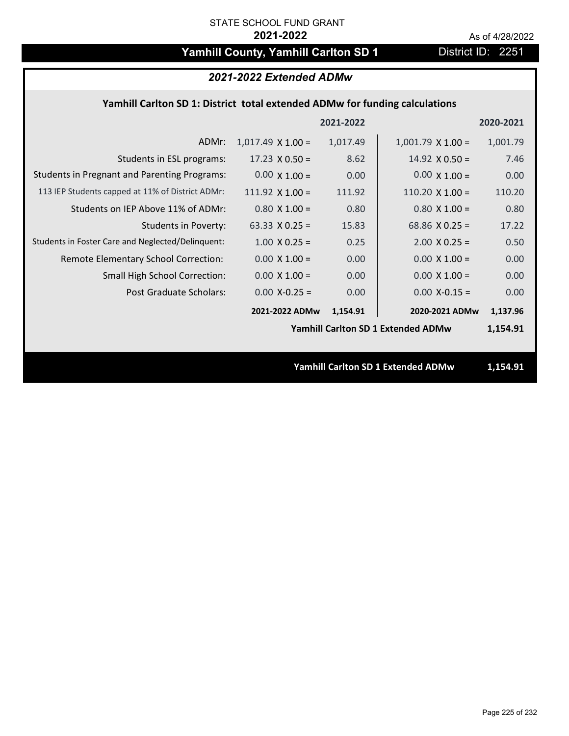STATE SCHOOL FUND GRANT

**2021-2022**

As of 4/28/2022

# Yamhill County, Yamhill Carlton SD 1

District ID: 2251

## *2021-2022 Extended ADMw*

### Yamhill Carlton SD 1: District total extended ADMw for funding calculations

| | | 2021-2022 | | 2020-2021 |
|---|---|---|---|---|
| ADMr: | 1,017.49 X 1.00 = | 1,017.49 | 1,001.79 X 1.00 = | 1,001.79 |
| Students in ESL programs: | 17.23 X 0.50 = | 8.62 | 14.92 X 0.50 = | 7.46 |
| Students in Pregnant and Parenting Programs: | 0.00 X 1.00 = | 0.00 | 0.00 X 1.00 = | 0.00 |
| 113 IEP Students capped at 11% of District ADMr: | 111.92 X 1.00 = | 111.92 | 110.20 X 1.00 = | 110.20 |
| Students on IEP Above 11% of ADMr: | 0.80 X 1.00 = | 0.80 | 0.80 X 1.00 = | 0.80 |
| Students in Poverty: | 63.33 X 0.25 = | 15.83 | 68.86 X 0.25 = | 17.22 |
| Students in Foster Care and Neglected/Delinquent: | 1.00 X 0.25 = | 0.25 | 2.00 X 0.25 = | 0.50 |
| Remote Elementary School Correction: | 0.00 X 1.00 = | 0.00 | 0.00 X 1.00 = | 0.00 |
| Small High School Correction: | 0.00 X 1.00 = | 0.00 | 0.00 X 1.00 = | 0.00 |
| Post Graduate Scholars: | 0.00 X-0.25 = | 0.00 | 0.00 X-0.15 = | 0.00 |
| | **2021-2022 ADMw** | **1,154.91** | **2020-2021 ADMw** | **1,137.96** |
| | | | **Yamhill Carlton SD 1 Extended ADMw** | **1,154.91** |

**Yamhill Carlton SD 1 Extended ADMw** **1,154.91**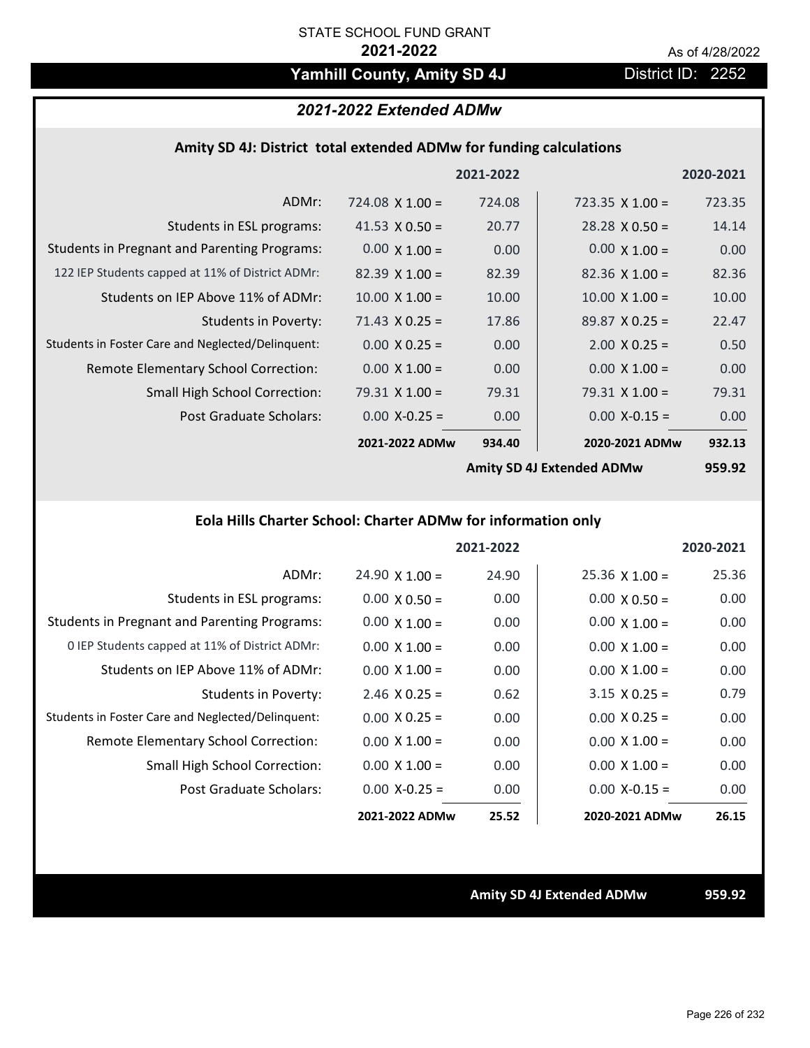STATE SCHOOL FUND GRANT

**2021-2022**

As of 4/28/2022

## Yamhill County, Amity SD 4J

District ID: 2252

### *2021-2022 Extended ADMw*

#### Amity SD 4J: District total extended ADMw for funding calculations

| | | 2021-2022 | | 2020-2021 |
|---|---|---|---|---|
| ADMr: | 724.08 X 1.00 = | 724.08 | 723.35 X 1.00 = | 723.35 |
| Students in ESL programs: | 41.53 X 0.50 = | 20.77 | 28.28 X 0.50 = | 14.14 |
| Students in Pregnant and Parenting Programs: | 0.00 X 1.00 = | 0.00 | 0.00 X 1.00 = | 0.00 |
| 122 IEP Students capped at 11% of District ADMr: | 82.39 X 1.00 = | 82.39 | 82.36 X 1.00 = | 82.36 |
| Students on IEP Above 11% of ADMr: | 10.00 X 1.00 = | 10.00 | 10.00 X 1.00 = | 10.00 |
| Students in Poverty: | 71.43 X 0.25 = | 17.86 | 89.87 X 0.25 = | 22.47 |
| Students in Foster Care and Neglected/Delinquent: | 0.00 X 0.25 = | 0.00 | 2.00 X 0.25 = | 0.50 |
| Remote Elementary School Correction: | 0.00 X 1.00 = | 0.00 | 0.00 X 1.00 = | 0.00 |
| Small High School Correction: | 79.31 X 1.00 = | 79.31 | 79.31 X 1.00 = | 79.31 |
| Post Graduate Scholars: | 0.00 X-0.25 = | 0.00 | 0.00 X-0.15 = | 0.00 |
| | **2021-2022 ADMw** | **934.40** | **2020-2021 ADMw** | **932.13** |
| | | | **Amity SD 4J Extended ADMw** | **959.92** |

#### Eola Hills Charter School: Charter ADMw for information only

| | | 2021-2022 | | 2020-2021 |
|---|---|---|---|---|
| ADMr: | 24.90 X 1.00 = | 24.90 | 25.36 X 1.00 = | 25.36 |
| Students in ESL programs: | 0.00 X 0.50 = | 0.00 | 0.00 X 0.50 = | 0.00 |
| Students in Pregnant and Parenting Programs: | 0.00 X 1.00 = | 0.00 | 0.00 X 1.00 = | 0.00 |
| 0 IEP Students capped at 11% of District ADMr: | 0.00 X 1.00 = | 0.00 | 0.00 X 1.00 = | 0.00 |
| Students on IEP Above 11% of ADMr: | 0.00 X 1.00 = | 0.00 | 0.00 X 1.00 = | 0.00 |
| Students in Poverty: | 2.46 X 0.25 = | 0.62 | 3.15 X 0.25 = | 0.79 |
| Students in Foster Care and Neglected/Delinquent: | 0.00 X 0.25 = | 0.00 | 0.00 X 0.25 = | 0.00 |
| Remote Elementary School Correction: | 0.00 X 1.00 = | 0.00 | 0.00 X 1.00 = | 0.00 |
| Small High School Correction: | 0.00 X 1.00 = | 0.00 | 0.00 X 1.00 = | 0.00 |
| Post Graduate Scholars: | 0.00 X-0.25 = | 0.00 | 0.00 X-0.15 = | 0.00 |
| | **2021-2022 ADMw** | **25.52** | **2020-2021 ADMw** | **26.15** |

**Amity SD 4J Extended ADMw** **959.92**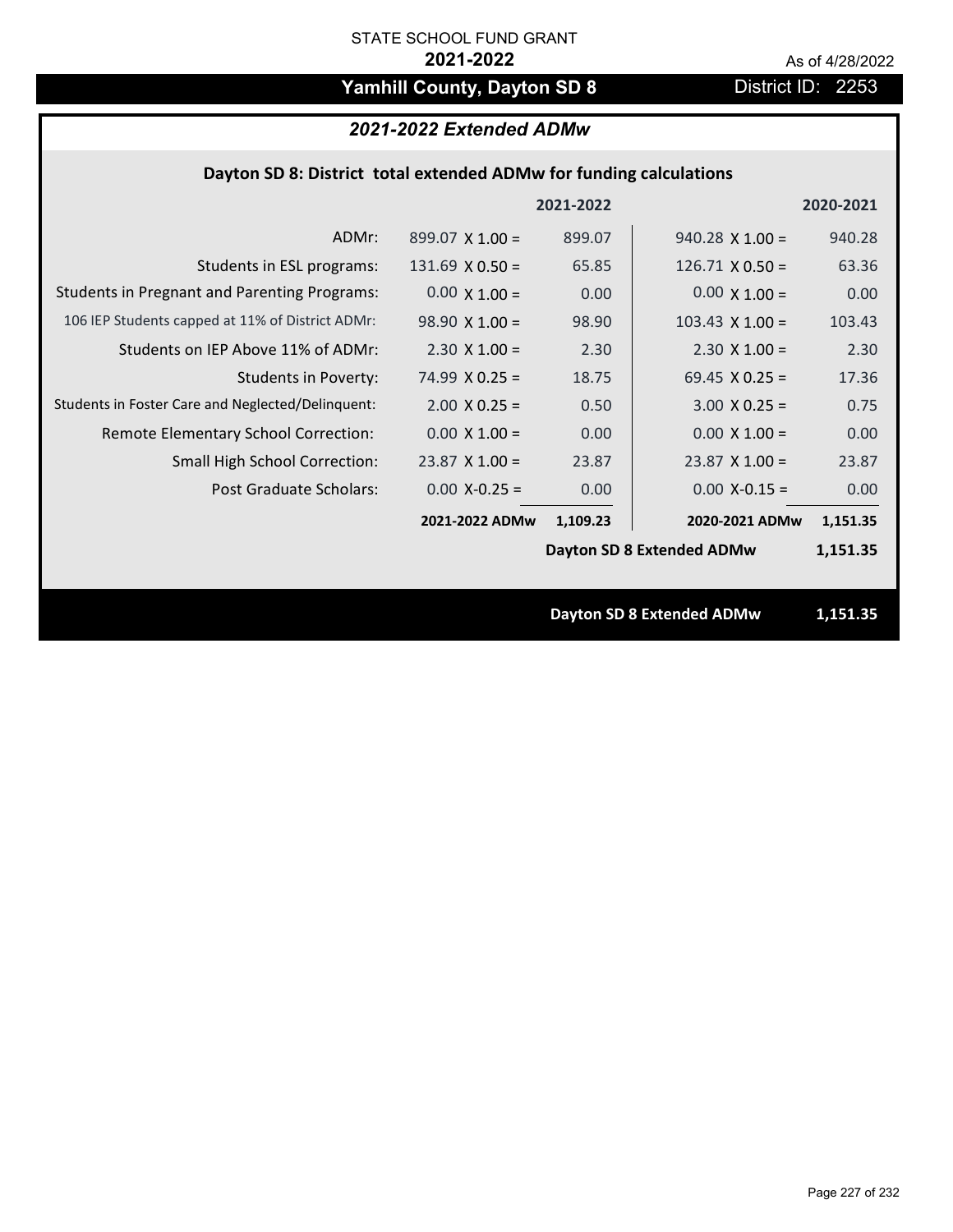STATE SCHOOL FUND GRANT

**2021-2022**

As of 4/28/2022

# Yamhill County, Dayton SD 8

District ID: 2253

## *2021-2022 Extended ADMw*

### Dayton SD 8: District total extended ADMw for funding calculations

| | | 2021-2022 | | 2020-2021 |
|---|---|---|---|---|
| ADMr: | 899.07 X 1.00 = | 899.07 | 940.28 X 1.00 = | 940.28 |
| Students in ESL programs: | 131.69 X 0.50 = | 65.85 | 126.71 X 0.50 = | 63.36 |
| Students in Pregnant and Parenting Programs: | 0.00 X 1.00 = | 0.00 | 0.00 X 1.00 = | 0.00 |
| 106 IEP Students capped at 11% of District ADMr: | 98.90 X 1.00 = | 98.90 | 103.43 X 1.00 = | 103.43 |
| Students on IEP Above 11% of ADMr: | 2.30 X 1.00 = | 2.30 | 2.30 X 1.00 = | 2.30 |
| Students in Poverty: | 74.99 X 0.25 = | 18.75 | 69.45 X 0.25 = | 17.36 |
| Students in Foster Care and Neglected/Delinquent: | 2.00 X 0.25 = | 0.50 | 3.00 X 0.25 = | 0.75 |
| Remote Elementary School Correction: | 0.00 X 1.00 = | 0.00 | 0.00 X 1.00 = | 0.00 |
| Small High School Correction: | 23.87 X 1.00 = | 23.87 | 23.87 X 1.00 = | 23.87 |
| Post Graduate Scholars: | 0.00 X-0.25 = | 0.00 | 0.00 X-0.15 = | 0.00 |
| | **2021-2022 ADMw** | **1,109.23** | **2020-2021 ADMw** | **1,151.35** |
| | | | **Dayton SD 8 Extended ADMw** | **1,151.35** |

**Dayton SD 8 Extended ADMw 1,151.35**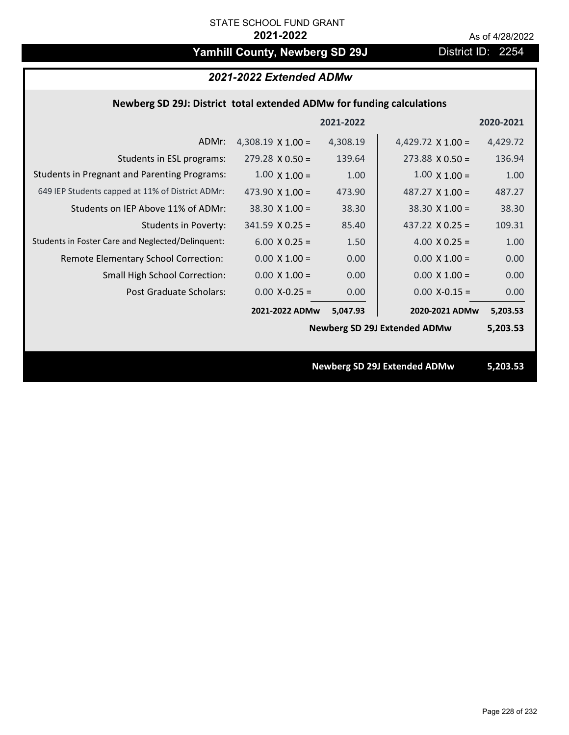STATE SCHOOL FUND GRANT

**2021-2022**

As of 4/28/2022

# Yamhill County, Newberg SD 29J

District ID: 2254

## *2021-2022 Extended ADMw*

### Newberg SD 29J: District total extended ADMw for funding calculations

| | | 2021-2022 | | 2020-2021 |
|---|---|---|---|---|
| ADMr: | 4,308.19 X 1.00 = | 4,308.19 | 4,429.72 X 1.00 = | 4,429.72 |
| Students in ESL programs: | 279.28 X 0.50 = | 139.64 | 273.88 X 0.50 = | 136.94 |
| Students in Pregnant and Parenting Programs: | 1.00 X 1.00 = | 1.00 | 1.00 X 1.00 = | 1.00 |
| 649 IEP Students capped at 11% of District ADMr: | 473.90 X 1.00 = | 473.90 | 487.27 X 1.00 = | 487.27 |
| Students on IEP Above 11% of ADMr: | 38.30 X 1.00 = | 38.30 | 38.30 X 1.00 = | 38.30 |
| Students in Poverty: | 341.59 X 0.25 = | 85.40 | 437.22 X 0.25 = | 109.31 |
| Students in Foster Care and Neglected/Delinquent: | 6.00 X 0.25 = | 1.50 | 4.00 X 0.25 = | 1.00 |
| Remote Elementary School Correction: | 0.00 X 1.00 = | 0.00 | 0.00 X 1.00 = | 0.00 |
| Small High School Correction: | 0.00 X 1.00 = | 0.00 | 0.00 X 1.00 = | 0.00 |
| Post Graduate Scholars: | 0.00 X-0.25 = | 0.00 | 0.00 X-0.15 = | 0.00 |
| | **2021-2022 ADMw** | **5,047.93** | **2020-2021 ADMw** | **5,203.53** |
| | | | **Newberg SD 29J Extended ADMw** | **5,203.53** |

**Newberg SD 29J Extended ADMw** **5,203.53**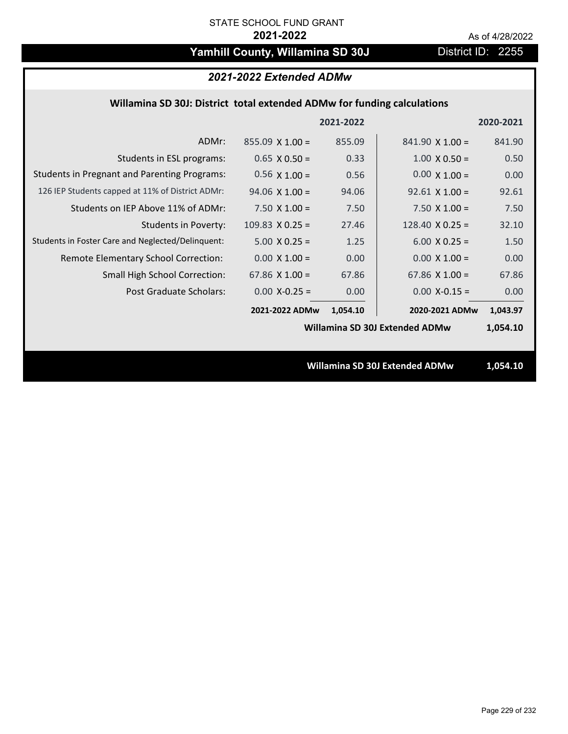STATE SCHOOL FUND GRANT

**2021-2022**

As of 4/28/2022

## Yamhill County, Willamina SD 30J

District ID: 2255

### *2021-2022 Extended ADMw*

**Willamina SD 30J: District total extended ADMw for funding calculations**

| | | 2021-2022 | | 2020-2021 |
|---|---|---|---|---|
| ADMr: | 855.09 X 1.00 = | 855.09 | 841.90 X 1.00 = | 841.90 |
| Students in ESL programs: | 0.65 X 0.50 = | 0.33 | 1.00 X 0.50 = | 0.50 |
| Students in Pregnant and Parenting Programs: | 0.56 X 1.00 = | 0.56 | 0.00 X 1.00 = | 0.00 |
| 126 IEP Students capped at 11% of District ADMr: | 94.06 X 1.00 = | 94.06 | 92.61 X 1.00 = | 92.61 |
| Students on IEP Above 11% of ADMr: | 7.50 X 1.00 = | 7.50 | 7.50 X 1.00 = | 7.50 |
| Students in Poverty: | 109.83 X 0.25 = | 27.46 | 128.40 X 0.25 = | 32.10 |
| Students in Foster Care and Neglected/Delinquent: | 5.00 X 0.25 = | 1.25 | 6.00 X 0.25 = | 1.50 |
| Remote Elementary School Correction: | 0.00 X 1.00 = | 0.00 | 0.00 X 1.00 = | 0.00 |
| Small High School Correction: | 67.86 X 1.00 = | 67.86 | 67.86 X 1.00 = | 67.86 |
| Post Graduate Scholars: | 0.00 X-0.25 = | 0.00 | 0.00 X-0.15 = | 0.00 |
| | **2021-2022 ADMw** | **1,054.10** | **2020-2021 ADMw** | **1,043.97** |
| | | | **Willamina SD 30J Extended ADMw** | **1,054.10** |

**Willamina SD 30J Extended ADMw 1,054.10**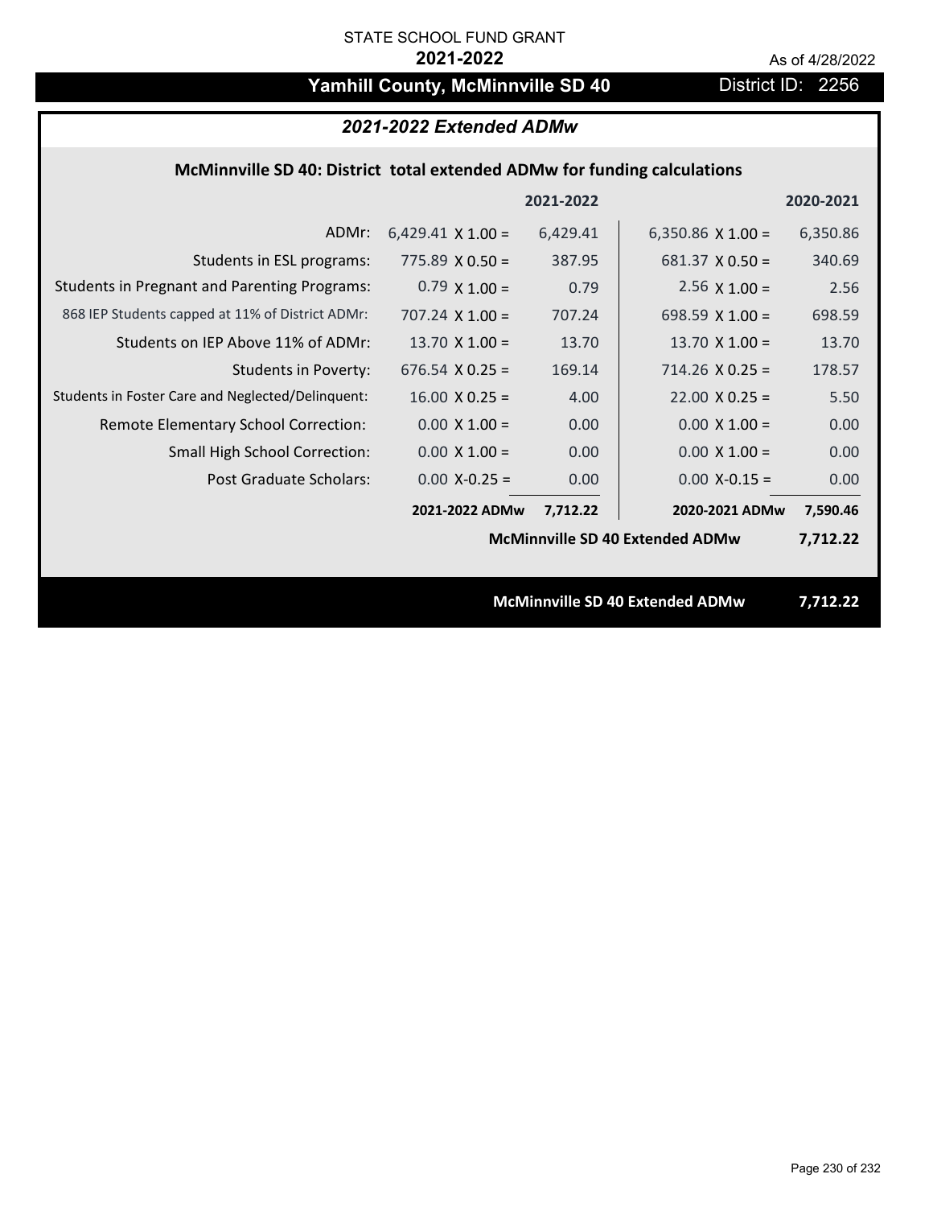STATE SCHOOL FUND GRANT

**2021-2022**

As of 4/28/2022

## Yamhill County, McMinnville SD 40

District ID: 2256

### *2021-2022 Extended ADMw*

**McMinnville SD 40: District total extended ADMw for funding calculations**

| | | 2021-2022 | | 2020-2021 |
|---|---|---|---|---|
| ADMr: | 6,429.41 X 1.00 = | 6,429.41 | 6,350.86 X 1.00 = | 6,350.86 |
| Students in ESL programs: | 775.89 X 0.50 = | 387.95 | 681.37 X 0.50 = | 340.69 |
| Students in Pregnant and Parenting Programs: | 0.79 X 1.00 = | 0.79 | 2.56 X 1.00 = | 2.56 |
| 868 IEP Students capped at 11% of District ADMr: | 707.24 X 1.00 = | 707.24 | 698.59 X 1.00 = | 698.59 |
| Students on IEP Above 11% of ADMr: | 13.70 X 1.00 = | 13.70 | 13.70 X 1.00 = | 13.70 |
| Students in Poverty: | 676.54 X 0.25 = | 169.14 | 714.26 X 0.25 = | 178.57 |
| Students in Foster Care and Neglected/Delinquent: | 16.00 X 0.25 = | 4.00 | 22.00 X 0.25 = | 5.50 |
| Remote Elementary School Correction: | 0.00 X 1.00 = | 0.00 | 0.00 X 1.00 = | 0.00 |
| Small High School Correction: | 0.00 X 1.00 = | 0.00 | 0.00 X 1.00 = | 0.00 |
| Post Graduate Scholars: | 0.00 X-0.25 = | 0.00 | 0.00 X-0.15 = | 0.00 |
| | **2021-2022 ADMw** | **7,712.22** | **2020-2021 ADMw** | **7,590.46** |

**McMinnville SD 40 Extended ADMw 7,712.22**

**McMinnville SD 40 Extended ADMw 7,712.22**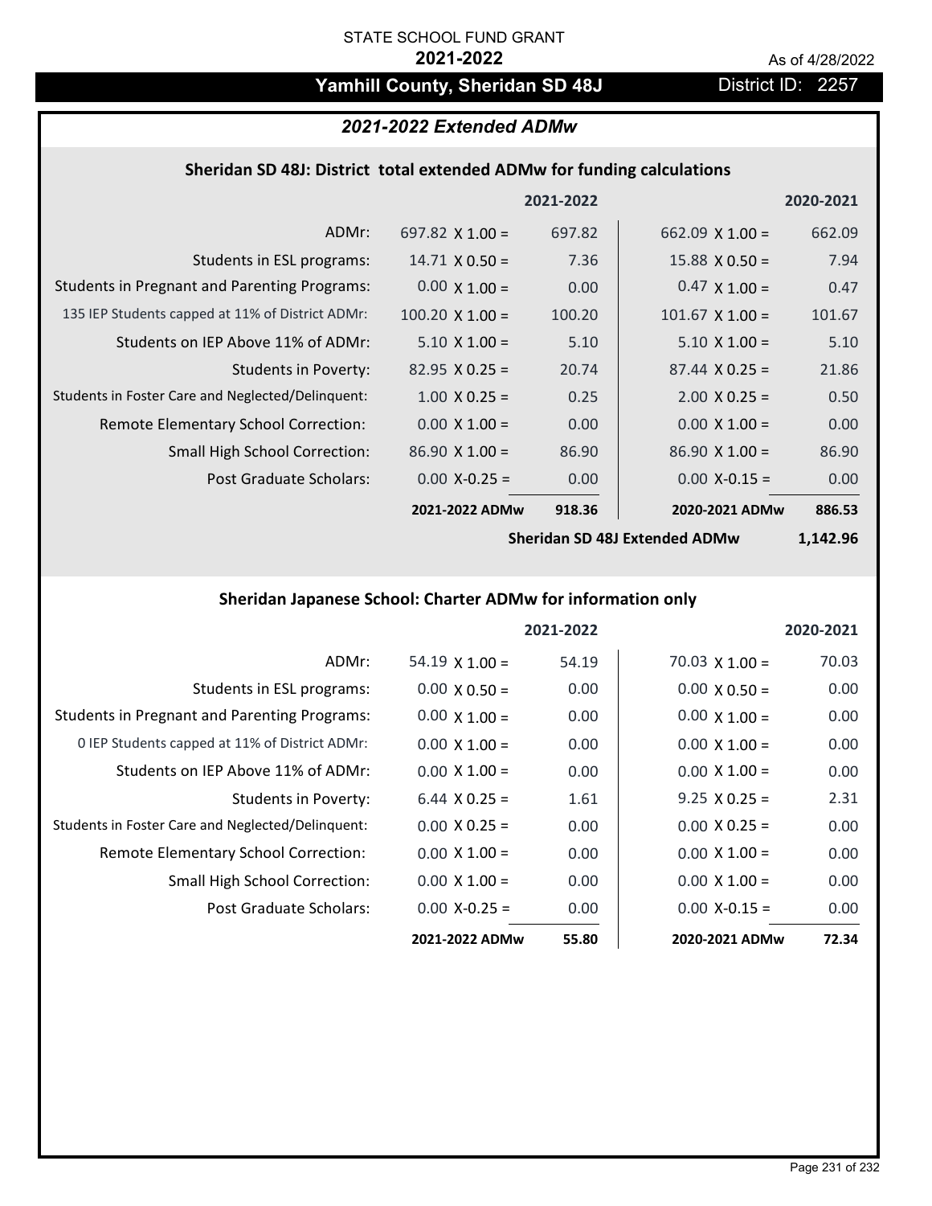STATE SCHOOL FUND GRANT

**2021-2022**

As of 4/28/2022

## Yamhill County, Sheridan SD 48J

District ID: 2257

### *2021-2022 Extended ADMw*

#### Sheridan SD 48J: District total extended ADMw for funding calculations

| | | 2021-2022 | | 2020-2021 |
|---|---|---|---|---|
| ADMr: | 697.82 X 1.00 = | 697.82 | 662.09 X 1.00 = | 662.09 |
| Students in ESL programs: | 14.71 X 0.50 = | 7.36 | 15.88 X 0.50 = | 7.94 |
| Students in Pregnant and Parenting Programs: | 0.00 X 1.00 = | 0.00 | 0.47 X 1.00 = | 0.47 |
| 135 IEP Students capped at 11% of District ADMr: | 100.20 X 1.00 = | 100.20 | 101.67 X 1.00 = | 101.67 |
| Students on IEP Above 11% of ADMr: | 5.10 X 1.00 = | 5.10 | 5.10 X 1.00 = | 5.10 |
| Students in Poverty: | 82.95 X 0.25 = | 20.74 | 87.44 X 0.25 = | 21.86 |
| Students in Foster Care and Neglected/Delinquent: | 1.00 X 0.25 = | 0.25 | 2.00 X 0.25 = | 0.50 |
| Remote Elementary School Correction: | 0.00 X 1.00 = | 0.00 | 0.00 X 1.00 = | 0.00 |
| Small High School Correction: | 86.90 X 1.00 = | 86.90 | 86.90 X 1.00 = | 86.90 |
| Post Graduate Scholars: | 0.00 X-0.25 = | 0.00 | 0.00 X-0.15 = | 0.00 |
| | **2021-2022 ADMw** | **918.36** | **2020-2021 ADMw** | **886.53** |
| | | | **Sheridan SD 48J Extended ADMw** | **1,142.96** |

#### Sheridan Japanese School: Charter ADMw for information only

| | | 2021-2022 | | 2020-2021 |
|---|---|---|---|---|
| ADMr: | 54.19 X 1.00 = | 54.19 | 70.03 X 1.00 = | 70.03 |
| Students in ESL programs: | 0.00 X 0.50 = | 0.00 | 0.00 X 0.50 = | 0.00 |
| Students in Pregnant and Parenting Programs: | 0.00 X 1.00 = | 0.00 | 0.00 X 1.00 = | 0.00 |
| 0 IEP Students capped at 11% of District ADMr: | 0.00 X 1.00 = | 0.00 | 0.00 X 1.00 = | 0.00 |
| Students on IEP Above 11% of ADMr: | 0.00 X 1.00 = | 0.00 | 0.00 X 1.00 = | 0.00 |
| Students in Poverty: | 6.44 X 0.25 = | 1.61 | 9.25 X 0.25 = | 2.31 |
| Students in Foster Care and Neglected/Delinquent: | 0.00 X 0.25 = | 0.00 | 0.00 X 0.25 = | 0.00 |
| Remote Elementary School Correction: | 0.00 X 1.00 = | 0.00 | 0.00 X 1.00 = | 0.00 |
| Small High School Correction: | 0.00 X 1.00 = | 0.00 | 0.00 X 1.00 = | 0.00 |
| Post Graduate Scholars: | 0.00 X-0.25 = | 0.00 | 0.00 X-0.15 = | 0.00 |
| | **2021-2022 ADMw** | **55.80** | **2020-2021 ADMw** | **72.34** |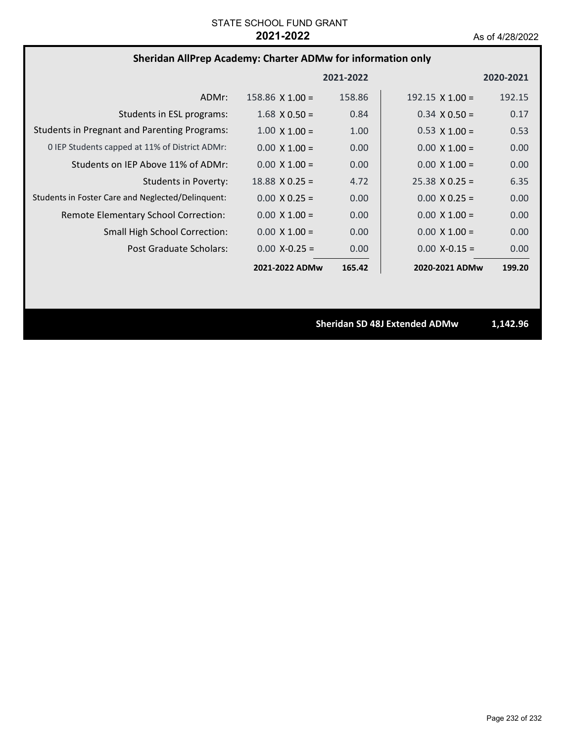STATE SCHOOL FUND GRANT
**2021-2022**
As of 4/28/2022

## Sheridan AllPrep Academy: Charter ADMw for information only

| | 2021-2022 | | 2020-2021 | |
|---|---|---|---|---|
| ADMr: | 158.86 X 1.00 = | 158.86 | 192.15 X 1.00 = | 192.15 |
| Students in ESL programs: | 1.68 X 0.50 = | 0.84 | 0.34 X 0.50 = | 0.17 |
| Students in Pregnant and Parenting Programs: | 1.00 X 1.00 = | 1.00 | 0.53 X 1.00 = | 0.53 |
| 0 IEP Students capped at 11% of District ADMr: | 0.00 X 1.00 = | 0.00 | 0.00 X 1.00 = | 0.00 |
| Students on IEP Above 11% of ADMr: | 0.00 X 1.00 = | 0.00 | 0.00 X 1.00 = | 0.00 |
| Students in Poverty: | 18.88 X 0.25 = | 4.72 | 25.38 X 0.25 = | 6.35 |
| Students in Foster Care and Neglected/Delinquent: | 0.00 X 0.25 = | 0.00 | 0.00 X 0.25 = | 0.00 |
| Remote Elementary School Correction: | 0.00 X 1.00 = | 0.00 | 0.00 X 1.00 = | 0.00 |
| Small High School Correction: | 0.00 X 1.00 = | 0.00 | 0.00 X 1.00 = | 0.00 |
| Post Graduate Scholars: | 0.00 X-0.25 = | 0.00 | 0.00 X-0.15 = | 0.00 |
| | **2021-2022 ADMw** | **165.42** | **2020-2021 ADMw** | **199.20** |

**Sheridan SD 48J Extended ADMw** **1,142.96**